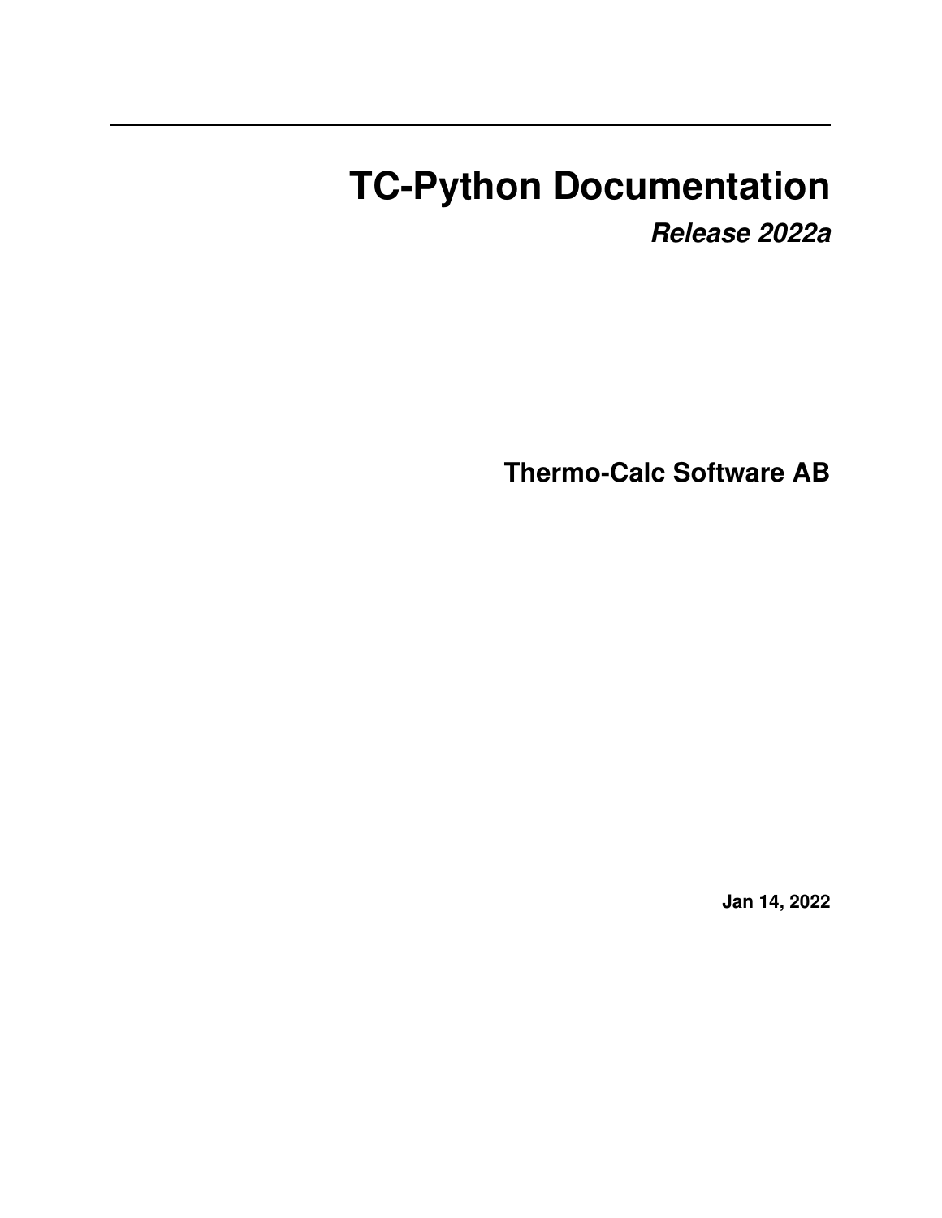# TC-Python Documentation

***Release 2022a***

**Thermo-Calc Software AB**

**Jan 14, 2022**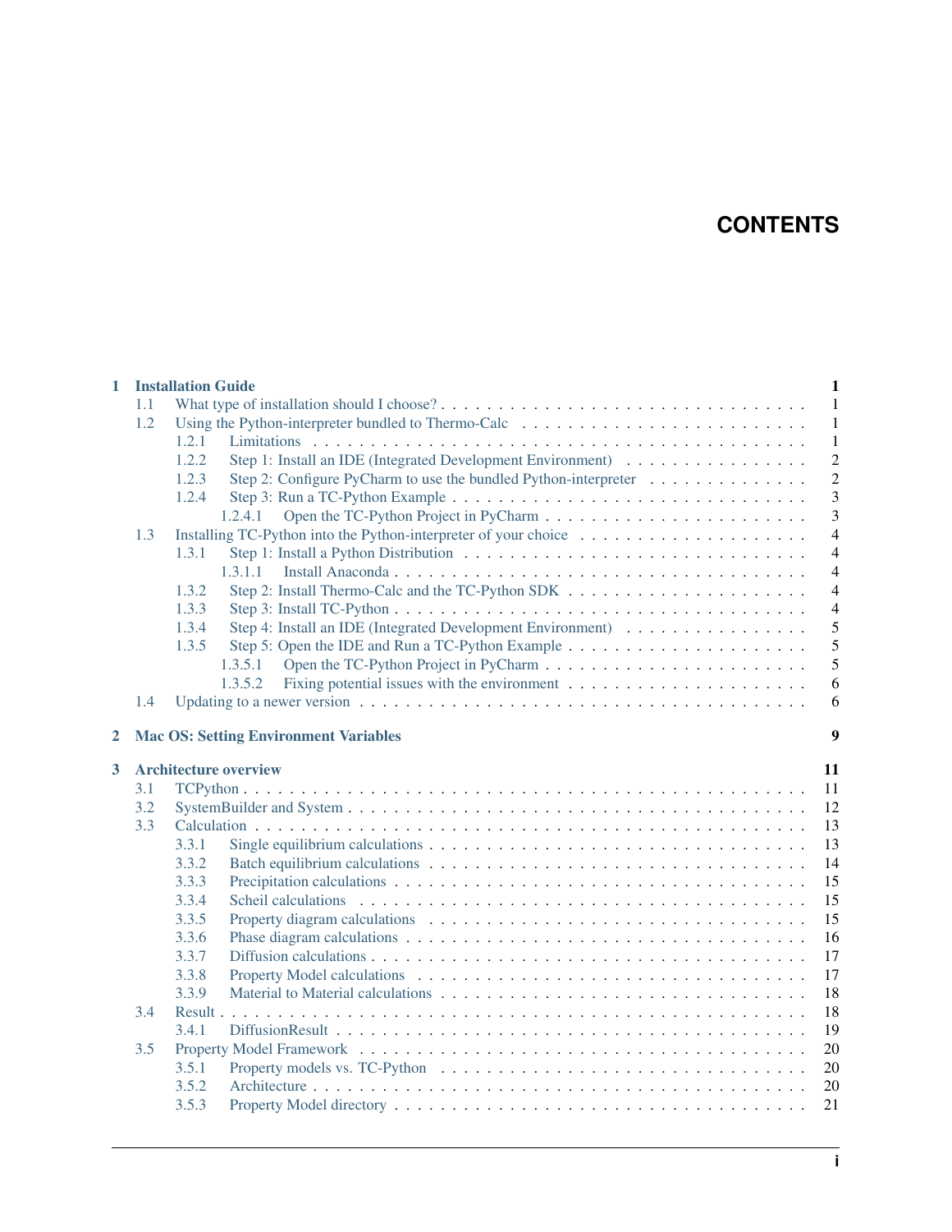# CONTENTS

- **1 Installation Guide** — 1
  - 1.1 What type of installation should I choose? — 1
  - 1.2 Using the Python-interpreter bundled to Thermo-Calc — 1
    - 1.2.1 Limitations — 1
    - 1.2.2 Step 1: Install an IDE (Integrated Development Environment) — 2
    - 1.2.3 Step 2: Configure PyCharm to use the bundled Python-interpreter — 2
    - 1.2.4 Step 3: Run a TC-Python Example — 3
      - 1.2.4.1 Open the TC-Python Project in PyCharm — 3
  - 1.3 Installing TC-Python into the Python-interpreter of your choice — 4
    - 1.3.1 Step 1: Install a Python Distribution — 4
      - 1.3.1.1 Install Anaconda — 4
    - 1.3.2 Step 2: Install Thermo-Calc and the TC-Python SDK — 4
    - 1.3.3 Step 3: Install TC-Python — 4
    - 1.3.4 Step 4: Install an IDE (Integrated Development Environment) — 5
    - 1.3.5 Step 5: Open the IDE and Run a TC-Python Example — 5
      - 1.3.5.1 Open the TC-Python Project in PyCharm — 5
      - 1.3.5.2 Fixing potential issues with the environment — 6
  - 1.4 Updating to a newer version — 6
- **2 Mac OS: Setting Environment Variables** — 9
- **3 Architecture overview** — 11
  - 3.1 TCPython — 11
  - 3.2 SystemBuilder and System — 12
  - 3.3 Calculation — 13
    - 3.3.1 Single equilibrium calculations — 13
    - 3.3.2 Batch equilibrium calculations — 14
    - 3.3.3 Precipitation calculations — 15
    - 3.3.4 Scheil calculations — 15
    - 3.3.5 Property diagram calculations — 15
    - 3.3.6 Phase diagram calculations — 16
    - 3.3.7 Diffusion calculations — 17
    - 3.3.8 Property Model calculations — 17
    - 3.3.9 Material to Material calculations — 18
  - 3.4 Result — 18
    - 3.4.1 DiffusionResult — 19
  - 3.5 Property Model Framework — 20
    - 3.5.1 Property models vs. TC-Python — 20
    - 3.5.2 Architecture — 20
    - 3.5.3 Property Model directory — 21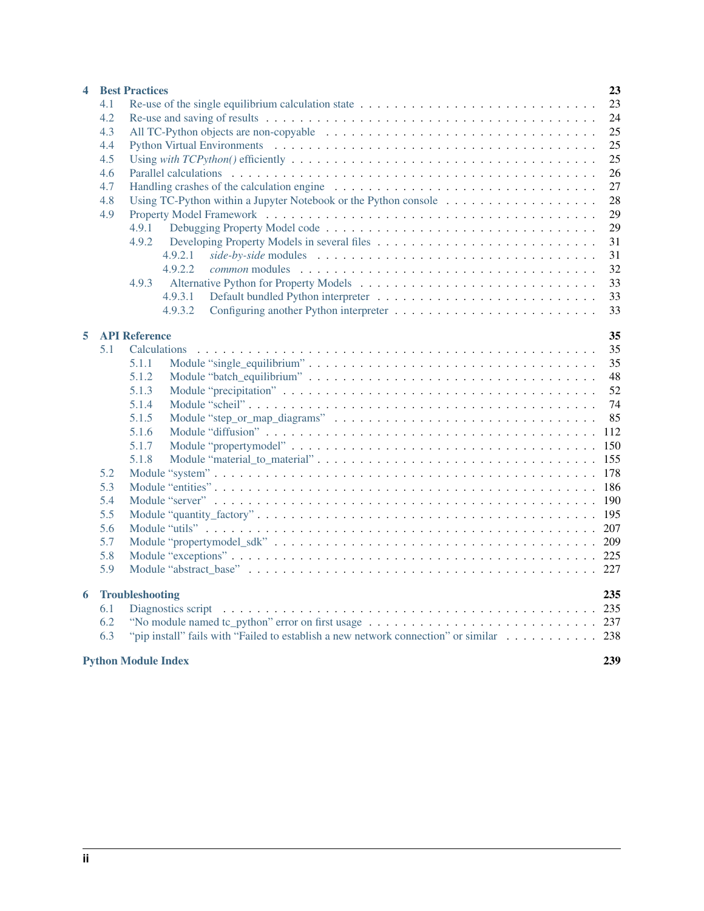**4 Best Practices** **23**

- 4.1 Re-use of the single equilibrium calculation state . . . 23
- 4.2 Re-use and saving of results . . . 24
- 4.3 All TC-Python objects are non-copyable . . . 25
- 4.4 Python Virtual Environments . . . 25
- 4.5 Using *with TCPython()* efficiently . . . 25
- 4.6 Parallel calculations . . . 26
- 4.7 Handling crashes of the calculation engine . . . 27
- 4.8 Using TC-Python within a Jupyter Notebook or the Python console . . . 28
- 4.9 Property Model Framework . . . 29
  - 4.9.1 Debugging Property Model code . . . 29
  - 4.9.2 Developing Property Models in several files . . . 31
    - 4.9.2.1 *side-by-side* modules . . . 31
    - 4.9.2.2 *common* modules . . . 32
  - 4.9.3 Alternative Python for Property Models . . . 33
    - 4.9.3.1 Default bundled Python interpreter . . . 33
    - 4.9.3.2 Configuring another Python interpreter . . . 33

**5 API Reference** **35**

- 5.1 Calculations . . . 35
  - 5.1.1 Module “single_equilibrium” . . . 35
  - 5.1.2 Module “batch_equilibrium” . . . 48
  - 5.1.3 Module “precipitation” . . . 52
  - 5.1.4 Module “scheil” . . . 74
  - 5.1.5 Module “step_or_map_diagrams” . . . 85
  - 5.1.6 Module “diffusion” . . . 112
  - 5.1.7 Module “propertymodel” . . . 150
  - 5.1.8 Module “material_to_material” . . . 155
- 5.2 Module “system” . . . 178
- 5.3 Module “entities” . . . 186
- 5.4 Module “server” . . . 190
- 5.5 Module “quantity_factory” . . . 195
- 5.6 Module “utils” . . . 207
- 5.7 Module “propertymodel_sdk” . . . 209
- 5.8 Module “exceptions” . . . 225
- 5.9 Module “abstract_base” . . . 227

**6 Troubleshooting** **235**

- 6.1 Diagnostics script . . . 235
- 6.2 “No module named tc_python” error on first usage . . . 237
- 6.3 “pip install” fails with “Failed to establish a new network connection” or similar . . . 238

**Python Module Index** **239**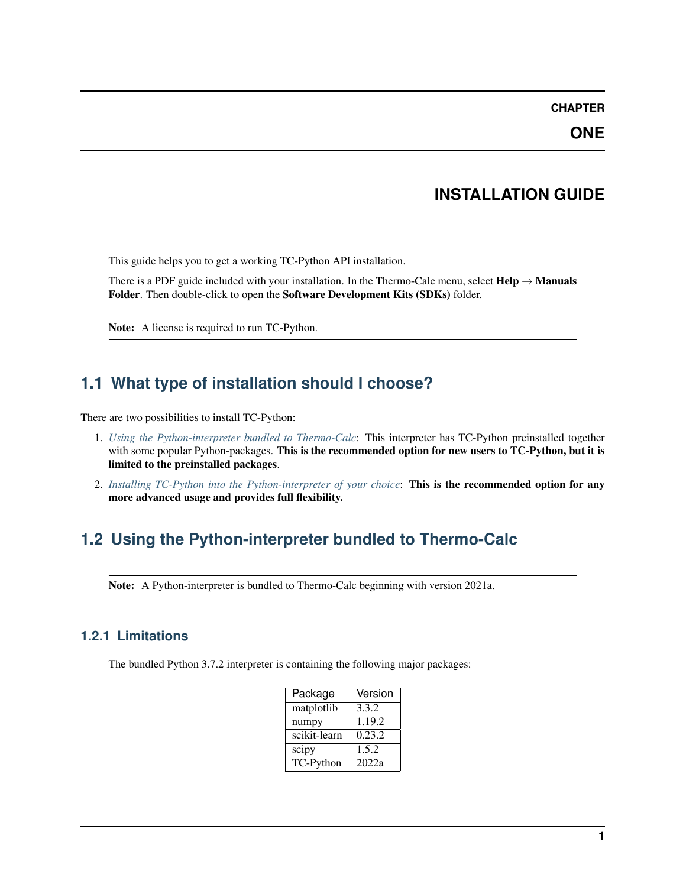# CHAPTER ONE

# INSTALLATION GUIDE

This guide helps you to get a working TC-Python API installation.

There is a PDF guide included with your installation. In the Thermo-Calc menu, select **Help** → **Manuals Folder**. Then double-click to open the **Software Development Kits (SDKs)** folder.

**Note:** A license is required to run TC-Python.

## 1.1 What type of installation should I choose?

There are two possibilities to install TC-Python:

1. *Using the Python-interpreter bundled to Thermo-Calc*: This interpreter has TC-Python preinstalled together with some popular Python-packages. **This is the recommended option for new users to TC-Python, but it is limited to the preinstalled packages**.
2. *Installing TC-Python into the Python-interpreter of your choice*: **This is the recommended option for any more advanced usage and provides full flexibility.**

## 1.2 Using the Python-interpreter bundled to Thermo-Calc

**Note:** A Python-interpreter is bundled to Thermo-Calc beginning with version 2021a.

### 1.2.1 Limitations

The bundled Python 3.7.2 interpreter is containing the following major packages:

| Package | Version |
|---|---|
| matplotlib | 3.3.2 |
| numpy | 1.19.2 |
| scikit-learn | 0.23.2 |
| scipy | 1.5.2 |
| TC-Python | 2022a |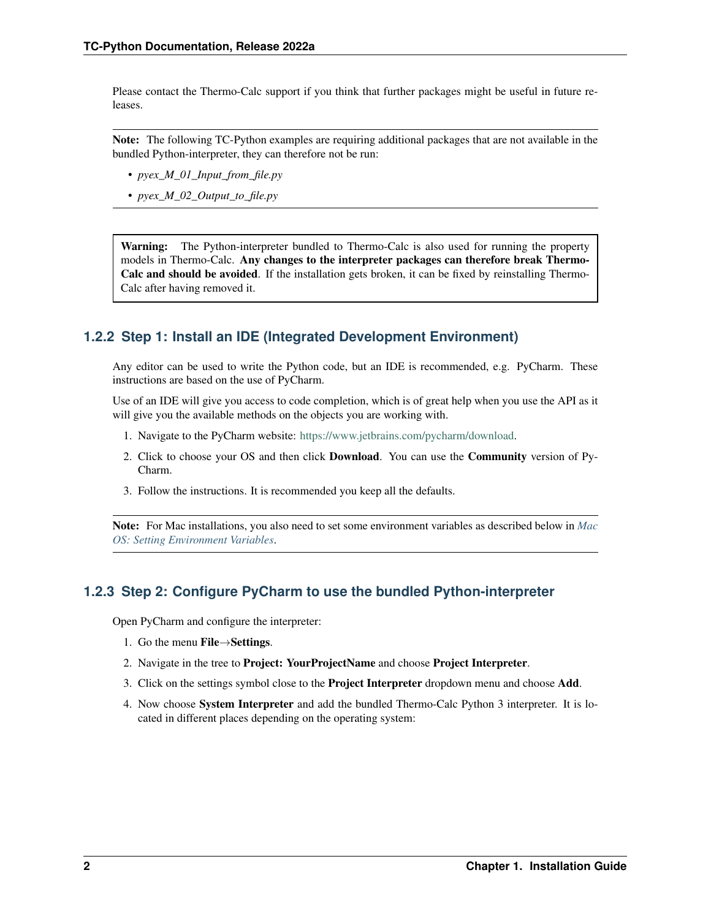Please contact the Thermo-Calc support if you think that further packages might be useful in future releases.

**Note:** The following TC-Python examples are requiring additional packages that are not available in the bundled Python-interpreter, they can therefore not be run:

- *pyex_M_01_Input_from_file.py*
- *pyex_M_02_Output_to_file.py*

**Warning:** The Python-interpreter bundled to Thermo-Calc is also used for running the property models in Thermo-Calc. **Any changes to the interpreter packages can therefore break Thermo-Calc and should be avoided**. If the installation gets broken, it can be fixed by reinstalling Thermo-Calc after having removed it.

### 1.2.2 Step 1: Install an IDE (Integrated Development Environment)

Any editor can be used to write the Python code, but an IDE is recommended, e.g. PyCharm. These instructions are based on the use of PyCharm.

Use of an IDE will give you access to code completion, which is of great help when you use the API as it will give you the available methods on the objects you are working with.

1. Navigate to the PyCharm website: https://www.jetbrains.com/pycharm/download.
2. Click to choose your OS and then click **Download**. You can use the **Community** version of PyCharm.
3. Follow the instructions. It is recommended you keep all the defaults.

**Note:** For Mac installations, you also need to set some environment variables as described below in *Mac OS: Setting Environment Variables*.

### 1.2.3 Step 2: Configure PyCharm to use the bundled Python-interpreter

Open PyCharm and configure the interpreter:

1. Go the menu **File→Settings**.
2. Navigate in the tree to **Project: YourProjectName** and choose **Project Interpreter**.
3. Click on the settings symbol close to the **Project Interpreter** dropdown menu and choose **Add**.
4. Now choose **System Interpreter** and add the bundled Thermo-Calc Python 3 interpreter. It is located in different places depending on the operating system: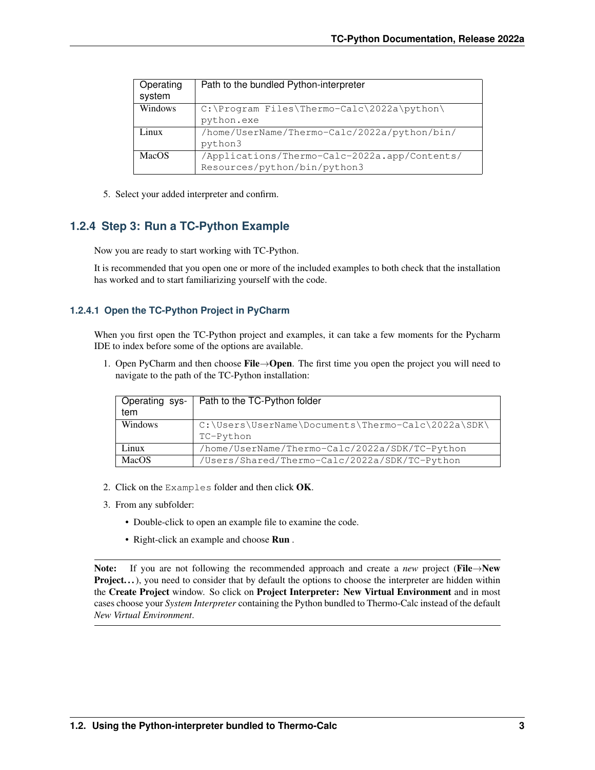| Operating system | Path to the bundled Python-interpreter |
| --- | --- |
| Windows | `C:\Program Files\Thermo-Calc\2022a\python\python.exe` |
| Linux | `/home/UserName/Thermo-Calc/2022a/python/bin/python3` |
| MacOS | `/Applications/Thermo-Calc-2022a.app/Contents/Resources/python/bin/python3` |

5. Select your added interpreter and confirm.

### 1.2.4 Step 3: Run a TC-Python Example

Now you are ready to start working with TC-Python.

It is recommended that you open one or more of the included examples to both check that the installation has worked and to start familiarizing yourself with the code.

#### 1.2.4.1 Open the TC-Python Project in PyCharm

When you first open the TC-Python project and examples, it can take a few moments for the Pycharm IDE to index before some of the options are available.

1. Open PyCharm and then choose **File→Open**. The first time you open the project you will need to navigate to the path of the TC-Python installation:

| Operating system | Path to the TC-Python folder |
| --- | --- |
| Windows | `C:\Users\UserName\Documents\Thermo-Calc\2022a\SDK\TC-Python` |
| Linux | `/home/UserName/Thermo-Calc/2022a/SDK/TC-Python` |
| MacOS | `/Users/Shared/Thermo-Calc/2022a/SDK/TC-Python` |

2. Click on the `Examples` folder and then click **OK**.
3. From any subfolder:
   - Double-click to open an example file to examine the code.
   - Right-click an example and choose **Run** .

**Note:** If you are not following the recommended approach and create a *new* project (**File→New Project…**), you need to consider that by default the options to choose the interpreter are hidden within the **Create Project** window. So click on **Project Interpreter: New Virtual Environment** and in most cases choose your *System Interpreter* containing the Python bundled to Thermo-Calc instead of the default *New Virtual Environment*.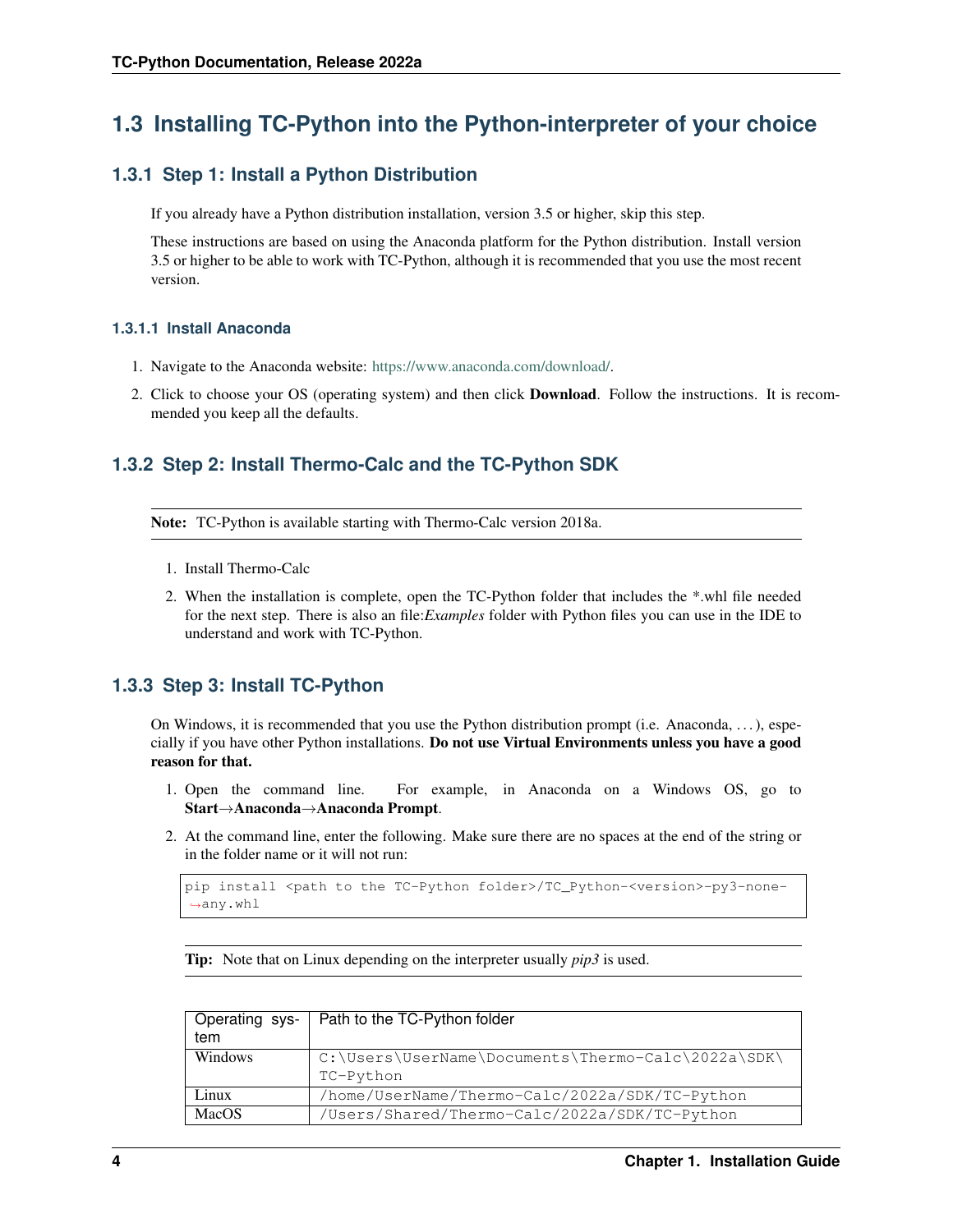## 1.3 Installing TC-Python into the Python-interpreter of your choice

### 1.3.1 Step 1: Install a Python Distribution

If you already have a Python distribution installation, version 3.5 or higher, skip this step.

These instructions are based on using the Anaconda platform for the Python distribution. Install version 3.5 or higher to be able to work with TC-Python, although it is recommended that you use the most recent version.

#### 1.3.1.1 Install Anaconda

1. Navigate to the Anaconda website: https://www.anaconda.com/download/.
2. Click to choose your OS (operating system) and then click **Download**. Follow the instructions. It is recommended you keep all the defaults.

### 1.3.2 Step 2: Install Thermo-Calc and the TC-Python SDK

**Note:** TC-Python is available starting with Thermo-Calc version 2018a.

1. Install Thermo-Calc
2. When the installation is complete, open the TC-Python folder that includes the *.whl file needed for the next step. There is also an file:*Examples* folder with Python files you can use in the IDE to understand and work with TC-Python.

### 1.3.3 Step 3: Install TC-Python

On Windows, it is recommended that you use the Python distribution prompt (i.e. Anaconda, . . . ), especially if you have other Python installations. **Do not use Virtual Environments unless you have a good reason for that.**

1. Open the command line. For example, in Anaconda on a Windows OS, go to **Start→Anaconda→Anaconda Prompt**.
2. At the command line, enter the following. Make sure there are no spaces at the end of the string or in the folder name or it will not run:

```
pip install <path to the TC-Python folder>/TC_Python-<version>-py3-none-
↪any.whl
```

**Tip:** Note that on Linux depending on the interpreter usually *pip3* is used.

| Operating system | Path to the TC-Python folder |
|---|---|
| Windows | C:\Users\UserName\Documents\Thermo-Calc\2022a\SDK\TC-Python |
| Linux | /home/UserName/Thermo-Calc/2022a/SDK/TC-Python |
| MacOS | /Users/Shared/Thermo-Calc/2022a/SDK/TC-Python |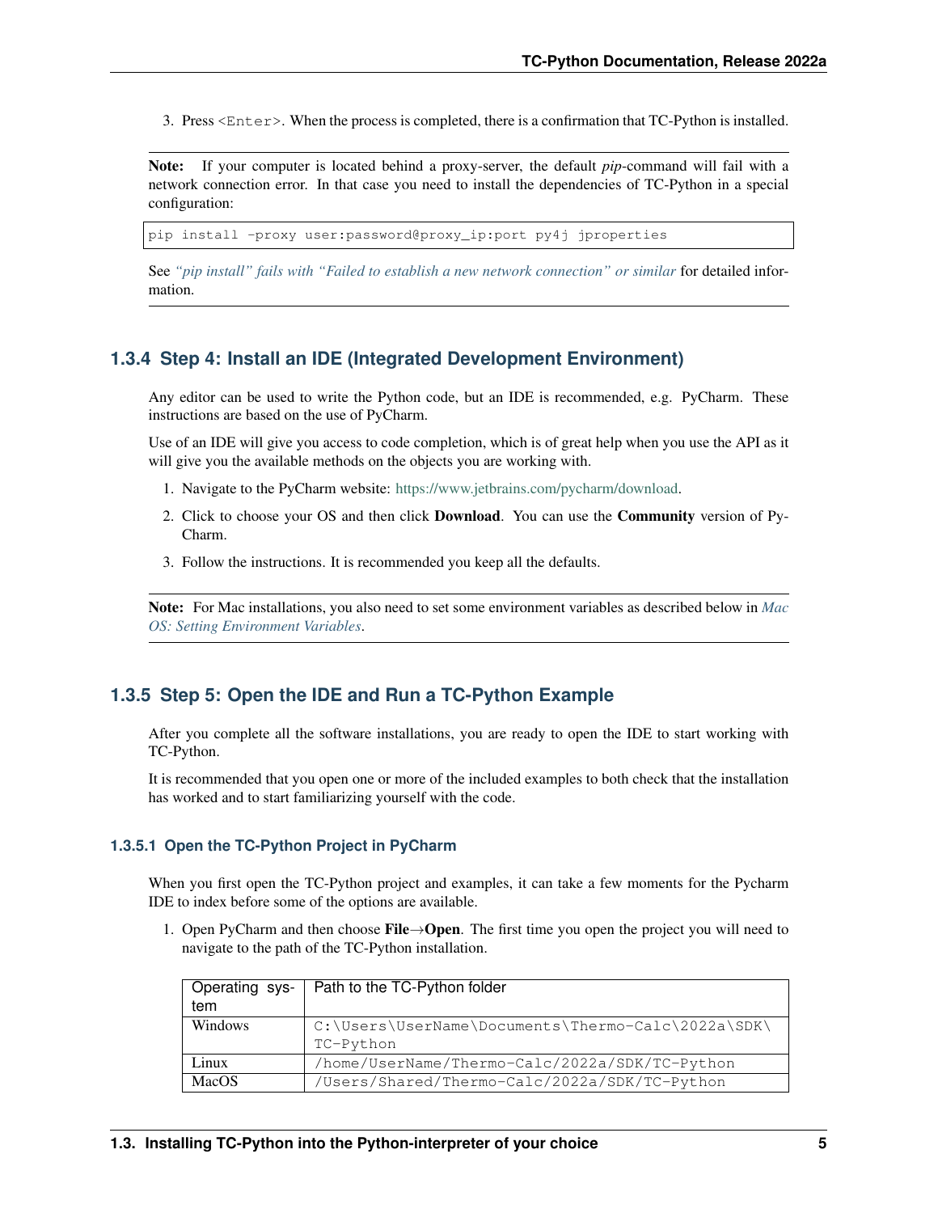3. Press `<Enter>`. When the process is completed, there is a confirmation that TC-Python is installed.

**Note:** If your computer is located behind a proxy-server, the default *pip*-command will fail with a network connection error. In that case you need to install the dependencies of TC-Python in a special configuration:

```
pip install -proxy user:password@proxy_ip:port py4j jproperties
```

See *"pip install" fails with "Failed to establish a new network connection" or similar* for detailed information.

### 1.3.4 Step 4: Install an IDE (Integrated Development Environment)

Any editor can be used to write the Python code, but an IDE is recommended, e.g. PyCharm. These instructions are based on the use of PyCharm.

Use of an IDE will give you access to code completion, which is of great help when you use the API as it will give you the available methods on the objects you are working with.

1. Navigate to the PyCharm website: https://www.jetbrains.com/pycharm/download.
2. Click to choose your OS and then click **Download**. You can use the **Community** version of PyCharm.
3. Follow the instructions. It is recommended you keep all the defaults.

**Note:** For Mac installations, you also need to set some environment variables as described below in *Mac OS: Setting Environment Variables*.

### 1.3.5 Step 5: Open the IDE and Run a TC-Python Example

After you complete all the software installations, you are ready to open the IDE to start working with TC-Python.

It is recommended that you open one or more of the included examples to both check that the installation has worked and to start familiarizing yourself with the code.

#### 1.3.5.1 Open the TC-Python Project in PyCharm

When you first open the TC-Python project and examples, it can take a few moments for the Pycharm IDE to index before some of the options are available.

1. Open PyCharm and then choose **File→Open**. The first time you open the project you will need to navigate to the path of the TC-Python installation.

| Operating system | Path to the TC-Python folder |
|---|---|
| Windows | `C:\Users\UserName\Documents\Thermo-Calc\2022a\SDK\TC-Python` |
| Linux | `/home/UserName/Thermo-Calc/2022a/SDK/TC-Python` |
| MacOS | `/Users/Shared/Thermo-Calc/2022a/SDK/TC-Python` |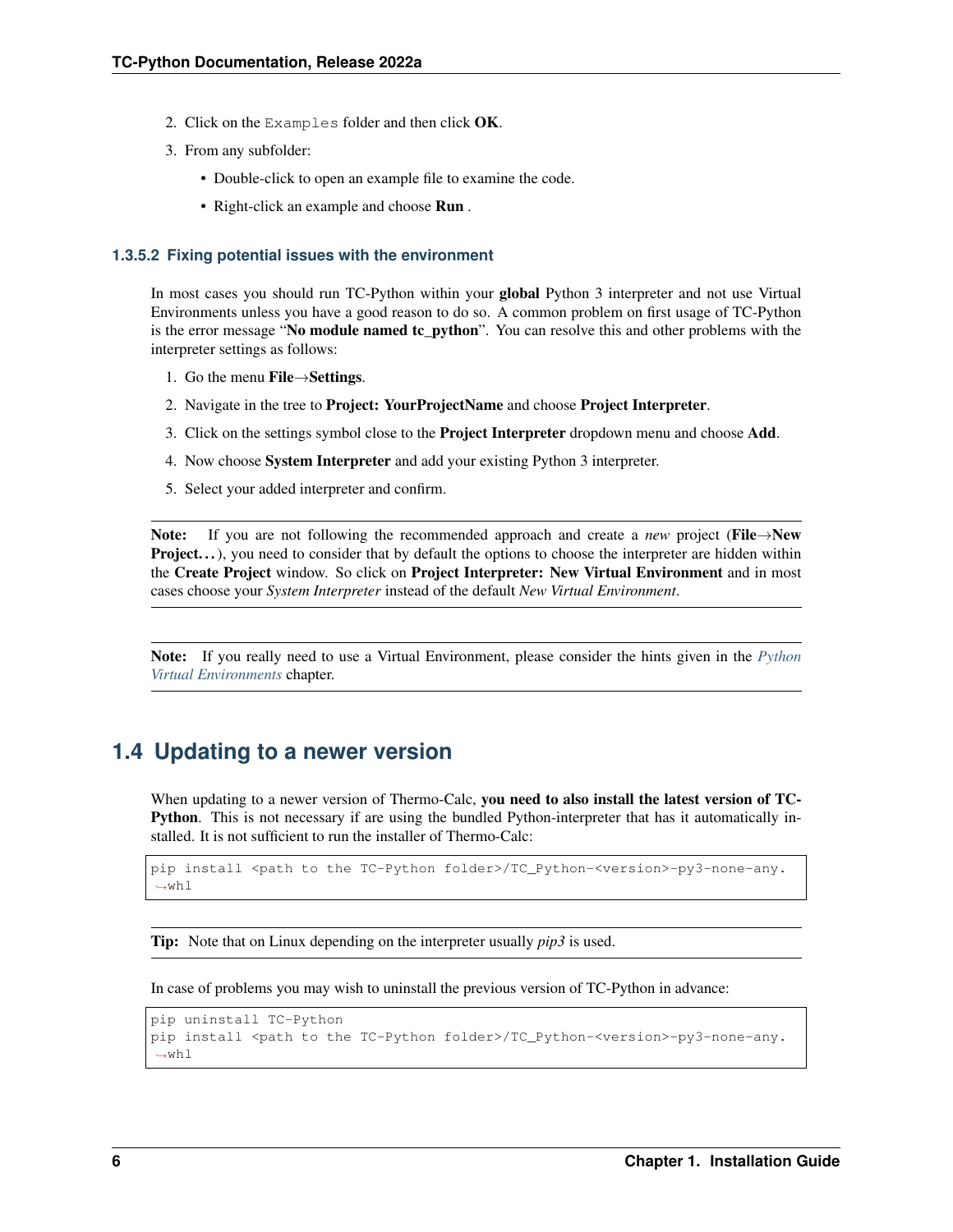2. Click on the `Examples` folder and then click **OK**.
3. From any subfolder:
   - Double-click to open an example file to examine the code.
   - Right-click an example and choose **Run** .

#### 1.3.5.2 Fixing potential issues with the environment

In most cases you should run TC-Python within your **global** Python 3 interpreter and not use Virtual Environments unless you have a good reason to do so. A common problem on first usage of TC-Python is the error message "**No module named tc_python**". You can resolve this and other problems with the interpreter settings as follows:

1. Go the menu **File→Settings**.
2. Navigate in the tree to **Project: YourProjectName** and choose **Project Interpreter**.
3. Click on the settings symbol close to the **Project Interpreter** dropdown menu and choose **Add**.
4. Now choose **System Interpreter** and add your existing Python 3 interpreter.
5. Select your added interpreter and confirm.

**Note:** If you are not following the recommended approach and create a *new* project (**File→New Project…**), you need to consider that by default the options to choose the interpreter are hidden within the **Create Project** window. So click on **Project Interpreter: New Virtual Environment** and in most cases choose your *System Interpreter* instead of the default *New Virtual Environment*.

**Note:** If you really need to use a Virtual Environment, please consider the hints given in the *Python Virtual Environments* chapter.

## 1.4 Updating to a newer version

When updating to a newer version of Thermo-Calc, **you need to also install the latest version of TC-Python**. This is not necessary if are using the bundled Python-interpreter that has it automatically installed. It is not sufficient to run the installer of Thermo-Calc:

```
pip install <path to the TC-Python folder>/TC_Python-<version>-py3-none-any.whl
```

**Tip:** Note that on Linux depending on the interpreter usually *pip3* is used.

In case of problems you may wish to uninstall the previous version of TC-Python in advance:

```
pip uninstall TC-Python
pip install <path to the TC-Python folder>/TC_Python-<version>-py3-none-any.whl
```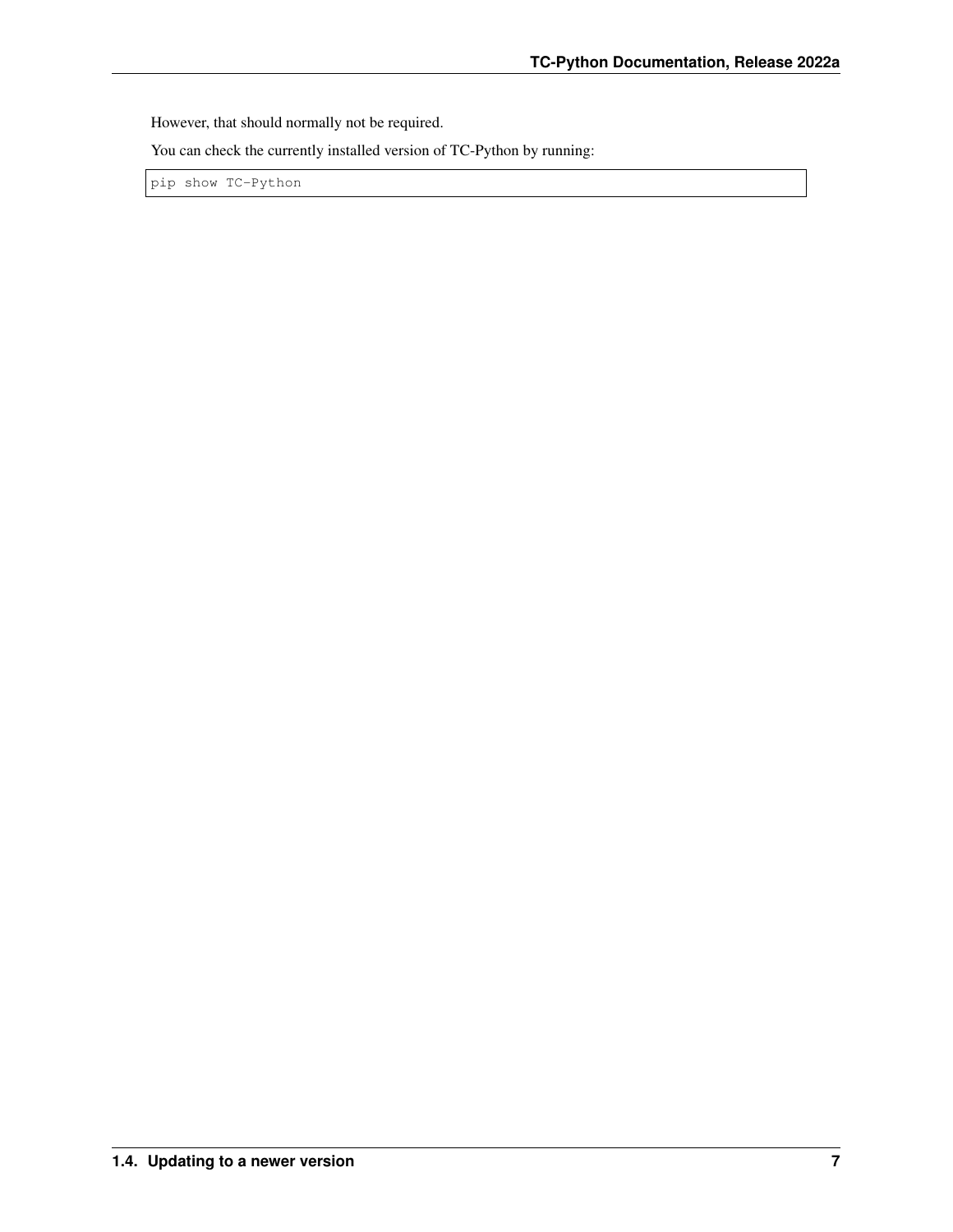However, that should normally not be required.

You can check the currently installed version of TC-Python by running:

```
pip show TC-Python
```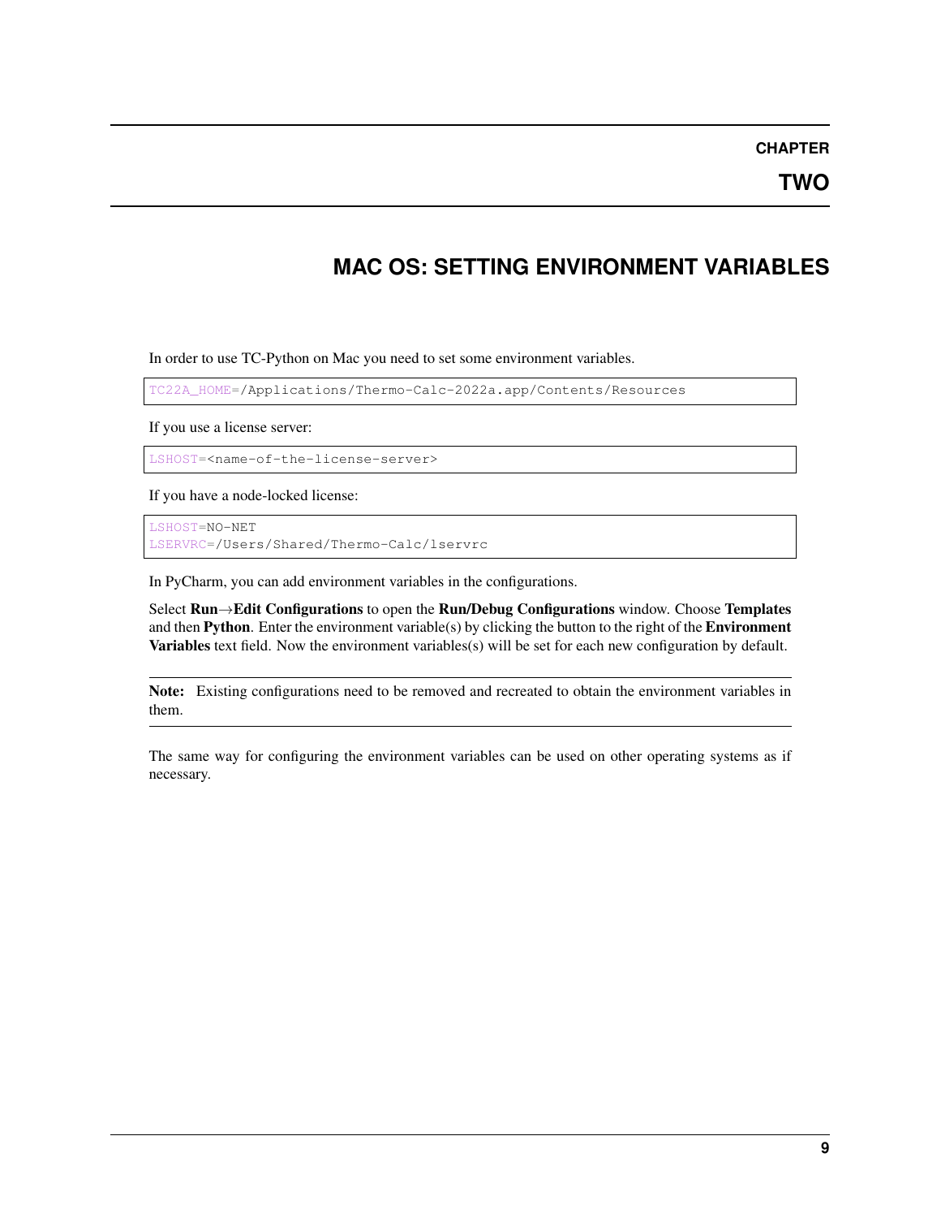# CHAPTER TWO

## MAC OS: SETTING ENVIRONMENT VARIABLES

In order to use TC-Python on Mac you need to set some environment variables.

```
TC22A_HOME=/Applications/Thermo-Calc-2022a.app/Contents/Resources
```

If you use a license server:

```
LSHOST=<name-of-the-license-server>
```

If you have a node-locked license:

```
LSHOST=NO-NET
LSERVRC=/Users/Shared/Thermo-Calc/lservrc
```

In PyCharm, you can add environment variables in the configurations.

Select **Run→Edit Configurations** to open the **Run/Debug Configurations** window. Choose **Templates** and then **Python**. Enter the environment variable(s) by clicking the button to the right of the **Environment Variables** text field. Now the environment variables(s) will be set for each new configuration by default.

> **Note:** Existing configurations need to be removed and recreated to obtain the environment variables in them.

The same way for configuring the environment variables can be used on other operating systems as if necessary.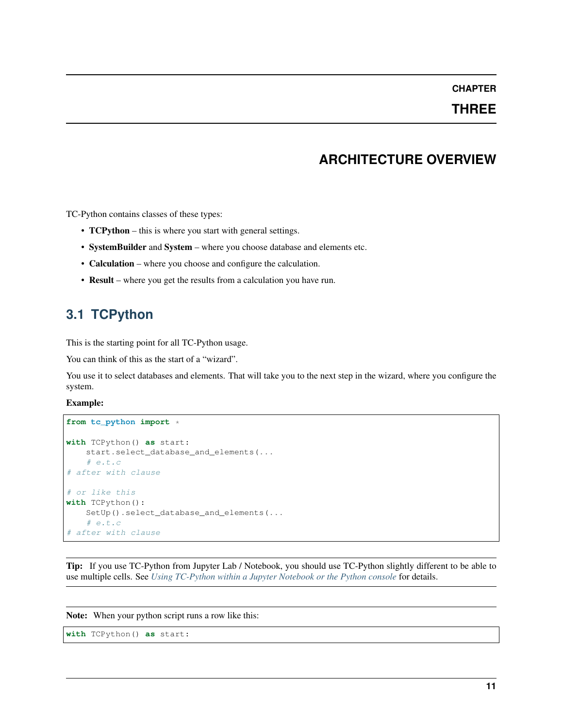# CHAPTER THREE

# ARCHITECTURE OVERVIEW

TC-Python contains classes of these types:

- **TCPython** – this is where you start with general settings.
- **SystemBuilder** and **System** – where you choose database and elements etc.
- **Calculation** – where you choose and configure the calculation.
- **Result** – where you get the results from a calculation you have run.

## 3.1 TCPython

This is the starting point for all TC-Python usage.

You can think of this as the start of a "wizard".

You use it to select databases and elements. That will take you to the next step in the wizard, where you configure the system.

**Example:**

```
from tc_python import *

with TCPython() as start:
    start.select_database_and_elements(...
    # e.t.c
# after with clause

# or like this
with TCPython():
    SetUp().select_database_and_elements(...
    # e.t.c
# after with clause
```

**Tip:** If you use TC-Python from Jupyter Lab / Notebook, you should use TC-Python slightly different to be able to use multiple cells. See *Using TC-Python within a Jupyter Notebook or the Python console* for details.

**Note:** When your python script runs a row like this:

```
with TCPython() as start:
```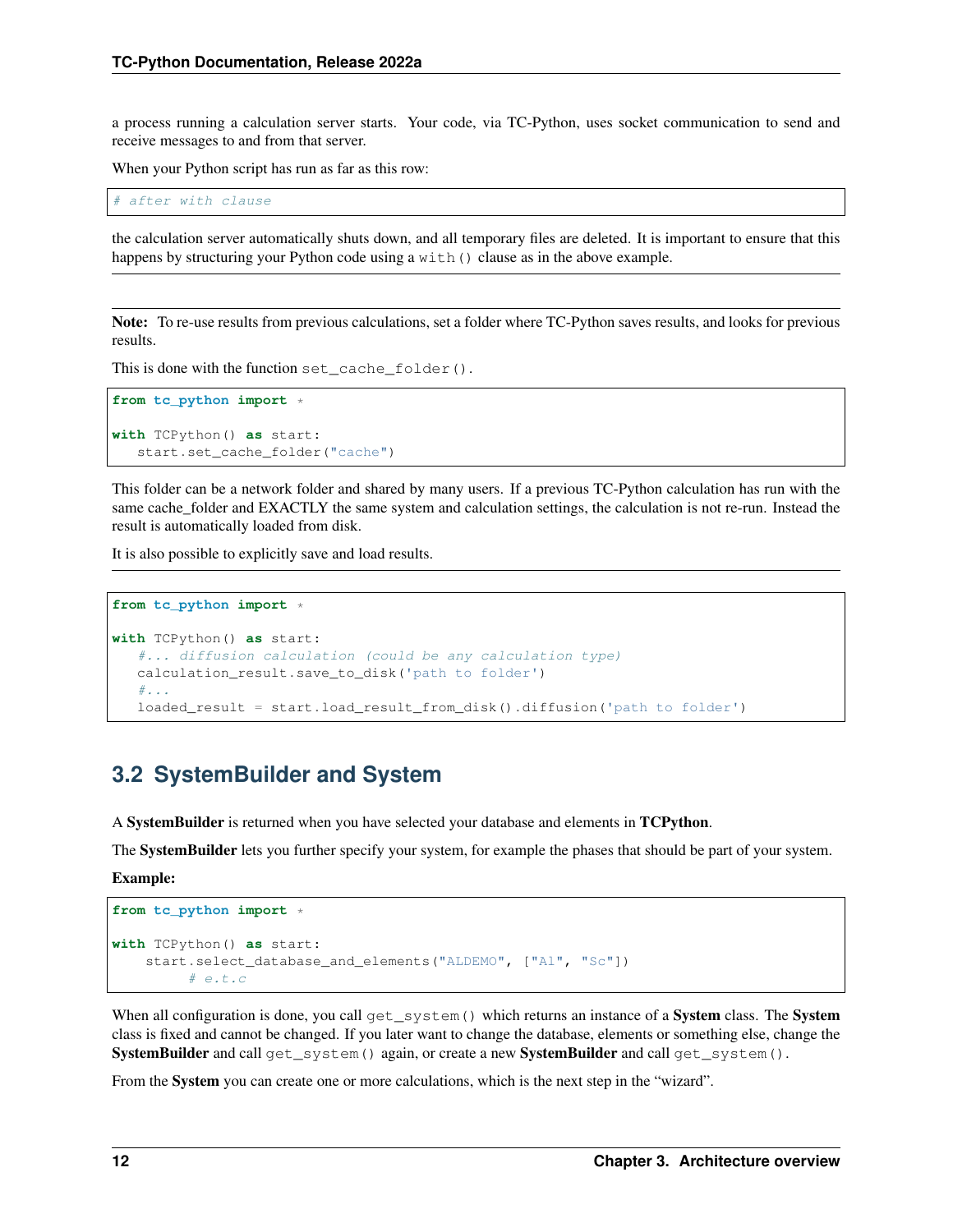a process running a calculation server starts. Your code, via TC-Python, uses socket communication to send and receive messages to and from that server.

When your Python script has run as far as this row:

```
# after with clause
```

the calculation server automatically shuts down, and all temporary files are deleted. It is important to ensure that this happens by structuring your Python code using a `with()` clause as in the above example.

---

**Note:** To re-use results from previous calculations, set a folder where TC-Python saves results, and looks for previous results.

This is done with the function `set_cache_folder()`.

```
from tc_python import *

with TCPython() as start:
   start.set_cache_folder("cache")
```

This folder can be a network folder and shared by many users. If a previous TC-Python calculation has run with the same cache_folder and EXACTLY the same system and calculation settings, the calculation is not re-run. Instead the result is automatically loaded from disk.

It is also possible to explicitly save and load results.

---

```
from tc_python import *

with TCPython() as start:
   #... diffusion calculation (could be any calculation type)
   calculation_result.save_to_disk('path to folder')
   #...
   loaded_result = start.load_result_from_disk().diffusion('path to folder')
```

## 3.2 SystemBuilder and System

A **SystemBuilder** is returned when you have selected your database and elements in **TCPython**.

The **SystemBuilder** lets you further specify your system, for example the phases that should be part of your system.

**Example:**

```
from tc_python import *

with TCPython() as start:
    start.select_database_and_elements("ALDEMO", ["Al", "Sc"])
        # e.t.c
```

When all configuration is done, you call `get_system()` which returns an instance of a **System** class. The **System** class is fixed and cannot be changed. If you later want to change the database, elements or something else, change the **SystemBuilder** and call `get_system()` again, or create a new **SystemBuilder** and call `get_system()`.

From the **System** you can create one or more calculations, which is the next step in the "wizard".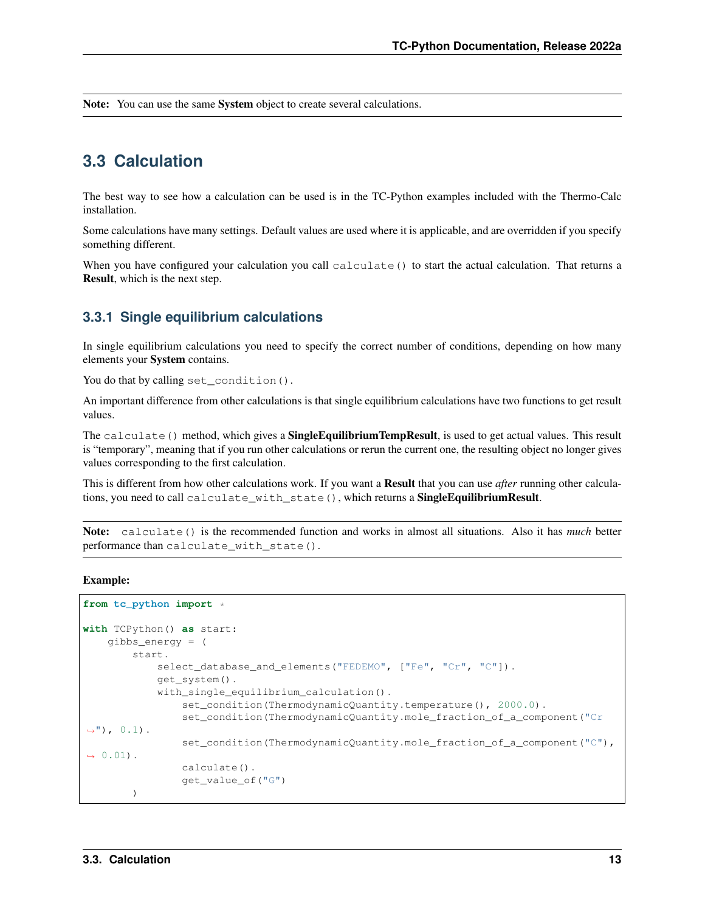**Note:** You can use the same **System** object to create several calculations.

## 3.3 Calculation

The best way to see how a calculation can be used is in the TC-Python examples included with the Thermo-Calc installation.

Some calculations have many settings. Default values are used where it is applicable, and are overridden if you specify something different.

When you have configured your calculation you call `calculate()` to start the actual calculation. That returns a **Result**, which is the next step.

### 3.3.1 Single equilibrium calculations

In single equilibrium calculations you need to specify the correct number of conditions, depending on how many elements your **System** contains.

You do that by calling `set_condition()`.

An important difference from other calculations is that single equilibrium calculations have two functions to get result values.

The `calculate()` method, which gives a **SingleEquilibriumTempResult**, is used to get actual values. This result is "temporary", meaning that if you run other calculations or rerun the current one, the resulting object no longer gives values corresponding to the first calculation.

This is different from how other calculations work. If you want a **Result** that you can use *after* running other calculations, you need to call `calculate_with_state()`, which returns a **SingleEquilibriumResult**.

**Note:** `calculate()` is the recommended function and works in almost all situations. Also it has *much* better performance than `calculate_with_state()`.

**Example:**

```
from tc_python import *

with TCPython() as start:
    gibbs_energy = (
        start.
            select_database_and_elements("FEDEMO", ["Fe", "Cr", "C"]).
            get_system().
            with_single_equilibrium_calculation().
                set_condition(ThermodynamicQuantity.temperature(), 2000.0).
                set_condition(ThermodynamicQuantity.mole_fraction_of_a_component("Cr
↪"), 0.1).
                set_condition(ThermodynamicQuantity.mole_fraction_of_a_component("C"),
↪ 0.01).
                calculate().
                get_value_of("G")
        )
```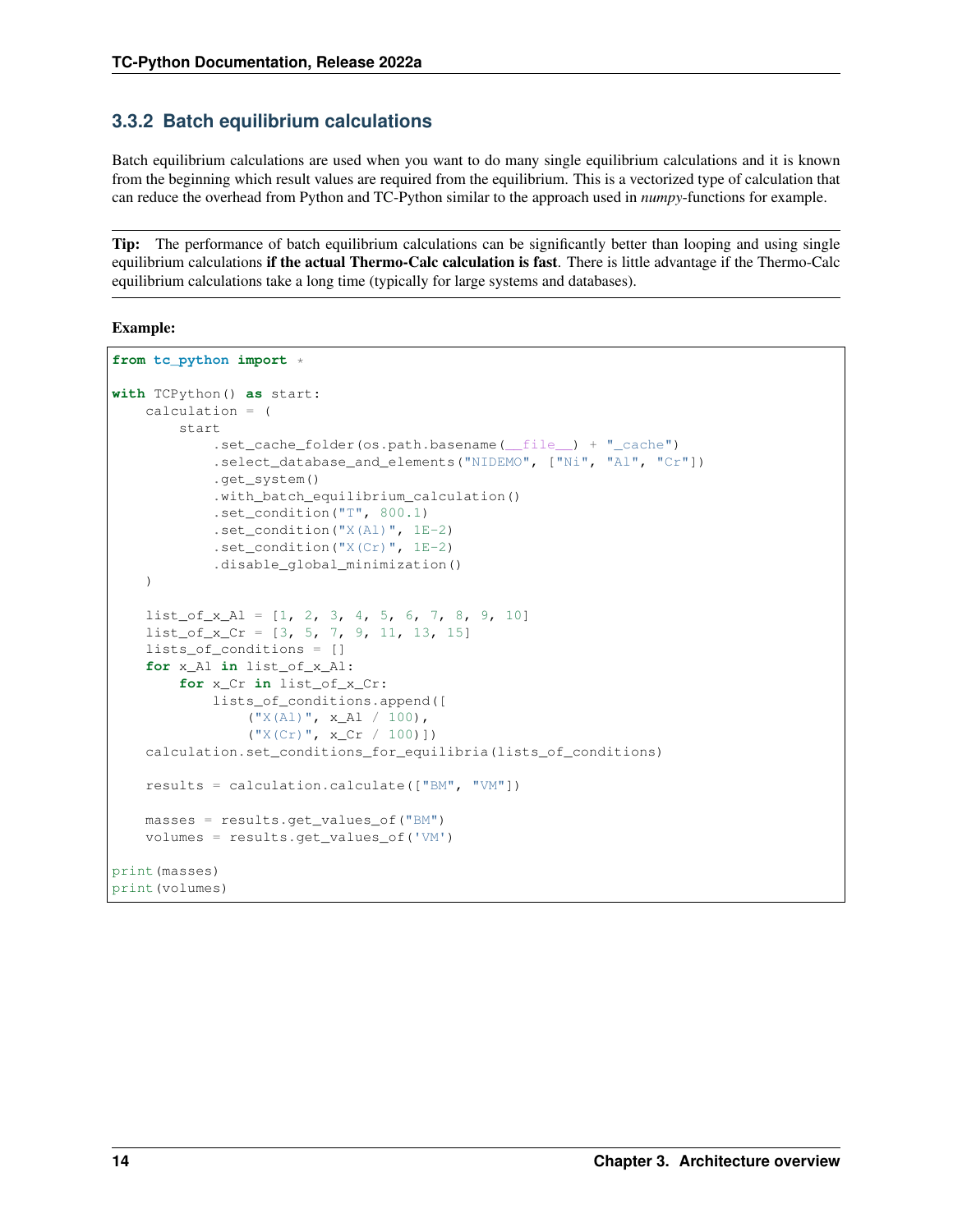### 3.3.2 Batch equilibrium calculations

Batch equilibrium calculations are used when you want to do many single equilibrium calculations and it is known from the beginning which result values are required from the equilibrium. This is a vectorized type of calculation that can reduce the overhead from Python and TC-Python similar to the approach used in *numpy*-functions for example.

**Tip:** The performance of batch equilibrium calculations can be significantly better than looping and using single equilibrium calculations **if the actual Thermo-Calc calculation is fast**. There is little advantage if the Thermo-Calc equilibrium calculations take a long time (typically for large systems and databases).

**Example:**

```
from tc_python import *

with TCPython() as start:
    calculation = (
        start
            .set_cache_folder(os.path.basename(__file__) + "_cache")
            .select_database_and_elements("NIDEMO", ["Ni", "Al", "Cr"])
            .get_system()
            .with_batch_equilibrium_calculation()
            .set_condition("T", 800.1)
            .set_condition("X(Al)", 1E-2)
            .set_condition("X(Cr)", 1E-2)
            .disable_global_minimization()
    )

    list_of_x_Al = [1, 2, 3, 4, 5, 6, 7, 8, 9, 10]
    list_of_x_Cr = [3, 5, 7, 9, 11, 13, 15]
    lists_of_conditions = []
    for x_Al in list_of_x_Al:
        for x_Cr in list_of_x_Cr:
            lists_of_conditions.append([
                ("X(Al)", x_Al / 100),
                ("X(Cr)", x_Cr / 100)])
    calculation.set_conditions_for_equilibria(lists_of_conditions)

    results = calculation.calculate(["BM", "VM"])

    masses = results.get_values_of("BM")
    volumes = results.get_values_of('VM')

print(masses)
print(volumes)
```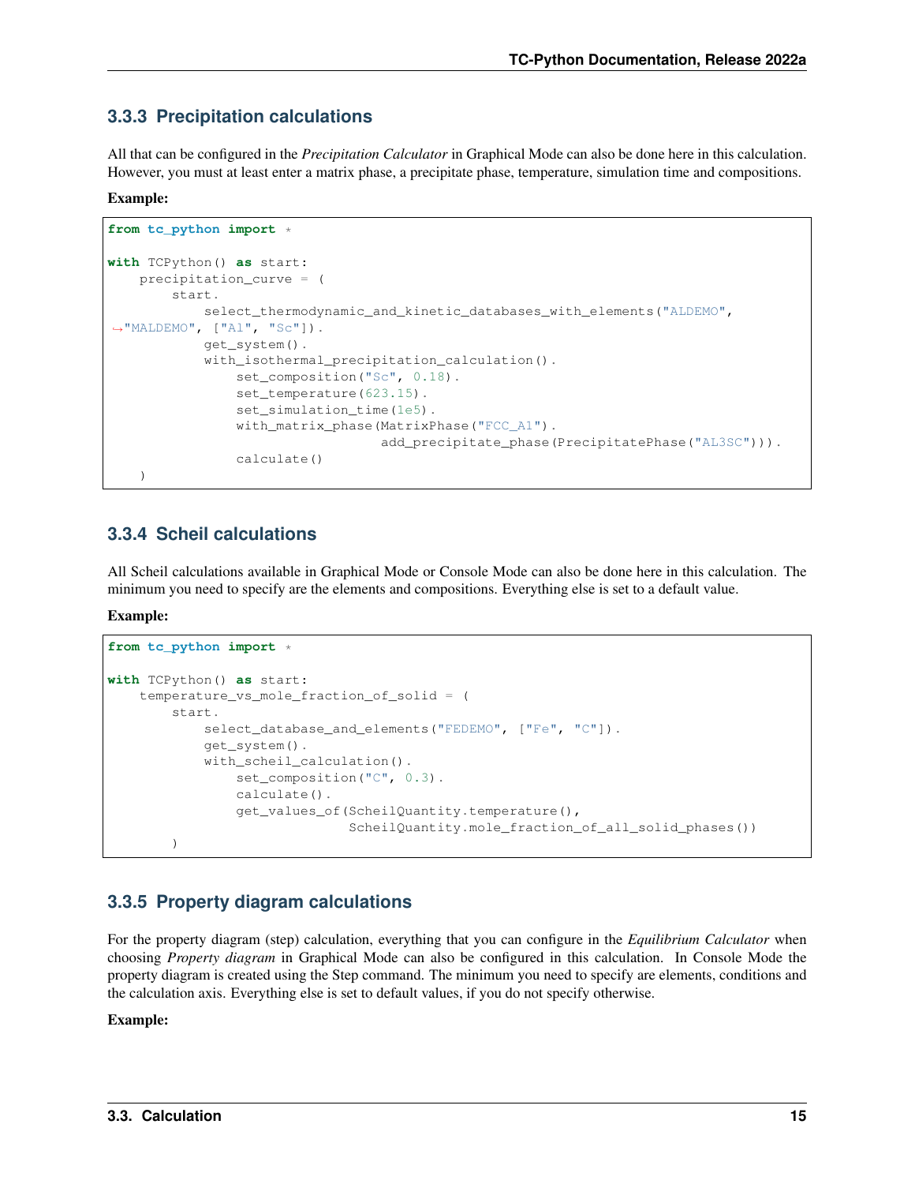### 3.3.3 Precipitation calculations

All that can be configured in the *Precipitation Calculator* in Graphical Mode can also be done here in this calculation. However, you must at least enter a matrix phase, a precipitate phase, temperature, simulation time and compositions.

**Example:**

```
from tc_python import *

with TCPython() as start:
    precipitation_curve = (
        start.
            select_thermodynamic_and_kinetic_databases_with_elements("ALDEMO",
↪"MALDEMO", ["Al", "Sc"]).
            get_system().
            with_isothermal_precipitation_calculation().
                set_composition("Sc", 0.18).
                set_temperature(623.15).
                set_simulation_time(1e5).
                with_matrix_phase(MatrixPhase("FCC_A1").
                                  add_precipitate_phase(PrecipitatePhase("AL3SC"))).
                calculate()
    )
```

### 3.3.4 Scheil calculations

All Scheil calculations available in Graphical Mode or Console Mode can also be done here in this calculation. The minimum you need to specify are the elements and compositions. Everything else is set to a default value.

**Example:**

```
from tc_python import *

with TCPython() as start:
    temperature_vs_mole_fraction_of_solid = (
        start.
            select_database_and_elements("FEDEMO", ["Fe", "C"]).
            get_system().
            with_scheil_calculation().
                set_composition("C", 0.3).
                calculate().
                get_values_of(ScheilQuantity.temperature(),
                              ScheilQuantity.mole_fraction_of_all_solid_phases())
        )
```

### 3.3.5 Property diagram calculations

For the property diagram (step) calculation, everything that you can configure in the *Equilibrium Calculator* when choosing *Property diagram* in Graphical Mode can also be configured in this calculation. In Console Mode the property diagram is created using the Step command. The minimum you need to specify are elements, conditions and the calculation axis. Everything else is set to default values, if you do not specify otherwise.

**Example:**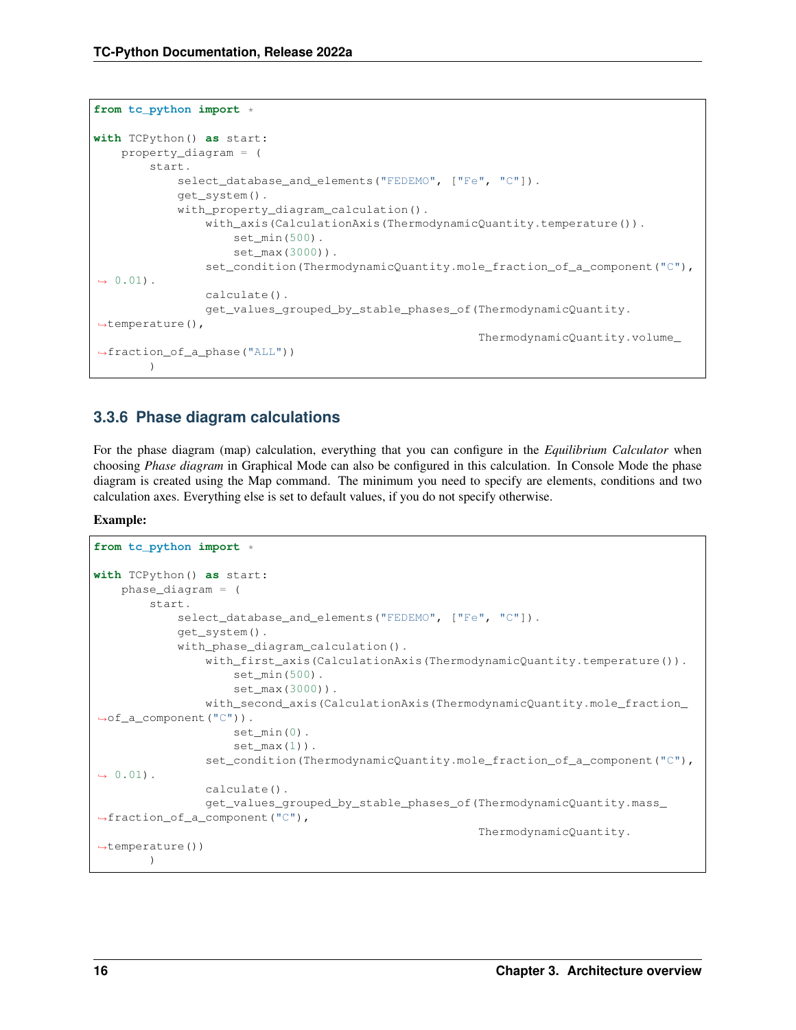```python
from tc_python import *

with TCPython() as start:
    property_diagram = (
        start.
            select_database_and_elements("FEDEMO", ["Fe", "C"]).
            get_system().
            with_property_diagram_calculation().
                with_axis(CalculationAxis(ThermodynamicQuantity.temperature()).
                    set_min(500).
                    set_max(3000)).
                set_condition(ThermodynamicQuantity.mole_fraction_of_a_component("C"),
 0.01).
                calculate().
                get_values_grouped_by_stable_phases_of(ThermodynamicQuantity.
temperature(),
                                                       ThermodynamicQuantity.volume_
fraction_of_a_phase("ALL"))
        )
```

### 3.3.6 Phase diagram calculations

For the phase diagram (map) calculation, everything that you can configure in the *Equilibrium Calculator* when choosing *Phase diagram* in Graphical Mode can also be configured in this calculation. In Console Mode the phase diagram is created using the Map command. The minimum you need to specify are elements, conditions and two calculation axes. Everything else is set to default values, if you do not specify otherwise.

**Example:**

```python
from tc_python import *

with TCPython() as start:
    phase_diagram = (
        start.
            select_database_and_elements("FEDEMO", ["Fe", "C"]).
            get_system().
            with_phase_diagram_calculation().
                with_first_axis(CalculationAxis(ThermodynamicQuantity.temperature()).
                    set_min(500).
                    set_max(3000)).
                with_second_axis(CalculationAxis(ThermodynamicQuantity.mole_fraction_
of_a_component("C")).
                    set_min(0).
                    set_max(1)).
                set_condition(ThermodynamicQuantity.mole_fraction_of_a_component("C"),
 0.01).
                calculate().
                get_values_grouped_by_stable_phases_of(ThermodynamicQuantity.mass_
fraction_of_a_component("C"),
                                                       ThermodynamicQuantity.
temperature())
        )
```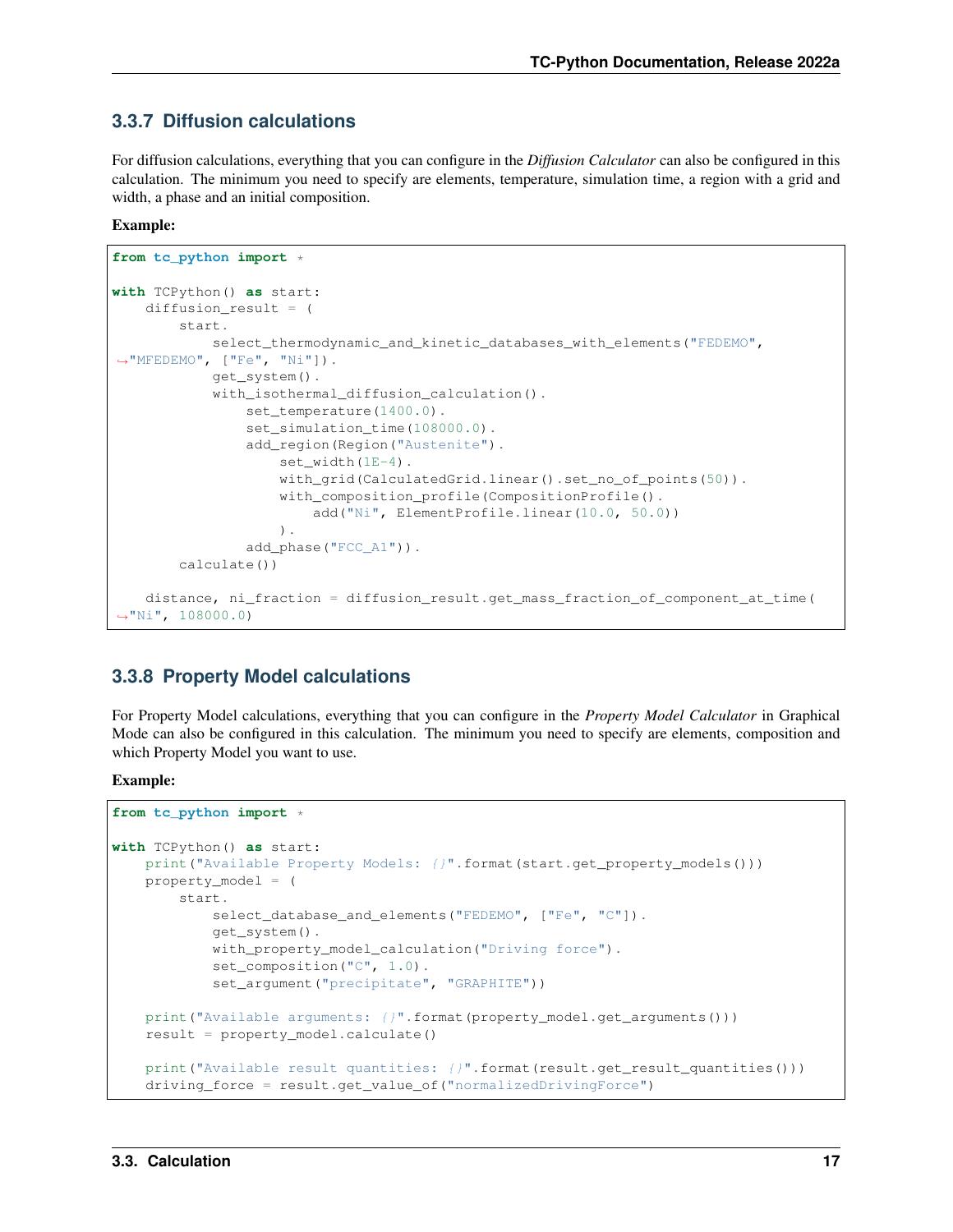### 3.3.7 Diffusion calculations

For diffusion calculations, everything that you can configure in the *Diffusion Calculator* can also be configured in this calculation. The minimum you need to specify are elements, temperature, simulation time, a region with a grid and width, a phase and an initial composition.

**Example:**

```
from tc_python import *

with TCPython() as start:
    diffusion_result = (
        start.
            select_thermodynamic_and_kinetic_databases_with_elements("FEDEMO", "MFEDEMO", ["Fe", "Ni"]).
            get_system().
            with_isothermal_diffusion_calculation().
                set_temperature(1400.0).
                set_simulation_time(108000.0).
                add_region(Region("Austenite").
                    set_width(1E-4).
                    with_grid(CalculatedGrid.linear().set_no_of_points(50)).
                    with_composition_profile(CompositionProfile().
                        add("Ni", ElementProfile.linear(10.0, 50.0))
                    ).
                add_phase("FCC_A1")).
        calculate())

    distance, ni_fraction = diffusion_result.get_mass_fraction_of_component_at_time("Ni", 108000.0)
```

### 3.3.8 Property Model calculations

For Property Model calculations, everything that you can configure in the *Property Model Calculator* in Graphical Mode can also be configured in this calculation. The minimum you need to specify are elements, composition and which Property Model you want to use.

**Example:**

```
from tc_python import *

with TCPython() as start:
    print("Available Property Models: {}".format(start.get_property_models()))
    property_model = (
        start.
            select_database_and_elements("FEDEMO", ["Fe", "C"]).
            get_system().
            with_property_model_calculation("Driving force").
            set_composition("C", 1.0).
            set_argument("precipitate", "GRAPHITE"))

    print("Available arguments: {}".format(property_model.get_arguments()))
    result = property_model.calculate()

    print("Available result quantities: {}".format(result.get_result_quantities()))
    driving_force = result.get_value_of("normalizedDrivingForce")
```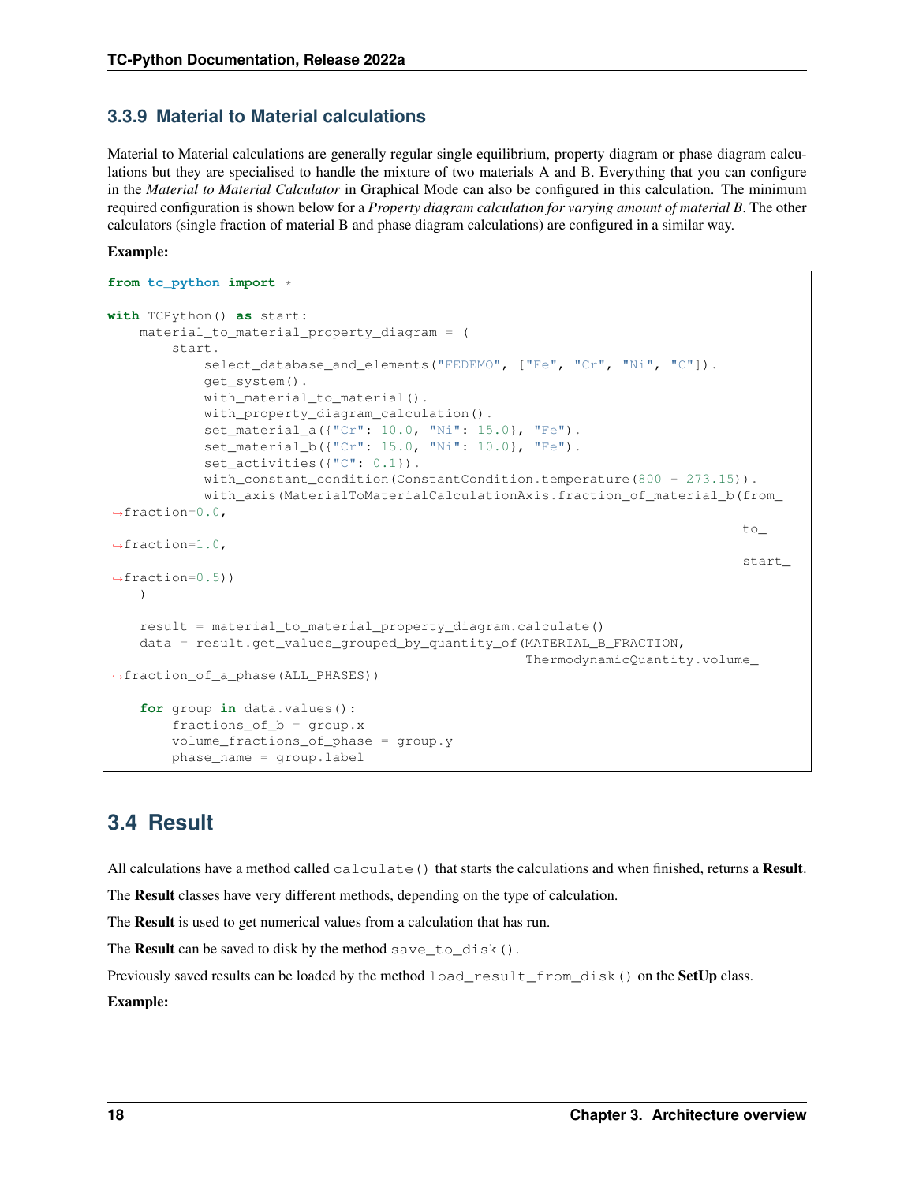### 3.3.9 Material to Material calculations

Material to Material calculations are generally regular single equilibrium, property diagram or phase diagram calculations but they are specialised to handle the mixture of two materials A and B. Everything that you can configure in the *Material to Material Calculator* in Graphical Mode can also be configured in this calculation. The minimum required configuration is shown below for a *Property diagram calculation for varying amount of material B*. The other calculators (single fraction of material B and phase diagram calculations) are configured in a similar way.

**Example:**

```
from tc_python import *

with TCPython() as start:
    material_to_material_property_diagram = (
        start.
            select_database_and_elements("FEDEMO", ["Fe", "Cr", "Ni", "C"]).
            get_system().
            with_material_to_material().
            with_property_diagram_calculation().
            set_material_a({"Cr": 10.0, "Ni": 15.0}, "Fe").
            set_material_b({"Cr": 15.0, "Ni": 10.0}, "Fe").
            set_activities({"C": 0.1}).
            with_constant_condition(ConstantCondition.temperature(800 + 273.15)).
            with_axis(MaterialToMaterialCalculationAxis.fraction_of_material_b(from_
↪fraction=0.0,
                                                                                 to_
↪fraction=1.0,
                                                                                 start_
↪fraction=0.5))
    )

    result = material_to_material_property_diagram.calculate()
    data = result.get_values_grouped_by_quantity_of(MATERIAL_B_FRACTION,
                                                    ThermodynamicQuantity.volume_
↪fraction_of_a_phase(ALL_PHASES))

    for group in data.values():
        fractions_of_b = group.x
        volume_fractions_of_phase = group.y
        phase_name = group.label
```

## 3.4 Result

All calculations have a method called `calculate()` that starts the calculations and when finished, returns a **Result**.

The **Result** classes have very different methods, depending on the type of calculation.

The **Result** is used to get numerical values from a calculation that has run.

The **Result** can be saved to disk by the method `save_to_disk()`.

Previously saved results can be loaded by the method `load_result_from_disk()` on the **SetUp** class.

**Example:**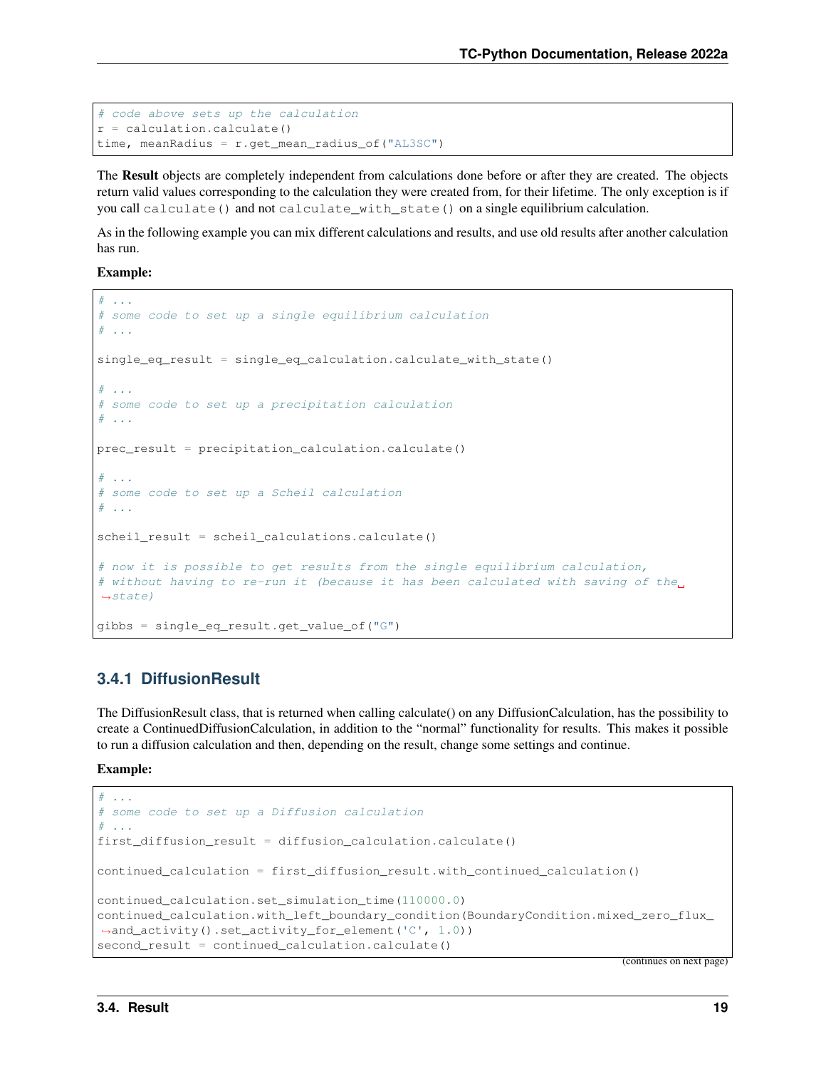```
# code above sets up the calculation
r = calculation.calculate()
time, meanRadius = r.get_mean_radius_of("AL3SC")
```

The **Result** objects are completely independent from calculations done before or after they are created. The objects return valid values corresponding to the calculation they were created from, for their lifetime. The only exception is if you call `calculate()` and not `calculate_with_state()` on a single equilibrium calculation.

As in the following example you can mix different calculations and results, and use old results after another calculation has run.

**Example:**

```
# ...
# some code to set up a single equilibrium calculation
# ...

single_eq_result = single_eq_calculation.calculate_with_state()

# ...
# some code to set up a precipitation calculation
# ...

prec_result = precipitation_calculation.calculate()

# ...
# some code to set up a Scheil calculation
# ...

scheil_result = scheil_calculations.calculate()

# now it is possible to get results from the single equilibrium calculation,
# without having to re-run it (because it has been calculated with saving of the state)

gibbs = single_eq_result.get_value_of("G")
```

### 3.4.1 DiffusionResult

The DiffusionResult class, that is returned when calling calculate() on any DiffusionCalculation, has the possibility to create a ContinuedDiffusionCalculation, in addition to the "normal" functionality for results. This makes it possible to run a diffusion calculation and then, depending on the result, change some settings and continue.

**Example:**

```
# ...
# some code to set up a Diffusion calculation
# ...
first_diffusion_result = diffusion_calculation.calculate()

continued_calculation = first_diffusion_result.with_continued_calculation()

continued_calculation.set_simulation_time(110000.0)
continued_calculation.with_left_boundary_condition(BoundaryCondition.mixed_zero_flux_and_activity().set_activity_for_element('C', 1.0))
second_result = continued_calculation.calculate()
```

(continues on next page)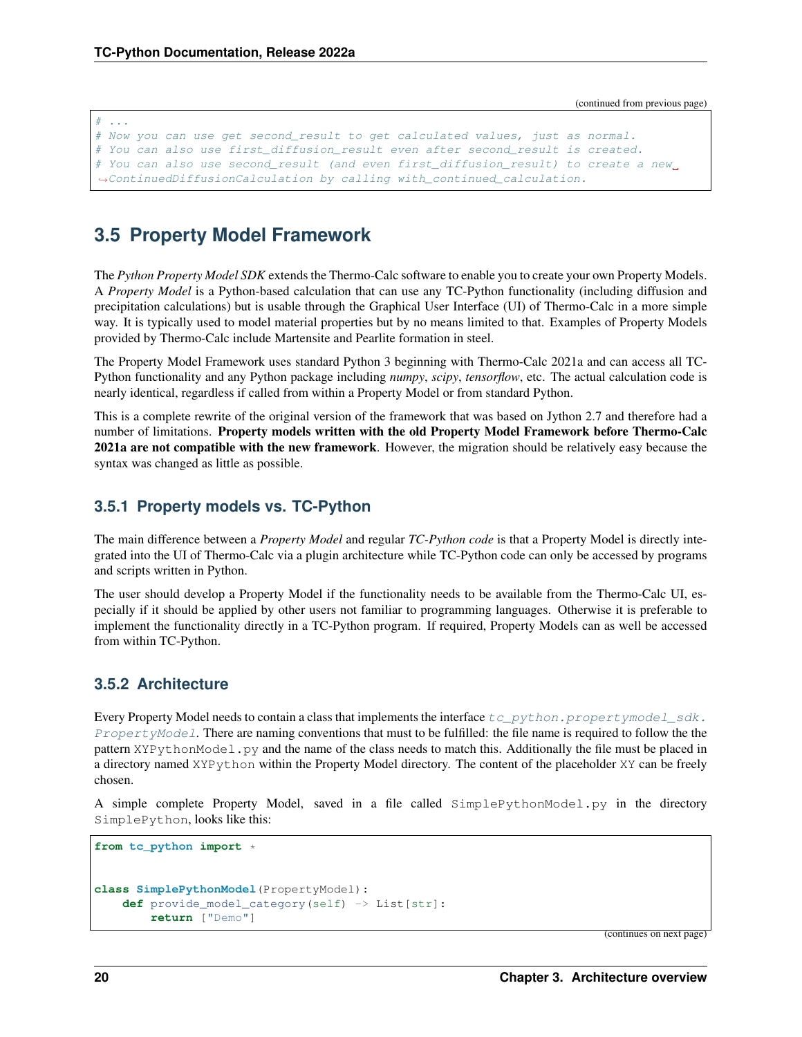(continued from previous page)

```
# ...
# Now you can use get second_result to get calculated values, just as normal.
# You can also use first_diffusion_result even after second_result is created.
# You can also use second_result (and even first_diffusion_result) to create a new ContinuedDiffusionCalculation by calling with_continued_calculation.
```

## 3.5 Property Model Framework

The *Python Property Model SDK* extends the Thermo-Calc software to enable you to create your own Property Models. A *Property Model* is a Python-based calculation that can use any TC-Python functionality (including diffusion and precipitation calculations) but is usable through the Graphical User Interface (UI) of Thermo-Calc in a more simple way. It is typically used to model material properties but by no means limited to that. Examples of Property Models provided by Thermo-Calc include Martensite and Pearlite formation in steel.

The Property Model Framework uses standard Python 3 beginning with Thermo-Calc 2021a and can access all TC-Python functionality and any Python package including *numpy*, *scipy*, *tensorflow*, etc. The actual calculation code is nearly identical, regardless if called from within a Property Model or from standard Python.

This is a complete rewrite of the original version of the framework that was based on Jython 2.7 and therefore had a number of limitations. **Property models written with the old Property Model Framework before Thermo-Calc 2021a are not compatible with the new framework**. However, the migration should be relatively easy because the syntax was changed as little as possible.

### 3.5.1 Property models vs. TC-Python

The main difference between a *Property Model* and regular *TC-Python code* is that a Property Model is directly integrated into the UI of Thermo-Calc via a plugin architecture while TC-Python code can only be accessed by programs and scripts written in Python.

The user should develop a Property Model if the functionality needs to be available from the Thermo-Calc UI, especially if it should be applied by other users not familiar to programming languages. Otherwise it is preferable to implement the functionality directly in a TC-Python program. If required, Property Models can as well be accessed from within TC-Python.

### 3.5.2 Architecture

Every Property Model needs to contain a class that implements the interface `tc_python.propertymodel_sdk.PropertyModel`. There are naming conventions that must to be fulfilled: the file name is required to follow the the pattern `XYPythonModel.py` and the name of the class needs to match this. Additionally the file must be placed in a directory named `XYPython` within the Property Model directory. The content of the placeholder `XY` can be freely chosen.

A simple complete Property Model, saved in a file called `SimplePythonModel.py` in the directory `SimplePython`, looks like this:

```python
from tc_python import *


class SimplePythonModel(PropertyModel):
    def provide_model_category(self) -> List[str]:
        return ["Demo"]
```

(continues on next page)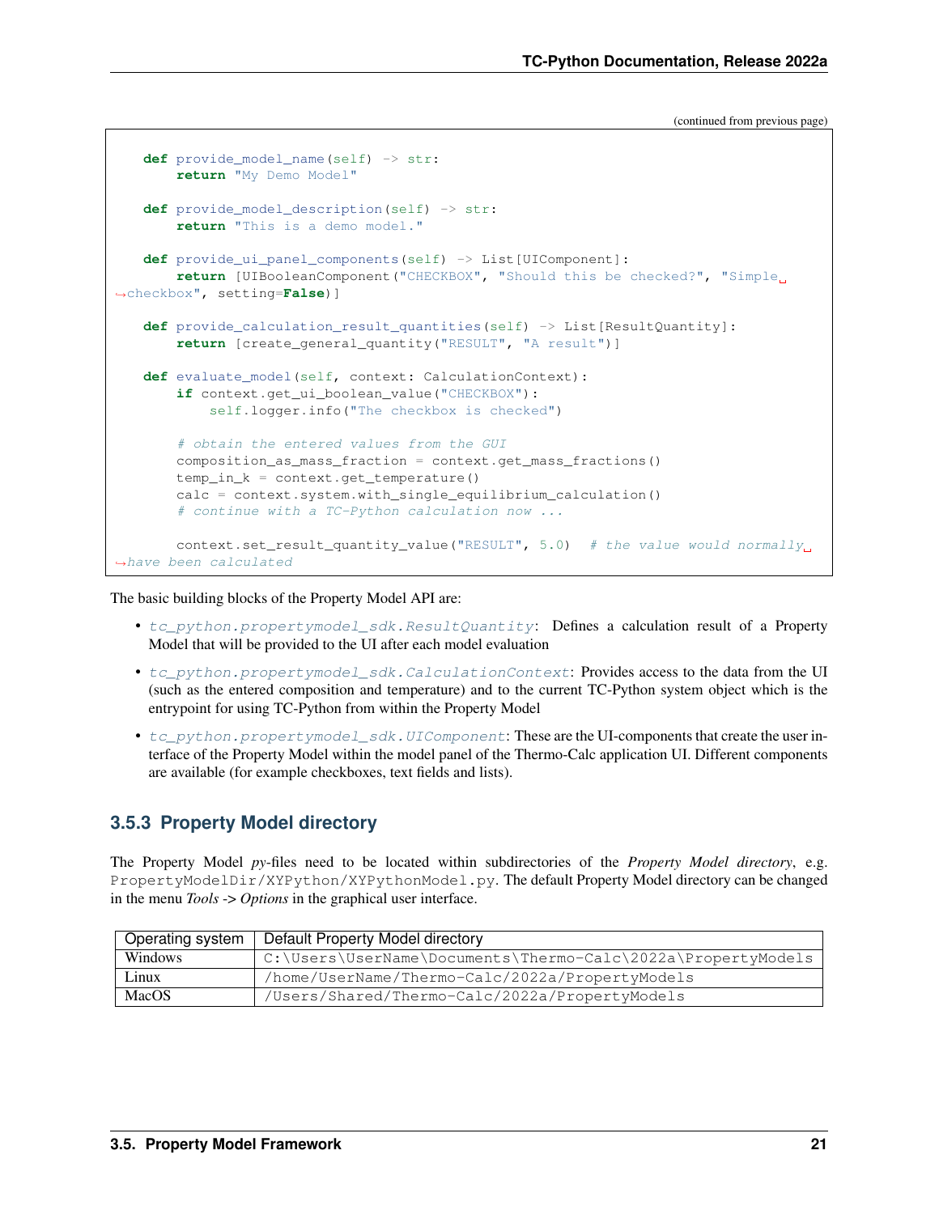(continued from previous page)

```
    def provide_model_name(self) -> str:
        return "My Demo Model"

    def provide_model_description(self) -> str:
        return "This is a demo model."

    def provide_ui_panel_components(self) -> List[UIComponent]:
        return [UIBooleanComponent("CHECKBOX", "Should this be checked?", "Simple checkbox", setting=False)]

    def provide_calculation_result_quantities(self) -> List[ResultQuantity]:
        return [create_general_quantity("RESULT", "A result")]

    def evaluate_model(self, context: CalculationContext):
        if context.get_ui_boolean_value("CHECKBOX"):
            self.logger.info("The checkbox is checked")

        # obtain the entered values from the GUI
        composition_as_mass_fraction = context.get_mass_fractions()
        temp_in_k = context.get_temperature()
        calc = context.system.with_single_equilibrium_calculation()
        # continue with a TC-Python calculation now ...

        context.set_result_quantity_value("RESULT", 5.0)  # the value would normally have been calculated
```

The basic building blocks of the Property Model API are:

- *tc_python.propertymodel_sdk.ResultQuantity*: Defines a calculation result of a Property Model that will be provided to the UI after each model evaluation
- *tc_python.propertymodel_sdk.CalculationContext*: Provides access to the data from the UI (such as the entered composition and temperature) and to the current TC-Python system object which is the entrypoint for using TC-Python from within the Property Model
- *tc_python.propertymodel_sdk.UIComponent*: These are the UI-components that create the user interface of the Property Model within the model panel of the Thermo-Calc application UI. Different components are available (for example checkboxes, text fields and lists).

### 3.5.3 Property Model directory

The Property Model *py*-files need to be located within subdirectories of the *Property Model directory*, e.g. `PropertyModelDir/XYPython/XYPythonModel.py`. The default Property Model directory can be changed in the menu *Tools* -> *Options* in the graphical user interface.

| Operating system | Default Property Model directory |
|---|---|
| Windows | `C:\Users\UserName\Documents\Thermo-Calc\2022a\PropertyModels` |
| Linux | `/home/UserName/Thermo-Calc/2022a/PropertyModels` |
| MacOS | `/Users/Shared/Thermo-Calc/2022a/PropertyModels` |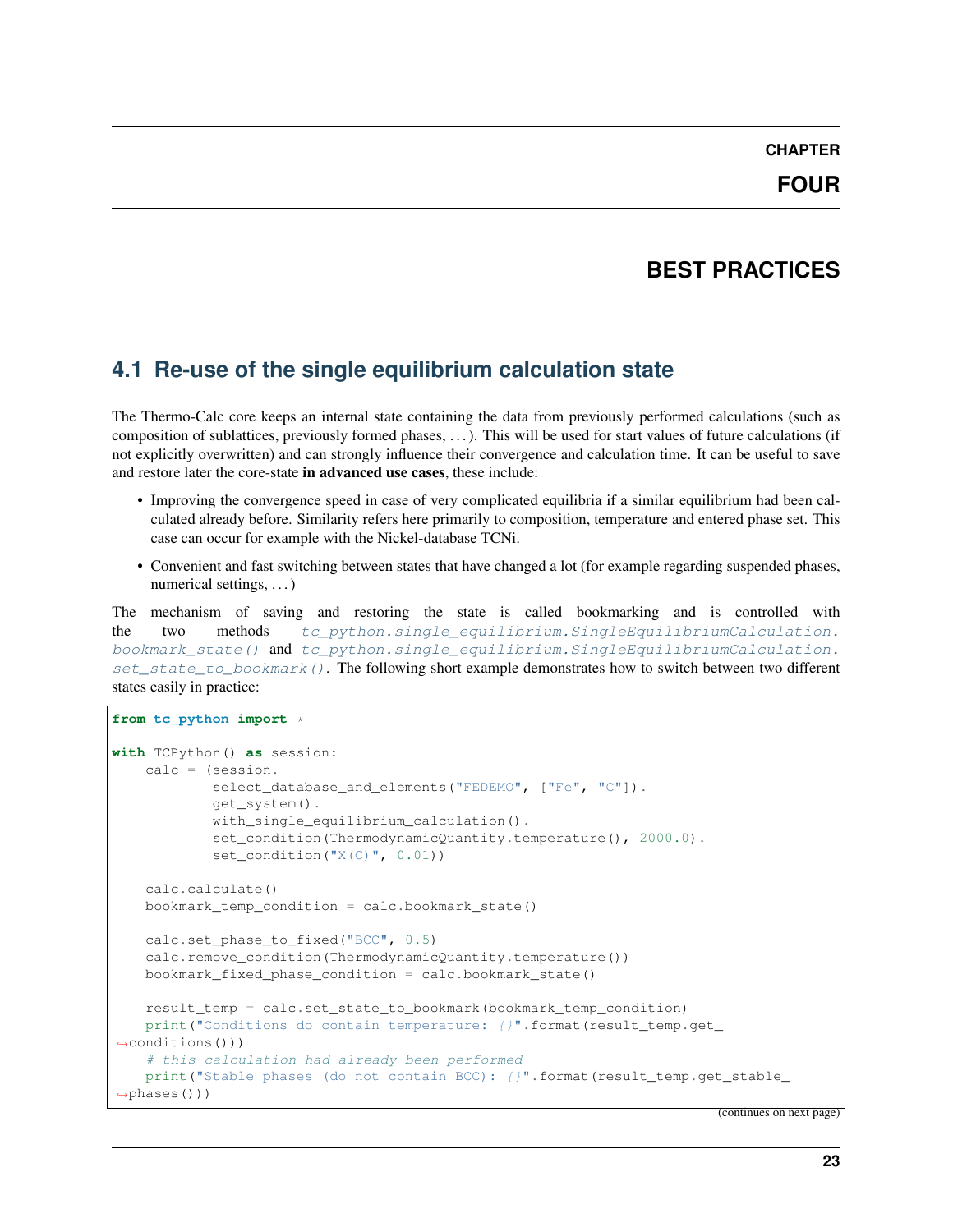# CHAPTER FOUR

# BEST PRACTICES

## 4.1 Re-use of the single equilibrium calculation state

The Thermo-Calc core keeps an internal state containing the data from previously performed calculations (such as composition of sublattices, previously formed phases, . . . ). This will be used for start values of future calculations (if not explicitly overwritten) and can strongly influence their convergence and calculation time. It can be useful to save and restore later the core-state **in advanced use cases**, these include:

- Improving the convergence speed in case of very complicated equilibria if a similar equilibrium had been calculated already before. Similarity refers here primarily to composition, temperature and entered phase set. This case can occur for example with the Nickel-database TCNi.
- Convenient and fast switching between states that have changed a lot (for example regarding suspended phases, numerical settings, . . . )

The mechanism of saving and restoring the state is called bookmarking and is controlled with the two methods *tc_python.single_equilibrium.SingleEquilibriumCalculation.bookmark_state()* and *tc_python.single_equilibrium.SingleEquilibriumCalculation.set_state_to_bookmark()*. The following short example demonstrates how to switch between two different states easily in practice:

```
from tc_python import *

with TCPython() as session:
    calc = (session.
            select_database_and_elements("FEDEMO", ["Fe", "C"]).
            get_system().
            with_single_equilibrium_calculation().
            set_condition(ThermodynamicQuantity.temperature(), 2000.0).
            set_condition("X(C)", 0.01))

    calc.calculate()
    bookmark_temp_condition = calc.bookmark_state()

    calc.set_phase_to_fixed("BCC", 0.5)
    calc.remove_condition(ThermodynamicQuantity.temperature())
    bookmark_fixed_phase_condition = calc.bookmark_state()

    result_temp = calc.set_state_to_bookmark(bookmark_temp_condition)
    print("Conditions do contain temperature: {}".format(result_temp.get_
↪conditions()))
    # this calculation had already been performed
    print("Stable phases (do not contain BCC): {}".format(result_temp.get_stable_
↪phases()))
```

(continues on next page)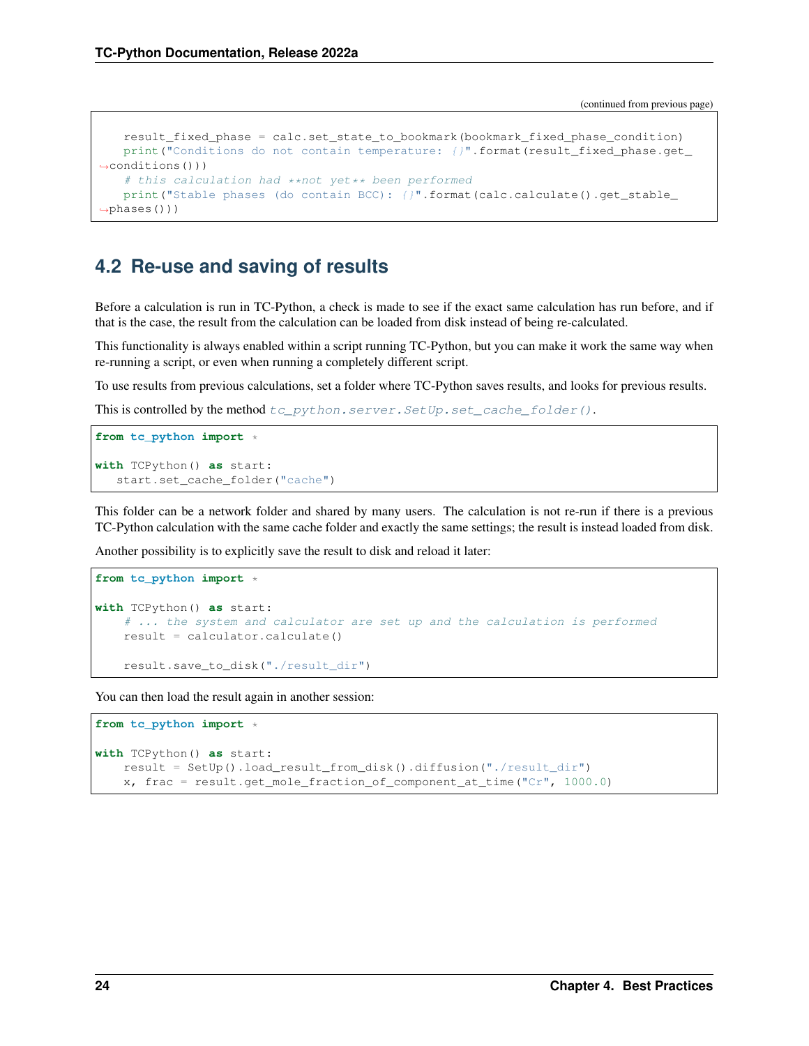(continued from previous page)

```python
    result_fixed_phase = calc.set_state_to_bookmark(bookmark_fixed_phase_condition)
    print("Conditions do not contain temperature: {}".format(result_fixed_phase.get_conditions()))
    # this calculation had **not yet** been performed
    print("Stable phases (do contain BCC): {}".format(calc.calculate().get_stable_phases()))
```

## 4.2 Re-use and saving of results

Before a calculation is run in TC-Python, a check is made to see if the exact same calculation has run before, and if that is the case, the result from the calculation can be loaded from disk instead of being re-calculated.

This functionality is always enabled within a script running TC-Python, but you can make it work the same way when re-running a script, or even when running a completely different script.

To use results from previous calculations, set a folder where TC-Python saves results, and looks for previous results.

This is controlled by the method *tc_python.server.SetUp.set_cache_folder()*.

```python
from tc_python import *

with TCPython() as start:
   start.set_cache_folder("cache")
```

This folder can be a network folder and shared by many users. The calculation is not re-run if there is a previous TC-Python calculation with the same cache folder and exactly the same settings; the result is instead loaded from disk.

Another possibility is to explicitly save the result to disk and reload it later:

```python
from tc_python import *

with TCPython() as start:
    # ... the system and calculator are set up and the calculation is performed
    result = calculator.calculate()

    result.save_to_disk("./result_dir")
```

You can then load the result again in another session:

```python
from tc_python import *

with TCPython() as start:
    result = SetUp().load_result_from_disk().diffusion("./result_dir")
    x, frac = result.get_mole_fraction_of_component_at_time("Cr", 1000.0)
```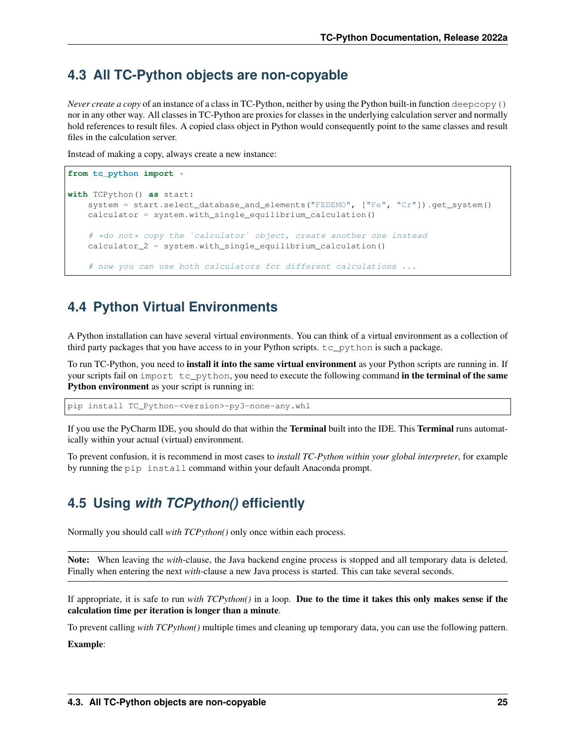## 4.3 All TC-Python objects are non-copyable

*Never create a copy* of an instance of a class in TC-Python, neither by using the Python built-in function `deepcopy()` nor in any other way. All classes in TC-Python are proxies for classes in the underlying calculation server and normally hold references to result files. A copied class object in Python would consequently point to the same classes and result files in the calculation server.

Instead of making a copy, always create a new instance:

```
from tc_python import *

with TCPython() as start:
    system = start.select_database_and_elements("FEDEMO", ["Fe", "Cr"]).get_system()
    calculator = system.with_single_equilibrium_calculation()

    # *do not* copy the `calculator` object, create another one instead
    calculator_2 = system.with_single_equilibrium_calculation()

    # now you can use both calculators for different calculations ...
```

## 4.4 Python Virtual Environments

A Python installation can have several virtual environments. You can think of a virtual environment as a collection of third party packages that you have access to in your Python scripts. `tc_python` is such a package.

To run TC-Python, you need to **install it into the same virtual environment** as your Python scripts are running in. If your scripts fail on `import tc_python`, you need to execute the following command **in the terminal of the same Python environment** as your script is running in:

```
pip install TC_Python-<version>-py3-none-any.whl
```

If you use the PyCharm IDE, you should do that within the **Terminal** built into the IDE. This **Terminal** runs automatically within your actual (virtual) environment.

To prevent confusion, it is recommend in most cases to *install TC-Python within your global interpreter*, for example by running the `pip install` command within your default Anaconda prompt.

## 4.5 Using *with TCPython()* efficiently

Normally you should call *with TCPython()* only once within each process.

**Note:** When leaving the *with*-clause, the Java backend engine process is stopped and all temporary data is deleted. Finally when entering the next *with*-clause a new Java process is started. This can take several seconds.

If appropriate, it is safe to run *with TCPython()* in a loop. **Due to the time it takes this only makes sense if the calculation time per iteration is longer than a minute**.

To prevent calling *with TCPython()* multiple times and cleaning up temporary data, you can use the following pattern.

**Example**: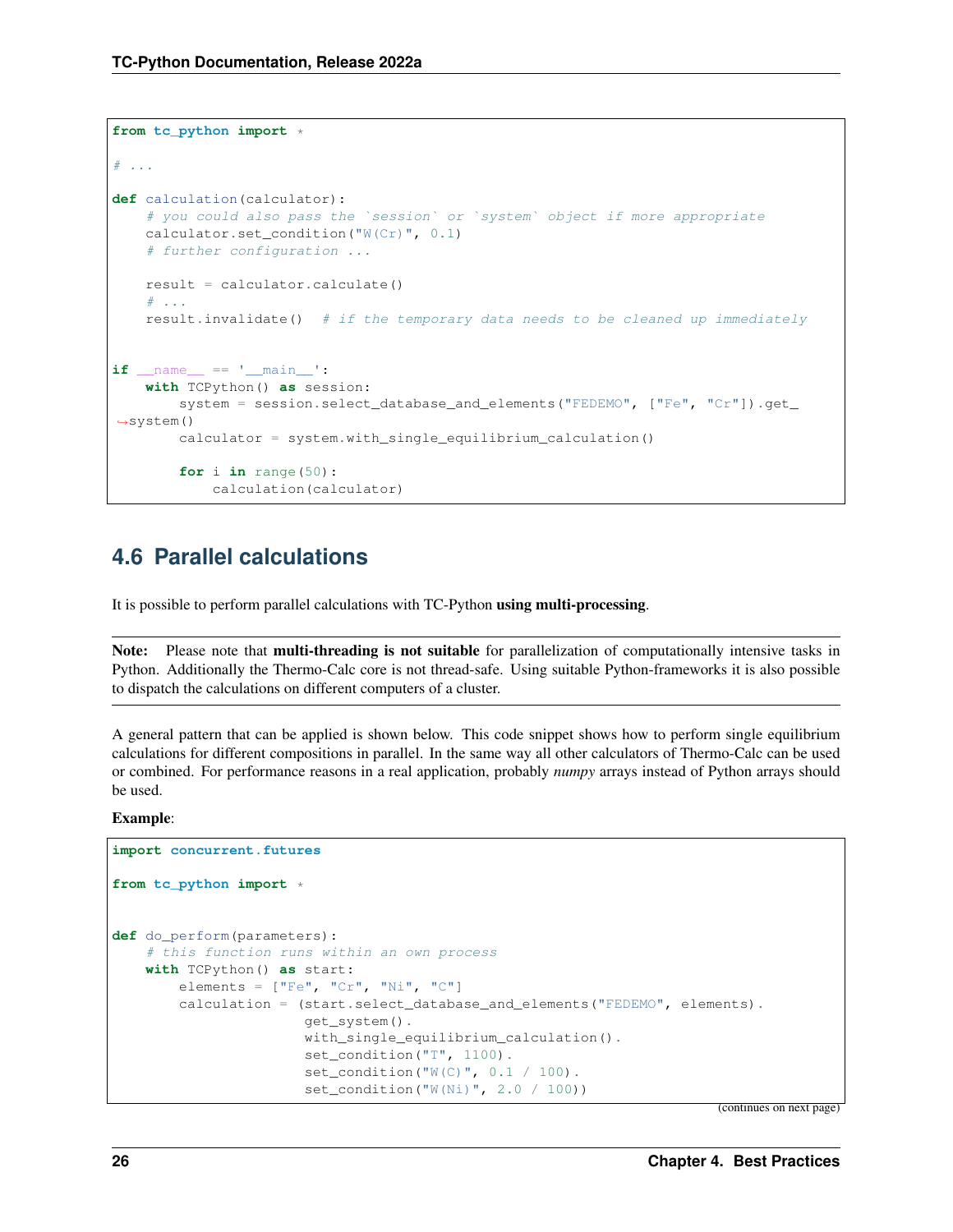```python
from tc_python import *

# ...

def calculation(calculator):
    # you could also pass the `session` or `system` object if more appropriate
    calculator.set_condition("W(Cr)", 0.1)
    # further configuration ...

    result = calculator.calculate()
    # ...
    result.invalidate()  # if the temporary data needs to be cleaned up immediately


if __name__ == '__main__':
    with TCPython() as session:
        system = session.select_database_and_elements("FEDEMO", ["Fe", "Cr"]).get_
→system()
        calculator = system.with_single_equilibrium_calculation()

        for i in range(50):
            calculation(calculator)
```

## 4.6 Parallel calculations

It is possible to perform parallel calculations with TC-Python **using multi-processing**.

**Note:** Please note that **multi-threading is not suitable** for parallelization of computationally intensive tasks in Python. Additionally the Thermo-Calc core is not thread-safe. Using suitable Python-frameworks it is also possible to dispatch the calculations on different computers of a cluster.

A general pattern that can be applied is shown below. This code snippet shows how to perform single equilibrium calculations for different compositions in parallel. In the same way all other calculators of Thermo-Calc can be used or combined. For performance reasons in a real application, probably *numpy* arrays instead of Python arrays should be used.

**Example**:

```python
import concurrent.futures

from tc_python import *


def do_perform(parameters):
    # this function runs within an own process
    with TCPython() as start:
        elements = ["Fe", "Cr", "Ni", "C"]
        calculation = (start.select_database_and_elements("FEDEMO", elements).
                       get_system().
                       with_single_equilibrium_calculation().
                       set_condition("T", 1100).
                       set_condition("W(C)", 0.1 / 100).
                       set_condition("W(Ni)", 2.0 / 100))
```

(continues on next page)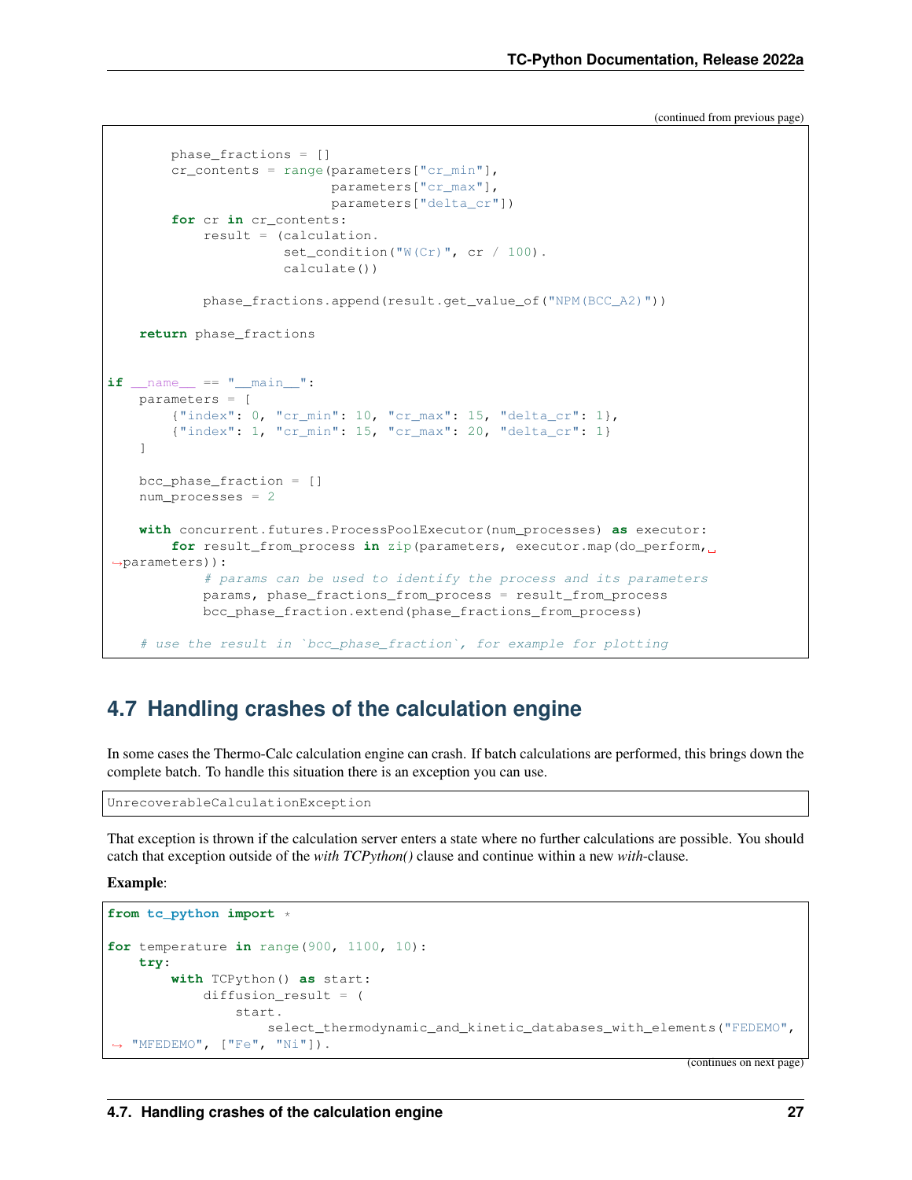(continued from previous page)

```
        phase_fractions = []
        cr_contents = range(parameters["cr_min"],
                            parameters["cr_max"],
                            parameters["delta_cr"])
        for cr in cr_contents:
            result = (calculation.
                      set_condition("W(Cr)", cr / 100).
                      calculate())

            phase_fractions.append(result.get_value_of("NPM(BCC_A2)"))

    return phase_fractions


if __name__ == "__main__":
    parameters = [
        {"index": 0, "cr_min": 10, "cr_max": 15, "delta_cr": 1},
        {"index": 1, "cr_min": 15, "cr_max": 20, "delta_cr": 1}
    ]

    bcc_phase_fraction = []
    num_processes = 2

    with concurrent.futures.ProcessPoolExecutor(num_processes) as executor:
        for result_from_process in zip(parameters, executor.map(do_perform,
→parameters)):
            # params can be used to identify the process and its parameters
            params, phase_fractions_from_process = result_from_process
            bcc_phase_fraction.extend(phase_fractions_from_process)

    # use the result in `bcc_phase_fraction`, for example for plotting
```

## 4.7 Handling crashes of the calculation engine

In some cases the Thermo-Calc calculation engine can crash. If batch calculations are performed, this brings down the complete batch. To handle this situation there is an exception you can use.

```
UnrecoverableCalculationException
```

That exception is thrown if the calculation server enters a state where no further calculations are possible. You should catch that exception outside of the *with TCPython()* clause and continue within a new *with*-clause.

**Example**:

```
from tc_python import *

for temperature in range(900, 1100, 10):
    try:
        with TCPython() as start:
            diffusion_result = (
                start.
                    select_thermodynamic_and_kinetic_databases_with_elements("FEDEMO",
→ "MFEDEMO", ["Fe", "Ni"]).
```

(continues on next page)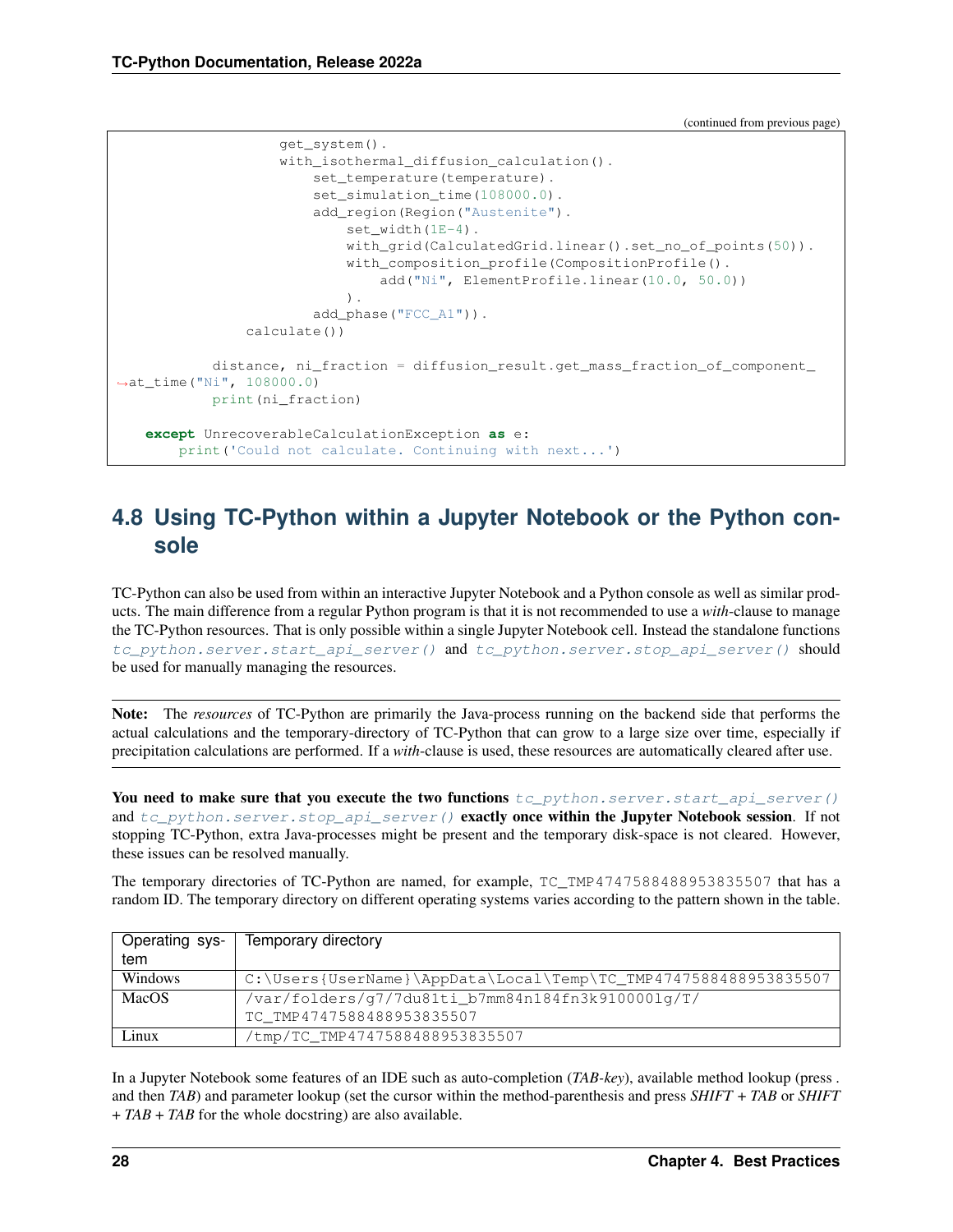(continued from previous page)

```
                    get_system().
                    with_isothermal_diffusion_calculation().
                        set_temperature(temperature).
                        set_simulation_time(108000.0).
                        add_region(Region("Austenite").
                            set_width(1E-4).
                            with_grid(CalculatedGrid.linear().set_no_of_points(50)).
                            with_composition_profile(CompositionProfile().
                                add("Ni", ElementProfile.linear(10.0, 50.0))
                            ).
                        add_phase("FCC_A1")).
                calculate())

            distance, ni_fraction = diffusion_result.get_mass_fraction_of_component_
↪at_time("Ni", 108000.0)
            print(ni_fraction)

    except UnrecoverableCalculationException as e:
        print('Could not calculate. Continuing with next...')
```

## 4.8 Using TC-Python within a Jupyter Notebook or the Python console

TC-Python can also be used from within an interactive Jupyter Notebook and a Python console as well as similar products. The main difference from a regular Python program is that it is not recommended to use a *with*-clause to manage the TC-Python resources. That is only possible within a single Jupyter Notebook cell. Instead the standalone functions `tc_python.server.start_api_server()` and `tc_python.server.stop_api_server()` should be used for manually managing the resources.

**Note:** The *resources* of TC-Python are primarily the Java-process running on the backend side that performs the actual calculations and the temporary-directory of TC-Python that can grow to a large size over time, especially if precipitation calculations are performed. If a *with*-clause is used, these resources are automatically cleared after use.

**You need to make sure that you execute the two functions** `tc_python.server.start_api_server()` **and** `tc_python.server.stop_api_server()` **exactly once within the Jupyter Notebook session**. If not stopping TC-Python, extra Java-processes might be present and the temporary disk-space is not cleared. However, these issues can be resolved manually.

The temporary directories of TC-Python are named, for example, `TC_TMP4747588488953835507` that has a random ID. The temporary directory on different operating systems varies according to the pattern shown in the table.

| Operating system | Temporary directory |
|---|---|
| Windows | `C:\Users{UserName}\AppData\Local\Temp\TC_TMP4747588488953835507` |
| MacOS | `/var/folders/g7/7du81ti_b7mm84n184fn3k910000lg/T/TC_TMP4747588488953835507` |
| Linux | `/tmp/TC_TMP4747588488953835507` |

In a Jupyter Notebook some features of an IDE such as auto-completion (*TAB-key*), available method lookup (press . and then *TAB*) and parameter lookup (set the cursor within the method-parenthesis and press *SHIFT + TAB* or *SHIFT + TAB + TAB* for the whole docstring) are also available.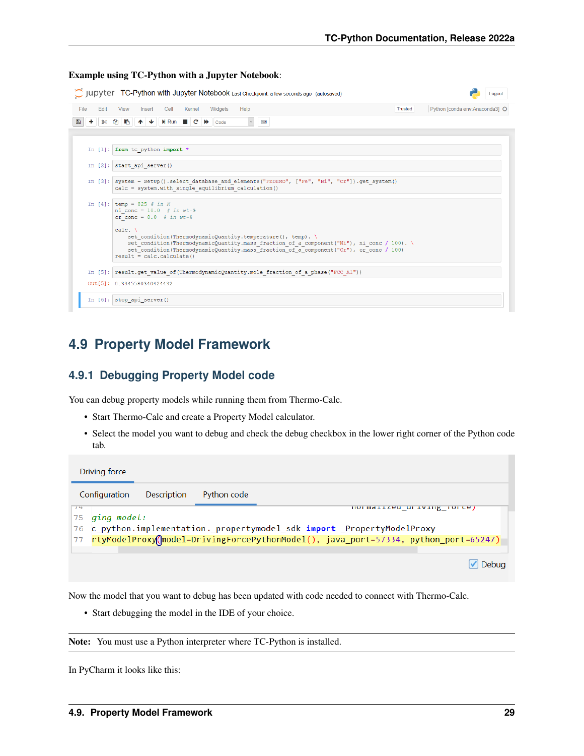**Example using TC-Python with a Jupyter Notebook**:

```
In [1]: from tc_python import *

In [2]: start_api_server()

In [3]: system = SetUp().select_database_and_elements("FEDEMO", ["Fe", "Ni", "Cr"]).get_system()
        calc = system.with_single_equilibrium_calculation()

In [4]: temp = 825 # in K
        ni_conc = 10.0   # in wt-%
        cr_conc = 8.0   # in wt-%

        calc. \
            set_condition(ThermodynamicQuantity.temperature(), temp). \
            set_condition(ThermodynamicQuantity.mass_fraction_of_a_component("Ni"), ni_conc / 100). \
            set_condition(ThermodynamicQuantity.mass_fraction_of_a_component("Cr"), cr_conc / 100)
        result = calc.calculate()

In [5]: result.get_value_of(ThermodynamicQuantity.mole_fraction_of_a_phase("FCC_A1"))
Out[5]: 0.3345580340424432

In [6]: stop_api_server()
```

## 4.9 Property Model Framework

### 4.9.1 Debugging Property Model code

You can debug property models while running them from Thermo-Calc.

- Start Thermo-Calc and create a Property Model calculator.
- Select the model you want to debug and check the debug checkbox in the lower right corner of the Python code tab.

```
75 ging model:
76 c_python.implementation._propertymodel_sdk import _PropertyModelProxy
77 rtyModelProxy(model=DrivingForcePythonModel(), java_port=57334, python_port=65247)
```

Now the model that you want to debug has been updated with code needed to connect with Thermo-Calc.

- Start debugging the model in the IDE of your choice.

**Note:** You must use a Python interpreter where TC-Python is installed.

In PyCharm it looks like this: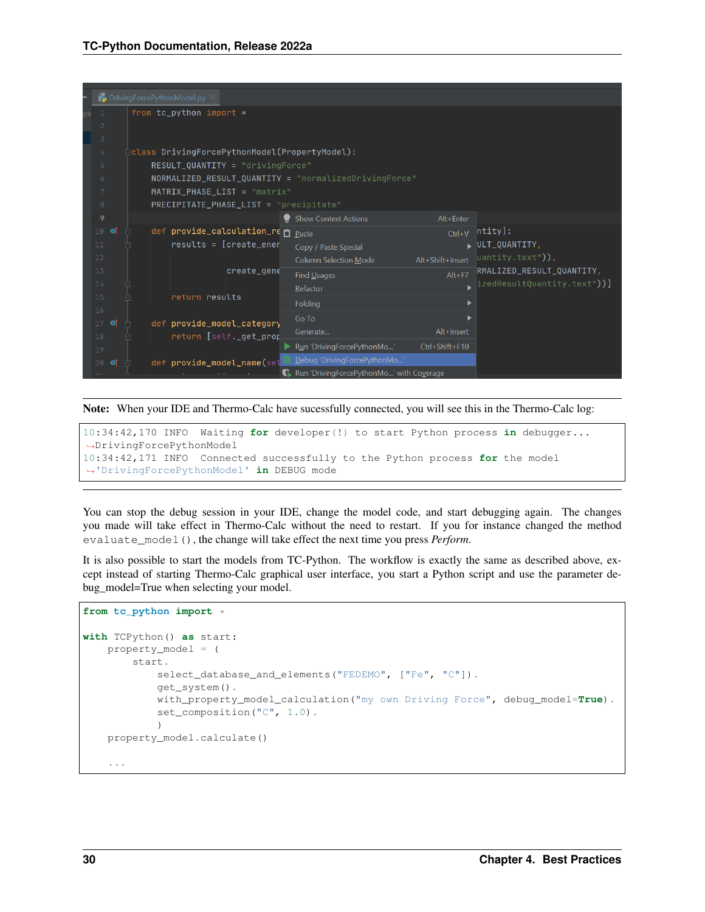**Note:** When your IDE and Thermo-Calc have sucessfully connected, you will see this in the Thermo-Calc log:

```
10:34:42,170 INFO  Waiting for developer(!) to start Python process in debugger...
↪DrivingForcePythonModel
10:34:42,171 INFO  Connected successfully to the Python process for the model
↪'DrivingForcePythonModel' in DEBUG mode
```

You can stop the debug session in your IDE, change the model code, and start debugging again. The changes you made will take effect in Thermo-Calc without the need to restart. If you for instance changed the method `evaluate_model()`, the change will take effect the next time you press *Perform*.

It is also possible to start the models from TC-Python. The workflow is exactly the same as described above, except instead of starting Thermo-Calc graphical user interface, you start a Python script and use the parameter debug_model=True when selecting your model.

```python
from tc_python import *

with TCPython() as start:
    property_model = (
        start.
            select_database_and_elements("FEDEMO", ["Fe", "C"]).
            get_system().
            with_property_model_calculation("my own Driving Force", debug_model=True).
            set_composition("C", 1.0).
            )
    property_model.calculate()

    ...
```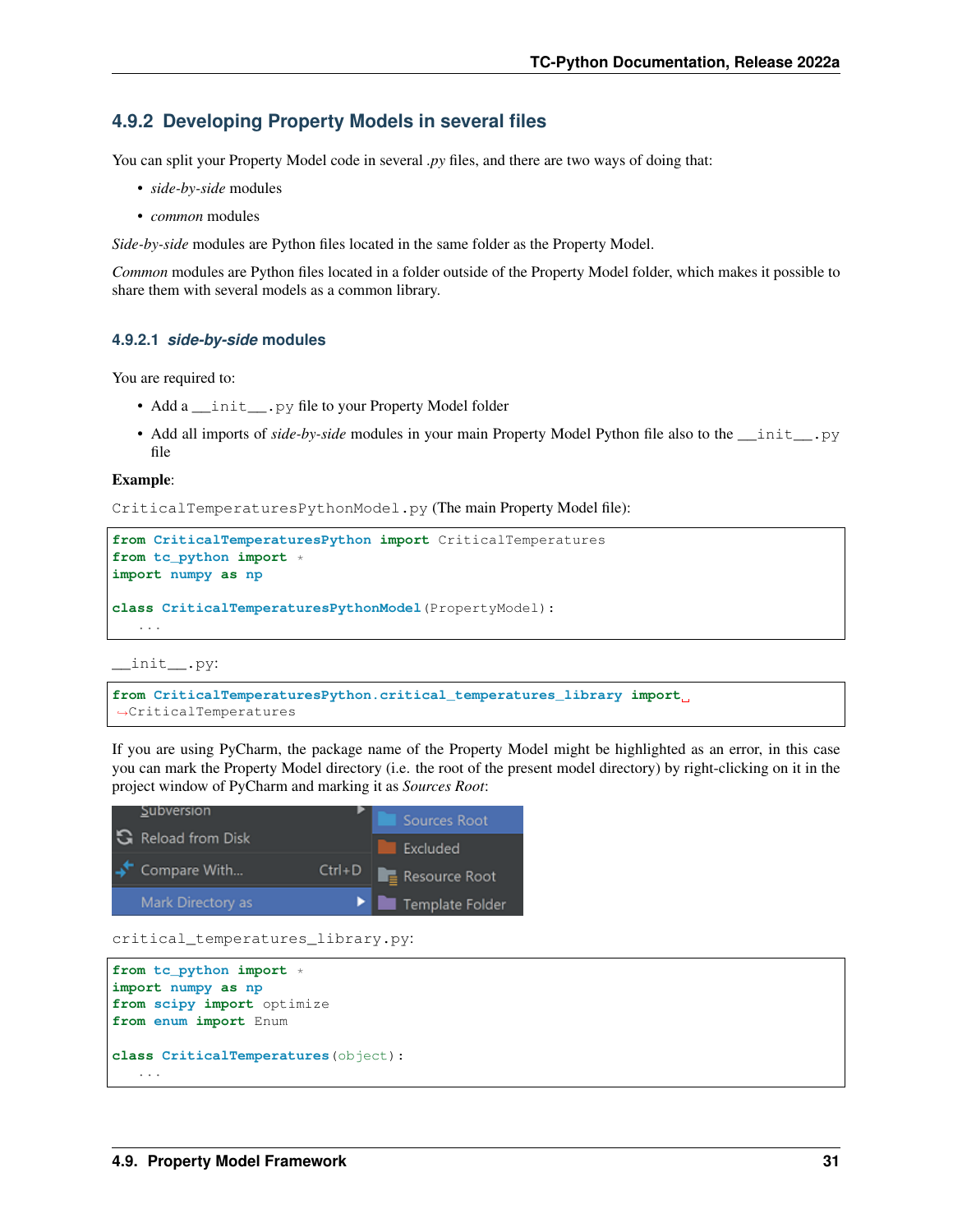### 4.9.2 Developing Property Models in several files

You can split your Property Model code in several *.py* files, and there are two ways of doing that:

- *side-by-side* modules
- *common* modules

*Side-by-side* modules are Python files located in the same folder as the Property Model.

*Common* modules are Python files located in a folder outside of the Property Model folder, which makes it possible to share them with several models as a common library.

#### 4.9.2.1 *side-by-side* modules

You are required to:

- Add a `__init__.py` file to your Property Model folder
- Add all imports of *side-by-side* modules in your main Property Model Python file also to the `__init__.py` file

**Example**:

`CriticalTemperaturesPythonModel.py` (The main Property Model file):

```
from CriticalTemperaturesPython import CriticalTemperatures
from tc_python import *
import numpy as np

class CriticalTemperaturesPythonModel(PropertyModel):
    ...
```

`__init__.py`:

```
from CriticalTemperaturesPython.critical_temperatures_library import CriticalTemperatures
```

If you are using PyCharm, the package name of the Property Model might be highlighted as an error, in this case you can mark the Property Model directory (i.e. the root of the present model directory) by right-clicking on it in the project window of PyCharm and marking it as *Sources Root*:

`critical_temperatures_library.py`:

```
from tc_python import *
import numpy as np
from scipy import optimize
from enum import Enum

class CriticalTemperatures(object):
    ...
```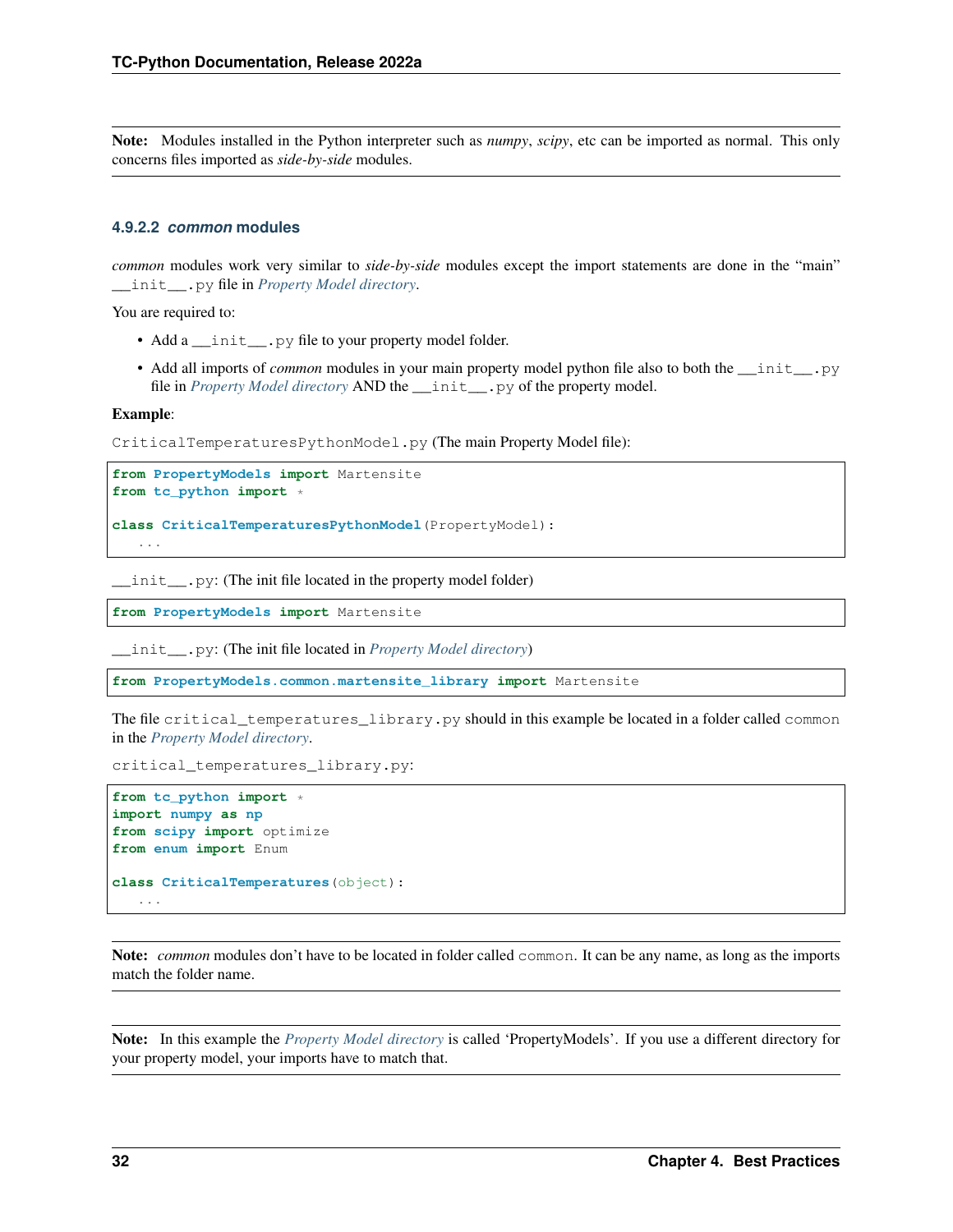**Note:** Modules installed in the Python interpreter such as *numpy*, *scipy*, etc can be imported as normal. This only concerns files imported as *side-by-side* modules.

#### 4.9.2.2 *common* modules

*common* modules work very similar to *side-by-side* modules except the import statements are done in the "main" `__init__.py` file in *Property Model directory*.

You are required to:

- Add a `__init__.py` file to your property model folder.
- Add all imports of *common* modules in your main property model python file also to both the `__init__.py` file in *Property Model directory* AND the `__init__.py` of the property model.

**Example**:

`CriticalTemperaturesPythonModel.py` (The main Property Model file):

```
from PropertyModels import Martensite
from tc_python import *

class CriticalTemperaturesPythonModel(PropertyModel):
    ...
```

`__init__.py`: (The init file located in the property model folder)

```
from PropertyModels import Martensite
```

`__init__.py`: (The init file located in *Property Model directory*)

```
from PropertyModels.common.martensite_library import Martensite
```

The file `critical_temperatures_library.py` should in this example be located in a folder called `common` in the *Property Model directory*.

`critical_temperatures_library.py`:

```
from tc_python import *
import numpy as np
from scipy import optimize
from enum import Enum

class CriticalTemperatures(object):
    ...
```

**Note:** *common* modules don't have to be located in folder called `common`. It can be any name, as long as the imports match the folder name.

**Note:** In this example the *Property Model directory* is called 'PropertyModels'. If you use a different directory for your property model, your imports have to match that.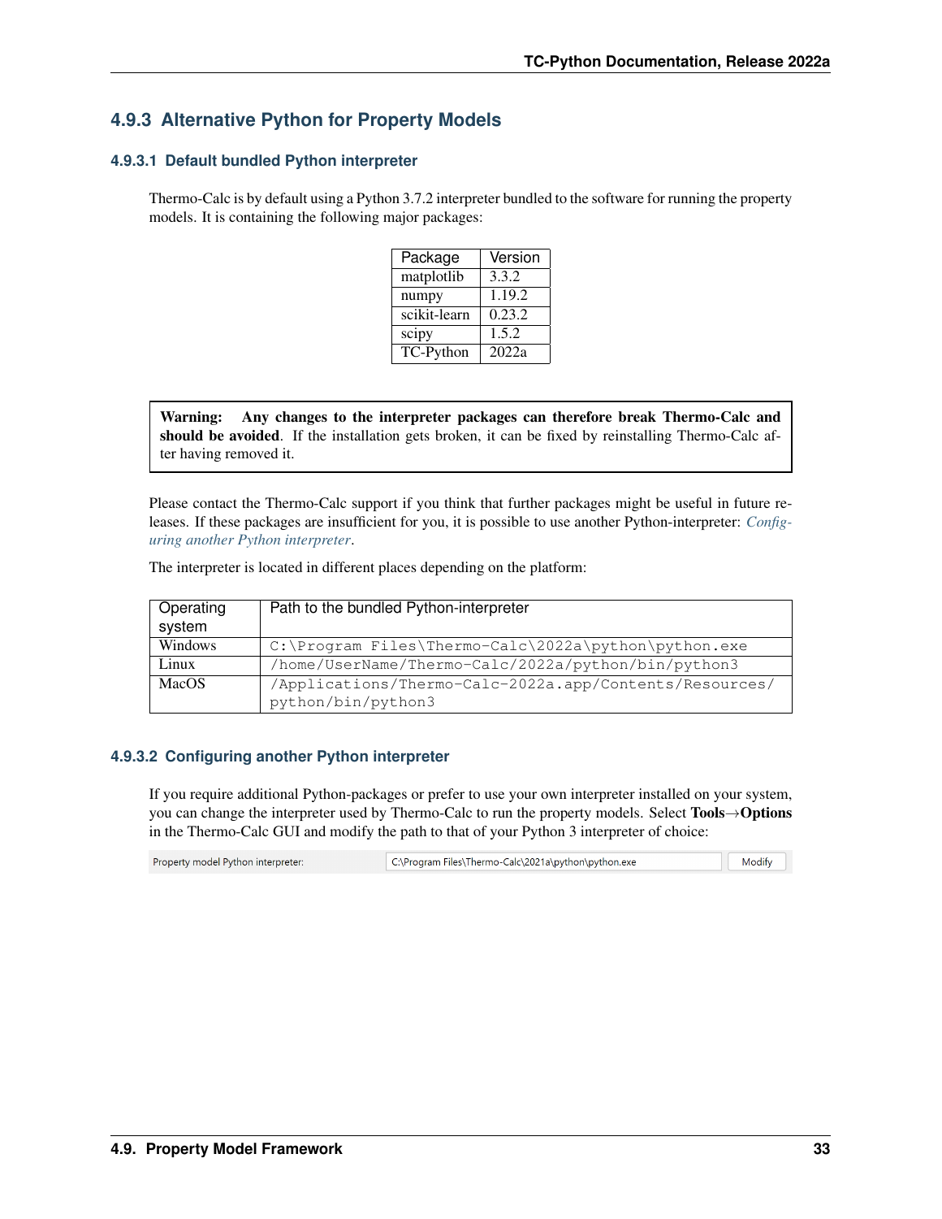### 4.9.3 Alternative Python for Property Models

#### 4.9.3.1 Default bundled Python interpreter

Thermo-Calc is by default using a Python 3.7.2 interpreter bundled to the software for running the property models. It is containing the following major packages:

| Package | Version |
|---|---|
| matplotlib | 3.3.2 |
| numpy | 1.19.2 |
| scikit-learn | 0.23.2 |
| scipy | 1.5.2 |
| TC-Python | 2022a |

> **Warning: Any changes to the interpreter packages can therefore break Thermo-Calc and should be avoided**. If the installation gets broken, it can be fixed by reinstalling Thermo-Calc after having removed it.

Please contact the Thermo-Calc support if you think that further packages might be useful in future releases. If these packages are insufficient for you, it is possible to use another Python-interpreter: *Configuring another Python interpreter*.

The interpreter is located in different places depending on the platform:

| Operating system | Path to the bundled Python-interpreter |
|---|---|
| Windows | `C:\Program Files\Thermo-Calc\2022a\python\python.exe` |
| Linux | `/home/UserName/Thermo-Calc/2022a/python/bin/python3` |
| MacOS | `/Applications/Thermo-Calc-2022a.app/Contents/Resources/python/bin/python3` |

#### 4.9.3.2 Configuring another Python interpreter

If you require additional Python-packages or prefer to use your own interpreter installed on your system, you can change the interpreter used by Thermo-Calc to run the property models. Select **Tools→Options** in the Thermo-Calc GUI and modify the path to that of your Python 3 interpreter of choice:

Property model Python interpreter: C:\Program Files\Thermo-Calc\2021a\python\python.exe Modify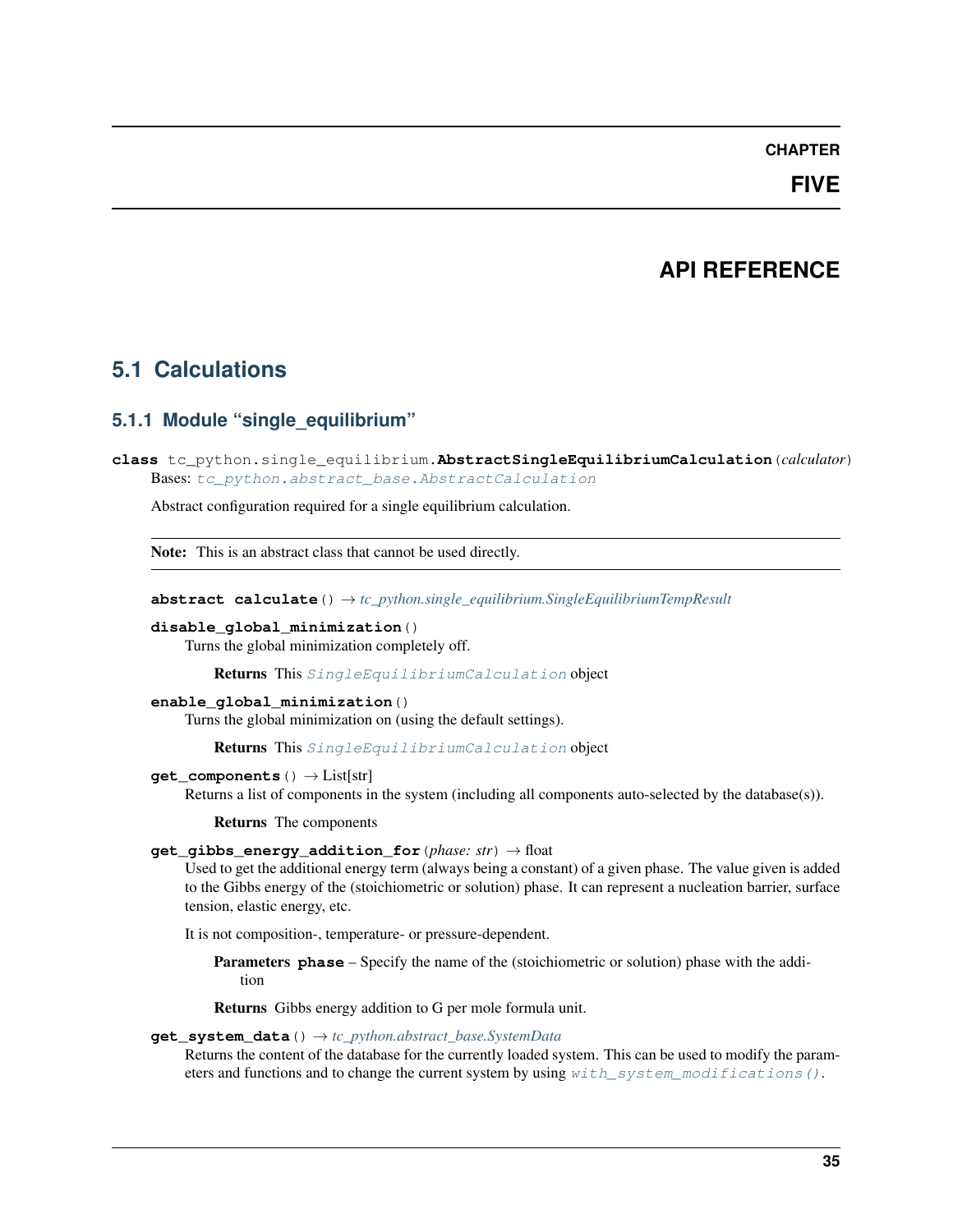# CHAPTER FIVE

# API REFERENCE

## 5.1 Calculations

### 5.1.1 Module "single_equilibrium"

**class** tc_python.single_equilibrium.**AbstractSingleEquilibriumCalculation**(*calculator*)

Bases: `tc_python.abstract_base.AbstractCalculation`

Abstract configuration required for a single equilibrium calculation.

**Note:** This is an abstract class that cannot be used directly.

**abstract calculate**() → *tc_python.single_equilibrium.SingleEquilibriumTempResult*

**disable_global_minimization**()

Turns the global minimization completely off.

**Returns** This `SingleEquilibriumCalculation` object

**enable_global_minimization**()

Turns the global minimization on (using the default settings).

**Returns** This `SingleEquilibriumCalculation` object

**get_components**() → List[str]

Returns a list of components in the system (including all components auto-selected by the database(s)).

**Returns** The components

**get_gibbs_energy_addition_for**(*phase: str*) → float

Used to get the additional energy term (always being a constant) of a given phase. The value given is added to the Gibbs energy of the (stoichiometric or solution) phase. It can represent a nucleation barrier, surface tension, elastic energy, etc.

It is not composition-, temperature- or pressure-dependent.

**Parameters** **phase** – Specify the name of the (stoichiometric or solution) phase with the addition

**Returns** Gibbs energy addition to G per mole formula unit.

**get_system_data**() → *tc_python.abstract_base.SystemData*

Returns the content of the database for the currently loaded system. This can be used to modify the parameters and functions and to change the current system by using `with_system_modifications()`.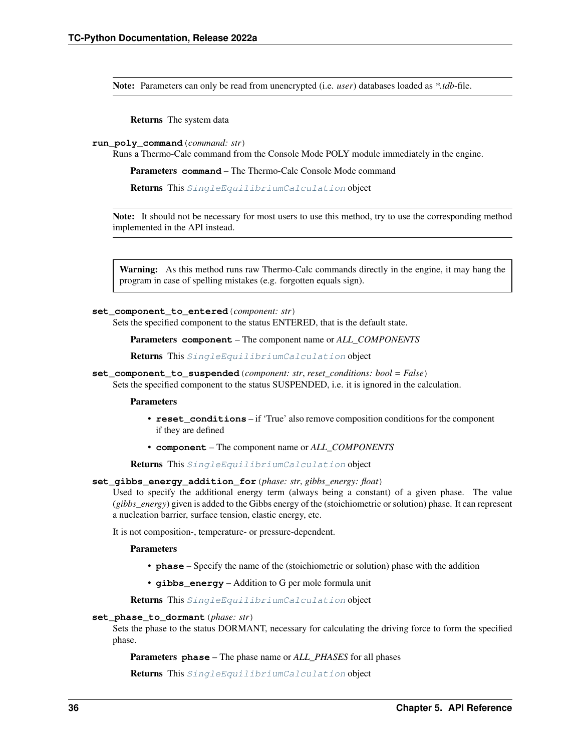**Note:** Parameters can only be read from unencrypted (i.e. *user*) databases loaded as *.tdb-file.

**Returns** The system data

**run_poly_command**(*command: str*)

Runs a Thermo-Calc command from the Console Mode POLY module immediately in the engine.

**Parameters** **command** – The Thermo-Calc Console Mode command

**Returns** This `SingleEquilibriumCalculation` object

**Note:** It should not be necessary for most users to use this method, try to use the corresponding method implemented in the API instead.

**Warning:** As this method runs raw Thermo-Calc commands directly in the engine, it may hang the program in case of spelling mistakes (e.g. forgotten equals sign).

**set_component_to_entered**(*component: str*)

Sets the specified component to the status ENTERED, that is the default state.

**Parameters** **component** – The component name or *ALL_COMPONENTS*

**Returns** This `SingleEquilibriumCalculation` object

**set_component_to_suspended**(*component: str*, *reset_conditions: bool = False*)

Sets the specified component to the status SUSPENDED, i.e. it is ignored in the calculation.

**Parameters**

- **reset_conditions** – if 'True' also remove composition conditions for the component if they are defined
- **component** – The component name or *ALL_COMPONENTS*

**Returns** This `SingleEquilibriumCalculation` object

**set_gibbs_energy_addition_for**(*phase: str*, *gibbs_energy: float*)

Used to specify the additional energy term (always being a constant) of a given phase. The value (*gibbs_energy*) given is added to the Gibbs energy of the (stoichiometric or solution) phase. It can represent a nucleation barrier, surface tension, elastic energy, etc.

It is not composition-, temperature- or pressure-dependent.

**Parameters**

- **phase** – Specify the name of the (stoichiometric or solution) phase with the addition
- **gibbs_energy** – Addition to G per mole formula unit

**Returns** This `SingleEquilibriumCalculation` object

**set_phase_to_dormant**(*phase: str*)

Sets the phase to the status DORMANT, necessary for calculating the driving force to form the specified phase.

**Parameters** **phase** – The phase name or *ALL_PHASES* for all phases

**Returns** This `SingleEquilibriumCalculation` object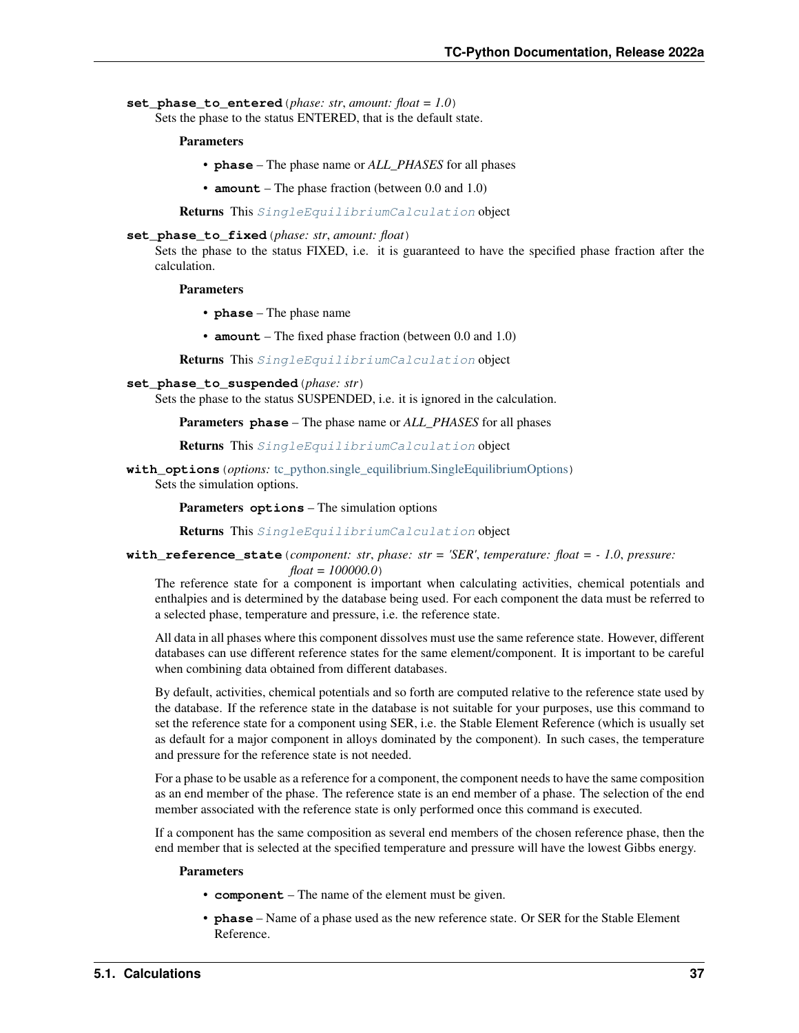**set_phase_to_entered**(*phase: str*, *amount: float = 1.0*)

Sets the phase to the status ENTERED, that is the default state.

**Parameters**

- **phase** – The phase name or *ALL_PHASES* for all phases
- **amount** – The phase fraction (between 0.0 and 1.0)

**Returns** This *SingleEquilibriumCalculation* object

**set_phase_to_fixed**(*phase: str*, *amount: float*)

Sets the phase to the status FIXED, i.e. it is guaranteed to have the specified phase fraction after the calculation.

**Parameters**

- **phase** – The phase name
- **amount** – The fixed phase fraction (between 0.0 and 1.0)

**Returns** This *SingleEquilibriumCalculation* object

**set_phase_to_suspended**(*phase: str*)

Sets the phase to the status SUSPENDED, i.e. it is ignored in the calculation.

**Parameters** **phase** – The phase name or *ALL_PHASES* for all phases

**Returns** This *SingleEquilibriumCalculation* object

**with_options**(*options:* tc_python.single_equilibrium.SingleEquilibriumOptions)

Sets the simulation options.

**Parameters** **options** – The simulation options

**Returns** This *SingleEquilibriumCalculation* object

**with_reference_state**(*component: str*, *phase: str = 'SER'*, *temperature: float = - 1.0*, *pressure: float = 100000.0*)

The reference state for a component is important when calculating activities, chemical potentials and enthalpies and is determined by the database being used. For each component the data must be referred to a selected phase, temperature and pressure, i.e. the reference state.

All data in all phases where this component dissolves must use the same reference state. However, different databases can use different reference states for the same element/component. It is important to be careful when combining data obtained from different databases.

By default, activities, chemical potentials and so forth are computed relative to the reference state used by the database. If the reference state in the database is not suitable for your purposes, use this command to set the reference state for a component using SER, i.e. the Stable Element Reference (which is usually set as default for a major component in alloys dominated by the component). In such cases, the temperature and pressure for the reference state is not needed.

For a phase to be usable as a reference for a component, the component needs to have the same composition as an end member of the phase. The reference state is an end member of a phase. The selection of the end member associated with the reference state is only performed once this command is executed.

If a component has the same composition as several end members of the chosen reference phase, then the end member that is selected at the specified temperature and pressure will have the lowest Gibbs energy.

**Parameters**

- **component** – The name of the element must be given.
- **phase** – Name of a phase used as the new reference state. Or SER for the Stable Element Reference.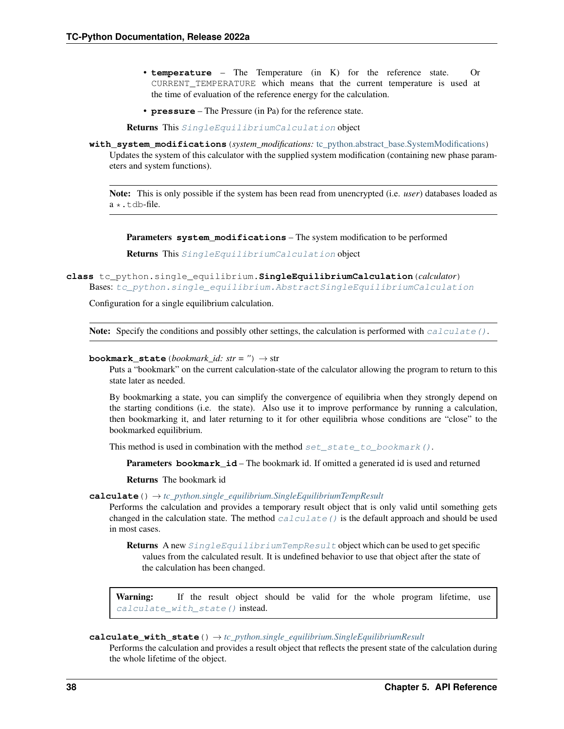- **temperature** – The Temperature (in K) for the reference state. Or CURRENT_TEMPERATURE which means that the current temperature is used at the time of evaluation of the reference energy for the calculation.
- **pressure** – The Pressure (in Pa) for the reference state.

**Returns** This *SingleEquilibriumCalculation* object

**with_system_modifications**(*system_modifications: tc_python.abstract_base.SystemModifications*)

Updates the system of this calculator with the supplied system modification (containing new phase parameters and system functions).

> **Note:** This is only possible if the system has been read from unencrypted (i.e. *user*) databases loaded as a `*.tdb`-file.

**Parameters** **system_modifications** – The system modification to be performed

**Returns** This *SingleEquilibriumCalculation* object

**class** tc_python.single_equilibrium.**SingleEquilibriumCalculation**(*calculator*)

Bases: *tc_python.single_equilibrium.AbstractSingleEquilibriumCalculation*

Configuration for a single equilibrium calculation.

> **Note:** Specify the conditions and possibly other settings, the calculation is performed with *calculate()*.

**bookmark_state**(*bookmark_id: str = ''*) → str

Puts a "bookmark" on the current calculation-state of the calculator allowing the program to return to this state later as needed.

By bookmarking a state, you can simplify the convergence of equilibria when they strongly depend on the starting conditions (i.e. the state). Also use it to improve performance by running a calculation, then bookmarking it, and later returning to it for other equilibria whose conditions are "close" to the bookmarked equilibrium.

This method is used in combination with the method *set_state_to_bookmark()*.

**Parameters** **bookmark_id** – The bookmark id. If omitted a generated id is used and returned

**Returns** The bookmark id

**calculate**() → *tc_python.single_equilibrium.SingleEquilibriumTempResult*

Performs the calculation and provides a temporary result object that is only valid until something gets changed in the calculation state. The method *calculate()* is the default approach and should be used in most cases.

**Returns** A new *SingleEquilibriumTempResult* object which can be used to get specific values from the calculated result. It is undefined behavior to use that object after the state of the calculation has been changed.

> **Warning:** If the result object should be valid for the whole program lifetime, use *calculate_with_state()* instead.

**calculate_with_state**() → *tc_python.single_equilibrium.SingleEquilibriumResult*

Performs the calculation and provides a result object that reflects the present state of the calculation during the whole lifetime of the object.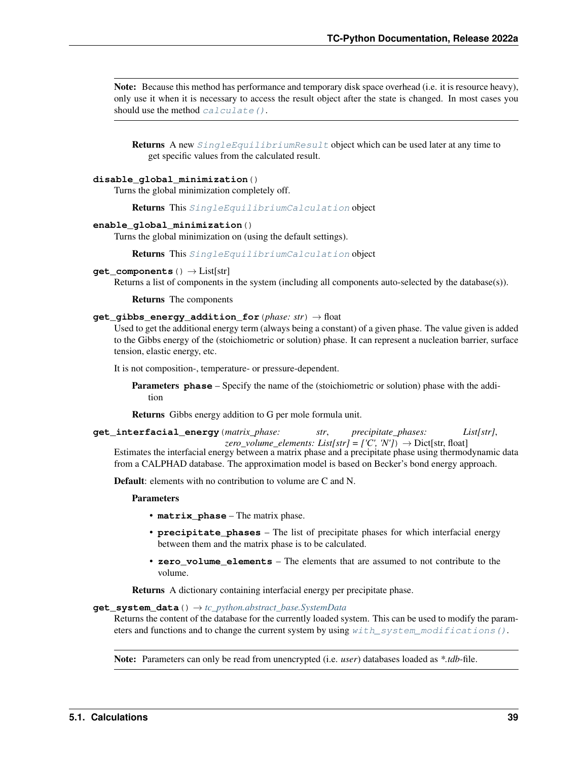**Note:** Because this method has performance and temporary disk space overhead (i.e. it is resource heavy), only use it when it is necessary to access the result object after the state is changed. In most cases you should use the method `calculate()`.

**Returns** A new `SingleEquilibriumResult` object which can be used later at any time to get specific values from the calculated result.

**`disable_global_minimization()`**

Turns the global minimization completely off.

**Returns** This `SingleEquilibriumCalculation` object

**`enable_global_minimization()`**

Turns the global minimization on (using the default settings).

**Returns** This `SingleEquilibriumCalculation` object

**`get_components()`** → List[str]

Returns a list of components in the system (including all components auto-selected by the database(s)).

**Returns** The components

**`get_gibbs_energy_addition_for`**(*phase: str*) → float

Used to get the additional energy term (always being a constant) of a given phase. The value given is added to the Gibbs energy of the (stoichiometric or solution) phase. It can represent a nucleation barrier, surface tension, elastic energy, etc.

It is not composition-, temperature- or pressure-dependent.

**Parameters** **`phase`** – Specify the name of the (stoichiometric or solution) phase with the addition

**Returns** Gibbs energy addition to G per mole formula unit.

**`get_interfacial_energy`**(*matrix_phase: str*, *precipitate_phases: List[str]*, *zero_volume_elements: List[str] = ['C', 'N']*) → Dict[str, float]

Estimates the interfacial energy between a matrix phase and a precipitate phase using thermodynamic data from a CALPHAD database. The approximation model is based on Becker's bond energy approach.

**Default**: elements with no contribution to volume are C and N.

**Parameters**

- **`matrix_phase`** – The matrix phase.
- **`precipitate_phases`** – The list of precipitate phases for which interfacial energy between them and the matrix phase is to be calculated.
- **`zero_volume_elements`** – The elements that are assumed to not contribute to the volume.

**Returns** A dictionary containing interfacial energy per precipitate phase.

**`get_system_data()`** → *tc_python.abstract_base.SystemData*

Returns the content of the database for the currently loaded system. This can be used to modify the parameters and functions and to change the current system by using `with_system_modifications()`.

**Note:** Parameters can only be read from unencrypted (i.e. *user*) databases loaded as *\*.tdb*-file.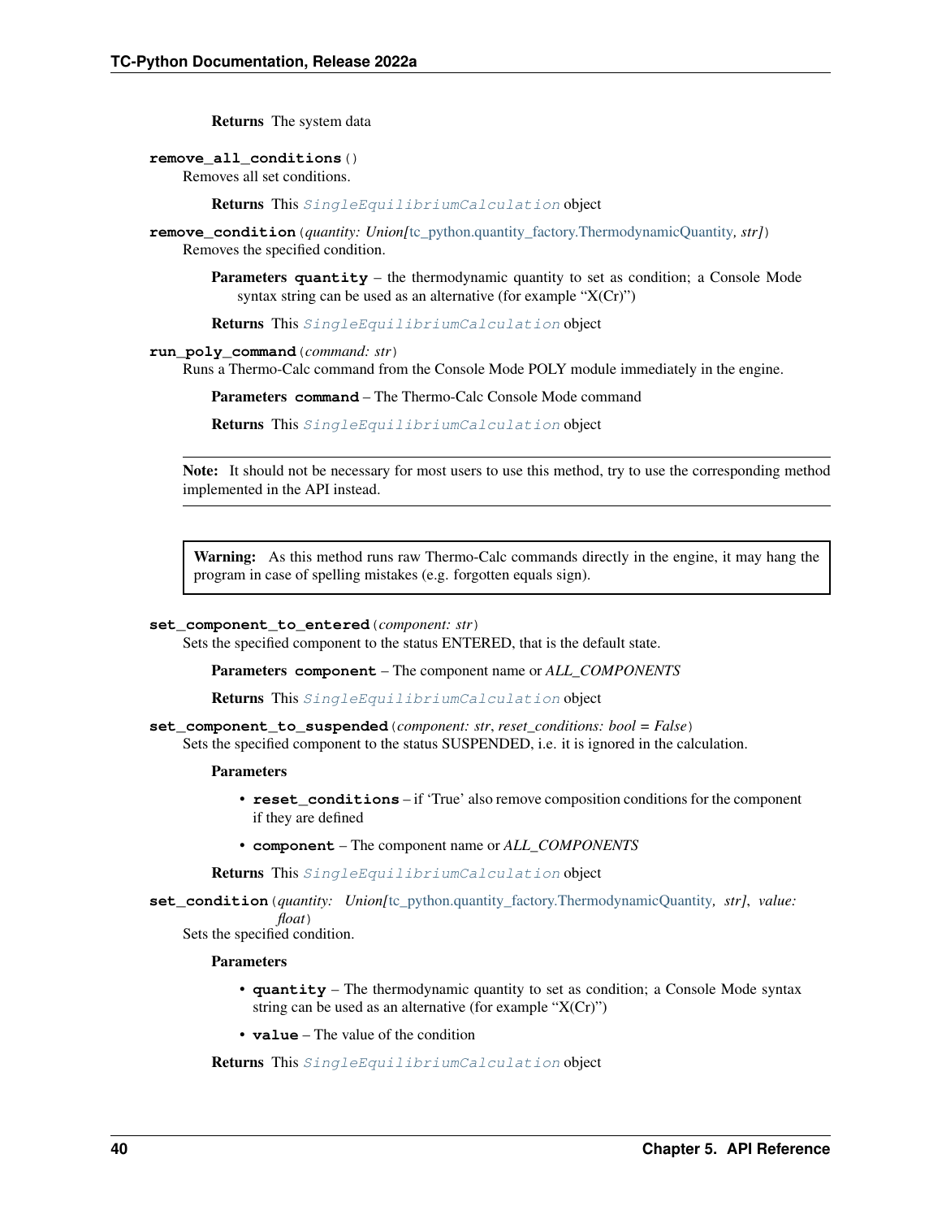**Returns** The system data

**remove_all_conditions**()

Removes all set conditions.

**Returns** This `SingleEquilibriumCalculation` object

**remove_condition**(*quantity: Union[*tc_python.quantity_factory.ThermodynamicQuantity*, str]*)

Removes the specified condition.

**Parameters** **quantity** – the thermodynamic quantity to set as condition; a Console Mode syntax string can be used as an alternative (for example "X(Cr)")

**Returns** This `SingleEquilibriumCalculation` object

**run_poly_command**(*command: str*)

Runs a Thermo-Calc command from the Console Mode POLY module immediately in the engine.

**Parameters** **command** – The Thermo-Calc Console Mode command

**Returns** This `SingleEquilibriumCalculation` object

---

**Note:** It should not be necessary for most users to use this method, try to use the corresponding method implemented in the API instead.

---

> **Warning:** As this method runs raw Thermo-Calc commands directly in the engine, it may hang the program in case of spelling mistakes (e.g. forgotten equals sign).

**set_component_to_entered**(*component: str*)

Sets the specified component to the status ENTERED, that is the default state.

**Parameters** **component** – The component name or *ALL_COMPONENTS*

**Returns** This `SingleEquilibriumCalculation` object

**set_component_to_suspended**(*component: str*, *reset_conditions: bool = False*)

Sets the specified component to the status SUSPENDED, i.e. it is ignored in the calculation.

**Parameters**

- **reset_conditions** – if 'True' also remove composition conditions for the component if they are defined
- **component** – The component name or *ALL_COMPONENTS*

**Returns** This `SingleEquilibriumCalculation` object

**set_condition**(*quantity: Union[*tc_python.quantity_factory.ThermodynamicQuantity*, str]*, *value: float*)

Sets the specified condition.

**Parameters**

- **quantity** – The thermodynamic quantity to set as condition; a Console Mode syntax string can be used as an alternative (for example "X(Cr)")
- **value** – The value of the condition

**Returns** This `SingleEquilibriumCalculation` object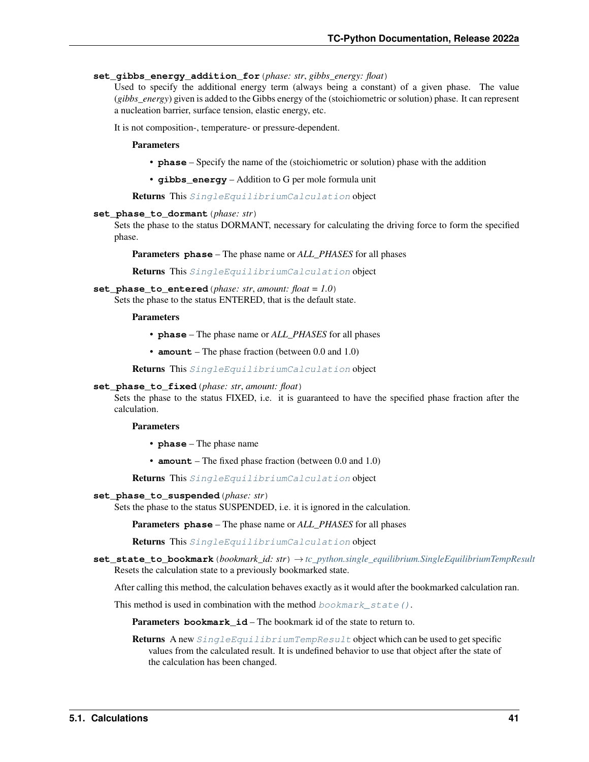**set_gibbs_energy_addition_for**(*phase: str*, *gibbs_energy: float*)

Used to specify the additional energy term (always being a constant) of a given phase. The value (*gibbs_energy*) given is added to the Gibbs energy of the (stoichiometric or solution) phase. It can represent a nucleation barrier, surface tension, elastic energy, etc.

It is not composition-, temperature- or pressure-dependent.

**Parameters**

- **phase** – Specify the name of the (stoichiometric or solution) phase with the addition
- **gibbs_energy** – Addition to G per mole formula unit

**Returns** This *SingleEquilibriumCalculation* object

**set_phase_to_dormant**(*phase: str*)

Sets the phase to the status DORMANT, necessary for calculating the driving force to form the specified phase.

**Parameters** **phase** – The phase name or *ALL_PHASES* for all phases

**Returns** This *SingleEquilibriumCalculation* object

**set_phase_to_entered**(*phase: str*, *amount: float = 1.0*)

Sets the phase to the status ENTERED, that is the default state.

**Parameters**

- **phase** – The phase name or *ALL_PHASES* for all phases
- **amount** – The phase fraction (between 0.0 and 1.0)

**Returns** This *SingleEquilibriumCalculation* object

**set_phase_to_fixed**(*phase: str*, *amount: float*)

Sets the phase to the status FIXED, i.e. it is guaranteed to have the specified phase fraction after the calculation.

**Parameters**

- **phase** – The phase name
- **amount** – The fixed phase fraction (between 0.0 and 1.0)

**Returns** This *SingleEquilibriumCalculation* object

**set_phase_to_suspended**(*phase: str*)

Sets the phase to the status SUSPENDED, i.e. it is ignored in the calculation.

**Parameters** **phase** – The phase name or *ALL_PHASES* for all phases

**Returns** This *SingleEquilibriumCalculation* object

**set_state_to_bookmark**(*bookmark_id: str*) → *tc_python.single_equilibrium.SingleEquilibriumTempResult*

Resets the calculation state to a previously bookmarked state.

After calling this method, the calculation behaves exactly as it would after the bookmarked calculation ran.

This method is used in combination with the method *bookmark_state()*.

**Parameters** **bookmark_id** – The bookmark id of the state to return to.

**Returns** A new *SingleEquilibriumTempResult* object which can be used to get specific values from the calculated result. It is undefined behavior to use that object after the state of the calculation has been changed.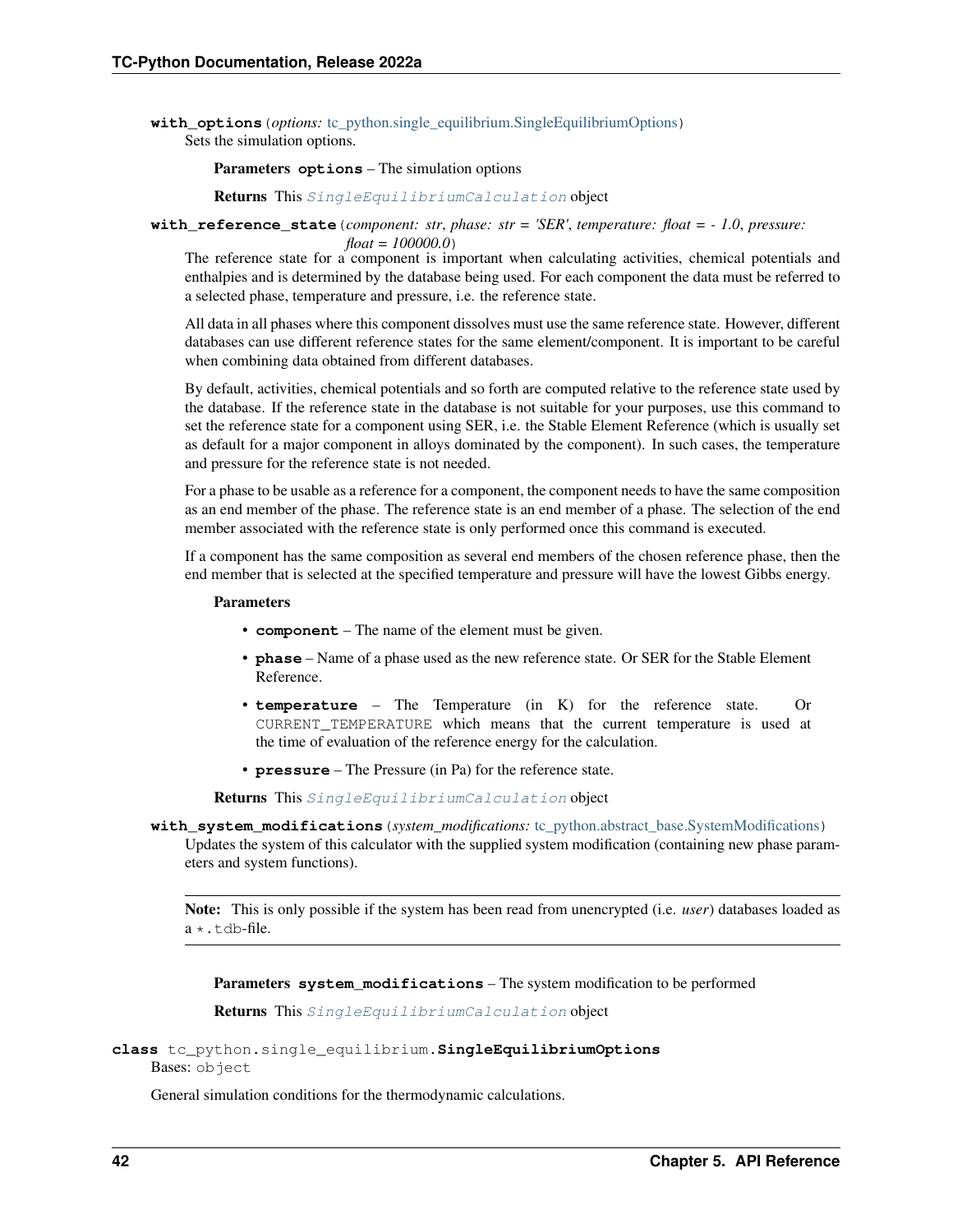**with_options**(*options: tc_python.single_equilibrium.SingleEquilibriumOptions*)

Sets the simulation options.

**Parameters** **options** – The simulation options

**Returns** This *SingleEquilibriumCalculation* object

**with_reference_state**(*component: str, phase: str = 'SER', temperature: float = - 1.0, pressure: float = 100000.0*)

The reference state for a component is important when calculating activities, chemical potentials and enthalpies and is determined by the database being used. For each component the data must be referred to a selected phase, temperature and pressure, i.e. the reference state.

All data in all phases where this component dissolves must use the same reference state. However, different databases can use different reference states for the same element/component. It is important to be careful when combining data obtained from different databases.

By default, activities, chemical potentials and so forth are computed relative to the reference state used by the database. If the reference state in the database is not suitable for your purposes, use this command to set the reference state for a component using SER, i.e. the Stable Element Reference (which is usually set as default for a major component in alloys dominated by the component). In such cases, the temperature and pressure for the reference state is not needed.

For a phase to be usable as a reference for a component, the component needs to have the same composition as an end member of the phase. The reference state is an end member of a phase. The selection of the end member associated with the reference state is only performed once this command is executed.

If a component has the same composition as several end members of the chosen reference phase, then the end member that is selected at the specified temperature and pressure will have the lowest Gibbs energy.

**Parameters**

- **component** – The name of the element must be given.
- **phase** – Name of a phase used as the new reference state. Or SER for the Stable Element Reference.
- **temperature** – The Temperature (in K) for the reference state. Or `CURRENT_TEMPERATURE` which means that the current temperature is used at the time of evaluation of the reference energy for the calculation.
- **pressure** – The Pressure (in Pa) for the reference state.

**Returns** This *SingleEquilibriumCalculation* object

**with_system_modifications**(*system_modifications: tc_python.abstract_base.SystemModifications*)

Updates the system of this calculator with the supplied system modification (containing new phase parameters and system functions).

**Note:** This is only possible if the system has been read from unencrypted (i.e. *user*) databases loaded as a `*.tdb`-file.

**Parameters** **system_modifications** – The system modification to be performed

**Returns** This *SingleEquilibriumCalculation* object

**class** tc_python.single_equilibrium.**SingleEquilibriumOptions**

Bases: `object`

General simulation conditions for the thermodynamic calculations.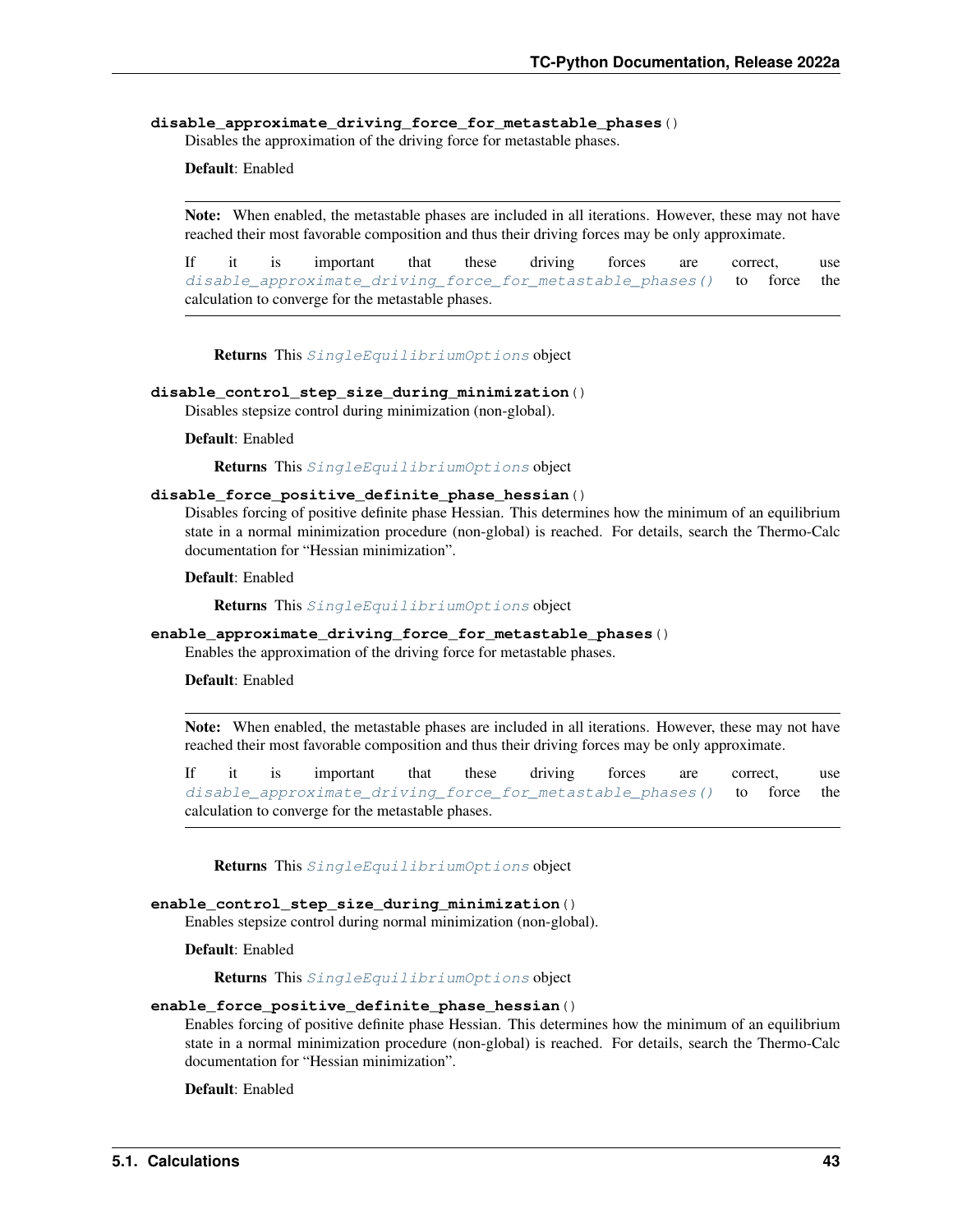**disable_approximate_driving_force_for_metastable_phases**()

Disables the approximation of the driving force for metastable phases.

**Default**: Enabled

---

**Note:** When enabled, the metastable phases are included in all iterations. However, these may not have reached their most favorable composition and thus their driving forces may be only approximate.

If it is important that these driving forces are correct, use *disable_approximate_driving_force_for_metastable_phases()* to force the calculation to converge for the metastable phases.

---

**Returns** This *SingleEquilibriumOptions* object

**disable_control_step_size_during_minimization**()

Disables stepsize control during minimization (non-global).

**Default**: Enabled

**Returns** This *SingleEquilibriumOptions* object

**disable_force_positive_definite_phase_hessian**()

Disables forcing of positive definite phase Hessian. This determines how the minimum of an equilibrium state in a normal minimization procedure (non-global) is reached. For details, search the Thermo-Calc documentation for "Hessian minimization".

**Default**: Enabled

**Returns** This *SingleEquilibriumOptions* object

**enable_approximate_driving_force_for_metastable_phases**()

Enables the approximation of the driving force for metastable phases.

**Default**: Enabled

---

**Note:** When enabled, the metastable phases are included in all iterations. However, these may not have reached their most favorable composition and thus their driving forces may be only approximate.

If it is important that these driving forces are correct, use *disable_approximate_driving_force_for_metastable_phases()* to force the calculation to converge for the metastable phases.

---

**Returns** This *SingleEquilibriumOptions* object

**enable_control_step_size_during_minimization**()

Enables stepsize control during normal minimization (non-global).

**Default**: Enabled

**Returns** This *SingleEquilibriumOptions* object

**enable_force_positive_definite_phase_hessian**()

Enables forcing of positive definite phase Hessian. This determines how the minimum of an equilibrium state in a normal minimization procedure (non-global) is reached. For details, search the Thermo-Calc documentation for "Hessian minimization".

**Default**: Enabled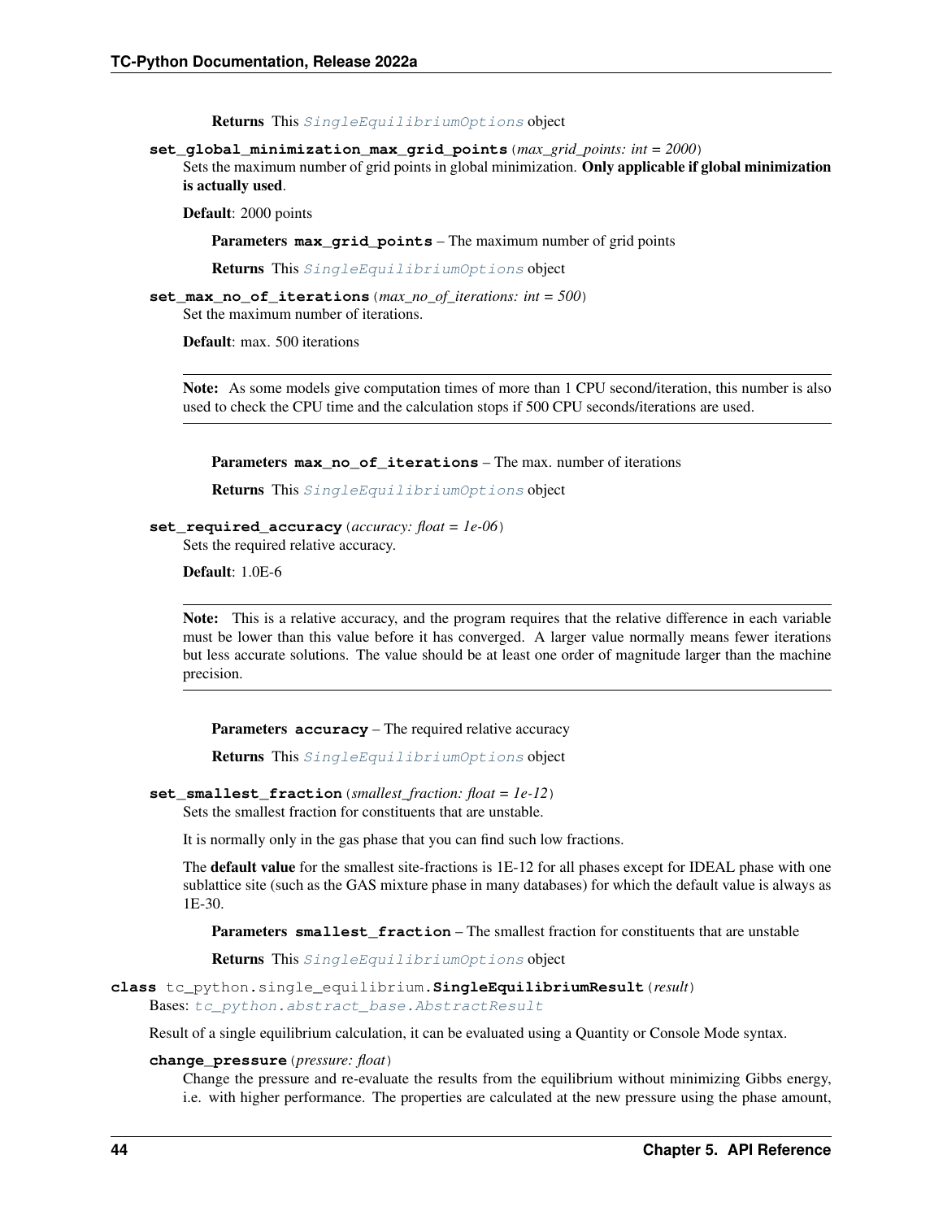**Returns** This `SingleEquilibriumOptions` object

**set_global_minimization_max_grid_points**(*max_grid_points: int = 2000*)

Sets the maximum number of grid points in global minimization. **Only applicable if global minimization is actually used**.

**Default**: 2000 points

**Parameters** **max_grid_points** – The maximum number of grid points

**Returns** This `SingleEquilibriumOptions` object

**set_max_no_of_iterations**(*max_no_of_iterations: int = 500*)

Set the maximum number of iterations.

**Default**: max. 500 iterations

---

**Note:** As some models give computation times of more than 1 CPU second/iteration, this number is also used to check the CPU time and the calculation stops if 500 CPU seconds/iterations are used.

---

**Parameters** **max_no_of_iterations** – The max. number of iterations

**Returns** This `SingleEquilibriumOptions` object

**set_required_accuracy**(*accuracy: float = 1e-06*)

Sets the required relative accuracy.

**Default**: 1.0E-6

---

**Note:** This is a relative accuracy, and the program requires that the relative difference in each variable must be lower than this value before it has converged. A larger value normally means fewer iterations but less accurate solutions. The value should be at least one order of magnitude larger than the machine precision.

---

**Parameters** **accuracy** – The required relative accuracy

**Returns** This `SingleEquilibriumOptions` object

**set_smallest_fraction**(*smallest_fraction: float = 1e-12*)

Sets the smallest fraction for constituents that are unstable.

It is normally only in the gas phase that you can find such low fractions.

The **default value** for the smallest site-fractions is 1E-12 for all phases except for IDEAL phase with one sublattice site (such as the GAS mixture phase in many databases) for which the default value is always as 1E-30.

**Parameters** **smallest_fraction** – The smallest fraction for constituents that are unstable

**Returns** This `SingleEquilibriumOptions` object

**class** tc_python.single_equilibrium.**SingleEquilibriumResult**(*result*)

Bases: `tc_python.abstract_base.AbstractResult`

Result of a single equilibrium calculation, it can be evaluated using a Quantity or Console Mode syntax.

**change_pressure**(*pressure: float*)

Change the pressure and re-evaluate the results from the equilibrium without minimizing Gibbs energy, i.e. with higher performance. The properties are calculated at the new pressure using the phase amount,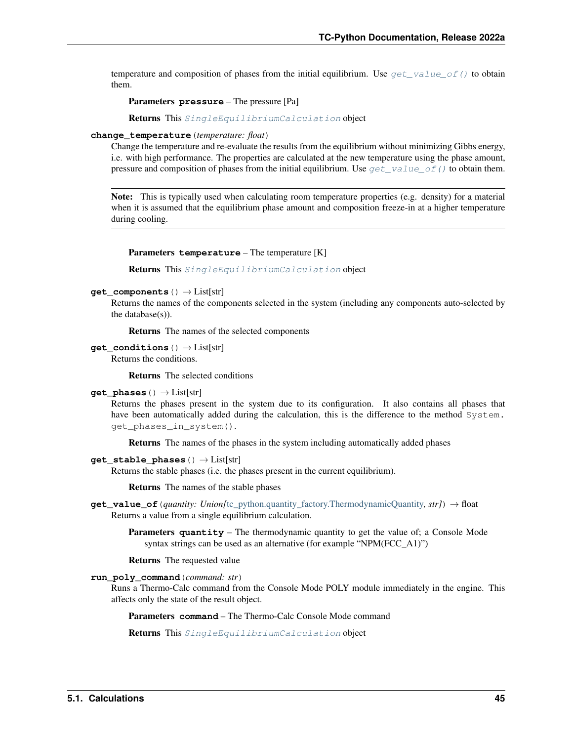temperature and composition of phases from the initial equilibrium. Use `get_value_of()` to obtain them.

**Parameters** **pressure** – The pressure [Pa]

**Returns** This `SingleEquilibriumCalculation` object

**change_temperature**(*temperature: float*)

Change the temperature and re-evaluate the results from the equilibrium without minimizing Gibbs energy, i.e. with high performance. The properties are calculated at the new temperature using the phase amount, pressure and composition of phases from the initial equilibrium. Use `get_value_of()` to obtain them.

---

**Note:** This is typically used when calculating room temperature properties (e.g. density) for a material when it is assumed that the equilibrium phase amount and composition freeze-in at a higher temperature during cooling.

---

**Parameters** **temperature** – The temperature [K]

**Returns** This `SingleEquilibriumCalculation` object

**get_components**() → List[str]

Returns the names of the components selected in the system (including any components auto-selected by the database(s)).

**Returns** The names of the selected components

**get_conditions**() → List[str]

Returns the conditions.

**Returns** The selected conditions

**get_phases**() → List[str]

Returns the phases present in the system due to its configuration. It also contains all phases that have been automatically added during the calculation, this is the difference to the method `System.get_phases_in_system()`.

**Returns** The names of the phases in the system including automatically added phases

**get_stable_phases**() → List[str]

Returns the stable phases (i.e. the phases present in the current equilibrium).

**Returns** The names of the stable phases

**get_value_of**(*quantity: Union[*tc_python.quantity_factory.ThermodynamicQuantity*, str]*) → float

Returns a value from a single equilibrium calculation.

**Parameters** **quantity** – The thermodynamic quantity to get the value of; a Console Mode syntax strings can be used as an alternative (for example "NPM(FCC_A1)")

**Returns** The requested value

**run_poly_command**(*command: str*)

Runs a Thermo-Calc command from the Console Mode POLY module immediately in the engine. This affects only the state of the result object.

**Parameters** **command** – The Thermo-Calc Console Mode command

**Returns** This `SingleEquilibriumCalculation` object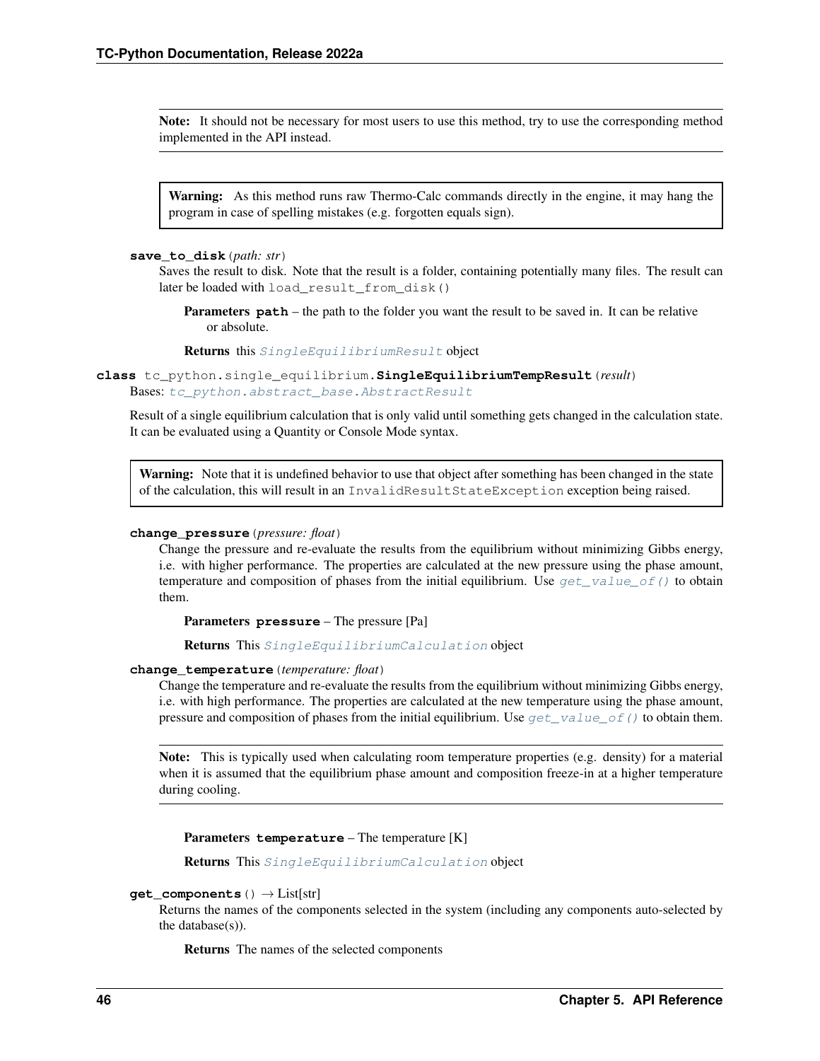**Note:** It should not be necessary for most users to use this method, try to use the corresponding method implemented in the API instead.

**Warning:** As this method runs raw Thermo-Calc commands directly in the engine, it may hang the program in case of spelling mistakes (e.g. forgotten equals sign).

**save_to_disk**(*path: str*)

Saves the result to disk. Note that the result is a folder, containing potentially many files. The result can later be loaded with `load_result_from_disk()`

**Parameters** **path** – the path to the folder you want the result to be saved in. It can be relative or absolute.

**Returns** this *SingleEquilibriumResult* object

**class** tc_python.single_equilibrium.**SingleEquilibriumTempResult**(*result*)

Bases: *tc_python.abstract_base.AbstractResult*

Result of a single equilibrium calculation that is only valid until something gets changed in the calculation state. It can be evaluated using a Quantity or Console Mode syntax.

**Warning:** Note that it is undefined behavior to use that object after something has been changed in the state of the calculation, this will result in an `InvalidResultStateException` exception being raised.

**change_pressure**(*pressure: float*)

Change the pressure and re-evaluate the results from the equilibrium without minimizing Gibbs energy, i.e. with higher performance. The properties are calculated at the new pressure using the phase amount, temperature and composition of phases from the initial equilibrium. Use *get_value_of()* to obtain them.

**Parameters** **pressure** – The pressure [Pa]

**Returns** This *SingleEquilibriumCalculation* object

**change_temperature**(*temperature: float*)

Change the temperature and re-evaluate the results from the equilibrium without minimizing Gibbs energy, i.e. with high performance. The properties are calculated at the new temperature using the phase amount, pressure and composition of phases from the initial equilibrium. Use *get_value_of()* to obtain them.

**Note:** This is typically used when calculating room temperature properties (e.g. density) for a material when it is assumed that the equilibrium phase amount and composition freeze-in at a higher temperature during cooling.

**Parameters** **temperature** – The temperature [K]

**Returns** This *SingleEquilibriumCalculation* object

**get_components**() → List[str]

Returns the names of the components selected in the system (including any components auto-selected by the database(s)).

**Returns** The names of the selected components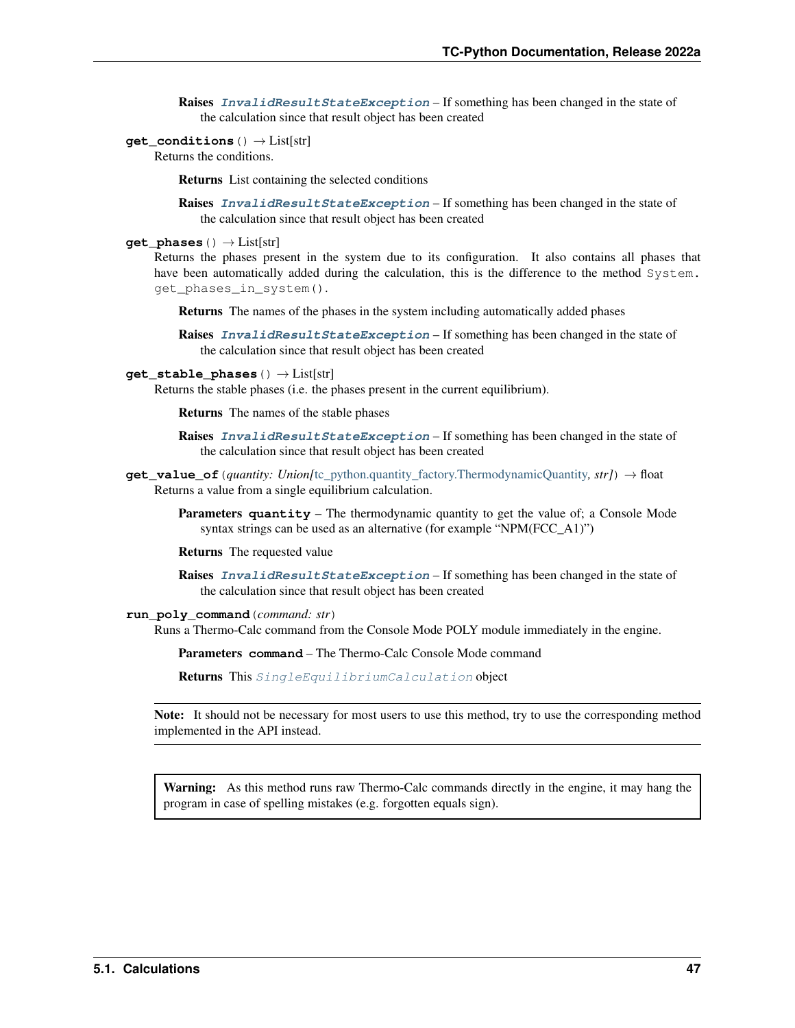**Raises** ***InvalidResultStateException*** – If something has been changed in the state of the calculation since that result object has been created

**get_conditions**() → List[str]

Returns the conditions.

**Returns** List containing the selected conditions

**Raises** ***InvalidResultStateException*** – If something has been changed in the state of the calculation since that result object has been created

**get_phases**() → List[str]

Returns the phases present in the system due to its configuration. It also contains all phases that have been automatically added during the calculation, this is the difference to the method `System.get_phases_in_system()`.

**Returns** The names of the phases in the system including automatically added phases

**Raises** ***InvalidResultStateException*** – If something has been changed in the state of the calculation since that result object has been created

**get_stable_phases**() → List[str]

Returns the stable phases (i.e. the phases present in the current equilibrium).

**Returns** The names of the stable phases

**Raises** ***InvalidResultStateException*** – If something has been changed in the state of the calculation since that result object has been created

**get_value_of**(*quantity: Union[*tc_python.quantity_factory.ThermodynamicQuantity*, str]*) → float

Returns a value from a single equilibrium calculation.

**Parameters** **quantity** – The thermodynamic quantity to get the value of; a Console Mode syntax strings can be used as an alternative (for example "NPM(FCC_A1)")

**Returns** The requested value

**Raises** ***InvalidResultStateException*** – If something has been changed in the state of the calculation since that result object has been created

**run_poly_command**(*command: str*)

Runs a Thermo-Calc command from the Console Mode POLY module immediately in the engine.

**Parameters** **command** – The Thermo-Calc Console Mode command

**Returns** This *SingleEquilibriumCalculation* object

**Note:** It should not be necessary for most users to use this method, try to use the corresponding method implemented in the API instead.

**Warning:** As this method runs raw Thermo-Calc commands directly in the engine, it may hang the program in case of spelling mistakes (e.g. forgotten equals sign).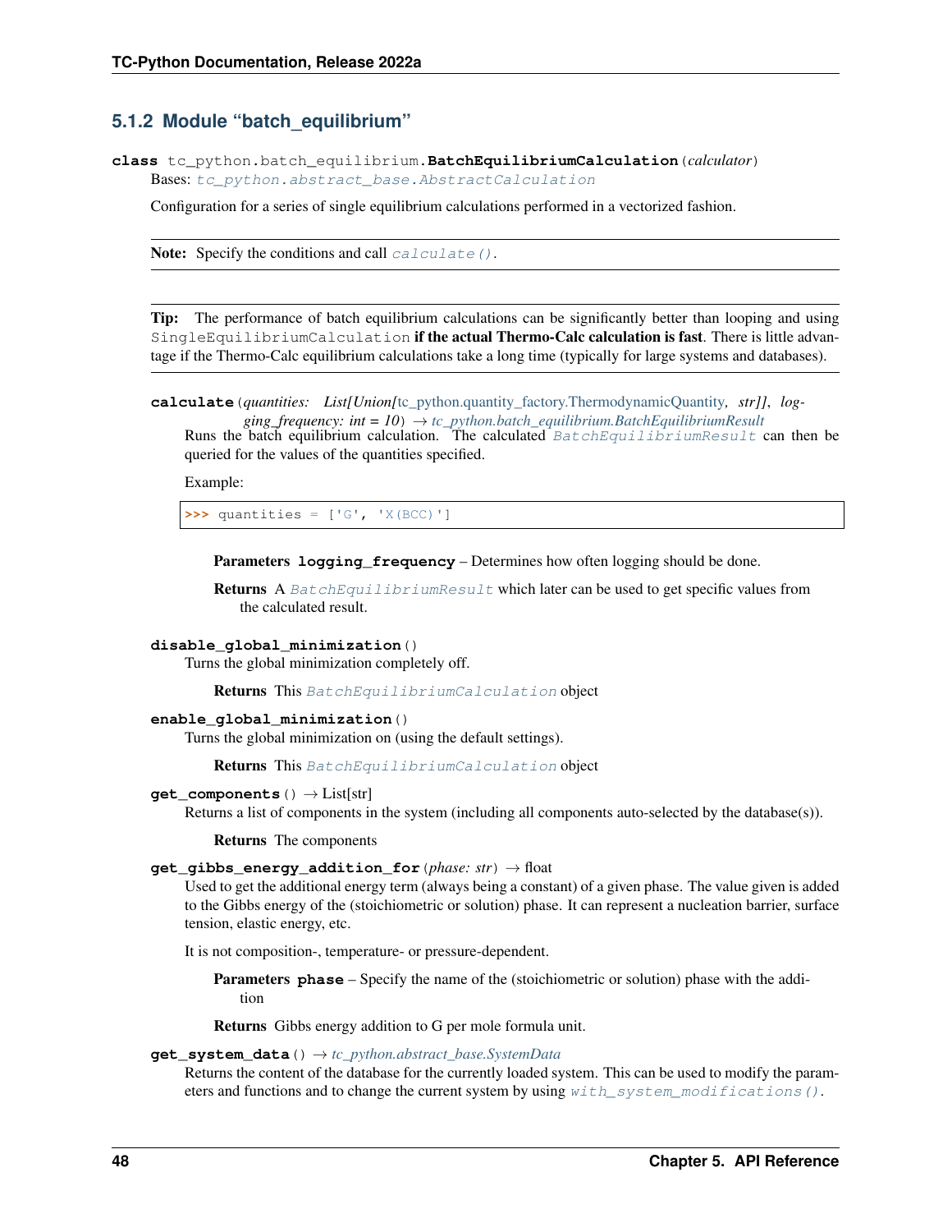### 5.1.2 Module "batch_equilibrium"

**class** tc_python.batch_equilibrium.**BatchEquilibriumCalculation**(*calculator*)

Bases: *tc_python.abstract_base.AbstractCalculation*

Configuration for a series of single equilibrium calculations performed in a vectorized fashion.

**Note:** Specify the conditions and call `calculate()`.

**Tip:** The performance of batch equilibrium calculations can be significantly better than looping and using `SingleEquilibriumCalculation` **if the actual Thermo-Calc calculation is fast**. There is little advantage if the Thermo-Calc equilibrium calculations take a long time (typically for large systems and databases).

**calculate**(*quantities: List[Union[tc_python.quantity_factory.ThermodynamicQuantity, str]], logging_frequency: int = 10*) → *tc_python.batch_equilibrium.BatchEquilibriumResult*

Runs the batch equilibrium calculation. The calculated `BatchEquilibriumResult` can then be queried for the values of the quantities specified.

Example:

```
>>> quantities = ['G', 'X(BCC)']
```

**Parameters** **logging_frequency** – Determines how often logging should be done.

**Returns** A `BatchEquilibriumResult` which later can be used to get specific values from the calculated result.

**disable_global_minimization**()

Turns the global minimization completely off.

**Returns** This `BatchEquilibriumCalculation` object

**enable_global_minimization**()

Turns the global minimization on (using the default settings).

**Returns** This `BatchEquilibriumCalculation` object

**get_components**() → List[str]

Returns a list of components in the system (including all components auto-selected by the database(s)).

**Returns** The components

**get_gibbs_energy_addition_for**(*phase: str*) → float

Used to get the additional energy term (always being a constant) of a given phase. The value given is added to the Gibbs energy of the (stoichiometric or solution) phase. It can represent a nucleation barrier, surface tension, elastic energy, etc.

It is not composition-, temperature- or pressure-dependent.

**Parameters** **phase** – Specify the name of the (stoichiometric or solution) phase with the addition

**Returns** Gibbs energy addition to G per mole formula unit.

**get_system_data**() → *tc_python.abstract_base.SystemData*

Returns the content of the database for the currently loaded system. This can be used to modify the parameters and functions and to change the current system by using `with_system_modifications()`.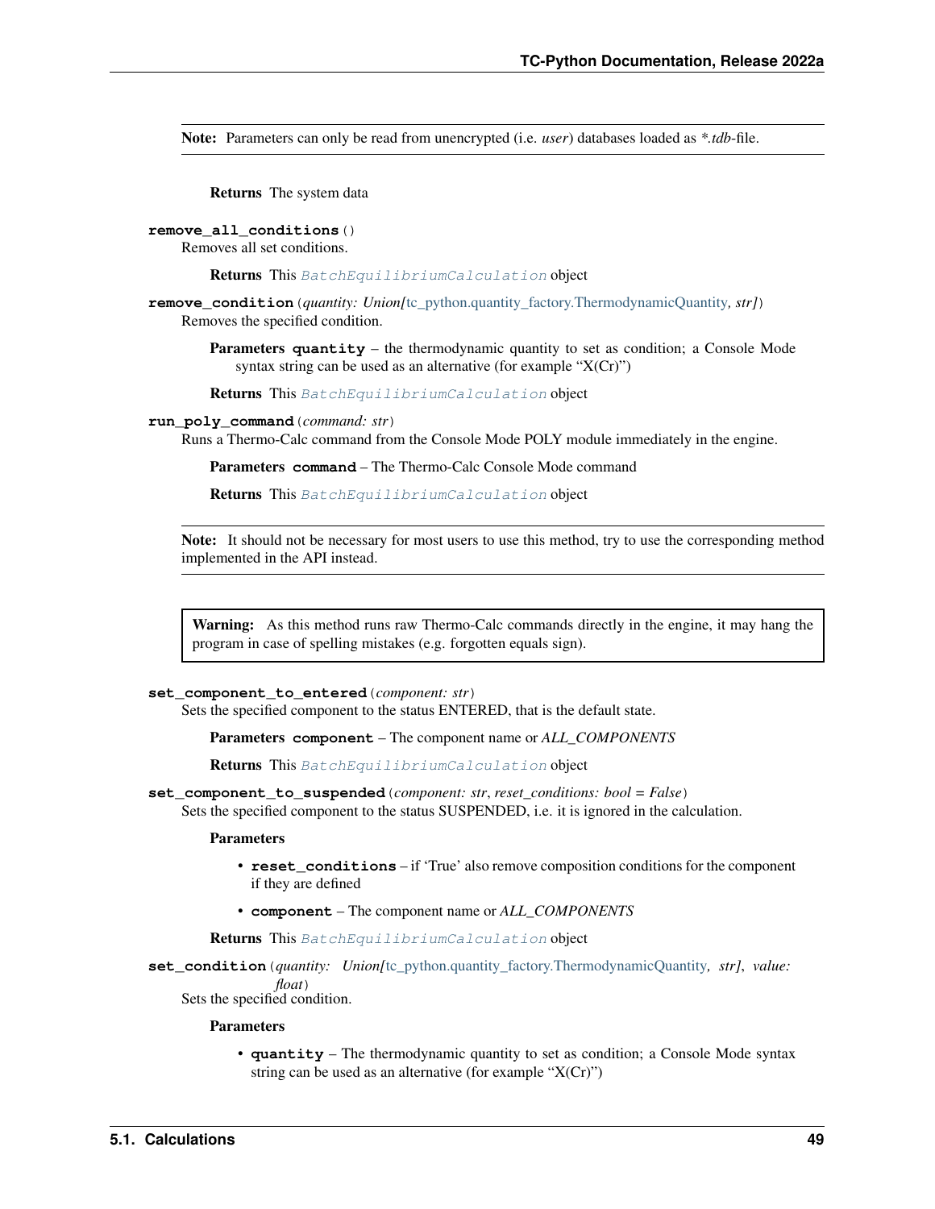**Note:** Parameters can only be read from unencrypted (i.e. *user*) databases loaded as *\*.tdb*-file.

**Returns** The system data

**remove_all_conditions**()

Removes all set conditions.

**Returns** This `BatchEquilibriumCalculation` object

**remove_condition**(*quantity: Union[tc_python.quantity_factory.ThermodynamicQuantity, str]*)

Removes the specified condition.

**Parameters** **quantity** – the thermodynamic quantity to set as condition; a Console Mode syntax string can be used as an alternative (for example "X(Cr)")

**Returns** This `BatchEquilibriumCalculation` object

**run_poly_command**(*command: str*)

Runs a Thermo-Calc command from the Console Mode POLY module immediately in the engine.

**Parameters** **command** – The Thermo-Calc Console Mode command

**Returns** This `BatchEquilibriumCalculation` object

**Note:** It should not be necessary for most users to use this method, try to use the corresponding method implemented in the API instead.

**Warning:** As this method runs raw Thermo-Calc commands directly in the engine, it may hang the program in case of spelling mistakes (e.g. forgotten equals sign).

**set_component_to_entered**(*component: str*)

Sets the specified component to the status ENTERED, that is the default state.

**Parameters** **component** – The component name or *ALL_COMPONENTS*

**Returns** This `BatchEquilibriumCalculation` object

**set_component_to_suspended**(*component: str, reset_conditions: bool = False*)

Sets the specified component to the status SUSPENDED, i.e. it is ignored in the calculation.

**Parameters**

- **reset_conditions** – if 'True' also remove composition conditions for the component if they are defined
- **component** – The component name or *ALL_COMPONENTS*

**Returns** This `BatchEquilibriumCalculation` object

**set_condition**(*quantity: Union[tc_python.quantity_factory.ThermodynamicQuantity, str], value: float*)

Sets the specified condition.

**Parameters**

- **quantity** – The thermodynamic quantity to set as condition; a Console Mode syntax string can be used as an alternative (for example "X(Cr)")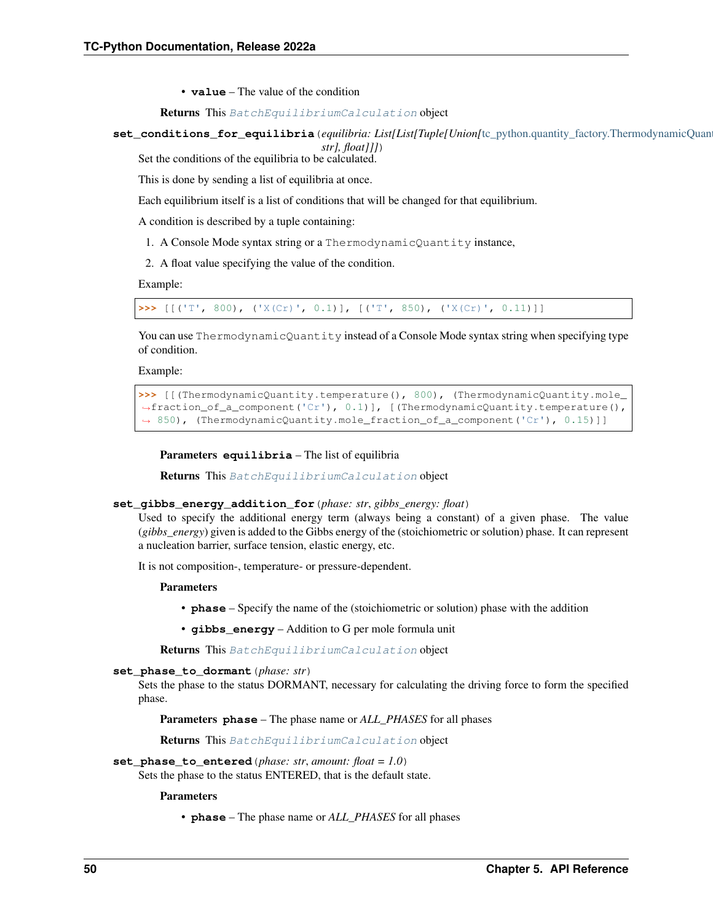- **value** – The value of the condition

**Returns** This `BatchEquilibriumCalculation` object

**set_conditions_for_equilibria**(*equilibria: List[List[Tuple[Union[*tc_python.quantity_factory.ThermodynamicQuant*str], float]]]*)

Set the conditions of the equilibria to be calculated.

This is done by sending a list of equilibria at once.

Each equilibrium itself is a list of conditions that will be changed for that equilibrium.

A condition is described by a tuple containing:

1. A Console Mode syntax string or a `ThermodynamicQuantity` instance,
2. A float value specifying the value of the condition.

Example:

```
>>> [[('T', 800), ('X(Cr)', 0.1)], [('T', 850), ('X(Cr)', 0.11)]]
```

You can use `ThermodynamicQuantity` instead of a Console Mode syntax string when specifying type of condition.

Example:

```
>>> [[(ThermodynamicQuantity.temperature(), 800), (ThermodynamicQuantity.mole_
→fraction_of_a_component('Cr'), 0.1)], [(ThermodynamicQuantity.temperature(),
→ 850), (ThermodynamicQuantity.mole_fraction_of_a_component('Cr'), 0.15)]]
```

**Parameters** **equilibria** – The list of equilibria

**Returns** This `BatchEquilibriumCalculation` object

**set_gibbs_energy_addition_for**(*phase: str*, *gibbs_energy: float*)

Used to specify the additional energy term (always being a constant) of a given phase. The value (*gibbs_energy*) given is added to the Gibbs energy of the (stoichiometric or solution) phase. It can represent a nucleation barrier, surface tension, elastic energy, etc.

It is not composition-, temperature- or pressure-dependent.

**Parameters**

- **phase** – Specify the name of the (stoichiometric or solution) phase with the addition
- **gibbs_energy** – Addition to G per mole formula unit

**Returns** This `BatchEquilibriumCalculation` object

**set_phase_to_dormant**(*phase: str*)

Sets the phase to the status DORMANT, necessary for calculating the driving force to form the specified phase.

**Parameters** **phase** – The phase name or *ALL_PHASES* for all phases

**Returns** This `BatchEquilibriumCalculation` object

**set_phase_to_entered**(*phase: str*, *amount: float = 1.0*)

Sets the phase to the status ENTERED, that is the default state.

**Parameters**

- **phase** – The phase name or *ALL_PHASES* for all phases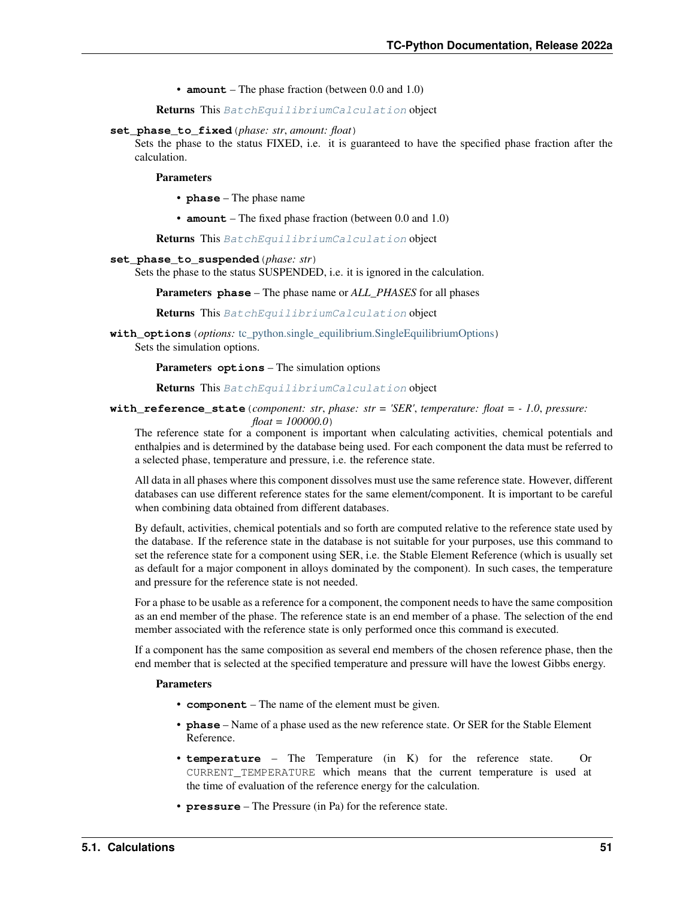- **amount** – The phase fraction (between 0.0 and 1.0)

**Returns** This *BatchEquilibriumCalculation* object

**set_phase_to_fixed**(*phase: str*, *amount: float*)

Sets the phase to the status FIXED, i.e. it is guaranteed to have the specified phase fraction after the calculation.

**Parameters**

- **phase** – The phase name
- **amount** – The fixed phase fraction (between 0.0 and 1.0)

**Returns** This *BatchEquilibriumCalculation* object

**set_phase_to_suspended**(*phase: str*)

Sets the phase to the status SUSPENDED, i.e. it is ignored in the calculation.

**Parameters** **phase** – The phase name or *ALL_PHASES* for all phases

**Returns** This *BatchEquilibriumCalculation* object

**with_options**(*options:* tc_python.single_equilibrium.SingleEquilibriumOptions)

Sets the simulation options.

**Parameters** **options** – The simulation options

**Returns** This *BatchEquilibriumCalculation* object

**with_reference_state**(*component: str*, *phase: str = 'SER'*, *temperature: float = - 1.0*, *pressure: float = 100000.0*)

The reference state for a component is important when calculating activities, chemical potentials and enthalpies and is determined by the database being used. For each component the data must be referred to a selected phase, temperature and pressure, i.e. the reference state.

All data in all phases where this component dissolves must use the same reference state. However, different databases can use different reference states for the same element/component. It is important to be careful when combining data obtained from different databases.

By default, activities, chemical potentials and so forth are computed relative to the reference state used by the database. If the reference state in the database is not suitable for your purposes, use this command to set the reference state for a component using SER, i.e. the Stable Element Reference (which is usually set as default for a major component in alloys dominated by the component). In such cases, the temperature and pressure for the reference state is not needed.

For a phase to be usable as a reference for a component, the component needs to have the same composition as an end member of the phase. The reference state is an end member of a phase. The selection of the end member associated with the reference state is only performed once this command is executed.

If a component has the same composition as several end members of the chosen reference phase, then the end member that is selected at the specified temperature and pressure will have the lowest Gibbs energy.

**Parameters**

- **component** – The name of the element must be given.
- **phase** – Name of a phase used as the new reference state. Or SER for the Stable Element Reference.
- **temperature** – The Temperature (in K) for the reference state. Or `CURRENT_TEMPERATURE` which means that the current temperature is used at the time of evaluation of the reference energy for the calculation.
- **pressure** – The Pressure (in Pa) for the reference state.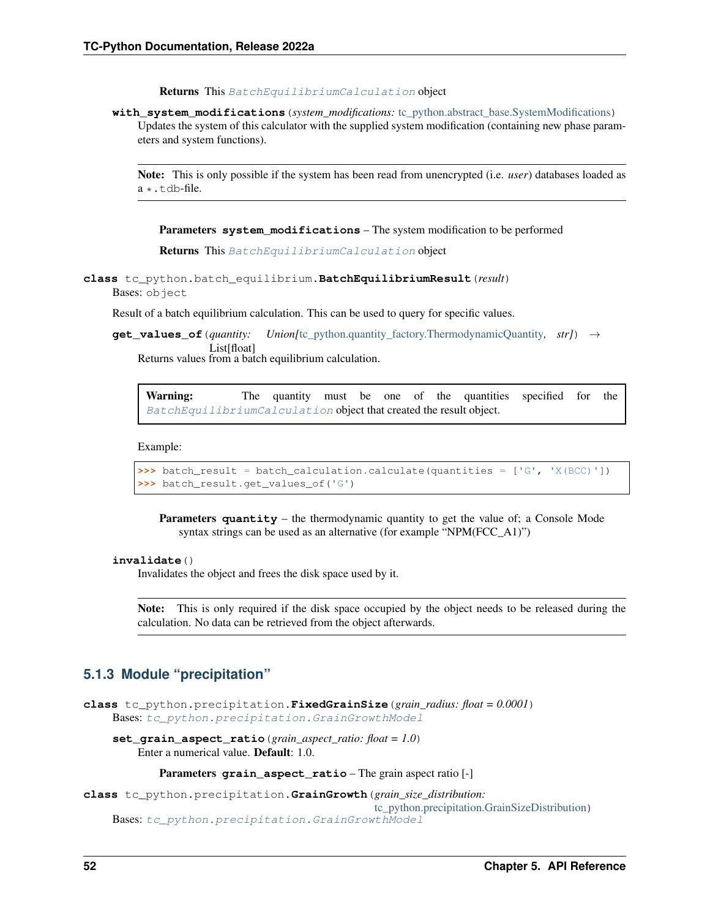**Returns** This `BatchEquilibriumCalculation` object

**with_system_modifications**(*system_modifications:* tc_python.abstract_base.SystemModifications)

Updates the system of this calculator with the supplied system modification (containing new phase parameters and system functions).

> **Note:** This is only possible if the system has been read from unencrypted (i.e. *user*) databases loaded as a `*.tdb`-file.

**Parameters** **system_modifications** – The system modification to be performed

**Returns** This `BatchEquilibriumCalculation` object

**class** tc_python.batch_equilibrium.**BatchEquilibriumResult**(*result*)

Bases: `object`

Result of a batch equilibrium calculation. This can be used to query for specific values.

**get_values_of**(*quantity: Union[*tc_python.quantity_factory.ThermodynamicQuantity*, str]*) → List[float]

Returns values from a batch equilibrium calculation.

> **Warning:** The quantity must be one of the quantities specified for the `BatchEquilibriumCalculation` object that created the result object.

Example:

```
>>> batch_result = batch_calculation.calculate(quantities = ['G', 'X(BCC)'])
>>> batch_result.get_values_of('G')
```

**Parameters** **quantity** – the thermodynamic quantity to get the value of; a Console Mode syntax strings can be used as an alternative (for example "NPM(FCC_A1)")

**invalidate**()

Invalidates the object and frees the disk space used by it.

> **Note:** This is only required if the disk space occupied by the object needs to be released during the calculation. No data can be retrieved from the object afterwards.

### 5.1.3 Module "precipitation"

**class** tc_python.precipitation.**FixedGrainSize**(*grain_radius: float = 0.0001*)

Bases: *tc_python.precipitation.GrainGrowthModel*

**set_grain_aspect_ratio**(*grain_aspect_ratio: float = 1.0*)

Enter a numerical value. **Default**: 1.0.

**Parameters** **grain_aspect_ratio** – The grain aspect ratio [-]

**class** tc_python.precipitation.**GrainGrowth**(*grain_size_distribution:* tc_python.precipitation.GrainSizeDistribution)

Bases: *tc_python.precipitation.GrainGrowthModel*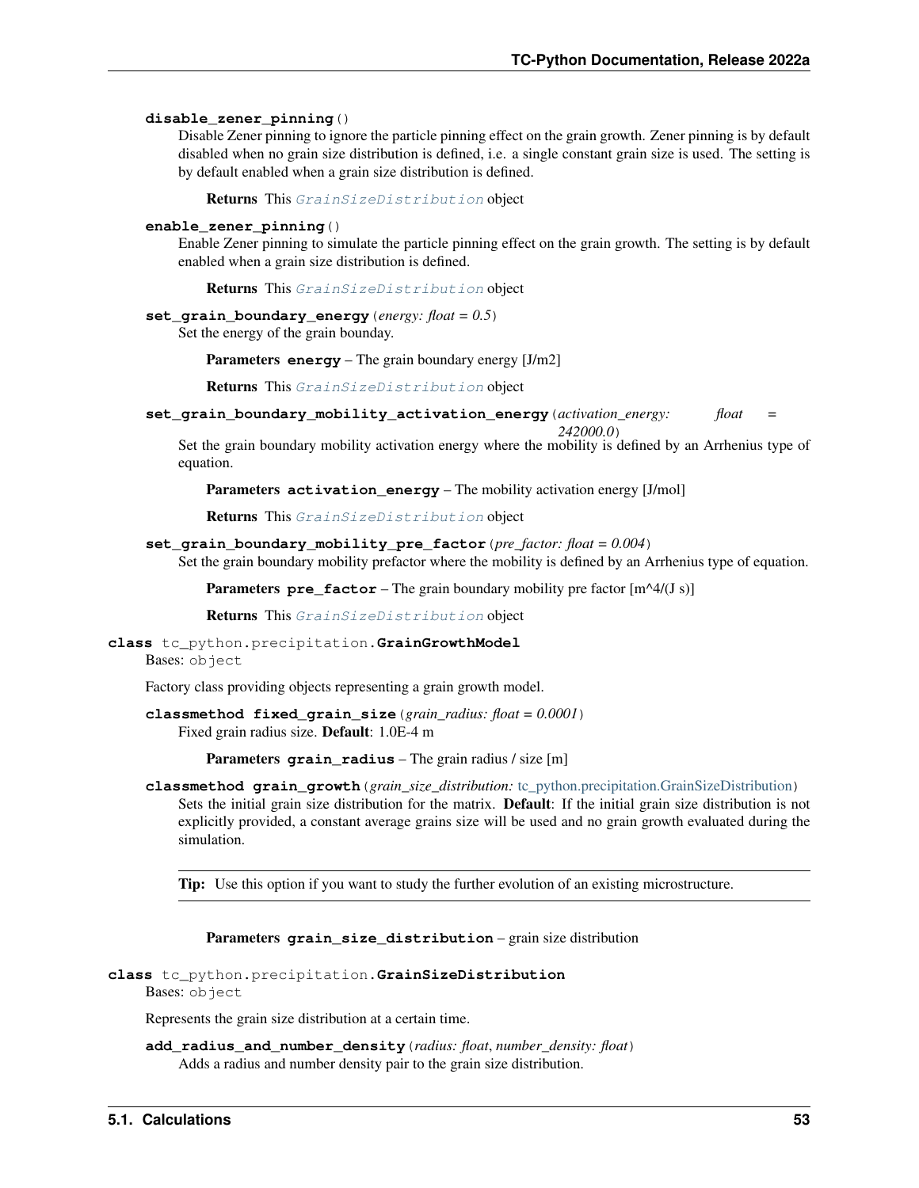**disable_zener_pinning**()

Disable Zener pinning to ignore the particle pinning effect on the grain growth. Zener pinning is by default disabled when no grain size distribution is defined, i.e. a single constant grain size is used. The setting is by default enabled when a grain size distribution is defined.

**Returns** This *GrainSizeDistribution* object

**enable_zener_pinning**()

Enable Zener pinning to simulate the particle pinning effect on the grain growth. The setting is by default enabled when a grain size distribution is defined.

**Returns** This *GrainSizeDistribution* object

**set_grain_boundary_energy**(*energy: float = 0.5*)

Set the energy of the grain bounday.

**Parameters** **energy** – The grain boundary energy [J/m2]

**Returns** This *GrainSizeDistribution* object

**set_grain_boundary_mobility_activation_energy**(*activation_energy: float = 242000.0*)

Set the grain boundary mobility activation energy where the mobility is defined by an Arrhenius type of equation.

**Parameters** **activation_energy** – The mobility activation energy [J/mol]

**Returns** This *GrainSizeDistribution* object

**set_grain_boundary_mobility_pre_factor**(*pre_factor: float = 0.004*)

Set the grain boundary mobility prefactor where the mobility is defined by an Arrhenius type of equation.

**Parameters** **pre_factor** – The grain boundary mobility pre factor [m^4/(J s)]

**Returns** This *GrainSizeDistribution* object

**class** tc_python.precipitation.**GrainGrowthModel**

Bases: object

Factory class providing objects representing a grain growth model.

**classmethod fixed_grain_size**(*grain_radius: float = 0.0001*)

Fixed grain radius size. **Default**: 1.0E-4 m

**Parameters** **grain_radius** – The grain radius / size [m]

**classmethod grain_growth**(*grain_size_distribution:* tc_python.precipitation.GrainSizeDistribution)

Sets the initial grain size distribution for the matrix. **Default**: If the initial grain size distribution is not explicitly provided, a constant average grains size will be used and no grain growth evaluated during the simulation.

**Tip:** Use this option if you want to study the further evolution of an existing microstructure.

**Parameters** **grain_size_distribution** – grain size distribution

**class** tc_python.precipitation.**GrainSizeDistribution**

Bases: object

Represents the grain size distribution at a certain time.

**add_radius_and_number_density**(*radius: float*, *number_density: float*)

Adds a radius and number density pair to the grain size distribution.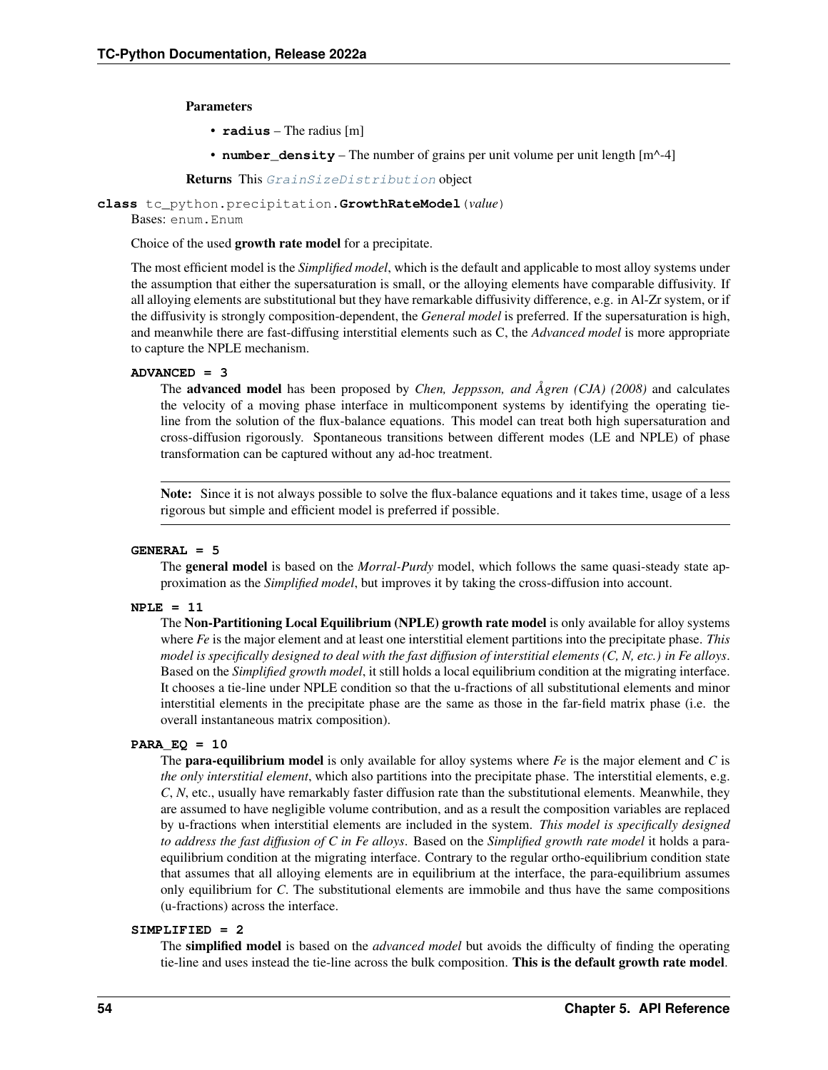**Parameters**

- **radius** – The radius [m]
- **number_density** – The number of grains per unit volume per unit length [m^-4]

**Returns** This *GrainSizeDistribution* object

**class** tc_python.precipitation.**GrowthRateModel**(*value*)

Bases: enum.Enum

Choice of the used **growth rate model** for a precipitate.

The most efficient model is the *Simplified model*, which is the default and applicable to most alloy systems under the assumption that either the supersaturation is small, or the alloying elements have comparable diffusivity. If all alloying elements are substitutional but they have remarkable diffusivity difference, e.g. in Al-Zr system, or if the diffusivity is strongly composition-dependent, the *General model* is preferred. If the supersaturation is high, and meanwhile there are fast-diffusing interstitial elements such as C, the *Advanced model* is more appropriate to capture the NPLE mechanism.

**ADVANCED = 3**

The **advanced model** has been proposed by *Chen, Jeppsson, and Ågren (CJA) (2008)* and calculates the velocity of a moving phase interface in multicomponent systems by identifying the operating tie-line from the solution of the flux-balance equations. This model can treat both high supersaturation and cross-diffusion rigorously. Spontaneous transitions between different modes (LE and NPLE) of phase transformation can be captured without any ad-hoc treatment.

**Note:** Since it is not always possible to solve the flux-balance equations and it takes time, usage of a less rigorous but simple and efficient model is preferred if possible.

**GENERAL = 5**

The **general model** is based on the *Morral-Purdy* model, which follows the same quasi-steady state approximation as the *Simplified model*, but improves it by taking the cross-diffusion into account.

**NPLE = 11**

The **Non-Partitioning Local Equilibrium (NPLE) growth rate model** is only available for alloy systems where *Fe* is the major element and at least one interstitial element partitions into the precipitate phase. *This model is specifically designed to deal with the fast diffusion of interstitial elements (C, N, etc.) in Fe alloys*. Based on the *Simplified growth model*, it still holds a local equilibrium condition at the migrating interface. It chooses a tie-line under NPLE condition so that the u-fractions of all substitutional elements and minor interstitial elements in the precipitate phase are the same as those in the far-field matrix phase (i.e. the overall instantaneous matrix composition).

**PARA_EQ = 10**

The **para-equilibrium model** is only available for alloy systems where *Fe* is the major element and *C* is *the only interstitial element*, which also partitions into the precipitate phase. The interstitial elements, e.g. *C*, *N*, etc., usually have remarkably faster diffusion rate than the substitutional elements. Meanwhile, they are assumed to have negligible volume contribution, and as a result the composition variables are replaced by u-fractions when interstitial elements are included in the system. *This model is specifically designed to address the fast diffusion of C in Fe alloys*. Based on the *Simplified growth rate model* it holds a para-equilibrium condition at the migrating interface. Contrary to the regular ortho-equilibrium condition state that assumes that all alloying elements are in equilibrium at the interface, the para-equilibrium assumes only equilibrium for *C*. The substitutional elements are immobile and thus have the same compositions (u-fractions) across the interface.

**SIMPLIFIED = 2**

The **simplified model** is based on the *advanced model* but avoids the difficulty of finding the operating tie-line and uses instead the tie-line across the bulk composition. **This is the default growth rate model**.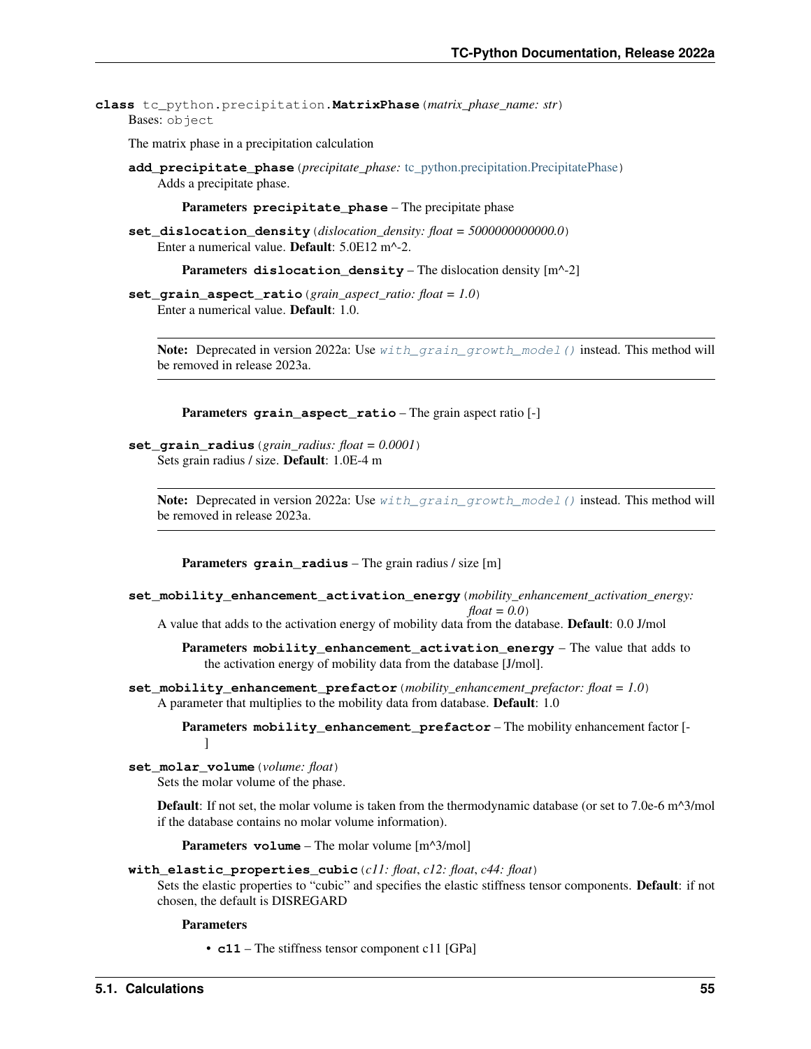**class** tc_python.precipitation.**MatrixPhase**(*matrix_phase_name: str*)

Bases: object

The matrix phase in a precipitation calculation

**add_precipitate_phase**(*precipitate_phase:* tc_python.precipitation.PrecipitatePhase)

Adds a precipitate phase.

**Parameters** **precipitate_phase** – The precipitate phase

**set_dislocation_density**(*dislocation_density: float = 5000000000000.0*)

Enter a numerical value. **Default**: 5.0E12 m^-2.

**Parameters** **dislocation_density** – The dislocation density [m^-2]

**set_grain_aspect_ratio**(*grain_aspect_ratio: float = 1.0*)

Enter a numerical value. **Default**: 1.0.

> **Note:** Deprecated in version 2022a: Use `with_grain_growth_model()` instead. This method will be removed in release 2023a.

**Parameters** **grain_aspect_ratio** – The grain aspect ratio [-]

**set_grain_radius**(*grain_radius: float = 0.0001*)

Sets grain radius / size. **Default**: 1.0E-4 m

> **Note:** Deprecated in version 2022a: Use `with_grain_growth_model()` instead. This method will be removed in release 2023a.

**Parameters** **grain_radius** – The grain radius / size [m]

**set_mobility_enhancement_activation_energy**(*mobility_enhancement_activation_energy: float = 0.0*)

A value that adds to the activation energy of mobility data from the database. **Default**: 0.0 J/mol

**Parameters** **mobility_enhancement_activation_energy** – The value that adds to the activation energy of mobility data from the database [J/mol].

**set_mobility_enhancement_prefactor**(*mobility_enhancement_prefactor: float = 1.0*)

A parameter that multiplies to the mobility data from database. **Default**: 1.0

**Parameters** **mobility_enhancement_prefactor** – The mobility enhancement factor [-]

**set_molar_volume**(*volume: float*)

Sets the molar volume of the phase.

**Default**: If not set, the molar volume is taken from the thermodynamic database (or set to 7.0e-6 m^3/mol if the database contains no molar volume information).

**Parameters** **volume** – The molar volume [m^3/mol]

**with_elastic_properties_cubic**(*c11: float*, *c12: float*, *c44: float*)

Sets the elastic properties to "cubic" and specifies the elastic stiffness tensor components. **Default**: if not chosen, the default is DISREGARD

**Parameters**

- **c11** – The stiffness tensor component c11 [GPa]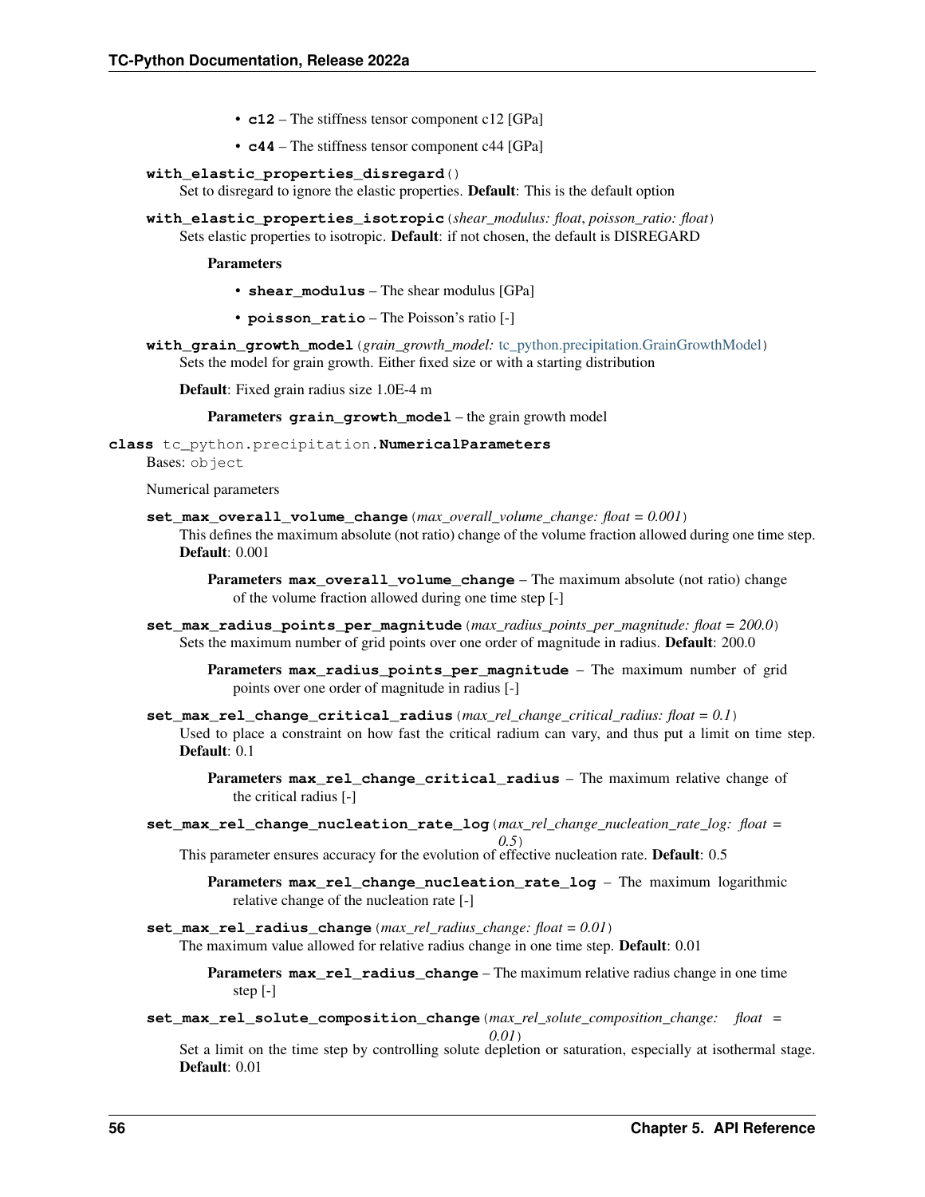- **c12** – The stiffness tensor component c12 [GPa]
- **c44** – The stiffness tensor component c44 [GPa]

**with_elastic_properties_disregard**()

Set to disregard to ignore the elastic properties. **Default**: This is the default option

**with_elastic_properties_isotropic**(*shear_modulus: float*, *poisson_ratio: float*)

Sets elastic properties to isotropic. **Default**: if not chosen, the default is DISREGARD

**Parameters**

- **shear_modulus** – The shear modulus [GPa]
- **poisson_ratio** – The Poisson's ratio [-]

**with_grain_growth_model**(*grain_growth_model:* tc_python.precipitation.GrainGrowthModel)

Sets the model for grain growth. Either fixed size or with a starting distribution

**Default**: Fixed grain radius size 1.0E-4 m

**Parameters** **grain_growth_model** – the grain growth model

**class** tc_python.precipitation.**NumericalParameters**

Bases: object

Numerical parameters

**set_max_overall_volume_change**(*max_overall_volume_change: float = 0.001*)

This defines the maximum absolute (not ratio) change of the volume fraction allowed during one time step. **Default**: 0.001

**Parameters** **max_overall_volume_change** – The maximum absolute (not ratio) change of the volume fraction allowed during one time step [-]

**set_max_radius_points_per_magnitude**(*max_radius_points_per_magnitude: float = 200.0*)

Sets the maximum number of grid points over one order of magnitude in radius. **Default**: 200.0

**Parameters** **max_radius_points_per_magnitude** – The maximum number of grid points over one order of magnitude in radius [-]

**set_max_rel_change_critical_radius**(*max_rel_change_critical_radius: float = 0.1*)

Used to place a constraint on how fast the critical radium can vary, and thus put a limit on time step. **Default**: 0.1

**Parameters** **max_rel_change_critical_radius** – The maximum relative change of the critical radius [-]

**set_max_rel_change_nucleation_rate_log**(*max_rel_change_nucleation_rate_log: float = 0.5*)

This parameter ensures accuracy for the evolution of effective nucleation rate. **Default**: 0.5

**Parameters** **max_rel_change_nucleation_rate_log** – The maximum logarithmic relative change of the nucleation rate [-]

**set_max_rel_radius_change**(*max_rel_radius_change: float = 0.01*)

The maximum value allowed for relative radius change in one time step. **Default**: 0.01

**Parameters** **max_rel_radius_change** – The maximum relative radius change in one time step [-]

**set_max_rel_solute_composition_change**(*max_rel_solute_composition_change: float = 0.01*)

Set a limit on the time step by controlling solute depletion or saturation, especially at isothermal stage. **Default**: 0.01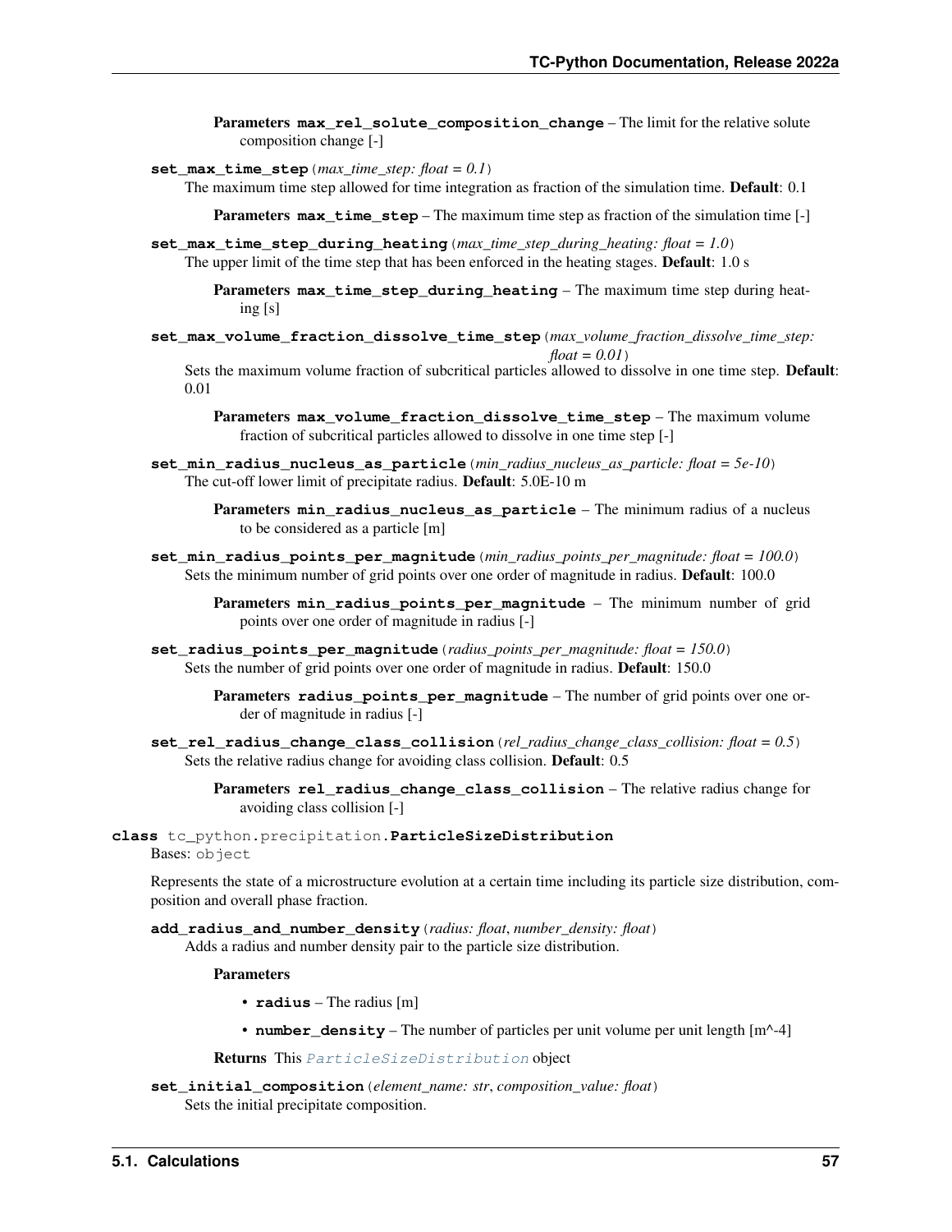**Parameters** **max_rel_solute_composition_change** – The limit for the relative solute composition change [-]

**set_max_time_step**(*max_time_step: float = 0.1*)
The maximum time step allowed for time integration as fraction of the simulation time. **Default**: 0.1

**Parameters** **max_time_step** – The maximum time step as fraction of the simulation time [-]

**set_max_time_step_during_heating**(*max_time_step_during_heating: float = 1.0*)
The upper limit of the time step that has been enforced in the heating stages. **Default**: 1.0 s

**Parameters** **max_time_step_during_heating** – The maximum time step during heating [s]

**set_max_volume_fraction_dissolve_time_step**(*max_volume_fraction_dissolve_time_step: float = 0.01*)
Sets the maximum volume fraction of subcritical particles allowed to dissolve in one time step. **Default**: 0.01

**Parameters** **max_volume_fraction_dissolve_time_step** – The maximum volume fraction of subcritical particles allowed to dissolve in one time step [-]

**set_min_radius_nucleus_as_particle**(*min_radius_nucleus_as_particle: float = 5e-10*)
The cut-off lower limit of precipitate radius. **Default**: 5.0E-10 m

**Parameters** **min_radius_nucleus_as_particle** – The minimum radius of a nucleus to be considered as a particle [m]

**set_min_radius_points_per_magnitude**(*min_radius_points_per_magnitude: float = 100.0*)
Sets the minimum number of grid points over one order of magnitude in radius. **Default**: 100.0

**Parameters** **min_radius_points_per_magnitude** – The minimum number of grid points over one order of magnitude in radius [-]

**set_radius_points_per_magnitude**(*radius_points_per_magnitude: float = 150.0*)
Sets the number of grid points over one order of magnitude in radius. **Default**: 150.0

**Parameters** **radius_points_per_magnitude** – The number of grid points over one order of magnitude in radius [-]

**set_rel_radius_change_class_collision**(*rel_radius_change_class_collision: float = 0.5*)
Sets the relative radius change for avoiding class collision. **Default**: 0.5

**Parameters** **rel_radius_change_class_collision** – The relative radius change for avoiding class collision [-]

**class** tc_python.precipitation.**ParticleSizeDistribution**
Bases: object

Represents the state of a microstructure evolution at a certain time including its particle size distribution, composition and overall phase fraction.

**add_radius_and_number_density**(*radius: float*, *number_density: float*)
Adds a radius and number density pair to the particle size distribution.

**Parameters**

- **radius** – The radius [m]
- **number_density** – The number of particles per unit volume per unit length [m^-4]

**Returns** This *ParticleSizeDistribution* object

**set_initial_composition**(*element_name: str*, *composition_value: float*)
Sets the initial precipitate composition.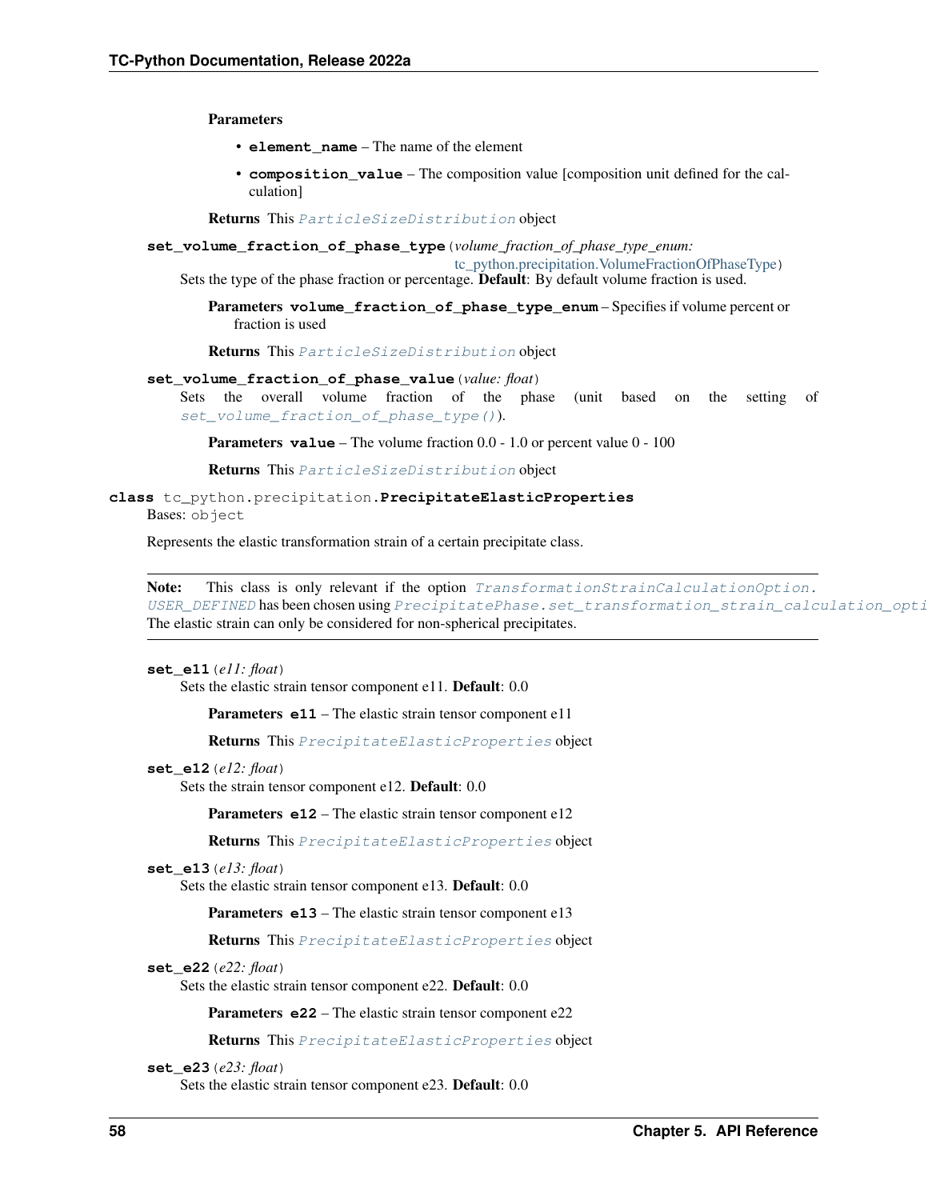**Parameters**

- **element_name** – The name of the element
- **composition_value** – The composition value [composition unit defined for the calculation]

**Returns** This `ParticleSizeDistribution` object

**set_volume_fraction_of_phase_type**(*volume_fraction_of_phase_type_enum: tc_python.precipitation.VolumeFractionOfPhaseType*)

Sets the type of the phase fraction or percentage. **Default**: By default volume fraction is used.

**Parameters** **volume_fraction_of_phase_type_enum** – Specifies if volume percent or fraction is used

**Returns** This `ParticleSizeDistribution` object

**set_volume_fraction_of_phase_value**(*value: float*)

Sets the overall volume fraction of the phase (unit based on the setting of `set_volume_fraction_of_phase_type()`).

**Parameters** **value** – The volume fraction 0.0 - 1.0 or percent value 0 - 100

**Returns** This `ParticleSizeDistribution` object

**class** tc_python.precipitation.**PrecipitateElasticProperties**

Bases: object

Represents the elastic transformation strain of a certain precipitate class.

**Note:** This class is only relevant if the option `TransformationStrainCalculationOption.USER_DEFINED` has been chosen using `PrecipitatePhase.set_transformation_strain_calculation_opti`. The elastic strain can only be considered for non-spherical precipitates.

**set_e11**(*e11: float*)

Sets the elastic strain tensor component e11. **Default**: 0.0

**Parameters** **e11** – The elastic strain tensor component e11

**Returns** This `PrecipitateElasticProperties` object

**set_e12**(*e12: float*)

Sets the strain tensor component e12. **Default**: 0.0

**Parameters** **e12** – The elastic strain tensor component e12

**Returns** This `PrecipitateElasticProperties` object

**set_e13**(*e13: float*)

Sets the elastic strain tensor component e13. **Default**: 0.0

**Parameters** **e13** – The elastic strain tensor component e13

**Returns** This `PrecipitateElasticProperties` object

**set_e22**(*e22: float*)

Sets the elastic strain tensor component e22. **Default**: 0.0

**Parameters** **e22** – The elastic strain tensor component e22

**Returns** This `PrecipitateElasticProperties` object

**set_e23**(*e23: float*)

Sets the elastic strain tensor component e23. **Default**: 0.0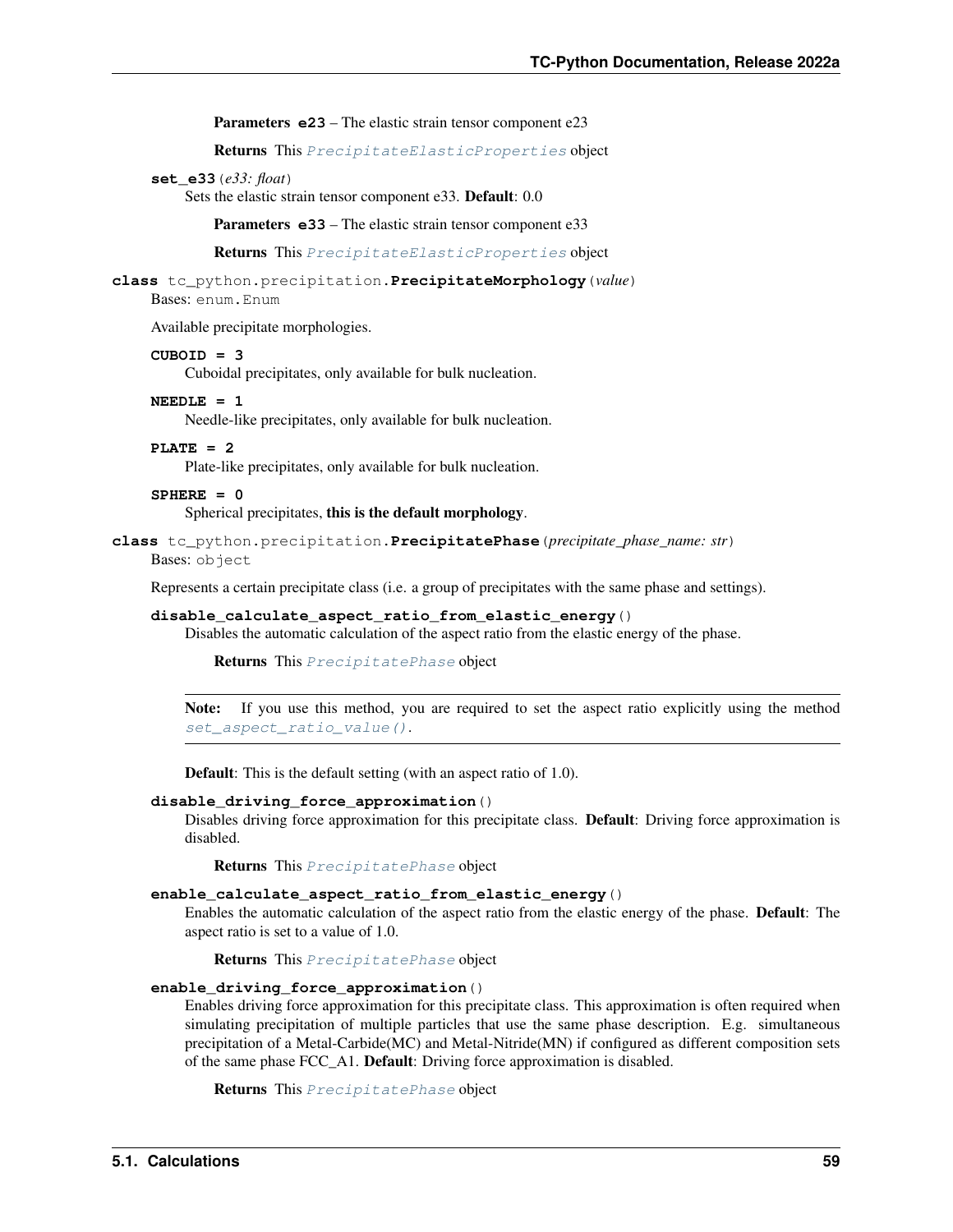**Parameters** **e23** – The elastic strain tensor component e23

**Returns** This *PrecipitateElasticProperties* object

**set_e33**(*e33: float*)

Sets the elastic strain tensor component e33. **Default**: 0.0

**Parameters** **e33** – The elastic strain tensor component e33

**Returns** This *PrecipitateElasticProperties* object

**class** tc_python.precipitation.**PrecipitateMorphology**(*value*)

Bases: enum.Enum

Available precipitate morphologies.

**CUBOID = 3**

Cuboidal precipitates, only available for bulk nucleation.

**NEEDLE = 1**

Needle-like precipitates, only available for bulk nucleation.

**PLATE = 2**

Plate-like precipitates, only available for bulk nucleation.

**SPHERE = 0**

Spherical precipitates, **this is the default morphology**.

**class** tc_python.precipitation.**PrecipitatePhase**(*precipitate_phase_name: str*)

Bases: object

Represents a certain precipitate class (i.e. a group of precipitates with the same phase and settings).

**disable_calculate_aspect_ratio_from_elastic_energy**()

Disables the automatic calculation of the aspect ratio from the elastic energy of the phase.

**Returns** This *PrecipitatePhase* object

---

**Note:** If you use this method, you are required to set the aspect ratio explicitly using the method *set_aspect_ratio_value()*.

---

**Default**: This is the default setting (with an aspect ratio of 1.0).

**disable_driving_force_approximation**()

Disables driving force approximation for this precipitate class. **Default**: Driving force approximation is disabled.

**Returns** This *PrecipitatePhase* object

**enable_calculate_aspect_ratio_from_elastic_energy**()

Enables the automatic calculation of the aspect ratio from the elastic energy of the phase. **Default**: The aspect ratio is set to a value of 1.0.

**Returns** This *PrecipitatePhase* object

**enable_driving_force_approximation**()

Enables driving force approximation for this precipitate class. This approximation is often required when simulating precipitation of multiple particles that use the same phase description. E.g. simultaneous precipitation of a Metal-Carbide(MC) and Metal-Nitride(MN) if configured as different composition sets of the same phase FCC_A1. **Default**: Driving force approximation is disabled.

**Returns** This *PrecipitatePhase* object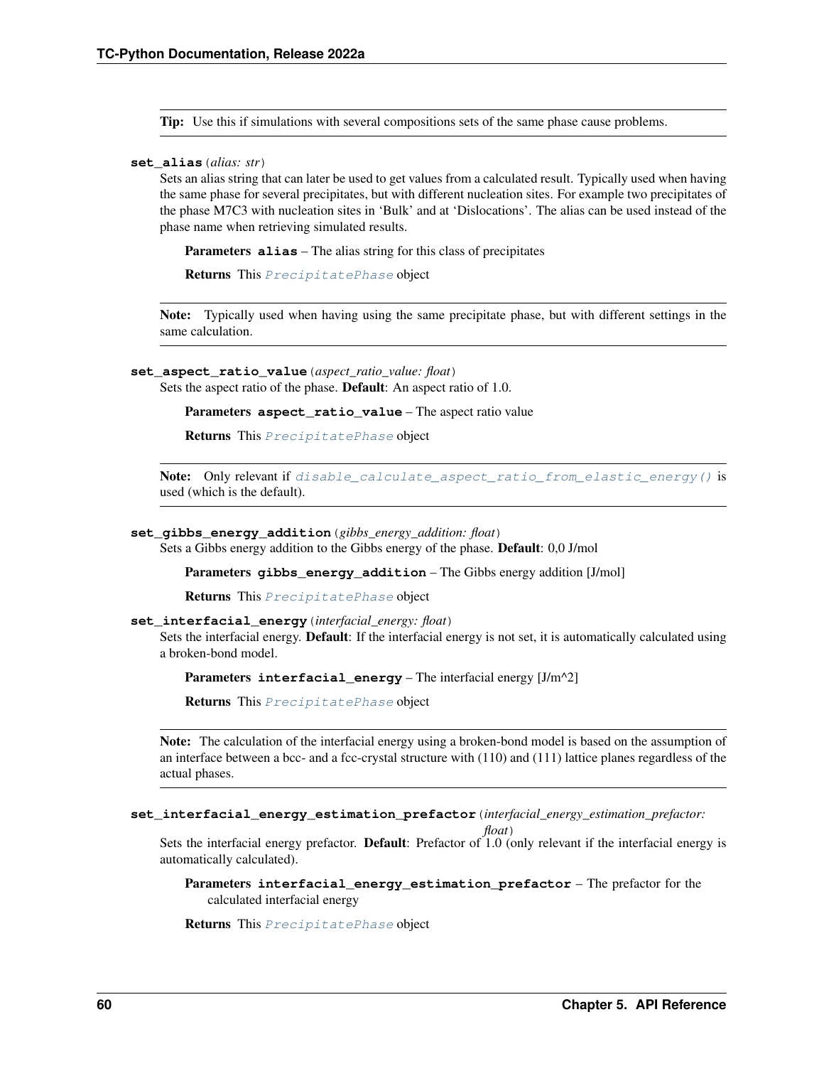**Tip:** Use this if simulations with several compositions sets of the same phase cause problems.

**set_alias**(*alias: str*)

Sets an alias string that can later be used to get values from a calculated result. Typically used when having the same phase for several precipitates, but with different nucleation sites. For example two precipitates of the phase M7C3 with nucleation sites in 'Bulk' and at 'Dislocations'. The alias can be used instead of the phase name when retrieving simulated results.

**Parameters** **alias** – The alias string for this class of precipitates

**Returns** This *PrecipitatePhase* object

**Note:** Typically used when having using the same precipitate phase, but with different settings in the same calculation.

**set_aspect_ratio_value**(*aspect_ratio_value: float*)

Sets the aspect ratio of the phase. **Default**: An aspect ratio of 1.0.

**Parameters** **aspect_ratio_value** – The aspect ratio value

**Returns** This *PrecipitatePhase* object

**Note:** Only relevant if *disable_calculate_aspect_ratio_from_elastic_energy()* is used (which is the default).

**set_gibbs_energy_addition**(*gibbs_energy_addition: float*)

Sets a Gibbs energy addition to the Gibbs energy of the phase. **Default**: 0,0 J/mol

**Parameters** **gibbs_energy_addition** – The Gibbs energy addition [J/mol]

**Returns** This *PrecipitatePhase* object

**set_interfacial_energy**(*interfacial_energy: float*)

Sets the interfacial energy. **Default**: If the interfacial energy is not set, it is automatically calculated using a broken-bond model.

**Parameters** **interfacial_energy** – The interfacial energy [J/m^2]

**Returns** This *PrecipitatePhase* object

**Note:** The calculation of the interfacial energy using a broken-bond model is based on the assumption of an interface between a bcc- and a fcc-crystal structure with (110) and (111) lattice planes regardless of the actual phases.

**set_interfacial_energy_estimation_prefactor**(*interfacial_energy_estimation_prefactor: float*)

Sets the interfacial energy prefactor. **Default**: Prefactor of 1.0 (only relevant if the interfacial energy is automatically calculated).

**Parameters** **interfacial_energy_estimation_prefactor** – The prefactor for the calculated interfacial energy

**Returns** This *PrecipitatePhase* object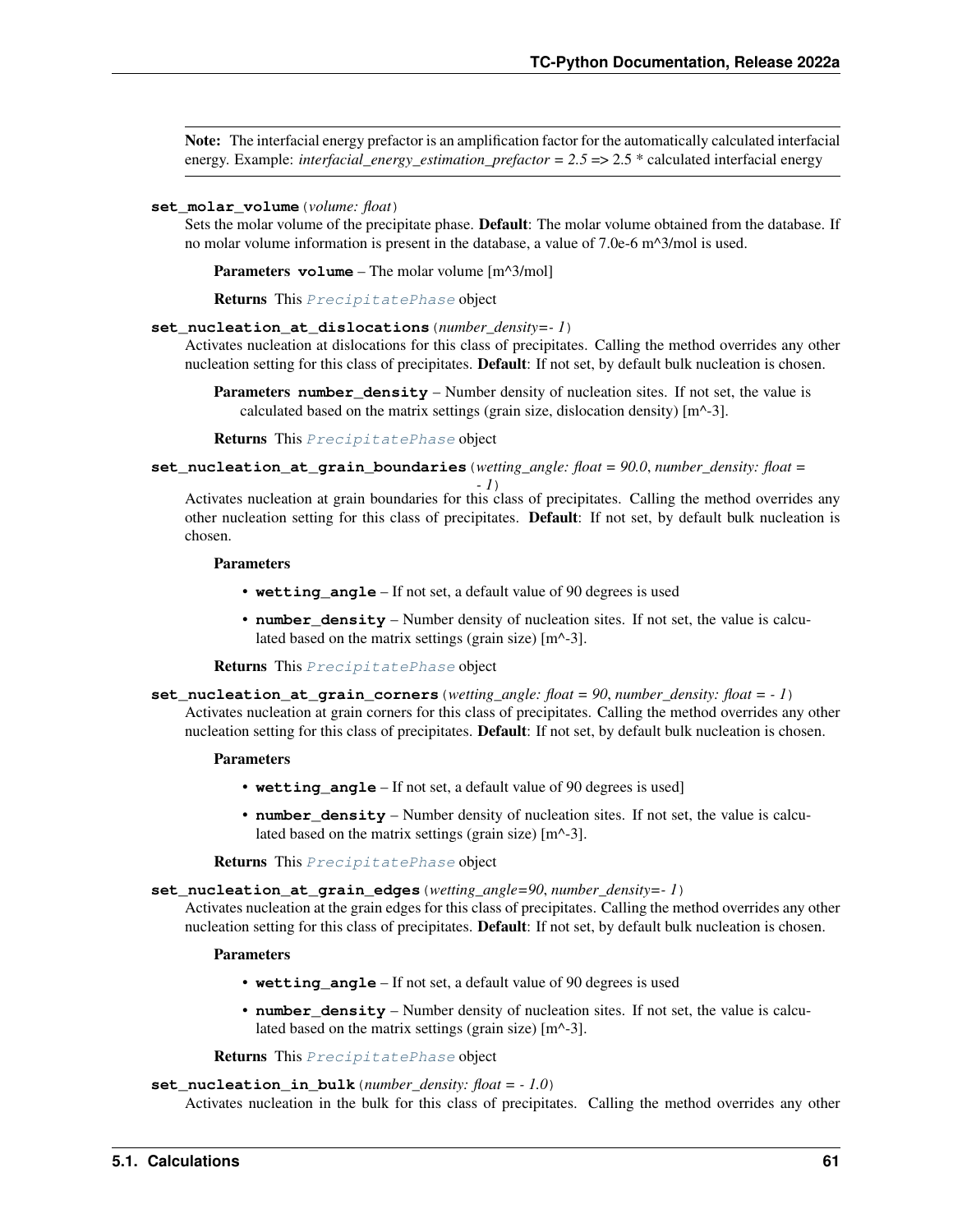**Note:** The interfacial energy prefactor is an amplification factor for the automatically calculated interfacial energy. Example: *interfacial_energy_estimation_prefactor = 2.5* => 2.5 * calculated interfacial energy

**set_molar_volume**(*volume: float*)

Sets the molar volume of the precipitate phase. **Default**: The molar volume obtained from the database. If no molar volume information is present in the database, a value of 7.0e-6 m^3/mol is used.

**Parameters** **volume** – The molar volume [m^3/mol]

**Returns** This `PrecipitatePhase` object

**set_nucleation_at_dislocations**(*number_density=- 1*)

Activates nucleation at dislocations for this class of precipitates. Calling the method overrides any other nucleation setting for this class of precipitates. **Default**: If not set, by default bulk nucleation is chosen.

**Parameters** **number_density** – Number density of nucleation sites. If not set, the value is calculated based on the matrix settings (grain size, dislocation density) [m^-3].

**Returns** This `PrecipitatePhase` object

**set_nucleation_at_grain_boundaries**(*wetting_angle: float = 90.0*, *number_density: float = - 1*)

Activates nucleation at grain boundaries for this class of precipitates. Calling the method overrides any other nucleation setting for this class of precipitates. **Default**: If not set, by default bulk nucleation is chosen.

**Parameters**

- **wetting_angle** – If not set, a default value of 90 degrees is used
- **number_density** – Number density of nucleation sites. If not set, the value is calculated based on the matrix settings (grain size) [m^-3].

**Returns** This `PrecipitatePhase` object

**set_nucleation_at_grain_corners**(*wetting_angle: float = 90*, *number_density: float = - 1*)

Activates nucleation at grain corners for this class of precipitates. Calling the method overrides any other nucleation setting for this class of precipitates. **Default**: If not set, by default bulk nucleation is chosen.

**Parameters**

- **wetting_angle** – If not set, a default value of 90 degrees is used]
- **number_density** – Number density of nucleation sites. If not set, the value is calculated based on the matrix settings (grain size) [m^-3].

**Returns** This `PrecipitatePhase` object

**set_nucleation_at_grain_edges**(*wetting_angle=90*, *number_density=- 1*)

Activates nucleation at the grain edges for this class of precipitates. Calling the method overrides any other nucleation setting for this class of precipitates. **Default**: If not set, by default bulk nucleation is chosen.

**Parameters**

- **wetting_angle** – If not set, a default value of 90 degrees is used
- **number_density** – Number density of nucleation sites. If not set, the value is calculated based on the matrix settings (grain size) [m^-3].

**Returns** This `PrecipitatePhase` object

**set_nucleation_in_bulk**(*number_density: float = - 1.0*)

Activates nucleation in the bulk for this class of precipitates. Calling the method overrides any other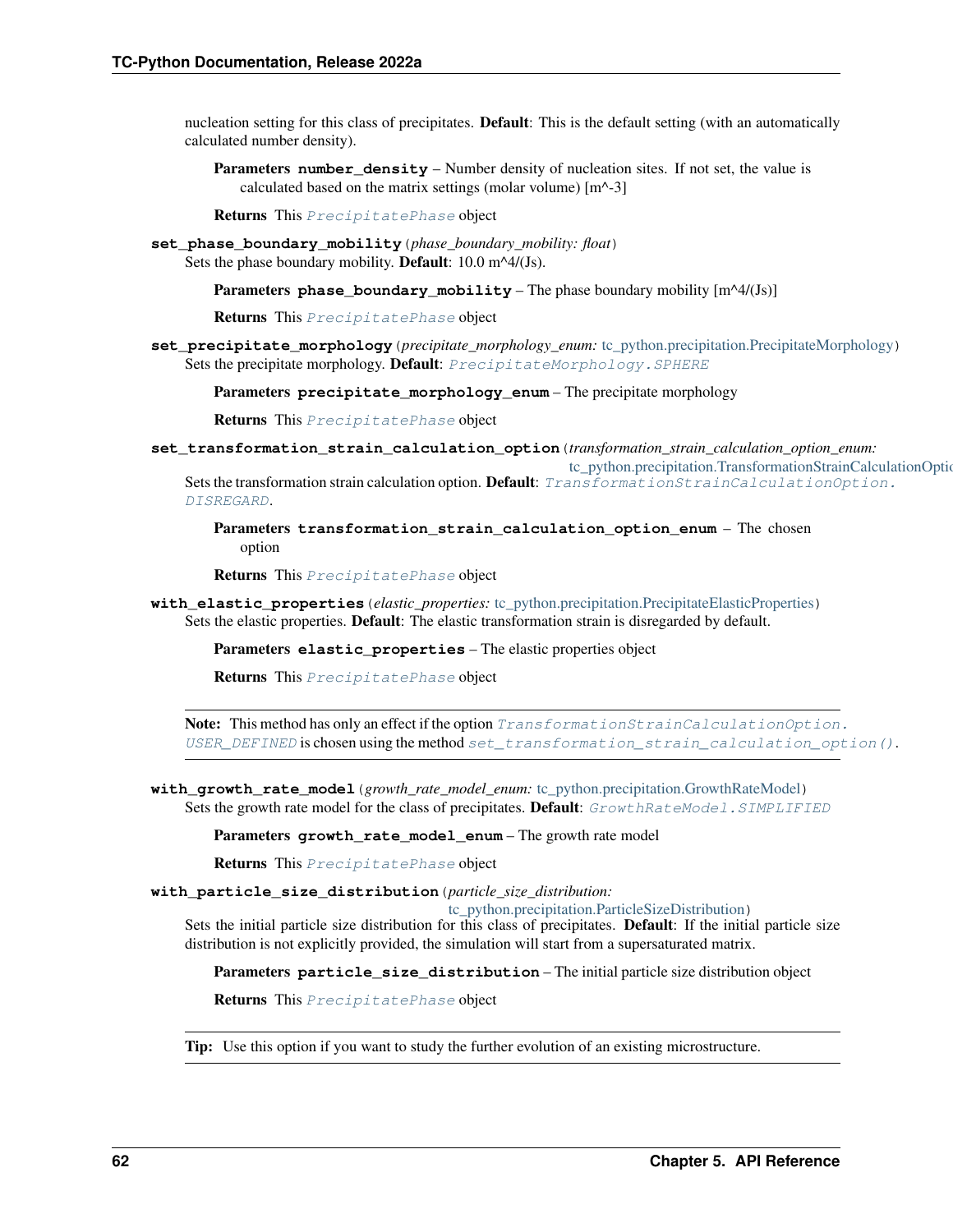nucleation setting for this class of precipitates. **Default**: This is the default setting (with an automatically calculated number density).

**Parameters** **number_density** – Number density of nucleation sites. If not set, the value is calculated based on the matrix settings (molar volume) [m^-3]

**Returns** This *PrecipitatePhase* object

**set_phase_boundary_mobility**(*phase_boundary_mobility: float*)

Sets the phase boundary mobility. **Default**: 10.0 m^4/(Js).

**Parameters** **phase_boundary_mobility** – The phase boundary mobility [m^4/(Js)]

**Returns** This *PrecipitatePhase* object

**set_precipitate_morphology**(*precipitate_morphology_enum:* tc_python.precipitation.PrecipitateMorphology)

Sets the precipitate morphology. **Default**: *PrecipitateMorphology.SPHERE*

**Parameters** **precipitate_morphology_enum** – The precipitate morphology

**Returns** This *PrecipitatePhase* object

**set_transformation_strain_calculation_option**(*transformation_strain_calculation_option_enum:* tc_python.precipitation.TransformationStrainCalculationOption)

Sets the transformation strain calculation option. **Default**: *TransformationStrainCalculationOption.DISREGARD*.

**Parameters** **transformation_strain_calculation_option_enum** – The chosen option

**Returns** This *PrecipitatePhase* object

**with_elastic_properties**(*elastic_properties:* tc_python.precipitation.PrecipitateElasticProperties)

Sets the elastic properties. **Default**: The elastic transformation strain is disregarded by default.

**Parameters** **elastic_properties** – The elastic properties object

**Returns** This *PrecipitatePhase* object

**Note:** This method has only an effect if the option *TransformationStrainCalculationOption.USER_DEFINED* is chosen using the method *set_transformation_strain_calculation_option()*.

**with_growth_rate_model**(*growth_rate_model_enum:* tc_python.precipitation.GrowthRateModel)

Sets the growth rate model for the class of precipitates. **Default**: *GrowthRateModel.SIMPLIFIED*

**Parameters** **growth_rate_model_enum** – The growth rate model

**Returns** This *PrecipitatePhase* object

**with_particle_size_distribution**(*particle_size_distribution:* tc_python.precipitation.ParticleSizeDistribution)

Sets the initial particle size distribution for this class of precipitates. **Default**: If the initial particle size distribution is not explicitly provided, the simulation will start from a supersaturated matrix.

**Parameters** **particle_size_distribution** – The initial particle size distribution object

**Returns** This *PrecipitatePhase* object

**Tip:** Use this option if you want to study the further evolution of an existing microstructure.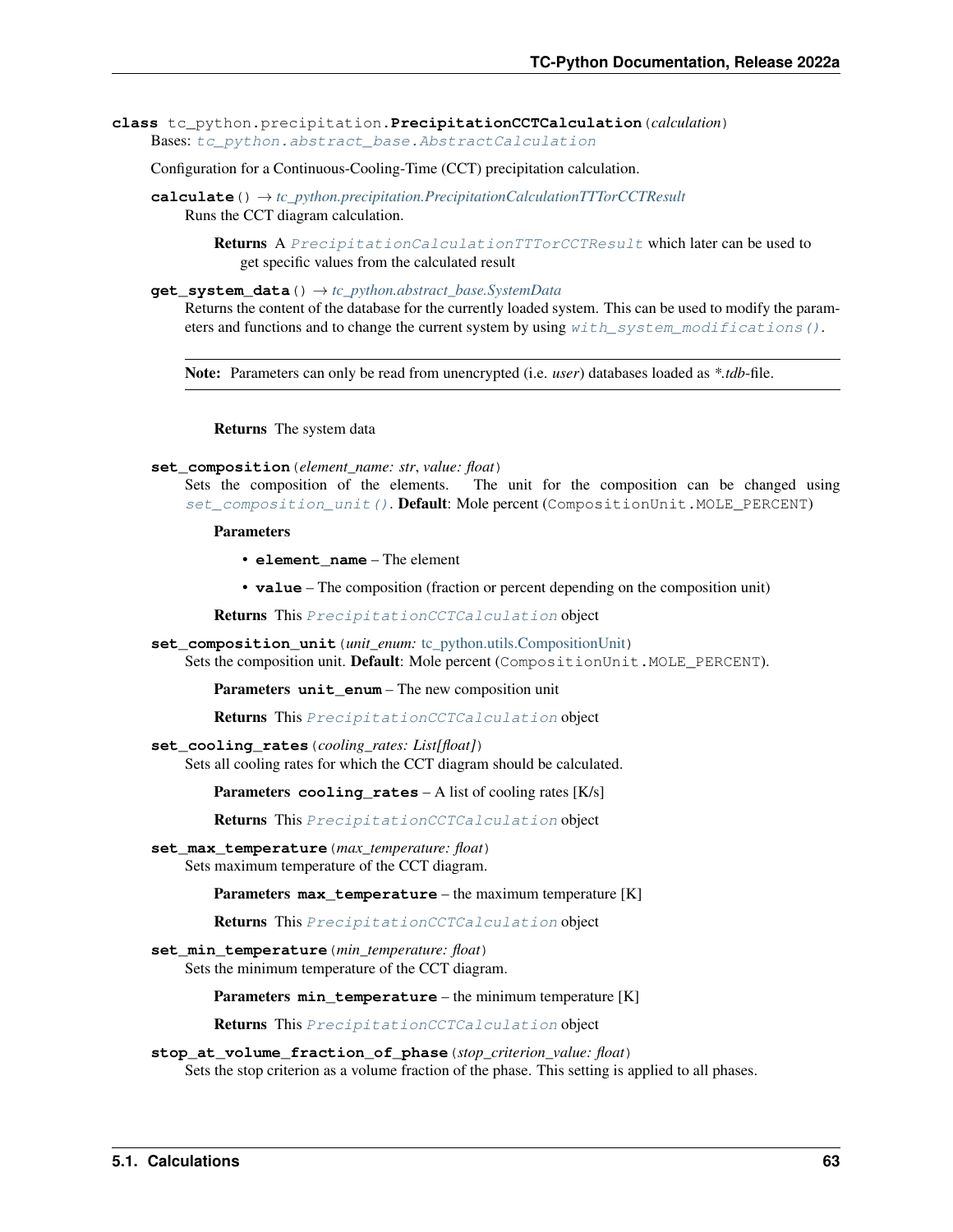**class** tc_python.precipitation.**PrecipitationCCTCalculation**(*calculation*)

Bases: `tc_python.abstract_base.AbstractCalculation`

Configuration for a Continuous-Cooling-Time (CCT) precipitation calculation.

**calculate**() → *tc_python.precipitation.PrecipitationCalculationTTTorCCTResult*

Runs the CCT diagram calculation.

**Returns** A `PrecipitationCalculationTTTorCCTResult` which later can be used to get specific values from the calculated result

**get_system_data**() → *tc_python.abstract_base.SystemData*

Returns the content of the database for the currently loaded system. This can be used to modify the parameters and functions and to change the current system by using `with_system_modifications()`.

> **Note:** Parameters can only be read from unencrypted (i.e. *user*) databases loaded as **.tdb*-file.

**Returns** The system data

**set_composition**(*element_name: str*, *value: float*)

Sets the composition of the elements. The unit for the composition can be changed using `set_composition_unit()`. **Default**: Mole percent (`CompositionUnit.MOLE_PERCENT`)

**Parameters**

- **element_name** – The element
- **value** – The composition (fraction or percent depending on the composition unit)

**Returns** This `PrecipitationCCTCalculation` object

**set_composition_unit**(*unit_enum:* tc_python.utils.CompositionUnit)

Sets the composition unit. **Default**: Mole percent (`CompositionUnit.MOLE_PERCENT`).

**Parameters** **unit_enum** – The new composition unit

**Returns** This `PrecipitationCCTCalculation` object

**set_cooling_rates**(*cooling_rates: List[float]*)

Sets all cooling rates for which the CCT diagram should be calculated.

**Parameters** **cooling_rates** – A list of cooling rates [K/s]

**Returns** This `PrecipitationCCTCalculation` object

**set_max_temperature**(*max_temperature: float*)

Sets maximum temperature of the CCT diagram.

**Parameters** **max_temperature** – the maximum temperature [K]

**Returns** This `PrecipitationCCTCalculation` object

**set_min_temperature**(*min_temperature: float*)

Sets the minimum temperature of the CCT diagram.

**Parameters** **min_temperature** – the minimum temperature [K]

**Returns** This `PrecipitationCCTCalculation` object

**stop_at_volume_fraction_of_phase**(*stop_criterion_value: float*)

Sets the stop criterion as a volume fraction of the phase. This setting is applied to all phases.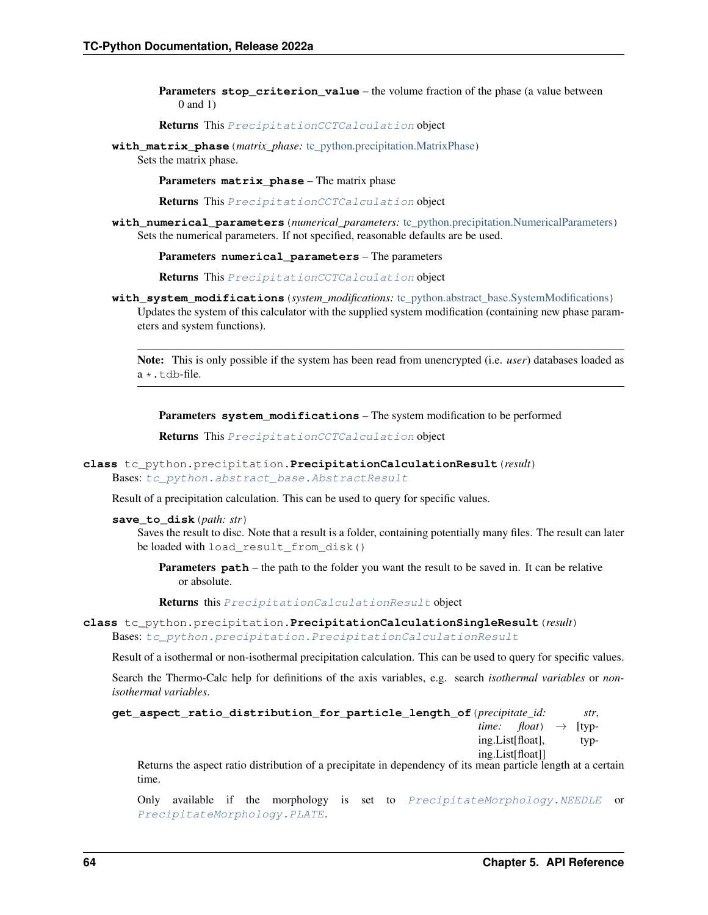**Parameters** **stop_criterion_value** – the volume fraction of the phase (a value between 0 and 1)

**Returns** This *PrecipitationCCTCalculation* object

**with_matrix_phase**(*matrix_phase: tc_python.precipitation.MatrixPhase*)

Sets the matrix phase.

**Parameters** **matrix_phase** – The matrix phase

**Returns** This *PrecipitationCCTCalculation* object

**with_numerical_parameters**(*numerical_parameters: tc_python.precipitation.NumericalParameters*)

Sets the numerical parameters. If not specified, reasonable defaults are be used.

**Parameters** **numerical_parameters** – The parameters

**Returns** This *PrecipitationCCTCalculation* object

**with_system_modifications**(*system_modifications: tc_python.abstract_base.SystemModifications*)

Updates the system of this calculator with the supplied system modification (containing new phase parameters and system functions).

---

**Note:** This is only possible if the system has been read from unencrypted (i.e. *user*) databases loaded as a `*.tdb`-file.

---

**Parameters** **system_modifications** – The system modification to be performed

**Returns** This *PrecipitationCCTCalculation* object

**class** tc_python.precipitation.**PrecipitationCalculationResult**(*result*)

Bases: *tc_python.abstract_base.AbstractResult*

Result of a precipitation calculation. This can be used to query for specific values.

**save_to_disk**(*path: str*)

Saves the result to disc. Note that a result is a folder, containing potentially many files. The result can later be loaded with `load_result_from_disk()`

**Parameters** **path** – the path to the folder you want the result to be saved in. It can be relative or absolute.

**Returns** this *PrecipitationCalculationResult* object

**class** tc_python.precipitation.**PrecipitationCalculationSingleResult**(*result*)

Bases: *tc_python.precipitation.PrecipitationCalculationResult*

Result of a isothermal or non-isothermal precipitation calculation. This can be used to query for specific values.

Search the Thermo-Calc help for definitions of the axis variables, e.g. search *isothermal variables* or *non-isothermal variables*.

**get_aspect_ratio_distribution_for_particle_length_of**(*precipitate_id: str*, *time: float*) → [typing.List[float], typing.List[float]]

Returns the aspect ratio distribution of a precipitate in dependency of its mean particle length at a certain time.

Only available if the morphology is set to *PrecipitateMorphology.NEEDLE* or *PrecipitateMorphology.PLATE*.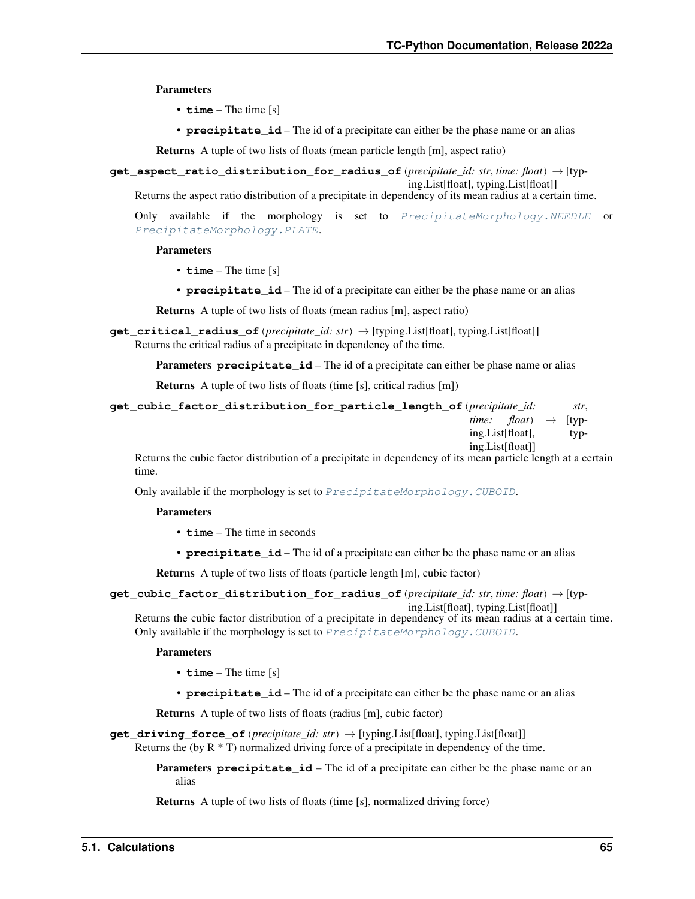**Parameters**

- **time** – The time [s]
- **precipitate_id** – The id of a precipitate can either be the phase name or an alias

**Returns** A tuple of two lists of floats (mean particle length [m], aspect ratio)

**get_aspect_ratio_distribution_for_radius_of**(*precipitate_id: str*, *time: float*) → [typing.List[float], typing.List[float]]

Returns the aspect ratio distribution of a precipitate in dependency of its mean radius at a certain time.

Only available if the morphology is set to *PrecipitateMorphology.NEEDLE* or *PrecipitateMorphology.PLATE*.

**Parameters**

- **time** – The time [s]
- **precipitate_id** – The id of a precipitate can either be the phase name or an alias

**Returns** A tuple of two lists of floats (mean radius [m], aspect ratio)

**get_critical_radius_of**(*precipitate_id: str*) → [typing.List[float], typing.List[float]]

Returns the critical radius of a precipitate in dependency of the time.

**Parameters** **precipitate_id** – The id of a precipitate can either be phase name or alias

**Returns** A tuple of two lists of floats (time [s], critical radius [m])

**get_cubic_factor_distribution_for_particle_length_of**(*precipitate_id: str*, *time: float*) → [typing.List[float], typing.List[float]]

Returns the cubic factor distribution of a precipitate in dependency of its mean particle length at a certain time.

Only available if the morphology is set to *PrecipitateMorphology.CUBOID*.

**Parameters**

- **time** – The time in seconds
- **precipitate_id** – The id of a precipitate can either be the phase name or an alias

**Returns** A tuple of two lists of floats (particle length [m], cubic factor)

**get_cubic_factor_distribution_for_radius_of**(*precipitate_id: str*, *time: float*) → [typing.List[float], typing.List[float]]

Returns the cubic factor distribution of a precipitate in dependency of its mean radius at a certain time. Only available if the morphology is set to *PrecipitateMorphology.CUBOID*.

**Parameters**

- **time** – The time [s]
- **precipitate_id** – The id of a precipitate can either be the phase name or an alias

**Returns** A tuple of two lists of floats (radius [m], cubic factor)

**get_driving_force_of**(*precipitate_id: str*) → [typing.List[float], typing.List[float]]

Returns the (by R * T) normalized driving force of a precipitate in dependency of the time.

**Parameters** **precipitate_id** – The id of a precipitate can either be the phase name or an alias

**Returns** A tuple of two lists of floats (time [s], normalized driving force)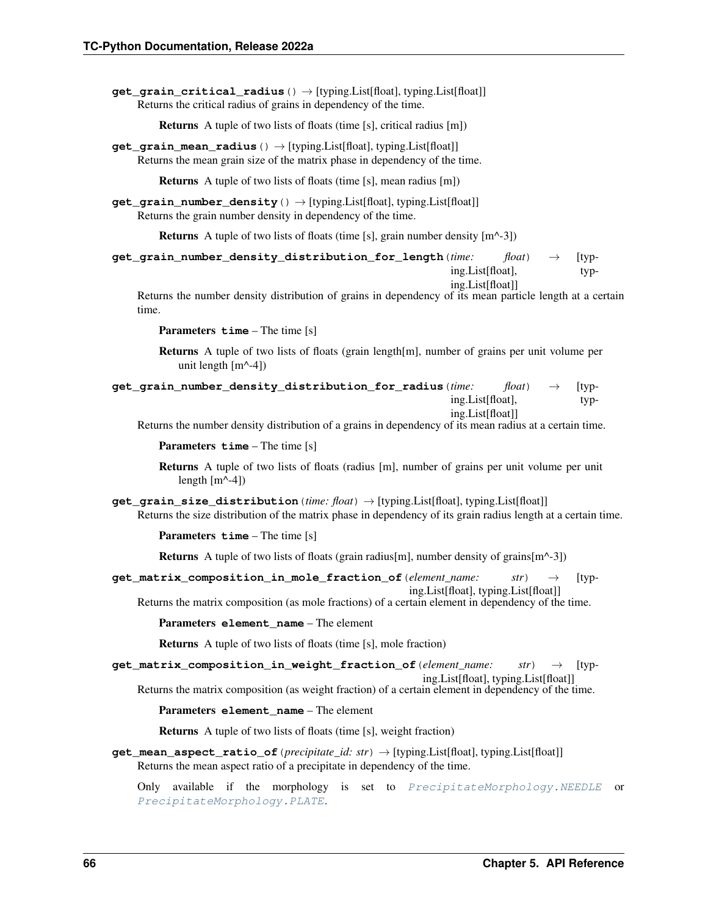**get_grain_critical_radius**() → [typing.List[float], typing.List[float]]
Returns the critical radius of grains in dependency of the time.

**Returns** A tuple of two lists of floats (time [s], critical radius [m])

**get_grain_mean_radius**() → [typing.List[float], typing.List[float]]
Returns the mean grain size of the matrix phase in dependency of the time.

**Returns** A tuple of two lists of floats (time [s], mean radius [m])

**get_grain_number_density**() → [typing.List[float], typing.List[float]]
Returns the grain number density in dependency of the time.

**Returns** A tuple of two lists of floats (time [s], grain number density [m^-3])

**get_grain_number_density_distribution_for_length**(*time: float*) → [typing.List[float], typing.List[float]]
Returns the number density distribution of grains in dependency of its mean particle length at a certain time.

**Parameters** **time** – The time [s]

**Returns** A tuple of two lists of floats (grain length[m], number of grains per unit volume per unit length [m^-4])

**get_grain_number_density_distribution_for_radius**(*time: float*) → [typing.List[float], typing.List[float]]
Returns the number density distribution of a grains in dependency of its mean radius at a certain time.

**Parameters** **time** – The time [s]

**Returns** A tuple of two lists of floats (radius [m], number of grains per unit volume per unit length [m^-4])

**get_grain_size_distribution**(*time: float*) → [typing.List[float], typing.List[float]]
Returns the size distribution of the matrix phase in dependency of its grain radius length at a certain time.

**Parameters** **time** – The time [s]

**Returns** A tuple of two lists of floats (grain radius[m], number density of grains[m^-3])

**get_matrix_composition_in_mole_fraction_of**(*element_name: str*) → [typing.List[float], typing.List[float]]
Returns the matrix composition (as mole fractions) of a certain element in dependency of the time.

**Parameters** **element_name** – The element

**Returns** A tuple of two lists of floats (time [s], mole fraction)

**get_matrix_composition_in_weight_fraction_of**(*element_name: str*) → [typing.List[float], typing.List[float]]
Returns the matrix composition (as weight fraction) of a certain element in dependency of the time.

**Parameters** **element_name** – The element

**Returns** A tuple of two lists of floats (time [s], weight fraction)

**get_mean_aspect_ratio_of**(*precipitate_id: str*) → [typing.List[float], typing.List[float]]
Returns the mean aspect ratio of a precipitate in dependency of the time.

Only available if the morphology is set to *PrecipitateMorphology.NEEDLE* or *PrecipitateMorphology.PLATE*.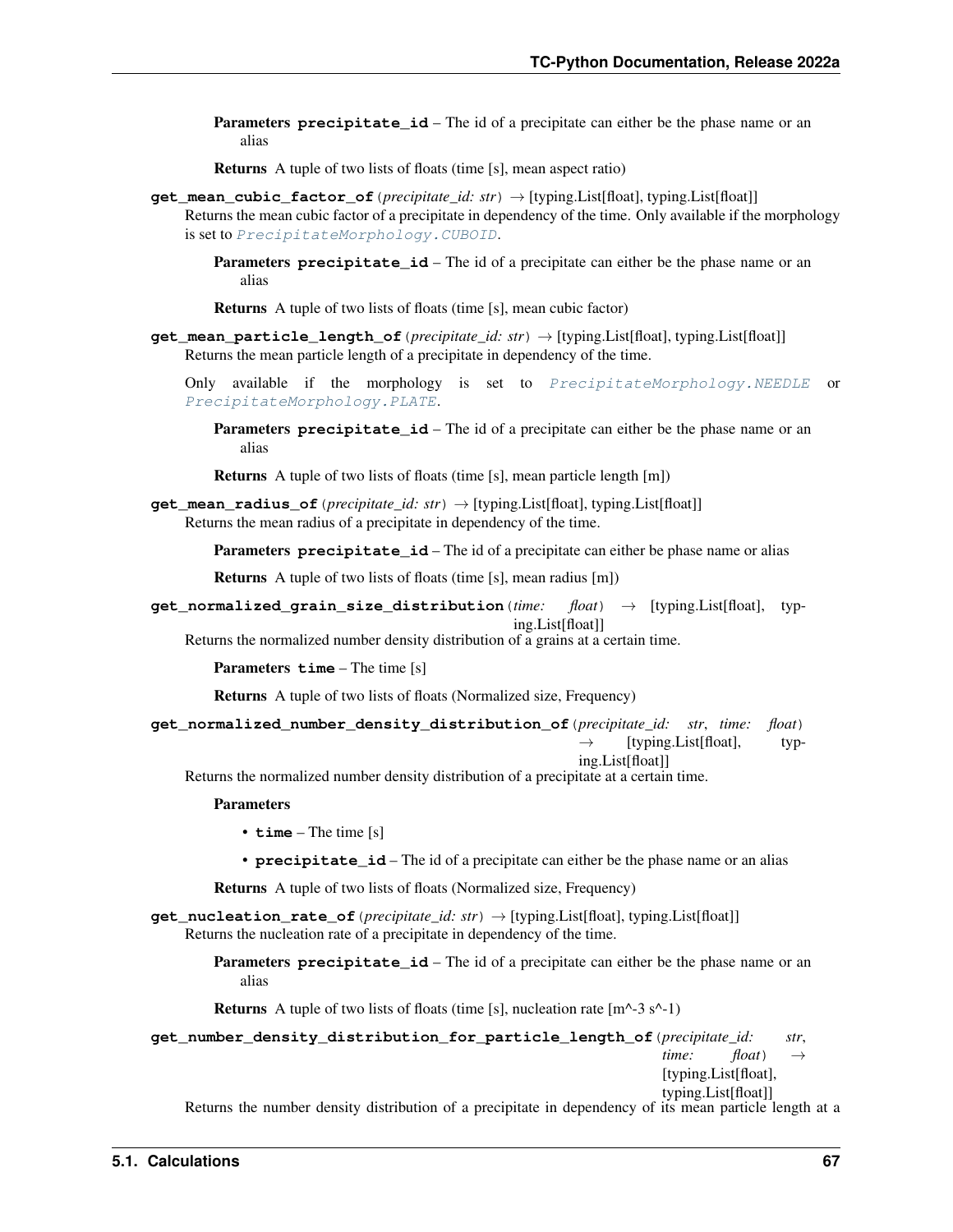**Parameters** **precipitate_id** – The id of a precipitate can either be the phase name or an alias

**Returns** A tuple of two lists of floats (time [s], mean aspect ratio)

**get_mean_cubic_factor_of**(*precipitate_id: str*) → [typing.List[float], typing.List[float]]

Returns the mean cubic factor of a precipitate in dependency of the time. Only available if the morphology is set to *PrecipitateMorphology.CUBOID*.

**Parameters** **precipitate_id** – The id of a precipitate can either be the phase name or an alias

**Returns** A tuple of two lists of floats (time [s], mean cubic factor)

**get_mean_particle_length_of**(*precipitate_id: str*) → [typing.List[float], typing.List[float]]

Returns the mean particle length of a precipitate in dependency of the time.

Only available if the morphology is set to *PrecipitateMorphology.NEEDLE* or *PrecipitateMorphology.PLATE*.

**Parameters** **precipitate_id** – The id of a precipitate can either be the phase name or an alias

**Returns** A tuple of two lists of floats (time [s], mean particle length [m])

**get_mean_radius_of**(*precipitate_id: str*) → [typing.List[float], typing.List[float]]

Returns the mean radius of a precipitate in dependency of the time.

**Parameters** **precipitate_id** – The id of a precipitate can either be phase name or alias

**Returns** A tuple of two lists of floats (time [s], mean radius [m])

**get_normalized_grain_size_distribution**(*time: float*) → [typing.List[float], typing.List[float]]

Returns the normalized number density distribution of a grains at a certain time.

**Parameters** **time** – The time [s]

**Returns** A tuple of two lists of floats (Normalized size, Frequency)

**get_normalized_number_density_distribution_of**(*precipitate_id: str*, *time: float*) → [typing.List[float], typing.List[float]]

Returns the normalized number density distribution of a precipitate at a certain time.

**Parameters**

- **time** – The time [s]
- **precipitate_id** – The id of a precipitate can either be the phase name or an alias

**Returns** A tuple of two lists of floats (Normalized size, Frequency)

**get_nucleation_rate_of**(*precipitate_id: str*) → [typing.List[float], typing.List[float]]

Returns the nucleation rate of a precipitate in dependency of the time.

**Parameters** **precipitate_id** – The id of a precipitate can either be the phase name or an alias

**Returns** A tuple of two lists of floats (time [s], nucleation rate [m^-3 s^-1])

**get_number_density_distribution_for_particle_length_of**(*precipitate_id: str*, *time: float*) → [typing.List[float], typing.List[float]]

Returns the number density distribution of a precipitate in dependency of its mean particle length at a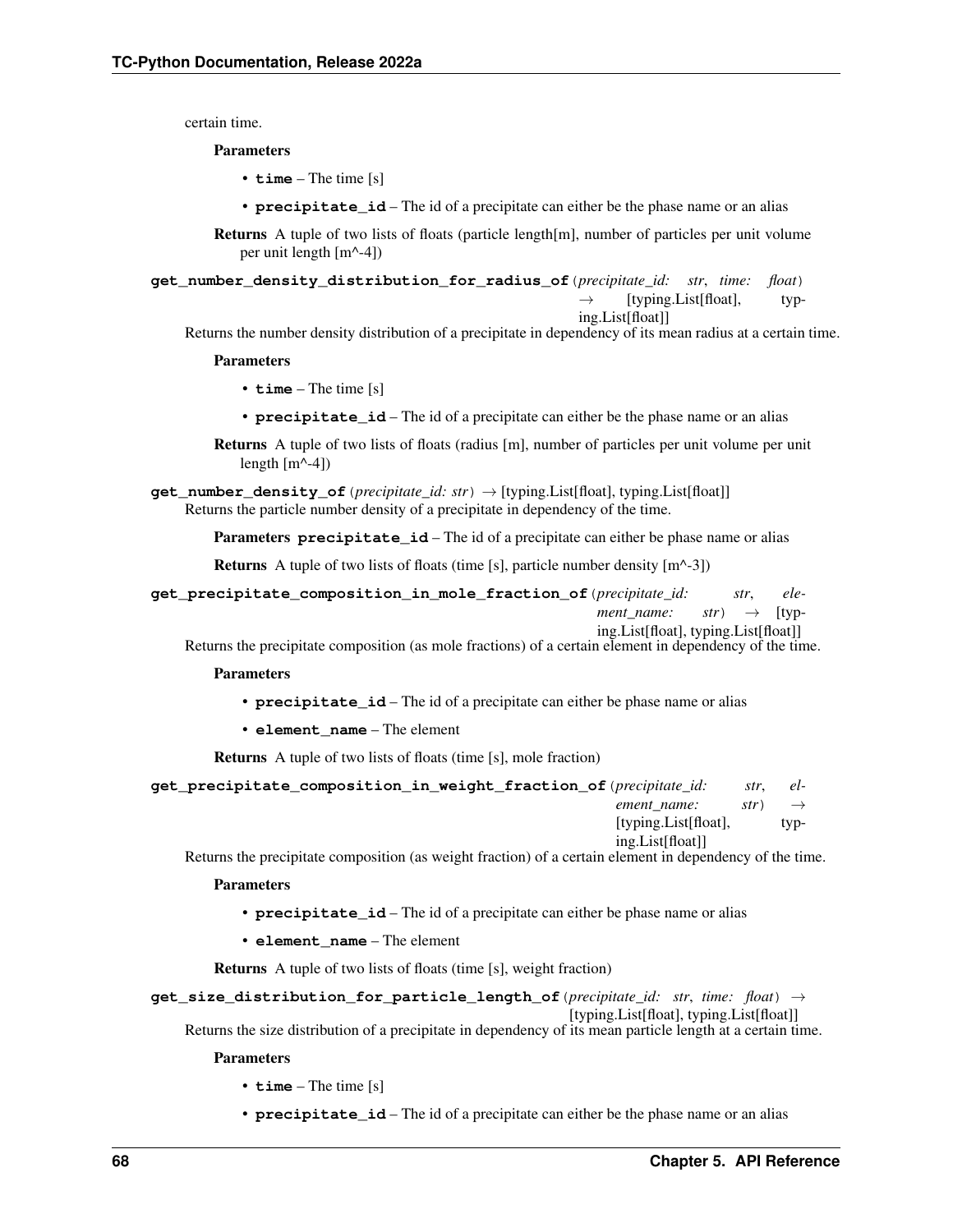certain time.

**Parameters**

- **time** – The time [s]
- **precipitate_id** – The id of a precipitate can either be the phase name or an alias

**Returns** A tuple of two lists of floats (particle length[m], number of particles per unit volume per unit length [m^-4])

**get_number_density_distribution_for_radius_of**(*precipitate_id: str*, *time: float*) → [typing.List[float], typing.List[float]]

Returns the number density distribution of a precipitate in dependency of its mean radius at a certain time.

**Parameters**

- **time** – The time [s]
- **precipitate_id** – The id of a precipitate can either be the phase name or an alias

**Returns** A tuple of two lists of floats (radius [m], number of particles per unit volume per unit length [m^-4])

**get_number_density_of**(*precipitate_id: str*) → [typing.List[float], typing.List[float]]

Returns the particle number density of a precipitate in dependency of the time.

**Parameters** **precipitate_id** – The id of a precipitate can either be phase name or alias

**Returns** A tuple of two lists of floats (time [s], particle number density [m^-3])

**get_precipitate_composition_in_mole_fraction_of**(*precipitate_id: str*, *element_name: str*) → [typing.List[float], typing.List[float]]

Returns the precipitate composition (as mole fractions) of a certain element in dependency of the time.

**Parameters**

- **precipitate_id** – The id of a precipitate can either be phase name or alias
- **element_name** – The element

**Returns** A tuple of two lists of floats (time [s], mole fraction)

**get_precipitate_composition_in_weight_fraction_of**(*precipitate_id: str*, *element_name: str*) → [typing.List[float], typing.List[float]]

Returns the precipitate composition (as weight fraction) of a certain element in dependency of the time.

**Parameters**

- **precipitate_id** – The id of a precipitate can either be phase name or alias
- **element_name** – The element

**Returns** A tuple of two lists of floats (time [s], weight fraction)

**get_size_distribution_for_particle_length_of**(*precipitate_id: str*, *time: float*) → [typing.List[float], typing.List[float]]

Returns the size distribution of a precipitate in dependency of its mean particle length at a certain time.

**Parameters**

- **time** – The time [s]
- **precipitate_id** – The id of a precipitate can either be the phase name or an alias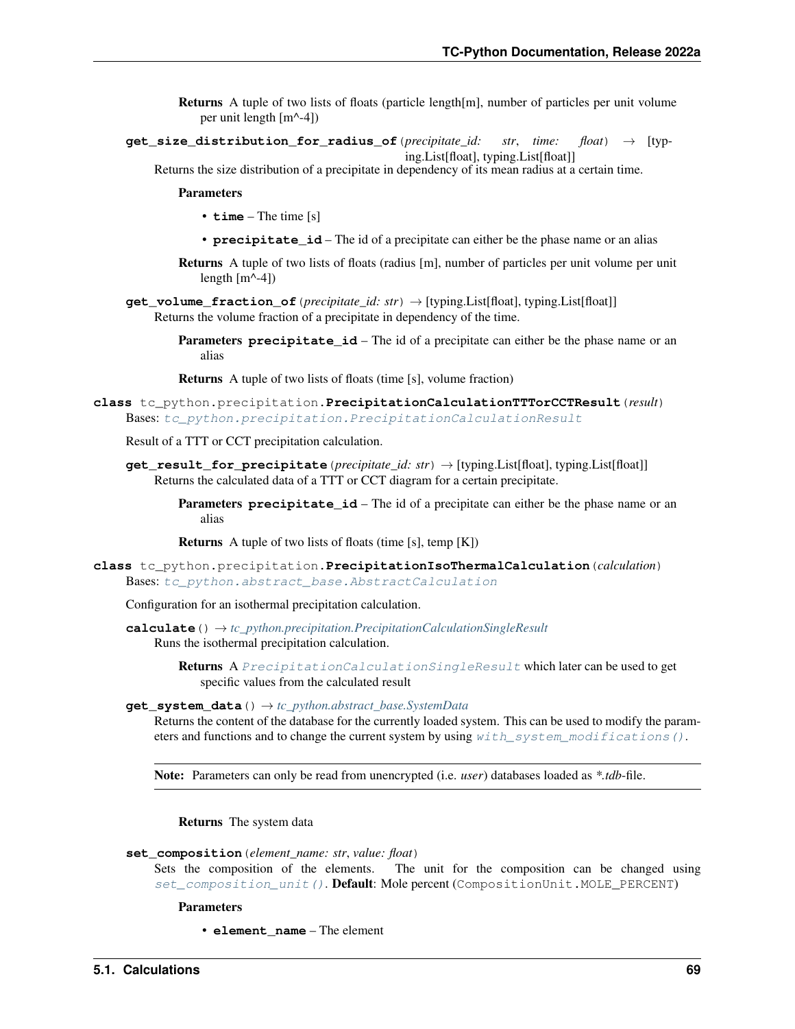**Returns** A tuple of two lists of floats (particle length[m], number of particles per unit volume per unit length [m^-4])

**get_size_distribution_for_radius_of**(*precipitate_id: str*, *time: float*) → [typing.List[float], typing.List[float]]

Returns the size distribution of a precipitate in dependency of its mean radius at a certain time.

**Parameters**

- **time** – The time [s]
- **precipitate_id** – The id of a precipitate can either be the phase name or an alias

**Returns** A tuple of two lists of floats (radius [m], number of particles per unit volume per unit length [m^-4])

**get_volume_fraction_of**(*precipitate_id: str*) → [typing.List[float], typing.List[float]]

Returns the volume fraction of a precipitate in dependency of the time.

**Parameters** **precipitate_id** – The id of a precipitate can either be the phase name or an alias

**Returns** A tuple of two lists of floats (time [s], volume fraction)

**class** tc_python.precipitation.**PrecipitationCalculationTTTorCCTResult**(*result*)

Bases: `tc_python.precipitation.PrecipitationCalculationResult`

Result of a TTT or CCT precipitation calculation.

**get_result_for_precipitate**(*precipitate_id: str*) → [typing.List[float], typing.List[float]]

Returns the calculated data of a TTT or CCT diagram for a certain precipitate.

**Parameters** **precipitate_id** – The id of a precipitate can either be the phase name or an alias

**Returns** A tuple of two lists of floats (time [s], temp [K])

**class** tc_python.precipitation.**PrecipitationIsoThermalCalculation**(*calculation*)

Bases: `tc_python.abstract_base.AbstractCalculation`

Configuration for an isothermal precipitation calculation.

**calculate**() → *tc_python.precipitation.PrecipitationCalculationSingleResult*

Runs the isothermal precipitation calculation.

**Returns** A `PrecipitationCalculationSingleResult` which later can be used to get specific values from the calculated result

**get_system_data**() → *tc_python.abstract_base.SystemData*

Returns the content of the database for the currently loaded system. This can be used to modify the parameters and functions and to change the current system by using `with_system_modifications()`.

**Note:** Parameters can only be read from unencrypted (i.e. *user*) databases loaded as **.tdb*-file.

**Returns** The system data

**set_composition**(*element_name: str*, *value: float*)

Sets the composition of the elements. The unit for the composition can be changed using `set_composition_unit()`. **Default**: Mole percent (`CompositionUnit.MOLE_PERCENT`)

**Parameters**

- **element_name** – The element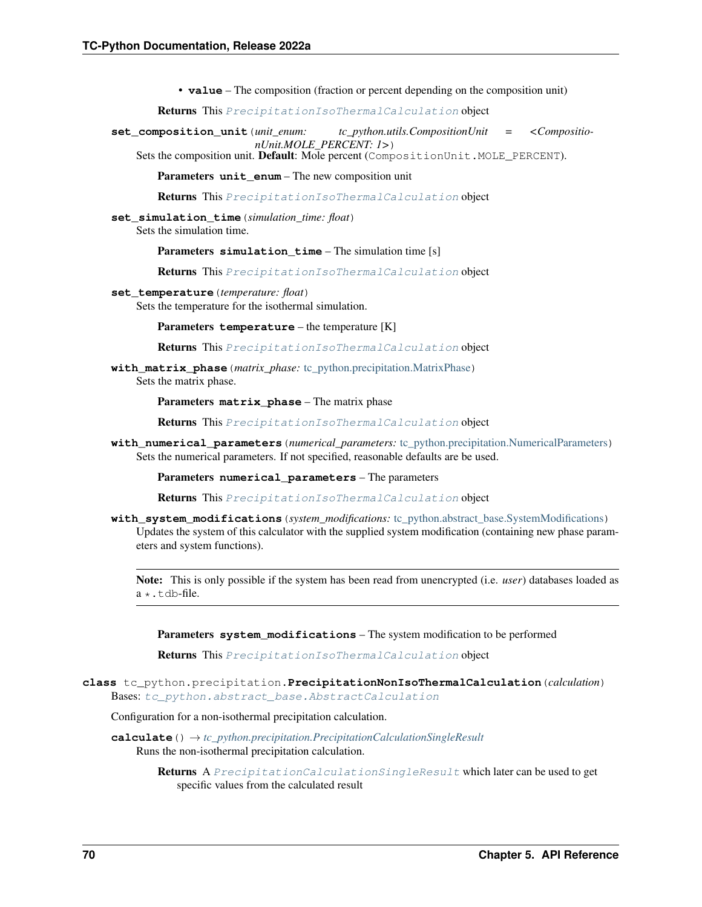- **value** – The composition (fraction or percent depending on the composition unit)

**Returns** This `PrecipitationIsoThermalCalculation` object

**set_composition_unit**(*unit_enum: tc_python.utils.CompositionUnit = <CompositionUnit.MOLE_PERCENT: 1>*)

Sets the composition unit. **Default**: Mole percent (`CompositionUnit.MOLE_PERCENT`).

**Parameters** **unit_enum** – The new composition unit

**Returns** This `PrecipitationIsoThermalCalculation` object

**set_simulation_time**(*simulation_time: float*)

Sets the simulation time.

**Parameters** **simulation_time** – The simulation time [s]

**Returns** This `PrecipitationIsoThermalCalculation` object

**set_temperature**(*temperature: float*)

Sets the temperature for the isothermal simulation.

**Parameters** **temperature** – the temperature [K]

**Returns** This `PrecipitationIsoThermalCalculation` object

**with_matrix_phase**(*matrix_phase: tc_python.precipitation.MatrixPhase*)

Sets the matrix phase.

**Parameters** **matrix_phase** – The matrix phase

**Returns** This `PrecipitationIsoThermalCalculation` object

**with_numerical_parameters**(*numerical_parameters: tc_python.precipitation.NumericalParameters*)

Sets the numerical parameters. If not specified, reasonable defaults are be used.

**Parameters** **numerical_parameters** – The parameters

**Returns** This `PrecipitationIsoThermalCalculation` object

**with_system_modifications**(*system_modifications: tc_python.abstract_base.SystemModifications*)

Updates the system of this calculator with the supplied system modification (containing new phase parameters and system functions).

> **Note:** This is only possible if the system has been read from unencrypted (i.e. *user*) databases loaded as a `*.tdb`-file.

**Parameters** **system_modifications** – The system modification to be performed

**Returns** This `PrecipitationIsoThermalCalculation` object

**class** tc_python.precipitation.**PrecipitationNonIsoThermalCalculation**(*calculation*)

Bases: `tc_python.abstract_base.AbstractCalculation`

Configuration for a non-isothermal precipitation calculation.

**calculate**() → *tc_python.precipitation.PrecipitationCalculationSingleResult*

Runs the non-isothermal precipitation calculation.

**Returns** A `PrecipitationCalculationSingleResult` which later can be used to get specific values from the calculated result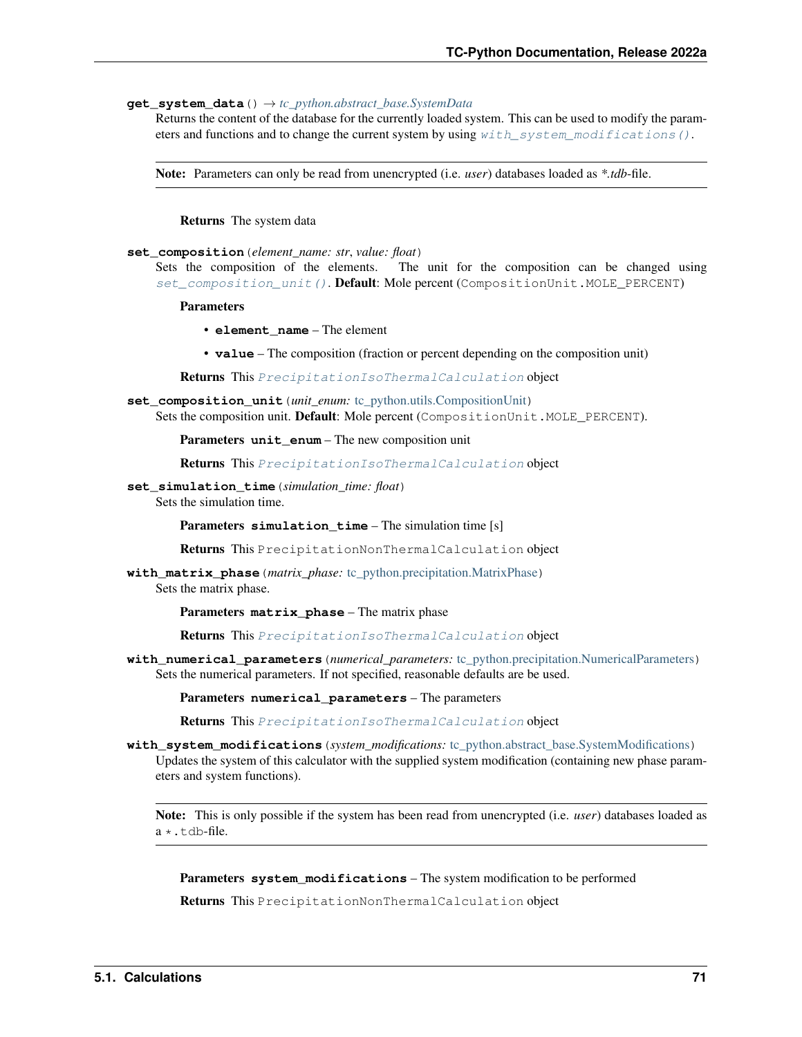**get_system_data**() → *tc_python.abstract_base.SystemData*

Returns the content of the database for the currently loaded system. This can be used to modify the parameters and functions and to change the current system by using `with_system_modifications()`.

> **Note:** Parameters can only be read from unencrypted (i.e. *user*) databases loaded as *\*.tdb*-file.

**Returns** The system data

**set_composition**(*element_name: str*, *value: float*)

Sets the composition of the elements. The unit for the composition can be changed using `set_composition_unit()`. **Default**: Mole percent (`CompositionUnit.MOLE_PERCENT`)

**Parameters**

- **element_name** – The element
- **value** – The composition (fraction or percent depending on the composition unit)

**Returns** This `PrecipitationIsoThermalCalculation` object

**set_composition_unit**(*unit_enum:* tc_python.utils.CompositionUnit)

Sets the composition unit. **Default**: Mole percent (`CompositionUnit.MOLE_PERCENT`).

**Parameters** **unit_enum** – The new composition unit

**Returns** This `PrecipitationIsoThermalCalculation` object

**set_simulation_time**(*simulation_time: float*)

Sets the simulation time.

**Parameters** **simulation_time** – The simulation time [s]

**Returns** This `PrecipitationNonThermalCalculation` object

**with_matrix_phase**(*matrix_phase:* tc_python.precipitation.MatrixPhase)

Sets the matrix phase.

**Parameters** **matrix_phase** – The matrix phase

**Returns** This `PrecipitationIsoThermalCalculation` object

**with_numerical_parameters**(*numerical_parameters:* tc_python.precipitation.NumericalParameters)

Sets the numerical parameters. If not specified, reasonable defaults are be used.

**Parameters** **numerical_parameters** – The parameters

**Returns** This `PrecipitationIsoThermalCalculation` object

**with_system_modifications**(*system_modifications:* tc_python.abstract_base.SystemModifications)

Updates the system of this calculator with the supplied system modification (containing new phase parameters and system functions).

> **Note:** This is only possible if the system has been read from unencrypted (i.e. *user*) databases loaded as a `*.tdb`-file.

**Parameters** **system_modifications** – The system modification to be performed

**Returns** This `PrecipitationNonThermalCalculation` object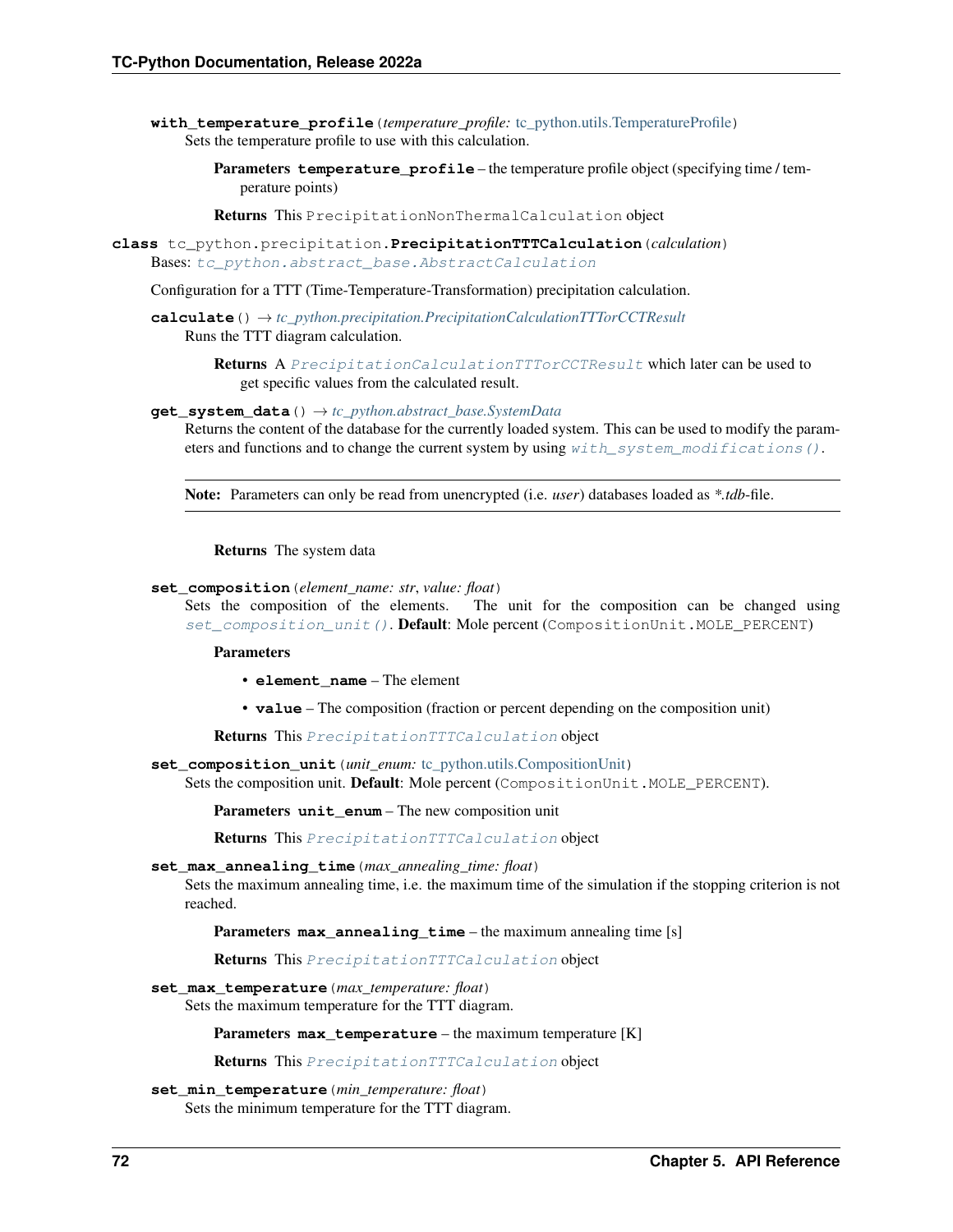**with_temperature_profile**(*temperature_profile:* tc_python.utils.TemperatureProfile)
Sets the temperature profile to use with this calculation.

**Parameters** **temperature_profile** – the temperature profile object (specifying time / temperature points)

**Returns** This `PrecipitationNonThermalCalculation` object

**class** tc_python.precipitation.**PrecipitationTTTCalculation**(*calculation*)
Bases: *tc_python.abstract_base.AbstractCalculation*

Configuration for a TTT (Time-Temperature-Transformation) precipitation calculation.

**calculate**() → *tc_python.precipitation.PrecipitationCalculationTTTorCCTResult*
Runs the TTT diagram calculation.

**Returns** A *PrecipitationCalculationTTTorCCTResult* which later can be used to get specific values from the calculated result.

**get_system_data**() → *tc_python.abstract_base.SystemData*
Returns the content of the database for the currently loaded system. This can be used to modify the parameters and functions and to change the current system by using *with_system_modifications()*.

**Note:** Parameters can only be read from unencrypted (i.e. *user*) databases loaded as *\*.tdb*-file.

**Returns** The system data

**set_composition**(*element_name: str*, *value: float*)
Sets the composition of the elements. The unit for the composition can be changed using *set_composition_unit()*. **Default**: Mole percent (`CompositionUnit.MOLE_PERCENT`)

**Parameters**

- **element_name** – The element
- **value** – The composition (fraction or percent depending on the composition unit)

**Returns** This *PrecipitationTTTCalculation* object

**set_composition_unit**(*unit_enum:* tc_python.utils.CompositionUnit)
Sets the composition unit. **Default**: Mole percent (`CompositionUnit.MOLE_PERCENT`).

**Parameters** **unit_enum** – The new composition unit

**Returns** This *PrecipitationTTTCalculation* object

**set_max_annealing_time**(*max_annealing_time: float*)
Sets the maximum annealing time, i.e. the maximum time of the simulation if the stopping criterion is not reached.

**Parameters** **max_annealing_time** – the maximum annealing time [s]

**Returns** This *PrecipitationTTTCalculation* object

**set_max_temperature**(*max_temperature: float*)
Sets the maximum temperature for the TTT diagram.

**Parameters** **max_temperature** – the maximum temperature [K]

**Returns** This *PrecipitationTTTCalculation* object

**set_min_temperature**(*min_temperature: float*)
Sets the minimum temperature for the TTT diagram.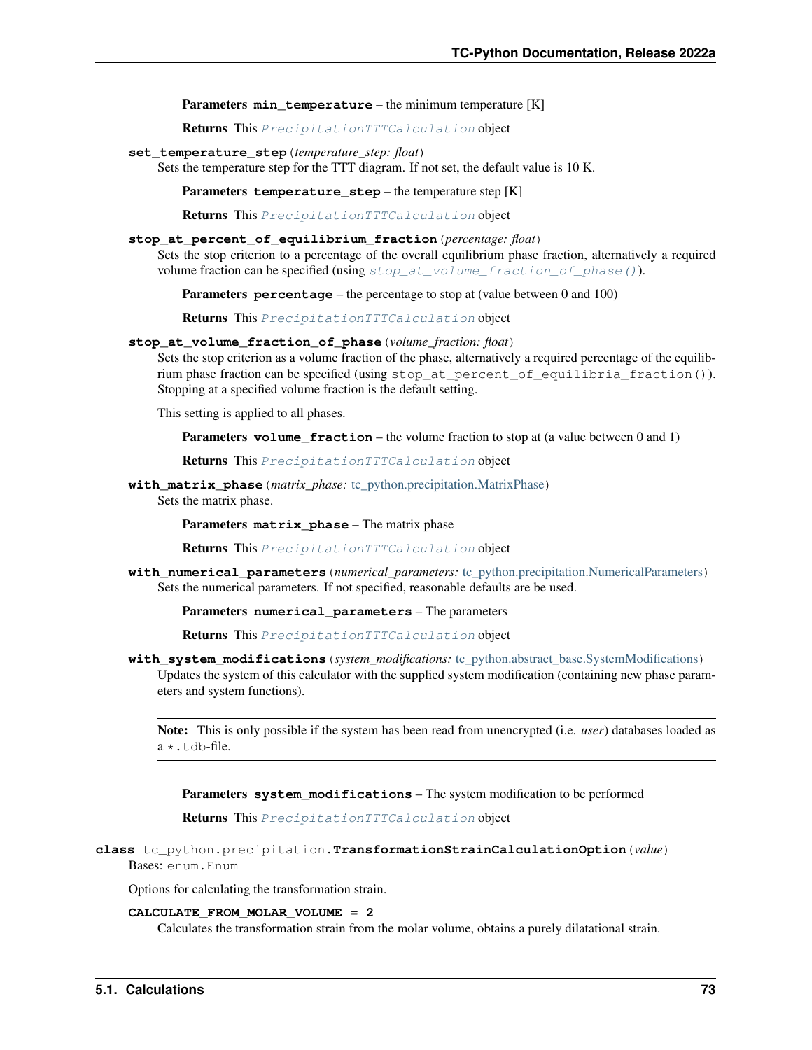**Parameters** `min_temperature` – the minimum temperature [K]

**Returns** This `PrecipitationTTTCalculation` object

**set_temperature_step**(*temperature_step: float*)

Sets the temperature step for the TTT diagram. If not set, the default value is 10 K.

**Parameters** `temperature_step` – the temperature step [K]

**Returns** This `PrecipitationTTTCalculation` object

**stop_at_percent_of_equilibrium_fraction**(*percentage: float*)

Sets the stop criterion to a percentage of the overall equilibrium phase fraction, alternatively a required volume fraction can be specified (using `stop_at_volume_fraction_of_phase()`).

**Parameters** `percentage` – the percentage to stop at (value between 0 and 100)

**Returns** This `PrecipitationTTTCalculation` object

**stop_at_volume_fraction_of_phase**(*volume_fraction: float*)

Sets the stop criterion as a volume fraction of the phase, alternatively a required percentage of the equilibrium phase fraction can be specified (using `stop_at_percent_of_equilibria_fraction()`). Stopping at a specified volume fraction is the default setting.

This setting is applied to all phases.

**Parameters** `volume_fraction` – the volume fraction to stop at (a value between 0 and 1)

**Returns** This `PrecipitationTTTCalculation` object

**with_matrix_phase**(*matrix_phase: tc_python.precipitation.MatrixPhase*)

Sets the matrix phase.

**Parameters** `matrix_phase` – The matrix phase

**Returns** This `PrecipitationTTTCalculation` object

**with_numerical_parameters**(*numerical_parameters: tc_python.precipitation.NumericalParameters*)

Sets the numerical parameters. If not specified, reasonable defaults are be used.

**Parameters** `numerical_parameters` – The parameters

**Returns** This `PrecipitationTTTCalculation` object

**with_system_modifications**(*system_modifications: tc_python.abstract_base.SystemModifications*)

Updates the system of this calculator with the supplied system modification (containing new phase parameters and system functions).

**Note:** This is only possible if the system has been read from unencrypted (i.e. *user*) databases loaded as a `*.tdb`-file.

**Parameters** `system_modifications` – The system modification to be performed

**Returns** This `PrecipitationTTTCalculation` object

**class** tc_python.precipitation.**TransformationStrainCalculationOption**(*value*)

Bases: `enum.Enum`

Options for calculating the transformation strain.

**CALCULATE_FROM_MOLAR_VOLUME = 2**

Calculates the transformation strain from the molar volume, obtains a purely dilatational strain.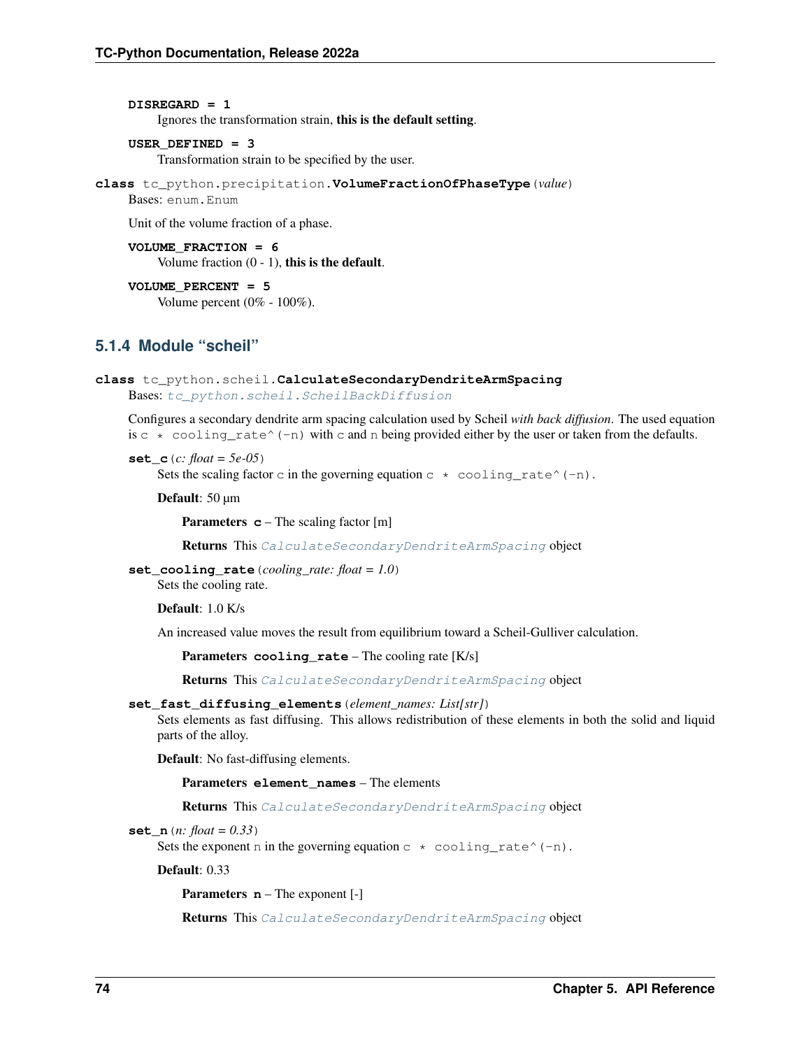**DISREGARD = 1**
Ignores the transformation strain, **this is the default setting**.

**USER_DEFINED = 3**
Transformation strain to be specified by the user.

**class** tc_python.precipitation.**VolumeFractionOfPhaseType**(*value*)
Bases: `enum.Enum`

Unit of the volume fraction of a phase.

**VOLUME_FRACTION = 6**
Volume fraction (0 - 1), **this is the default**.

**VOLUME_PERCENT = 5**
Volume percent (0% - 100%).

### 5.1.4 Module "scheil"

**class** tc_python.scheil.**CalculateSecondaryDendriteArmSpacing**
Bases: `tc_python.scheil.ScheilBackDiffusion`

Configures a secondary dendrite arm spacing calculation used by Scheil *with back diffusion*. The used equation is `c * cooling_rate^(-n)` with `c` and `n` being provided either by the user or taken from the defaults.

**set_c**(*c: float = 5e-05*)
Sets the scaling factor `c` in the governing equation `c * cooling_rate^(-n)`.

**Default**: 50 µm

**Parameters** **c** – The scaling factor [m]

**Returns** This `CalculateSecondaryDendriteArmSpacing` object

**set_cooling_rate**(*cooling_rate: float = 1.0*)
Sets the cooling rate.

**Default**: 1.0 K/s

An increased value moves the result from equilibrium toward a Scheil-Gulliver calculation.

**Parameters** **cooling_rate** – The cooling rate [K/s]

**Returns** This `CalculateSecondaryDendriteArmSpacing` object

**set_fast_diffusing_elements**(*element_names: List[str]*)
Sets elements as fast diffusing. This allows redistribution of these elements in both the solid and liquid parts of the alloy.

**Default**: No fast-diffusing elements.

**Parameters** **element_names** – The elements

**Returns** This `CalculateSecondaryDendriteArmSpacing` object

**set_n**(*n: float = 0.33*)
Sets the exponent `n` in the governing equation `c * cooling_rate^(-n)`.

**Default**: 0.33

**Parameters** **n** – The exponent [-]

**Returns** This `CalculateSecondaryDendriteArmSpacing` object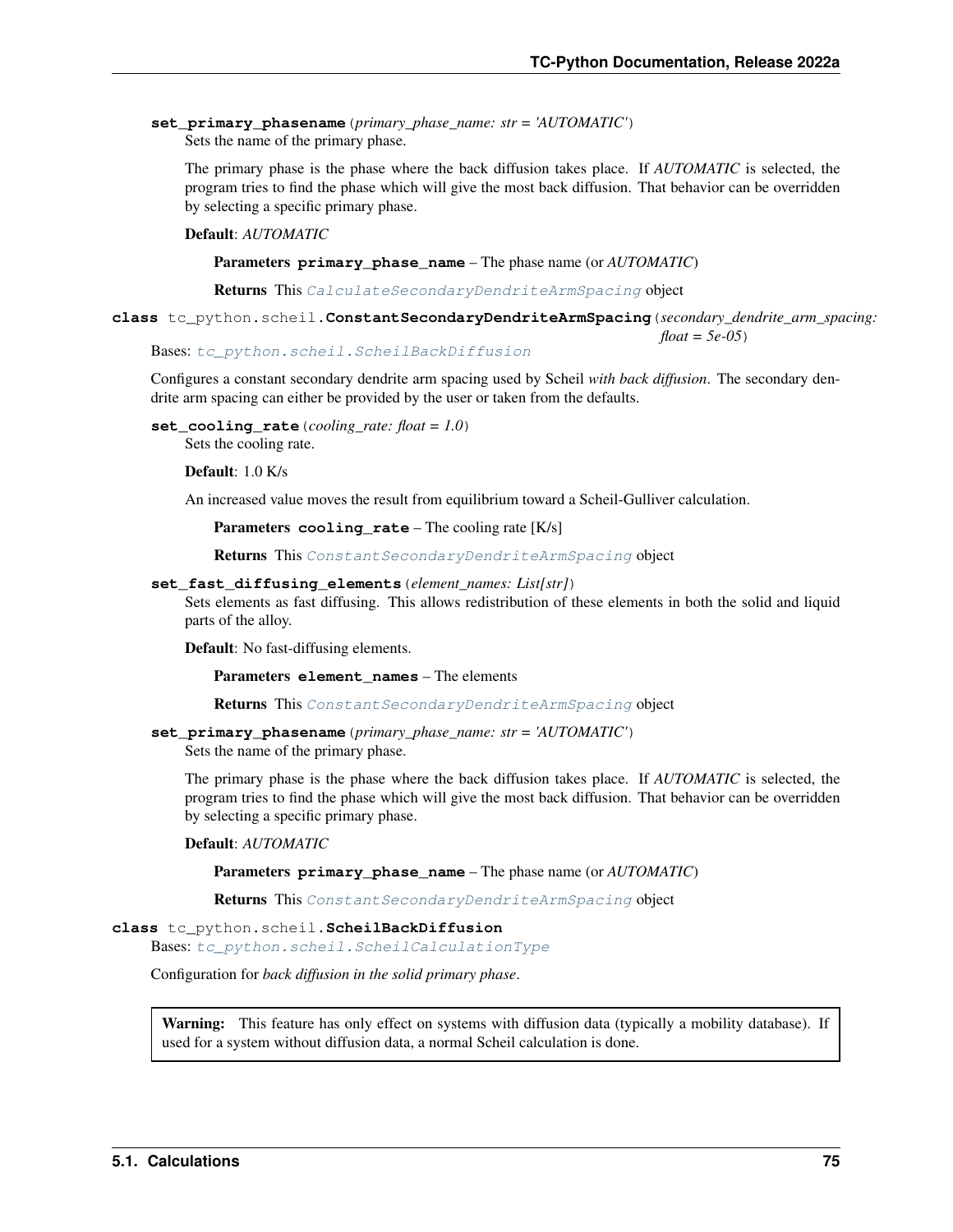**set_primary_phasename**(*primary_phase_name: str = 'AUTOMATIC'*)

Sets the name of the primary phase.

The primary phase is the phase where the back diffusion takes place. If *AUTOMATIC* is selected, the program tries to find the phase which will give the most back diffusion. That behavior can be overridden by selecting a specific primary phase.

**Default**: *AUTOMATIC*

**Parameters** **primary_phase_name** – The phase name (or *AUTOMATIC*)

**Returns** This `CalculateSecondaryDendriteArmSpacing` object

**class** tc_python.scheil.**ConstantSecondaryDendriteArmSpacing**(*secondary_dendrite_arm_spacing: float = 5e-05*)

Bases: `tc_python.scheil.ScheilBackDiffusion`

Configures a constant secondary dendrite arm spacing used by Scheil *with back diffusion*. The secondary dendrite arm spacing can either be provided by the user or taken from the defaults.

**set_cooling_rate**(*cooling_rate: float = 1.0*)

Sets the cooling rate.

**Default**: 1.0 K/s

An increased value moves the result from equilibrium toward a Scheil-Gulliver calculation.

**Parameters** **cooling_rate** – The cooling rate [K/s]

**Returns** This `ConstantSecondaryDendriteArmSpacing` object

**set_fast_diffusing_elements**(*element_names: List[str]*)

Sets elements as fast diffusing. This allows redistribution of these elements in both the solid and liquid parts of the alloy.

**Default**: No fast-diffusing elements.

**Parameters** **element_names** – The elements

**Returns** This `ConstantSecondaryDendriteArmSpacing` object

**set_primary_phasename**(*primary_phase_name: str = 'AUTOMATIC'*)

Sets the name of the primary phase.

The primary phase is the phase where the back diffusion takes place. If *AUTOMATIC* is selected, the program tries to find the phase which will give the most back diffusion. That behavior can be overridden by selecting a specific primary phase.

**Default**: *AUTOMATIC*

**Parameters** **primary_phase_name** – The phase name (or *AUTOMATIC*)

**Returns** This `ConstantSecondaryDendriteArmSpacing` object

**class** tc_python.scheil.**ScheilBackDiffusion**

Bases: `tc_python.scheil.ScheilCalculationType`

Configuration for *back diffusion in the solid primary phase*.

> **Warning:** This feature has only effect on systems with diffusion data (typically a mobility database). If used for a system without diffusion data, a normal Scheil calculation is done.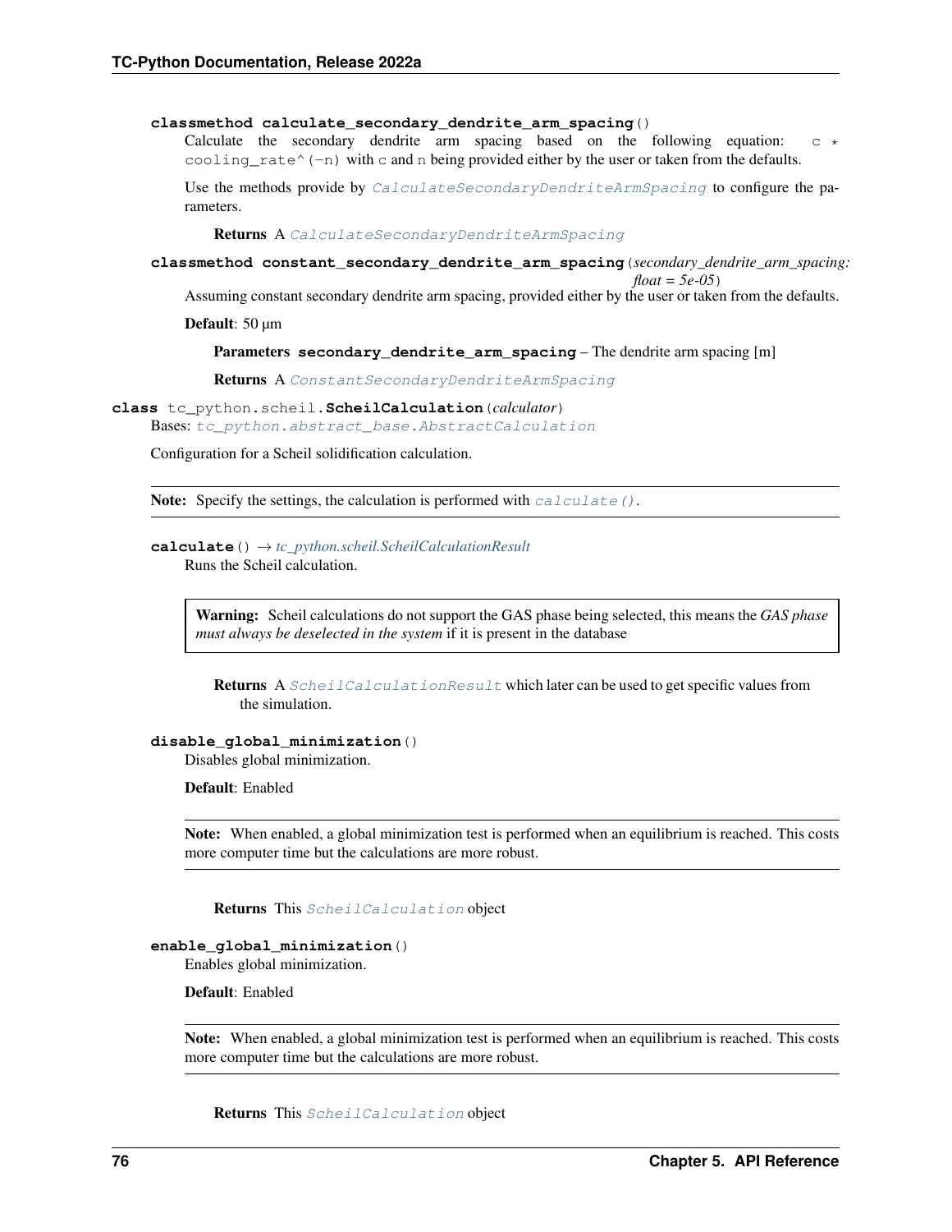**classmethod calculate_secondary_dendrite_arm_spacing()**

Calculate the secondary dendrite arm spacing based on the following equation: `c * cooling_rate^(-n)` with `c` and `n` being provided either by the user or taken from the defaults.

Use the methods provide by `CalculateSecondaryDendriteArmSpacing` to configure the parameters.

**Returns** A `CalculateSecondaryDendriteArmSpacing`

**classmethod constant_secondary_dendrite_arm_spacing**(*secondary_dendrite_arm_spacing: float = 5e-05*)

Assuming constant secondary dendrite arm spacing, provided either by the user or taken from the defaults.

**Default**: 50 µm

**Parameters** **secondary_dendrite_arm_spacing** – The dendrite arm spacing [m]

**Returns** A `ConstantSecondaryDendriteArmSpacing`

**class** tc_python.scheil.**ScheilCalculation**(*calculator*)

Bases: `tc_python.abstract_base.AbstractCalculation`

Configuration for a Scheil solidification calculation.

**Note:** Specify the settings, the calculation is performed with `calculate()`.

**calculate**() → *tc_python.scheil.ScheilCalculationResult*

Runs the Scheil calculation.

**Warning:** Scheil calculations do not support the GAS phase being selected, this means the *GAS phase must always be deselected in the system* if it is present in the database

**Returns** A `ScheilCalculationResult` which later can be used to get specific values from the simulation.

**disable_global_minimization**()

Disables global minimization.

**Default**: Enabled

**Note:** When enabled, a global minimization test is performed when an equilibrium is reached. This costs more computer time but the calculations are more robust.

**Returns** This `ScheilCalculation` object

**enable_global_minimization**()

Enables global minimization.

**Default**: Enabled

**Note:** When enabled, a global minimization test is performed when an equilibrium is reached. This costs more computer time but the calculations are more robust.

**Returns** This `ScheilCalculation` object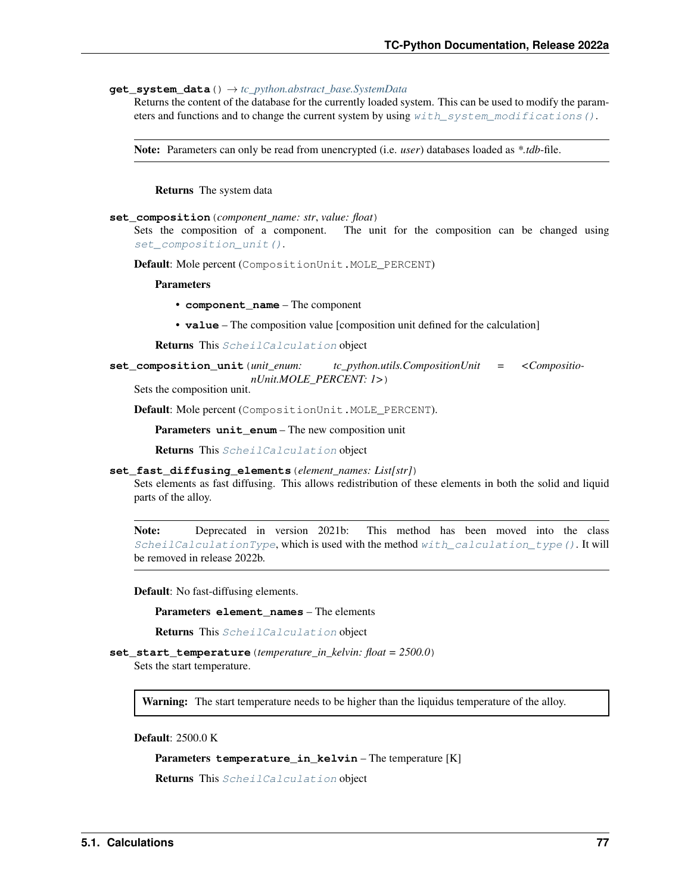**get_system_data**() → *tc_python.abstract_base.SystemData*

Returns the content of the database for the currently loaded system. This can be used to modify the parameters and functions and to change the current system by using `with_system_modifications()`.

> **Note:** Parameters can only be read from unencrypted (i.e. *user*) databases loaded as *\*.tdb*-file.

**Returns** The system data

**set_composition**(*component_name: str*, *value: float*)

Sets the composition of a component. The unit for the composition can be changed using `set_composition_unit()`.

**Default**: Mole percent (`CompositionUnit.MOLE_PERCENT`)

**Parameters**

- **component_name** – The component
- **value** – The composition value [composition unit defined for the calculation]

**Returns** This `ScheilCalculation` object

**set_composition_unit**(*unit_enum: tc_python.utils.CompositionUnit = <CompositionUnit.MOLE_PERCENT: 1>*)

Sets the composition unit.

**Default**: Mole percent (`CompositionUnit.MOLE_PERCENT`).

**Parameters** **unit_enum** – The new composition unit

**Returns** This `ScheilCalculation` object

**set_fast_diffusing_elements**(*element_names: List[str]*)

Sets elements as fast diffusing. This allows redistribution of these elements in both the solid and liquid parts of the alloy.

> **Note:** Deprecated in version 2021b: This method has been moved into the class `ScheilCalculationType`, which is used with the method `with_calculation_type()`. It will be removed in release 2022b.

**Default**: No fast-diffusing elements.

**Parameters** **element_names** – The elements

**Returns** This `ScheilCalculation` object

**set_start_temperature**(*temperature_in_kelvin: float = 2500.0*)

Sets the start temperature.

> **Warning:** The start temperature needs to be higher than the liquidus temperature of the alloy.

**Default**: 2500.0 K

**Parameters** **temperature_in_kelvin** – The temperature [K]

**Returns** This `ScheilCalculation` object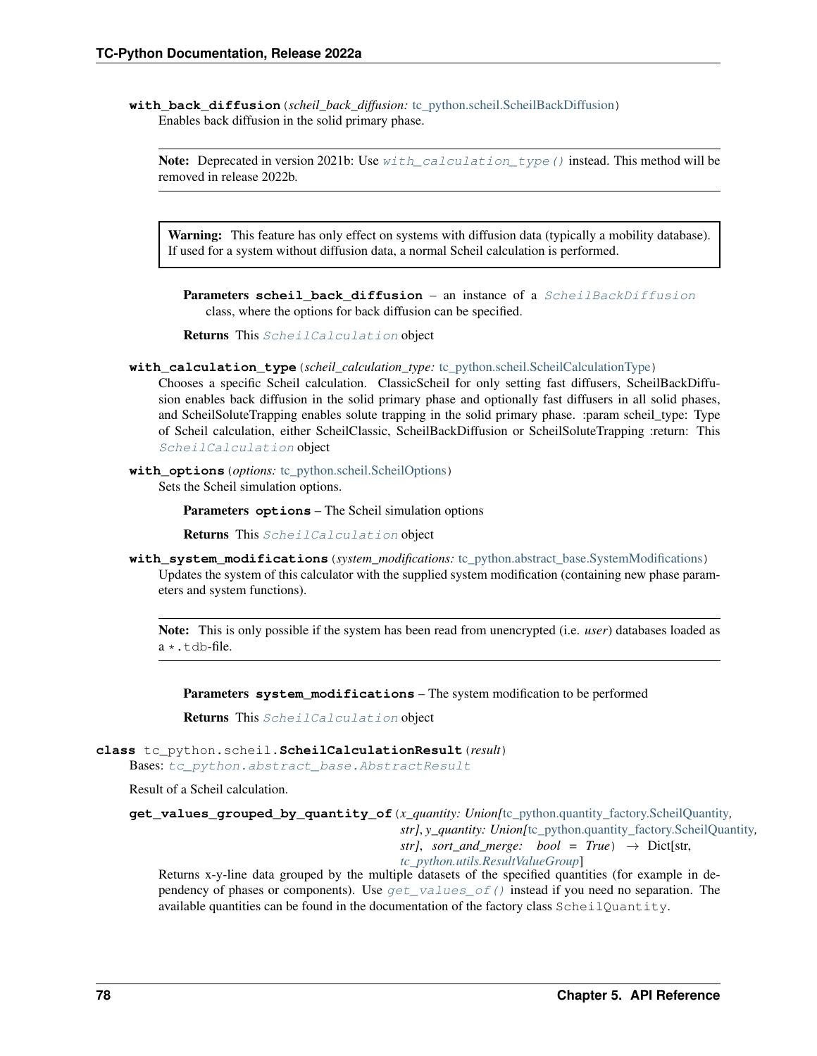**with_back_diffusion**(*scheil_back_diffusion:* tc_python.scheil.ScheilBackDiffusion)

Enables back diffusion in the solid primary phase.

> **Note:** Deprecated in version 2021b: Use `with_calculation_type()` instead. This method will be removed in release 2022b.

> **Warning:** This feature has only effect on systems with diffusion data (typically a mobility database). If used for a system without diffusion data, a normal Scheil calculation is performed.

**Parameters** **scheil_back_diffusion** – an instance of a `ScheilBackDiffusion` class, where the options for back diffusion can be specified.

**Returns** This `ScheilCalculation` object

**with_calculation_type**(*scheil_calculation_type:* tc_python.scheil.ScheilCalculationType)

Chooses a specific Scheil calculation. ClassicScheil for only setting fast diffusers, ScheilBackDiffusion enables back diffusion in the solid primary phase and optionally fast diffusers in all solid phases, and ScheilSoluteTrapping enables solute trapping in the solid primary phase. :param scheil_type: Type of Scheil calculation, either ScheilClassic, ScheilBackDiffusion or ScheilSoluteTrapping :return: This `ScheilCalculation` object

**with_options**(*options:* tc_python.scheil.ScheilOptions)

Sets the Scheil simulation options.

**Parameters** **options** – The Scheil simulation options

**Returns** This `ScheilCalculation` object

**with_system_modifications**(*system_modifications:* tc_python.abstract_base.SystemModifications)

Updates the system of this calculator with the supplied system modification (containing new phase parameters and system functions).

> **Note:** This is only possible if the system has been read from unencrypted (i.e. *user*) databases loaded as a `*.tdb`-file.

**Parameters** **system_modifications** – The system modification to be performed

**Returns** This `ScheilCalculation` object

**class** tc_python.scheil.**ScheilCalculationResult**(*result*)

Bases: `tc_python.abstract_base.AbstractResult`

Result of a Scheil calculation.

**get_values_grouped_by_quantity_of**(*x_quantity: Union[*tc_python.quantity_factory.ScheilQuantity*, str], y_quantity: Union[*tc_python.quantity_factory.ScheilQuantity*, str], sort_and_merge: bool = True*) → Dict[str, *tc_python.utils.ResultValueGroup*]

Returns x-y-line data grouped by the multiple datasets of the specified quantities (for example in dependency of phases or components). Use `get_values_of()` instead if you need no separation. The available quantities can be found in the documentation of the factory class `ScheilQuantity`.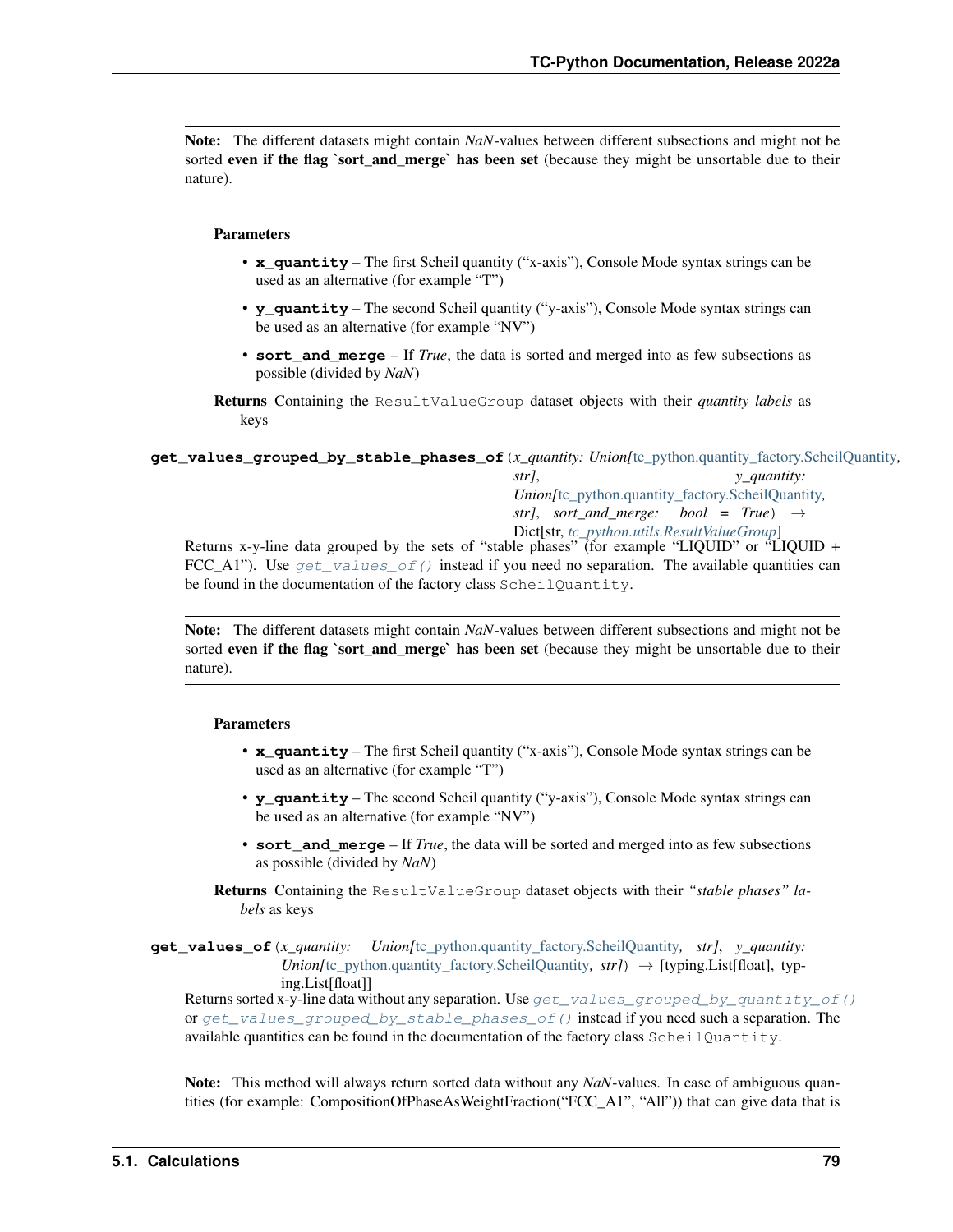**Note:** The different datasets might contain *NaN*-values between different subsections and might not be sorted **even if the flag `sort_and_merge` has been set** (because they might be unsortable due to their nature).

**Parameters**

- **x_quantity** – The first Scheil quantity ("x-axis"), Console Mode syntax strings can be used as an alternative (for example "T")
- **y_quantity** – The second Scheil quantity ("y-axis"), Console Mode syntax strings can be used as an alternative (for example "NV")
- **sort_and_merge** – If *True*, the data is sorted and merged into as few subsections as possible (divided by *NaN*)

**Returns** Containing the `ResultValueGroup` dataset objects with their *quantity labels* as keys

**get_values_grouped_by_stable_phases_of**(*x_quantity: Union[tc_python.quantity_factory.ScheilQuantity, str], y_quantity: Union[tc_python.quantity_factory.ScheilQuantity, str], sort_and_merge: bool = True*) → Dict[str, *tc_python.utils.ResultValueGroup*]

Returns x-y-line data grouped by the sets of "stable phases" (for example "LIQUID" or "LIQUID + FCC_A1"). Use `get_values_of()` instead if you need no separation. The available quantities can be found in the documentation of the factory class `ScheilQuantity`.

**Note:** The different datasets might contain *NaN*-values between different subsections and might not be sorted **even if the flag `sort_and_merge` has been set** (because they might be unsortable due to their nature).

**Parameters**

- **x_quantity** – The first Scheil quantity ("x-axis"), Console Mode syntax strings can be used as an alternative (for example "T")
- **y_quantity** – The second Scheil quantity ("y-axis"), Console Mode syntax strings can be used as an alternative (for example "NV")
- **sort_and_merge** – If *True*, the data will be sorted and merged into as few subsections as possible (divided by *NaN*)

**Returns** Containing the `ResultValueGroup` dataset objects with their *"stable phases" labels* as keys

**get_values_of**(*x_quantity: Union[tc_python.quantity_factory.ScheilQuantity, str], y_quantity: Union[tc_python.quantity_factory.ScheilQuantity, str]*) → [typing.List[float], typing.List[float]]

Returns sorted x-y-line data without any separation. Use `get_values_grouped_by_quantity_of()` or `get_values_grouped_by_stable_phases_of()` instead if you need such a separation. The available quantities can be found in the documentation of the factory class `ScheilQuantity`.

**Note:** This method will always return sorted data without any *NaN*-values. In case of ambiguous quantities (for example: CompositionOfPhaseAsWeightFraction("FCC_A1", "All")) that can give data that is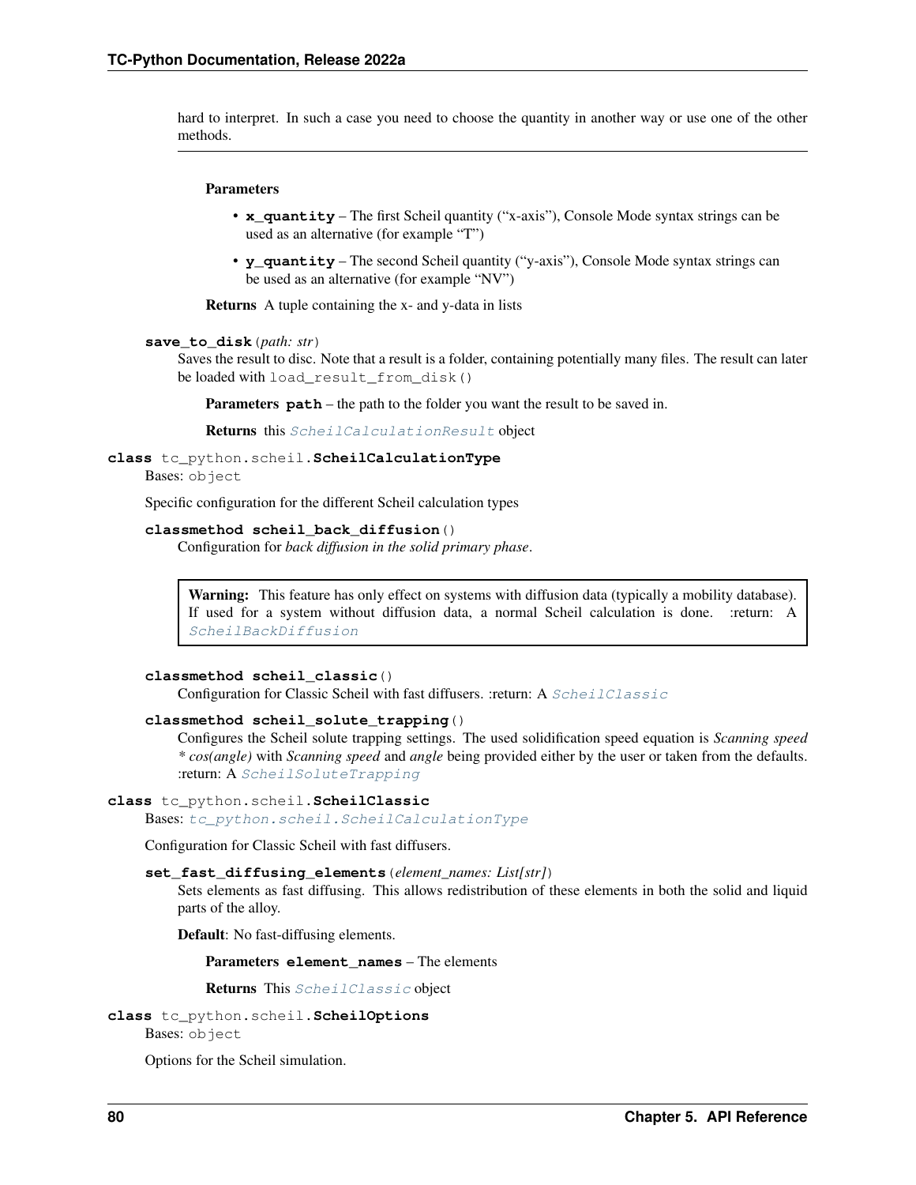hard to interpret. In such a case you need to choose the quantity in another way or use one of the other methods.

---

**Parameters**

- **`x_quantity`** – The first Scheil quantity ("x-axis"), Console Mode syntax strings can be used as an alternative (for example "T")
- **`y_quantity`** – The second Scheil quantity ("y-axis"), Console Mode syntax strings can be used as an alternative (for example "NV")

**Returns** A tuple containing the x- and y-data in lists

**`save_to_disk`**(*path: str*)

Saves the result to disc. Note that a result is a folder, containing potentially many files. The result can later be loaded with `load_result_from_disk()`

**Parameters** **`path`** – the path to the folder you want the result to be saved in.

**Returns** this *ScheilCalculationResult* object

**class** tc_python.scheil.**ScheilCalculationType**

Bases: `object`

Specific configuration for the different Scheil calculation types

**classmethod scheil_back_diffusion**()

Configuration for *back diffusion in the solid primary phase*.

> **Warning:** This feature has only effect on systems with diffusion data (typically a mobility database). If used for a system without diffusion data, a normal Scheil calculation is done. :return: A *ScheilBackDiffusion*

**classmethod scheil_classic**()

Configuration for Classic Scheil with fast diffusers. :return: A *ScheilClassic*

**classmethod scheil_solute_trapping**()

Configures the Scheil solute trapping settings. The used solidification speed equation is *Scanning speed * cos(angle)* with *Scanning speed* and *angle* being provided either by the user or taken from the defaults. :return: A *ScheilSoluteTrapping*

**class** tc_python.scheil.**ScheilClassic**

Bases: *tc_python.scheil.ScheilCalculationType*

Configuration for Classic Scheil with fast diffusers.

**`set_fast_diffusing_elements`**(*element_names: List[str]*)

Sets elements as fast diffusing. This allows redistribution of these elements in both the solid and liquid parts of the alloy.

**Default**: No fast-diffusing elements.

**Parameters** **`element_names`** – The elements

**Returns** This *ScheilClassic* object

**class** tc_python.scheil.**ScheilOptions**

Bases: `object`

Options for the Scheil simulation.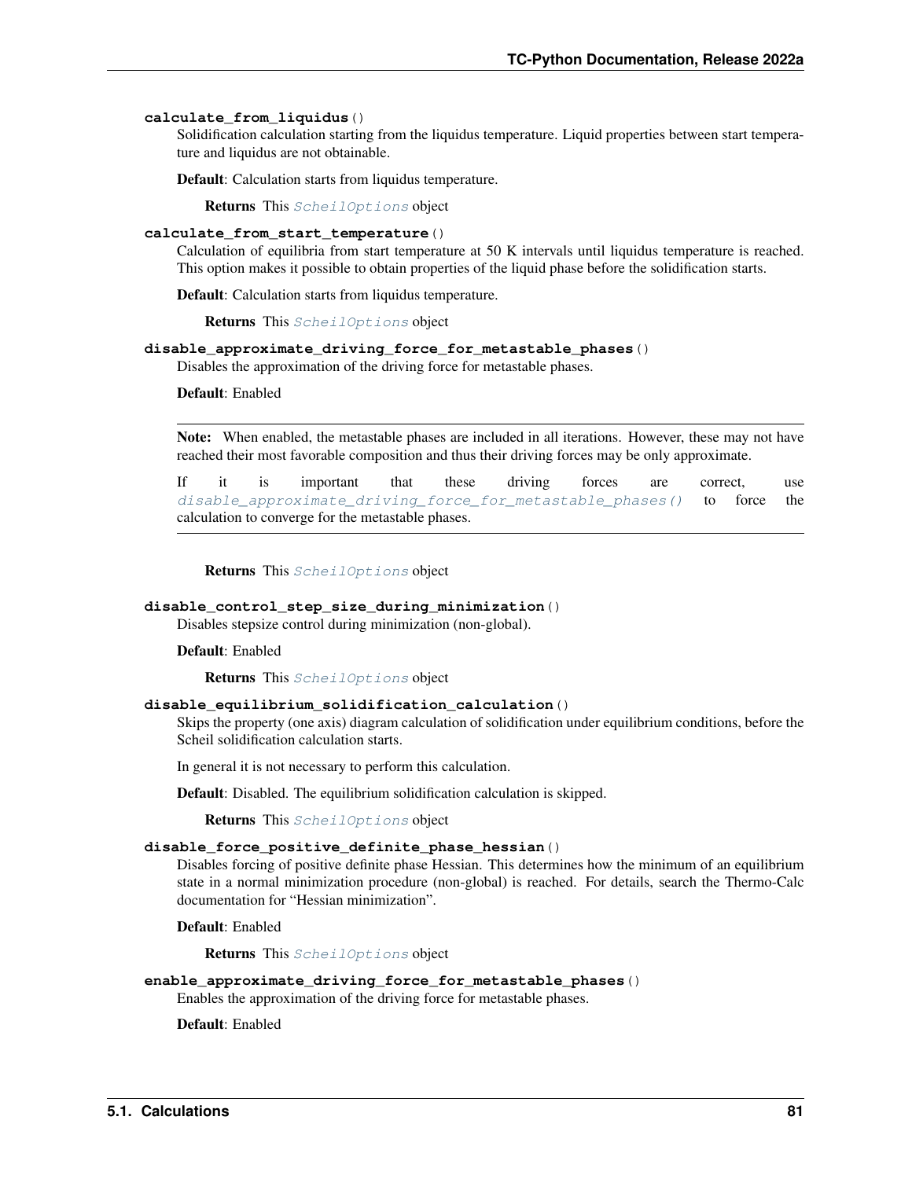**calculate_from_liquidus()**

Solidification calculation starting from the liquidus temperature. Liquid properties between start temperature and liquidus are not obtainable.

**Default**: Calculation starts from liquidus temperature.

**Returns** This *ScheilOptions* object

**calculate_from_start_temperature()**

Calculation of equilibria from start temperature at 50 K intervals until liquidus temperature is reached. This option makes it possible to obtain properties of the liquid phase before the solidification starts.

**Default**: Calculation starts from liquidus temperature.

**Returns** This *ScheilOptions* object

**disable_approximate_driving_force_for_metastable_phases()**

Disables the approximation of the driving force for metastable phases.

**Default**: Enabled

**Note:** When enabled, the metastable phases are included in all iterations. However, these may not have reached their most favorable composition and thus their driving forces may be only approximate.

If it is important that these driving forces are correct, use *disable_approximate_driving_force_for_metastable_phases()* to force the calculation to converge for the metastable phases.

**Returns** This *ScheilOptions* object

**disable_control_step_size_during_minimization()**

Disables stepsize control during minimization (non-global).

**Default**: Enabled

**Returns** This *ScheilOptions* object

**disable_equilibrium_solidification_calculation()**

Skips the property (one axis) diagram calculation of solidification under equilibrium conditions, before the Scheil solidification calculation starts.

In general it is not necessary to perform this calculation.

**Default**: Disabled. The equilibrium solidification calculation is skipped.

**Returns** This *ScheilOptions* object

**disable_force_positive_definite_phase_hessian()**

Disables forcing of positive definite phase Hessian. This determines how the minimum of an equilibrium state in a normal minimization procedure (non-global) is reached. For details, search the Thermo-Calc documentation for "Hessian minimization".

**Default**: Enabled

**Returns** This *ScheilOptions* object

**enable_approximate_driving_force_for_metastable_phases()**

Enables the approximation of the driving force for metastable phases.

**Default**: Enabled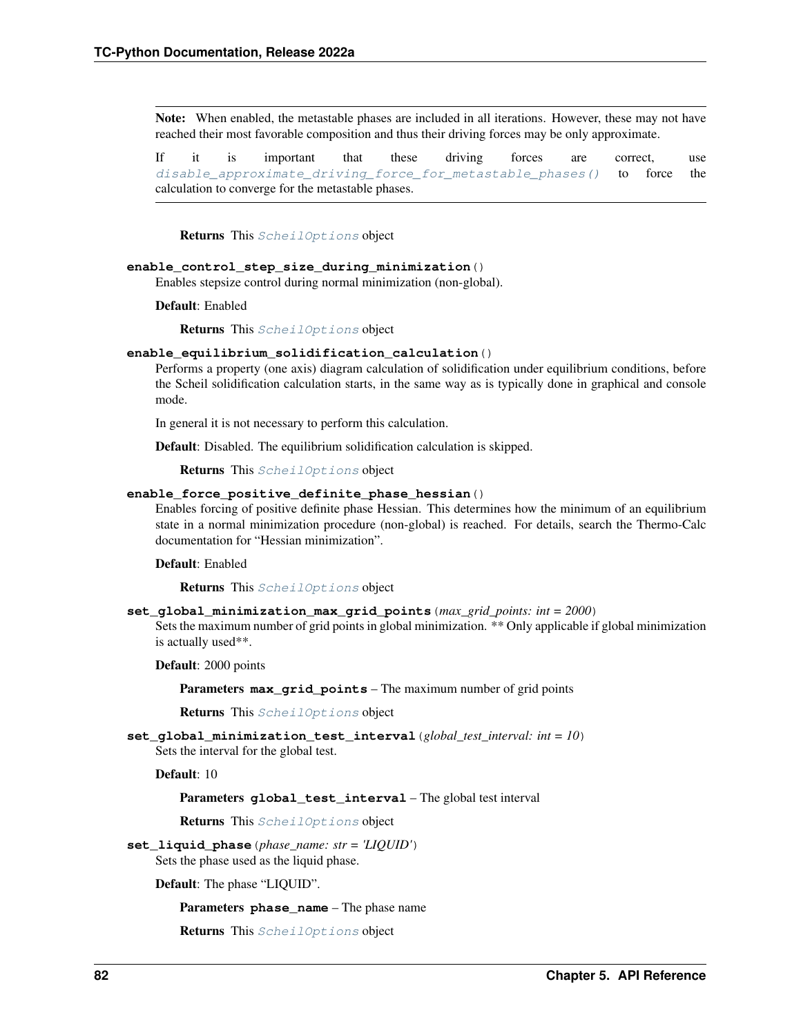**Note:** When enabled, the metastable phases are included in all iterations. However, these may not have reached their most favorable composition and thus their driving forces may be only approximate.

If it is important that these driving forces are correct, use `disable_approximate_driving_force_for_metastable_phases()` to force the calculation to converge for the metastable phases.

**Returns** This `ScheilOptions` object

**enable_control_step_size_during_minimization**()

Enables stepsize control during normal minimization (non-global).

**Default**: Enabled

**Returns** This `ScheilOptions` object

**enable_equilibrium_solidification_calculation**()

Performs a property (one axis) diagram calculation of solidification under equilibrium conditions, before the Scheil solidification calculation starts, in the same way as is typically done in graphical and console mode.

In general it is not necessary to perform this calculation.

**Default**: Disabled. The equilibrium solidification calculation is skipped.

**Returns** This `ScheilOptions` object

**enable_force_positive_definite_phase_hessian**()

Enables forcing of positive definite phase Hessian. This determines how the minimum of an equilibrium state in a normal minimization procedure (non-global) is reached. For details, search the Thermo-Calc documentation for "Hessian minimization".

**Default**: Enabled

**Returns** This `ScheilOptions` object

**set_global_minimization_max_grid_points**(*max_grid_points: int = 2000*)

Sets the maximum number of grid points in global minimization. ** Only applicable if global minimization is actually used**.

**Default**: 2000 points

**Parameters** **max_grid_points** – The maximum number of grid points

**Returns** This `ScheilOptions` object

**set_global_minimization_test_interval**(*global_test_interval: int = 10*)

Sets the interval for the global test.

**Default**: 10

**Parameters** **global_test_interval** – The global test interval

**Returns** This `ScheilOptions` object

**set_liquid_phase**(*phase_name: str = 'LIQUID'*)

Sets the phase used as the liquid phase.

**Default**: The phase "LIQUID".

**Parameters** **phase_name** – The phase name

**Returns** This `ScheilOptions` object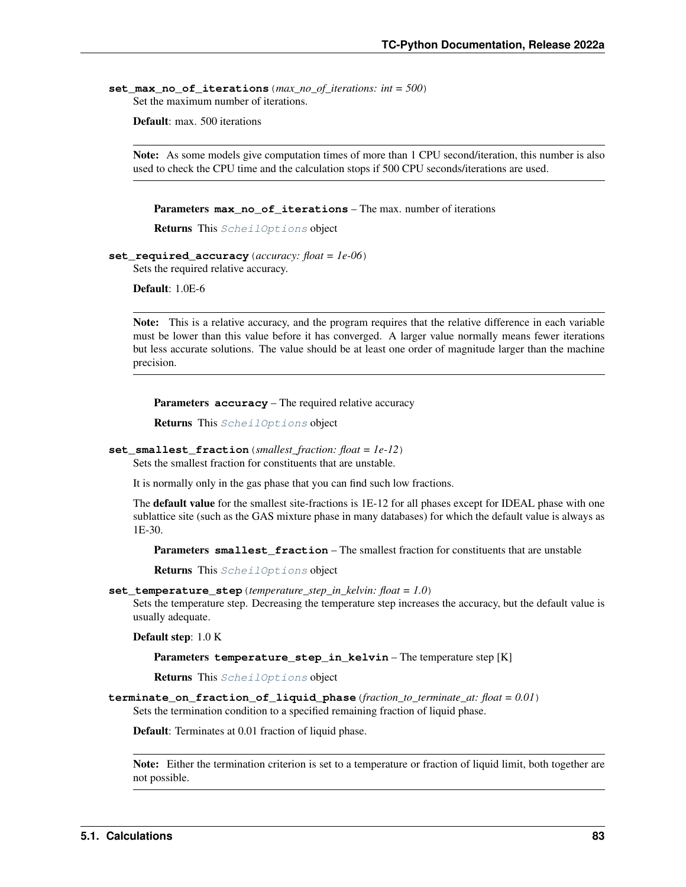**set_max_no_of_iterations**(*max_no_of_iterations: int = 500*)
Set the maximum number of iterations.

**Default**: max. 500 iterations

---

**Note:** As some models give computation times of more than 1 CPU second/iteration, this number is also used to check the CPU time and the calculation stops if 500 CPU seconds/iterations are used.

---

**Parameters** **max_no_of_iterations** – The max. number of iterations

**Returns** This *ScheilOptions* object

**set_required_accuracy**(*accuracy: float = 1e-06*)
Sets the required relative accuracy.

**Default**: 1.0E-6

---

**Note:** This is a relative accuracy, and the program requires that the relative difference in each variable must be lower than this value before it has converged. A larger value normally means fewer iterations but less accurate solutions. The value should be at least one order of magnitude larger than the machine precision.

---

**Parameters** **accuracy** – The required relative accuracy

**Returns** This *ScheilOptions* object

**set_smallest_fraction**(*smallest_fraction: float = 1e-12*)
Sets the smallest fraction for constituents that are unstable.

It is normally only in the gas phase that you can find such low fractions.

The **default value** for the smallest site-fractions is 1E-12 for all phases except for IDEAL phase with one sublattice site (such as the GAS mixture phase in many databases) for which the default value is always as 1E-30.

**Parameters** **smallest_fraction** – The smallest fraction for constituents that are unstable

**Returns** This *ScheilOptions* object

**set_temperature_step**(*temperature_step_in_kelvin: float = 1.0*)
Sets the temperature step. Decreasing the temperature step increases the accuracy, but the default value is usually adequate.

**Default step**: 1.0 K

**Parameters** **temperature_step_in_kelvin** – The temperature step [K]

**Returns** This *ScheilOptions* object

**terminate_on_fraction_of_liquid_phase**(*fraction_to_terminate_at: float = 0.01*)
Sets the termination condition to a specified remaining fraction of liquid phase.

**Default**: Terminates at 0.01 fraction of liquid phase.

---

**Note:** Either the termination criterion is set to a temperature or fraction of liquid limit, both together are not possible.

---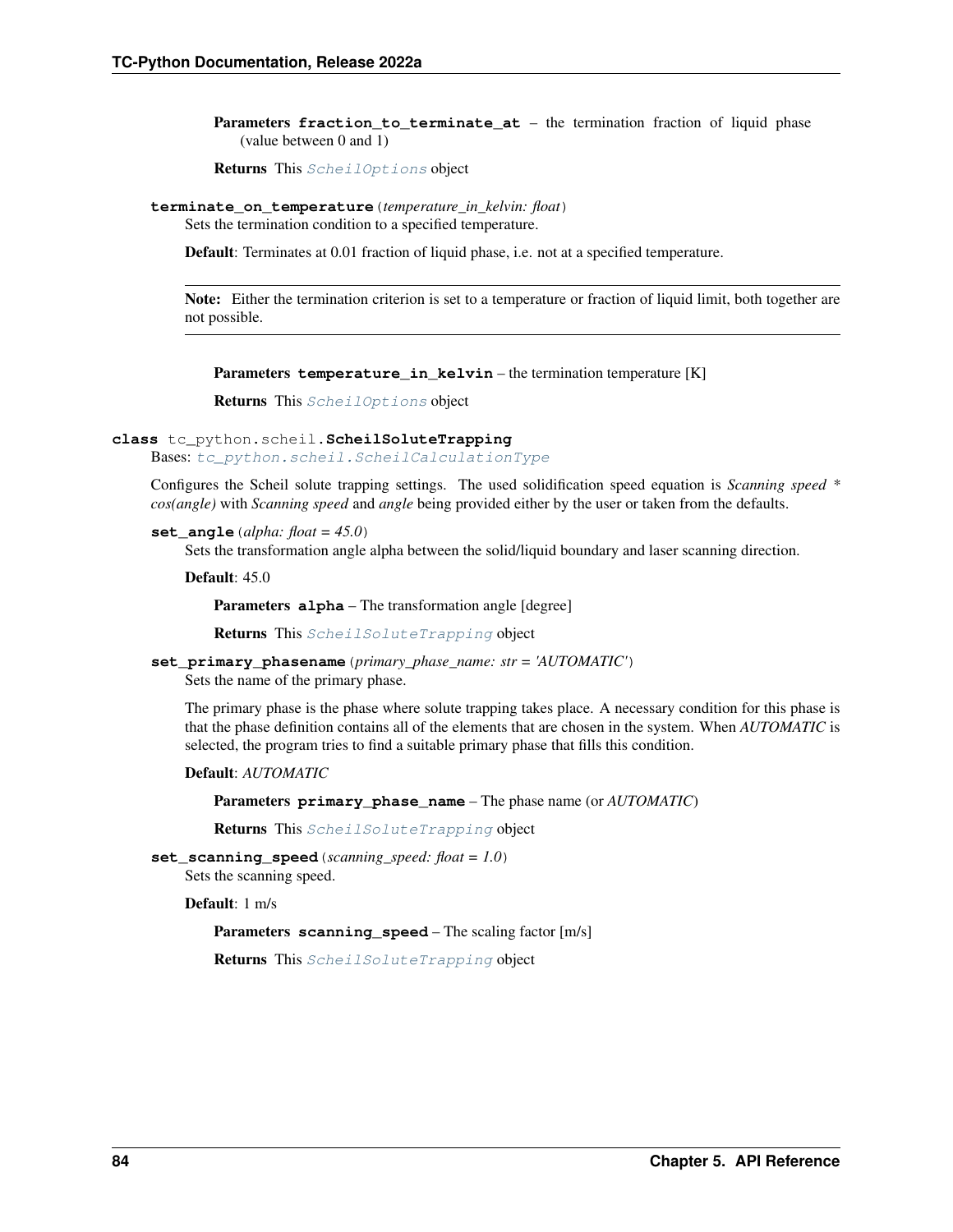**Parameters** **fraction_to_terminate_at** – the termination fraction of liquid phase (value between 0 and 1)

**Returns** This *ScheilOptions* object

**terminate_on_temperature**(*temperature_in_kelvin: float*)

Sets the termination condition to a specified temperature.

**Default**: Terminates at 0.01 fraction of liquid phase, i.e. not at a specified temperature.

> **Note:** Either the termination criterion is set to a temperature or fraction of liquid limit, both together are not possible.

**Parameters** **temperature_in_kelvin** – the termination temperature [K]

**Returns** This *ScheilOptions* object

**class** tc_python.scheil.**ScheilSoluteTrapping**

Bases: *tc_python.scheil.ScheilCalculationType*

Configures the Scheil solute trapping settings. The used solidification speed equation is *Scanning speed * cos(angle)* with *Scanning speed* and *angle* being provided either by the user or taken from the defaults.

**set_angle**(*alpha: float = 45.0*)

Sets the transformation angle alpha between the solid/liquid boundary and laser scanning direction.

**Default**: 45.0

**Parameters** **alpha** – The transformation angle [degree]

**Returns** This *ScheilSoluteTrapping* object

**set_primary_phasename**(*primary_phase_name: str = 'AUTOMATIC'*)

Sets the name of the primary phase.

The primary phase is the phase where solute trapping takes place. A necessary condition for this phase is that the phase definition contains all of the elements that are chosen in the system. When *AUTOMATIC* is selected, the program tries to find a suitable primary phase that fills this condition.

**Default**: *AUTOMATIC*

**Parameters** **primary_phase_name** – The phase name (or *AUTOMATIC*)

**Returns** This *ScheilSoluteTrapping* object

**set_scanning_speed**(*scanning_speed: float = 1.0*)

Sets the scanning speed.

**Default**: 1 m/s

**Parameters** **scanning_speed** – The scaling factor [m/s]

**Returns** This *ScheilSoluteTrapping* object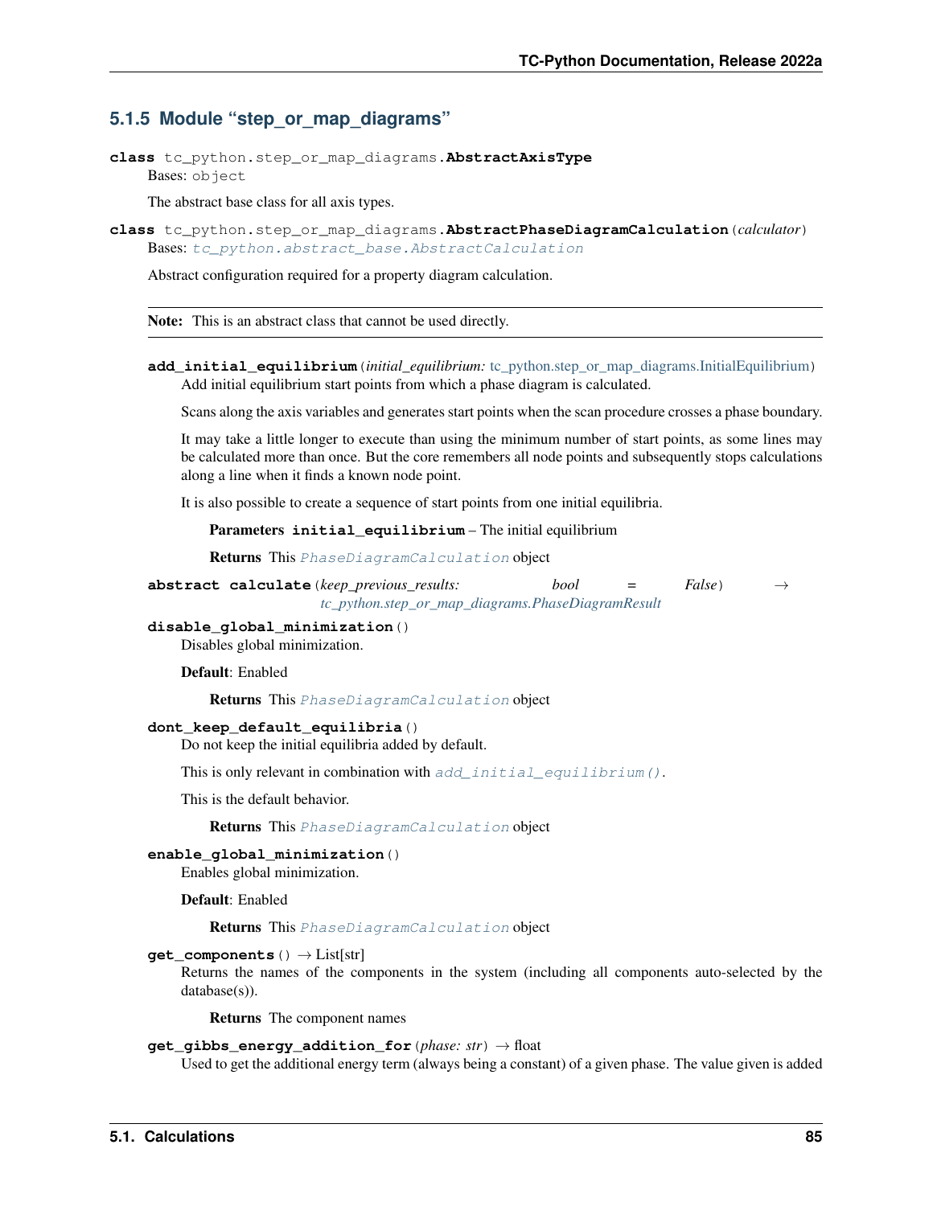### 5.1.5 Module "step_or_map_diagrams"

**class** tc_python.step_or_map_diagrams.**AbstractAxisType**

Bases: object

The abstract base class for all axis types.

**class** tc_python.step_or_map_diagrams.**AbstractPhaseDiagramCalculation**(*calculator*)

Bases: *tc_python.abstract_base.AbstractCalculation*

Abstract configuration required for a property diagram calculation.

**Note:** This is an abstract class that cannot be used directly.

**add_initial_equilibrium**(*initial_equilibrium:* tc_python.step_or_map_diagrams.InitialEquilibrium)

Add initial equilibrium start points from which a phase diagram is calculated.

Scans along the axis variables and generates start points when the scan procedure crosses a phase boundary.

It may take a little longer to execute than using the minimum number of start points, as some lines may be calculated more than once. But the core remembers all node points and subsequently stops calculations along a line when it finds a known node point.

It is also possible to create a sequence of start points from one initial equilibria.

**Parameters** **initial_equilibrium** – The initial equilibrium

**Returns** This *PhaseDiagramCalculation* object

**abstract calculate**(*keep_previous_results: bool = False*) → *tc_python.step_or_map_diagrams.PhaseDiagramResult*

**disable_global_minimization**()

Disables global minimization.

**Default**: Enabled

**Returns** This *PhaseDiagramCalculation* object

**dont_keep_default_equilibria**()

Do not keep the initial equilibria added by default.

This is only relevant in combination with *add_initial_equilibrium()*.

This is the default behavior.

**Returns** This *PhaseDiagramCalculation* object

**enable_global_minimization**()

Enables global minimization.

**Default**: Enabled

**Returns** This *PhaseDiagramCalculation* object

**get_components**() → List[str]

Returns the names of the components in the system (including all components auto-selected by the database(s)).

**Returns** The component names

**get_gibbs_energy_addition_for**(*phase: str*) → float

Used to get the additional energy term (always being a constant) of a given phase. The value given is added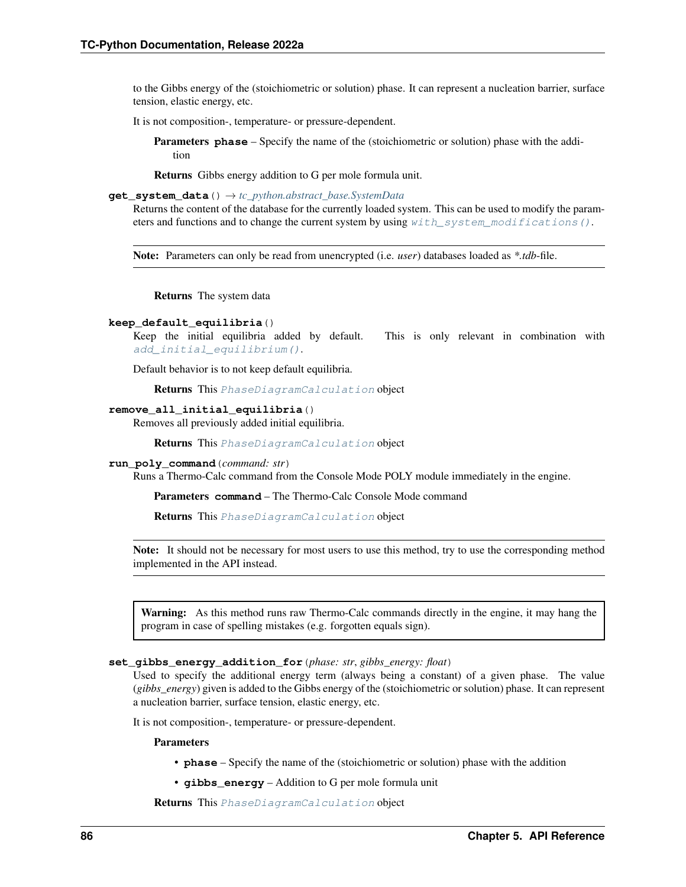to the Gibbs energy of the (stoichiometric or solution) phase. It can represent a nucleation barrier, surface tension, elastic energy, etc.

It is not composition-, temperature- or pressure-dependent.

**Parameters** **phase** – Specify the name of the (stoichiometric or solution) phase with the addition

**Returns** Gibbs energy addition to G per mole formula unit.

**get_system_data**() → *tc_python.abstract_base.SystemData*

Returns the content of the database for the currently loaded system. This can be used to modify the parameters and functions and to change the current system by using `with_system_modifications()`.

---

**Note:** Parameters can only be read from unencrypted (i.e. *user*) databases loaded as **.tdb*-file.

---

**Returns** The system data

**keep_default_equilibria**()

Keep the initial equilibria added by default. This is only relevant in combination with `add_initial_equilibrium()`.

Default behavior is to not keep default equilibria.

**Returns** This `PhaseDiagramCalculation` object

**remove_all_initial_equilibria**()

Removes all previously added initial equilibria.

**Returns** This `PhaseDiagramCalculation` object

**run_poly_command**(*command: str*)

Runs a Thermo-Calc command from the Console Mode POLY module immediately in the engine.

**Parameters** **command** – The Thermo-Calc Console Mode command

**Returns** This `PhaseDiagramCalculation` object

---

**Note:** It should not be necessary for most users to use this method, try to use the corresponding method implemented in the API instead.

---

**Warning:** As this method runs raw Thermo-Calc commands directly in the engine, it may hang the program in case of spelling mistakes (e.g. forgotten equals sign).

**set_gibbs_energy_addition_for**(*phase: str*, *gibbs_energy: float*)

Used to specify the additional energy term (always being a constant) of a given phase. The value (*gibbs_energy*) given is added to the Gibbs energy of the (stoichiometric or solution) phase. It can represent a nucleation barrier, surface tension, elastic energy, etc.

It is not composition-, temperature- or pressure-dependent.

**Parameters**

- **phase** – Specify the name of the (stoichiometric or solution) phase with the addition
- **gibbs_energy** – Addition to G per mole formula unit

**Returns** This `PhaseDiagramCalculation` object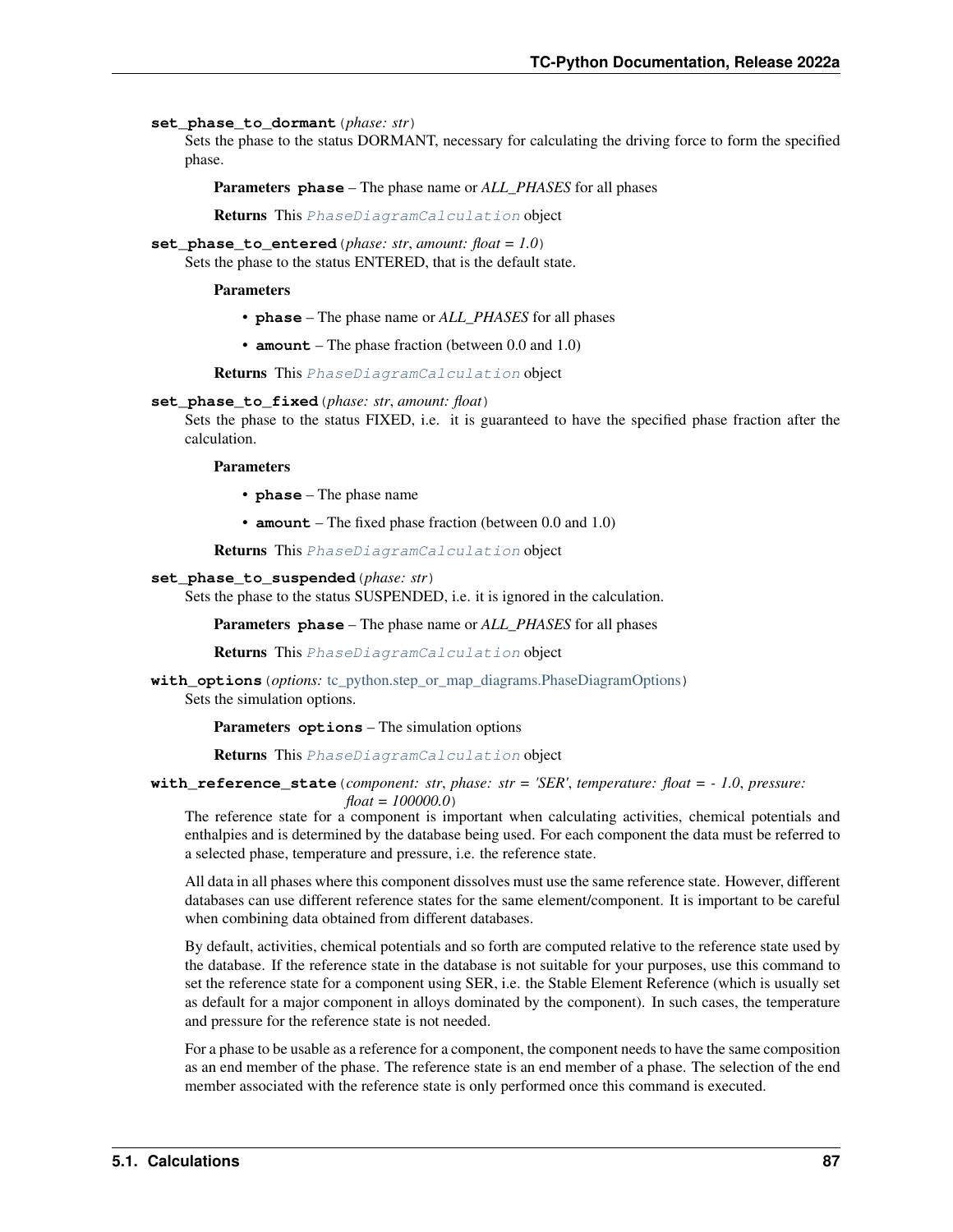**set_phase_to_dormant**(*phase: str*)

Sets the phase to the status DORMANT, necessary for calculating the driving force to form the specified phase.

**Parameters** **phase** – The phase name or *ALL_PHASES* for all phases

**Returns** This *PhaseDiagramCalculation* object

**set_phase_to_entered**(*phase: str*, *amount: float = 1.0*)

Sets the phase to the status ENTERED, that is the default state.

**Parameters**

- **phase** – The phase name or *ALL_PHASES* for all phases
- **amount** – The phase fraction (between 0.0 and 1.0)

**Returns** This *PhaseDiagramCalculation* object

**set_phase_to_fixed**(*phase: str*, *amount: float*)

Sets the phase to the status FIXED, i.e. it is guaranteed to have the specified phase fraction after the calculation.

**Parameters**

- **phase** – The phase name
- **amount** – The fixed phase fraction (between 0.0 and 1.0)

**Returns** This *PhaseDiagramCalculation* object

**set_phase_to_suspended**(*phase: str*)

Sets the phase to the status SUSPENDED, i.e. it is ignored in the calculation.

**Parameters** **phase** – The phase name or *ALL_PHASES* for all phases

**Returns** This *PhaseDiagramCalculation* object

**with_options**(*options:* tc_python.step_or_map_diagrams.PhaseDiagramOptions)

Sets the simulation options.

**Parameters** **options** – The simulation options

**Returns** This *PhaseDiagramCalculation* object

**with_reference_state**(*component: str*, *phase: str = 'SER'*, *temperature: float = - 1.0*, *pressure: float = 100000.0*)

The reference state for a component is important when calculating activities, chemical potentials and enthalpies and is determined by the database being used. For each component the data must be referred to a selected phase, temperature and pressure, i.e. the reference state.

All data in all phases where this component dissolves must use the same reference state. However, different databases can use different reference states for the same element/component. It is important to be careful when combining data obtained from different databases.

By default, activities, chemical potentials and so forth are computed relative to the reference state used by the database. If the reference state in the database is not suitable for your purposes, use this command to set the reference state for a component using SER, i.e. the Stable Element Reference (which is usually set as default for a major component in alloys dominated by the component). In such cases, the temperature and pressure for the reference state is not needed.

For a phase to be usable as a reference for a component, the component needs to have the same composition as an end member of the phase. The reference state is an end member of a phase. The selection of the end member associated with the reference state is only performed once this command is executed.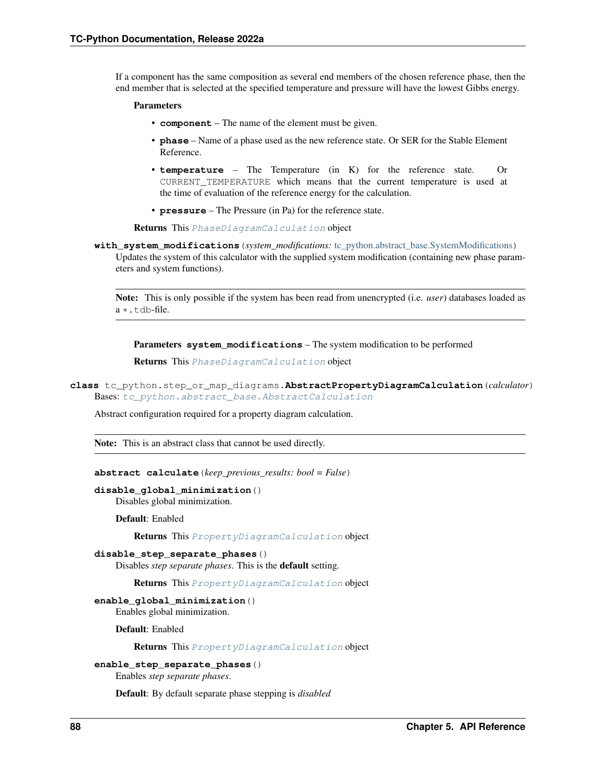If a component has the same composition as several end members of the chosen reference phase, then the end member that is selected at the specified temperature and pressure will have the lowest Gibbs energy.

**Parameters**

- **component** – The name of the element must be given.
- **phase** – Name of a phase used as the new reference state. Or SER for the Stable Element Reference.
- **temperature** – The Temperature (in K) for the reference state. Or `CURRENT_TEMPERATURE` which means that the current temperature is used at the time of evaluation of the reference energy for the calculation.
- **pressure** – The Pressure (in Pa) for the reference state.

**Returns** This *PhaseDiagramCalculation* object

**with_system_modifications**(*system_modifications: tc_python.abstract_base.SystemModifications*)

Updates the system of this calculator with the supplied system modification (containing new phase parameters and system functions).

**Note:** This is only possible if the system has been read from unencrypted (i.e. *user*) databases loaded as a `*.tdb`-file.

**Parameters** **system_modifications** – The system modification to be performed

**Returns** This *PhaseDiagramCalculation* object

**class** tc_python.step_or_map_diagrams.**AbstractPropertyDiagramCalculation**(*calculator*)

Bases: *tc_python.abstract_base.AbstractCalculation*

Abstract configuration required for a property diagram calculation.

**Note:** This is an abstract class that cannot be used directly.

**abstract calculate**(*keep_previous_results: bool = False*)

**disable_global_minimization**()

Disables global minimization.

**Default**: Enabled

**Returns** This *PropertyDiagramCalculation* object

**disable_step_separate_phases**()

Disables *step separate phases*. This is the **default** setting.

**Returns** This *PropertyDiagramCalculation* object

**enable_global_minimization**()

Enables global minimization.

**Default**: Enabled

**Returns** This *PropertyDiagramCalculation* object

**enable_step_separate_phases**()

Enables *step separate phases*.

**Default**: By default separate phase stepping is *disabled*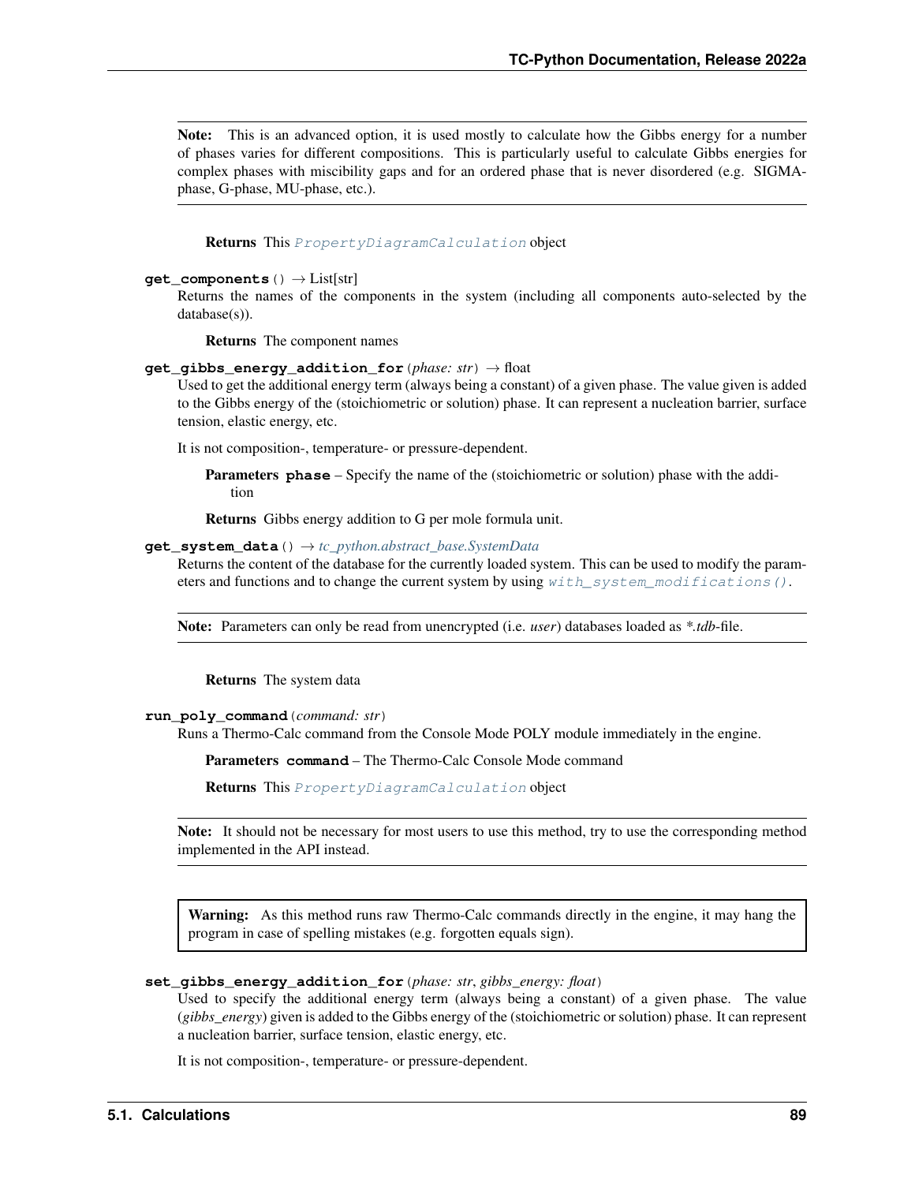**Note:** This is an advanced option, it is used mostly to calculate how the Gibbs energy for a number of phases varies for different compositions. This is particularly useful to calculate Gibbs energies for complex phases with miscibility gaps and for an ordered phase that is never disordered (e.g. SIGMA-phase, G-phase, MU-phase, etc.).

**Returns** This `PropertyDiagramCalculation` object

**get_components**() → List[str]

Returns the names of the components in the system (including all components auto-selected by the database(s)).

**Returns** The component names

**get_gibbs_energy_addition_for**(*phase: str*) → float

Used to get the additional energy term (always being a constant) of a given phase. The value given is added to the Gibbs energy of the (stoichiometric or solution) phase. It can represent a nucleation barrier, surface tension, elastic energy, etc.

It is not composition-, temperature- or pressure-dependent.

**Parameters** **phase** – Specify the name of the (stoichiometric or solution) phase with the addition

**Returns** Gibbs energy addition to G per mole formula unit.

**get_system_data**() → *tc_python.abstract_base.SystemData*

Returns the content of the database for the currently loaded system. This can be used to modify the parameters and functions and to change the current system by using `with_system_modifications()`.

**Note:** Parameters can only be read from unencrypted (i.e. *user*) databases loaded as *\*.tdb*-file.

**Returns** The system data

**run_poly_command**(*command: str*)

Runs a Thermo-Calc command from the Console Mode POLY module immediately in the engine.

**Parameters** **command** – The Thermo-Calc Console Mode command

**Returns** This `PropertyDiagramCalculation` object

**Note:** It should not be necessary for most users to use this method, try to use the corresponding method implemented in the API instead.

**Warning:** As this method runs raw Thermo-Calc commands directly in the engine, it may hang the program in case of spelling mistakes (e.g. forgotten equals sign).

**set_gibbs_energy_addition_for**(*phase: str*, *gibbs_energy: float*)

Used to specify the additional energy term (always being a constant) of a given phase. The value (*gibbs_energy*) given is added to the Gibbs energy of the (stoichiometric or solution) phase. It can represent a nucleation barrier, surface tension, elastic energy, etc.

It is not composition-, temperature- or pressure-dependent.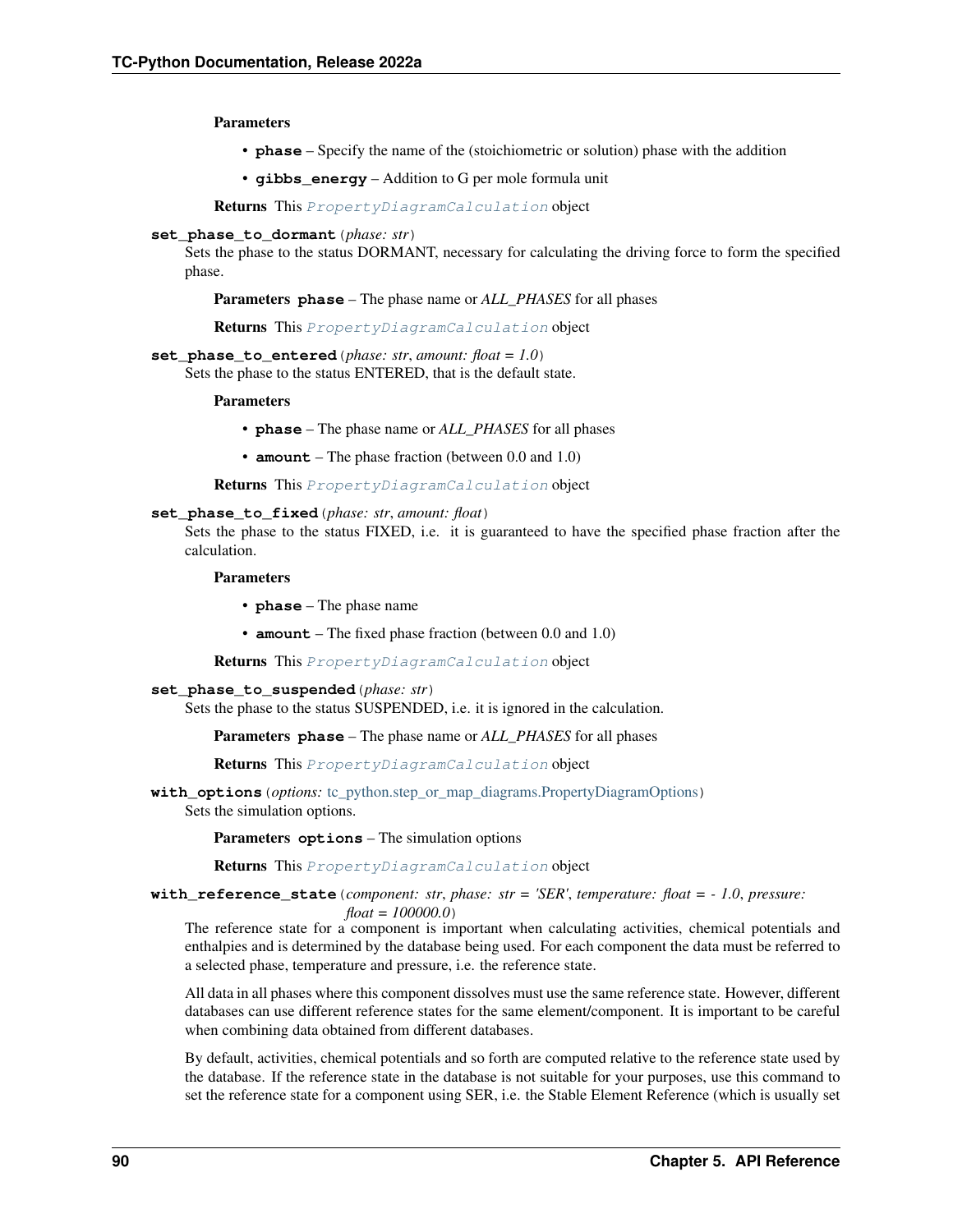**Parameters**

- **phase** – Specify the name of the (stoichiometric or solution) phase with the addition
- **gibbs_energy** – Addition to G per mole formula unit

**Returns** This *PropertyDiagramCalculation* object

**set_phase_to_dormant**(*phase: str*)

Sets the phase to the status DORMANT, necessary for calculating the driving force to form the specified phase.

**Parameters** **phase** – The phase name or *ALL_PHASES* for all phases

**Returns** This *PropertyDiagramCalculation* object

**set_phase_to_entered**(*phase: str*, *amount: float = 1.0*)

Sets the phase to the status ENTERED, that is the default state.

**Parameters**

- **phase** – The phase name or *ALL_PHASES* for all phases
- **amount** – The phase fraction (between 0.0 and 1.0)

**Returns** This *PropertyDiagramCalculation* object

**set_phase_to_fixed**(*phase: str*, *amount: float*)

Sets the phase to the status FIXED, i.e. it is guaranteed to have the specified phase fraction after the calculation.

**Parameters**

- **phase** – The phase name
- **amount** – The fixed phase fraction (between 0.0 and 1.0)

**Returns** This *PropertyDiagramCalculation* object

**set_phase_to_suspended**(*phase: str*)

Sets the phase to the status SUSPENDED, i.e. it is ignored in the calculation.

**Parameters** **phase** – The phase name or *ALL_PHASES* for all phases

**Returns** This *PropertyDiagramCalculation* object

**with_options**(*options: tc_python.step_or_map_diagrams.PropertyDiagramOptions*)

Sets the simulation options.

**Parameters** **options** – The simulation options

**Returns** This *PropertyDiagramCalculation* object

**with_reference_state**(*component: str*, *phase: str = 'SER'*, *temperature: float = - 1.0*, *pressure: float = 100000.0*)

The reference state for a component is important when calculating activities, chemical potentials and enthalpies and is determined by the database being used. For each component the data must be referred to a selected phase, temperature and pressure, i.e. the reference state.

All data in all phases where this component dissolves must use the same reference state. However, different databases can use different reference states for the same element/component. It is important to be careful when combining data obtained from different databases.

By default, activities, chemical potentials and so forth are computed relative to the reference state used by the database. If the reference state in the database is not suitable for your purposes, use this command to set the reference state for a component using SER, i.e. the Stable Element Reference (which is usually set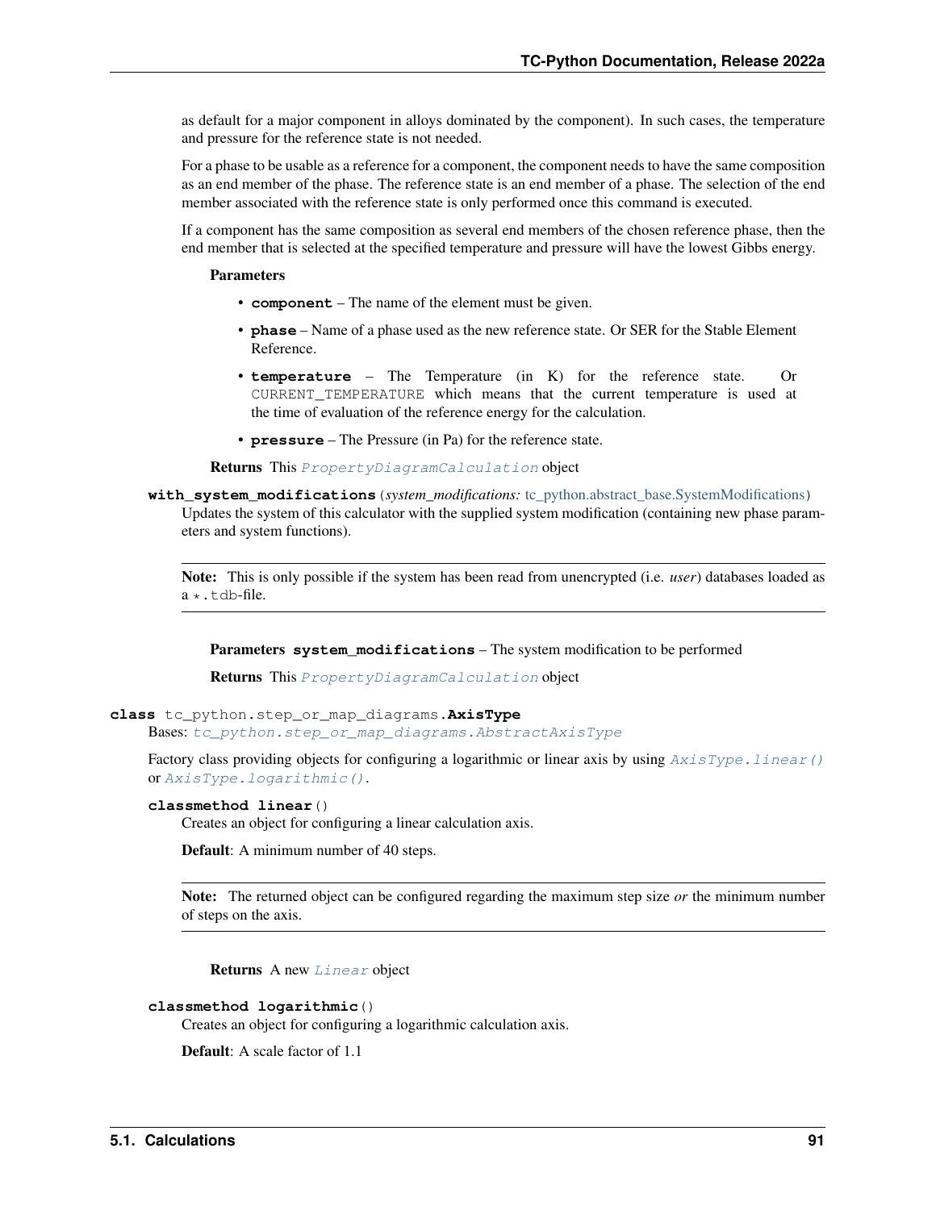as default for a major component in alloys dominated by the component). In such cases, the temperature and pressure for the reference state is not needed.

For a phase to be usable as a reference for a component, the component needs to have the same composition as an end member of the phase. The reference state is an end member of a phase. The selection of the end member associated with the reference state is only performed once this command is executed.

If a component has the same composition as several end members of the chosen reference phase, then the end member that is selected at the specified temperature and pressure will have the lowest Gibbs energy.

**Parameters**

- **`component`** – The name of the element must be given.
- **`phase`** – Name of a phase used as the new reference state. Or SER for the Stable Element Reference.
- **`temperature`** – The Temperature (in K) for the reference state. Or `CURRENT_TEMPERATURE` which means that the current temperature is used at the time of evaluation of the reference energy for the calculation.
- **`pressure`** – The Pressure (in Pa) for the reference state.

**Returns** This *`PropertyDiagramCalculation`* object

**`with_system_modifications`**(*system_modifications: tc_python.abstract_base.SystemModifications*)

Updates the system of this calculator with the supplied system modification (containing new phase parameters and system functions).

> **Note:** This is only possible if the system has been read from unencrypted (i.e. *user*) databases loaded as a `*.tdb`-file.

**Parameters** **`system_modifications`** – The system modification to be performed

**Returns** This *`PropertyDiagramCalculation`* object

**class** `tc_python.step_or_map_diagrams.`**`AxisType`**

Bases: *`tc_python.step_or_map_diagrams.AbstractAxisType`*

Factory class providing objects for configuring a logarithmic or linear axis by using *`AxisType.linear()`* or *`AxisType.logarithmic()`*.

**classmethod linear**()

Creates an object for configuring a linear calculation axis.

**Default**: A minimum number of 40 steps.

> **Note:** The returned object can be configured regarding the maximum step size *or* the minimum number of steps on the axis.

**Returns** A new *`Linear`* object

**classmethod logarithmic**()

Creates an object for configuring a logarithmic calculation axis.

**Default**: A scale factor of 1.1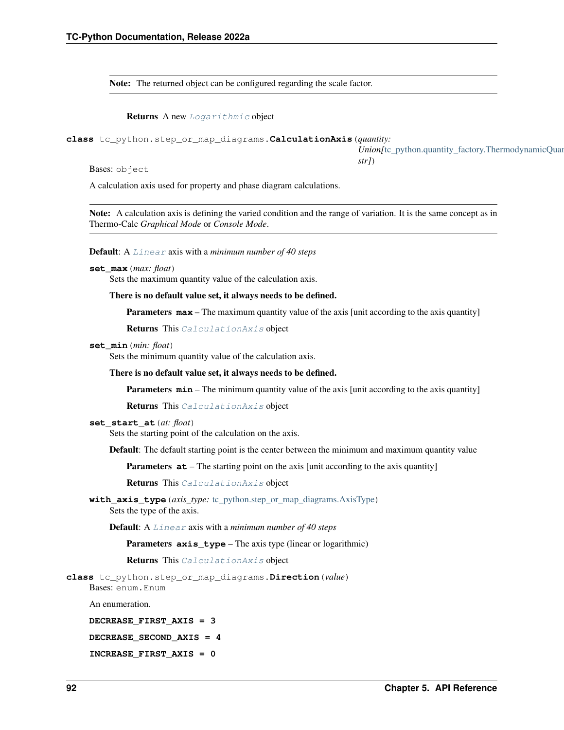**Note:** The returned object can be configured regarding the scale factor.

**Returns** A new `Logarithmic` object

**class** tc_python.step_or_map_diagrams.**CalculationAxis**(*quantity: Union[tc_python.quantity_factory.ThermodynamicQuan str]*)

Bases: `object`

A calculation axis used for property and phase diagram calculations.

**Note:** A calculation axis is defining the varied condition and the range of variation. It is the same concept as in Thermo-Calc *Graphical Mode* or *Console Mode*.

**Default**: A `Linear` axis with a *minimum number of 40 steps*

**set_max**(*max: float*)

Sets the maximum quantity value of the calculation axis.

**There is no default value set, it always needs to be defined.**

**Parameters** **max** – The maximum quantity value of the axis [unit according to the axis quantity]

**Returns** This `CalculationAxis` object

**set_min**(*min: float*)

Sets the minimum quantity value of the calculation axis.

**There is no default value set, it always needs to be defined.**

**Parameters** **min** – The minimum quantity value of the axis [unit according to the axis quantity]

**Returns** This `CalculationAxis` object

**set_start_at**(*at: float*)

Sets the starting point of the calculation on the axis.

**Default**: The default starting point is the center between the minimum and maximum quantity value

**Parameters** **at** – The starting point on the axis [unit according to the axis quantity]

**Returns** This `CalculationAxis` object

**with_axis_type**(*axis_type: tc_python.step_or_map_diagrams.AxisType*)

Sets the type of the axis.

**Default**: A `Linear` axis with a *minimum number of 40 steps*

**Parameters** **axis_type** – The axis type (linear or logarithmic)

**Returns** This `CalculationAxis` object

**class** tc_python.step_or_map_diagrams.**Direction**(*value*)

Bases: `enum.Enum`

An enumeration.

**DECREASE_FIRST_AXIS = 3**

**DECREASE_SECOND_AXIS = 4**

**INCREASE_FIRST_AXIS = 0**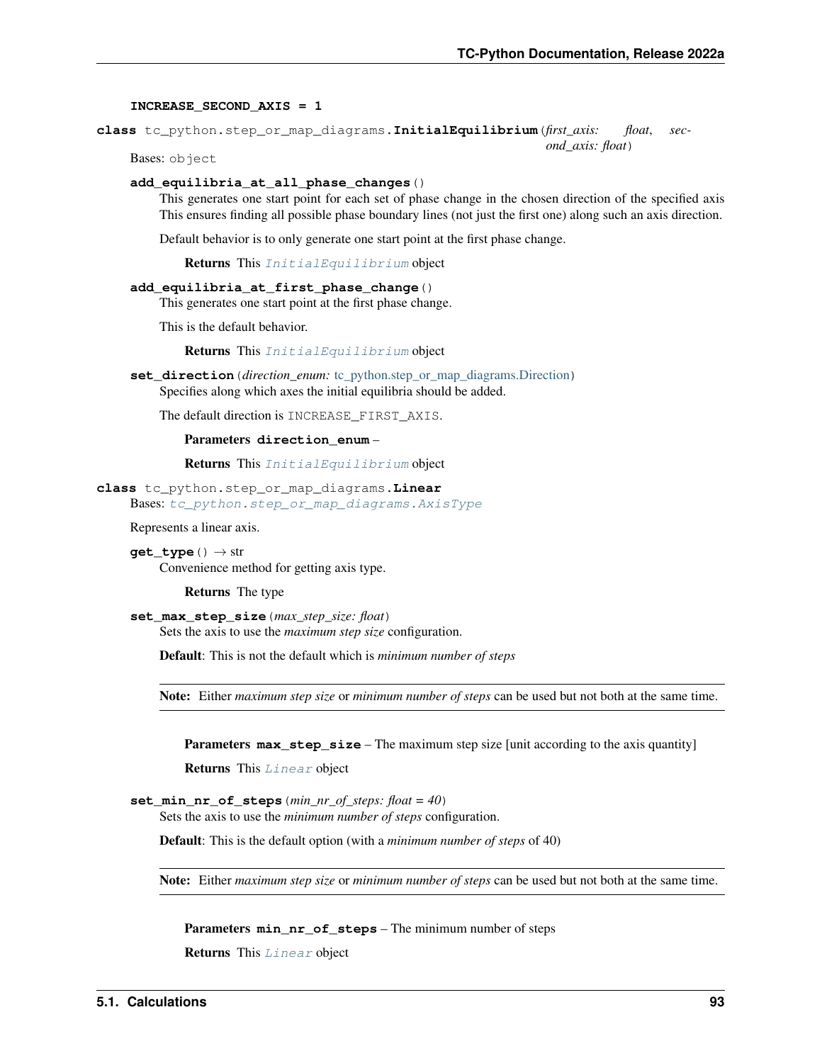**INCREASE_SECOND_AXIS = 1**

**class** tc_python.step_or_map_diagrams.**InitialEquilibrium**(*first_axis: float*, *second_axis: float*)

Bases: object

**add_equilibria_at_all_phase_changes**()

This generates one start point for each set of phase change in the chosen direction of the specified axis This ensures finding all possible phase boundary lines (not just the first one) along such an axis direction.

Default behavior is to only generate one start point at the first phase change.

**Returns** This *InitialEquilibrium* object

**add_equilibria_at_first_phase_change**()

This generates one start point at the first phase change.

This is the default behavior.

**Returns** This *InitialEquilibrium* object

**set_direction**(*direction_enum:* tc_python.step_or_map_diagrams.Direction)

Specifies along which axes the initial equilibria should be added.

The default direction is INCREASE_FIRST_AXIS.

**Parameters** **direction_enum** –

**Returns** This *InitialEquilibrium* object

**class** tc_python.step_or_map_diagrams.**Linear**

Bases: *tc_python.step_or_map_diagrams.AxisType*

Represents a linear axis.

**get_type**() → str

Convenience method for getting axis type.

**Returns** The type

**set_max_step_size**(*max_step_size: float*)

Sets the axis to use the *maximum step size* configuration.

**Default**: This is not the default which is *minimum number of steps*

**Note:** Either *maximum step size* or *minimum number of steps* can be used but not both at the same time.

**Parameters** **max_step_size** – The maximum step size [unit according to the axis quantity]

**Returns** This *Linear* object

**set_min_nr_of_steps**(*min_nr_of_steps: float = 40*)

Sets the axis to use the *minimum number of steps* configuration.

**Default**: This is the default option (with a *minimum number of steps* of 40)

**Note:** Either *maximum step size* or *minimum number of steps* can be used but not both at the same time.

**Parameters** **min_nr_of_steps** – The minimum number of steps

**Returns** This *Linear* object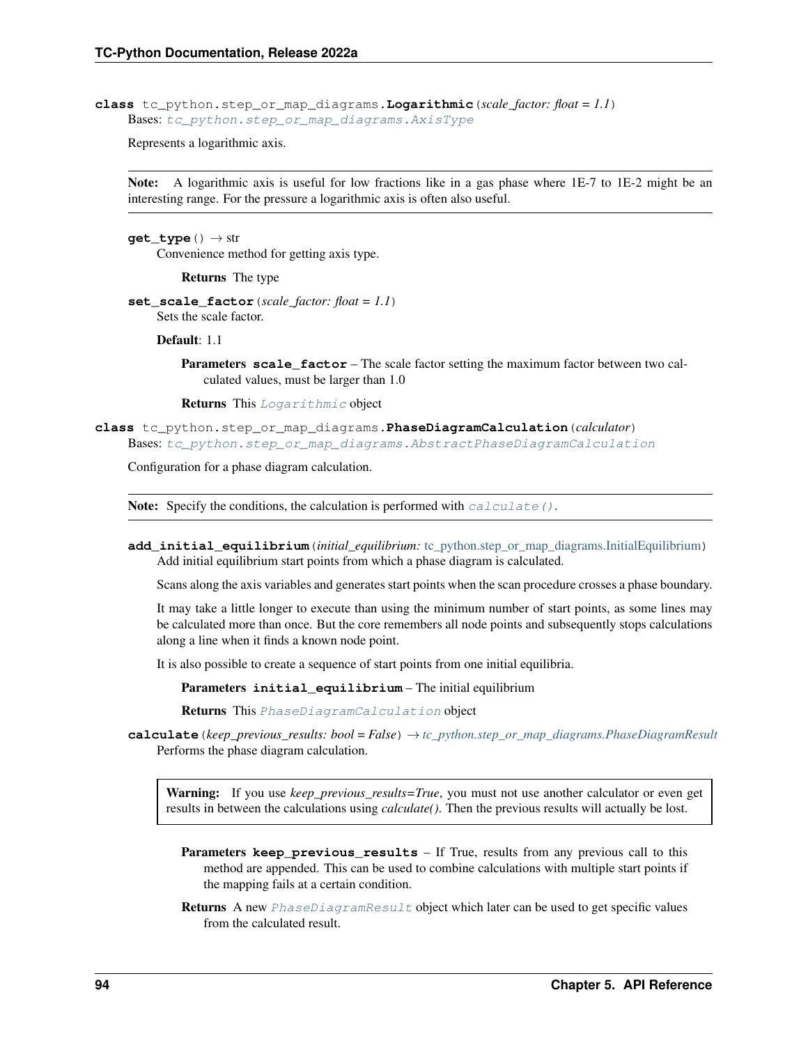**class** tc_python.step_or_map_diagrams.**Logarithmic**(*scale_factor: float = 1.1*)

Bases: `tc_python.step_or_map_diagrams.AxisType`

Represents a logarithmic axis.

**Note:** A logarithmic axis is useful for low fractions like in a gas phase where 1E-7 to 1E-2 might be an interesting range. For the pressure a logarithmic axis is often also useful.

**get_type**() → str

Convenience method for getting axis type.

**Returns** The type

**set_scale_factor**(*scale_factor: float = 1.1*)

Sets the scale factor.

**Default**: 1.1

**Parameters** **scale_factor** – The scale factor setting the maximum factor between two calculated values, must be larger than 1.0

**Returns** This `Logarithmic` object

**class** tc_python.step_or_map_diagrams.**PhaseDiagramCalculation**(*calculator*)

Bases: `tc_python.step_or_map_diagrams.AbstractPhaseDiagramCalculation`

Configuration for a phase diagram calculation.

**Note:** Specify the conditions, the calculation is performed with `calculate()`.

**add_initial_equilibrium**(*initial_equilibrium:* tc_python.step_or_map_diagrams.InitialEquilibrium)

Add initial equilibrium start points from which a phase diagram is calculated.

Scans along the axis variables and generates start points when the scan procedure crosses a phase boundary.

It may take a little longer to execute than using the minimum number of start points, as some lines may be calculated more than once. But the core remembers all node points and subsequently stops calculations along a line when it finds a known node point.

It is also possible to create a sequence of start points from one initial equilibria.

**Parameters** **initial_equilibrium** – The initial equilibrium

**Returns** This `PhaseDiagramCalculation` object

**calculate**(*keep_previous_results: bool = False*) → *tc_python.step_or_map_diagrams.PhaseDiagramResult*

Performs the phase diagram calculation.

**Warning:** If you use *keep_previous_results=True*, you must not use another calculator or even get results in between the calculations using *calculate()*. Then the previous results will actually be lost.

**Parameters** **keep_previous_results** – If True, results from any previous call to this method are appended. This can be used to combine calculations with multiple start points if the mapping fails at a certain condition.

**Returns** A new `PhaseDiagramResult` object which later can be used to get specific values from the calculated result.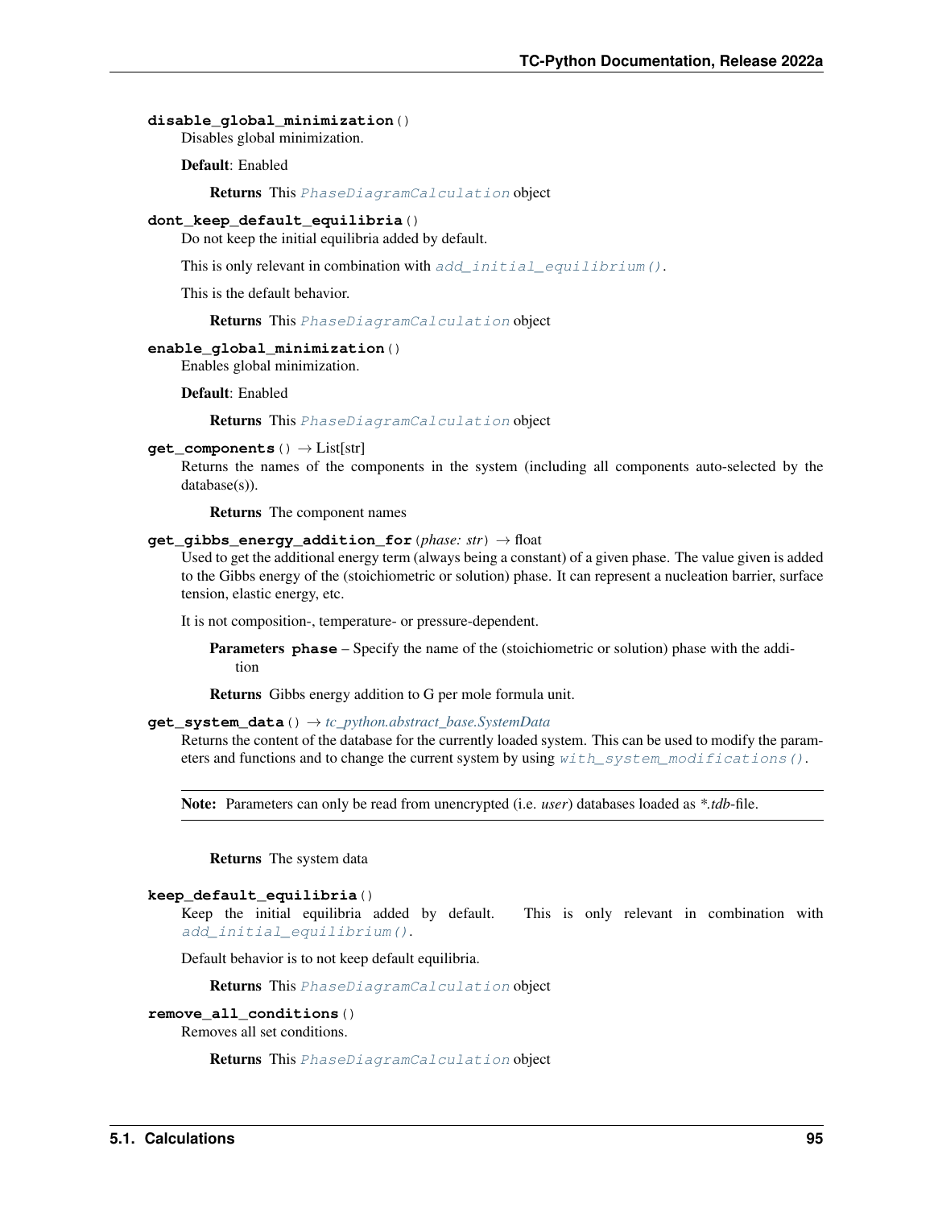**disable_global_minimization**()

Disables global minimization.

**Default**: Enabled

**Returns** This *PhaseDiagramCalculation* object

**dont_keep_default_equilibria**()

Do not keep the initial equilibria added by default.

This is only relevant in combination with *add_initial_equilibrium()*.

This is the default behavior.

**Returns** This *PhaseDiagramCalculation* object

**enable_global_minimization**()

Enables global minimization.

**Default**: Enabled

**Returns** This *PhaseDiagramCalculation* object

**get_components**() → List[str]

Returns the names of the components in the system (including all components auto-selected by the database(s)).

**Returns** The component names

**get_gibbs_energy_addition_for**(*phase: str*) → float

Used to get the additional energy term (always being a constant) of a given phase. The value given is added to the Gibbs energy of the (stoichiometric or solution) phase. It can represent a nucleation barrier, surface tension, elastic energy, etc.

It is not composition-, temperature- or pressure-dependent.

**Parameters** **phase** – Specify the name of the (stoichiometric or solution) phase with the addition

**Returns** Gibbs energy addition to G per mole formula unit.

**get_system_data**() → *tc_python.abstract_base.SystemData*

Returns the content of the database for the currently loaded system. This can be used to modify the parameters and functions and to change the current system by using *with_system_modifications()*.

**Note:** Parameters can only be read from unencrypted (i.e. *user*) databases loaded as *\*.tdb*-file.

**Returns** The system data

**keep_default_equilibria**()

Keep the initial equilibria added by default. This is only relevant in combination with *add_initial_equilibrium()*.

Default behavior is to not keep default equilibria.

**Returns** This *PhaseDiagramCalculation* object

**remove_all_conditions**()

Removes all set conditions.

**Returns** This *PhaseDiagramCalculation* object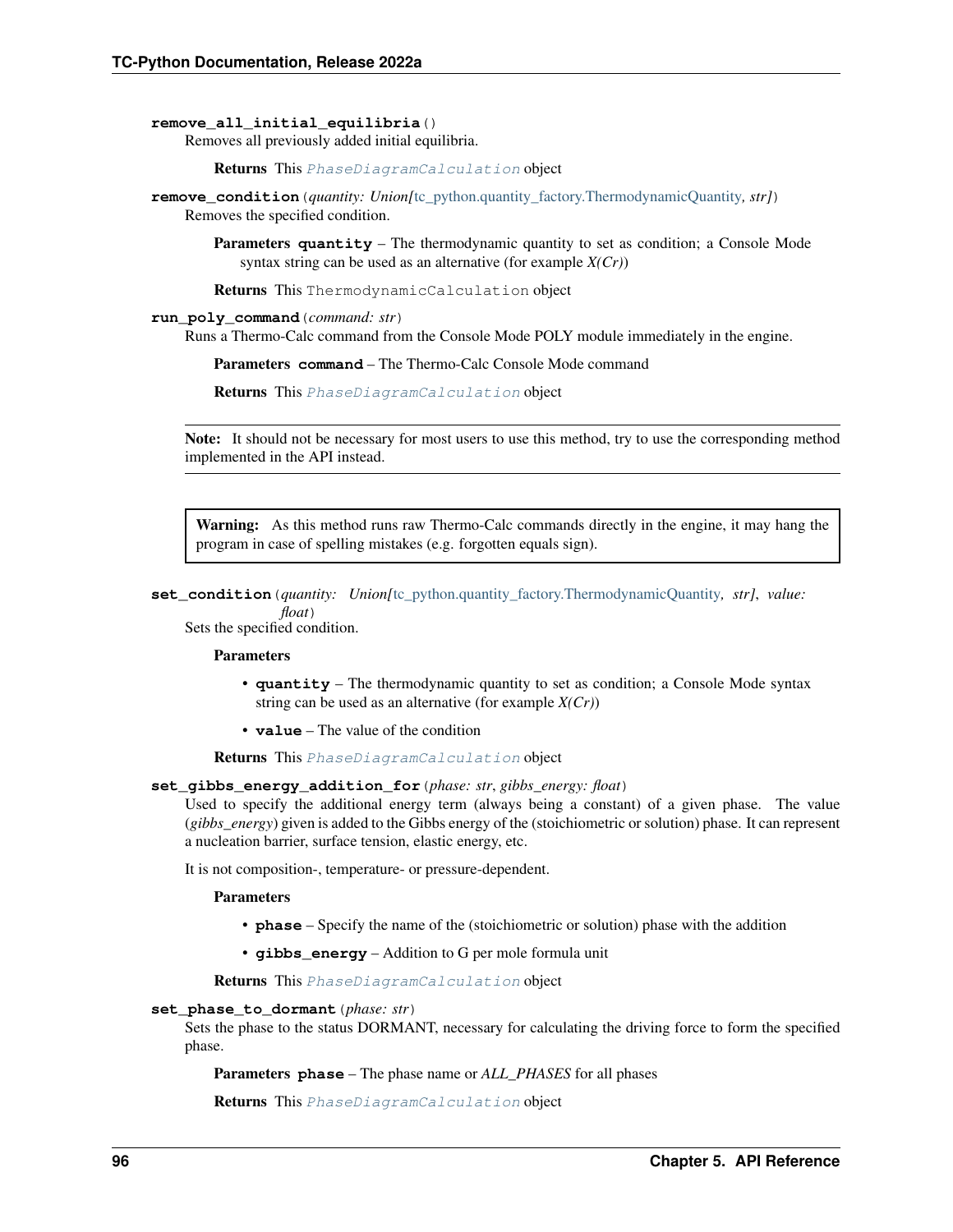**remove_all_initial_equilibria**()

Removes all previously added initial equilibria.

**Returns** This `PhaseDiagramCalculation` object

**remove_condition**(*quantity: Union[*tc_python.quantity_factory.ThermodynamicQuantity*, str]*)

Removes the specified condition.

**Parameters** **quantity** – The thermodynamic quantity to set as condition; a Console Mode syntax string can be used as an alternative (for example *X(Cr)*)

**Returns** This `ThermodynamicCalculation` object

**run_poly_command**(*command: str*)

Runs a Thermo-Calc command from the Console Mode POLY module immediately in the engine.

**Parameters** **command** – The Thermo-Calc Console Mode command

**Returns** This `PhaseDiagramCalculation` object

**Note:** It should not be necessary for most users to use this method, try to use the corresponding method implemented in the API instead.

**Warning:** As this method runs raw Thermo-Calc commands directly in the engine, it may hang the program in case of spelling mistakes (e.g. forgotten equals sign).

**set_condition**(*quantity: Union[*tc_python.quantity_factory.ThermodynamicQuantity*, str]*, *value: float*)

Sets the specified condition.

**Parameters**

- **quantity** – The thermodynamic quantity to set as condition; a Console Mode syntax string can be used as an alternative (for example *X(Cr)*)
- **value** – The value of the condition

**Returns** This `PhaseDiagramCalculation` object

**set_gibbs_energy_addition_for**(*phase: str*, *gibbs_energy: float*)

Used to specify the additional energy term (always being a constant) of a given phase. The value (*gibbs_energy*) given is added to the Gibbs energy of the (stoichiometric or solution) phase. It can represent a nucleation barrier, surface tension, elastic energy, etc.

It is not composition-, temperature- or pressure-dependent.

**Parameters**

- **phase** – Specify the name of the (stoichiometric or solution) phase with the addition
- **gibbs_energy** – Addition to G per mole formula unit

**Returns** This `PhaseDiagramCalculation` object

**set_phase_to_dormant**(*phase: str*)

Sets the phase to the status DORMANT, necessary for calculating the driving force to form the specified phase.

**Parameters** **phase** – The phase name or *ALL_PHASES* for all phases

**Returns** This `PhaseDiagramCalculation` object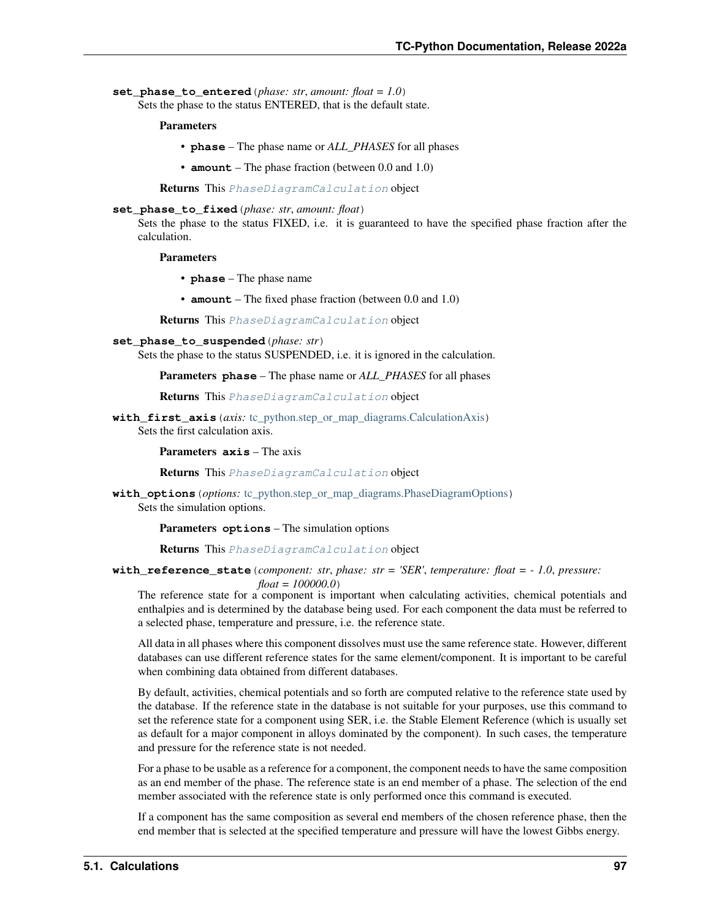**set_phase_to_entered**(*phase: str*, *amount: float = 1.0*)

Sets the phase to the status ENTERED, that is the default state.

**Parameters**

- **phase** – The phase name or *ALL_PHASES* for all phases
- **amount** – The phase fraction (between 0.0 and 1.0)

**Returns** This *PhaseDiagramCalculation* object

**set_phase_to_fixed**(*phase: str*, *amount: float*)

Sets the phase to the status FIXED, i.e. it is guaranteed to have the specified phase fraction after the calculation.

**Parameters**

- **phase** – The phase name
- **amount** – The fixed phase fraction (between 0.0 and 1.0)

**Returns** This *PhaseDiagramCalculation* object

**set_phase_to_suspended**(*phase: str*)

Sets the phase to the status SUSPENDED, i.e. it is ignored in the calculation.

**Parameters** **phase** – The phase name or *ALL_PHASES* for all phases

**Returns** This *PhaseDiagramCalculation* object

**with_first_axis**(*axis:* tc_python.step_or_map_diagrams.CalculationAxis)

Sets the first calculation axis.

**Parameters** **axis** – The axis

**Returns** This *PhaseDiagramCalculation* object

**with_options**(*options:* tc_python.step_or_map_diagrams.PhaseDiagramOptions)

Sets the simulation options.

**Parameters** **options** – The simulation options

**Returns** This *PhaseDiagramCalculation* object

**with_reference_state**(*component: str*, *phase: str = 'SER'*, *temperature: float = - 1.0*, *pressure: float = 100000.0*)

The reference state for a component is important when calculating activities, chemical potentials and enthalpies and is determined by the database being used. For each component the data must be referred to a selected phase, temperature and pressure, i.e. the reference state.

All data in all phases where this component dissolves must use the same reference state. However, different databases can use different reference states for the same element/component. It is important to be careful when combining data obtained from different databases.

By default, activities, chemical potentials and so forth are computed relative to the reference state used by the database. If the reference state in the database is not suitable for your purposes, use this command to set the reference state for a component using SER, i.e. the Stable Element Reference (which is usually set as default for a major component in alloys dominated by the component). In such cases, the temperature and pressure for the reference state is not needed.

For a phase to be usable as a reference for a component, the component needs to have the same composition as an end member of the phase. The reference state is an end member of a phase. The selection of the end member associated with the reference state is only performed once this command is executed.

If a component has the same composition as several end members of the chosen reference phase, then the end member that is selected at the specified temperature and pressure will have the lowest Gibbs energy.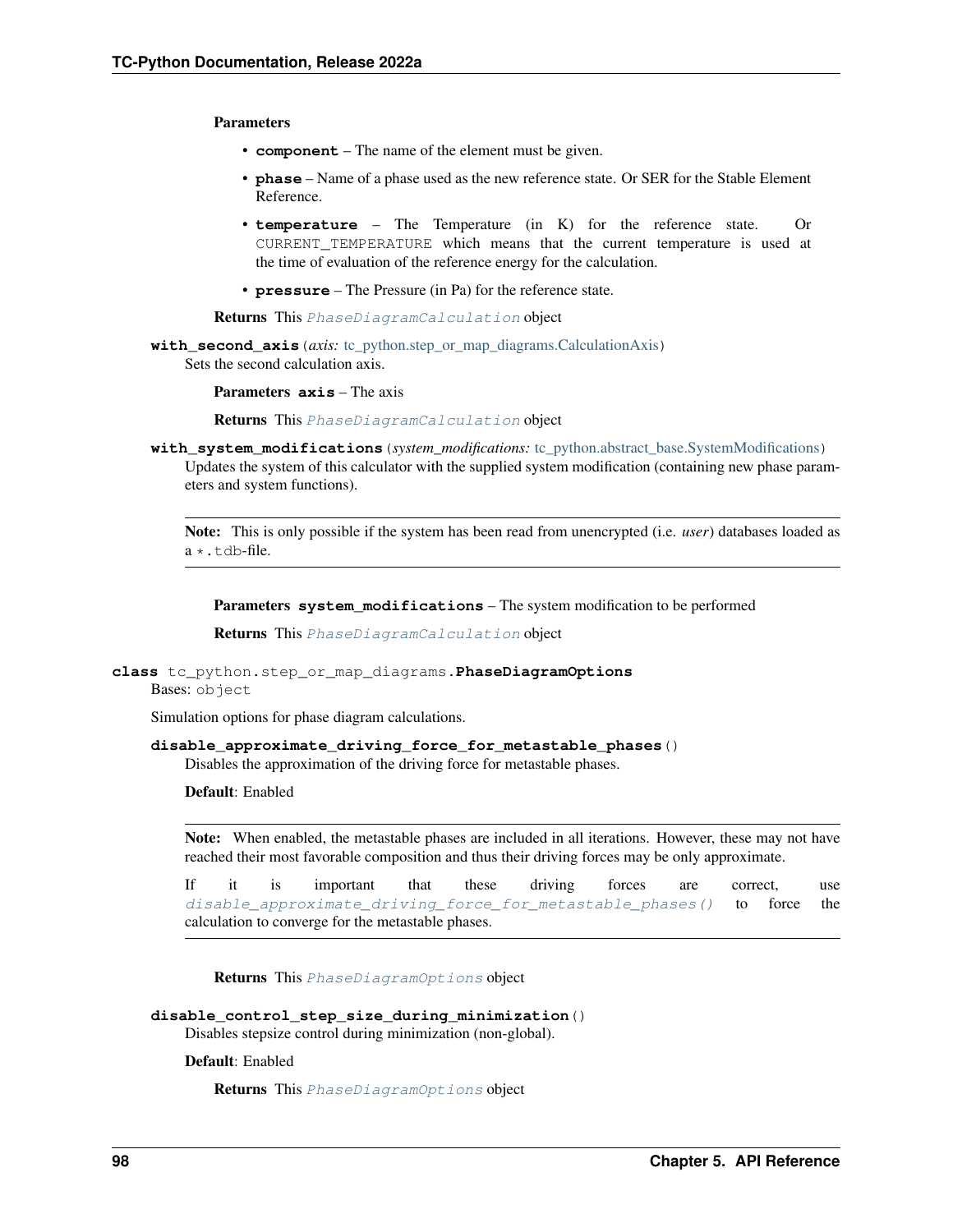**Parameters**

- **component** – The name of the element must be given.
- **phase** – Name of a phase used as the new reference state. Or SER for the Stable Element Reference.
- **temperature** – The Temperature (in K) for the reference state. Or CURRENT_TEMPERATURE which means that the current temperature is used at the time of evaluation of the reference energy for the calculation.
- **pressure** – The Pressure (in Pa) for the reference state.

**Returns** This *PhaseDiagramCalculation* object

**with_second_axis**(*axis: tc_python.step_or_map_diagrams.CalculationAxis*)

Sets the second calculation axis.

**Parameters** **axis** – The axis

**Returns** This *PhaseDiagramCalculation* object

**with_system_modifications**(*system_modifications: tc_python.abstract_base.SystemModifications*)

Updates the system of this calculator with the supplied system modification (containing new phase parameters and system functions).

---

**Note:** This is only possible if the system has been read from unencrypted (i.e. *user*) databases loaded as a `*.tdb`-file.

---

**Parameters** **system_modifications** – The system modification to be performed

**Returns** This *PhaseDiagramCalculation* object

**class** tc_python.step_or_map_diagrams.**PhaseDiagramOptions**

Bases: `object`

Simulation options for phase diagram calculations.

**disable_approximate_driving_force_for_metastable_phases**()

Disables the approximation of the driving force for metastable phases.

**Default**: Enabled

---

**Note:** When enabled, the metastable phases are included in all iterations. However, these may not have reached their most favorable composition and thus their driving forces may be only approximate.

If it is important that these driving forces are correct, use *disable_approximate_driving_force_for_metastable_phases()* to force the calculation to converge for the metastable phases.

---

**Returns** This *PhaseDiagramOptions* object

**disable_control_step_size_during_minimization**()

Disables stepsize control during minimization (non-global).

**Default**: Enabled

**Returns** This *PhaseDiagramOptions* object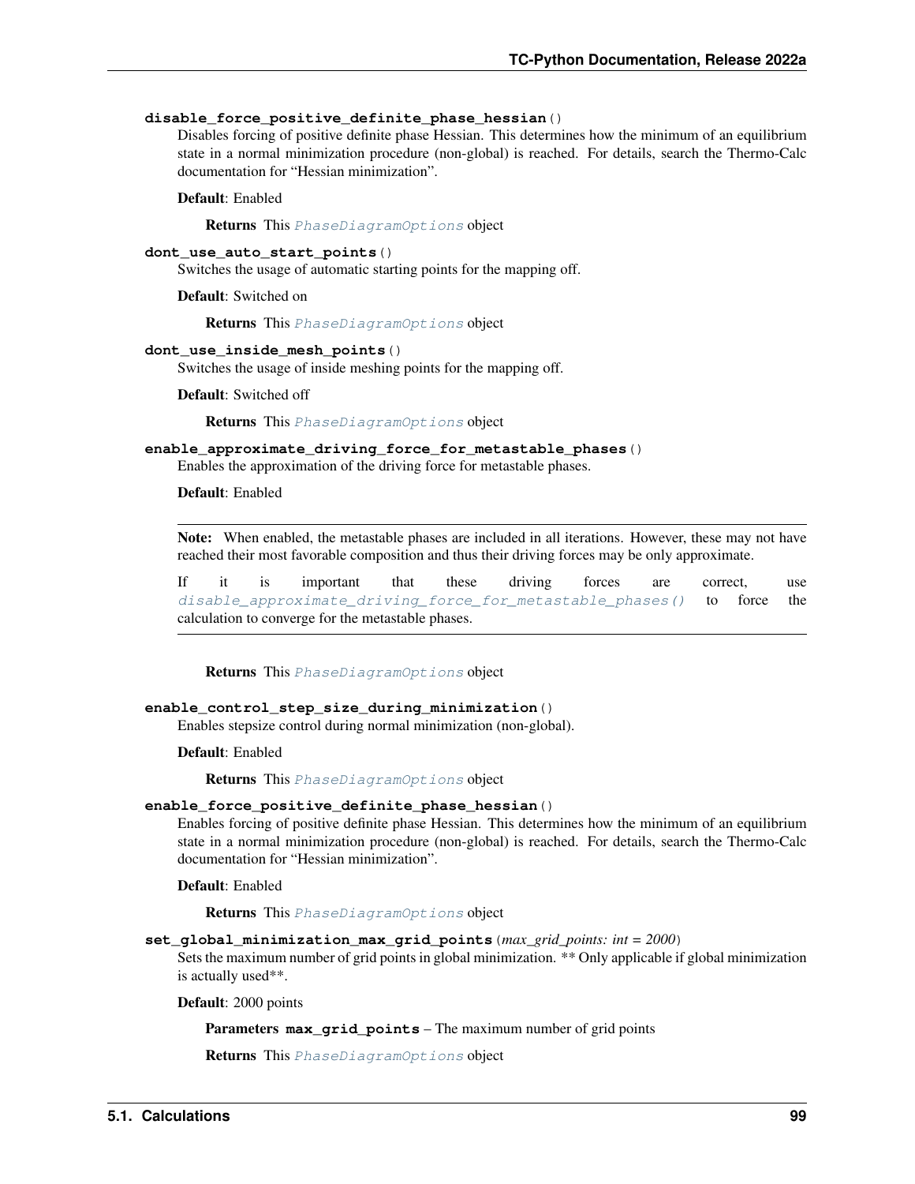**disable_force_positive_definite_phase_hessian**()

Disables forcing of positive definite phase Hessian. This determines how the minimum of an equilibrium state in a normal minimization procedure (non-global) is reached. For details, search the Thermo-Calc documentation for "Hessian minimization".

**Default**: Enabled

**Returns** This *PhaseDiagramOptions* object

**dont_use_auto_start_points**()

Switches the usage of automatic starting points for the mapping off.

**Default**: Switched on

**Returns** This *PhaseDiagramOptions* object

**dont_use_inside_mesh_points**()

Switches the usage of inside meshing points for the mapping off.

**Default**: Switched off

**Returns** This *PhaseDiagramOptions* object

**enable_approximate_driving_force_for_metastable_phases**()

Enables the approximation of the driving force for metastable phases.

**Default**: Enabled

> **Note:** When enabled, the metastable phases are included in all iterations. However, these may not have reached their most favorable composition and thus their driving forces may be only approximate.
>
> If it is important that these driving forces are correct, use *disable_approximate_driving_force_for_metastable_phases()* to force the calculation to converge for the metastable phases.

**Returns** This *PhaseDiagramOptions* object

**enable_control_step_size_during_minimization**()

Enables stepsize control during normal minimization (non-global).

**Default**: Enabled

**Returns** This *PhaseDiagramOptions* object

**enable_force_positive_definite_phase_hessian**()

Enables forcing of positive definite phase Hessian. This determines how the minimum of an equilibrium state in a normal minimization procedure (non-global) is reached. For details, search the Thermo-Calc documentation for "Hessian minimization".

**Default**: Enabled

**Returns** This *PhaseDiagramOptions* object

**set_global_minimization_max_grid_points**(*max_grid_points: int = 2000*)

Sets the maximum number of grid points in global minimization. ** Only applicable if global minimization is actually used**.

**Default**: 2000 points

**Parameters** **max_grid_points** – The maximum number of grid points

**Returns** This *PhaseDiagramOptions* object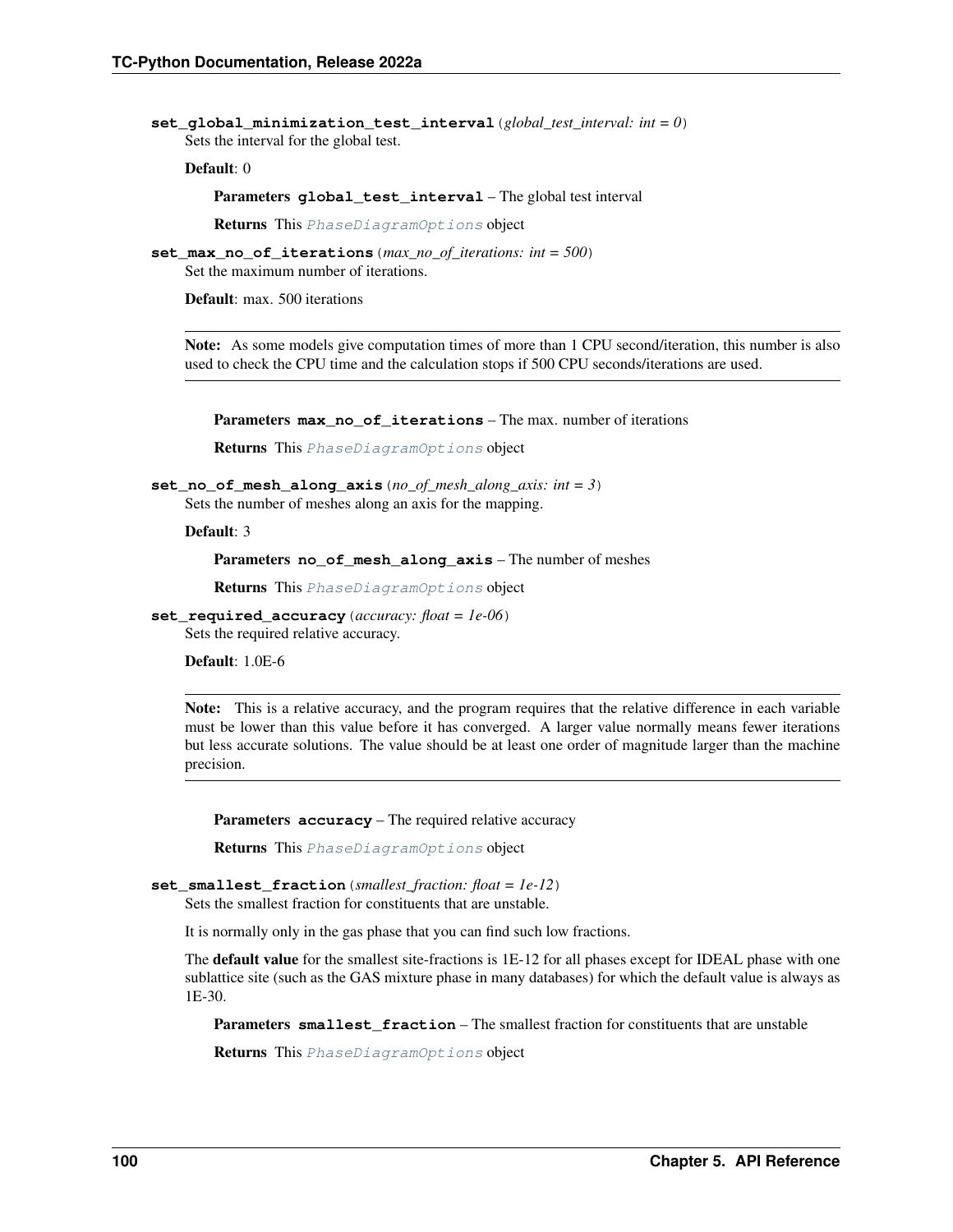**set_global_minimization_test_interval**(*global_test_interval: int = 0*)

Sets the interval for the global test.

**Default**: 0

**Parameters** **global_test_interval** – The global test interval

**Returns** This *PhaseDiagramOptions* object

**set_max_no_of_iterations**(*max_no_of_iterations: int = 500*)

Set the maximum number of iterations.

**Default**: max. 500 iterations

> **Note:** As some models give computation times of more than 1 CPU second/iteration, this number is also used to check the CPU time and the calculation stops if 500 CPU seconds/iterations are used.

**Parameters** **max_no_of_iterations** – The max. number of iterations

**Returns** This *PhaseDiagramOptions* object

**set_no_of_mesh_along_axis**(*no_of_mesh_along_axis: int = 3*)

Sets the number of meshes along an axis for the mapping.

**Default**: 3

**Parameters** **no_of_mesh_along_axis** – The number of meshes

**Returns** This *PhaseDiagramOptions* object

**set_required_accuracy**(*accuracy: float = 1e-06*)

Sets the required relative accuracy.

**Default**: 1.0E-6

> **Note:** This is a relative accuracy, and the program requires that the relative difference in each variable must be lower than this value before it has converged. A larger value normally means fewer iterations but less accurate solutions. The value should be at least one order of magnitude larger than the machine precision.

**Parameters** **accuracy** – The required relative accuracy

**Returns** This *PhaseDiagramOptions* object

**set_smallest_fraction**(*smallest_fraction: float = 1e-12*)

Sets the smallest fraction for constituents that are unstable.

It is normally only in the gas phase that you can find such low fractions.

The **default value** for the smallest site-fractions is 1E-12 for all phases except for IDEAL phase with one sublattice site (such as the GAS mixture phase in many databases) for which the default value is always as 1E-30.

**Parameters** **smallest_fraction** – The smallest fraction for constituents that are unstable

**Returns** This *PhaseDiagramOptions* object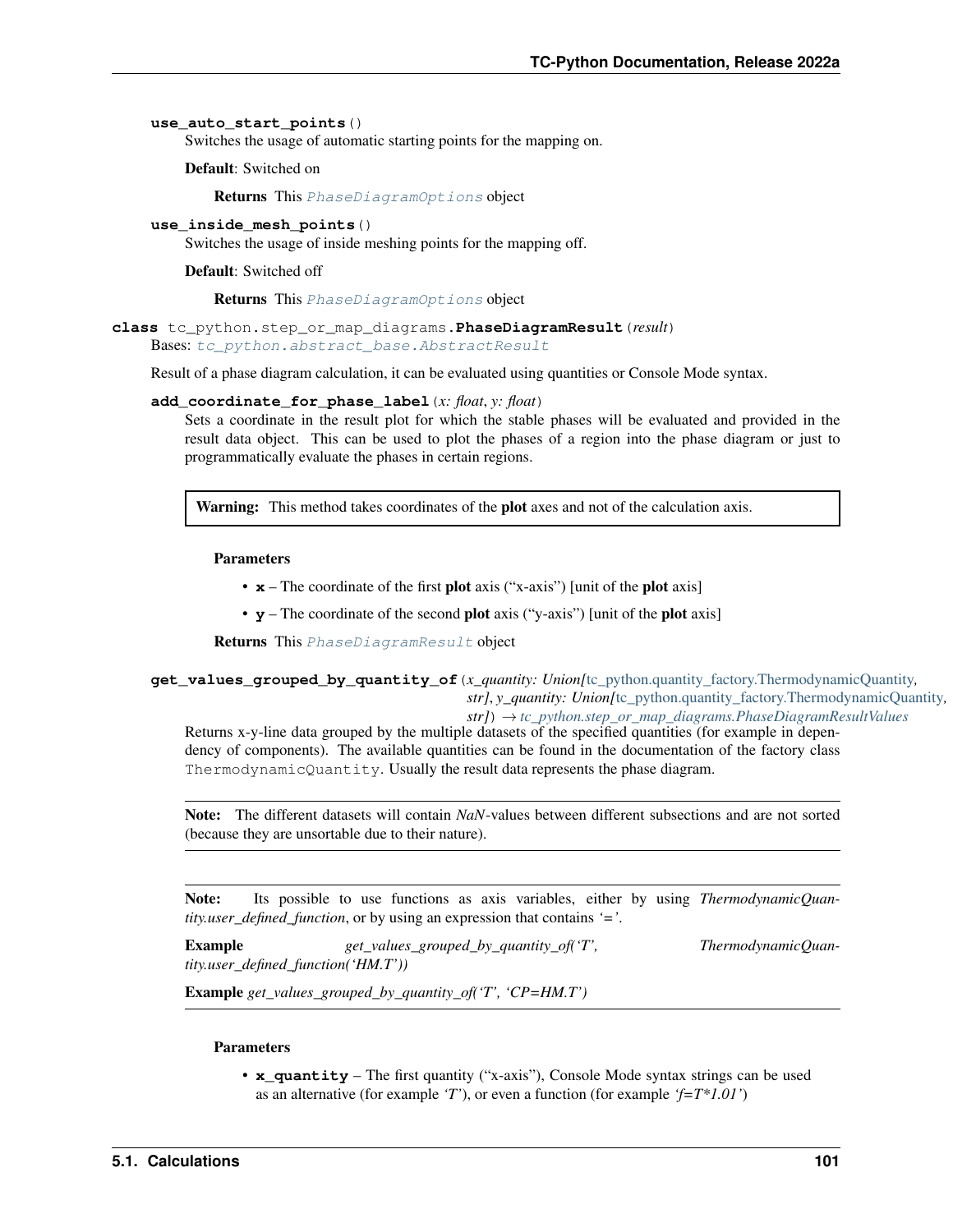**use_auto_start_points**()

Switches the usage of automatic starting points for the mapping on.

**Default**: Switched on

**Returns** This *PhaseDiagramOptions* object

**use_inside_mesh_points**()

Switches the usage of inside meshing points for the mapping off.

**Default**: Switched off

**Returns** This *PhaseDiagramOptions* object

**class** tc_python.step_or_map_diagrams.**PhaseDiagramResult**(*result*)

Bases: *tc_python.abstract_base.AbstractResult*

Result of a phase diagram calculation, it can be evaluated using quantities or Console Mode syntax.

**add_coordinate_for_phase_label**(*x: float*, *y: float*)

Sets a coordinate in the result plot for which the stable phases will be evaluated and provided in the result data object. This can be used to plot the phases of a region into the phase diagram or just to programmatically evaluate the phases in certain regions.

> **Warning:** This method takes coordinates of the **plot** axes and not of the calculation axis.

**Parameters**

- **x** – The coordinate of the first **plot** axis ("x-axis") [unit of the **plot** axis]
- **y** – The coordinate of the second **plot** axis ("y-axis") [unit of the **plot** axis]

**Returns** This *PhaseDiagramResult* object

**get_values_grouped_by_quantity_of**(*x_quantity: Union[tc_python.quantity_factory.ThermodynamicQuantity, str]*, *y_quantity: Union[tc_python.quantity_factory.ThermodynamicQuantity, str]*) → *tc_python.step_or_map_diagrams.PhaseDiagramResultValues*

Returns x-y-line data grouped by the multiple datasets of the specified quantities (for example in dependency of components). The available quantities can be found in the documentation of the factory class `ThermodynamicQuantity`. Usually the result data represents the phase diagram.

> **Note:** The different datasets will contain *NaN*-values between different subsections and are not sorted (because they are unsortable due to their nature).

> **Note:** Its possible to use functions as axis variables, either by using *ThermodynamicQuantity.user_defined_function*, or by using an expression that contains '='.
>
> **Example** *get_values_grouped_by_quantity_of('T', ThermodynamicQuantity.user_defined_function('HM.T'))*
>
> **Example** *get_values_grouped_by_quantity_of('T', 'CP=HM.T')*

**Parameters**

- **x_quantity** – The first quantity ("x-axis"), Console Mode syntax strings can be used as an alternative (for example *'T'*), or even a function (for example *'f=T*1.01'*)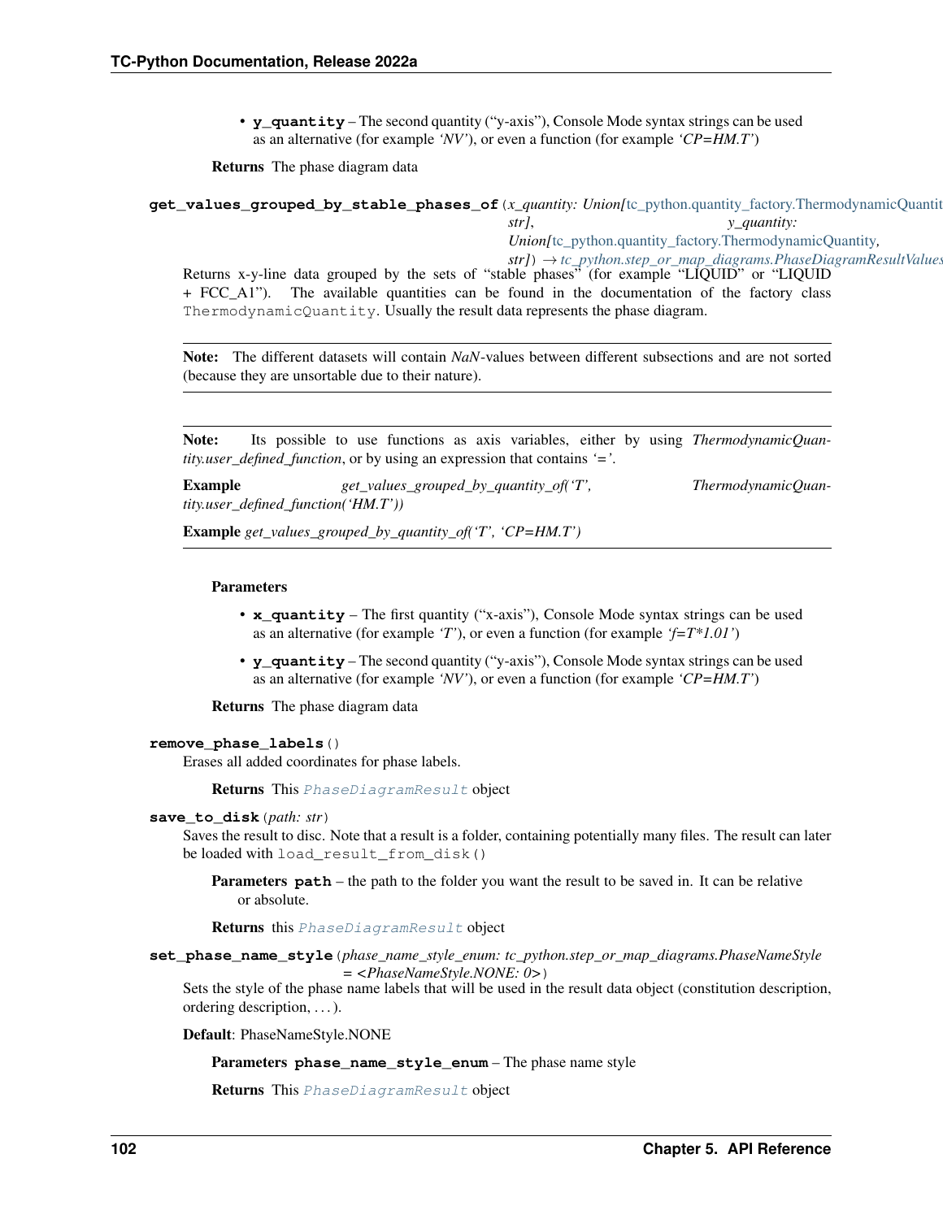- **y_quantity** – The second quantity ("y-axis"), Console Mode syntax strings can be used as an alternative (for example *'NV'*), or even a function (for example *'CP=HM.T'*)

**Returns** The phase diagram data

**get_values_grouped_by_stable_phases_of**(*x_quantity: Union[*tc_python.quantity_factory.ThermodynamicQuantity*, str], y_quantity: Union[*tc_python.quantity_factory.ThermodynamicQuantity*, str]*) → *tc_python.step_or_map_diagrams.PhaseDiagramResultValues*

Returns x-y-line data grouped by the sets of "stable phases" (for example "LIQUID" or "LIQUID + FCC_A1"). The available quantities can be found in the documentation of the factory class `ThermodynamicQuantity`. Usually the result data represents the phase diagram.

**Note:** The different datasets will contain *NaN*-values between different subsections and are not sorted (because they are unsortable due to their nature).

**Note:** Its possible to use functions as axis variables, either by using *ThermodynamicQuantity.user_defined_function*, or by using an expression that contains *'='*.

**Example** *get_values_grouped_by_quantity_of('T', ThermodynamicQuantity.user_defined_function('HM.T'))*

**Example** *get_values_grouped_by_quantity_of('T', 'CP=HM.T')*

**Parameters**

- **x_quantity** – The first quantity ("x-axis"), Console Mode syntax strings can be used as an alternative (for example *'T'*), or even a function (for example *'f=T*1.01'*)
- **y_quantity** – The second quantity ("y-axis"), Console Mode syntax strings can be used as an alternative (for example *'NV'*), or even a function (for example *'CP=HM.T'*)

**Returns** The phase diagram data

**remove_phase_labels**()

Erases all added coordinates for phase labels.

**Returns** This `PhaseDiagramResult` object

**save_to_disk**(*path: str*)

Saves the result to disc. Note that a result is a folder, containing potentially many files. The result can later be loaded with `load_result_from_disk()`

**Parameters** **path** – the path to the folder you want the result to be saved in. It can be relative or absolute.

**Returns** this `PhaseDiagramResult` object

**set_phase_name_style**(*phase_name_style_enum: tc_python.step_or_map_diagrams.PhaseNameStyle = <PhaseNameStyle.NONE: 0>*)

Sets the style of the phase name labels that will be used in the result data object (constitution description, ordering description, . . . ).

**Default**: PhaseNameStyle.NONE

**Parameters** **phase_name_style_enum** – The phase name style

**Returns** This `PhaseDiagramResult` object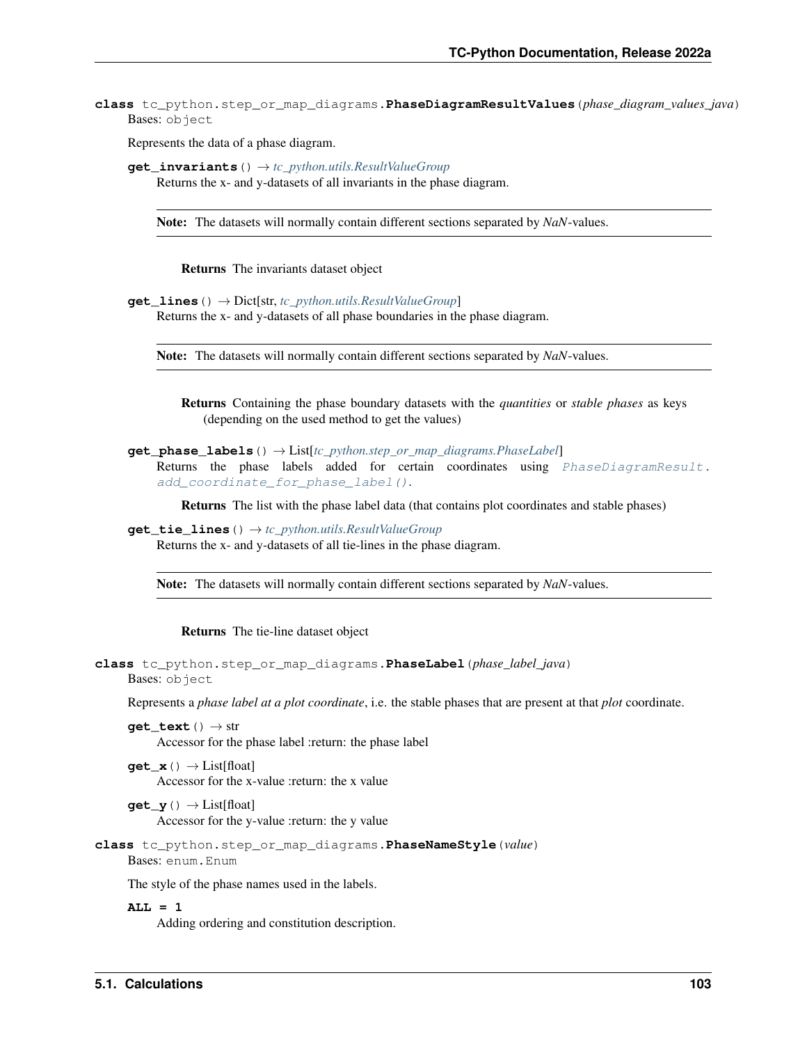**class** tc_python.step_or_map_diagrams.**PhaseDiagramResultValues**(*phase_diagram_values_java*)
Bases: object

Represents the data of a phase diagram.

**get_invariants**() → *tc_python.utils.ResultValueGroup*
Returns the x- and y-datasets of all invariants in the phase diagram.

**Note:** The datasets will normally contain different sections separated by *NaN*-values.

**Returns** The invariants dataset object

**get_lines**() → Dict[str, *tc_python.utils.ResultValueGroup*]
Returns the x- and y-datasets of all phase boundaries in the phase diagram.

**Note:** The datasets will normally contain different sections separated by *NaN*-values.

**Returns** Containing the phase boundary datasets with the *quantities* or *stable phases* as keys (depending on the used method to get the values)

**get_phase_labels**() → List[*tc_python.step_or_map_diagrams.PhaseLabel*]
Returns the phase labels added for certain coordinates using `PhaseDiagramResult.add_coordinate_for_phase_label()`.

**Returns** The list with the phase label data (that contains plot coordinates and stable phases)

**get_tie_lines**() → *tc_python.utils.ResultValueGroup*
Returns the x- and y-datasets of all tie-lines in the phase diagram.

**Note:** The datasets will normally contain different sections separated by *NaN*-values.

**Returns** The tie-line dataset object

**class** tc_python.step_or_map_diagrams.**PhaseLabel**(*phase_label_java*)
Bases: object

Represents a *phase label at a plot coordinate*, i.e. the stable phases that are present at that *plot* coordinate.

**get_text**() → str
Accessor for the phase label :return: the phase label

**get_x**() → List[float]
Accessor for the x-value :return: the x value

**get_y**() → List[float]
Accessor for the y-value :return: the y value

**class** tc_python.step_or_map_diagrams.**PhaseNameStyle**(*value*)
Bases: enum.Enum

The style of the phase names used in the labels.

**ALL = 1**
Adding ordering and constitution description.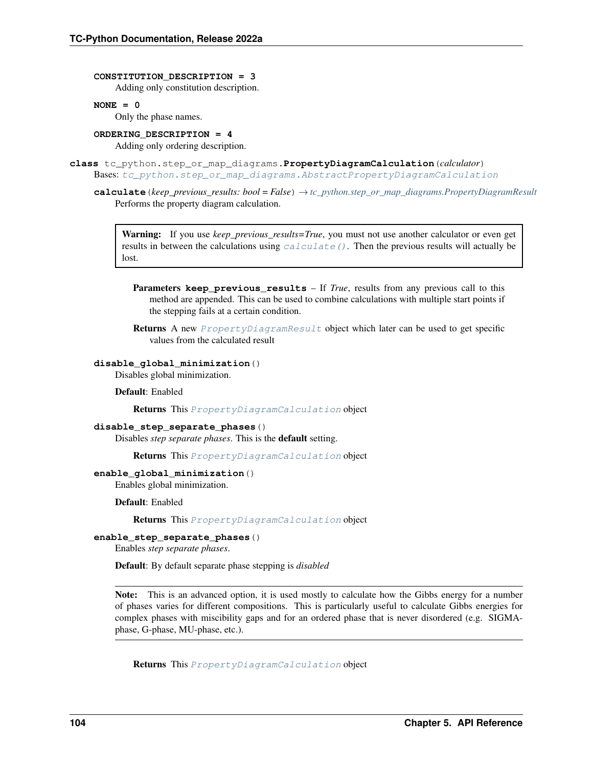**CONSTITUTION_DESCRIPTION = 3**
Adding only constitution description.

**NONE = 0**
Only the phase names.

**ORDERING_DESCRIPTION = 4**
Adding only ordering description.

**class** tc_python.step_or_map_diagrams.**PropertyDiagramCalculation**(*calculator*)
Bases: `tc_python.step_or_map_diagrams.AbstractPropertyDiagramCalculation`

**calculate**(*keep_previous_results: bool = False*) → *tc_python.step_or_map_diagrams.PropertyDiagramResult*
Performs the property diagram calculation.

> **Warning:** If you use *keep_previous_results=True*, you must not use another calculator or even get results in between the calculations using `calculate()`. Then the previous results will actually be lost.

**Parameters** **keep_previous_results** – If *True*, results from any previous call to this method are appended. This can be used to combine calculations with multiple start points if the stepping fails at a certain condition.

**Returns** A new `PropertyDiagramResult` object which later can be used to get specific values from the calculated result

**disable_global_minimization**()
Disables global minimization.

**Default**: Enabled

**Returns** This `PropertyDiagramCalculation` object

**disable_step_separate_phases**()
Disables *step separate phases*. This is the **default** setting.

**Returns** This `PropertyDiagramCalculation` object

**enable_global_minimization**()
Enables global minimization.

**Default**: Enabled

**Returns** This `PropertyDiagramCalculation` object

**enable_step_separate_phases**()
Enables *step separate phases*.

**Default**: By default separate phase stepping is *disabled*

> **Note:** This is an advanced option, it is used mostly to calculate how the Gibbs energy for a number of phases varies for different compositions. This is particularly useful to calculate Gibbs energies for complex phases with miscibility gaps and for an ordered phase that is never disordered (e.g. SIGMA-phase, G-phase, MU-phase, etc.).

**Returns** This `PropertyDiagramCalculation` object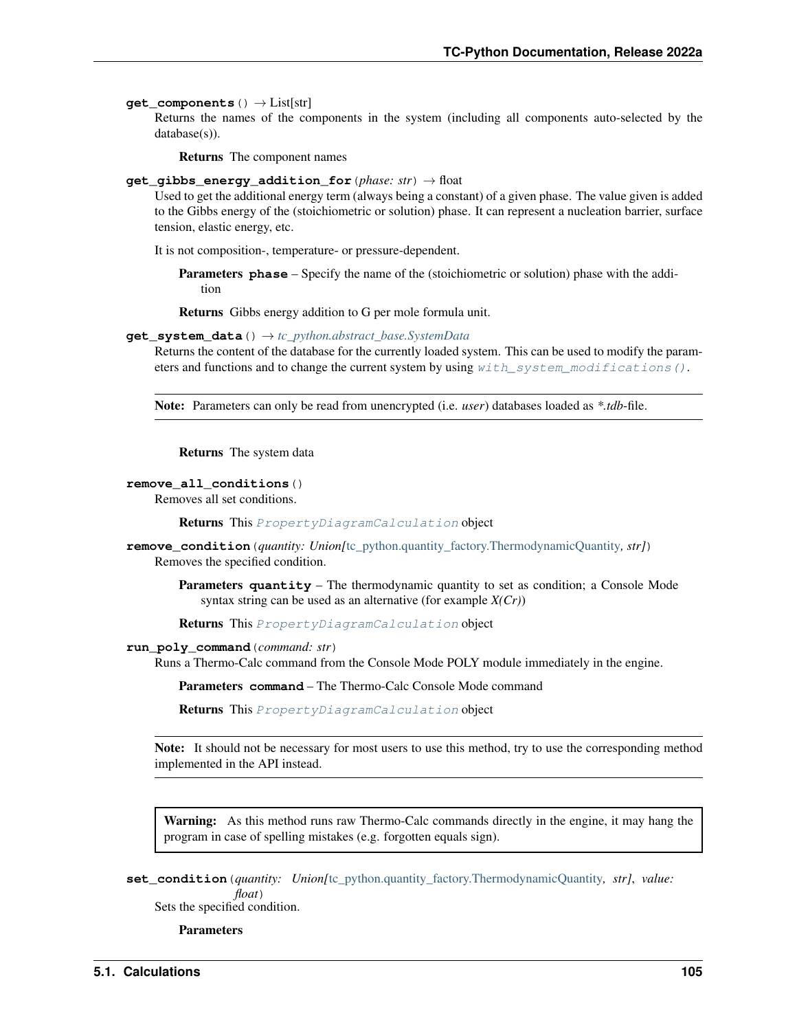**get_components**() → List[str]

Returns the names of the components in the system (including all components auto-selected by the database(s)).

**Returns** The component names

**get_gibbs_energy_addition_for**(*phase: str*) → float

Used to get the additional energy term (always being a constant) of a given phase. The value given is added to the Gibbs energy of the (stoichiometric or solution) phase. It can represent a nucleation barrier, surface tension, elastic energy, etc.

It is not composition-, temperature- or pressure-dependent.

**Parameters** **phase** – Specify the name of the (stoichiometric or solution) phase with the addition

**Returns** Gibbs energy addition to G per mole formula unit.

**get_system_data**() → *tc_python.abstract_base.SystemData*

Returns the content of the database for the currently loaded system. This can be used to modify the parameters and functions and to change the current system by using `with_system_modifications()`.

**Note:** Parameters can only be read from unencrypted (i.e. *user*) databases loaded as *\*.tdb*-file.

**Returns** The system data

**remove_all_conditions**()

Removes all set conditions.

**Returns** This `PropertyDiagramCalculation` object

**remove_condition**(*quantity: Union[*tc_python.quantity_factory.ThermodynamicQuantity*, str]*)

Removes the specified condition.

**Parameters** **quantity** – The thermodynamic quantity to set as condition; a Console Mode syntax string can be used as an alternative (for example *X(Cr)*)

**Returns** This `PropertyDiagramCalculation` object

**run_poly_command**(*command: str*)

Runs a Thermo-Calc command from the Console Mode POLY module immediately in the engine.

**Parameters** **command** – The Thermo-Calc Console Mode command

**Returns** This `PropertyDiagramCalculation` object

**Note:** It should not be necessary for most users to use this method, try to use the corresponding method implemented in the API instead.

**Warning:** As this method runs raw Thermo-Calc commands directly in the engine, it may hang the program in case of spelling mistakes (e.g. forgotten equals sign).

**set_condition**(*quantity: Union[*tc_python.quantity_factory.ThermodynamicQuantity*, str]*, *value: float*)

Sets the specified condition.

**Parameters**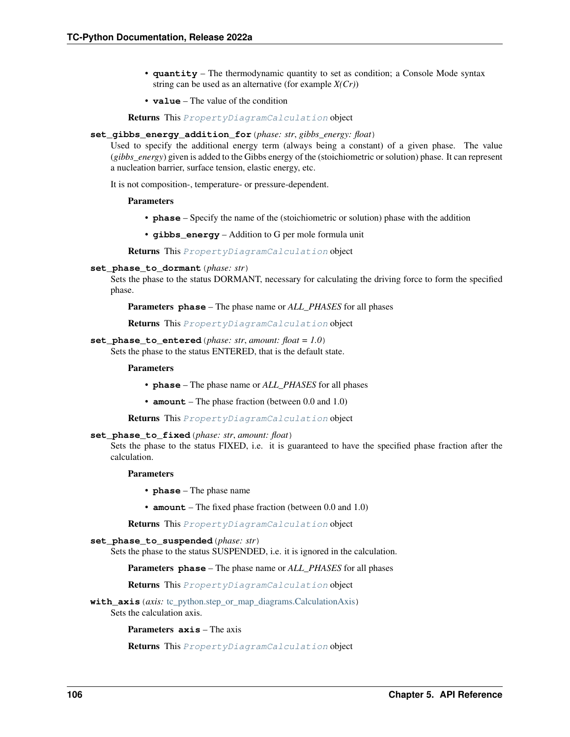- **quantity** – The thermodynamic quantity to set as condition; a Console Mode syntax string can be used as an alternative (for example *X(Cr)*)
- **value** – The value of the condition

**Returns** This *PropertyDiagramCalculation* object

**set_gibbs_energy_addition_for**(*phase: str*, *gibbs_energy: float*)

Used to specify the additional energy term (always being a constant) of a given phase. The value (*gibbs_energy*) given is added to the Gibbs energy of the (stoichiometric or solution) phase. It can represent a nucleation barrier, surface tension, elastic energy, etc.

It is not composition-, temperature- or pressure-dependent.

**Parameters**

- **phase** – Specify the name of the (stoichiometric or solution) phase with the addition
- **gibbs_energy** – Addition to G per mole formula unit

**Returns** This *PropertyDiagramCalculation* object

**set_phase_to_dormant**(*phase: str*)

Sets the phase to the status DORMANT, necessary for calculating the driving force to form the specified phase.

**Parameters** **phase** – The phase name or *ALL_PHASES* for all phases

**Returns** This *PropertyDiagramCalculation* object

**set_phase_to_entered**(*phase: str*, *amount: float = 1.0*)

Sets the phase to the status ENTERED, that is the default state.

**Parameters**

- **phase** – The phase name or *ALL_PHASES* for all phases
- **amount** – The phase fraction (between 0.0 and 1.0)

**Returns** This *PropertyDiagramCalculation* object

**set_phase_to_fixed**(*phase: str*, *amount: float*)

Sets the phase to the status FIXED, i.e. it is guaranteed to have the specified phase fraction after the calculation.

**Parameters**

- **phase** – The phase name
- **amount** – The fixed phase fraction (between 0.0 and 1.0)

**Returns** This *PropertyDiagramCalculation* object

**set_phase_to_suspended**(*phase: str*)

Sets the phase to the status SUSPENDED, i.e. it is ignored in the calculation.

**Parameters** **phase** – The phase name or *ALL_PHASES* for all phases

**Returns** This *PropertyDiagramCalculation* object

**with_axis**(*axis:* tc_python.step_or_map_diagrams.CalculationAxis)

Sets the calculation axis.

**Parameters** **axis** – The axis

**Returns** This *PropertyDiagramCalculation* object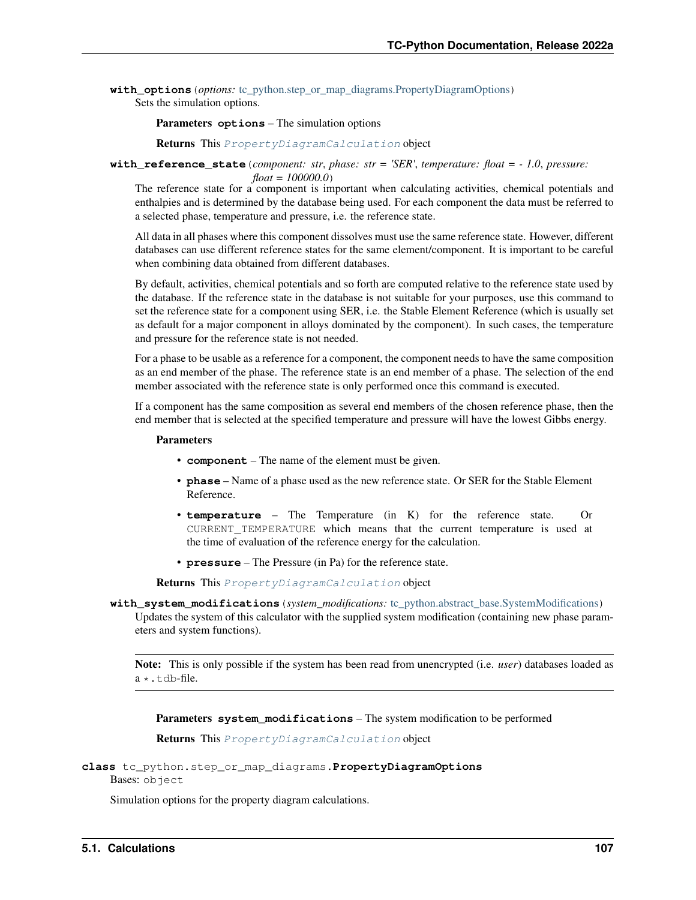**with_options**(*options: tc_python.step_or_map_diagrams.PropertyDiagramOptions*)

Sets the simulation options.

**Parameters** **options** – The simulation options

**Returns** This *PropertyDiagramCalculation* object

**with_reference_state**(*component: str, phase: str = 'SER', temperature: float = - 1.0, pressure: float = 100000.0*)

The reference state for a component is important when calculating activities, chemical potentials and enthalpies and is determined by the database being used. For each component the data must be referred to a selected phase, temperature and pressure, i.e. the reference state.

All data in all phases where this component dissolves must use the same reference state. However, different databases can use different reference states for the same element/component. It is important to be careful when combining data obtained from different databases.

By default, activities, chemical potentials and so forth are computed relative to the reference state used by the database. If the reference state in the database is not suitable for your purposes, use this command to set the reference state for a component using SER, i.e. the Stable Element Reference (which is usually set as default for a major component in alloys dominated by the component). In such cases, the temperature and pressure for the reference state is not needed.

For a phase to be usable as a reference for a component, the component needs to have the same composition as an end member of the phase. The reference state is an end member of a phase. The selection of the end member associated with the reference state is only performed once this command is executed.

If a component has the same composition as several end members of the chosen reference phase, then the end member that is selected at the specified temperature and pressure will have the lowest Gibbs energy.

**Parameters**

- **component** – The name of the element must be given.
- **phase** – Name of a phase used as the new reference state. Or SER for the Stable Element Reference.
- **temperature** – The Temperature (in K) for the reference state. Or `CURRENT_TEMPERATURE` which means that the current temperature is used at the time of evaluation of the reference energy for the calculation.
- **pressure** – The Pressure (in Pa) for the reference state.

**Returns** This *PropertyDiagramCalculation* object

**with_system_modifications**(*system_modifications: tc_python.abstract_base.SystemModifications*)

Updates the system of this calculator with the supplied system modification (containing new phase parameters and system functions).

**Note:** This is only possible if the system has been read from unencrypted (i.e. *user*) databases loaded as a `*.tdb`-file.

**Parameters** **system_modifications** – The system modification to be performed

**Returns** This *PropertyDiagramCalculation* object

**class** tc_python.step_or_map_diagrams.**PropertyDiagramOptions**

Bases: `object`

Simulation options for the property diagram calculations.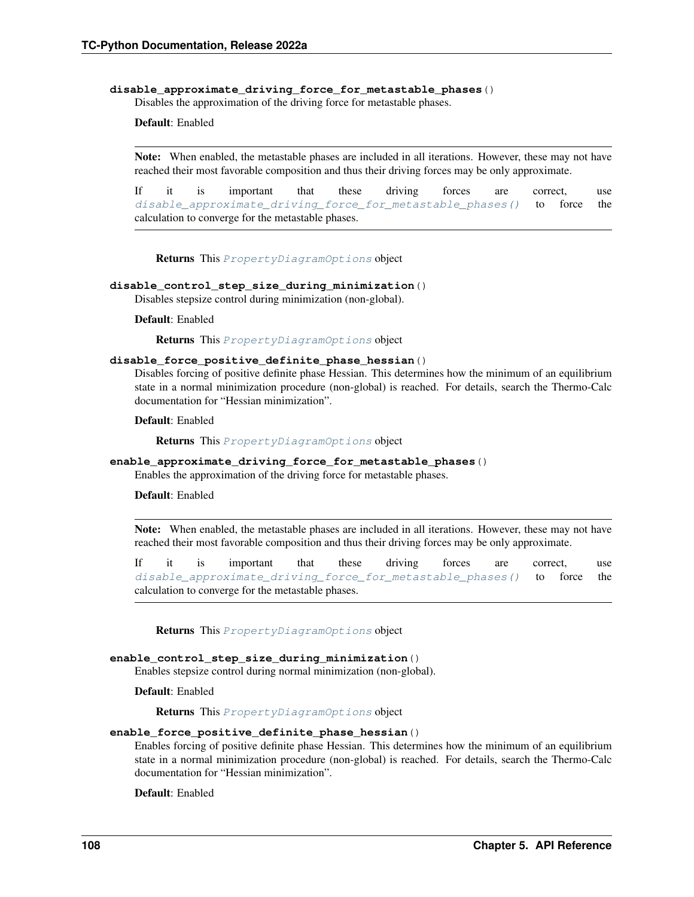**disable_approximate_driving_force_for_metastable_phases()**

Disables the approximation of the driving force for metastable phases.

**Default**: Enabled

> **Note:** When enabled, the metastable phases are included in all iterations. However, these may not have reached their most favorable composition and thus their driving forces may be only approximate.
>
> If it is important that these driving forces are correct, use *disable_approximate_driving_force_for_metastable_phases()* to force the calculation to converge for the metastable phases.

**Returns** This *PropertyDiagramOptions* object

**disable_control_step_size_during_minimization()**

Disables stepsize control during minimization (non-global).

**Default**: Enabled

**Returns** This *PropertyDiagramOptions* object

**disable_force_positive_definite_phase_hessian()**

Disables forcing of positive definite phase Hessian. This determines how the minimum of an equilibrium state in a normal minimization procedure (non-global) is reached. For details, search the Thermo-Calc documentation for "Hessian minimization".

**Default**: Enabled

**Returns** This *PropertyDiagramOptions* object

**enable_approximate_driving_force_for_metastable_phases()**

Enables the approximation of the driving force for metastable phases.

**Default**: Enabled

> **Note:** When enabled, the metastable phases are included in all iterations. However, these may not have reached their most favorable composition and thus their driving forces may be only approximate.
>
> If it is important that these driving forces are correct, use *disable_approximate_driving_force_for_metastable_phases()* to force the calculation to converge for the metastable phases.

**Returns** This *PropertyDiagramOptions* object

**enable_control_step_size_during_minimization()**

Enables stepsize control during normal minimization (non-global).

**Default**: Enabled

**Returns** This *PropertyDiagramOptions* object

**enable_force_positive_definite_phase_hessian()**

Enables forcing of positive definite phase Hessian. This determines how the minimum of an equilibrium state in a normal minimization procedure (non-global) is reached. For details, search the Thermo-Calc documentation for "Hessian minimization".

**Default**: Enabled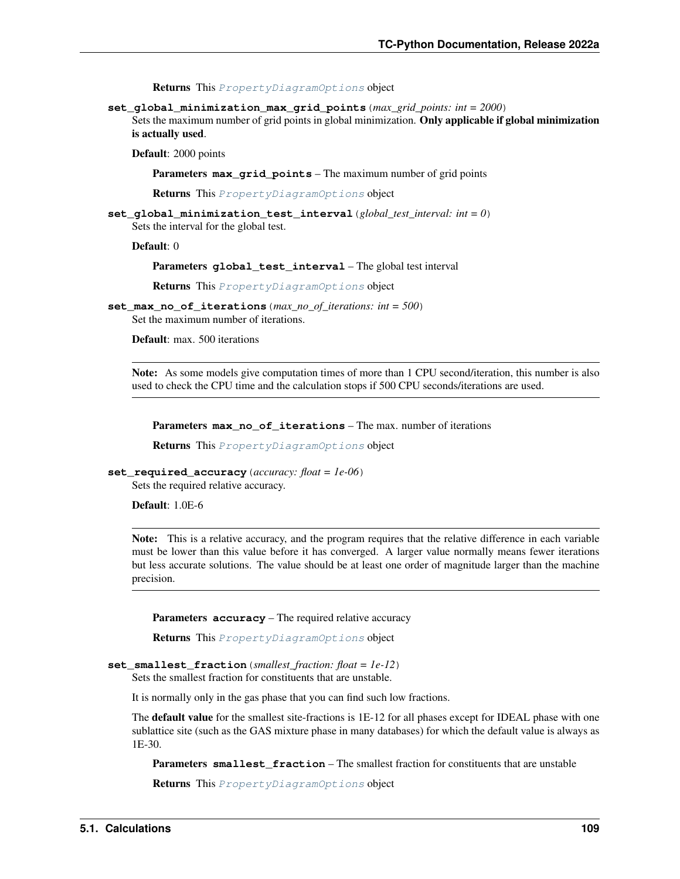**Returns** This `PropertyDiagramOptions` object

**set_global_minimization_max_grid_points**(*max_grid_points: int = 2000*)

Sets the maximum number of grid points in global minimization. **Only applicable if global minimization is actually used**.

**Default**: 2000 points

**Parameters** **max_grid_points** – The maximum number of grid points

**Returns** This `PropertyDiagramOptions` object

**set_global_minimization_test_interval**(*global_test_interval: int = 0*)

Sets the interval for the global test.

**Default**: 0

**Parameters** **global_test_interval** – The global test interval

**Returns** This `PropertyDiagramOptions` object

**set_max_no_of_iterations**(*max_no_of_iterations: int = 500*)

Set the maximum number of iterations.

**Default**: max. 500 iterations

---

**Note:** As some models give computation times of more than 1 CPU second/iteration, this number is also used to check the CPU time and the calculation stops if 500 CPU seconds/iterations are used.

---

**Parameters** **max_no_of_iterations** – The max. number of iterations

**Returns** This `PropertyDiagramOptions` object

**set_required_accuracy**(*accuracy: float = 1e-06*)

Sets the required relative accuracy.

**Default**: 1.0E-6

---

**Note:** This is a relative accuracy, and the program requires that the relative difference in each variable must be lower than this value before it has converged. A larger value normally means fewer iterations but less accurate solutions. The value should be at least one order of magnitude larger than the machine precision.

---

**Parameters** **accuracy** – The required relative accuracy

**Returns** This `PropertyDiagramOptions` object

**set_smallest_fraction**(*smallest_fraction: float = 1e-12*)

Sets the smallest fraction for constituents that are unstable.

It is normally only in the gas phase that you can find such low fractions.

The **default value** for the smallest site-fractions is 1E-12 for all phases except for IDEAL phase with one sublattice site (such as the GAS mixture phase in many databases) for which the default value is always as 1E-30.

**Parameters** **smallest_fraction** – The smallest fraction for constituents that are unstable

**Returns** This `PropertyDiagramOptions` object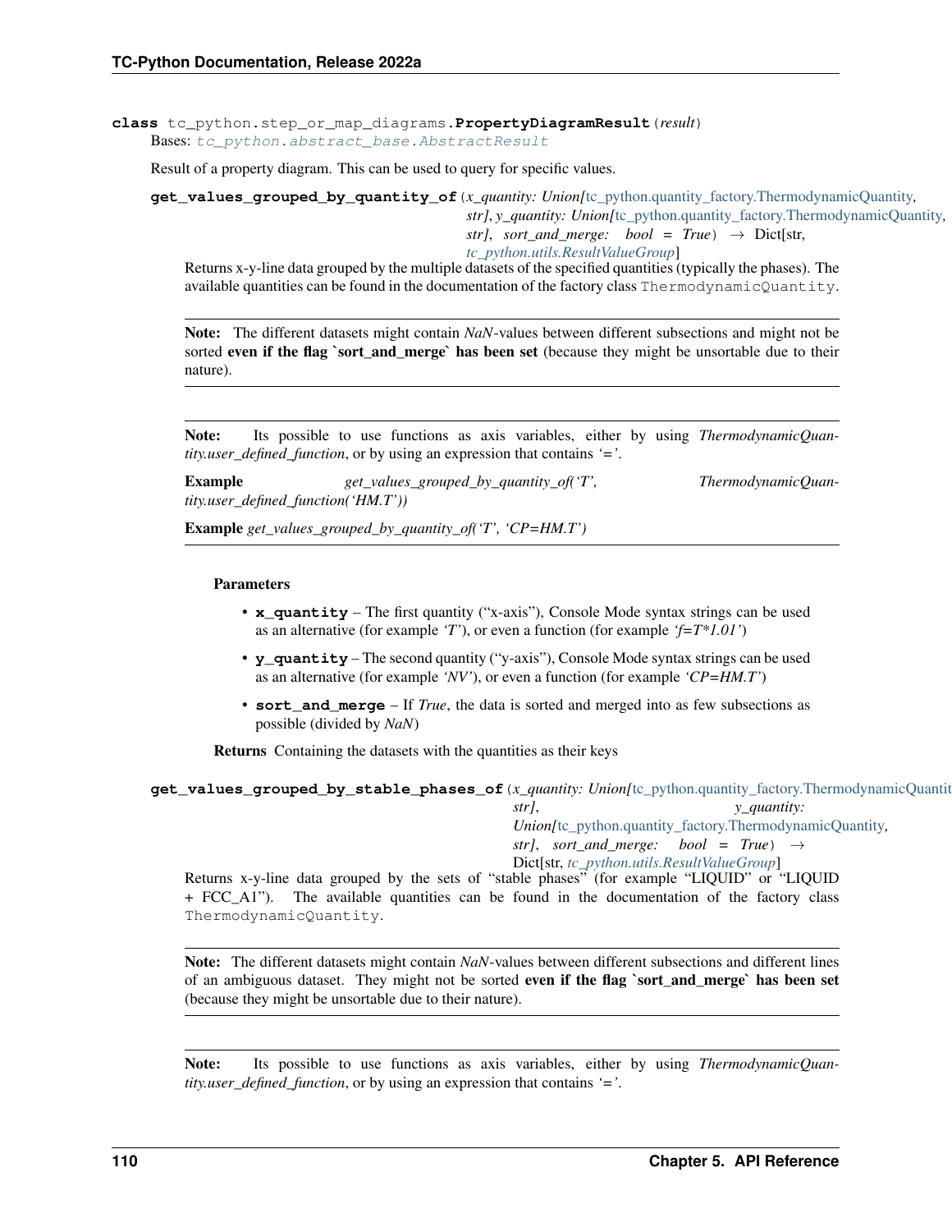**class** tc_python.step_or_map_diagrams.**PropertyDiagramResult**(*result*)

Bases: *tc_python.abstract_base.AbstractResult*

Result of a property diagram. This can be used to query for specific values.

**get_values_grouped_by_quantity_of**(*x_quantity: Union[*tc_python.quantity_factory.ThermodynamicQuantity*, str], y_quantity: Union[*tc_python.quantity_factory.ThermodynamicQuantity*, str], sort_and_merge: bool = True*) → Dict[str, *tc_python.utils.ResultValueGroup*]

Returns x-y-line data grouped by the multiple datasets of the specified quantities (typically the phases). The available quantities can be found in the documentation of the factory class `ThermodynamicQuantity`.

> **Note:** The different datasets might contain *NaN*-values between different subsections and might not be sorted **even if the flag `sort_and_merge` has been set** (because they might be unsortable due to their nature).

> **Note:** Its possible to use functions as axis variables, either by using *ThermodynamicQuantity.user_defined_function*, or by using an expression that contains *'='*.
>
> **Example** *get_values_grouped_by_quantity_of('T', ThermodynamicQuantity.user_defined_function('HM.T'))*
>
> **Example** *get_values_grouped_by_quantity_of('T', 'CP=HM.T')*

**Parameters**

- **x_quantity** – The first quantity ("x-axis"), Console Mode syntax strings can be used as an alternative (for example *'T'*), or even a function (for example *'f=T*1.01'*)
- **y_quantity** – The second quantity ("y-axis"), Console Mode syntax strings can be used as an alternative (for example *'NV'*), or even a function (for example *'CP=HM.T'*)
- **sort_and_merge** – If *True*, the data is sorted and merged into as few subsections as possible (divided by *NaN*)

**Returns** Containing the datasets with the quantities as their keys

**get_values_grouped_by_stable_phases_of**(*x_quantity: Union[*tc_python.quantity_factory.ThermodynamicQuantity*, str], y_quantity: Union[*tc_python.quantity_factory.ThermodynamicQuantity*, str], sort_and_merge: bool = True*) → Dict[str, *tc_python.utils.ResultValueGroup*]

Returns x-y-line data grouped by the sets of "stable phases" (for example "LIQUID" or "LIQUID + FCC_A1"). The available quantities can be found in the documentation of the factory class `ThermodynamicQuantity`.

> **Note:** The different datasets might contain *NaN*-values between different subsections and different lines of an ambiguous dataset. They might not be sorted **even if the flag `sort_and_merge` has been set** (because they might be unsortable due to their nature).

> **Note:** Its possible to use functions as axis variables, either by using *ThermodynamicQuantity.user_defined_function*, or by using an expression that contains *'='*.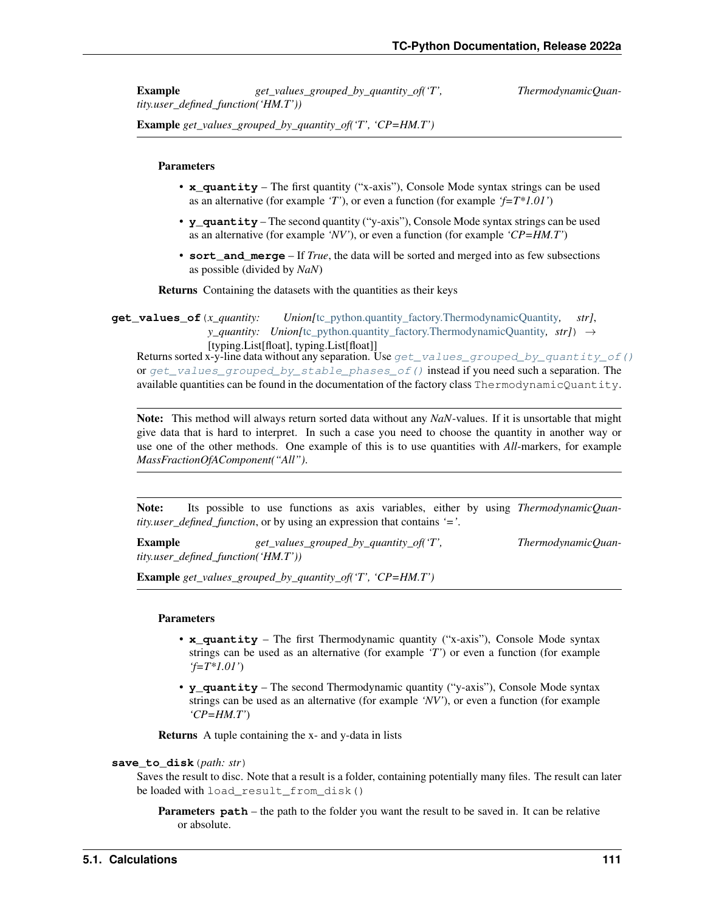**Example** *get_values_grouped_by_quantity_of('T', ThermodynamicQuantity.user_defined_function('HM.T'))*

**Example** *get_values_grouped_by_quantity_of('T', 'CP=HM.T')*

---

**Parameters**

- **x_quantity** – The first quantity ("x-axis"), Console Mode syntax strings can be used as an alternative (for example *'T'*), or even a function (for example *'f=T*1.01'*)
- **y_quantity** – The second quantity ("y-axis"), Console Mode syntax strings can be used as an alternative (for example *'NV'*), or even a function (for example *'CP=HM.T'*)
- **sort_and_merge** – If *True*, the data will be sorted and merged into as few subsections as possible (divided by *NaN*)

**Returns** Containing the datasets with the quantities as their keys

**get_values_of**(*x_quantity: Union[tc_python.quantity_factory.ThermodynamicQuantity, str], y_quantity: Union[tc_python.quantity_factory.ThermodynamicQuantity, str]*) → [typing.List[float], typing.List[float]]

Returns sorted x-y-line data without any separation. Use `get_values_grouped_by_quantity_of()` or `get_values_grouped_by_stable_phases_of()` instead if you need such a separation. The available quantities can be found in the documentation of the factory class `ThermodynamicQuantity`.

---

**Note:** This method will always return sorted data without any *NaN*-values. If it is unsortable that might give data that is hard to interpret. In such a case you need to choose the quantity in another way or use one of the other methods. One example of this is to use quantities with *All*-markers, for example *MassFractionOfAComponent("All")*.

---

**Note:** Its possible to use functions as axis variables, either by using *ThermodynamicQuantity.user_defined_function*, or by using an expression that contains *'='*.

**Example** *get_values_grouped_by_quantity_of('T', ThermodynamicQuantity.user_defined_function('HM.T'))*

**Example** *get_values_grouped_by_quantity_of('T', 'CP=HM.T')*

---

**Parameters**

- **x_quantity** – The first Thermodynamic quantity ("x-axis"), Console Mode syntax strings can be used as an alternative (for example *'T'*) or even a function (for example *'f=T*1.01'*)
- **y_quantity** – The second Thermodynamic quantity ("y-axis"), Console Mode syntax strings can be used as an alternative (for example *'NV'*), or even a function (for example *'CP=HM.T'*)

**Returns** A tuple containing the x- and y-data in lists

**save_to_disk**(*path: str*)

Saves the result to disc. Note that a result is a folder, containing potentially many files. The result can later be loaded with `load_result_from_disk()`

**Parameters** **path** – the path to the folder you want the result to be saved in. It can be relative or absolute.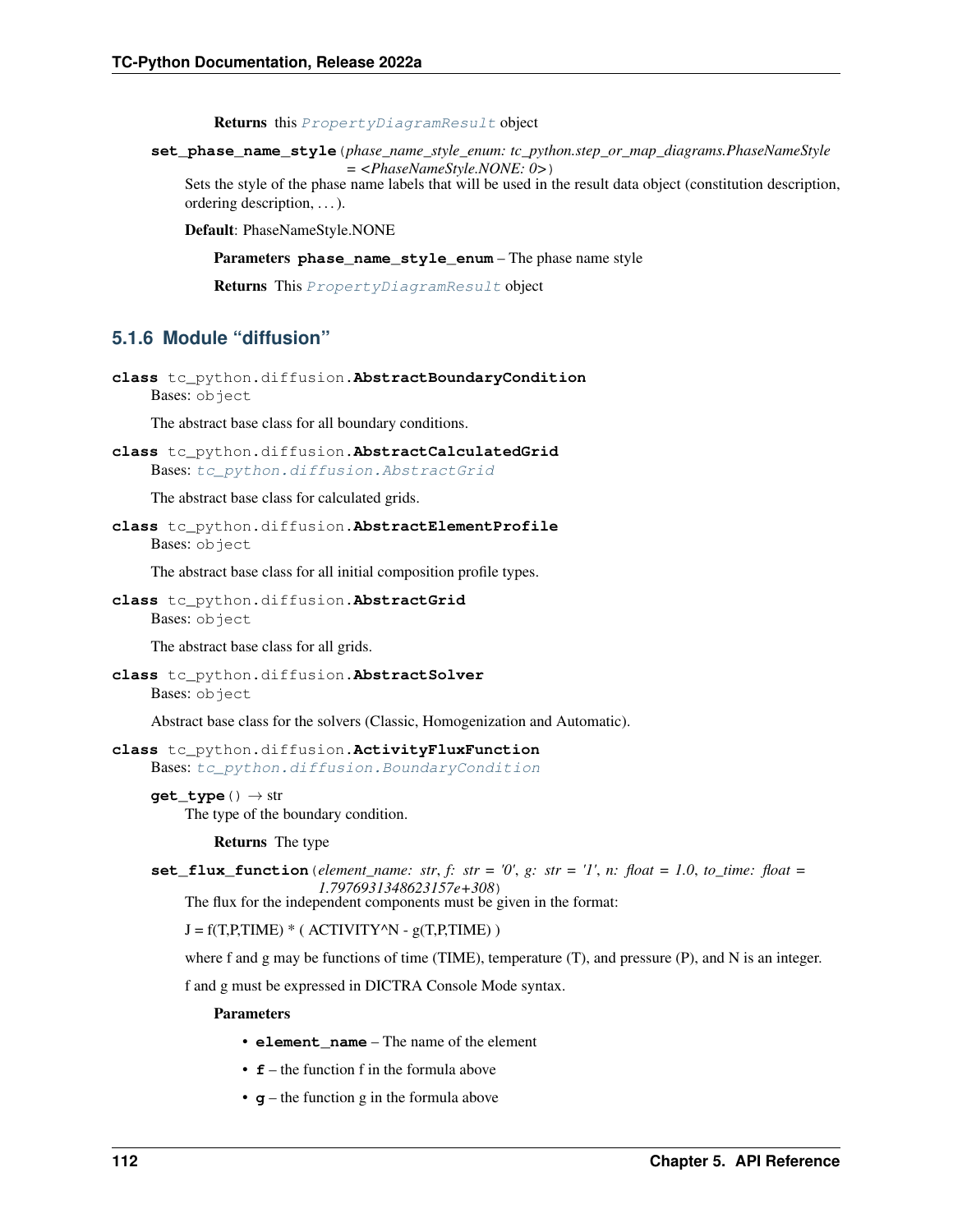**Returns** this `PropertyDiagramResult` object

**set_phase_name_style**(*phase_name_style_enum: tc_python.step_or_map_diagrams.PhaseNameStyle = <PhaseNameStyle.NONE: 0>*)

Sets the style of the phase name labels that will be used in the result data object (constitution description, ordering description, . . . ).

**Default**: PhaseNameStyle.NONE

**Parameters** **phase_name_style_enum** – The phase name style

**Returns** This `PropertyDiagramResult` object

### 5.1.6 Module "diffusion"

**class** tc_python.diffusion.**AbstractBoundaryCondition**

Bases: `object`

The abstract base class for all boundary conditions.

**class** tc_python.diffusion.**AbstractCalculatedGrid**

Bases: `tc_python.diffusion.AbstractGrid`

The abstract base class for calculated grids.

**class** tc_python.diffusion.**AbstractElementProfile**

Bases: `object`

The abstract base class for all initial composition profile types.

**class** tc_python.diffusion.**AbstractGrid**

Bases: `object`

The abstract base class for all grids.

**class** tc_python.diffusion.**AbstractSolver**

Bases: `object`

Abstract base class for the solvers (Classic, Homogenization and Automatic).

**class** tc_python.diffusion.**ActivityFluxFunction**

Bases: `tc_python.diffusion.BoundaryCondition`

**get_type**() → str

The type of the boundary condition.

**Returns** The type

**set_flux_function**(*element_name: str, f: str = '0', g: str = '1', n: float = 1.0, to_time: float = 1.7976931348623157e+308*)

The flux for the independent components must be given in the format:

J = f(T,P,TIME) * ( ACTIVITY^N - g(T,P,TIME) )

where f and g may be functions of time (TIME), temperature (T), and pressure (P), and N is an integer.

f and g must be expressed in DICTRA Console Mode syntax.

**Parameters**

- **element_name** – The name of the element
- **f** – the function f in the formula above
- **g** – the function g in the formula above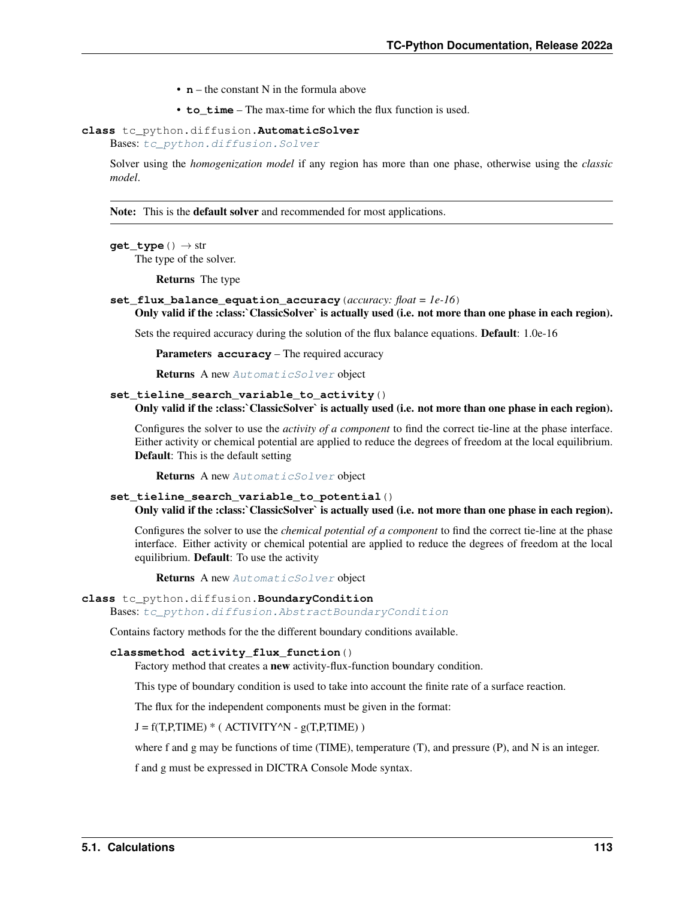- **n** – the constant N in the formula above
- **to_time** – The max-time for which the flux function is used.

**class** tc_python.diffusion.**AutomaticSolver**

Bases: *tc_python.diffusion.Solver*

Solver using the *homogenization model* if any region has more than one phase, otherwise using the *classic model*.

---

**Note:** This is the **default solver** and recommended for most applications.

---

**get_type**() → str

The type of the solver.

**Returns** The type

**set_flux_balance_equation_accuracy**(*accuracy: float = 1e-16*)

**Only valid if the :class:`ClassicSolver` is actually used (i.e. not more than one phase in each region).**

Sets the required accuracy during the solution of the flux balance equations. **Default**: 1.0e-16

**Parameters** **accuracy** – The required accuracy

**Returns** A new *AutomaticSolver* object

**set_tieline_search_variable_to_activity**()

**Only valid if the :class:`ClassicSolver` is actually used (i.e. not more than one phase in each region).**

Configures the solver to use the *activity of a component* to find the correct tie-line at the phase interface. Either activity or chemical potential are applied to reduce the degrees of freedom at the local equilibrium. **Default**: This is the default setting

**Returns** A new *AutomaticSolver* object

**set_tieline_search_variable_to_potential**()

**Only valid if the :class:`ClassicSolver` is actually used (i.e. not more than one phase in each region).**

Configures the solver to use the *chemical potential of a component* to find the correct tie-line at the phase interface. Either activity or chemical potential are applied to reduce the degrees of freedom at the local equilibrium. **Default**: To use the activity

**Returns** A new *AutomaticSolver* object

**class** tc_python.diffusion.**BoundaryCondition**

Bases: *tc_python.diffusion.AbstractBoundaryCondition*

Contains factory methods for the the different boundary conditions available.

**classmethod activity_flux_function**()

Factory method that creates a **new** activity-flux-function boundary condition.

This type of boundary condition is used to take into account the finite rate of a surface reaction.

The flux for the independent components must be given in the format:

J = f(T,P,TIME) * ( ACTIVITY^N - g(T,P,TIME) )

where f and g may be functions of time (TIME), temperature (T), and pressure (P), and N is an integer.

f and g must be expressed in DICTRA Console Mode syntax.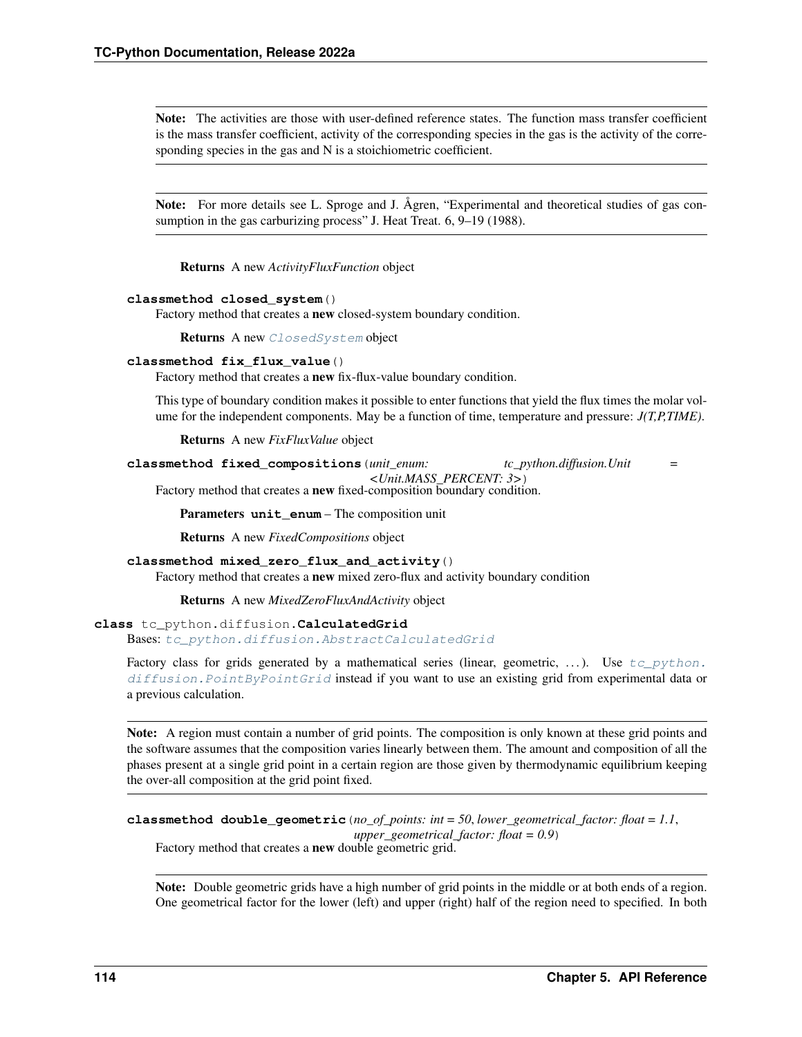**Note:** The activities are those with user-defined reference states. The function mass transfer coefficient is the mass transfer coefficient, activity of the corresponding species in the gas is the activity of the corresponding species in the gas and N is a stoichiometric coefficient.

**Note:** For more details see L. Sproge and J. Ågren, "Experimental and theoretical studies of gas consumption in the gas carburizing process" J. Heat Treat. 6, 9–19 (1988).

**Returns** A new *ActivityFluxFunction* object

**classmethod closed_system()**

Factory method that creates a **new** closed-system boundary condition.

**Returns** A new *ClosedSystem* object

**classmethod fix_flux_value()**

Factory method that creates a **new** fix-flux-value boundary condition.

This type of boundary condition makes it possible to enter functions that yield the flux times the molar volume for the independent components. May be a function of time, temperature and pressure: *J(T,P,TIME)*.

**Returns** A new *FixFluxValue* object

**classmethod fixed_compositions**(*unit_enum: tc_python.diffusion.Unit = <Unit.MASS_PERCENT: 3>*)

Factory method that creates a **new** fixed-composition boundary condition.

**Parameters** **unit_enum** – The composition unit

**Returns** A new *FixedCompositions* object

**classmethod mixed_zero_flux_and_activity()**

Factory method that creates a **new** mixed zero-flux and activity boundary condition

**Returns** A new *MixedZeroFluxAndActivity* object

**class** tc_python.diffusion.**CalculatedGrid**

Bases: *tc_python.diffusion.AbstractCalculatedGrid*

Factory class for grids generated by a mathematical series (linear, geometric, ...). Use *tc_python.diffusion.PointByPointGrid* instead if you want to use an existing grid from experimental data or a previous calculation.

**Note:** A region must contain a number of grid points. The composition is only known at these grid points and the software assumes that the composition varies linearly between them. The amount and composition of all the phases present at a single grid point in a certain region are those given by thermodynamic equilibrium keeping the over-all composition at the grid point fixed.

**classmethod double_geometric**(*no_of_points: int = 50, lower_geometrical_factor: float = 1.1, upper_geometrical_factor: float = 0.9*)

Factory method that creates a **new** double geometric grid.

**Note:** Double geometric grids have a high number of grid points in the middle or at both ends of a region. One geometrical factor for the lower (left) and upper (right) half of the region need to specified. In both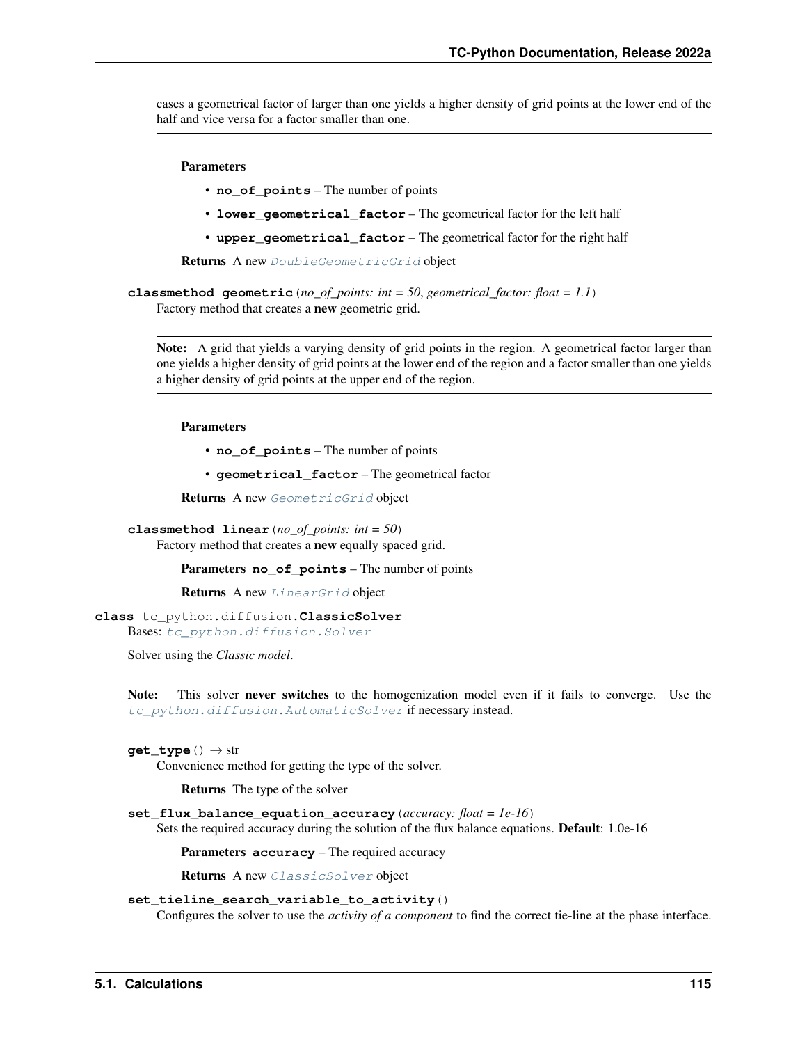cases a geometrical factor of larger than one yields a higher density of grid points at the lower end of the half and vice versa for a factor smaller than one.

**Parameters**

- **no_of_points** – The number of points
- **lower_geometrical_factor** – The geometrical factor for the left half
- **upper_geometrical_factor** – The geometrical factor for the right half

**Returns** A new `DoubleGeometricGrid` object

**classmethod geometric**(*no_of_points: int = 50*, *geometrical_factor: float = 1.1*)

Factory method that creates a **new** geometric grid.

> **Note:** A grid that yields a varying density of grid points in the region. A geometrical factor larger than one yields a higher density of grid points at the lower end of the region and a factor smaller than one yields a higher density of grid points at the upper end of the region.

**Parameters**

- **no_of_points** – The number of points
- **geometrical_factor** – The geometrical factor

**Returns** A new `GeometricGrid` object

**classmethod linear**(*no_of_points: int = 50*)

Factory method that creates a **new** equally spaced grid.

**Parameters** **no_of_points** – The number of points

**Returns** A new `LinearGrid` object

**class** tc_python.diffusion.**ClassicSolver**

Bases: `tc_python.diffusion.Solver`

Solver using the *Classic model*.

> **Note:** This solver **never switches** to the homogenization model even if it fails to converge. Use the `tc_python.diffusion.AutomaticSolver` if necessary instead.

**get_type**() → str

Convenience method for getting the type of the solver.

**Returns** The type of the solver

**set_flux_balance_equation_accuracy**(*accuracy: float = 1e-16*)

Sets the required accuracy during the solution of the flux balance equations. **Default**: 1.0e-16

**Parameters** **accuracy** – The required accuracy

**Returns** A new `ClassicSolver` object

**set_tieline_search_variable_to_activity**()

Configures the solver to use the *activity of a component* to find the correct tie-line at the phase interface.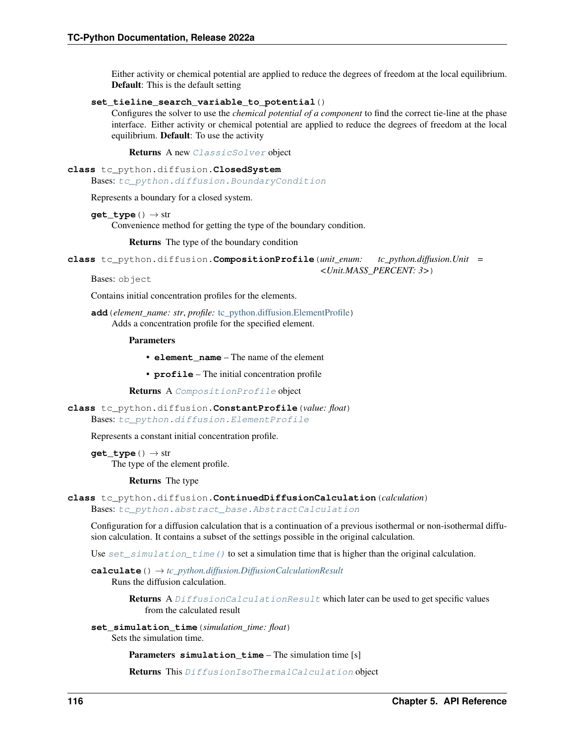Either activity or chemical potential are applied to reduce the degrees of freedom at the local equilibrium. **Default**: This is the default setting

**set_tieline_search_variable_to_potential**()

Configures the solver to use the *chemical potential of a component* to find the correct tie-line at the phase interface. Either activity or chemical potential are applied to reduce the degrees of freedom at the local equilibrium. **Default**: To use the activity

**Returns** A new *ClassicSolver* object

### class tc_python.diffusion.ClosedSystem

Bases: *tc_python.diffusion.BoundaryCondition*

Represents a boundary for a closed system.

**get_type**() → str

Convenience method for getting the type of the boundary condition.

**Returns** The type of the boundary condition

### class tc_python.diffusion.CompositionProfile(*unit_enum: tc_python.diffusion.Unit = <Unit.MASS_PERCENT: 3>*)

Bases: object

Contains initial concentration profiles for the elements.

**add**(*element_name: str*, *profile: tc_python.diffusion.ElementProfile*)

Adds a concentration profile for the specified element.

**Parameters**

- **element_name** – The name of the element
- **profile** – The initial concentration profile

**Returns** A *CompositionProfile* object

### class tc_python.diffusion.ConstantProfile(*value: float*)

Bases: *tc_python.diffusion.ElementProfile*

Represents a constant initial concentration profile.

**get_type**() → str

The type of the element profile.

**Returns** The type

### class tc_python.diffusion.ContinuedDiffusionCalculation(*calculation*)

Bases: *tc_python.abstract_base.AbstractCalculation*

Configuration for a diffusion calculation that is a continuation of a previous isothermal or non-isothermal diffusion calculation. It contains a subset of the settings possible in the original calculation.

Use *set_simulation_time()* to set a simulation time that is higher than the original calculation.

**calculate**() → *tc_python.diffusion.DiffusionCalculationResult*

Runs the diffusion calculation.

**Returns** A *DiffusionCalculationResult* which later can be used to get specific values from the calculated result

**set_simulation_time**(*simulation_time: float*)

Sets the simulation time.

**Parameters** **simulation_time** – The simulation time [s]

**Returns** This *DiffusionIsoThermalCalculation* object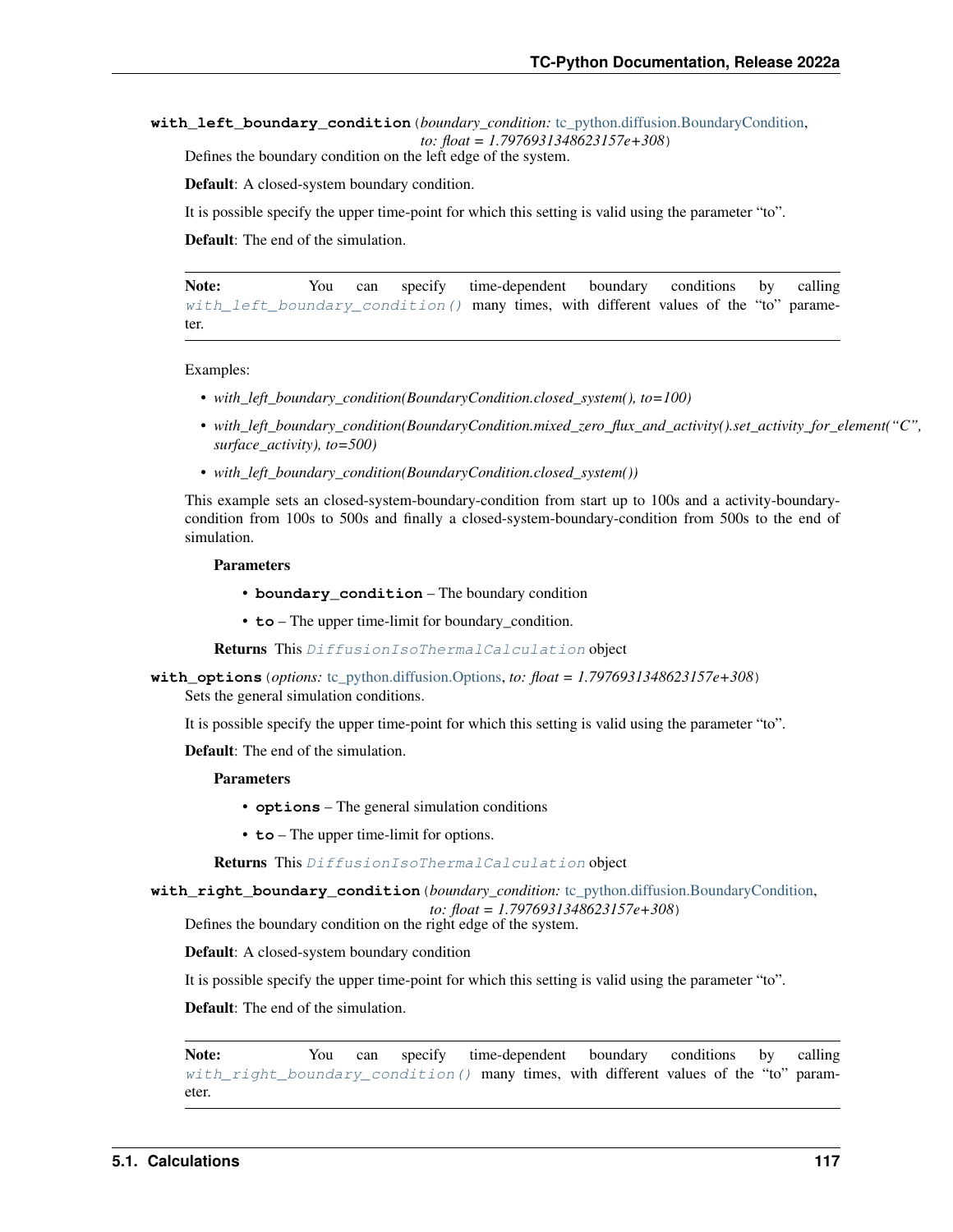**with_left_boundary_condition**(*boundary_condition:* tc_python.diffusion.BoundaryCondition, *to: float = 1.7976931348623157e+308*)

Defines the boundary condition on the left edge of the system.

**Default**: A closed-system boundary condition.

It is possible specify the upper time-point for which this setting is valid using the parameter "to".

**Default**: The end of the simulation.

> **Note:** You can specify time-dependent boundary conditions by calling `with_left_boundary_condition()` many times, with different values of the "to" parameter.

Examples:

- *with_left_boundary_condition(BoundaryCondition.closed_system(), to=100)*
- *with_left_boundary_condition(BoundaryCondition.mixed_zero_flux_and_activity().set_activity_for_element("C", surface_activity), to=500)*
- *with_left_boundary_condition(BoundaryCondition.closed_system())*

This example sets an closed-system-boundary-condition from start up to 100s and a activity-boundary-condition from 100s to 500s and finally a closed-system-boundary-condition from 500s to the end of simulation.

**Parameters**

- **boundary_condition** – The boundary condition
- **to** – The upper time-limit for boundary_condition.

**Returns** This `DiffusionIsoThermalCalculation` object

**with_options**(*options:* tc_python.diffusion.Options, *to: float = 1.7976931348623157e+308*)

Sets the general simulation conditions.

It is possible specify the upper time-point for which this setting is valid using the parameter "to".

**Default**: The end of the simulation.

**Parameters**

- **options** – The general simulation conditions
- **to** – The upper time-limit for options.

**Returns** This `DiffusionIsoThermalCalculation` object

**with_right_boundary_condition**(*boundary_condition:* tc_python.diffusion.BoundaryCondition, *to: float = 1.7976931348623157e+308*)

Defines the boundary condition on the right edge of the system.

**Default**: A closed-system boundary condition

It is possible specify the upper time-point for which this setting is valid using the parameter "to".

**Default**: The end of the simulation.

> **Note:** You can specify time-dependent boundary conditions by calling `with_right_boundary_condition()` many times, with different values of the "to" parameter.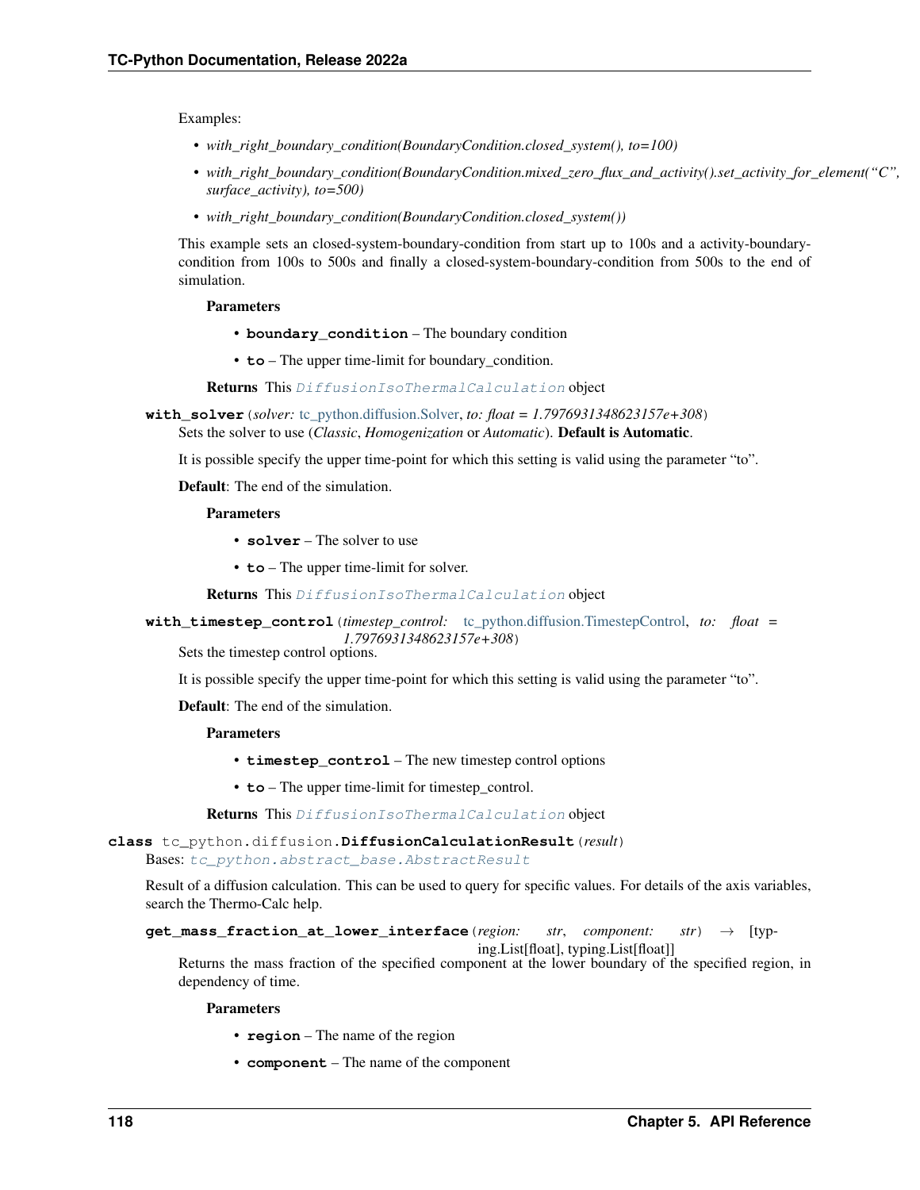Examples:

- *with_right_boundary_condition(BoundaryCondition.closed_system(), to=100)*
- *with_right_boundary_condition(BoundaryCondition.mixed_zero_flux_and_activity().set_activity_for_element("C", surface_activity), to=500)*
- *with_right_boundary_condition(BoundaryCondition.closed_system())*

This example sets an closed-system-boundary-condition from start up to 100s and a activity-boundary-condition from 100s to 500s and finally a closed-system-boundary-condition from 500s to the end of simulation.

**Parameters**

- **boundary_condition** – The boundary condition
- **to** – The upper time-limit for boundary_condition.

**Returns** This `DiffusionIsoThermalCalculation` object

**with_solver**(*solver: tc_python.diffusion.Solver*, *to: float = 1.7976931348623157e+308*)

Sets the solver to use (*Classic*, *Homogenization* or *Automatic*). **Default is Automatic**.

It is possible specify the upper time-point for which this setting is valid using the parameter "to".

**Default**: The end of the simulation.

**Parameters**

- **solver** – The solver to use
- **to** – The upper time-limit for solver.

**Returns** This `DiffusionIsoThermalCalculation` object

**with_timestep_control**(*timestep_control: tc_python.diffusion.TimestepControl*, *to: float = 1.7976931348623157e+308*)

Sets the timestep control options.

It is possible specify the upper time-point for which this setting is valid using the parameter "to".

**Default**: The end of the simulation.

**Parameters**

- **timestep_control** – The new timestep control options
- **to** – The upper time-limit for timestep_control.

**Returns** This `DiffusionIsoThermalCalculation` object

**class** tc_python.diffusion.**DiffusionCalculationResult**(*result*)

Bases: `tc_python.abstract_base.AbstractResult`

Result of a diffusion calculation. This can be used to query for specific values. For details of the axis variables, search the Thermo-Calc help.

**get_mass_fraction_at_lower_interface**(*region: str*, *component: str*) → [typing.List[float], typing.List[float]]

Returns the mass fraction of the specified component at the lower boundary of the specified region, in dependency of time.

**Parameters**

- **region** – The name of the region
- **component** – The name of the component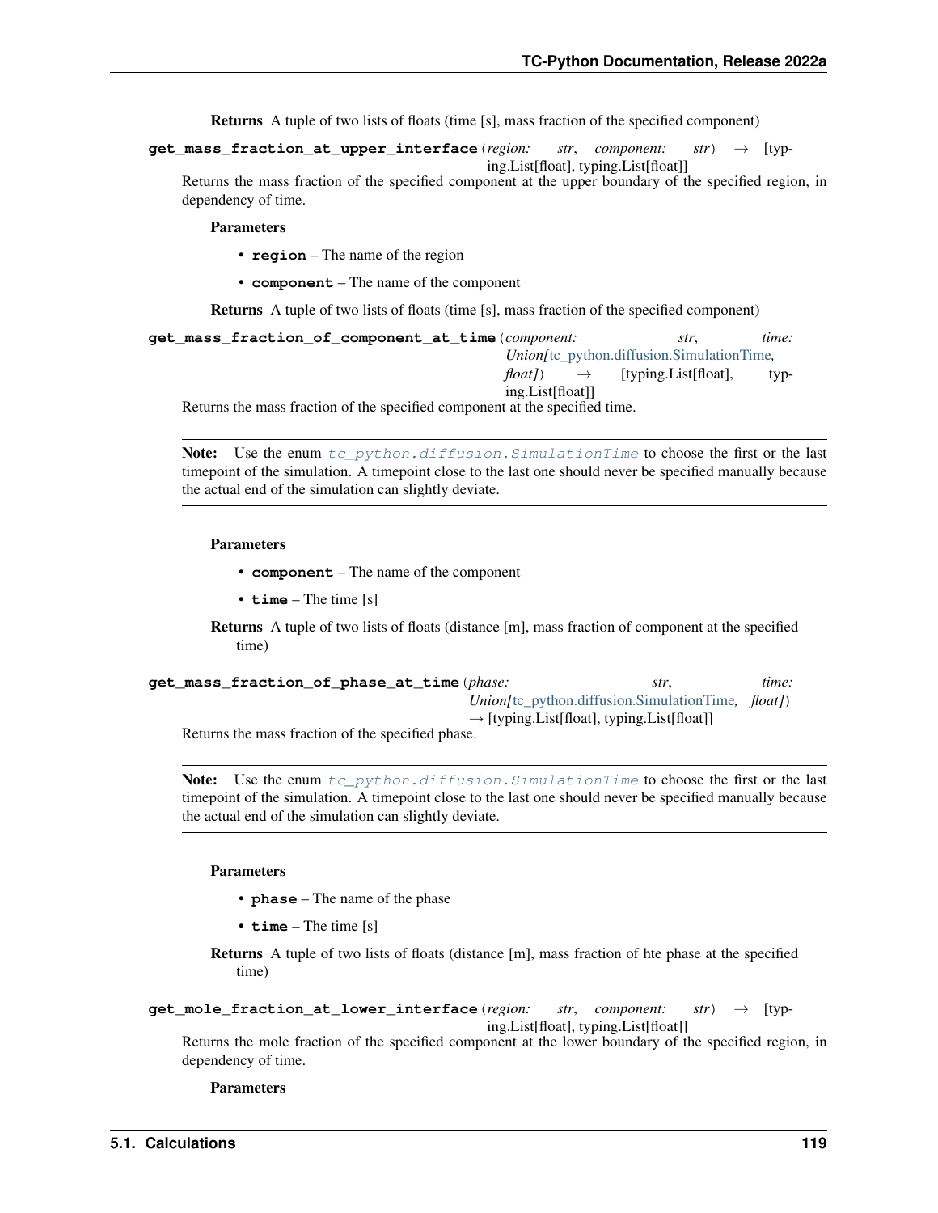**Returns** A tuple of two lists of floats (time [s], mass fraction of the specified component)

**get_mass_fraction_at_upper_interface**(*region: str*, *component: str*) → [typing.List[float], typing.List[float]]

Returns the mass fraction of the specified component at the upper boundary of the specified region, in dependency of time.

**Parameters**

- **region** – The name of the region
- **component** – The name of the component

**Returns** A tuple of two lists of floats (time [s], mass fraction of the specified component)

**get_mass_fraction_of_component_at_time**(*component: str*, *time: Union[tc_python.diffusion.SimulationTime, float]*) → [typing.List[float], typing.List[float]]

Returns the mass fraction of the specified component at the specified time.

---

**Note:** Use the enum *tc_python.diffusion.SimulationTime* to choose the first or the last timepoint of the simulation. A timepoint close to the last one should never be specified manually because the actual end of the simulation can slightly deviate.

---

**Parameters**

- **component** – The name of the component
- **time** – The time [s]

**Returns** A tuple of two lists of floats (distance [m], mass fraction of component at the specified time)

**get_mass_fraction_of_phase_at_time**(*phase: str*, *time: Union[tc_python.diffusion.SimulationTime, float]*) → [typing.List[float], typing.List[float]]

Returns the mass fraction of the specified phase.

---

**Note:** Use the enum *tc_python.diffusion.SimulationTime* to choose the first or the last timepoint of the simulation. A timepoint close to the last one should never be specified manually because the actual end of the simulation can slightly deviate.

---

**Parameters**

- **phase** – The name of the phase
- **time** – The time [s]

**Returns** A tuple of two lists of floats (distance [m], mass fraction of hte phase at the specified time)

**get_mole_fraction_at_lower_interface**(*region: str*, *component: str*) → [typing.List[float], typing.List[float]]

Returns the mole fraction of the specified component at the lower boundary of the specified region, in dependency of time.

**Parameters**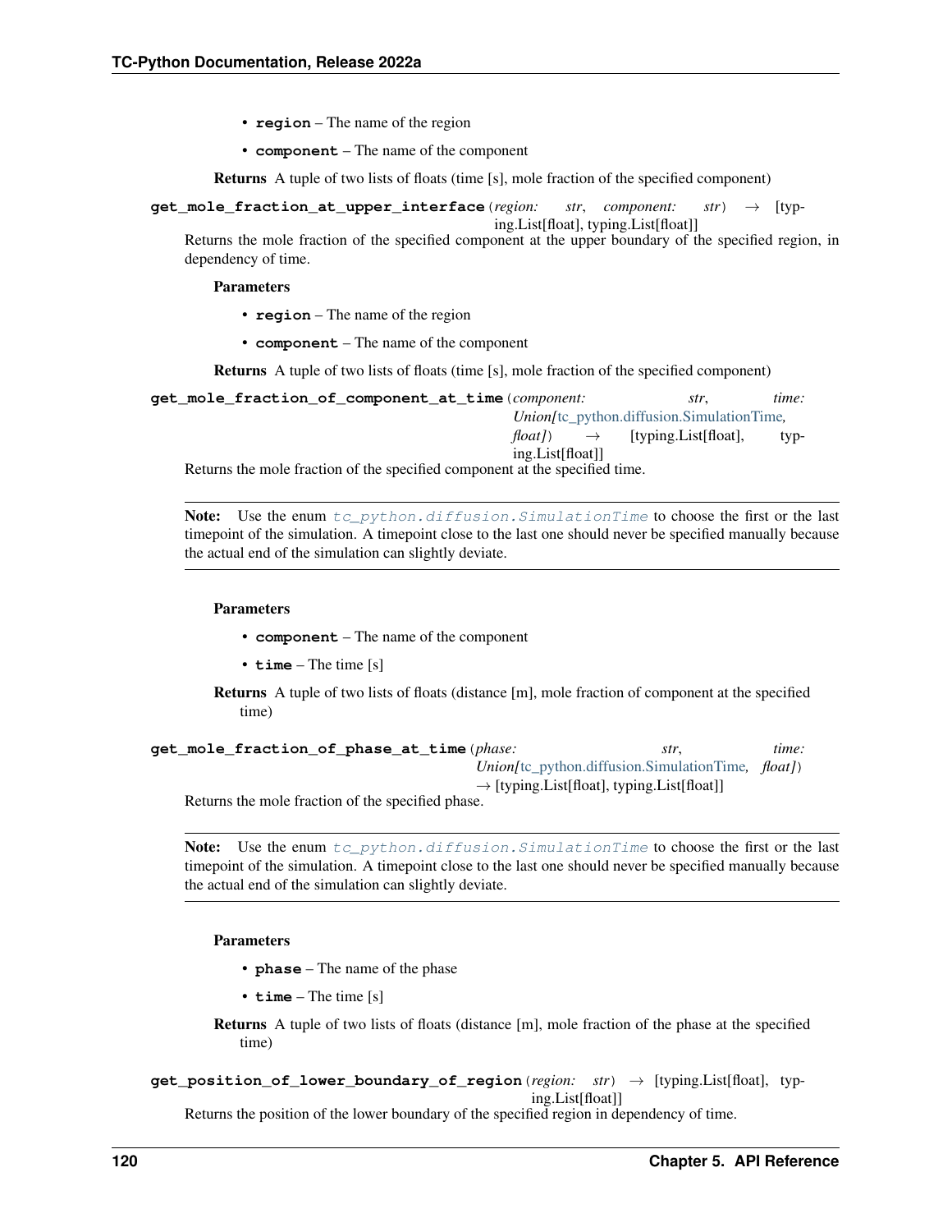- **region** – The name of the region
- **component** – The name of the component

**Returns** A tuple of two lists of floats (time [s], mole fraction of the specified component)

**get_mole_fraction_at_upper_interface**(*region: str*, *component: str*) → [typing.List[float], typing.List[float]]

Returns the mole fraction of the specified component at the upper boundary of the specified region, in dependency of time.

**Parameters**

- **region** – The name of the region
- **component** – The name of the component

**Returns** A tuple of two lists of floats (time [s], mole fraction of the specified component)

**get_mole_fraction_of_component_at_time**(*component: str*, *time: Union[tc_python.diffusion.SimulationTime, float]*) → [typing.List[float], typing.List[float]]

Returns the mole fraction of the specified component at the specified time.

> **Note:** Use the enum `tc_python.diffusion.SimulationTime` to choose the first or the last timepoint of the simulation. A timepoint close to the last one should never be specified manually because the actual end of the simulation can slightly deviate.

**Parameters**

- **component** – The name of the component
- **time** – The time [s]

**Returns** A tuple of two lists of floats (distance [m], mole fraction of component at the specified time)

**get_mole_fraction_of_phase_at_time**(*phase: str*, *time: Union[tc_python.diffusion.SimulationTime, float]*) → [typing.List[float], typing.List[float]]

Returns the mole fraction of the specified phase.

> **Note:** Use the enum `tc_python.diffusion.SimulationTime` to choose the first or the last timepoint of the simulation. A timepoint close to the last one should never be specified manually because the actual end of the simulation can slightly deviate.

**Parameters**

- **phase** – The name of the phase
- **time** – The time [s]

**Returns** A tuple of two lists of floats (distance [m], mole fraction of the phase at the specified time)

**get_position_of_lower_boundary_of_region**(*region: str*) → [typing.List[float], typing.List[float]]

Returns the position of the lower boundary of the specified region in dependency of time.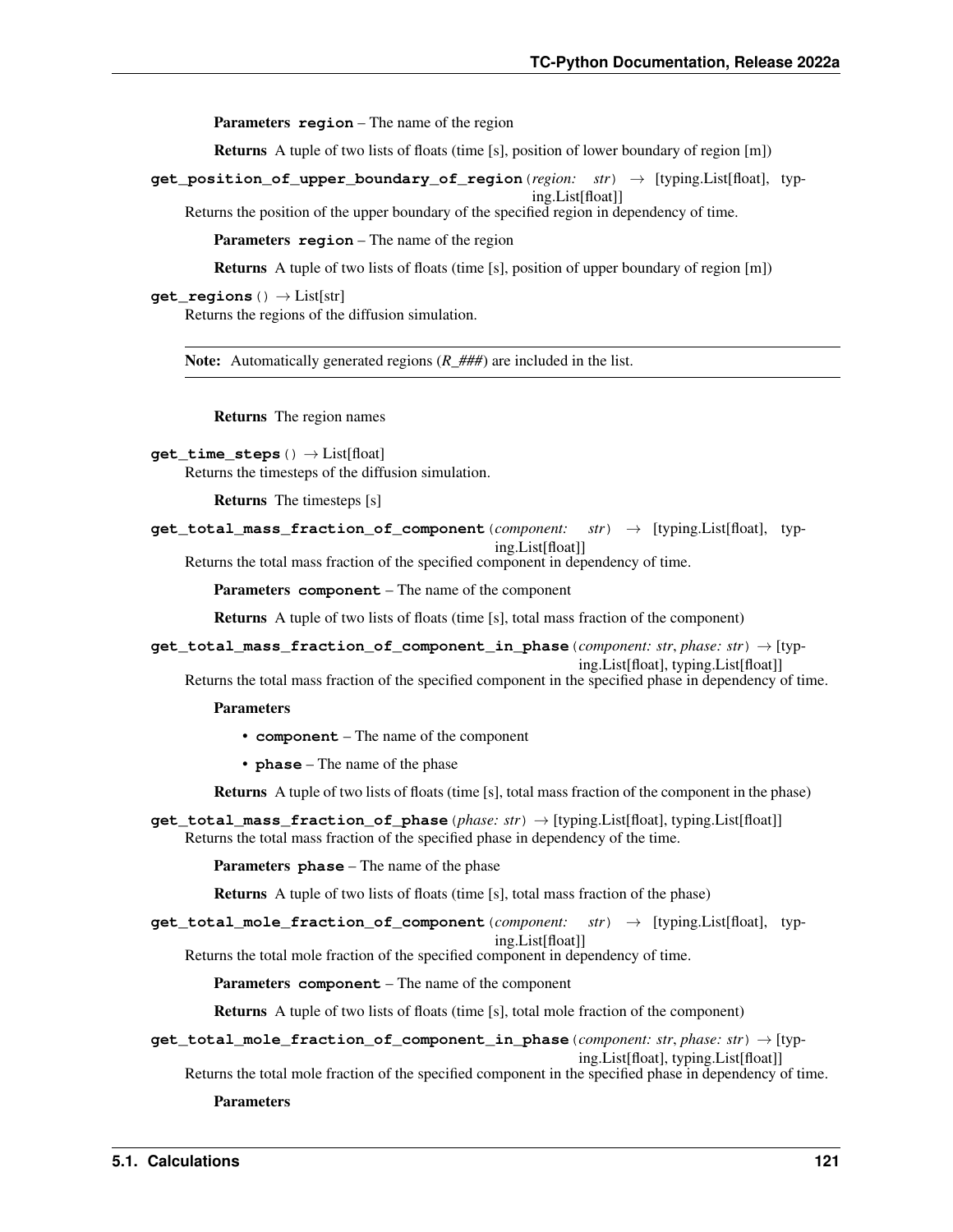**Parameters** **region** – The name of the region

**Returns** A tuple of two lists of floats (time [s], position of lower boundary of region [m])

**get_position_of_upper_boundary_of_region**(*region: str*) → [typing.List[float], typing.List[float]]

Returns the position of the upper boundary of the specified region in dependency of time.

**Parameters** **region** – The name of the region

**Returns** A tuple of two lists of floats (time [s], position of upper boundary of region [m])

**get_regions**() → List[str]

Returns the regions of the diffusion simulation.

> **Note:** Automatically generated regions (*R_###*) are included in the list.

**Returns** The region names

**get_time_steps**() → List[float]

Returns the timesteps of the diffusion simulation.

**Returns** The timesteps [s]

**get_total_mass_fraction_of_component**(*component: str*) → [typing.List[float], typing.List[float]]

Returns the total mass fraction of the specified component in dependency of time.

**Parameters** **component** – The name of the component

**Returns** A tuple of two lists of floats (time [s], total mass fraction of the component)

**get_total_mass_fraction_of_component_in_phase**(*component: str*, *phase: str*) → [typing.List[float], typing.List[float]]

Returns the total mass fraction of the specified component in the specified phase in dependency of time.

**Parameters**

- **component** – The name of the component
- **phase** – The name of the phase

**Returns** A tuple of two lists of floats (time [s], total mass fraction of the component in the phase)

**get_total_mass_fraction_of_phase**(*phase: str*) → [typing.List[float], typing.List[float]]

Returns the total mass fraction of the specified phase in dependency of the time.

**Parameters** **phase** – The name of the phase

**Returns** A tuple of two lists of floats (time [s], total mass fraction of the phase)

**get_total_mole_fraction_of_component**(*component: str*) → [typing.List[float], typing.List[float]]

Returns the total mole fraction of the specified component in dependency of time.

**Parameters** **component** – The name of the component

**Returns** A tuple of two lists of floats (time [s], total mole fraction of the component)

**get_total_mole_fraction_of_component_in_phase**(*component: str*, *phase: str*) → [typing.List[float], typing.List[float]]

Returns the total mole fraction of the specified component in the specified phase in dependency of time.

**Parameters**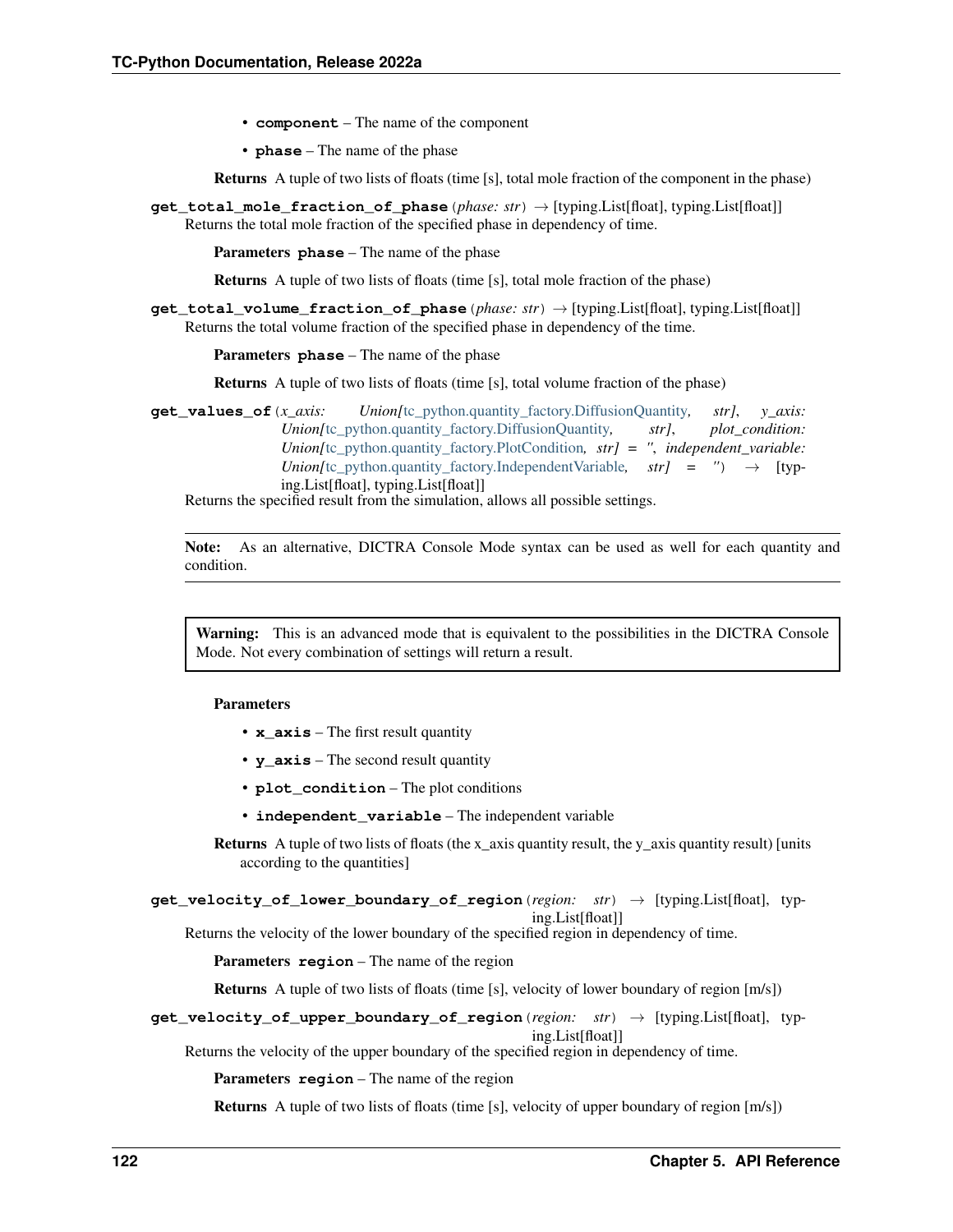- **component** – The name of the component
- **phase** – The name of the phase

**Returns** A tuple of two lists of floats (time [s], total mole fraction of the component in the phase)

**get_total_mole_fraction_of_phase**(*phase: str*) → [typing.List[float], typing.List[float]]
Returns the total mole fraction of the specified phase in dependency of time.

**Parameters** **phase** – The name of the phase

**Returns** A tuple of two lists of floats (time [s], total mole fraction of the phase)

**get_total_volume_fraction_of_phase**(*phase: str*) → [typing.List[float], typing.List[float]]
Returns the total volume fraction of the specified phase in dependency of the time.

**Parameters** **phase** – The name of the phase

**Returns** A tuple of two lists of floats (time [s], total volume fraction of the phase)

**get_values_of**(*x_axis: Union[tc_python.quantity_factory.DiffusionQuantity, str], y_axis: Union[tc_python.quantity_factory.DiffusionQuantity, str], plot_condition: Union[tc_python.quantity_factory.PlotCondition, str] = '', independent_variable: Union[tc_python.quantity_factory.IndependentVariable, str] = ''*) → [typing.List[float], typing.List[float]]
Returns the specified result from the simulation, allows all possible settings.

**Note:** As an alternative, DICTRA Console Mode syntax can be used as well for each quantity and condition.

**Warning:** This is an advanced mode that is equivalent to the possibilities in the DICTRA Console Mode. Not every combination of settings will return a result.

**Parameters**

- **x_axis** – The first result quantity
- **y_axis** – The second result quantity
- **plot_condition** – The plot conditions
- **independent_variable** – The independent variable

**Returns** A tuple of two lists of floats (the x_axis quantity result, the y_axis quantity result) [units according to the quantities]

**get_velocity_of_lower_boundary_of_region**(*region: str*) → [typing.List[float], typing.List[float]]
Returns the velocity of the lower boundary of the specified region in dependency of time.

**Parameters** **region** – The name of the region

**Returns** A tuple of two lists of floats (time [s], velocity of lower boundary of region [m/s])

**get_velocity_of_upper_boundary_of_region**(*region: str*) → [typing.List[float], typing.List[float]]
Returns the velocity of the upper boundary of the specified region in dependency of time.

**Parameters** **region** – The name of the region

**Returns** A tuple of two lists of floats (time [s], velocity of upper boundary of region [m/s])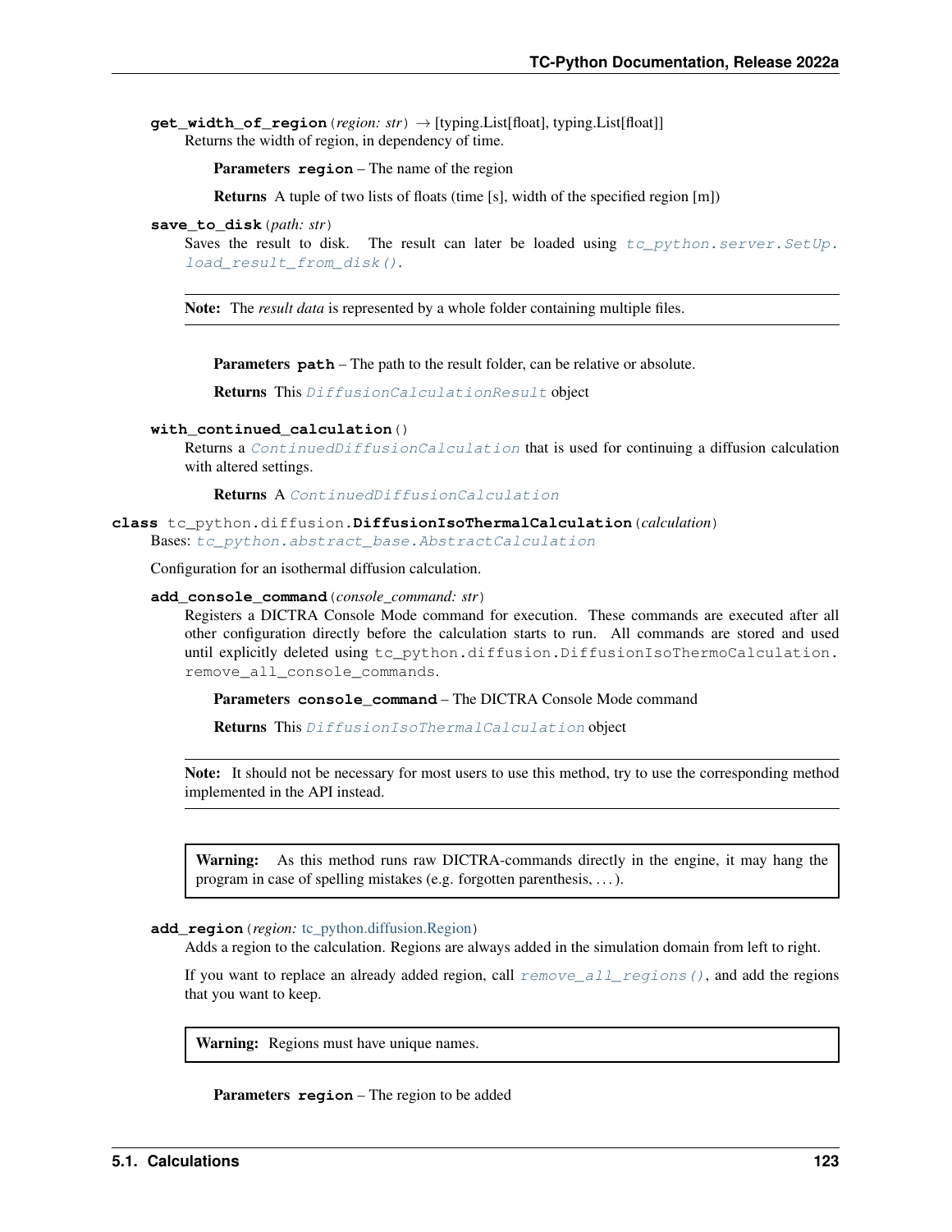**get_width_of_region**(*region: str*) → [typing.List[float], typing.List[float]]

Returns the width of region, in dependency of time.

**Parameters** **region** – The name of the region

**Returns** A tuple of two lists of floats (time [s], width of the specified region [m])

**save_to_disk**(*path: str*)

Saves the result to disk. The result can later be loaded using `tc_python.server.SetUp.load_result_from_disk()`.

> **Note:** The *result data* is represented by a whole folder containing multiple files.

**Parameters** **path** – The path to the result folder, can be relative or absolute.

**Returns** This `DiffusionCalculationResult` object

**with_continued_calculation**()

Returns a `ContinuedDiffusionCalculation` that is used for continuing a diffusion calculation with altered settings.

**Returns** A `ContinuedDiffusionCalculation`

**class** tc_python.diffusion.**DiffusionIsoThermalCalculation**(*calculation*)

Bases: `tc_python.abstract_base.AbstractCalculation`

Configuration for an isothermal diffusion calculation.

**add_console_command**(*console_command: str*)

Registers a DICTRA Console Mode command for execution. These commands are executed after all other configuration directly before the calculation starts to run. All commands are stored and used until explicitly deleted using `tc_python.diffusion.DiffusionIsoThermoCalculation.remove_all_console_commands`.

**Parameters** **console_command** – The DICTRA Console Mode command

**Returns** This `DiffusionIsoThermalCalculation` object

> **Note:** It should not be necessary for most users to use this method, try to use the corresponding method implemented in the API instead.

> **Warning:** As this method runs raw DICTRA-commands directly in the engine, it may hang the program in case of spelling mistakes (e.g. forgotten parenthesis, ...).

**add_region**(*region:* tc_python.diffusion.Region)

Adds a region to the calculation. Regions are always added in the simulation domain from left to right.

If you want to replace an already added region, call `remove_all_regions()`, and add the regions that you want to keep.

> **Warning:** Regions must have unique names.

**Parameters** **region** – The region to be added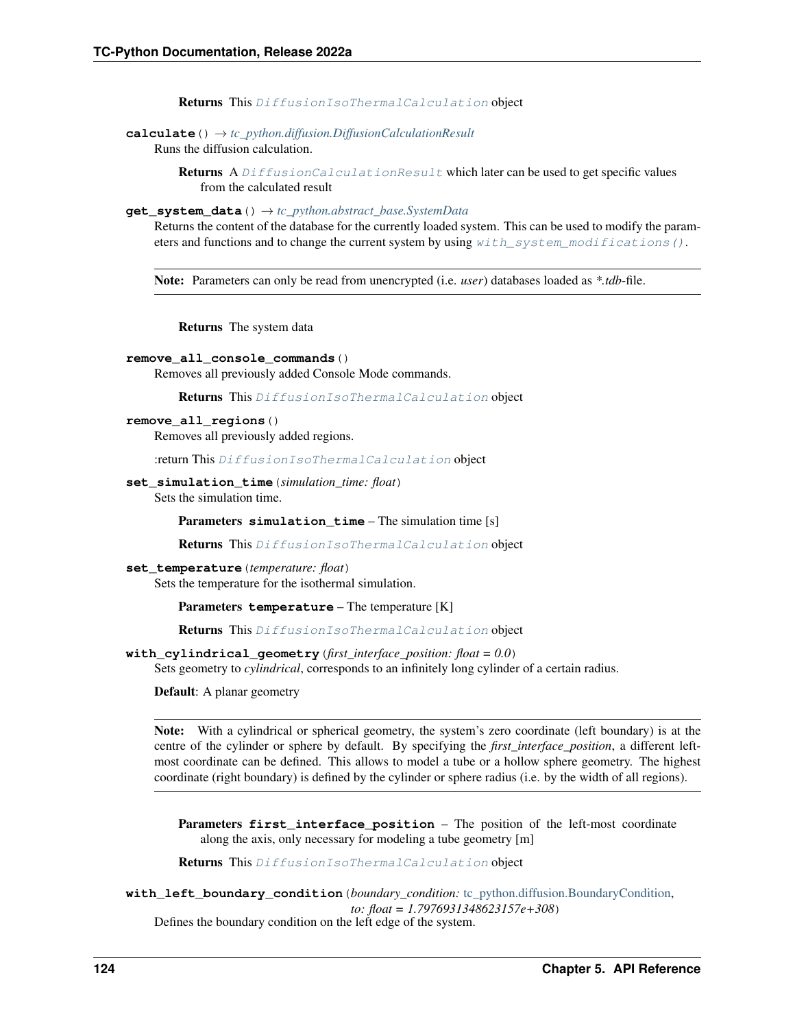**Returns** This `DiffusionIsoThermalCalculation` object

**calculate**() → *tc_python.diffusion.DiffusionCalculationResult*

Runs the diffusion calculation.

**Returns** A `DiffusionCalculationResult` which later can be used to get specific values from the calculated result

**get_system_data**() → *tc_python.abstract_base.SystemData*

Returns the content of the database for the currently loaded system. This can be used to modify the parameters and functions and to change the current system by using `with_system_modifications()`.

> **Note:** Parameters can only be read from unencrypted (i.e. *user*) databases loaded as **.tdb*-file.

**Returns** The system data

**remove_all_console_commands**()

Removes all previously added Console Mode commands.

**Returns** This `DiffusionIsoThermalCalculation` object

**remove_all_regions**()

Removes all previously added regions.

:return This `DiffusionIsoThermalCalculation` object

**set_simulation_time**(*simulation_time: float*)

Sets the simulation time.

**Parameters** **simulation_time** – The simulation time [s]

**Returns** This `DiffusionIsoThermalCalculation` object

**set_temperature**(*temperature: float*)

Sets the temperature for the isothermal simulation.

**Parameters** **temperature** – The temperature [K]

**Returns** This `DiffusionIsoThermalCalculation` object

**with_cylindrical_geometry**(*first_interface_position: float = 0.0*)

Sets geometry to *cylindrical*, corresponds to an infinitely long cylinder of a certain radius.

**Default**: A planar geometry

> **Note:** With a cylindrical or spherical geometry, the system's zero coordinate (left boundary) is at the centre of the cylinder or sphere by default. By specifying the *first_interface_position*, a different left-most coordinate can be defined. This allows to model a tube or a hollow sphere geometry. The highest coordinate (right boundary) is defined by the cylinder or sphere radius (i.e. by the width of all regions).

**Parameters** **first_interface_position** – The position of the left-most coordinate along the axis, only necessary for modeling a tube geometry [m]

**Returns** This `DiffusionIsoThermalCalculation` object

**with_left_boundary_condition**(*boundary_condition:* tc_python.diffusion.BoundaryCondition, *to: float = 1.7976931348623157e+308*)

Defines the boundary condition on the left edge of the system.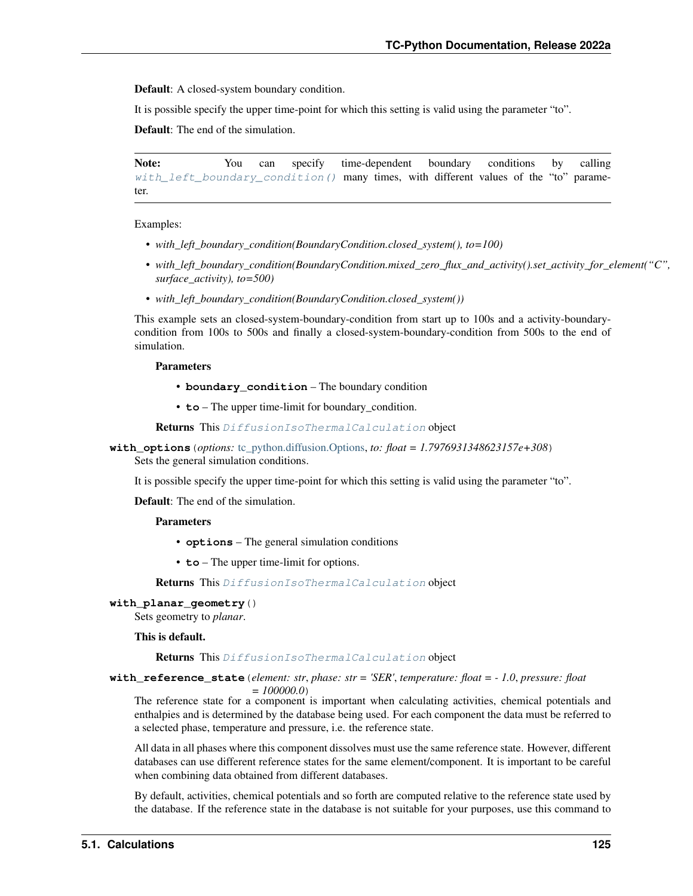**Default**: A closed-system boundary condition.

It is possible specify the upper time-point for which this setting is valid using the parameter "to".

**Default**: The end of the simulation.

> **Note:** You can specify time-dependent boundary conditions by calling `with_left_boundary_condition()` many times, with different values of the "to" parameter.

Examples:

- *with_left_boundary_condition(BoundaryCondition.closed_system(), to=100)*
- *with_left_boundary_condition(BoundaryCondition.mixed_zero_flux_and_activity().set_activity_for_element("C", surface_activity), to=500)*
- *with_left_boundary_condition(BoundaryCondition.closed_system())*

This example sets an closed-system-boundary-condition from start up to 100s and a activity-boundary-condition from 100s to 500s and finally a closed-system-boundary-condition from 500s to the end of simulation.

**Parameters**

- **boundary_condition** – The boundary condition
- **to** – The upper time-limit for boundary_condition.

**Returns** This `DiffusionIsoThermalCalculation` object

**with_options**(*options: tc_python.diffusion.Options*, *to: float = 1.7976931348623157e+308*)

Sets the general simulation conditions.

It is possible specify the upper time-point for which this setting is valid using the parameter "to".

**Default**: The end of the simulation.

**Parameters**

- **options** – The general simulation conditions
- **to** – The upper time-limit for options.

**Returns** This `DiffusionIsoThermalCalculation` object

**with_planar_geometry**()

Sets geometry to *planar*.

**This is default.**

**Returns** This `DiffusionIsoThermalCalculation` object

**with_reference_state**(*element: str*, *phase: str = 'SER'*, *temperature: float = - 1.0*, *pressure: float = 100000.0*)

The reference state for a component is important when calculating activities, chemical potentials and enthalpies and is determined by the database being used. For each component the data must be referred to a selected phase, temperature and pressure, i.e. the reference state.

All data in all phases where this component dissolves must use the same reference state. However, different databases can use different reference states for the same element/component. It is important to be careful when combining data obtained from different databases.

By default, activities, chemical potentials and so forth are computed relative to the reference state used by the database. If the reference state in the database is not suitable for your purposes, use this command to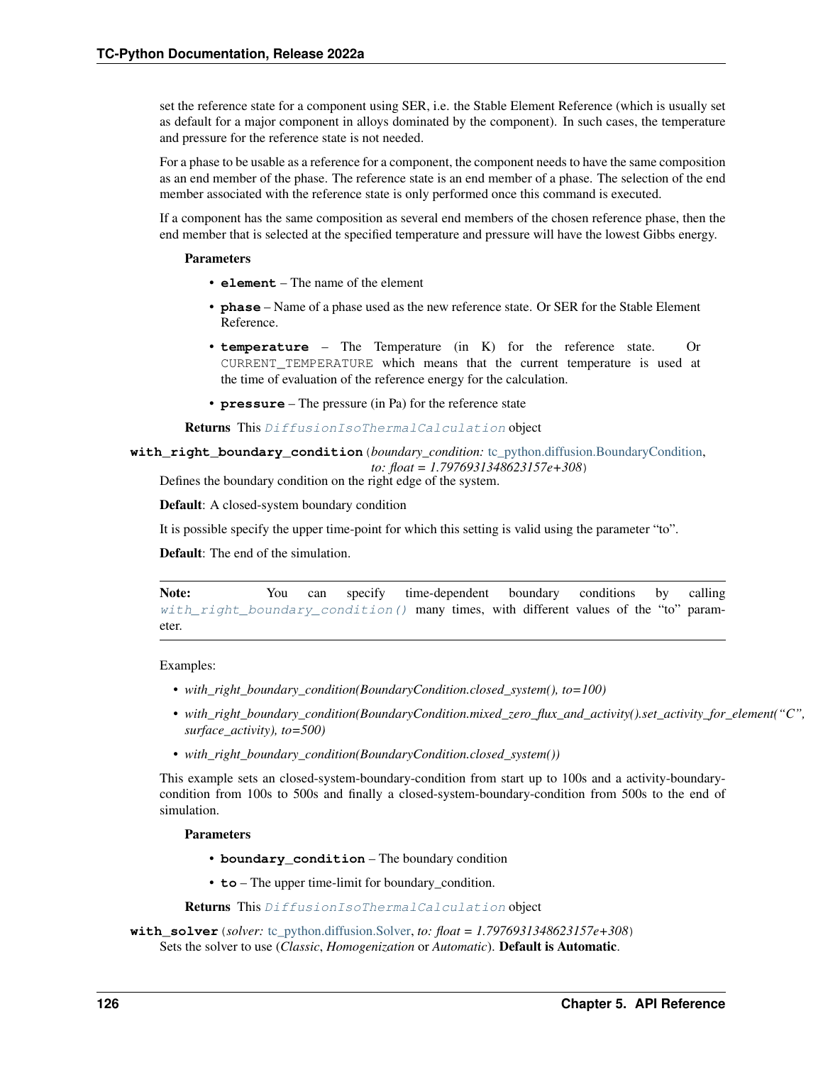set the reference state for a component using SER, i.e. the Stable Element Reference (which is usually set as default for a major component in alloys dominated by the component). In such cases, the temperature and pressure for the reference state is not needed.

For a phase to be usable as a reference for a component, the component needs to have the same composition as an end member of the phase. The reference state is an end member of a phase. The selection of the end member associated with the reference state is only performed once this command is executed.

If a component has the same composition as several end members of the chosen reference phase, then the end member that is selected at the specified temperature and pressure will have the lowest Gibbs energy.

**Parameters**

- **element** – The name of the element
- **phase** – Name of a phase used as the new reference state. Or SER for the Stable Element Reference.
- **temperature** – The Temperature (in K) for the reference state. Or `CURRENT_TEMPERATURE` which means that the current temperature is used at the time of evaluation of the reference energy for the calculation.
- **pressure** – The pressure (in Pa) for the reference state

**Returns** This `DiffusionIsoThermalCalculation` object

**with_right_boundary_condition**(*boundary_condition: tc_python.diffusion.BoundaryCondition*, *to: float = 1.7976931348623157e+308*)

Defines the boundary condition on the right edge of the system.

**Default**: A closed-system boundary condition

It is possible specify the upper time-point for which this setting is valid using the parameter "to".

**Default**: The end of the simulation.

**Note:** You can specify time-dependent boundary conditions by calling `with_right_boundary_condition()` many times, with different values of the "to" parameter.

Examples:

- *with_right_boundary_condition(BoundaryCondition.closed_system(), to=100)*
- *with_right_boundary_condition(BoundaryCondition.mixed_zero_flux_and_activity().set_activity_for_element("C", surface_activity), to=500)*
- *with_right_boundary_condition(BoundaryCondition.closed_system())*

This example sets an closed-system-boundary-condition from start up to 100s and a activity-boundary-condition from 100s to 500s and finally a closed-system-boundary-condition from 500s to the end of simulation.

**Parameters**

- **boundary_condition** – The boundary condition
- **to** – The upper time-limit for boundary_condition.

**Returns** This `DiffusionIsoThermalCalculation` object

**with_solver**(*solver: tc_python.diffusion.Solver*, *to: float = 1.7976931348623157e+308*)

Sets the solver to use (*Classic*, *Homogenization* or *Automatic*). **Default is Automatic**.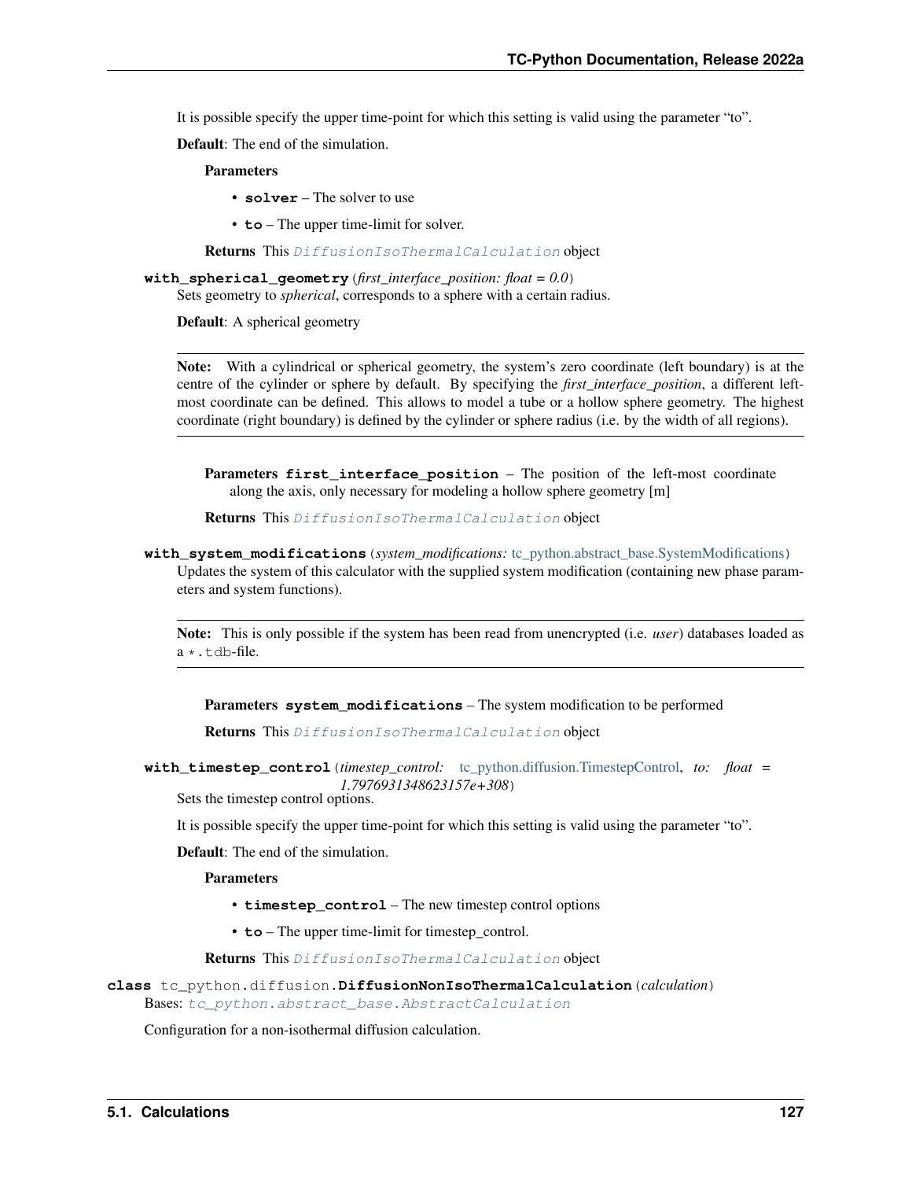It is possible specify the upper time-point for which this setting is valid using the parameter "to".

**Default**: The end of the simulation.

**Parameters**

- **solver** – The solver to use
- **to** – The upper time-limit for solver.

**Returns** This `DiffusionIsoThermalCalculation` object

**with_spherical_geometry**(*first_interface_position: float = 0.0*)

Sets geometry to *spherical*, corresponds to a sphere with a certain radius.

**Default**: A spherical geometry

---

**Note:** With a cylindrical or spherical geometry, the system's zero coordinate (left boundary) is at the centre of the cylinder or sphere by default. By specifying the *first_interface_position*, a different left-most coordinate can be defined. This allows to model a tube or a hollow sphere geometry. The highest coordinate (right boundary) is defined by the cylinder or sphere radius (i.e. by the width of all regions).

---

**Parameters** **first_interface_position** – The position of the left-most coordinate along the axis, only necessary for modeling a hollow sphere geometry [m]

**Returns** This `DiffusionIsoThermalCalculation` object

**with_system_modifications**(*system_modifications:* tc_python.abstract_base.SystemModifications)

Updates the system of this calculator with the supplied system modification (containing new phase parameters and system functions).

---

**Note:** This is only possible if the system has been read from unencrypted (i.e. *user*) databases loaded as a `*.tdb`-file.

---

**Parameters** **system_modifications** – The system modification to be performed

**Returns** This `DiffusionIsoThermalCalculation` object

**with_timestep_control**(*timestep_control:* tc_python.diffusion.TimestepControl, *to: float = 1.7976931348623157e+308*)

Sets the timestep control options.

It is possible specify the upper time-point for which this setting is valid using the parameter "to".

**Default**: The end of the simulation.

**Parameters**

- **timestep_control** – The new timestep control options
- **to** – The upper time-limit for timestep_control.

**Returns** This `DiffusionIsoThermalCalculation` object

**class** tc_python.diffusion.**DiffusionNonIsoThermalCalculation**(*calculation*)

Bases: `tc_python.abstract_base.AbstractCalculation`

Configuration for a non-isothermal diffusion calculation.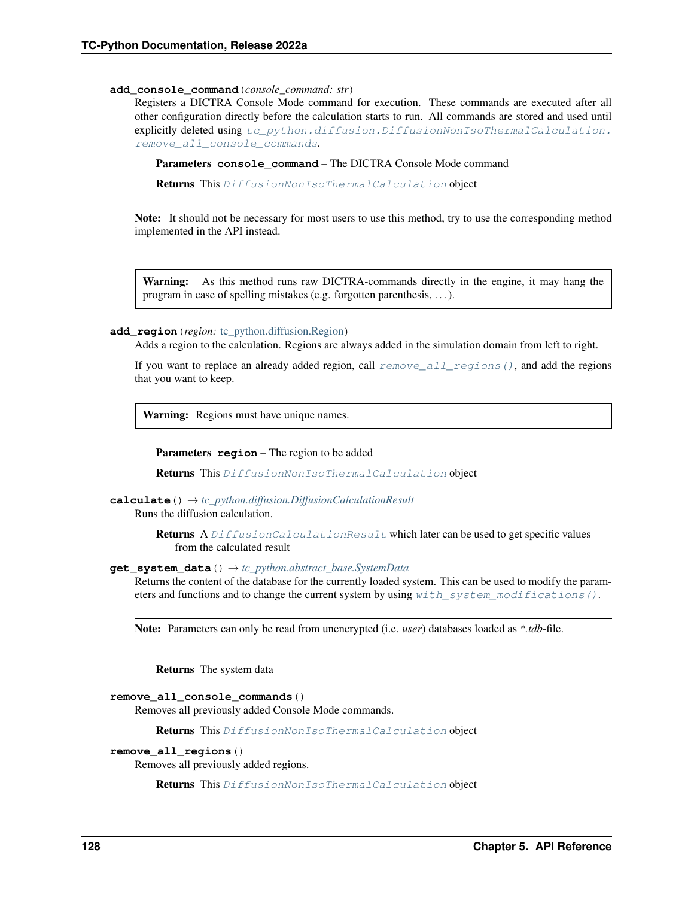**add_console_command**(*console_command: str*)

Registers a DICTRA Console Mode command for execution. These commands are executed after all other configuration directly before the calculation starts to run. All commands are stored and used until explicitly deleted using `tc_python.diffusion.DiffusionNonIsoThermalCalculation.remove_all_console_commands`.

**Parameters** **console_command** – The DICTRA Console Mode command

**Returns** This `DiffusionNonIsoThermalCalculation` object

> **Note:** It should not be necessary for most users to use this method, try to use the corresponding method implemented in the API instead.

> **Warning:** As this method runs raw DICTRA-commands directly in the engine, it may hang the program in case of spelling mistakes (e.g. forgotten parenthesis, . . . ).

**add_region**(*region:* tc_python.diffusion.Region)

Adds a region to the calculation. Regions are always added in the simulation domain from left to right.

If you want to replace an already added region, call `remove_all_regions()`, and add the regions that you want to keep.

> **Warning:** Regions must have unique names.

**Parameters** **region** – The region to be added

**Returns** This `DiffusionNonIsoThermalCalculation` object

**calculate**() → *tc_python.diffusion.DiffusionCalculationResult*

Runs the diffusion calculation.

**Returns** A `DiffusionCalculationResult` which later can be used to get specific values from the calculated result

**get_system_data**() → *tc_python.abstract_base.SystemData*

Returns the content of the database for the currently loaded system. This can be used to modify the parameters and functions and to change the current system by using `with_system_modifications()`.

> **Note:** Parameters can only be read from unencrypted (i.e. *user*) databases loaded as **.tdb*-file.

**Returns** The system data

**remove_all_console_commands**()

Removes all previously added Console Mode commands.

**Returns** This `DiffusionNonIsoThermalCalculation` object

**remove_all_regions**()

Removes all previously added regions.

**Returns** This `DiffusionNonIsoThermalCalculation` object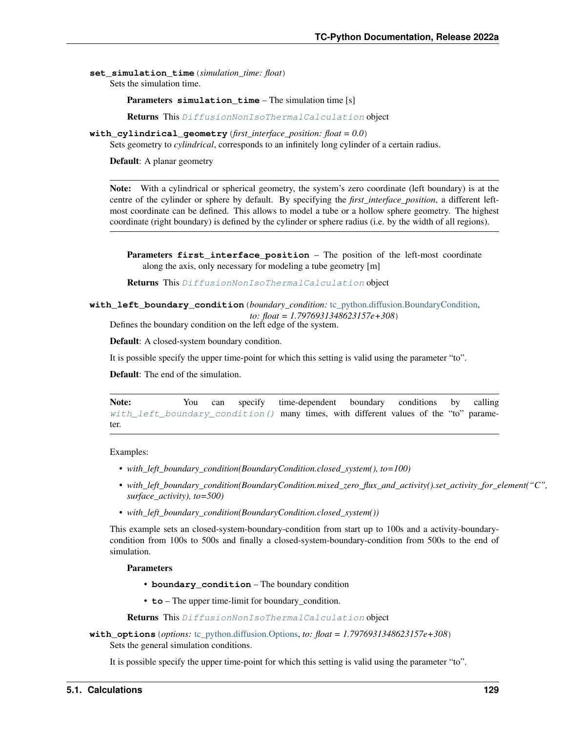**set_simulation_time**(*simulation_time: float*)

Sets the simulation time.

**Parameters** **simulation_time** – The simulation time [s]

**Returns** This *DiffusionNonIsoThermalCalculation* object

**with_cylindrical_geometry**(*first_interface_position: float = 0.0*)

Sets geometry to *cylindrical*, corresponds to an infinitely long cylinder of a certain radius.

**Default**: A planar geometry

---

**Note:** With a cylindrical or spherical geometry, the system's zero coordinate (left boundary) is at the centre of the cylinder or sphere by default. By specifying the *first_interface_position*, a different left-most coordinate can be defined. This allows to model a tube or a hollow sphere geometry. The highest coordinate (right boundary) is defined by the cylinder or sphere radius (i.e. by the width of all regions).

---

**Parameters** **first_interface_position** – The position of the left-most coordinate along the axis, only necessary for modeling a tube geometry [m]

**Returns** This *DiffusionNonIsoThermalCalculation* object

**with_left_boundary_condition**(*boundary_condition:* tc_python.diffusion.BoundaryCondition, *to: float = 1.7976931348623157e+308*)

Defines the boundary condition on the left edge of the system.

**Default**: A closed-system boundary condition.

It is possible specify the upper time-point for which this setting is valid using the parameter "to".

**Default**: The end of the simulation.

---

**Note:** You can specify time-dependent boundary conditions by calling *with_left_boundary_condition()* many times, with different values of the "to" parameter.

---

Examples:

- *with_left_boundary_condition(BoundaryCondition.closed_system(), to=100)*
- *with_left_boundary_condition(BoundaryCondition.mixed_zero_flux_and_activity().set_activity_for_element("C", surface_activity), to=500)*
- *with_left_boundary_condition(BoundaryCondition.closed_system())*

This example sets an closed-system-boundary-condition from start up to 100s and a activity-boundary-condition from 100s to 500s and finally a closed-system-boundary-condition from 500s to the end of simulation.

**Parameters**

- **boundary_condition** – The boundary condition
- **to** – The upper time-limit for boundary_condition.

**Returns** This *DiffusionNonIsoThermalCalculation* object

**with_options**(*options:* tc_python.diffusion.Options, *to: float = 1.7976931348623157e+308*)

Sets the general simulation conditions.

It is possible specify the upper time-point for which this setting is valid using the parameter "to".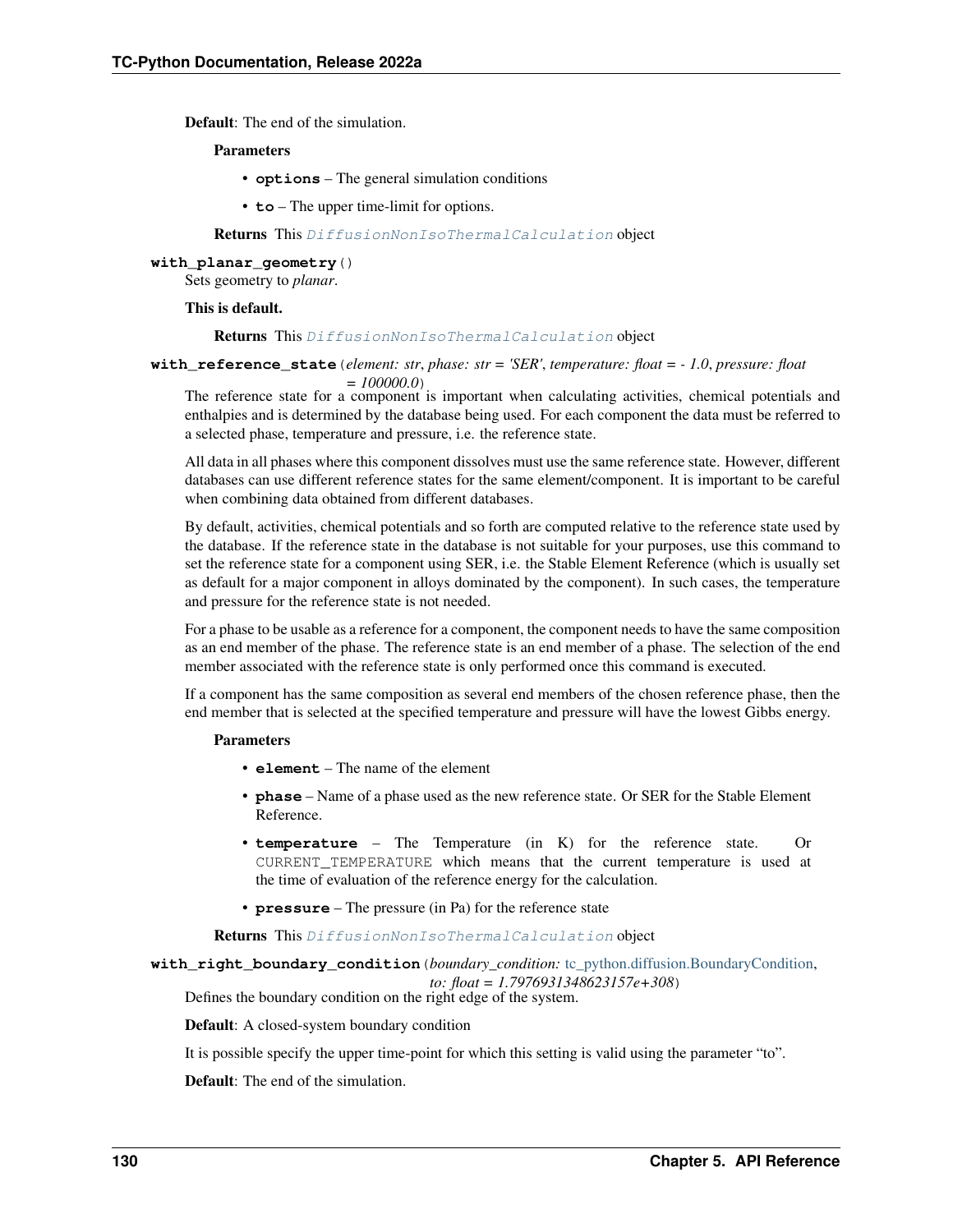**Default**: The end of the simulation.

**Parameters**

- **options** – The general simulation conditions
- **to** – The upper time-limit for options.

**Returns** This *DiffusionNonIsoThermalCalculation* object

**with_planar_geometry**()

Sets geometry to *planar*.

**This is default.**

**Returns** This *DiffusionNonIsoThermalCalculation* object

**with_reference_state**(*element: str*, *phase: str = 'SER'*, *temperature: float = - 1.0*, *pressure: float = 100000.0*)

The reference state for a component is important when calculating activities, chemical potentials and enthalpies and is determined by the database being used. For each component the data must be referred to a selected phase, temperature and pressure, i.e. the reference state.

All data in all phases where this component dissolves must use the same reference state. However, different databases can use different reference states for the same element/component. It is important to be careful when combining data obtained from different databases.

By default, activities, chemical potentials and so forth are computed relative to the reference state used by the database. If the reference state in the database is not suitable for your purposes, use this command to set the reference state for a component using SER, i.e. the Stable Element Reference (which is usually set as default for a major component in alloys dominated by the component). In such cases, the temperature and pressure for the reference state is not needed.

For a phase to be usable as a reference for a component, the component needs to have the same composition as an end member of the phase. The reference state is an end member of a phase. The selection of the end member associated with the reference state is only performed once this command is executed.

If a component has the same composition as several end members of the chosen reference phase, then the end member that is selected at the specified temperature and pressure will have the lowest Gibbs energy.

**Parameters**

- **element** – The name of the element
- **phase** – Name of a phase used as the new reference state. Or SER for the Stable Element Reference.
- **temperature** – The Temperature (in K) for the reference state. Or `CURRENT_TEMPERATURE` which means that the current temperature is used at the time of evaluation of the reference energy for the calculation.
- **pressure** – The pressure (in Pa) for the reference state

**Returns** This *DiffusionNonIsoThermalCalculation* object

**with_right_boundary_condition**(*boundary_condition:* tc_python.diffusion.BoundaryCondition, *to: float = 1.7976931348623157e+308*)

Defines the boundary condition on the right edge of the system.

**Default**: A closed-system boundary condition

It is possible specify the upper time-point for which this setting is valid using the parameter "to".

**Default**: The end of the simulation.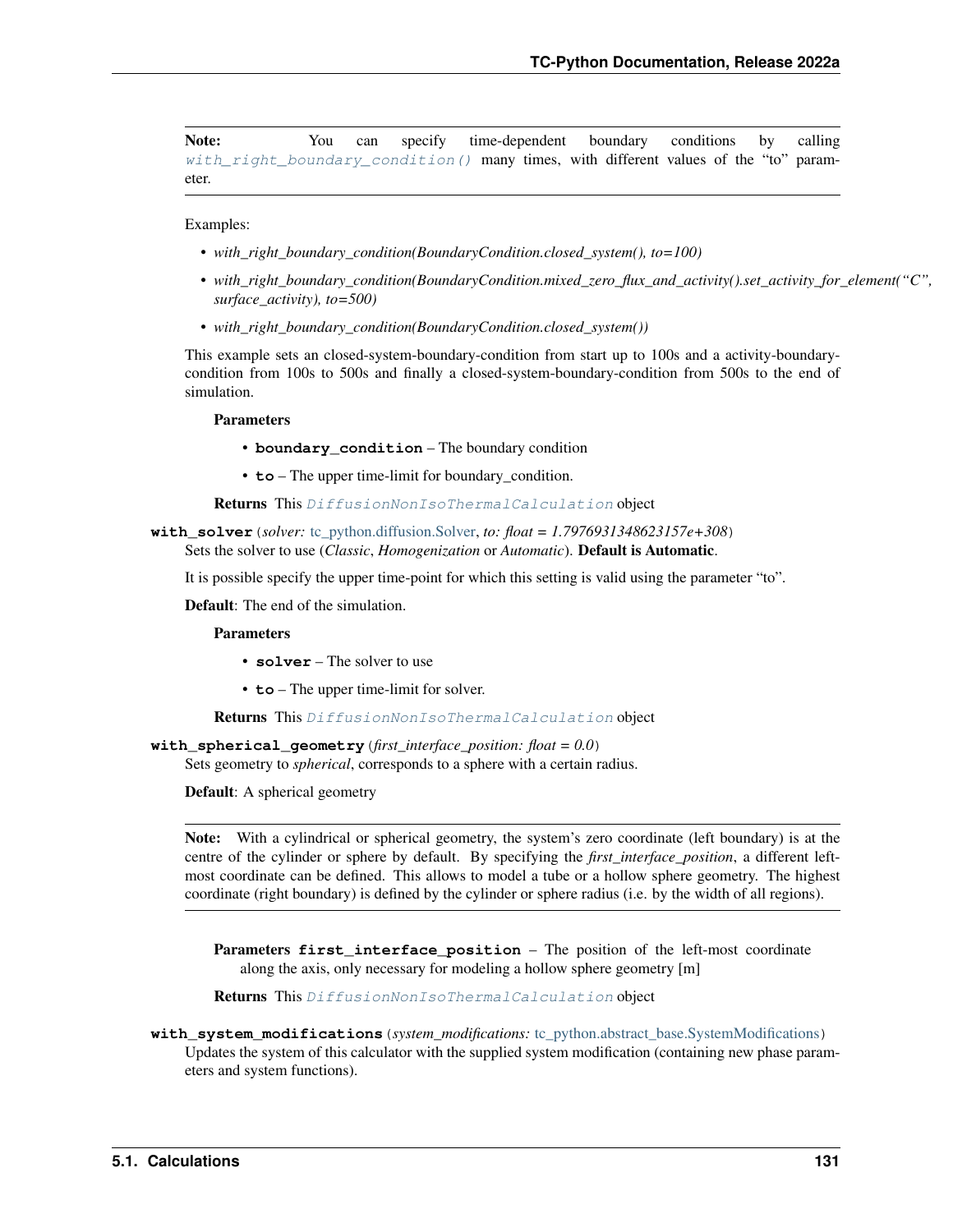**Note:** You can specify time-dependent boundary conditions by calling *with_right_boundary_condition()* many times, with different values of the "to" parameter.

Examples:

- *with_right_boundary_condition(BoundaryCondition.closed_system(), to=100)*
- *with_right_boundary_condition(BoundaryCondition.mixed_zero_flux_and_activity().set_activity_for_element("C", surface_activity), to=500)*
- *with_right_boundary_condition(BoundaryCondition.closed_system())*

This example sets an closed-system-boundary-condition from start up to 100s and a activity-boundary-condition from 100s to 500s and finally a closed-system-boundary-condition from 500s to the end of simulation.

**Parameters**

- **boundary_condition** – The boundary condition
- **to** – The upper time-limit for boundary_condition.

**Returns** This *DiffusionNonIsoThermalCalculation* object

**with_solver**(*solver: tc_python.diffusion.Solver, to: float = 1.7976931348623157e+308*)

Sets the solver to use (*Classic*, *Homogenization* or *Automatic*). **Default is Automatic**.

It is possible specify the upper time-point for which this setting is valid using the parameter "to".

**Default**: The end of the simulation.

**Parameters**

- **solver** – The solver to use
- **to** – The upper time-limit for solver.

**Returns** This *DiffusionNonIsoThermalCalculation* object

**with_spherical_geometry**(*first_interface_position: float = 0.0*)

Sets geometry to *spherical*, corresponds to a sphere with a certain radius.

**Default**: A spherical geometry

**Note:** With a cylindrical or spherical geometry, the system's zero coordinate (left boundary) is at the centre of the cylinder or sphere by default. By specifying the *first_interface_position*, a different left-most coordinate can be defined. This allows to model a tube or a hollow sphere geometry. The highest coordinate (right boundary) is defined by the cylinder or sphere radius (i.e. by the width of all regions).

**Parameters first_interface_position** – The position of the left-most coordinate along the axis, only necessary for modeling a hollow sphere geometry [m]

**Returns** This *DiffusionNonIsoThermalCalculation* object

**with_system_modifications**(*system_modifications: tc_python.abstract_base.SystemModifications*)

Updates the system of this calculator with the supplied system modification (containing new phase parameters and system functions).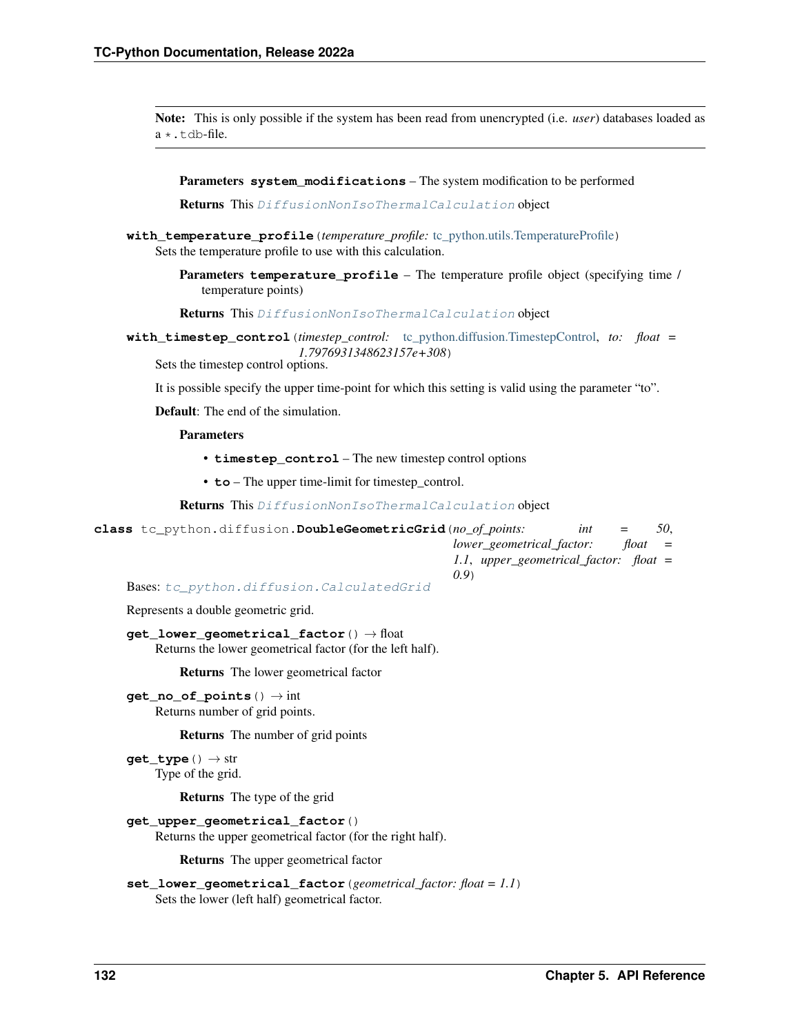**Note:** This is only possible if the system has been read from unencrypted (i.e. *user*) databases loaded as a `*.tdb`-file.

**Parameters** **system_modifications** – The system modification to be performed

**Returns** This `DiffusionNonIsoThermalCalculation` object

**with_temperature_profile**(*temperature_profile:* tc_python.utils.TemperatureProfile)

Sets the temperature profile to use with this calculation.

**Parameters** **temperature_profile** – The temperature profile object (specifying time / temperature points)

**Returns** This `DiffusionNonIsoThermalCalculation` object

**with_timestep_control**(*timestep_control:* tc_python.diffusion.TimestepControl, *to: float = 1.7976931348623157e+308*)

Sets the timestep control options.

It is possible specify the upper time-point for which this setting is valid using the parameter "to".

**Default**: The end of the simulation.

**Parameters**

- **timestep_control** – The new timestep control options
- **to** – The upper time-limit for timestep_control.

**Returns** This `DiffusionNonIsoThermalCalculation` object

**class** tc_python.diffusion.**DoubleGeometricGrid**(*no_of_points: int = 50, lower_geometrical_factor: float = 1.1, upper_geometrical_factor: float = 0.9*)

Bases: `tc_python.diffusion.CalculatedGrid`

Represents a double geometric grid.

**get_lower_geometrical_factor**() → float

Returns the lower geometrical factor (for the left half).

**Returns** The lower geometrical factor

**get_no_of_points**() → int

Returns number of grid points.

**Returns** The number of grid points

**get_type**() → str

Type of the grid.

**Returns** The type of the grid

**get_upper_geometrical_factor**()

Returns the upper geometrical factor (for the right half).

**Returns** The upper geometrical factor

**set_lower_geometrical_factor**(*geometrical_factor: float = 1.1*)

Sets the lower (left half) geometrical factor.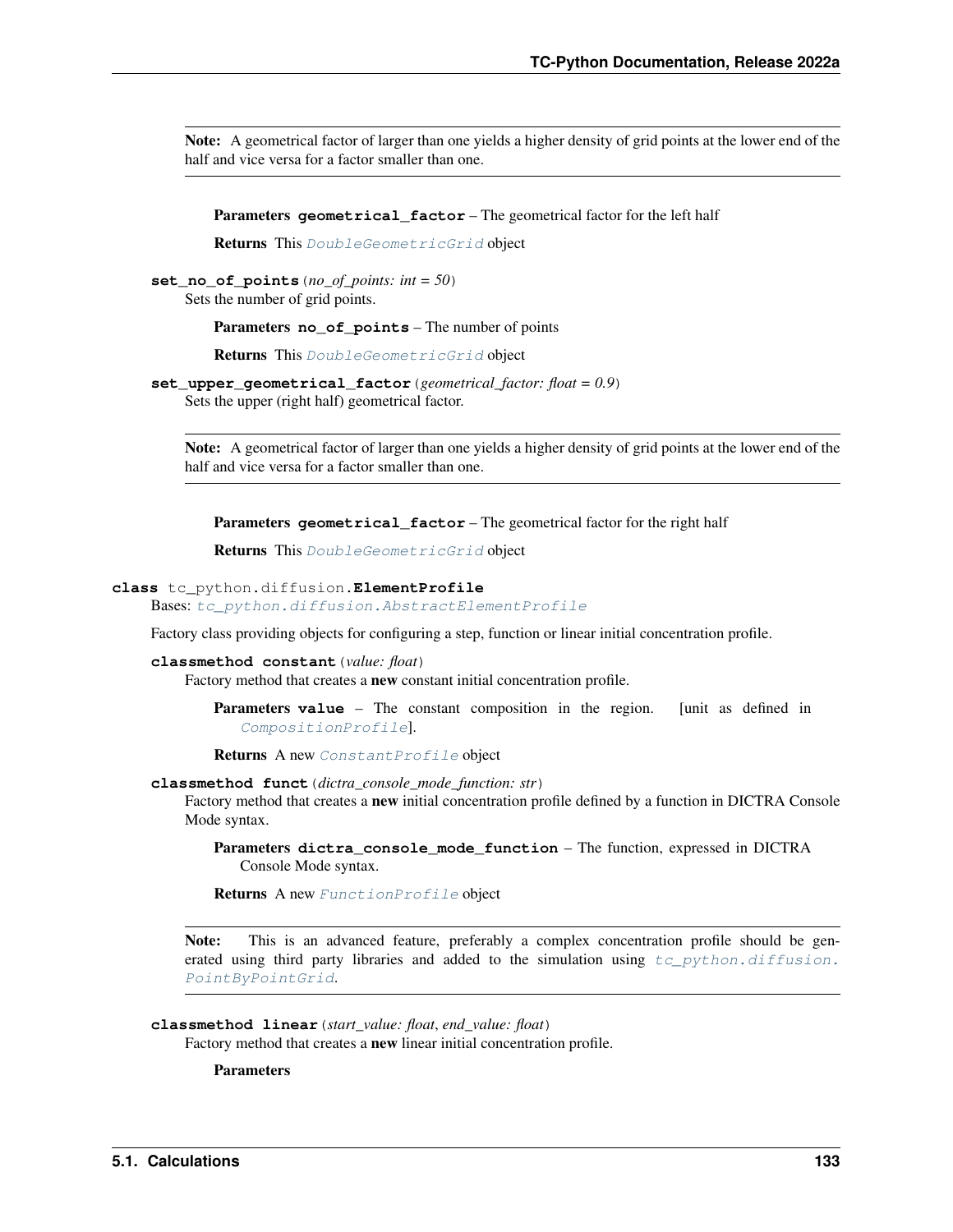**Note:** A geometrical factor of larger than one yields a higher density of grid points at the lower end of the half and vice versa for a factor smaller than one.

**Parameters** **geometrical_factor** – The geometrical factor for the left half

**Returns** This *DoubleGeometricGrid* object

**set_no_of_points**(*no_of_points: int = 50*)

Sets the number of grid points.

**Parameters** **no_of_points** – The number of points

**Returns** This *DoubleGeometricGrid* object

**set_upper_geometrical_factor**(*geometrical_factor: float = 0.9*)

Sets the upper (right half) geometrical factor.

**Note:** A geometrical factor of larger than one yields a higher density of grid points at the lower end of the half and vice versa for a factor smaller than one.

**Parameters** **geometrical_factor** – The geometrical factor for the right half

**Returns** This *DoubleGeometricGrid* object

**class** tc_python.diffusion.**ElementProfile**

Bases: *tc_python.diffusion.AbstractElementProfile*

Factory class providing objects for configuring a step, function or linear initial concentration profile.

**classmethod constant**(*value: float*)

Factory method that creates a **new** constant initial concentration profile.

**Parameters** **value** – The constant composition in the region. [unit as defined in *CompositionProfile*].

**Returns** A new *ConstantProfile* object

**classmethod funct**(*dictra_console_mode_function: str*)

Factory method that creates a **new** initial concentration profile defined by a function in DICTRA Console Mode syntax.

**Parameters** **dictra_console_mode_function** – The function, expressed in DICTRA Console Mode syntax.

**Returns** A new *FunctionProfile* object

**Note:** This is an advanced feature, preferably a complex concentration profile should be generated using third party libraries and added to the simulation using *tc_python.diffusion.PointByPointGrid*.

**classmethod linear**(*start_value: float, end_value: float*)

Factory method that creates a **new** linear initial concentration profile.

**Parameters**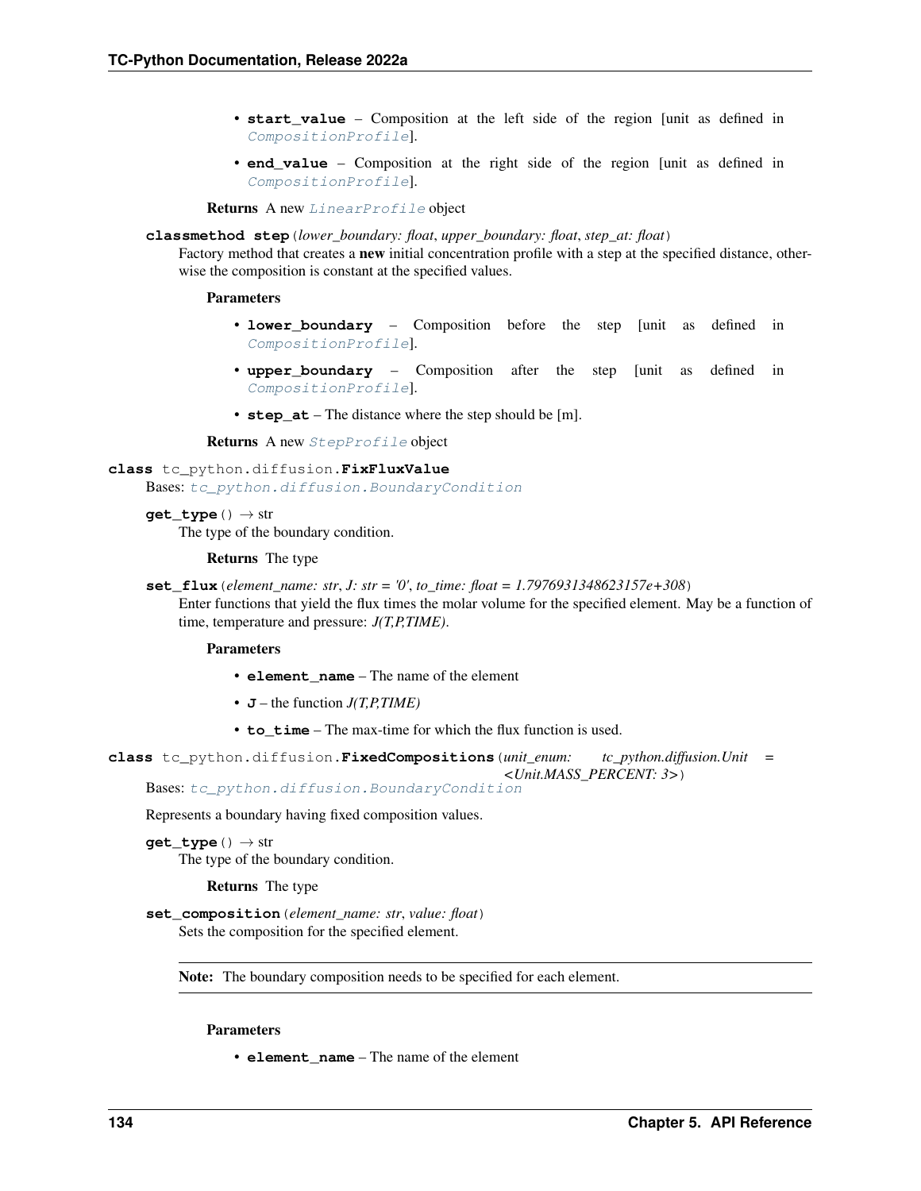- **start_value** – Composition at the left side of the region [unit as defined in `CompositionProfile`].
- **end_value** – Composition at the right side of the region [unit as defined in `CompositionProfile`].

**Returns** A new `LinearProfile` object

**classmethod step**(*lower_boundary: float*, *upper_boundary: float*, *step_at: float*)

Factory method that creates a **new** initial concentration profile with a step at the specified distance, otherwise the composition is constant at the specified values.

**Parameters**

- **lower_boundary** – Composition before the step [unit as defined in `CompositionProfile`].
- **upper_boundary** – Composition after the step [unit as defined in `CompositionProfile`].
- **step_at** – The distance where the step should be [m].

**Returns** A new `StepProfile` object

**class** tc_python.diffusion.**FixFluxValue**

Bases: `tc_python.diffusion.BoundaryCondition`

**get_type**() → str

The type of the boundary condition.

**Returns** The type

**set_flux**(*element_name: str*, *J: str = '0'*, *to_time: float = 1.7976931348623157e+308*)

Enter functions that yield the flux times the molar volume for the specified element. May be a function of time, temperature and pressure: *J(T,P,TIME)*.

**Parameters**

- **element_name** – The name of the element
- **J** – the function *J(T,P,TIME)*
- **to_time** – The max-time for which the flux function is used.

**class** tc_python.diffusion.**FixedCompositions**(*unit_enum: tc_python.diffusion.Unit = <Unit.MASS_PERCENT: 3>*)

Bases: `tc_python.diffusion.BoundaryCondition`

Represents a boundary having fixed composition values.

**get_type**() → str

The type of the boundary condition.

**Returns** The type

**set_composition**(*element_name: str*, *value: float*)

Sets the composition for the specified element.

**Note:** The boundary composition needs to be specified for each element.

**Parameters**

- **element_name** – The name of the element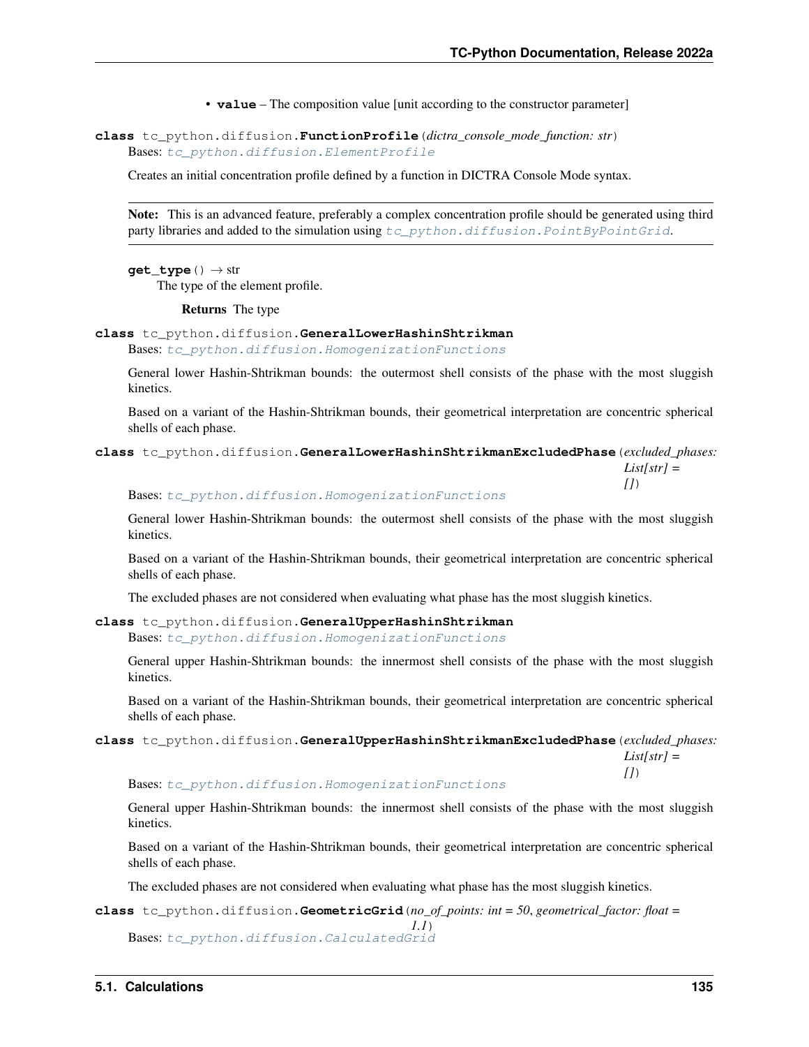- **value** – The composition value [unit according to the constructor parameter]

**class** tc_python.diffusion.**FunctionProfile**(*dictra_console_mode_function: str*)

Bases: `tc_python.diffusion.ElementProfile`

Creates an initial concentration profile defined by a function in DICTRA Console Mode syntax.

> **Note:** This is an advanced feature, preferably a complex concentration profile should be generated using third party libraries and added to the simulation using `tc_python.diffusion.PointByPointGrid`.

**get_type**() → str

The type of the element profile.

**Returns** The type

**class** tc_python.diffusion.**GeneralLowerHashinShtrikman**

Bases: `tc_python.diffusion.HomogenizationFunctions`

General lower Hashin-Shtrikman bounds: the outermost shell consists of the phase with the most sluggish kinetics.

Based on a variant of the Hashin-Shtrikman bounds, their geometrical interpretation are concentric spherical shells of each phase.

**class** tc_python.diffusion.**GeneralLowerHashinShtrikmanExcludedPhase**(*excluded_phases: List[str] = []*)

Bases: `tc_python.diffusion.HomogenizationFunctions`

General lower Hashin-Shtrikman bounds: the outermost shell consists of the phase with the most sluggish kinetics.

Based on a variant of the Hashin-Shtrikman bounds, their geometrical interpretation are concentric spherical shells of each phase.

The excluded phases are not considered when evaluating what phase has the most sluggish kinetics.

**class** tc_python.diffusion.**GeneralUpperHashinShtrikman**

Bases: `tc_python.diffusion.HomogenizationFunctions`

General upper Hashin-Shtrikman bounds: the innermost shell consists of the phase with the most sluggish kinetics.

Based on a variant of the Hashin-Shtrikman bounds, their geometrical interpretation are concentric spherical shells of each phase.

**class** tc_python.diffusion.**GeneralUpperHashinShtrikmanExcludedPhase**(*excluded_phases: List[str] = []*)

Bases: `tc_python.diffusion.HomogenizationFunctions`

General upper Hashin-Shtrikman bounds: the innermost shell consists of the phase with the most sluggish kinetics.

Based on a variant of the Hashin-Shtrikman bounds, their geometrical interpretation are concentric spherical shells of each phase.

The excluded phases are not considered when evaluating what phase has the most sluggish kinetics.

**class** tc_python.diffusion.**GeometricGrid**(*no_of_points: int = 50, geometrical_factor: float = 1.1*)

Bases: `tc_python.diffusion.CalculatedGrid`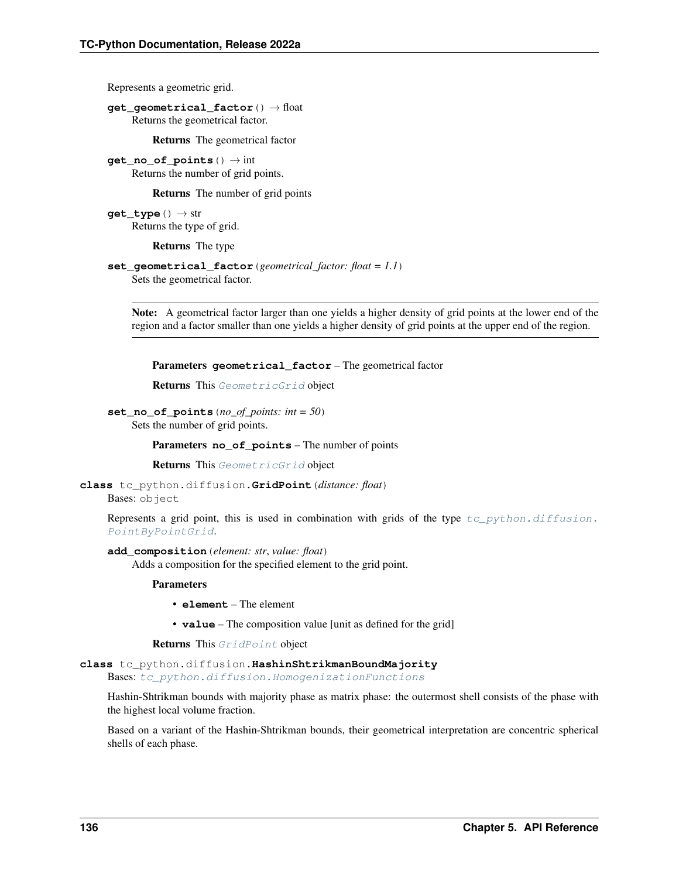Represents a geometric grid.

**get_geometrical_factor**() → float

Returns the geometrical factor.

**Returns** The geometrical factor

**get_no_of_points**() → int

Returns the number of grid points.

**Returns** The number of grid points

**get_type**() → str

Returns the type of grid.

**Returns** The type

**set_geometrical_factor**(*geometrical_factor: float = 1.1*)

Sets the geometrical factor.

**Note:** A geometrical factor larger than one yields a higher density of grid points at the lower end of the region and a factor smaller than one yields a higher density of grid points at the upper end of the region.

**Parameters** **geometrical_factor** – The geometrical factor

**Returns** This *GeometricGrid* object

**set_no_of_points**(*no_of_points: int = 50*)

Sets the number of grid points.

**Parameters** **no_of_points** – The number of points

**Returns** This *GeometricGrid* object

**class** tc_python.diffusion.**GridPoint**(*distance: float*)

Bases: object

Represents a grid point, this is used in combination with grids of the type *tc_python.diffusion.PointByPointGrid*.

**add_composition**(*element: str*, *value: float*)

Adds a composition for the specified element to the grid point.

**Parameters**

- **element** – The element
- **value** – The composition value [unit as defined for the grid]

**Returns** This *GridPoint* object

**class** tc_python.diffusion.**HashinShtrikmanBoundMajority**

Bases: *tc_python.diffusion.HomogenizationFunctions*

Hashin-Shtrikman bounds with majority phase as matrix phase: the outermost shell consists of the phase with the highest local volume fraction.

Based on a variant of the Hashin-Shtrikman bounds, their geometrical interpretation are concentric spherical shells of each phase.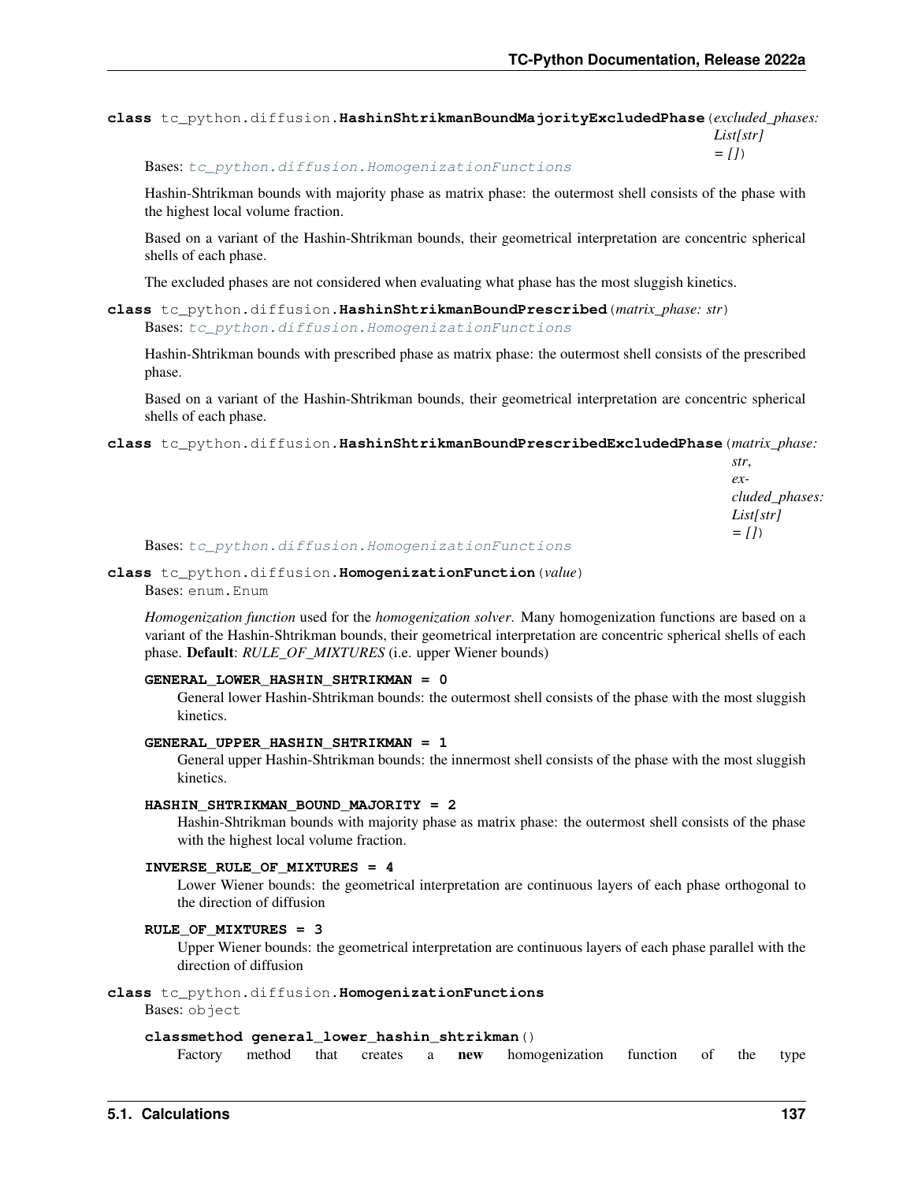**class** tc_python.diffusion.**HashinShtrikmanBoundMajorityExcludedPhase**(*excluded_phases: List[str] = []*)

Bases: *tc_python.diffusion.HomogenizationFunctions*

Hashin-Shtrikman bounds with majority phase as matrix phase: the outermost shell consists of the phase with the highest local volume fraction.

Based on a variant of the Hashin-Shtrikman bounds, their geometrical interpretation are concentric spherical shells of each phase.

The excluded phases are not considered when evaluating what phase has the most sluggish kinetics.

**class** tc_python.diffusion.**HashinShtrikmanBoundPrescribed**(*matrix_phase: str*)

Bases: *tc_python.diffusion.HomogenizationFunctions*

Hashin-Shtrikman bounds with prescribed phase as matrix phase: the outermost shell consists of the prescribed phase.

Based on a variant of the Hashin-Shtrikman bounds, their geometrical interpretation are concentric spherical shells of each phase.

**class** tc_python.diffusion.**HashinShtrikmanBoundPrescribedExcludedPhase**(*matrix_phase: str, excluded_phases: List[str] = []*)

Bases: *tc_python.diffusion.HomogenizationFunctions*

**class** tc_python.diffusion.**HomogenizationFunction**(*value*)

Bases: enum.Enum

*Homogenization function* used for the *homogenization solver*. Many homogenization functions are based on a variant of the Hashin-Shtrikman bounds, their geometrical interpretation are concentric spherical shells of each phase. **Default**: *RULE_OF_MIXTURES* (i.e. upper Wiener bounds)

**GENERAL_LOWER_HASHIN_SHTRIKMAN = 0**

General lower Hashin-Shtrikman bounds: the outermost shell consists of the phase with the most sluggish kinetics.

**GENERAL_UPPER_HASHIN_SHTRIKMAN = 1**

General upper Hashin-Shtrikman bounds: the innermost shell consists of the phase with the most sluggish kinetics.

**HASHIN_SHTRIKMAN_BOUND_MAJORITY = 2**

Hashin-Shtrikman bounds with majority phase as matrix phase: the outermost shell consists of the phase with the highest local volume fraction.

**INVERSE_RULE_OF_MIXTURES = 4**

Lower Wiener bounds: the geometrical interpretation are continuous layers of each phase orthogonal to the direction of diffusion

**RULE_OF_MIXTURES = 3**

Upper Wiener bounds: the geometrical interpretation are continuous layers of each phase parallel with the direction of diffusion

**class** tc_python.diffusion.**HomogenizationFunctions**

Bases: object

**classmethod general_lower_hashin_shtrikman**()

Factory method that creates a **new** homogenization function of the type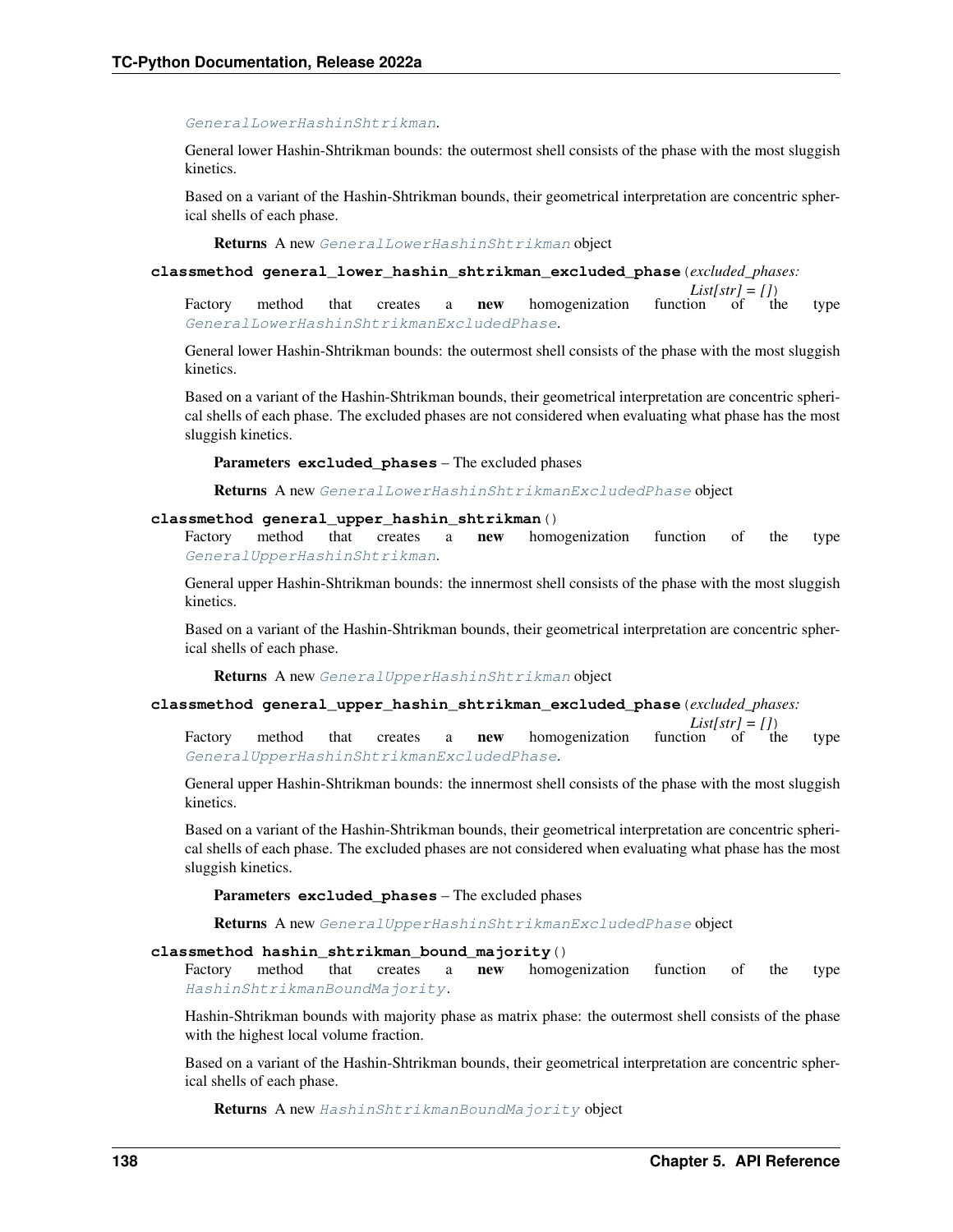`GeneralLowerHashinShtrikman`.

General lower Hashin-Shtrikman bounds: the outermost shell consists of the phase with the most sluggish kinetics.

Based on a variant of the Hashin-Shtrikman bounds, their geometrical interpretation are concentric spherical shells of each phase.

**Returns** A new `GeneralLowerHashinShtrikman` object

**classmethod general_lower_hashin_shtrikman_excluded_phase**(*excluded_phases: List[str] = []*)

Factory method that creates a **new** homogenization function of the type `GeneralLowerHashinShtrikmanExcludedPhase`.

General lower Hashin-Shtrikman bounds: the outermost shell consists of the phase with the most sluggish kinetics.

Based on a variant of the Hashin-Shtrikman bounds, their geometrical interpretation are concentric spherical shells of each phase. The excluded phases are not considered when evaluating what phase has the most sluggish kinetics.

**Parameters** **excluded_phases** – The excluded phases

**Returns** A new `GeneralLowerHashinShtrikmanExcludedPhase` object

**classmethod general_upper_hashin_shtrikman**()

Factory method that creates a **new** homogenization function of the type `GeneralUpperHashinShtrikman`.

General upper Hashin-Shtrikman bounds: the innermost shell consists of the phase with the most sluggish kinetics.

Based on a variant of the Hashin-Shtrikman bounds, their geometrical interpretation are concentric spherical shells of each phase.

**Returns** A new `GeneralUpperHashinShtrikman` object

**classmethod general_upper_hashin_shtrikman_excluded_phase**(*excluded_phases: List[str] = []*)

Factory method that creates a **new** homogenization function of the type `GeneralUpperHashinShtrikmanExcludedPhase`.

General upper Hashin-Shtrikman bounds: the innermost shell consists of the phase with the most sluggish kinetics.

Based on a variant of the Hashin-Shtrikman bounds, their geometrical interpretation are concentric spherical shells of each phase. The excluded phases are not considered when evaluating what phase has the most sluggish kinetics.

**Parameters** **excluded_phases** – The excluded phases

**Returns** A new `GeneralUpperHashinShtrikmanExcludedPhase` object

**classmethod hashin_shtrikman_bound_majority**()

Factory method that creates a **new** homogenization function of the type `HashinShtrikmanBoundMajority`.

Hashin-Shtrikman bounds with majority phase as matrix phase: the outermost shell consists of the phase with the highest local volume fraction.

Based on a variant of the Hashin-Shtrikman bounds, their geometrical interpretation are concentric spherical shells of each phase.

**Returns** A new `HashinShtrikmanBoundMajority` object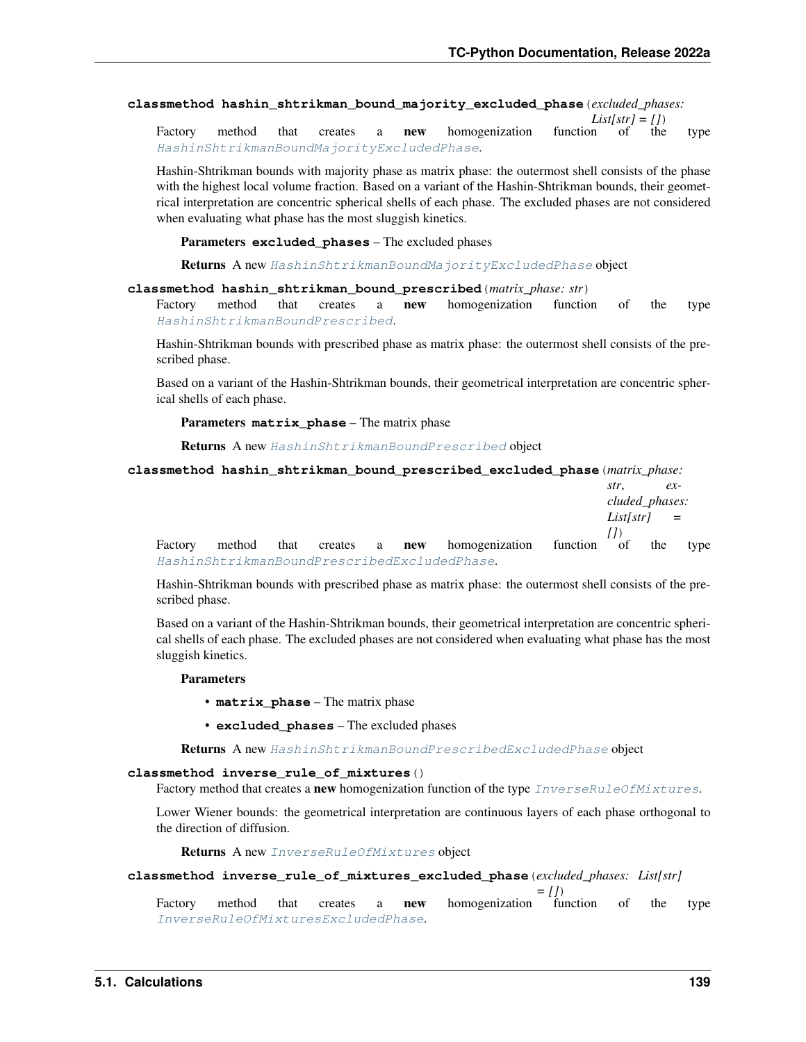**classmethod hashin_shtrikman_bound_majority_excluded_phase**(*excluded_phases: List[str] = []*)

Factory method that creates a **new** homogenization function of the type *HashinShtrikmanBoundMajorityExcludedPhase*.

Hashin-Shtrikman bounds with majority phase as matrix phase: the outermost shell consists of the phase with the highest local volume fraction. Based on a variant of the Hashin-Shtrikman bounds, their geometrical interpretation are concentric spherical shells of each phase. The excluded phases are not considered when evaluating what phase has the most sluggish kinetics.

**Parameters** **excluded_phases** – The excluded phases

**Returns** A new *HashinShtrikmanBoundMajorityExcludedPhase* object

**classmethod hashin_shtrikman_bound_prescribed**(*matrix_phase: str*)

Factory method that creates a **new** homogenization function of the type *HashinShtrikmanBoundPrescribed*.

Hashin-Shtrikman bounds with prescribed phase as matrix phase: the outermost shell consists of the prescribed phase.

Based on a variant of the Hashin-Shtrikman bounds, their geometrical interpretation are concentric spherical shells of each phase.

**Parameters** **matrix_phase** – The matrix phase

**Returns** A new *HashinShtrikmanBoundPrescribed* object

**classmethod hashin_shtrikman_bound_prescribed_excluded_phase**(*matrix_phase: str, excluded_phases: List[str] = []*)

Factory method that creates a **new** homogenization function of the type *HashinShtrikmanBoundPrescribedExcludedPhase*.

Hashin-Shtrikman bounds with prescribed phase as matrix phase: the outermost shell consists of the prescribed phase.

Based on a variant of the Hashin-Shtrikman bounds, their geometrical interpretation are concentric spherical shells of each phase. The excluded phases are not considered when evaluating what phase has the most sluggish kinetics.

**Parameters**

- **matrix_phase** – The matrix phase
- **excluded_phases** – The excluded phases

**Returns** A new *HashinShtrikmanBoundPrescribedExcludedPhase* object

**classmethod inverse_rule_of_mixtures**()

Factory method that creates a **new** homogenization function of the type *InverseRuleOfMixtures*.

Lower Wiener bounds: the geometrical interpretation are continuous layers of each phase orthogonal to the direction of diffusion.

**Returns** A new *InverseRuleOfMixtures* object

**classmethod inverse_rule_of_mixtures_excluded_phase**(*excluded_phases: List[str] = []*)

Factory method that creates a **new** homogenization function of the type *InverseRuleOfMixturesExcludedPhase*.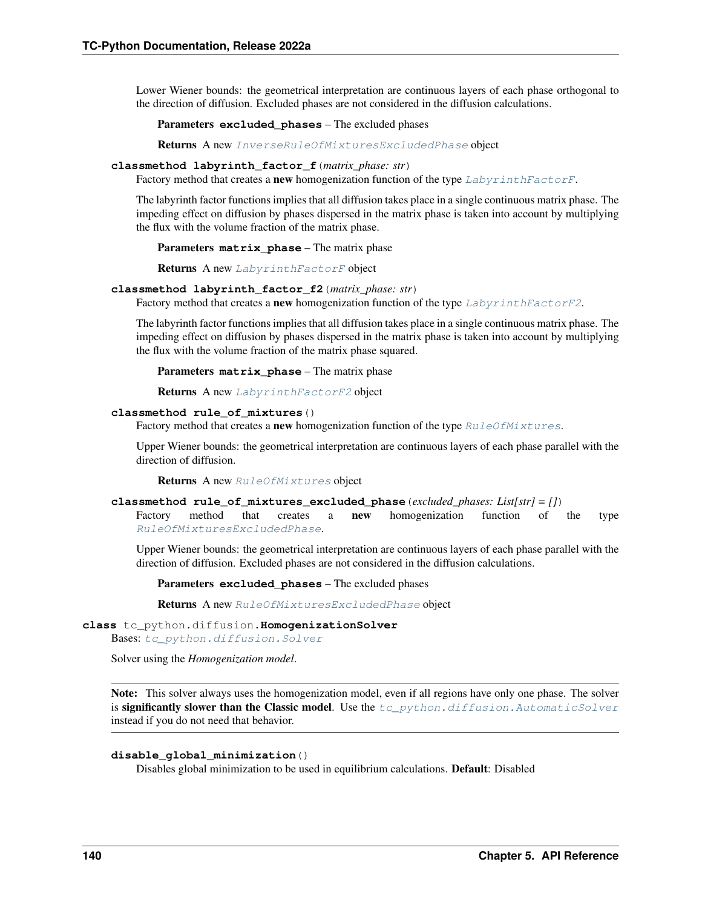Lower Wiener bounds: the geometrical interpretation are continuous layers of each phase orthogonal to the direction of diffusion. Excluded phases are not considered in the diffusion calculations.

**Parameters** **excluded_phases** – The excluded phases

**Returns** A new *InverseRuleOfMixturesExcludedPhase* object

**classmethod labyrinth_factor_f**(*matrix_phase: str*)

Factory method that creates a **new** homogenization function of the type *LabyrinthFactorF*.

The labyrinth factor functions implies that all diffusion takes place in a single continuous matrix phase. The impeding effect on diffusion by phases dispersed in the matrix phase is taken into account by multiplying the flux with the volume fraction of the matrix phase.

**Parameters** **matrix_phase** – The matrix phase

**Returns** A new *LabyrinthFactorF* object

**classmethod labyrinth_factor_f2**(*matrix_phase: str*)

Factory method that creates a **new** homogenization function of the type *LabyrinthFactorF2*.

The labyrinth factor functions implies that all diffusion takes place in a single continuous matrix phase. The impeding effect on diffusion by phases dispersed in the matrix phase is taken into account by multiplying the flux with the volume fraction of the matrix phase squared.

**Parameters** **matrix_phase** – The matrix phase

**Returns** A new *LabyrinthFactorF2* object

**classmethod rule_of_mixtures**()

Factory method that creates a **new** homogenization function of the type *RuleOfMixtures*.

Upper Wiener bounds: the geometrical interpretation are continuous layers of each phase parallel with the direction of diffusion.

**Returns** A new *RuleOfMixtures* object

**classmethod rule_of_mixtures_excluded_phase**(*excluded_phases: List[str] = []*)

Factory method that creates a **new** homogenization function of the type *RuleOfMixturesExcludedPhase*.

Upper Wiener bounds: the geometrical interpretation are continuous layers of each phase parallel with the direction of diffusion. Excluded phases are not considered in the diffusion calculations.

**Parameters** **excluded_phases** – The excluded phases

**Returns** A new *RuleOfMixturesExcludedPhase* object

**class** tc_python.diffusion.**HomogenizationSolver**

Bases: *tc_python.diffusion.Solver*

Solver using the *Homogenization model*.

**Note:** This solver always uses the homogenization model, even if all regions have only one phase. The solver is **significantly slower than the Classic model**. Use the *tc_python.diffusion.AutomaticSolver* instead if you do not need that behavior.

**disable_global_minimization**()

Disables global minimization to be used in equilibrium calculations. **Default**: Disabled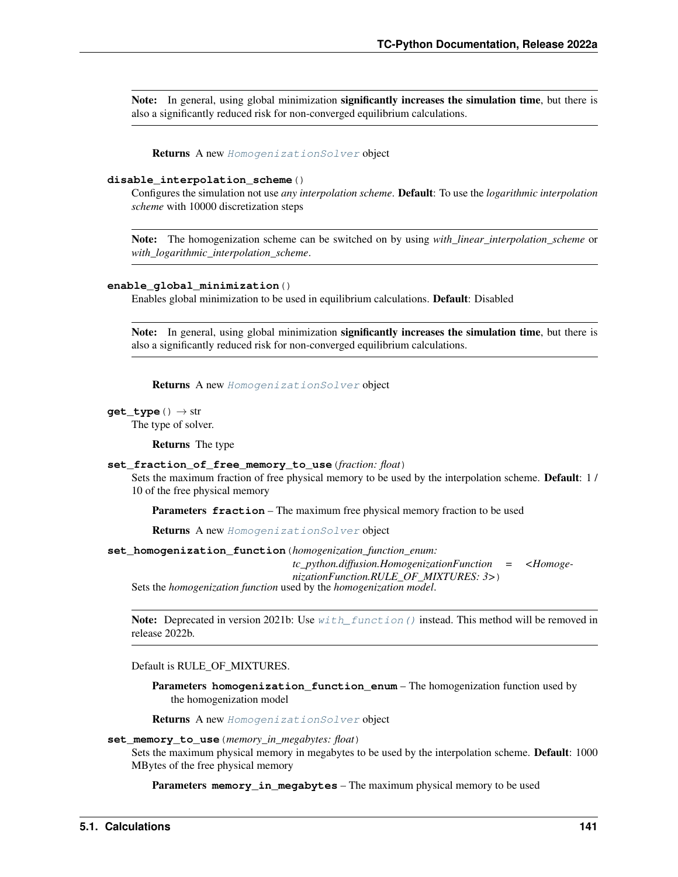**Note:** In general, using global minimization **significantly increases the simulation time**, but there is also a significantly reduced risk for non-converged equilibrium calculations.

**Returns** A new *HomogenizationSolver* object

**disable_interpolation_scheme**()

Configures the simulation not use *any interpolation scheme*. **Default**: To use the *logarithmic interpolation scheme* with 10000 discretization steps

**Note:** The homogenization scheme can be switched on by using *with_linear_interpolation_scheme* or *with_logarithmic_interpolation_scheme*.

**enable_global_minimization**()

Enables global minimization to be used in equilibrium calculations. **Default**: Disabled

**Note:** In general, using global minimization **significantly increases the simulation time**, but there is also a significantly reduced risk for non-converged equilibrium calculations.

**Returns** A new *HomogenizationSolver* object

**get_type**() → str

The type of solver.

**Returns** The type

**set_fraction_of_free_memory_to_use**(*fraction: float*)

Sets the maximum fraction of free physical memory to be used by the interpolation scheme. **Default**: 1 / 10 of the free physical memory

**Parameters** **fraction** – The maximum free physical memory fraction to be used

**Returns** A new *HomogenizationSolver* object

**set_homogenization_function**(*homogenization_function_enum: tc_python.diffusion.HomogenizationFunction = <HomogenizationFunction.RULE_OF_MIXTURES: 3>*)

Sets the *homogenization function* used by the *homogenization model*.

**Note:** Deprecated in version 2021b: Use *with_function()* instead. This method will be removed in release 2022b.

Default is RULE_OF_MIXTURES.

**Parameters** **homogenization_function_enum** – The homogenization function used by the homogenization model

**Returns** A new *HomogenizationSolver* object

**set_memory_to_use**(*memory_in_megabytes: float*)

Sets the maximum physical memory in megabytes to be used by the interpolation scheme. **Default**: 1000 MBytes of the free physical memory

**Parameters** **memory_in_megabytes** – The maximum physical memory to be used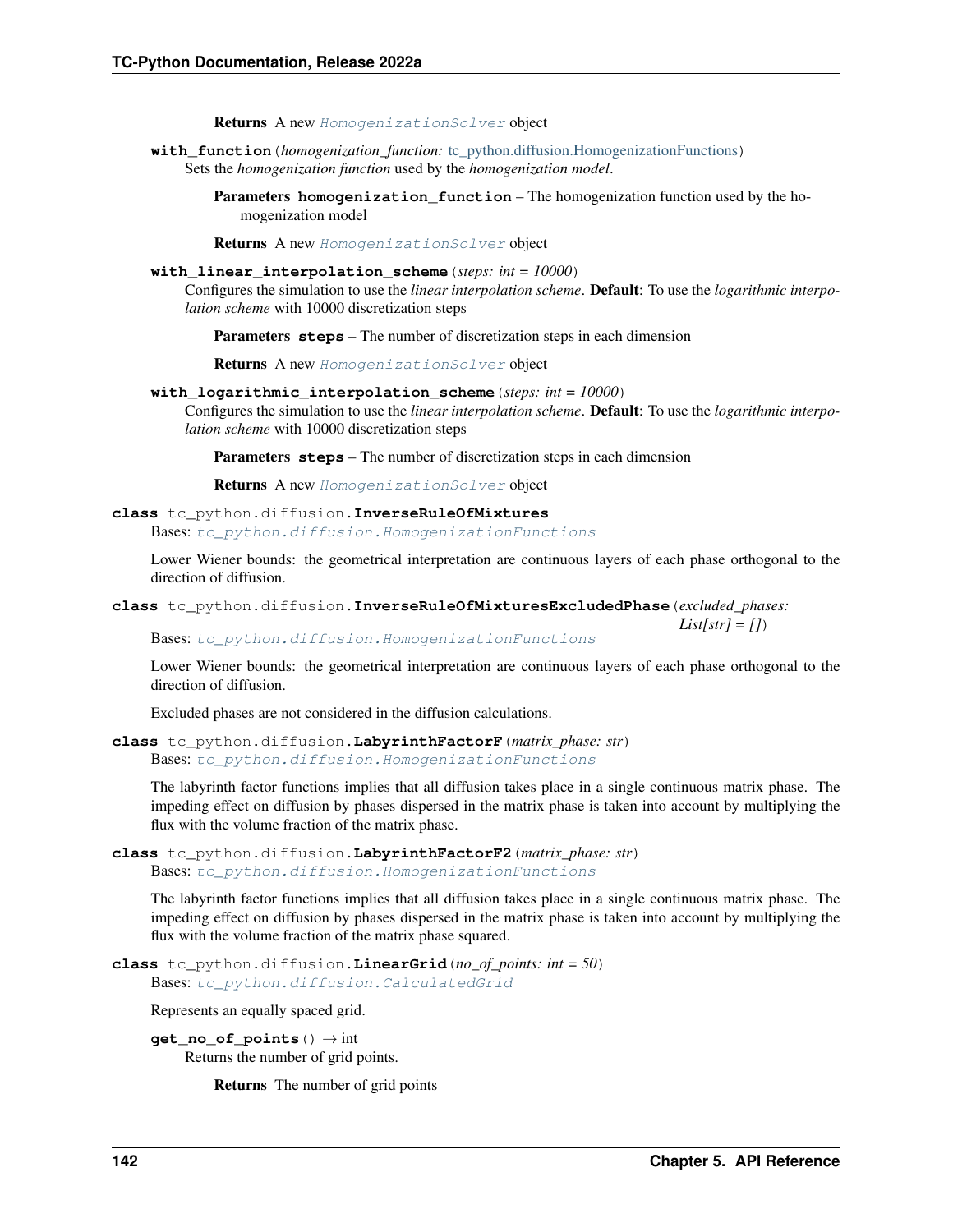**Returns** A new *HomogenizationSolver* object

**with_function**(*homogenization_function: tc_python.diffusion.HomogenizationFunctions*)

Sets the *homogenization function* used by the *homogenization model*.

**Parameters** **homogenization_function** – The homogenization function used by the homogenization model

**Returns** A new *HomogenizationSolver* object

**with_linear_interpolation_scheme**(*steps: int = 10000*)

Configures the simulation to use the *linear interpolation scheme*. **Default**: To use the *logarithmic interpolation scheme* with 10000 discretization steps

**Parameters** **steps** – The number of discretization steps in each dimension

**Returns** A new *HomogenizationSolver* object

**with_logarithmic_interpolation_scheme**(*steps: int = 10000*)

Configures the simulation to use the *linear interpolation scheme*. **Default**: To use the *logarithmic interpolation scheme* with 10000 discretization steps

**Parameters** **steps** – The number of discretization steps in each dimension

**Returns** A new *HomogenizationSolver* object

**class** tc_python.diffusion.**InverseRuleOfMixtures**

Bases: *tc_python.diffusion.HomogenizationFunctions*

Lower Wiener bounds: the geometrical interpretation are continuous layers of each phase orthogonal to the direction of diffusion.

**class** tc_python.diffusion.**InverseRuleOfMixturesExcludedPhase**(*excluded_phases: List[str] = []*)

Bases: *tc_python.diffusion.HomogenizationFunctions*

Lower Wiener bounds: the geometrical interpretation are continuous layers of each phase orthogonal to the direction of diffusion.

Excluded phases are not considered in the diffusion calculations.

**class** tc_python.diffusion.**LabyrinthFactorF**(*matrix_phase: str*)

Bases: *tc_python.diffusion.HomogenizationFunctions*

The labyrinth factor functions implies that all diffusion takes place in a single continuous matrix phase. The impeding effect on diffusion by phases dispersed in the matrix phase is taken into account by multiplying the flux with the volume fraction of the matrix phase.

**class** tc_python.diffusion.**LabyrinthFactorF2**(*matrix_phase: str*)

Bases: *tc_python.diffusion.HomogenizationFunctions*

The labyrinth factor functions implies that all diffusion takes place in a single continuous matrix phase. The impeding effect on diffusion by phases dispersed in the matrix phase is taken into account by multiplying the flux with the volume fraction of the matrix phase squared.

**class** tc_python.diffusion.**LinearGrid**(*no_of_points: int = 50*)

Bases: *tc_python.diffusion.CalculatedGrid*

Represents an equally spaced grid.

**get_no_of_points**() → int

Returns the number of grid points.

**Returns** The number of grid points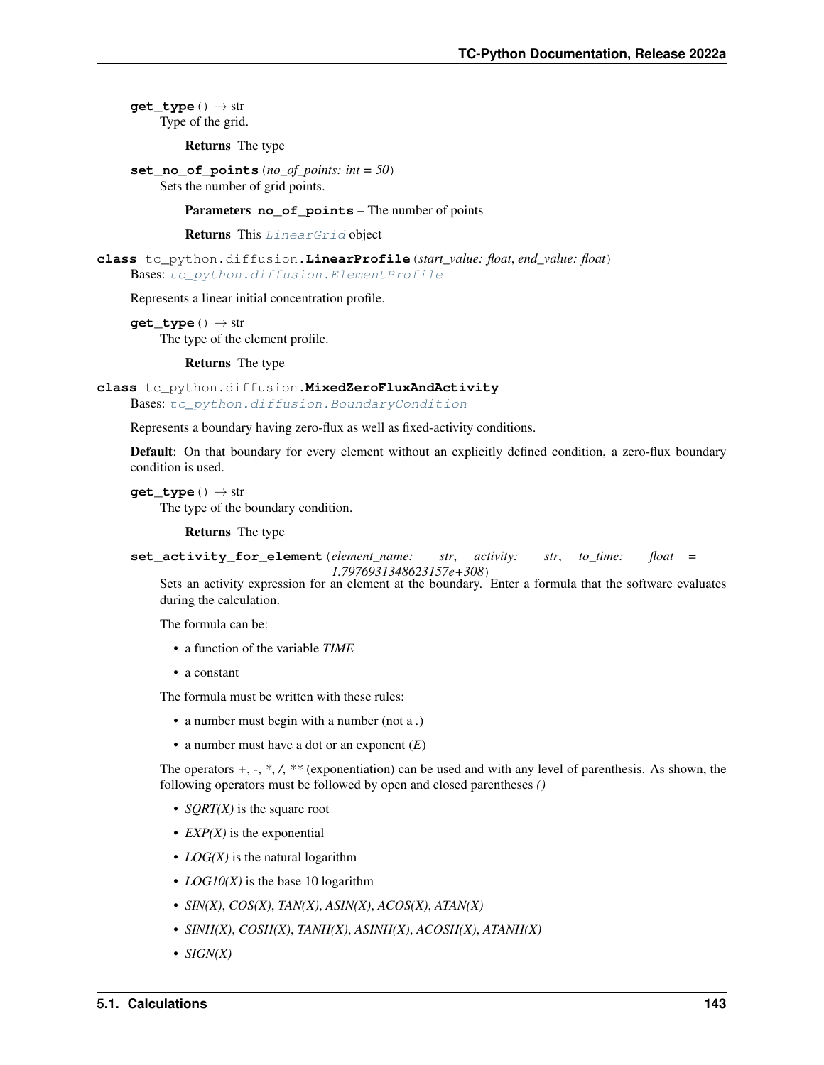**get_type**() → str

Type of the grid.

**Returns** The type

**set_no_of_points**(*no_of_points: int = 50*)

Sets the number of grid points.

**Parameters** **no_of_points** – The number of points

**Returns** This *LinearGrid* object

**class** tc_python.diffusion.**LinearProfile**(*start_value: float*, *end_value: float*)

Bases: *tc_python.diffusion.ElementProfile*

Represents a linear initial concentration profile.

**get_type**() → str

The type of the element profile.

**Returns** The type

**class** tc_python.diffusion.**MixedZeroFluxAndActivity**

Bases: *tc_python.diffusion.BoundaryCondition*

Represents a boundary having zero-flux as well as fixed-activity conditions.

**Default**: On that boundary for every element without an explicitly defined condition, a zero-flux boundary condition is used.

**get_type**() → str

The type of the boundary condition.

**Returns** The type

**set_activity_for_element**(*element_name: str*, *activity: str*, *to_time: float = 1.7976931348623157e+308*)

Sets an activity expression for an element at the boundary. Enter a formula that the software evaluates during the calculation.

The formula can be:

- a function of the variable *TIME*
- a constant

The formula must be written with these rules:

- a number must begin with a number (not a .)
- a number must have a dot or an exponent (*E*)

The operators +, -, *, /, ** (exponentiation) can be used and with any level of parenthesis. As shown, the following operators must be followed by open and closed parentheses *()*

- *SQRT(X)* is the square root
- *EXP(X)* is the exponential
- *LOG(X)* is the natural logarithm
- *LOG10(X)* is the base 10 logarithm
- *SIN(X)*, *COS(X)*, *TAN(X)*, *ASIN(X)*, *ACOS(X)*, *ATAN(X)*
- *SINH(X)*, *COSH(X)*, *TANH(X)*, *ASINH(X)*, *ACOSH(X)*, *ATANH(X)*
- *SIGN(X)*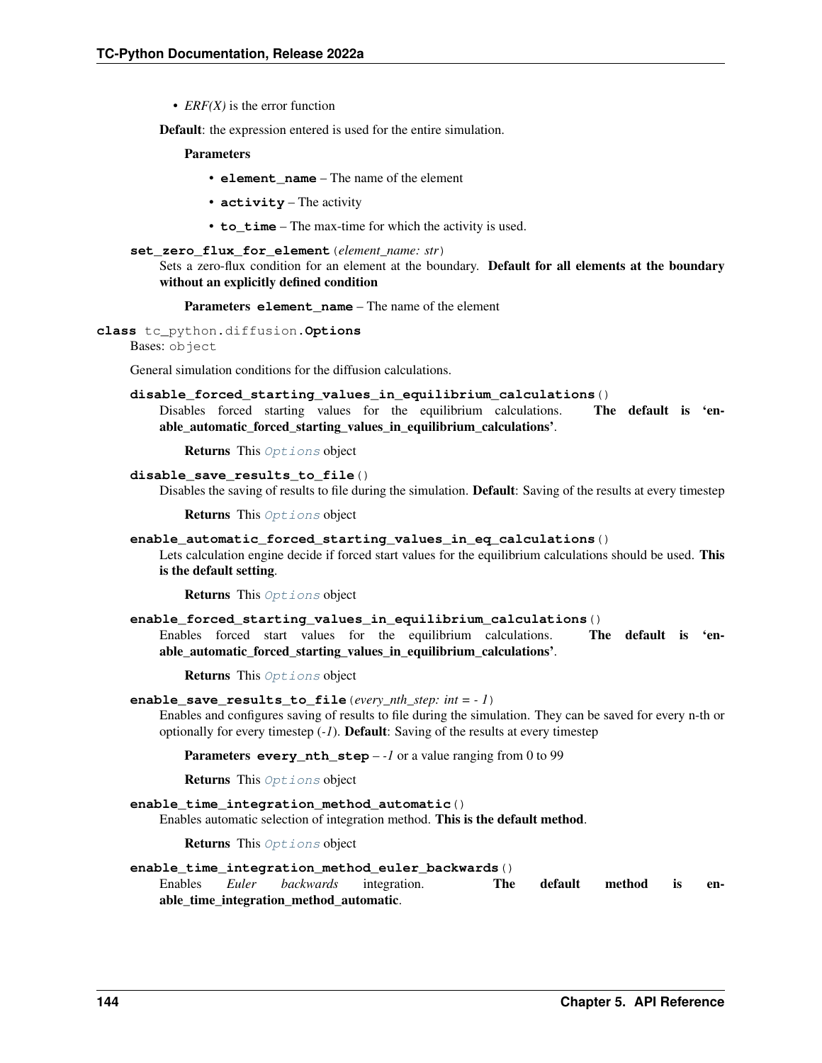- *ERF(X)* is the error function

**Default**: the expression entered is used for the entire simulation.

**Parameters**

- **element_name** – The name of the element
- **activity** – The activity
- **to_time** – The max-time for which the activity is used.

**set_zero_flux_for_element**(*element_name: str*)

Sets a zero-flux condition for an element at the boundary. **Default for all elements at the boundary without an explicitly defined condition**

**Parameters** **element_name** – The name of the element

**class** tc_python.diffusion.**Options**

Bases: object

General simulation conditions for the diffusion calculations.

**disable_forced_starting_values_in_equilibrium_calculations**()

Disables forced starting values for the equilibrium calculations. **The default is 'enable_automatic_forced_starting_values_in_equilibrium_calculations'**.

**Returns** This *Options* object

**disable_save_results_to_file**()

Disables the saving of results to file during the simulation. **Default**: Saving of the results at every timestep

**Returns** This *Options* object

**enable_automatic_forced_starting_values_in_eq_calculations**()

Lets calculation engine decide if forced start values for the equilibrium calculations should be used. **This is the default setting**.

**Returns** This *Options* object

**enable_forced_starting_values_in_equilibrium_calculations**()

Enables forced start values for the equilibrium calculations. **The default is 'enable_automatic_forced_starting_values_in_equilibrium_calculations'**.

**Returns** This *Options* object

**enable_save_results_to_file**(*every_nth_step: int = - 1*)

Enables and configures saving of results to file during the simulation. They can be saved for every n-th or optionally for every timestep (*-1*). **Default**: Saving of the results at every timestep

**Parameters** **every_nth_step** – *-1* or a value ranging from 0 to 99

**Returns** This *Options* object

**enable_time_integration_method_automatic**()

Enables automatic selection of integration method. **This is the default method**.

**Returns** This *Options* object

**enable_time_integration_method_euler_backwards**()

Enables *Euler backwards* integration. **The default method is enable_time_integration_method_automatic**.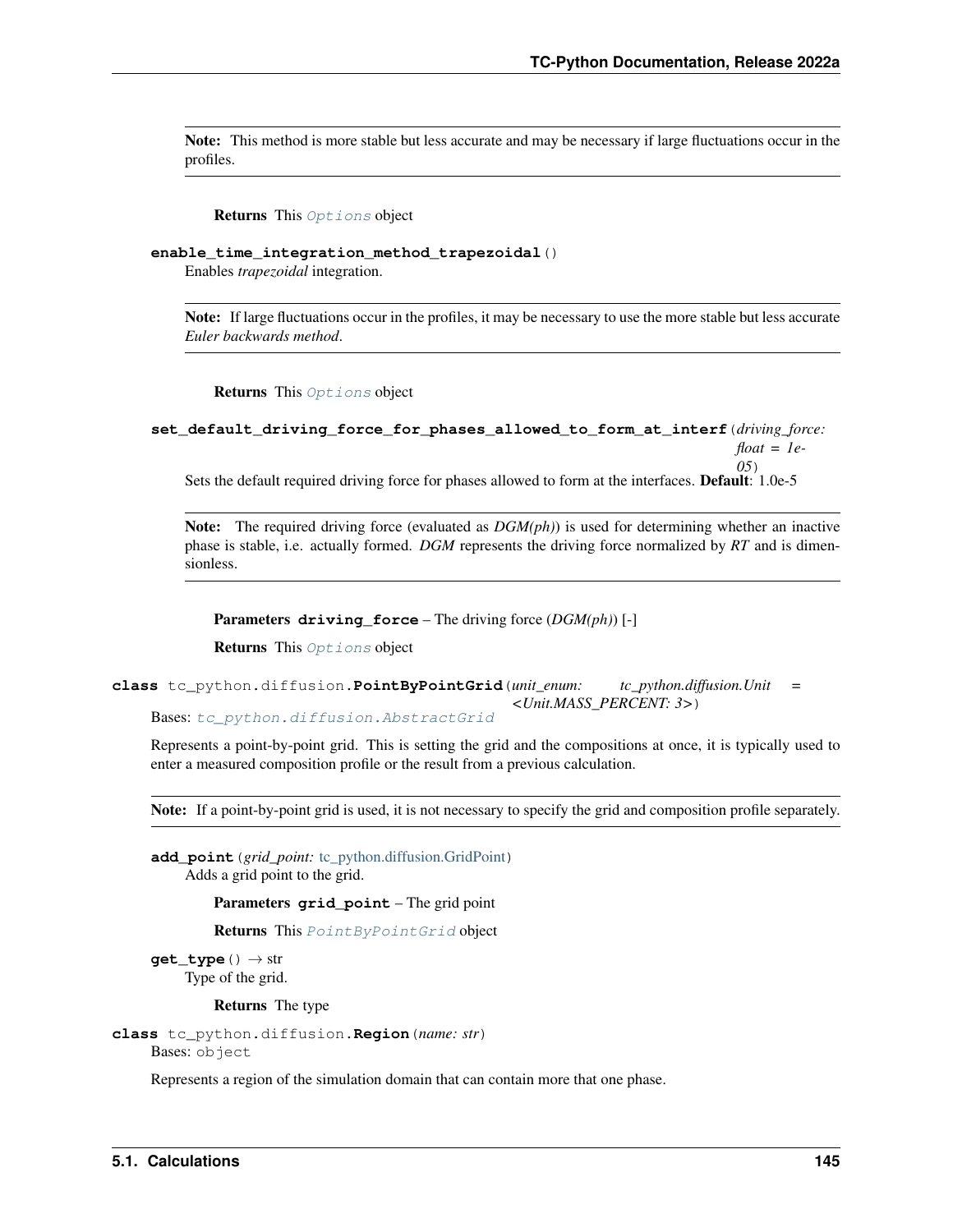**Note:** This method is more stable but less accurate and may be necessary if large fluctuations occur in the profiles.

**Returns** This *Options* object

**enable_time_integration_method_trapezoidal**()

Enables *trapezoidal* integration.

**Note:** If large fluctuations occur in the profiles, it may be necessary to use the more stable but less accurate *Euler backwards method*.

**Returns** This *Options* object

**set_default_driving_force_for_phases_allowed_to_form_at_interf**(*driving_force: float = 1e-05*)

Sets the default required driving force for phases allowed to form at the interfaces. **Default**: 1.0e-5

**Note:** The required driving force (evaluated as *DGM(ph)*) is used for determining whether an inactive phase is stable, i.e. actually formed. *DGM* represents the driving force normalized by *RT* and is dimensionless.

**Parameters** **driving_force** – The driving force (*DGM(ph)*) [-]

**Returns** This *Options* object

**class** tc_python.diffusion.**PointByPointGrid**(*unit_enum: tc_python.diffusion.Unit = <Unit.MASS_PERCENT: 3>*)

Bases: *tc_python.diffusion.AbstractGrid*

Represents a point-by-point grid. This is setting the grid and the compositions at once, it is typically used to enter a measured composition profile or the result from a previous calculation.

**Note:** If a point-by-point grid is used, it is not necessary to specify the grid and composition profile separately.

**add_point**(*grid_point:* tc_python.diffusion.GridPoint)

Adds a grid point to the grid.

**Parameters** **grid_point** – The grid point

**Returns** This *PointByPointGrid* object

**get_type**() → str

Type of the grid.

**Returns** The type

**class** tc_python.diffusion.**Region**(*name: str*)

Bases: object

Represents a region of the simulation domain that can contain more that one phase.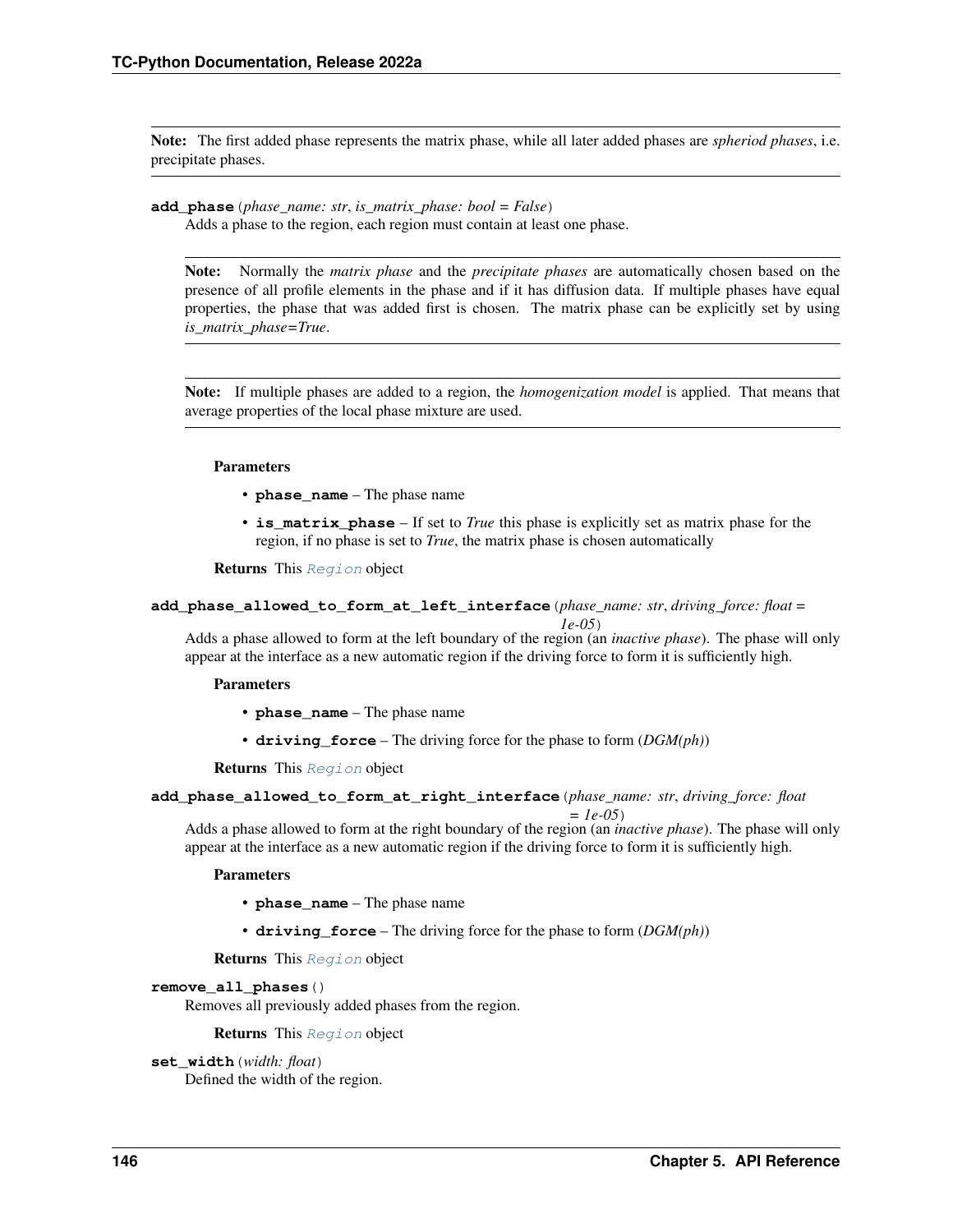**Note:** The first added phase represents the matrix phase, while all later added phases are *spheriod phases*, i.e. precipitate phases.

**add_phase**(*phase_name: str*, *is_matrix_phase: bool = False*)

Adds a phase to the region, each region must contain at least one phase.

**Note:** Normally the *matrix phase* and the *precipitate phases* are automatically chosen based on the presence of all profile elements in the phase and if it has diffusion data. If multiple phases have equal properties, the phase that was added first is chosen. The matrix phase can be explicitly set by using *is_matrix_phase=True*.

**Note:** If multiple phases are added to a region, the *homogenization model* is applied. That means that average properties of the local phase mixture are used.

**Parameters**

- **phase_name** – The phase name
- **is_matrix_phase** – If set to *True* this phase is explicitly set as matrix phase for the region, if no phase is set to *True*, the matrix phase is chosen automatically

**Returns** This `Region` object

**add_phase_allowed_to_form_at_left_interface**(*phase_name: str*, *driving_force: float = 1e-05*)

Adds a phase allowed to form at the left boundary of the region (an *inactive phase*). The phase will only appear at the interface as a new automatic region if the driving force to form it is sufficiently high.

**Parameters**

- **phase_name** – The phase name
- **driving_force** – The driving force for the phase to form (*DGM(ph)*)

**Returns** This `Region` object

**add_phase_allowed_to_form_at_right_interface**(*phase_name: str*, *driving_force: float = 1e-05*)

Adds a phase allowed to form at the right boundary of the region (an *inactive phase*). The phase will only appear at the interface as a new automatic region if the driving force to form it is sufficiently high.

**Parameters**

- **phase_name** – The phase name
- **driving_force** – The driving force for the phase to form (*DGM(ph)*)

**Returns** This `Region` object

**remove_all_phases**()

Removes all previously added phases from the region.

**Returns** This `Region` object

**set_width**(*width: float*)

Defined the width of the region.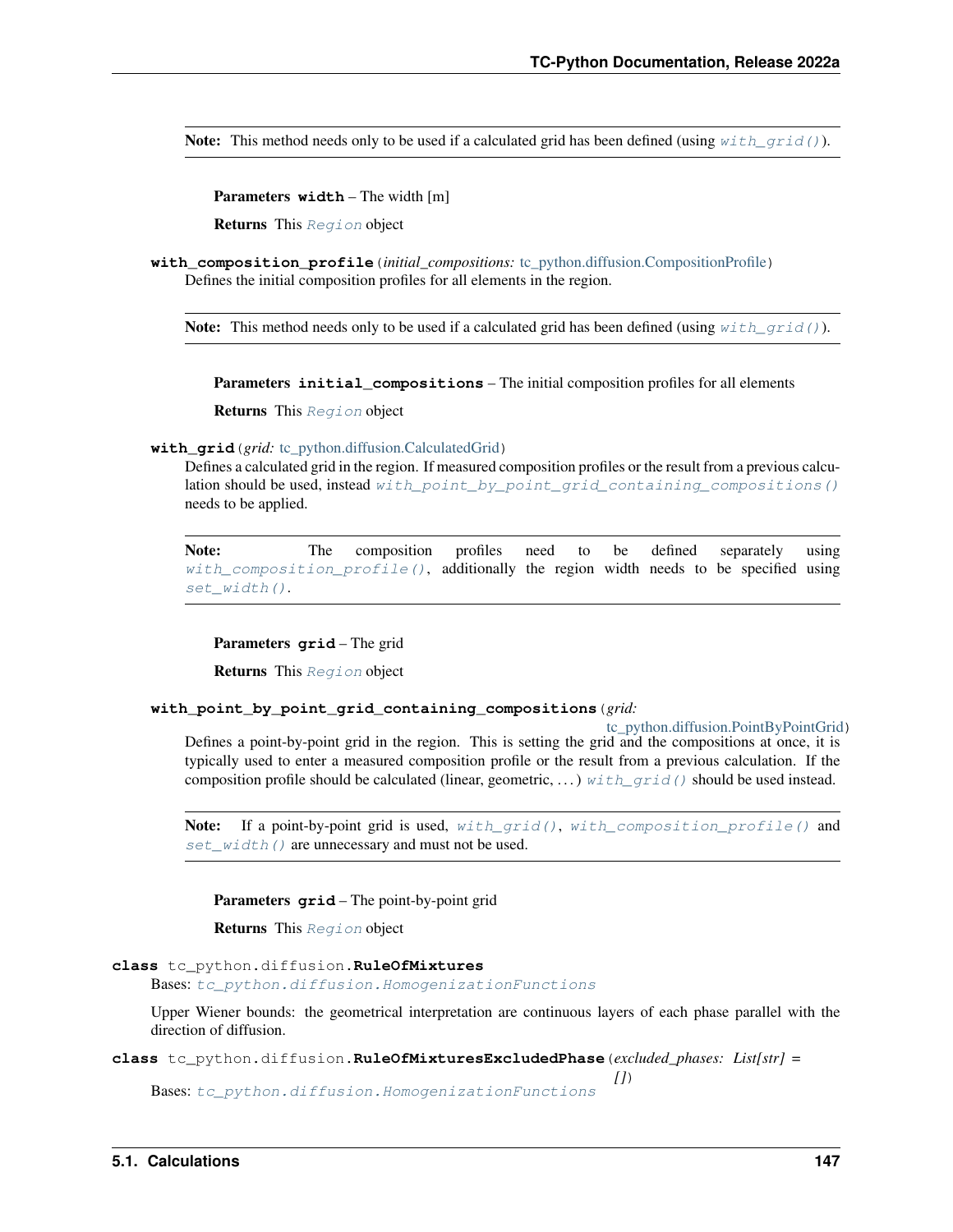**Note:** This method needs only to be used if a calculated grid has been defined (using `with_grid()`).

**Parameters** **width** – The width [m]

**Returns** This `Region` object

**with_composition_profile**(*initial_compositions:* tc_python.diffusion.CompositionProfile)

Defines the initial composition profiles for all elements in the region.

**Note:** This method needs only to be used if a calculated grid has been defined (using `with_grid()`).

**Parameters** **initial_compositions** – The initial composition profiles for all elements

**Returns** This `Region` object

**with_grid**(*grid:* tc_python.diffusion.CalculatedGrid)

Defines a calculated grid in the region. If measured composition profiles or the result from a previous calculation should be used, instead `with_point_by_point_grid_containing_compositions()` needs to be applied.

**Note:** The composition profiles need to be defined separately using `with_composition_profile()`, additionally the region width needs to be specified using `set_width()`.

**Parameters** **grid** – The grid

**Returns** This `Region` object

**with_point_by_point_grid_containing_compositions**(*grid:* tc_python.diffusion.PointByPointGrid)

Defines a point-by-point grid in the region. This is setting the grid and the compositions at once, it is typically used to enter a measured composition profile or the result from a previous calculation. If the composition profile should be calculated (linear, geometric, . . . ) `with_grid()` should be used instead.

**Note:** If a point-by-point grid is used, `with_grid()`, `with_composition_profile()` and `set_width()` are unnecessary and must not be used.

**Parameters** **grid** – The point-by-point grid

**Returns** This `Region` object

**class** tc_python.diffusion.**RuleOfMixtures**

Bases: `tc_python.diffusion.HomogenizationFunctions`

Upper Wiener bounds: the geometrical interpretation are continuous layers of each phase parallel with the direction of diffusion.

**class** tc_python.diffusion.**RuleOfMixturesExcludedPhase**(*excluded_phases: List[str] = []*)

Bases: `tc_python.diffusion.HomogenizationFunctions`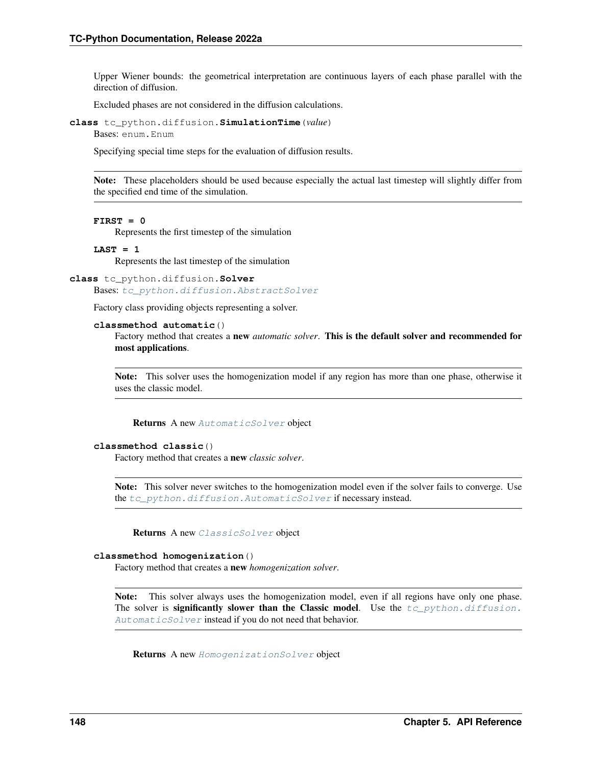Upper Wiener bounds: the geometrical interpretation are continuous layers of each phase parallel with the direction of diffusion.

Excluded phases are not considered in the diffusion calculations.

**class** tc_python.diffusion.**SimulationTime**(*value*)

Bases: enum.Enum

Specifying special time steps for the evaluation of diffusion results.

> **Note:** These placeholders should be used because especially the actual last timestep will slightly differ from the specified end time of the simulation.

**FIRST = 0**

Represents the first timestep of the simulation

**LAST = 1**

Represents the last timestep of the simulation

**class** tc_python.diffusion.**Solver**

Bases: *tc_python.diffusion.AbstractSolver*

Factory class providing objects representing a solver.

**classmethod automatic**()

Factory method that creates a **new** *automatic solver*. **This is the default solver and recommended for most applications**.

> **Note:** This solver uses the homogenization model if any region has more than one phase, otherwise it uses the classic model.

**Returns** A new *AutomaticSolver* object

**classmethod classic**()

Factory method that creates a **new** *classic solver*.

> **Note:** This solver never switches to the homogenization model even if the solver fails to converge. Use the *tc_python.diffusion.AutomaticSolver* if necessary instead.

**Returns** A new *ClassicSolver* object

**classmethod homogenization**()

Factory method that creates a **new** *homogenization solver*.

> **Note:** This solver always uses the homogenization model, even if all regions have only one phase. The solver is **significantly slower than the Classic model**. Use the *tc_python.diffusion.AutomaticSolver* instead if you do not need that behavior.

**Returns** A new *HomogenizationSolver* object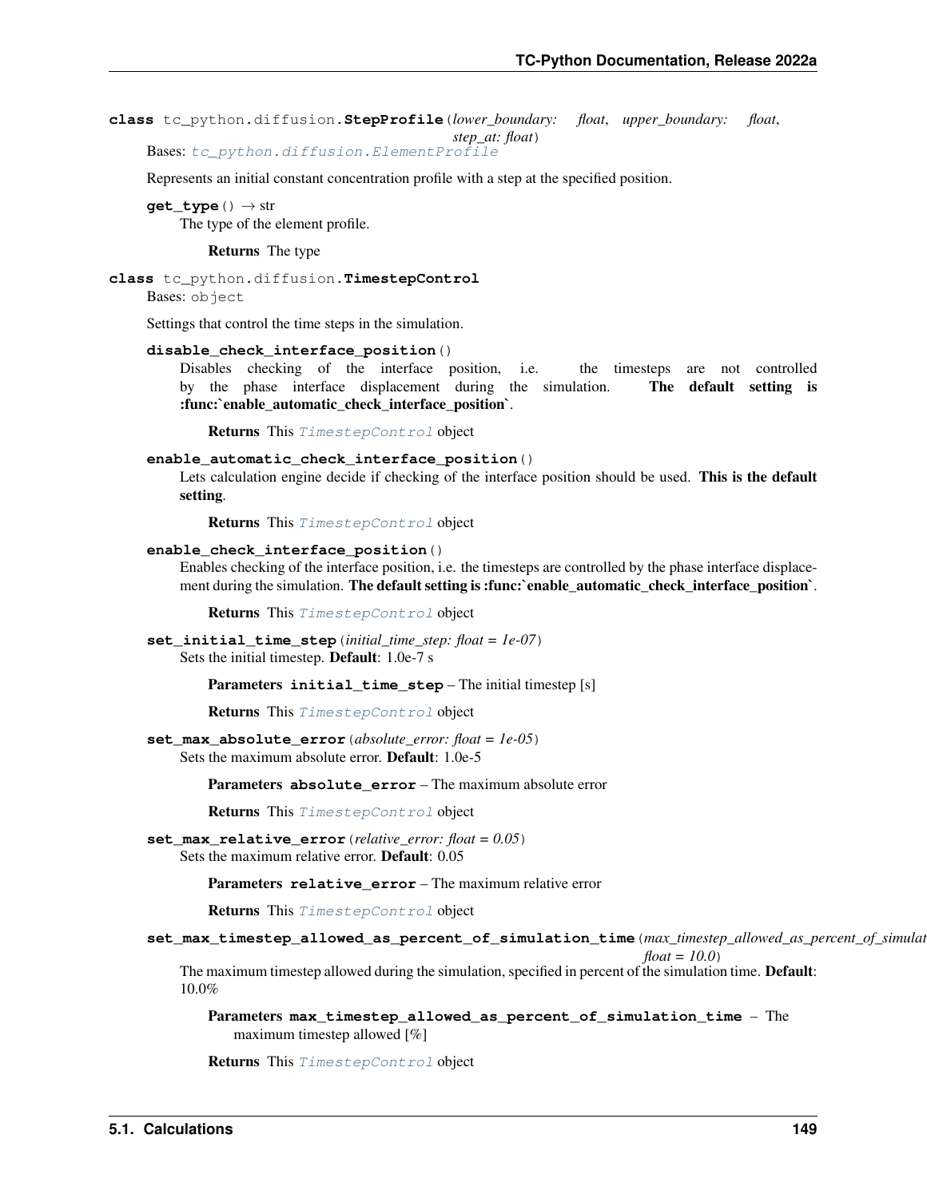**class** tc_python.diffusion.**StepProfile**(*lower_boundary: float*, *upper_boundary: float*, *step_at: float*)

Bases: `tc_python.diffusion.ElementProfile`

Represents an initial constant concentration profile with a step at the specified position.

**get_type**() → str

The type of the element profile.

**Returns** The type

**class** tc_python.diffusion.**TimestepControl**

Bases: `object`

Settings that control the time steps in the simulation.

**disable_check_interface_position**()

Disables checking of the interface position, i.e. the timesteps are not controlled by the phase interface displacement during the simulation. **The default setting is :func:`enable_automatic_check_interface_position`**.

**Returns** This `TimestepControl` object

**enable_automatic_check_interface_position**()

Lets calculation engine decide if checking of the interface position should be used. **This is the default setting**.

**Returns** This `TimestepControl` object

**enable_check_interface_position**()

Enables checking of the interface position, i.e. the timesteps are controlled by the phase interface displacement during the simulation. **The default setting is :func:`enable_automatic_check_interface_position`**.

**Returns** This `TimestepControl` object

**set_initial_time_step**(*initial_time_step: float = 1e-07*)

Sets the initial timestep. **Default**: 1.0e-7 s

**Parameters** **initial_time_step** – The initial timestep [s]

**Returns** This `TimestepControl` object

**set_max_absolute_error**(*absolute_error: float = 1e-05*)

Sets the maximum absolute error. **Default**: 1.0e-5

**Parameters** **absolute_error** – The maximum absolute error

**Returns** This `TimestepControl` object

**set_max_relative_error**(*relative_error: float = 0.05*)

Sets the maximum relative error. **Default**: 0.05

**Parameters** **relative_error** – The maximum relative error

**Returns** This `TimestepControl` object

**set_max_timestep_allowed_as_percent_of_simulation_time**(*max_timestep_allowed_as_percent_of_simulat float = 10.0*)

The maximum timestep allowed during the simulation, specified in percent of the simulation time. **Default**: 10.0%

**Parameters** **max_timestep_allowed_as_percent_of_simulation_time** – The maximum timestep allowed [%]

**Returns** This `TimestepControl` object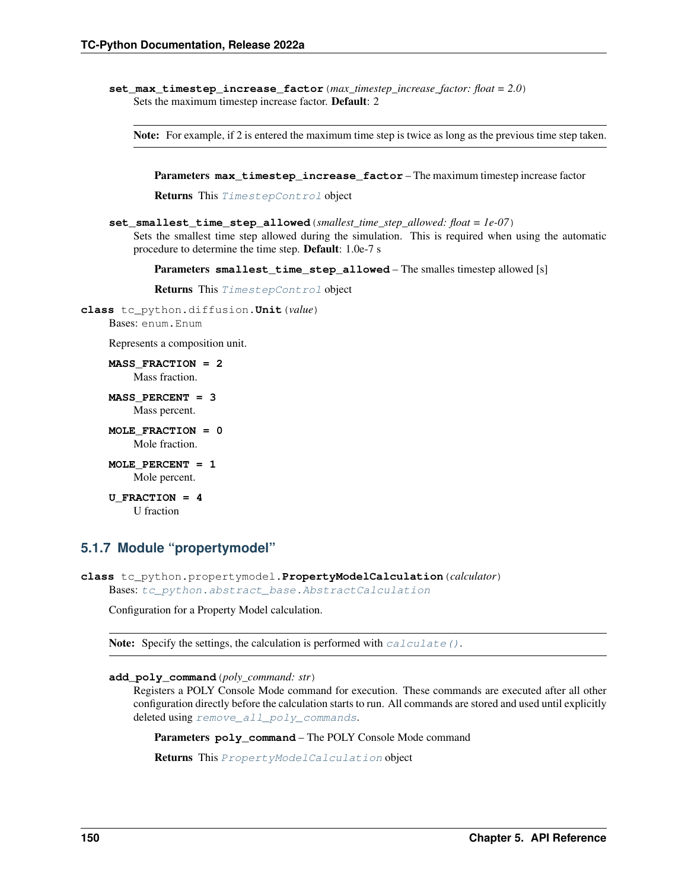**set_max_timestep_increase_factor**(*max_timestep_increase_factor: float = 2.0*)

Sets the maximum timestep increase factor. **Default**: 2

**Note:** For example, if 2 is entered the maximum time step is twice as long as the previous time step taken.

**Parameters** **max_timestep_increase_factor** – The maximum timestep increase factor

**Returns** This `TimestepControl` object

**set_smallest_time_step_allowed**(*smallest_time_step_allowed: float = 1e-07*)

Sets the smallest time step allowed during the simulation. This is required when using the automatic procedure to determine the time step. **Default**: 1.0e-7 s

**Parameters** **smallest_time_step_allowed** – The smalles timestep allowed [s]

**Returns** This `TimestepControl` object

**class** tc_python.diffusion.**Unit**(*value*)

Bases: `enum.Enum`

Represents a composition unit.

**MASS_FRACTION = 2**
Mass fraction.

**MASS_PERCENT = 3**
Mass percent.

**MOLE_FRACTION = 0**
Mole fraction.

**MOLE_PERCENT = 1**
Mole percent.

**U_FRACTION = 4**
U fraction

### 5.1.7 Module "propertymodel"

**class** tc_python.propertymodel.**PropertyModelCalculation**(*calculator*)

Bases: `tc_python.abstract_base.AbstractCalculation`

Configuration for a Property Model calculation.

**Note:** Specify the settings, the calculation is performed with `calculate()`.

**add_poly_command**(*poly_command: str*)

Registers a POLY Console Mode command for execution. These commands are executed after all other configuration directly before the calculation starts to run. All commands are stored and used until explicitly deleted using `remove_all_poly_commands`.

**Parameters** **poly_command** – The POLY Console Mode command

**Returns** This `PropertyModelCalculation` object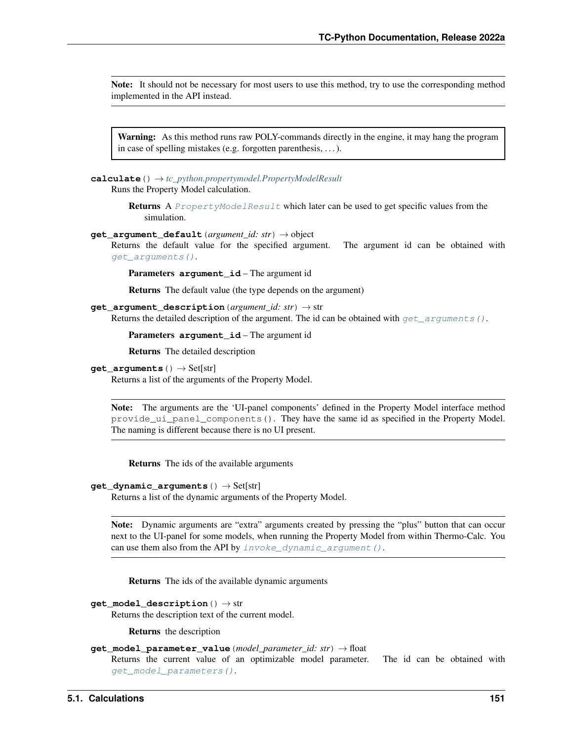**Note:** It should not be necessary for most users to use this method, try to use the corresponding method implemented in the API instead.

**Warning:** As this method runs raw POLY-commands directly in the engine, it may hang the program in case of spelling mistakes (e.g. forgotten parenthesis, …).

**calculate**() → *tc_python.propertymodel.PropertyModelResult*

Runs the Property Model calculation.

**Returns** A `PropertyModelResult` which later can be used to get specific values from the simulation.

**get_argument_default**(*argument_id: str*) → object

Returns the default value for the specified argument. The argument id can be obtained with `get_arguments()`.

**Parameters** **argument_id** – The argument id

**Returns** The default value (the type depends on the argument)

**get_argument_description**(*argument_id: str*) → str

Returns the detailed description of the argument. The id can be obtained with `get_arguments()`.

**Parameters** **argument_id** – The argument id

**Returns** The detailed description

**get_arguments**() → Set[str]

Returns a list of the arguments of the Property Model.

**Note:** The arguments are the 'UI-panel components' defined in the Property Model interface method `provide_ui_panel_components()`. They have the same id as specified in the Property Model. The naming is different because there is no UI present.

**Returns** The ids of the available arguments

**get_dynamic_arguments**() → Set[str]

Returns a list of the dynamic arguments of the Property Model.

**Note:** Dynamic arguments are "extra" arguments created by pressing the "plus" button that can occur next to the UI-panel for some models, when running the Property Model from within Thermo-Calc. You can use them also from the API by `invoke_dynamic_argument()`.

**Returns** The ids of the available dynamic arguments

**get_model_description**() → str

Returns the description text of the current model.

**Returns** the description

**get_model_parameter_value**(*model_parameter_id: str*) → float

Returns the current value of an optimizable model parameter. The id can be obtained with `get_model_parameters()`.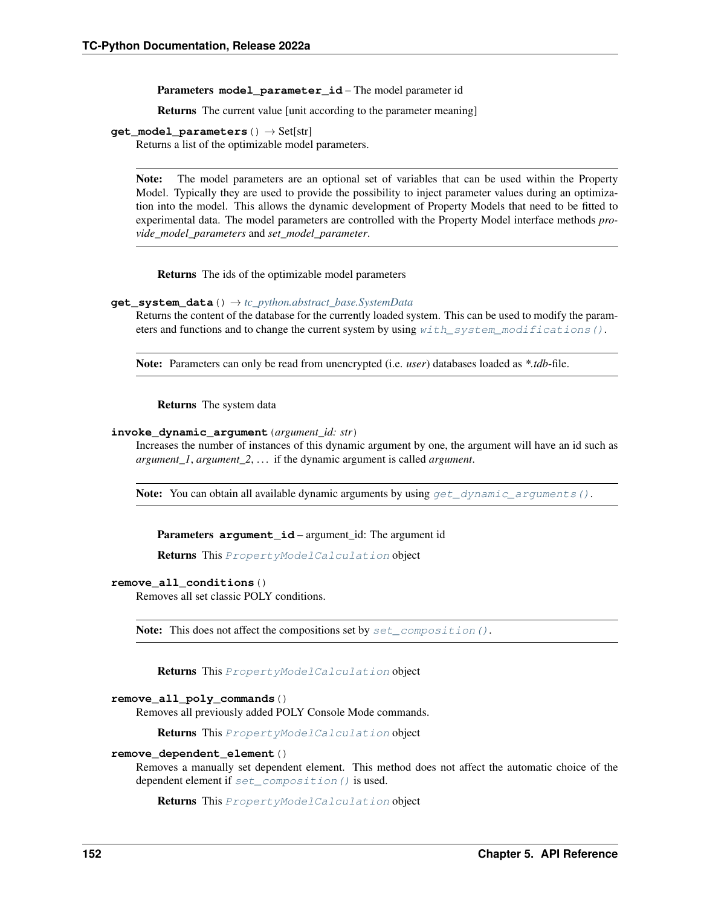**Parameters** **model_parameter_id** – The model parameter id

**Returns** The current value [unit according to the parameter meaning]

**get_model_parameters**() → Set[str]

Returns a list of the optimizable model parameters.

---

**Note:** The model parameters are an optional set of variables that can be used within the Property Model. Typically they are used to provide the possibility to inject parameter values during an optimization into the model. This allows the dynamic development of Property Models that need to be fitted to experimental data. The model parameters are controlled with the Property Model interface methods *provide_model_parameters* and *set_model_parameter*.

---

**Returns** The ids of the optimizable model parameters

**get_system_data**() → *tc_python.abstract_base.SystemData*

Returns the content of the database for the currently loaded system. This can be used to modify the parameters and functions and to change the current system by using `with_system_modifications()`.

---

**Note:** Parameters can only be read from unencrypted (i.e. *user*) databases loaded as *\*.tdb*-file.

---

**Returns** The system data

**invoke_dynamic_argument**(*argument_id: str*)

Increases the number of instances of this dynamic argument by one, the argument will have an id such as *argument_1*, *argument_2*, . . . if the dynamic argument is called *argument*.

---

**Note:** You can obtain all available dynamic arguments by using `get_dynamic_arguments()`.

---

**Parameters** **argument_id** – argument_id: The argument id

**Returns** This `PropertyModelCalculation` object

**remove_all_conditions**()

Removes all set classic POLY conditions.

---

**Note:** This does not affect the compositions set by `set_composition()`.

---

**Returns** This `PropertyModelCalculation` object

**remove_all_poly_commands**()

Removes all previously added POLY Console Mode commands.

**Returns** This `PropertyModelCalculation` object

**remove_dependent_element**()

Removes a manually set dependent element. This method does not affect the automatic choice of the dependent element if `set_composition()` is used.

**Returns** This `PropertyModelCalculation` object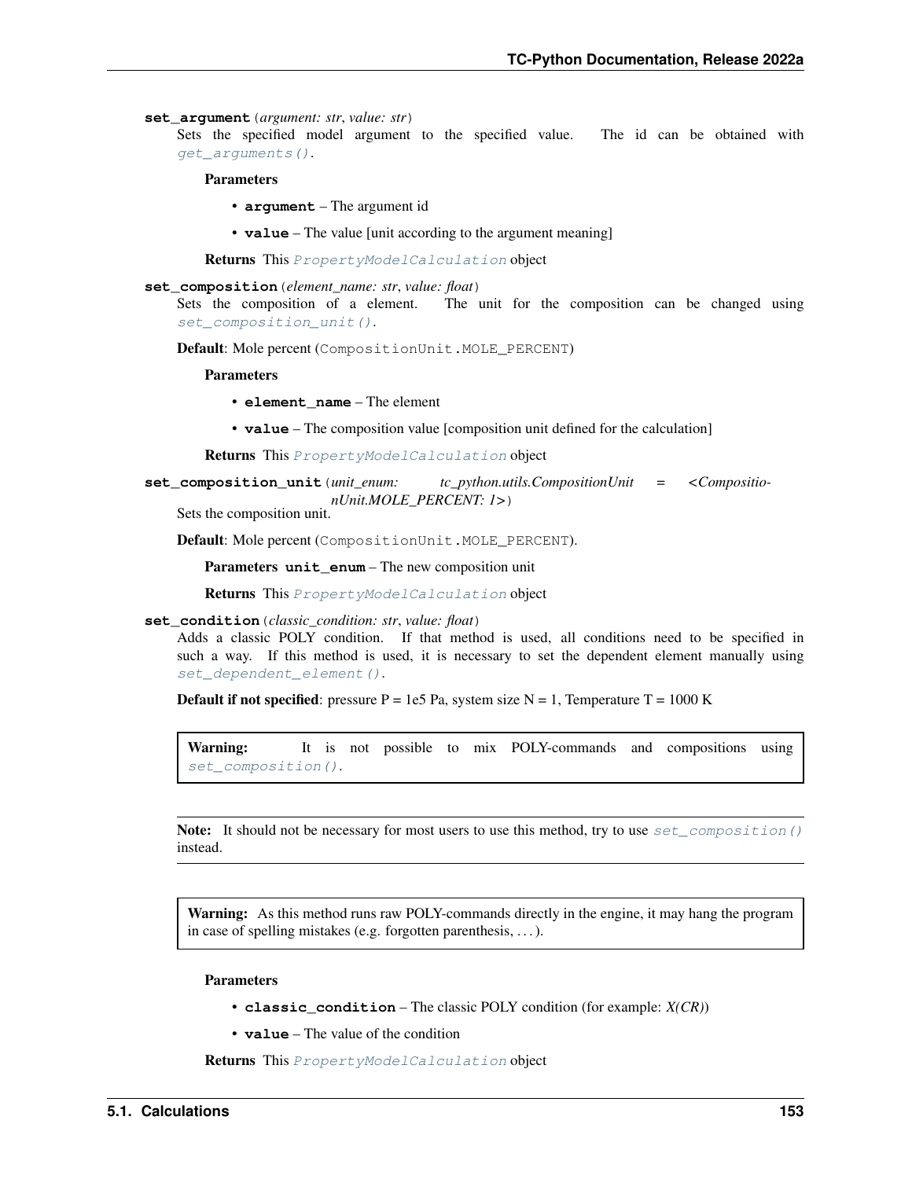**set_argument**(*argument: str*, *value: str*)

Sets the specified model argument to the specified value. The id can be obtained with `get_arguments()`.

**Parameters**

- **argument** – The argument id
- **value** – The value [unit according to the argument meaning]

**Returns** This `PropertyModelCalculation` object

**set_composition**(*element_name: str*, *value: float*)

Sets the composition of a element. The unit for the composition can be changed using `set_composition_unit()`.

**Default**: Mole percent (`CompositionUnit.MOLE_PERCENT`)

**Parameters**

- **element_name** – The element
- **value** – The composition value [composition unit defined for the calculation]

**Returns** This `PropertyModelCalculation` object

**set_composition_unit**(*unit_enum: tc_python.utils.CompositionUnit = <CompositionUnit.MOLE_PERCENT: 1>*)

Sets the composition unit.

**Default**: Mole percent (`CompositionUnit.MOLE_PERCENT`).

**Parameters** **unit_enum** – The new composition unit

**Returns** This `PropertyModelCalculation` object

**set_condition**(*classic_condition: str*, *value: float*)

Adds a classic POLY condition. If that method is used, all conditions need to be specified in such a way. If this method is used, it is necessary to set the dependent element manually using `set_dependent_element()`.

**Default if not specified**: pressure P = 1e5 Pa, system size N = 1, Temperature T = 1000 K

> **Warning:** It is not possible to mix POLY-commands and compositions using `set_composition()`.

> **Note:** It should not be necessary for most users to use this method, try to use `set_composition()` instead.

> **Warning:** As this method runs raw POLY-commands directly in the engine, it may hang the program in case of spelling mistakes (e.g. forgotten parenthesis, …).

**Parameters**

- **classic_condition** – The classic POLY condition (for example: *X(CR)*)
- **value** – The value of the condition

**Returns** This `PropertyModelCalculation` object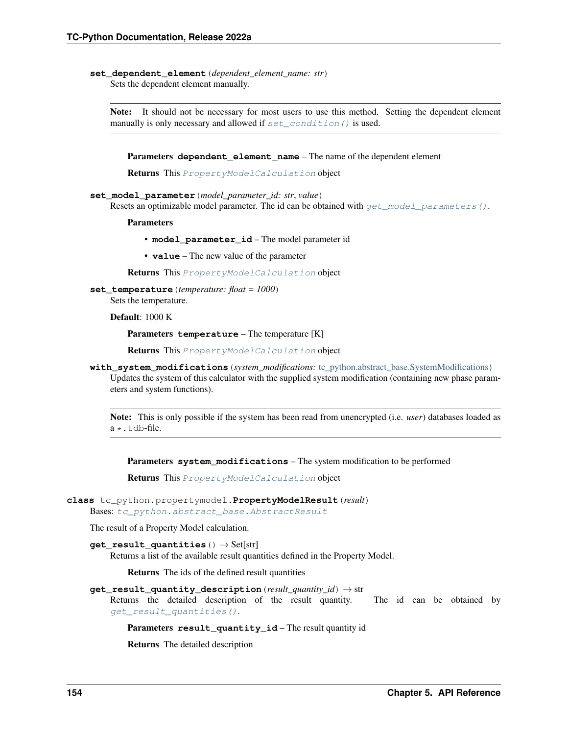**set_dependent_element**(*dependent_element_name: str*)

Sets the dependent element manually.

> **Note:** It should not be necessary for most users to use this method. Setting the dependent element manually is only necessary and allowed if `set_condition()` is used.

**Parameters** **dependent_element_name** – The name of the dependent element

**Returns** This `PropertyModelCalculation` object

**set_model_parameter**(*model_parameter_id: str, value*)

Resets an optimizable model parameter. The id can be obtained with `get_model_parameters()`.

**Parameters**

- **model_parameter_id** – The model parameter id
- **value** – The new value of the parameter

**Returns** This `PropertyModelCalculation` object

**set_temperature**(*temperature: float = 1000*)

Sets the temperature.

**Default**: 1000 K

**Parameters** **temperature** – The temperature [K]

**Returns** This `PropertyModelCalculation` object

**with_system_modifications**(*system_modifications:* tc_python.abstract_base.SystemModifications)

Updates the system of this calculator with the supplied system modification (containing new phase parameters and system functions).

> **Note:** This is only possible if the system has been read from unencrypted (i.e. *user*) databases loaded as a `*.tdb`-file.

**Parameters** **system_modifications** – The system modification to be performed

**Returns** This `PropertyModelCalculation` object

**class** tc_python.propertymodel.**PropertyModelResult**(*result*)

Bases: `tc_python.abstract_base.AbstractResult`

The result of a Property Model calculation.

**get_result_quantities**() → Set[str]

Returns a list of the available result quantities defined in the Property Model.

**Returns** The ids of the defined result quantities

**get_result_quantity_description**(*result_quantity_id*) → str

Returns the detailed description of the result quantity. The id can be obtained by `get_result_quantities()`.

**Parameters** **result_quantity_id** – The result quantity id

**Returns** The detailed description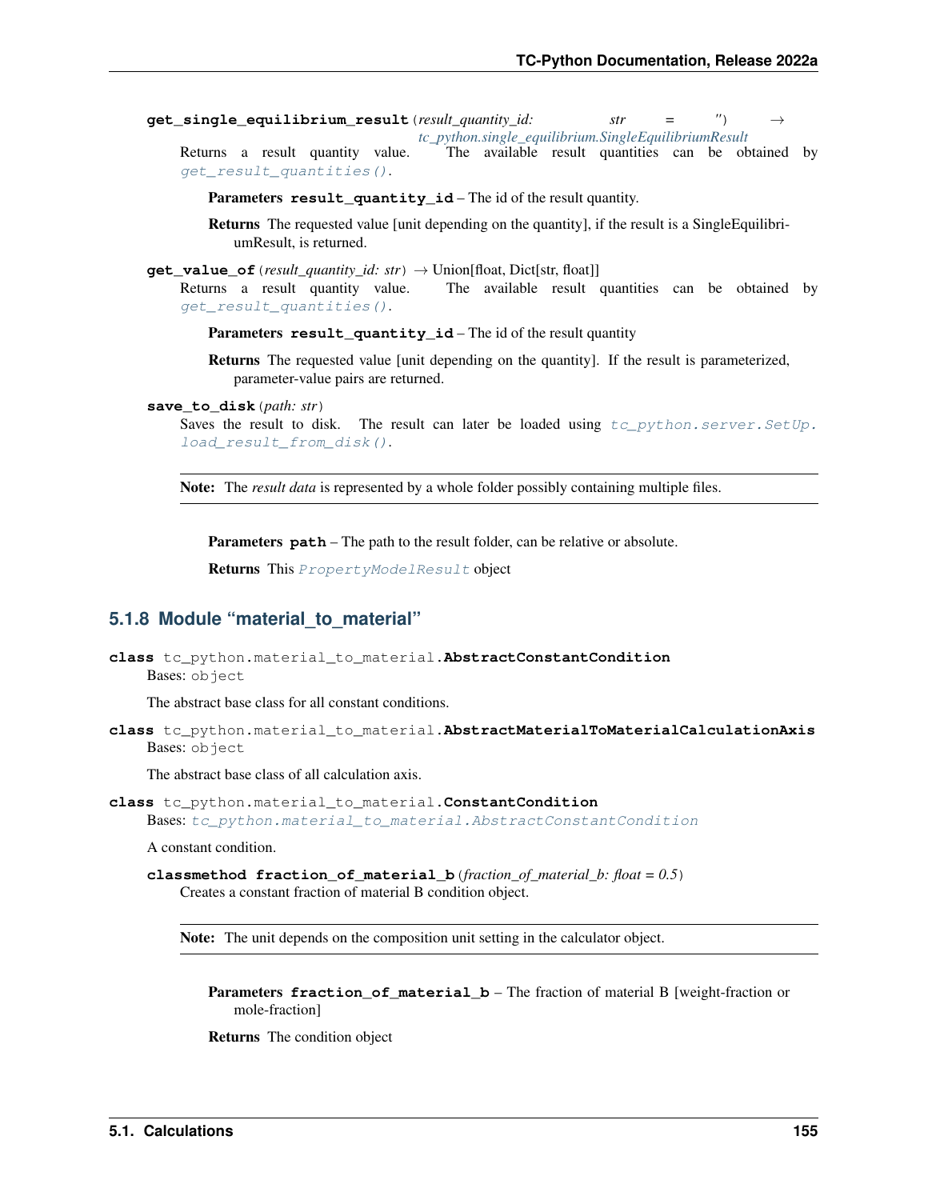**get_single_equilibrium_result**(*result_quantity_id: str = ''*) → *tc_python.single_equilibrium.SingleEquilibriumResult*

Returns a result quantity value. The available result quantities can be obtained by `get_result_quantities()`.

**Parameters** **result_quantity_id** – The id of the result quantity.

**Returns** The requested value [unit depending on the quantity], if the result is a SingleEquilibriumResult, is returned.

**get_value_of**(*result_quantity_id: str*) → Union[float, Dict[str, float]]

Returns a result quantity value. The available result quantities can be obtained by `get_result_quantities()`.

**Parameters** **result_quantity_id** – The id of the result quantity

**Returns** The requested value [unit depending on the quantity]. If the result is parameterized, parameter-value pairs are returned.

**save_to_disk**(*path: str*)

Saves the result to disk. The result can later be loaded using `tc_python.server.SetUp.load_result_from_disk()`.

**Note:** The *result data* is represented by a whole folder possibly containing multiple files.

**Parameters** **path** – The path to the result folder, can be relative or absolute.

**Returns** This `PropertyModelResult` object

### 5.1.8 Module "material_to_material"

**class** tc_python.material_to_material.**AbstractConstantCondition**

Bases: `object`

The abstract base class for all constant conditions.

**class** tc_python.material_to_material.**AbstractMaterialToMaterialCalculationAxis**

Bases: `object`

The abstract base class of all calculation axis.

**class** tc_python.material_to_material.**ConstantCondition**

Bases: `tc_python.material_to_material.AbstractConstantCondition`

A constant condition.

**classmethod fraction_of_material_b**(*fraction_of_material_b: float = 0.5*)

Creates a constant fraction of material B condition object.

**Note:** The unit depends on the composition unit setting in the calculator object.

**Parameters** **fraction_of_material_b** – The fraction of material B [weight-fraction or mole-fraction]

**Returns** The condition object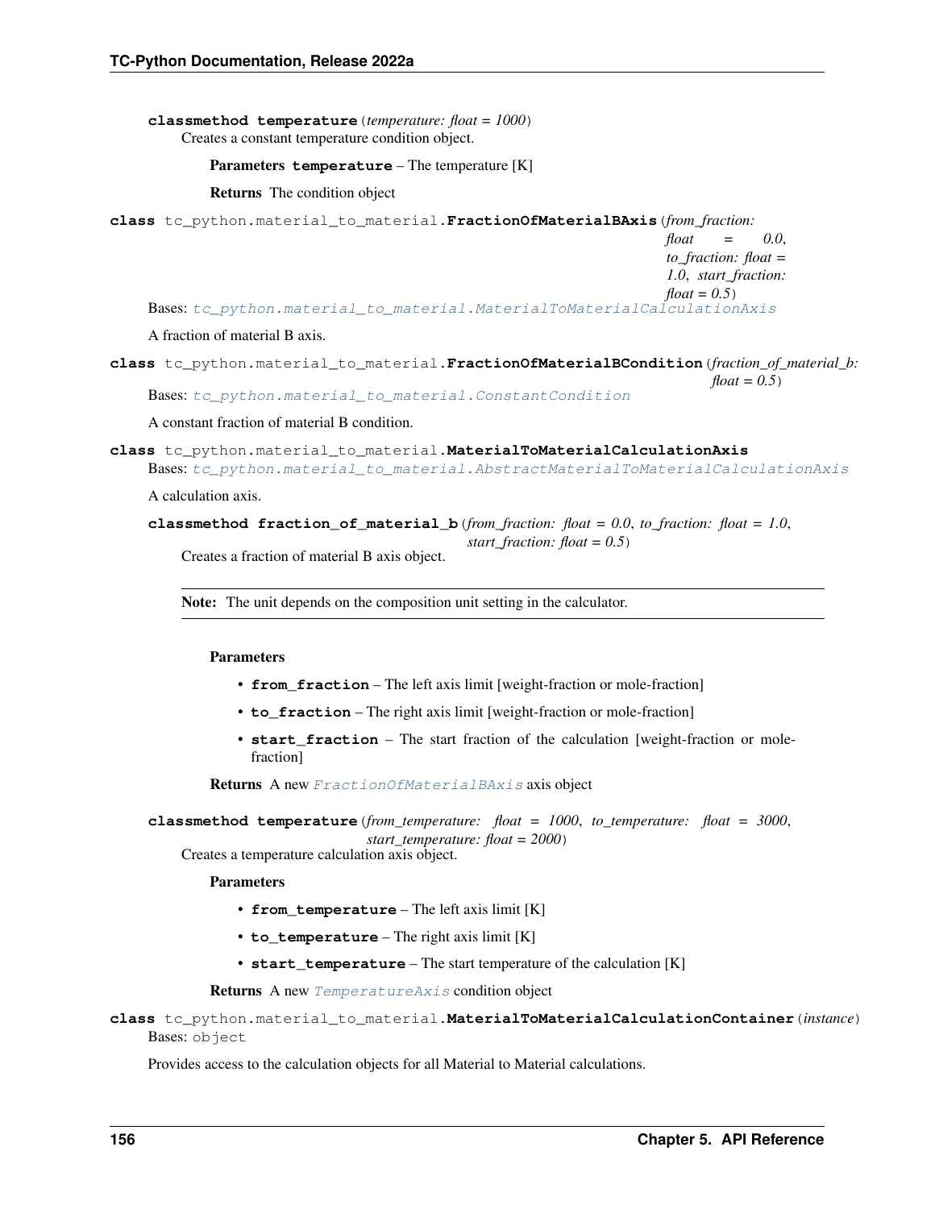**classmethod temperature**(*temperature: float = 1000*)

Creates a constant temperature condition object.

**Parameters** **temperature** – The temperature [K]

**Returns** The condition object

**class** tc_python.material_to_material.**FractionOfMaterialBAxis**(*from_fraction: float = 0.0, to_fraction: float = 1.0, start_fraction: float = 0.5*)

Bases: *tc_python.material_to_material.MaterialToMaterialCalculationAxis*

A fraction of material B axis.

**class** tc_python.material_to_material.**FractionOfMaterialBCondition**(*fraction_of_material_b: float = 0.5*)

Bases: *tc_python.material_to_material.ConstantCondition*

A constant fraction of material B condition.

**class** tc_python.material_to_material.**MaterialToMaterialCalculationAxis**

Bases: *tc_python.material_to_material.AbstractMaterialToMaterialCalculationAxis*

A calculation axis.

**classmethod fraction_of_material_b**(*from_fraction: float = 0.0, to_fraction: float = 1.0, start_fraction: float = 0.5*)

Creates a fraction of material B axis object.

**Note:** The unit depends on the composition unit setting in the calculator.

**Parameters**

- **from_fraction** – The left axis limit [weight-fraction or mole-fraction]
- **to_fraction** – The right axis limit [weight-fraction or mole-fraction]
- **start_fraction** – The start fraction of the calculation [weight-fraction or mole-fraction]

**Returns** A new *FractionOfMaterialBAxis* axis object

**classmethod temperature**(*from_temperature: float = 1000, to_temperature: float = 3000, start_temperature: float = 2000*)

Creates a temperature calculation axis object.

**Parameters**

- **from_temperature** – The left axis limit [K]
- **to_temperature** – The right axis limit [K]
- **start_temperature** – The start temperature of the calculation [K]

**Returns** A new *TemperatureAxis* condition object

**class** tc_python.material_to_material.**MaterialToMaterialCalculationContainer**(*instance*)

Bases: object

Provides access to the calculation objects for all Material to Material calculations.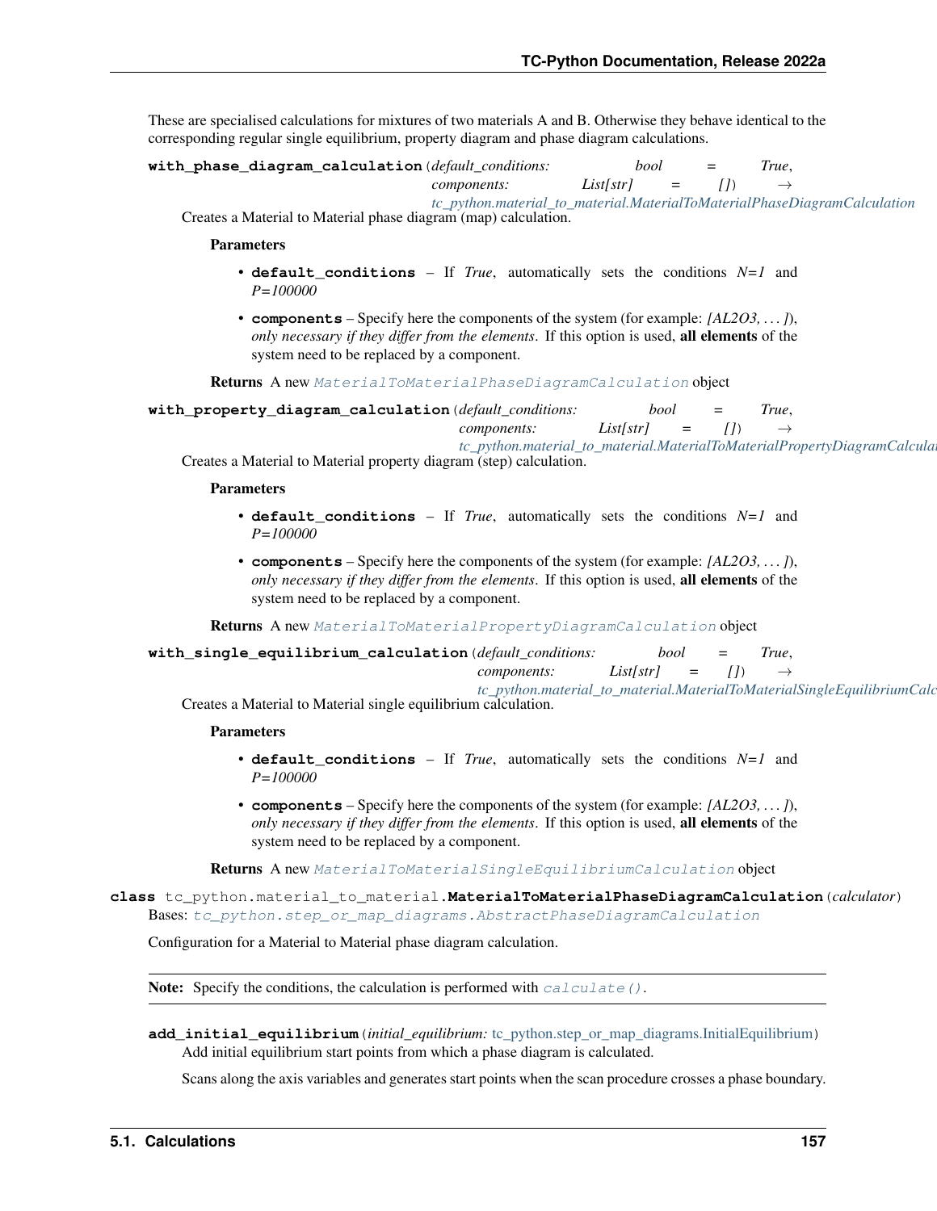These are specialised calculations for mixtures of two materials A and B. Otherwise they behave identical to the corresponding regular single equilibrium, property diagram and phase diagram calculations.

**with_phase_diagram_calculation**(*default_conditions: bool = True, components: List[str] = []*) → *tc_python.material_to_material.MaterialToMaterialPhaseDiagramCalculation*

Creates a Material to Material phase diagram (map) calculation.

**Parameters**

- **default_conditions** – If *True*, automatically sets the conditions *N=1* and *P=100000*
- **components** – Specify here the components of the system (for example: *[AL2O3, . . . ]*), *only necessary if they differ from the elements*. If this option is used, **all elements** of the system need to be replaced by a component.

**Returns** A new `MaterialToMaterialPhaseDiagramCalculation` object

**with_property_diagram_calculation**(*default_conditions: bool = True, components: List[str] = []*) → *tc_python.material_to_material.MaterialToMaterialPropertyDiagramCalculation*

Creates a Material to Material property diagram (step) calculation.

**Parameters**

- **default_conditions** – If *True*, automatically sets the conditions *N=1* and *P=100000*
- **components** – Specify here the components of the system (for example: *[AL2O3, . . . ]*), *only necessary if they differ from the elements*. If this option is used, **all elements** of the system need to be replaced by a component.

**Returns** A new `MaterialToMaterialPropertyDiagramCalculation` object

**with_single_equilibrium_calculation**(*default_conditions: bool = True, components: List[str] = []*) → *tc_python.material_to_material.MaterialToMaterialSingleEquilibriumCalculation*

Creates a Material to Material single equilibrium calculation.

**Parameters**

- **default_conditions** – If *True*, automatically sets the conditions *N=1* and *P=100000*
- **components** – Specify here the components of the system (for example: *[AL2O3, . . . ]*), *only necessary if they differ from the elements*. If this option is used, **all elements** of the system need to be replaced by a component.

**Returns** A new `MaterialToMaterialSingleEquilibriumCalculation` object

**class** tc_python.material_to_material.**MaterialToMaterialPhaseDiagramCalculation**(*calculator*)

Bases: `tc_python.step_or_map_diagrams.AbstractPhaseDiagramCalculation`

Configuration for a Material to Material phase diagram calculation.

**Note:** Specify the conditions, the calculation is performed with `calculate()`.

**add_initial_equilibrium**(*initial_equilibrium: tc_python.step_or_map_diagrams.InitialEquilibrium*)

Add initial equilibrium start points from which a phase diagram is calculated.

Scans along the axis variables and generates start points when the scan procedure crosses a phase boundary.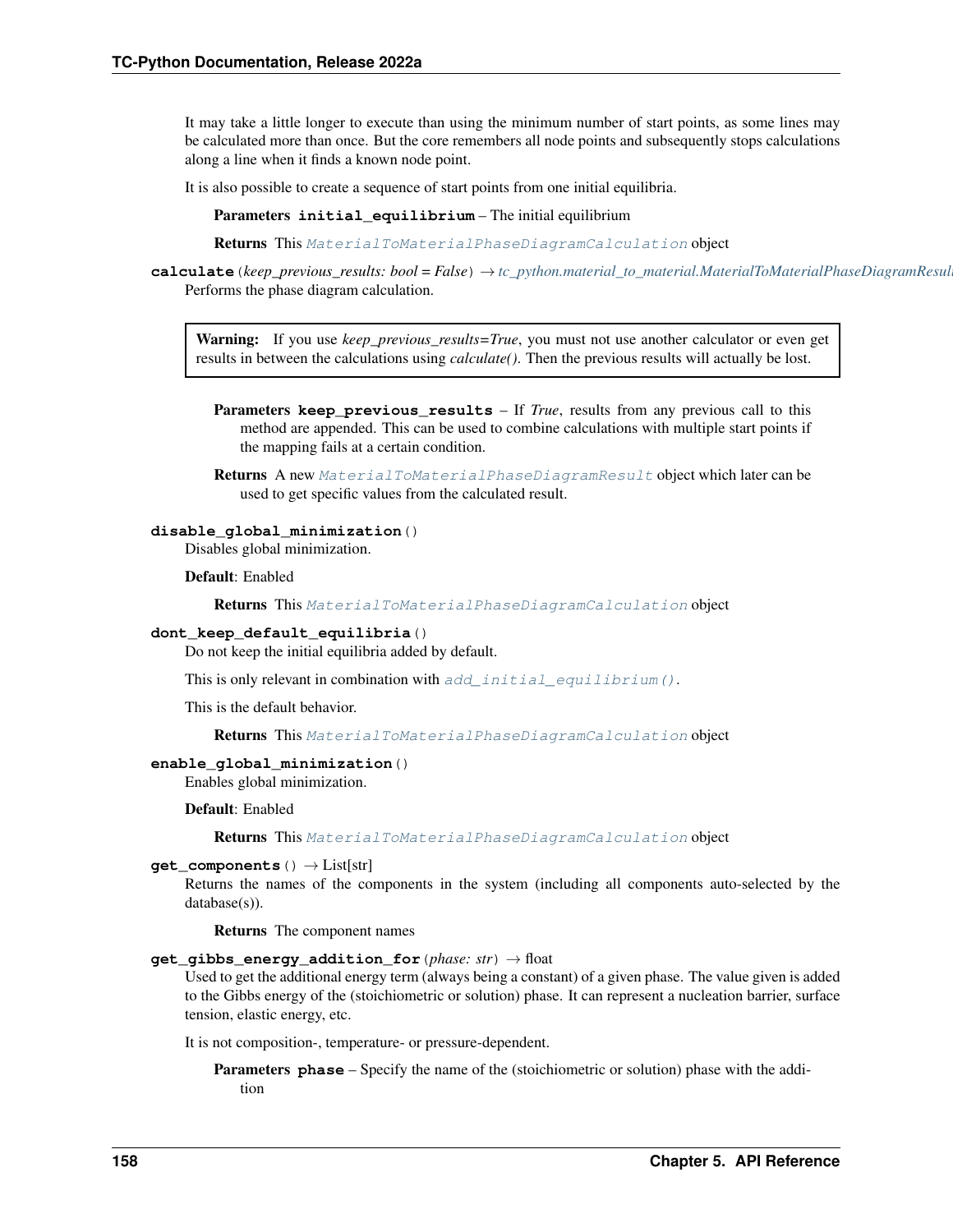It may take a little longer to execute than using the minimum number of start points, as some lines may be calculated more than once. But the core remembers all node points and subsequently stops calculations along a line when it finds a known node point.

It is also possible to create a sequence of start points from one initial equilibria.

**Parameters** **initial_equilibrium** – The initial equilibrium

**Returns** This *MaterialToMaterialPhaseDiagramCalculation* object

**calculate**(*keep_previous_results: bool = False*) → *tc_python.material_to_material.MaterialToMaterialPhaseDiagramResult*

Performs the phase diagram calculation.

> **Warning:** If you use *keep_previous_results=True*, you must not use another calculator or even get results in between the calculations using *calculate()*. Then the previous results will actually be lost.

**Parameters** **keep_previous_results** – If *True*, results from any previous call to this method are appended. This can be used to combine calculations with multiple start points if the mapping fails at a certain condition.

**Returns** A new *MaterialToMaterialPhaseDiagramResult* object which later can be used to get specific values from the calculated result.

**disable_global_minimization**()

Disables global minimization.

**Default**: Enabled

**Returns** This *MaterialToMaterialPhaseDiagramCalculation* object

**dont_keep_default_equilibria**()

Do not keep the initial equilibria added by default.

This is only relevant in combination with *add_initial_equilibrium()*.

This is the default behavior.

**Returns** This *MaterialToMaterialPhaseDiagramCalculation* object

**enable_global_minimization**()

Enables global minimization.

**Default**: Enabled

**Returns** This *MaterialToMaterialPhaseDiagramCalculation* object

**get_components**() → List[str]

Returns the names of the components in the system (including all components auto-selected by the database(s)).

**Returns** The component names

**get_gibbs_energy_addition_for**(*phase: str*) → float

Used to get the additional energy term (always being a constant) of a given phase. The value given is added to the Gibbs energy of the (stoichiometric or solution) phase. It can represent a nucleation barrier, surface tension, elastic energy, etc.

It is not composition-, temperature- or pressure-dependent.

**Parameters** **phase** – Specify the name of the (stoichiometric or solution) phase with the addition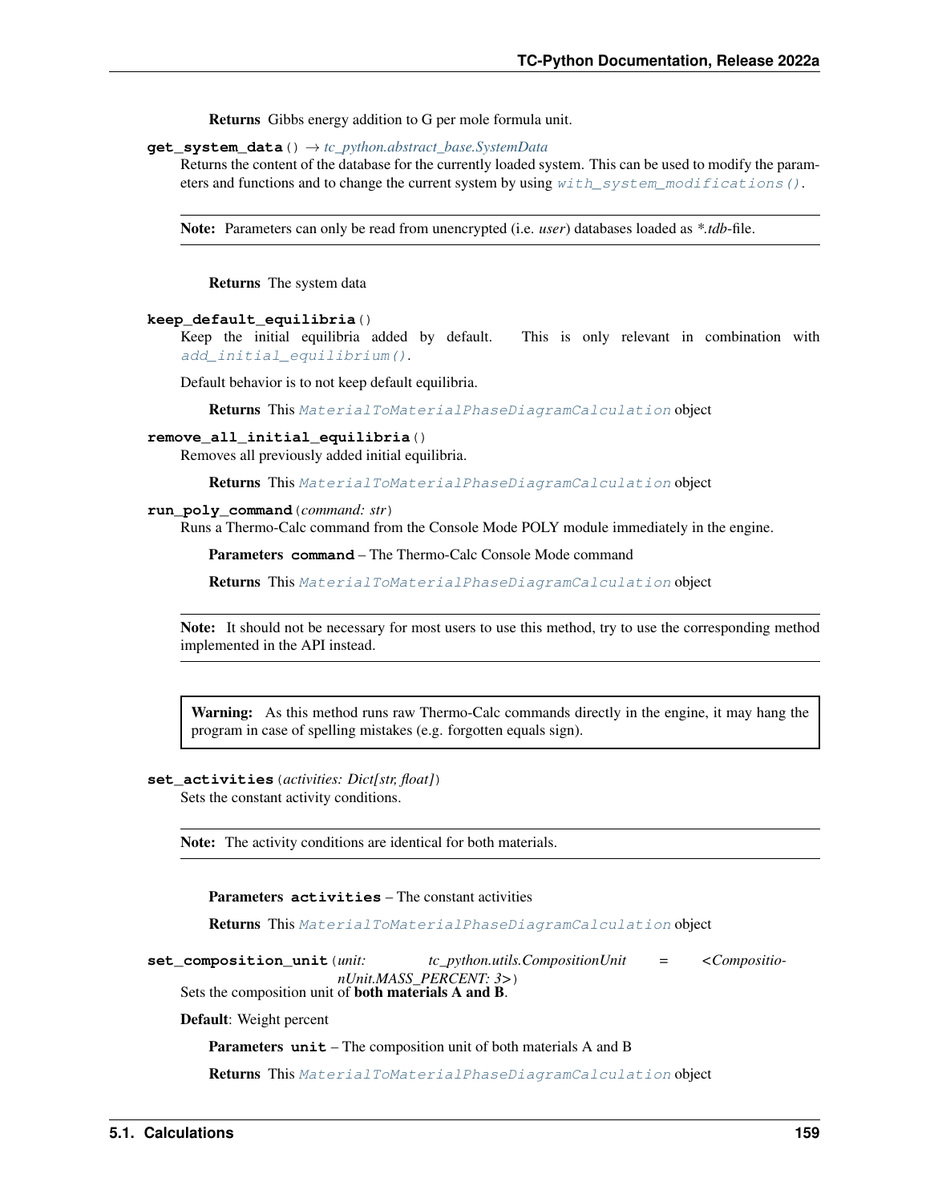**Returns** Gibbs energy addition to G per mole formula unit.

**get_system_data**() → *tc_python.abstract_base.SystemData*

Returns the content of the database for the currently loaded system. This can be used to modify the parameters and functions and to change the current system by using `with_system_modifications()`.

> **Note:** Parameters can only be read from unencrypted (i.e. *user*) databases loaded as *\*.tdb*-file.

**Returns** The system data

**keep_default_equilibria**()

Keep the initial equilibria added by default. This is only relevant in combination with `add_initial_equilibrium()`.

Default behavior is to not keep default equilibria.

**Returns** This `MaterialToMaterialPhaseDiagramCalculation` object

**remove_all_initial_equilibria**()

Removes all previously added initial equilibria.

**Returns** This `MaterialToMaterialPhaseDiagramCalculation` object

**run_poly_command**(*command: str*)

Runs a Thermo-Calc command from the Console Mode POLY module immediately in the engine.

**Parameters** **command** – The Thermo-Calc Console Mode command

**Returns** This `MaterialToMaterialPhaseDiagramCalculation` object

> **Note:** It should not be necessary for most users to use this method, try to use the corresponding method implemented in the API instead.

> **Warning:** As this method runs raw Thermo-Calc commands directly in the engine, it may hang the program in case of spelling mistakes (e.g. forgotten equals sign).

**set_activities**(*activities: Dict[str, float]*)

Sets the constant activity conditions.

> **Note:** The activity conditions are identical for both materials.

**Parameters** **activities** – The constant activities

**Returns** This `MaterialToMaterialPhaseDiagramCalculation` object

**set_composition_unit**(*unit: tc_python.utils.CompositionUnit = <CompositionUnit.MASS_PERCENT: 3>*)

Sets the composition unit of **both materials A and B**.

**Default**: Weight percent

**Parameters** **unit** – The composition unit of both materials A and B

**Returns** This `MaterialToMaterialPhaseDiagramCalculation` object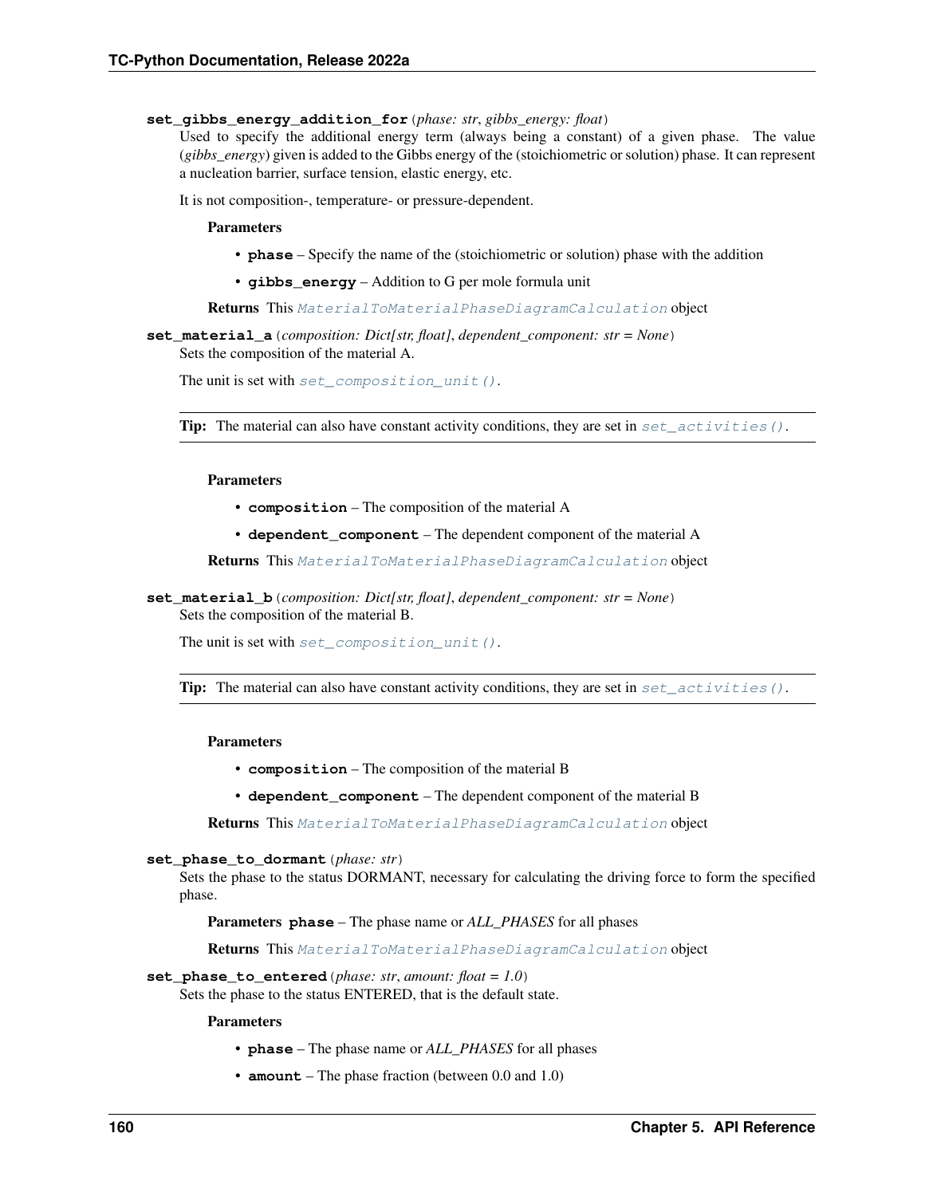**set_gibbs_energy_addition_for**(*phase: str*, *gibbs_energy: float*)

Used to specify the additional energy term (always being a constant) of a given phase. The value (*gibbs_energy*) given is added to the Gibbs energy of the (stoichiometric or solution) phase. It can represent a nucleation barrier, surface tension, elastic energy, etc.

It is not composition-, temperature- or pressure-dependent.

**Parameters**

- **phase** – Specify the name of the (stoichiometric or solution) phase with the addition
- **gibbs_energy** – Addition to G per mole formula unit

**Returns** This *MaterialToMaterialPhaseDiagramCalculation* object

**set_material_a**(*composition: Dict[str, float]*, *dependent_component: str = None*)

Sets the composition of the material A.

The unit is set with *set_composition_unit()*.

**Tip:** The material can also have constant activity conditions, they are set in *set_activities()*.

**Parameters**

- **composition** – The composition of the material A
- **dependent_component** – The dependent component of the material A

**Returns** This *MaterialToMaterialPhaseDiagramCalculation* object

**set_material_b**(*composition: Dict[str, float]*, *dependent_component: str = None*)

Sets the composition of the material B.

The unit is set with *set_composition_unit()*.

**Tip:** The material can also have constant activity conditions, they are set in *set_activities()*.

**Parameters**

- **composition** – The composition of the material B
- **dependent_component** – The dependent component of the material B

**Returns** This *MaterialToMaterialPhaseDiagramCalculation* object

**set_phase_to_dormant**(*phase: str*)

Sets the phase to the status DORMANT, necessary for calculating the driving force to form the specified phase.

**Parameters** **phase** – The phase name or *ALL_PHASES* for all phases

**Returns** This *MaterialToMaterialPhaseDiagramCalculation* object

**set_phase_to_entered**(*phase: str*, *amount: float = 1.0*)

Sets the phase to the status ENTERED, that is the default state.

**Parameters**

- **phase** – The phase name or *ALL_PHASES* for all phases
- **amount** – The phase fraction (between 0.0 and 1.0)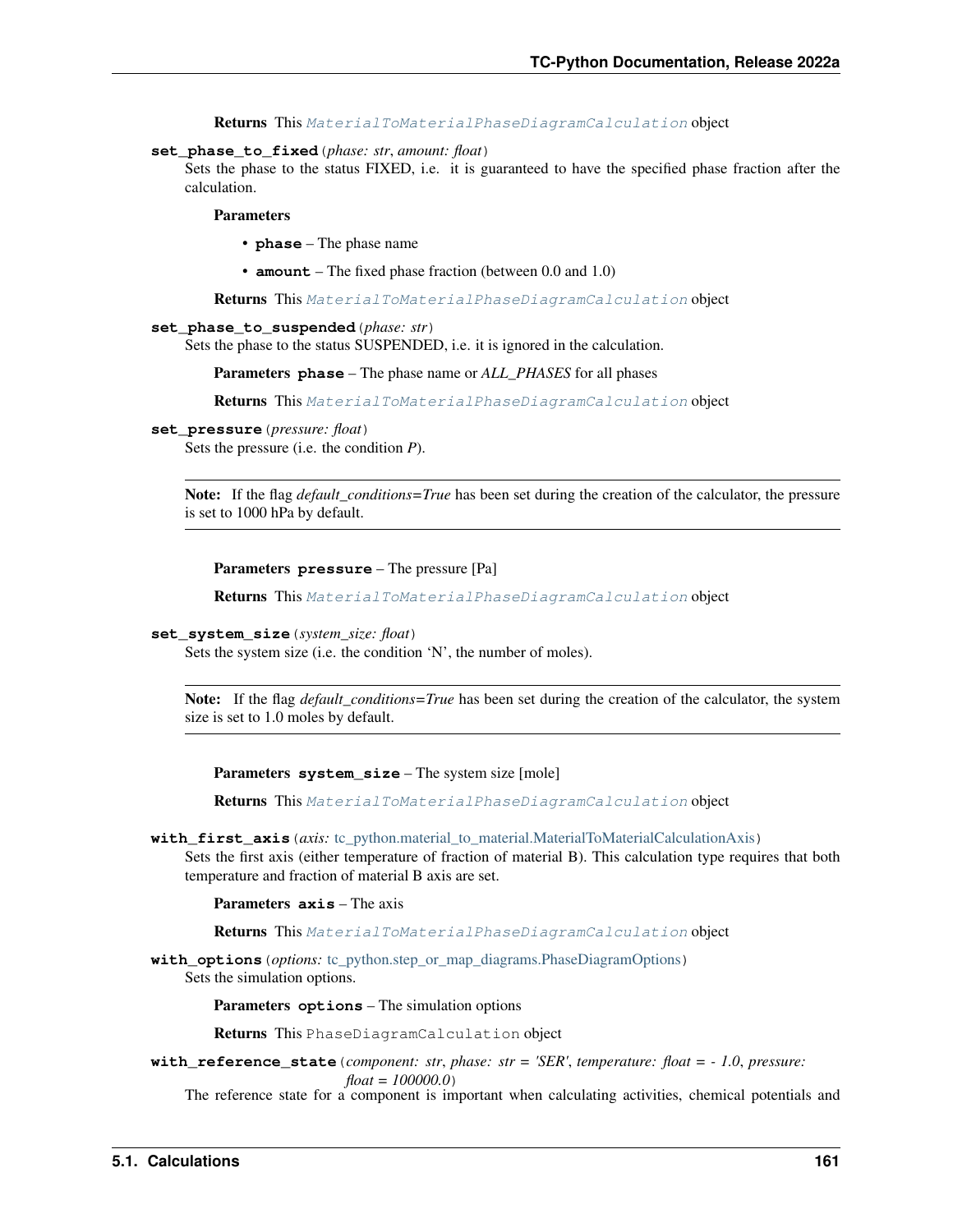**Returns** This `MaterialToMaterialPhaseDiagramCalculation` object

**set_phase_to_fixed**(*phase: str*, *amount: float*)

Sets the phase to the status FIXED, i.e. it is guaranteed to have the specified phase fraction after the calculation.

**Parameters**

- **phase** – The phase name
- **amount** – The fixed phase fraction (between 0.0 and 1.0)

**Returns** This `MaterialToMaterialPhaseDiagramCalculation` object

**set_phase_to_suspended**(*phase: str*)

Sets the phase to the status SUSPENDED, i.e. it is ignored in the calculation.

**Parameters** **phase** – The phase name or *ALL_PHASES* for all phases

**Returns** This `MaterialToMaterialPhaseDiagramCalculation` object

**set_pressure**(*pressure: float*)

Sets the pressure (i.e. the condition *P*).

---

**Note:** If the flag *default_conditions=True* has been set during the creation of the calculator, the pressure is set to 1000 hPa by default.

---

**Parameters** **pressure** – The pressure [Pa]

**Returns** This `MaterialToMaterialPhaseDiagramCalculation` object

**set_system_size**(*system_size: float*)

Sets the system size (i.e. the condition 'N', the number of moles).

---

**Note:** If the flag *default_conditions=True* has been set during the creation of the calculator, the system size is set to 1.0 moles by default.

---

**Parameters** **system_size** – The system size [mole]

**Returns** This `MaterialToMaterialPhaseDiagramCalculation` object

**with_first_axis**(*axis:* tc_python.material_to_material.MaterialToMaterialCalculationAxis)

Sets the first axis (either temperature of fraction of material B). This calculation type requires that both temperature and fraction of material B axis are set.

**Parameters** **axis** – The axis

**Returns** This `MaterialToMaterialPhaseDiagramCalculation` object

**with_options**(*options:* tc_python.step_or_map_diagrams.PhaseDiagramOptions)

Sets the simulation options.

**Parameters** **options** – The simulation options

**Returns** This `PhaseDiagramCalculation` object

**with_reference_state**(*component: str*, *phase: str = 'SER'*, *temperature: float = - 1.0*, *pressure: float = 100000.0*)

The reference state for a component is important when calculating activities, chemical potentials and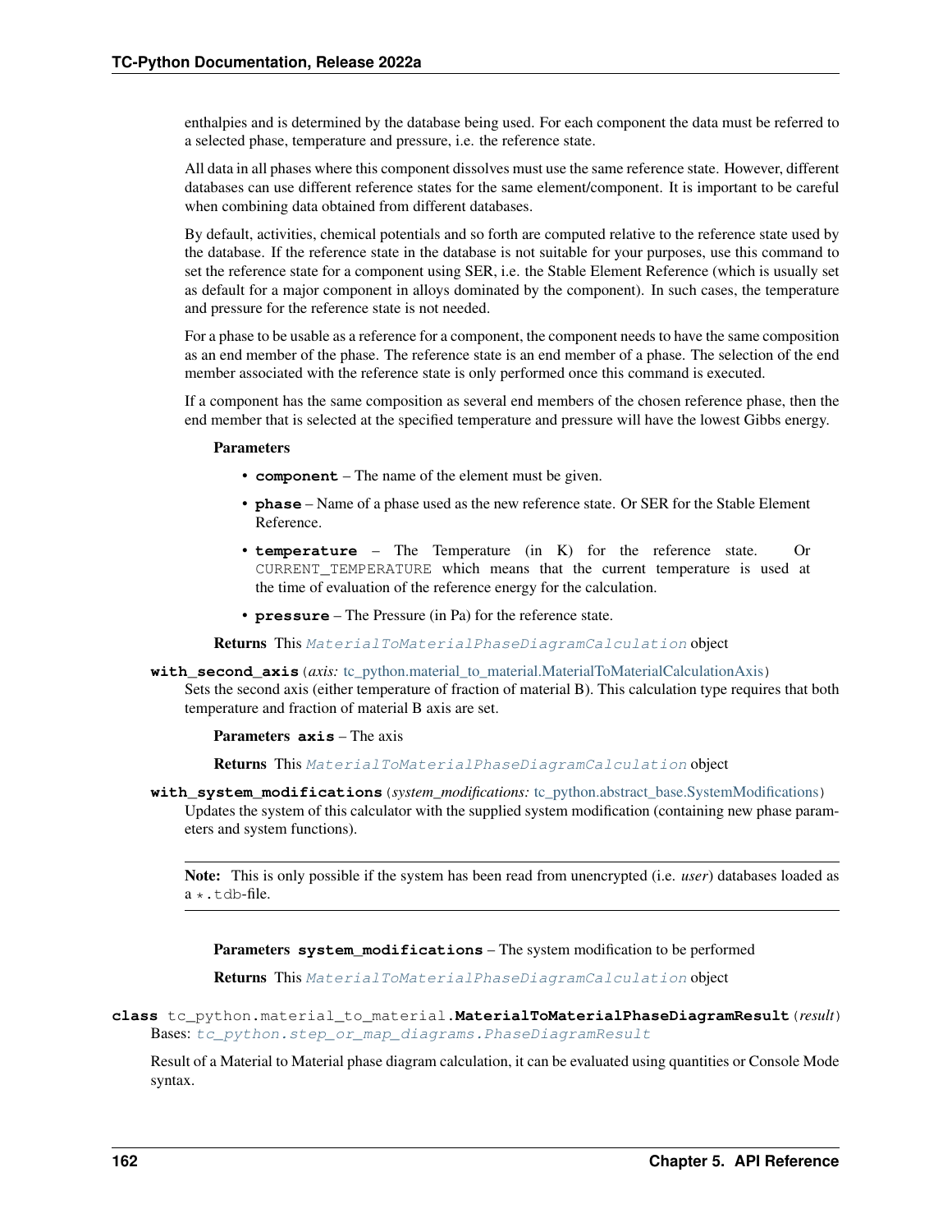enthalpies and is determined by the database being used. For each component the data must be referred to a selected phase, temperature and pressure, i.e. the reference state.

All data in all phases where this component dissolves must use the same reference state. However, different databases can use different reference states for the same element/component. It is important to be careful when combining data obtained from different databases.

By default, activities, chemical potentials and so forth are computed relative to the reference state used by the database. If the reference state in the database is not suitable for your purposes, use this command to set the reference state for a component using SER, i.e. the Stable Element Reference (which is usually set as default for a major component in alloys dominated by the component). In such cases, the temperature and pressure for the reference state is not needed.

For a phase to be usable as a reference for a component, the component needs to have the same composition as an end member of the phase. The reference state is an end member of a phase. The selection of the end member associated with the reference state is only performed once this command is executed.

If a component has the same composition as several end members of the chosen reference phase, then the end member that is selected at the specified temperature and pressure will have the lowest Gibbs energy.

**Parameters**

- **component** – The name of the element must be given.
- **phase** – Name of a phase used as the new reference state. Or SER for the Stable Element Reference.
- **temperature** – The Temperature (in K) for the reference state. Or `CURRENT_TEMPERATURE` which means that the current temperature is used at the time of evaluation of the reference energy for the calculation.
- **pressure** – The Pressure (in Pa) for the reference state.

**Returns** This *MaterialToMaterialPhaseDiagramCalculation* object

**with_second_axis**(*axis: tc_python.material_to_material.MaterialToMaterialCalculationAxis*)

Sets the second axis (either temperature of fraction of material B). This calculation type requires that both temperature and fraction of material B axis are set.

**Parameters** **axis** – The axis

**Returns** This *MaterialToMaterialPhaseDiagramCalculation* object

**with_system_modifications**(*system_modifications: tc_python.abstract_base.SystemModifications*)

Updates the system of this calculator with the supplied system modification (containing new phase parameters and system functions).

**Note:** This is only possible if the system has been read from unencrypted (i.e. *user*) databases loaded as a `*.tdb`-file.

**Parameters** **system_modifications** – The system modification to be performed

**Returns** This *MaterialToMaterialPhaseDiagramCalculation* object

**class** tc_python.material_to_material.**MaterialToMaterialPhaseDiagramResult**(*result*)

Bases: *tc_python.step_or_map_diagrams.PhaseDiagramResult*

Result of a Material to Material phase diagram calculation, it can be evaluated using quantities or Console Mode syntax.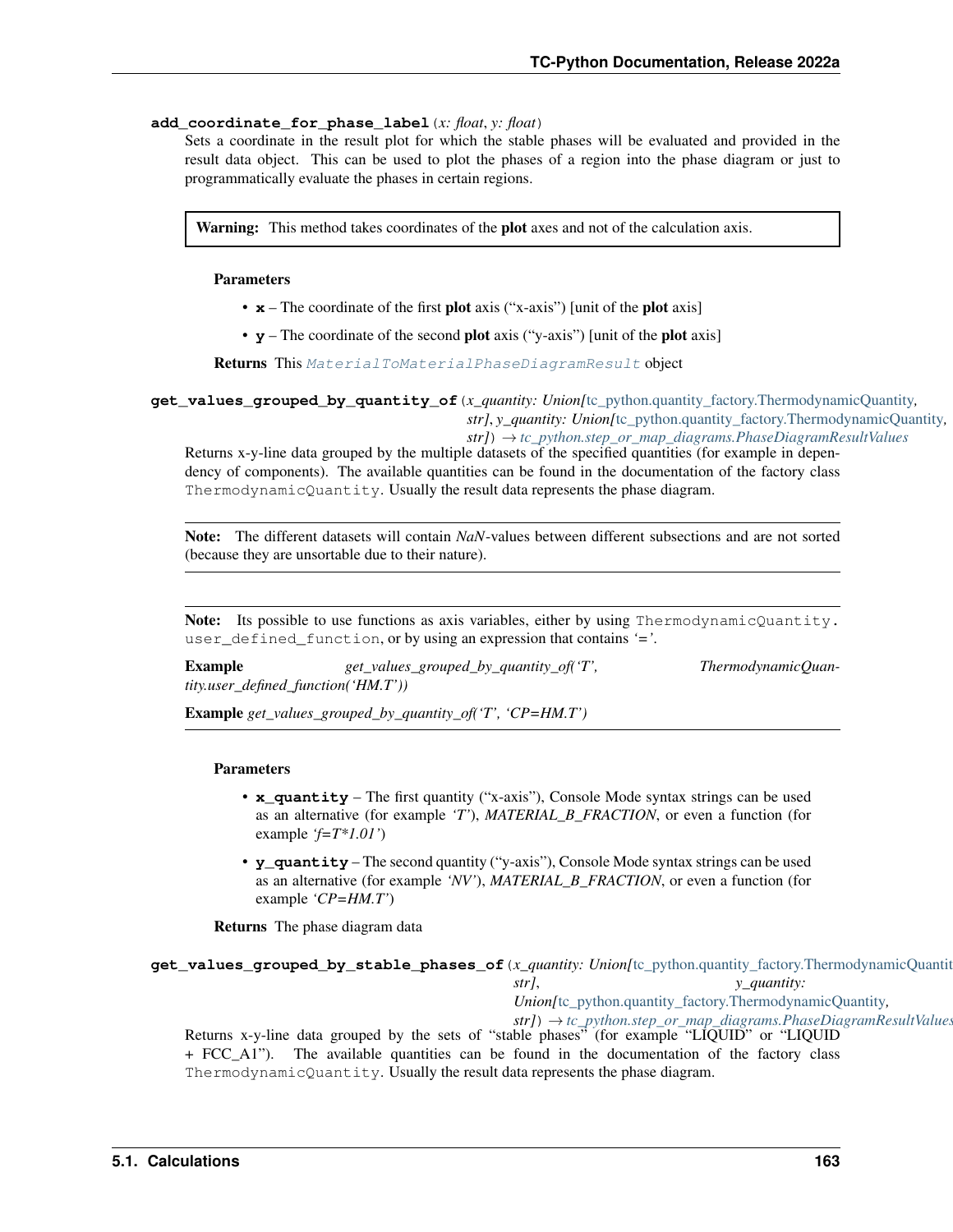**add_coordinate_for_phase_label**(*x: float*, *y: float*)

Sets a coordinate in the result plot for which the stable phases will be evaluated and provided in the result data object. This can be used to plot the phases of a region into the phase diagram or just to programmatically evaluate the phases in certain regions.

> **Warning:** This method takes coordinates of the **plot** axes and not of the calculation axis.

**Parameters**

- **x** – The coordinate of the first **plot** axis ("x-axis") [unit of the **plot** axis]
- **y** – The coordinate of the second **plot** axis ("y-axis") [unit of the **plot** axis]

**Returns** This `MaterialToMaterialPhaseDiagramResult` object

**get_values_grouped_by_quantity_of**(*x_quantity: Union[tc_python.quantity_factory.ThermodynamicQuantity, str]*, *y_quantity: Union[tc_python.quantity_factory.ThermodynamicQuantity, str]*) → *tc_python.step_or_map_diagrams.PhaseDiagramResultValues*

Returns x-y-line data grouped by the multiple datasets of the specified quantities (for example in dependency of components). The available quantities can be found in the documentation of the factory class `ThermodynamicQuantity`. Usually the result data represents the phase diagram.

> **Note:** The different datasets will contain *NaN*-values between different subsections and are not sorted (because they are unsortable due to their nature).

> **Note:** Its possible to use functions as axis variables, either by using `ThermodynamicQuantity.user_defined_function`, or by using an expression that contains '='.
>
> **Example** *get_values_grouped_by_quantity_of('T', ThermodynamicQuantity.user_defined_function('HM.T'))*
>
> **Example** *get_values_grouped_by_quantity_of('T', 'CP=HM.T')*

**Parameters**

- **x_quantity** – The first quantity ("x-axis"), Console Mode syntax strings can be used as an alternative (for example *'T'*), *MATERIAL_B_FRACTION*, or even a function (for example *'f=T*1.01'*)
- **y_quantity** – The second quantity ("y-axis"), Console Mode syntax strings can be used as an alternative (for example *'NV'*), *MATERIAL_B_FRACTION*, or even a function (for example *'CP=HM.T'*)

**Returns** The phase diagram data

**get_values_grouped_by_stable_phases_of**(*x_quantity: Union[tc_python.quantity_factory.ThermodynamicQuantity, str]*, *y_quantity: Union[tc_python.quantity_factory.ThermodynamicQuantity, str]*) → *tc_python.step_or_map_diagrams.PhaseDiagramResultValues*

Returns x-y-line data grouped by the sets of "stable phases" (for example "LIQUID" or "LIQUID + FCC_A1"). The available quantities can be found in the documentation of the factory class `ThermodynamicQuantity`. Usually the result data represents the phase diagram.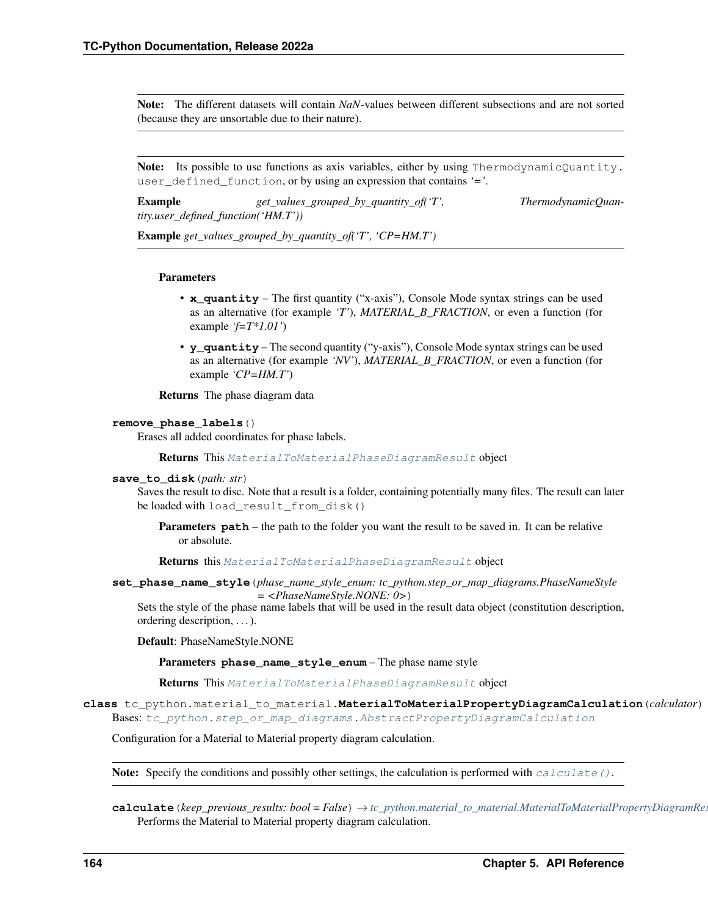**Note:** The different datasets will contain *NaN*-values between different subsections and are not sorted (because they are unsortable due to their nature).

**Note:** Its possible to use functions as axis variables, either by using `ThermodynamicQuantity.user_defined_function`, or by using an expression that contains '='.

**Example** *get_values_grouped_by_quantity_of('T', ThermodynamicQuantity.user_defined_function('HM.T'))*

**Example** *get_values_grouped_by_quantity_of('T', 'CP=HM.T')*

**Parameters**

- **x_quantity** – The first quantity ("x-axis"), Console Mode syntax strings can be used as an alternative (for example *'T'*), *MATERIAL_B_FRACTION*, or even a function (for example *'f=T*1.01'*)
- **y_quantity** – The second quantity ("y-axis"), Console Mode syntax strings can be used as an alternative (for example *'NV'*), *MATERIAL_B_FRACTION*, or even a function (for example *'CP=HM.T'*)

**Returns** The phase diagram data

**remove_phase_labels**()

Erases all added coordinates for phase labels.

**Returns** This `MaterialToMaterialPhaseDiagramResult` object

**save_to_disk**(*path: str*)

Saves the result to disc. Note that a result is a folder, containing potentially many files. The result can later be loaded with `load_result_from_disk()`

**Parameters** **path** – the path to the folder you want the result to be saved in. It can be relative or absolute.

**Returns** this `MaterialToMaterialPhaseDiagramResult` object

**set_phase_name_style**(*phase_name_style_enum: tc_python.step_or_map_diagrams.PhaseNameStyle = <PhaseNameStyle.NONE: 0>*)

Sets the style of the phase name labels that will be used in the result data object (constitution description, ordering description, . . . ).

**Default**: PhaseNameStyle.NONE

**Parameters** **phase_name_style_enum** – The phase name style

**Returns** This `MaterialToMaterialPhaseDiagramResult` object

**class** tc_python.material_to_material.**MaterialToMaterialPropertyDiagramCalculation**(*calculator*)

Bases: `tc_python.step_or_map_diagrams.AbstractPropertyDiagramCalculation`

Configuration for a Material to Material property diagram calculation.

**Note:** Specify the conditions and possibly other settings, the calculation is performed with `calculate()`.

**calculate**(*keep_previous_results: bool = False*) → tc_python.material_to_material.MaterialToMaterialPropertyDiagramRes

Performs the Material to Material property diagram calculation.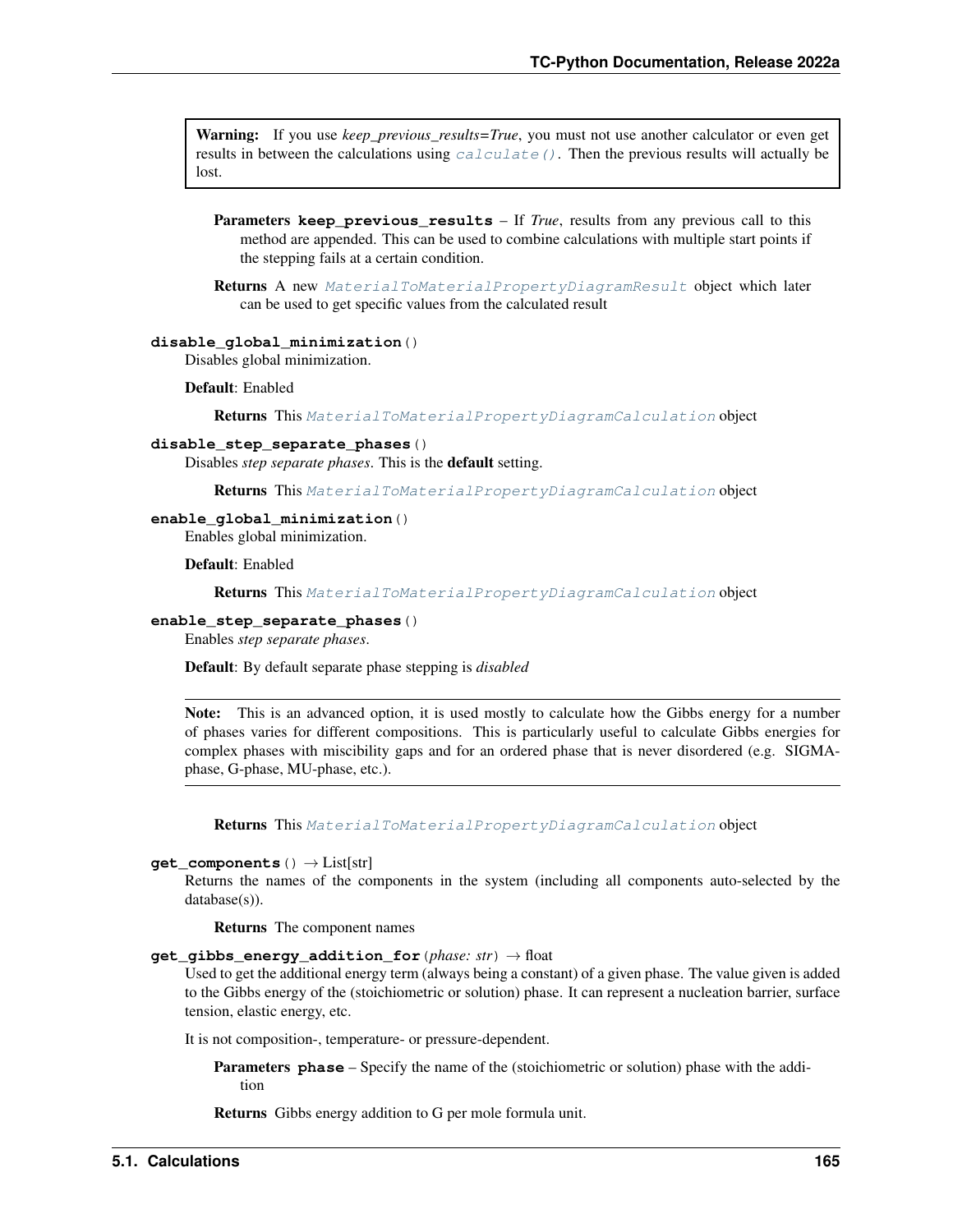**Warning:** If you use *keep_previous_results=True*, you must not use another calculator or even get results in between the calculations using `calculate()`. Then the previous results will actually be lost.

**Parameters** **keep_previous_results** – If *True*, results from any previous call to this method are appended. This can be used to combine calculations with multiple start points if the stepping fails at a certain condition.

**Returns** A new `MaterialToMaterialPropertyDiagramResult` object which later can be used to get specific values from the calculated result

**disable_global_minimization**()

Disables global minimization.

**Default**: Enabled

**Returns** This `MaterialToMaterialPropertyDiagramCalculation` object

**disable_step_separate_phases**()

Disables *step separate phases*. This is the **default** setting.

**Returns** This `MaterialToMaterialPropertyDiagramCalculation` object

**enable_global_minimization**()

Enables global minimization.

**Default**: Enabled

**Returns** This `MaterialToMaterialPropertyDiagramCalculation` object

**enable_step_separate_phases**()

Enables *step separate phases*.

**Default**: By default separate phase stepping is *disabled*

**Note:** This is an advanced option, it is used mostly to calculate how the Gibbs energy for a number of phases varies for different compositions. This is particularly useful to calculate Gibbs energies for complex phases with miscibility gaps and for an ordered phase that is never disordered (e.g. SIGMA-phase, G-phase, MU-phase, etc.).

**Returns** This `MaterialToMaterialPropertyDiagramCalculation` object

**get_components**() → List[str]

Returns the names of the components in the system (including all components auto-selected by the database(s)).

**Returns** The component names

**get_gibbs_energy_addition_for**(*phase: str*) → float

Used to get the additional energy term (always being a constant) of a given phase. The value given is added to the Gibbs energy of the (stoichiometric or solution) phase. It can represent a nucleation barrier, surface tension, elastic energy, etc.

It is not composition-, temperature- or pressure-dependent.

**Parameters** **phase** – Specify the name of the (stoichiometric or solution) phase with the addition

**Returns** Gibbs energy addition to G per mole formula unit.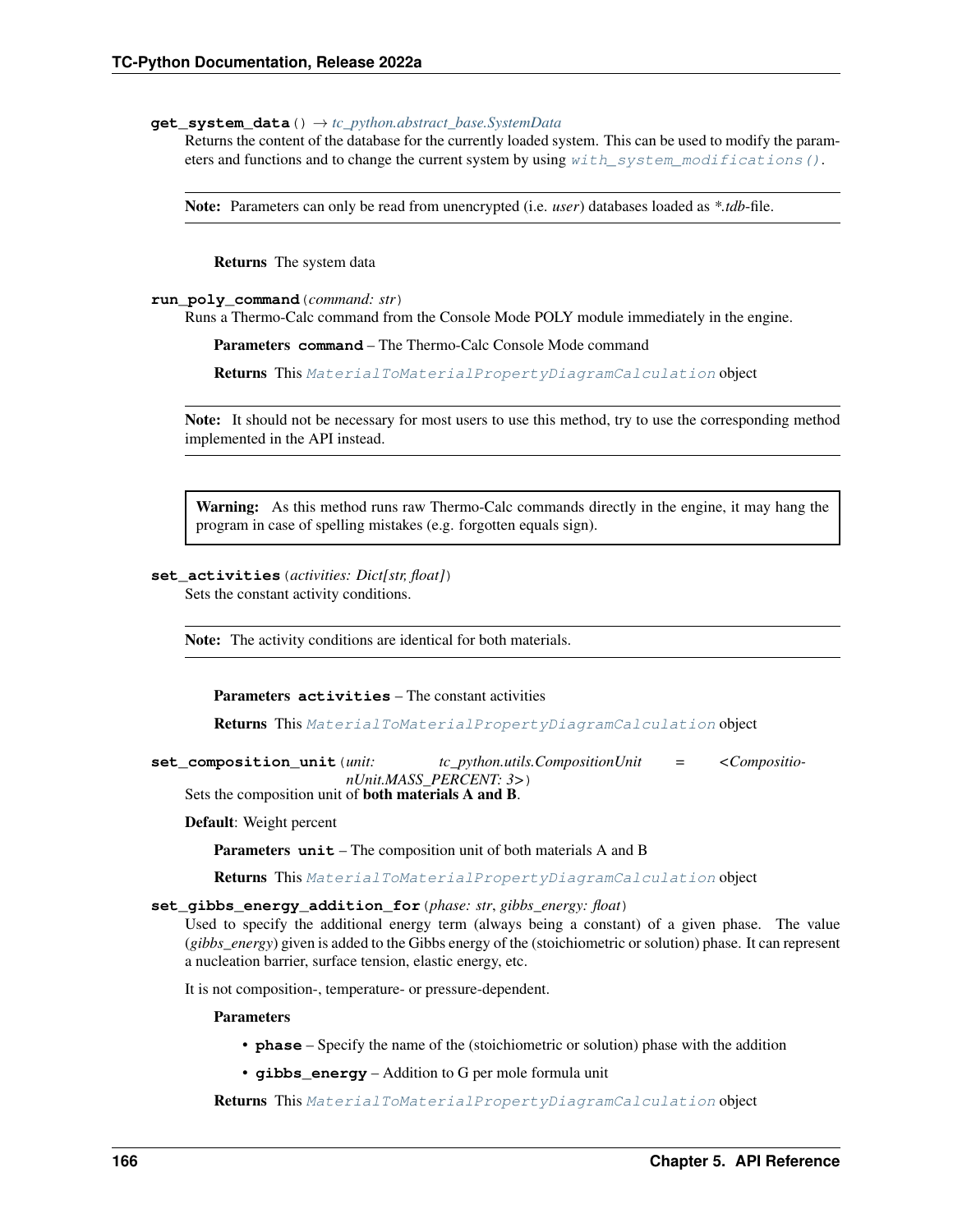**get_system_data**() → *tc_python.abstract_base.SystemData*

Returns the content of the database for the currently loaded system. This can be used to modify the parameters and functions and to change the current system by using `with_system_modifications()`.

> **Note:** Parameters can only be read from unencrypted (i.e. *user*) databases loaded as *\*.tdb*-file.

**Returns** The system data

**run_poly_command**(*command: str*)

Runs a Thermo-Calc command from the Console Mode POLY module immediately in the engine.

**Parameters** **command** – The Thermo-Calc Console Mode command

**Returns** This `MaterialToMaterialPropertyDiagramCalculation` object

> **Note:** It should not be necessary for most users to use this method, try to use the corresponding method implemented in the API instead.

> **Warning:** As this method runs raw Thermo-Calc commands directly in the engine, it may hang the program in case of spelling mistakes (e.g. forgotten equals sign).

**set_activities**(*activities: Dict[str, float]*)

Sets the constant activity conditions.

> **Note:** The activity conditions are identical for both materials.

**Parameters** **activities** – The constant activities

**Returns** This `MaterialToMaterialPropertyDiagramCalculation` object

**set_composition_unit**(*unit: tc_python.utils.CompositionUnit = <CompositionUnit.MASS_PERCENT: 3>*)

Sets the composition unit of **both materials A and B**.

**Default**: Weight percent

**Parameters** **unit** – The composition unit of both materials A and B

**Returns** This `MaterialToMaterialPropertyDiagramCalculation` object

**set_gibbs_energy_addition_for**(*phase: str, gibbs_energy: float*)

Used to specify the additional energy term (always being a constant) of a given phase. The value (*gibbs_energy*) given is added to the Gibbs energy of the (stoichiometric or solution) phase. It can represent a nucleation barrier, surface tension, elastic energy, etc.

It is not composition-, temperature- or pressure-dependent.

**Parameters**

- **phase** – Specify the name of the (stoichiometric or solution) phase with the addition
- **gibbs_energy** – Addition to G per mole formula unit

**Returns** This `MaterialToMaterialPropertyDiagramCalculation` object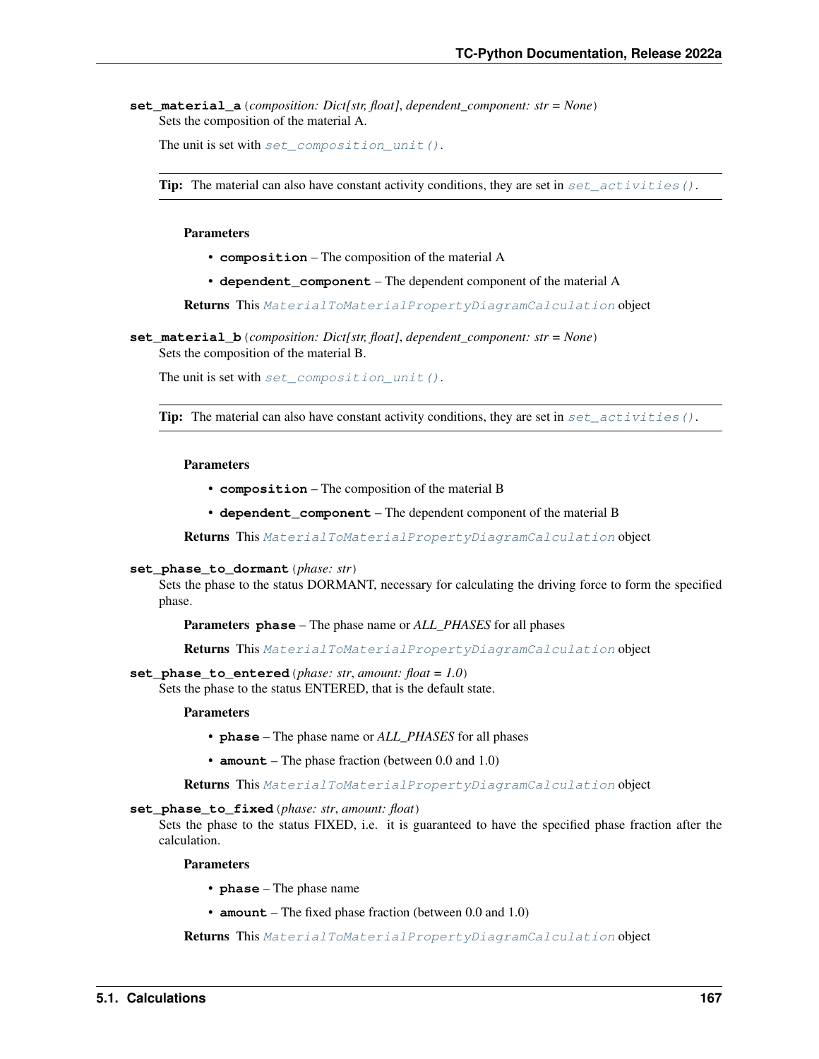**set_material_a**(*composition: Dict[str, float]*, *dependent_component: str = None*)

Sets the composition of the material A.

The unit is set with `set_composition_unit()`.

> **Tip:** The material can also have constant activity conditions, they are set in `set_activities()`.

**Parameters**

- **composition** – The composition of the material A
- **dependent_component** – The dependent component of the material A

**Returns** This `MaterialToMaterialPropertyDiagramCalculation` object

**set_material_b**(*composition: Dict[str, float]*, *dependent_component: str = None*)

Sets the composition of the material B.

The unit is set with `set_composition_unit()`.

> **Tip:** The material can also have constant activity conditions, they are set in `set_activities()`.

**Parameters**

- **composition** – The composition of the material B
- **dependent_component** – The dependent component of the material B

**Returns** This `MaterialToMaterialPropertyDiagramCalculation` object

**set_phase_to_dormant**(*phase: str*)

Sets the phase to the status DORMANT, necessary for calculating the driving force to form the specified phase.

**Parameters** **phase** – The phase name or *ALL_PHASES* for all phases

**Returns** This `MaterialToMaterialPropertyDiagramCalculation` object

**set_phase_to_entered**(*phase: str*, *amount: float = 1.0*)

Sets the phase to the status ENTERED, that is the default state.

**Parameters**

- **phase** – The phase name or *ALL_PHASES* for all phases
- **amount** – The phase fraction (between 0.0 and 1.0)

**Returns** This `MaterialToMaterialPropertyDiagramCalculation` object

**set_phase_to_fixed**(*phase: str*, *amount: float*)

Sets the phase to the status FIXED, i.e. it is guaranteed to have the specified phase fraction after the calculation.

**Parameters**

- **phase** – The phase name
- **amount** – The fixed phase fraction (between 0.0 and 1.0)

**Returns** This `MaterialToMaterialPropertyDiagramCalculation` object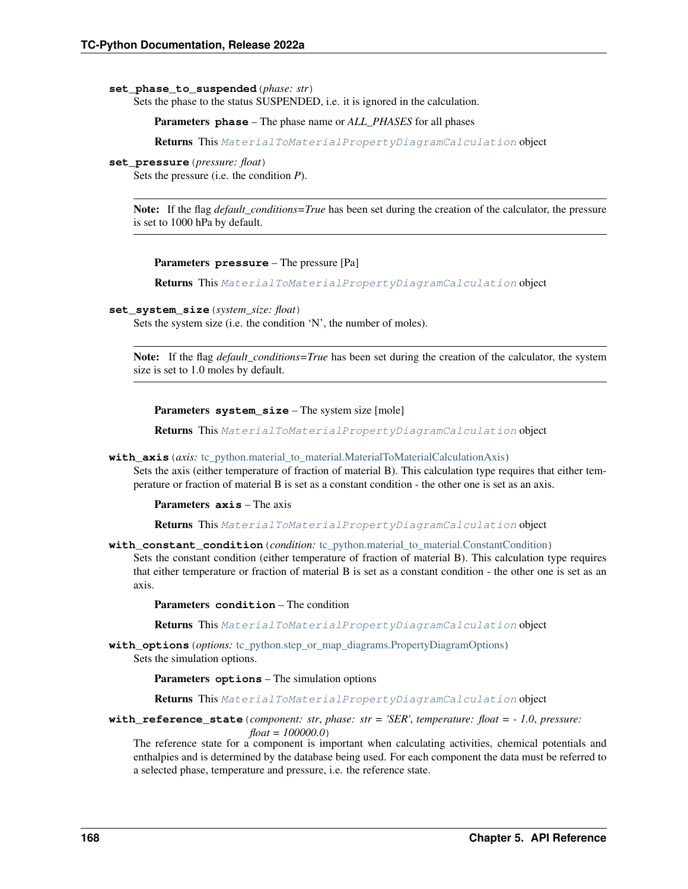**set_phase_to_suspended**(*phase: str*)

Sets the phase to the status SUSPENDED, i.e. it is ignored in the calculation.

**Parameters** **phase** – The phase name or *ALL_PHASES* for all phases

**Returns** This *MaterialToMaterialPropertyDiagramCalculation* object

**set_pressure**(*pressure: float*)

Sets the pressure (i.e. the condition *P*).

> **Note:** If the flag *default_conditions=True* has been set during the creation of the calculator, the pressure is set to 1000 hPa by default.

**Parameters** **pressure** – The pressure [Pa]

**Returns** This *MaterialToMaterialPropertyDiagramCalculation* object

**set_system_size**(*system_size: float*)

Sets the system size (i.e. the condition 'N', the number of moles).

> **Note:** If the flag *default_conditions=True* has been set during the creation of the calculator, the system size is set to 1.0 moles by default.

**Parameters** **system_size** – The system size [mole]

**Returns** This *MaterialToMaterialPropertyDiagramCalculation* object

**with_axis**(*axis:* tc_python.material_to_material.MaterialToMaterialCalculationAxis)

Sets the axis (either temperature of fraction of material B). This calculation type requires that either temperature or fraction of material B is set as a constant condition - the other one is set as an axis.

**Parameters** **axis** – The axis

**Returns** This *MaterialToMaterialPropertyDiagramCalculation* object

**with_constant_condition**(*condition:* tc_python.material_to_material.ConstantCondition)

Sets the constant condition (either temperature of fraction of material B). This calculation type requires that either temperature or fraction of material B is set as a constant condition - the other one is set as an axis.

**Parameters** **condition** – The condition

**Returns** This *MaterialToMaterialPropertyDiagramCalculation* object

**with_options**(*options:* tc_python.step_or_map_diagrams.PropertyDiagramOptions)

Sets the simulation options.

**Parameters** **options** – The simulation options

**Returns** This *MaterialToMaterialPropertyDiagramCalculation* object

**with_reference_state**(*component: str*, *phase: str = 'SER'*, *temperature: float = - 1.0*, *pressure: float = 100000.0*)

The reference state for a component is important when calculating activities, chemical potentials and enthalpies and is determined by the database being used. For each component the data must be referred to a selected phase, temperature and pressure, i.e. the reference state.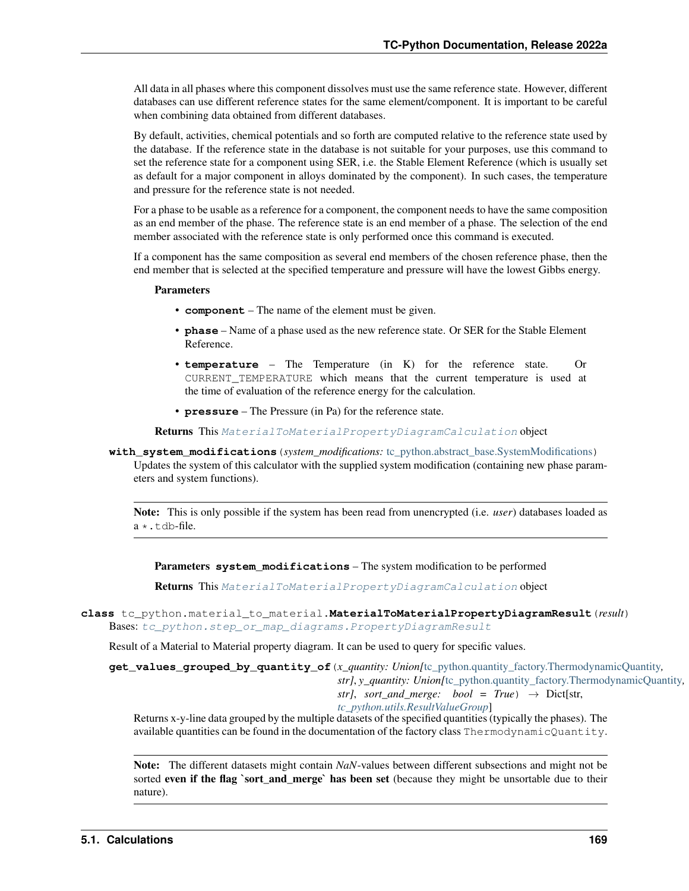All data in all phases where this component dissolves must use the same reference state. However, different databases can use different reference states for the same element/component. It is important to be careful when combining data obtained from different databases.

By default, activities, chemical potentials and so forth are computed relative to the reference state used by the database. If the reference state in the database is not suitable for your purposes, use this command to set the reference state for a component using SER, i.e. the Stable Element Reference (which is usually set as default for a major component in alloys dominated by the component). In such cases, the temperature and pressure for the reference state is not needed.

For a phase to be usable as a reference for a component, the component needs to have the same composition as an end member of the phase. The reference state is an end member of a phase. The selection of the end member associated with the reference state is only performed once this command is executed.

If a component has the same composition as several end members of the chosen reference phase, then the end member that is selected at the specified temperature and pressure will have the lowest Gibbs energy.

**Parameters**

- **component** – The name of the element must be given.
- **phase** – Name of a phase used as the new reference state. Or SER for the Stable Element Reference.
- **temperature** – The Temperature (in K) for the reference state. Or `CURRENT_TEMPERATURE` which means that the current temperature is used at the time of evaluation of the reference energy for the calculation.
- **pressure** – The Pressure (in Pa) for the reference state.

**Returns** This `MaterialToMaterialPropertyDiagramCalculation` object

**with_system_modifications**(*system_modifications: tc_python.abstract_base.SystemModifications*)

Updates the system of this calculator with the supplied system modification (containing new phase parameters and system functions).

> **Note:** This is only possible if the system has been read from unencrypted (i.e. *user*) databases loaded as a `*.tdb`-file.

**Parameters** **system_modifications** – The system modification to be performed

**Returns** This `MaterialToMaterialPropertyDiagramCalculation` object

**class** tc_python.material_to_material.**MaterialToMaterialPropertyDiagramResult**(*result*)

Bases: `tc_python.step_or_map_diagrams.PropertyDiagramResult`

Result of a Material to Material property diagram. It can be used to query for specific values.

**get_values_grouped_by_quantity_of**(*x_quantity: Union[tc_python.quantity_factory.ThermodynamicQuantity, str], y_quantity: Union[tc_python.quantity_factory.ThermodynamicQuantity, str], sort_and_merge: bool = True*) → Dict[str, tc_python.utils.ResultValueGroup]

Returns x-y-line data grouped by the multiple datasets of the specified quantities (typically the phases). The available quantities can be found in the documentation of the factory class `ThermodynamicQuantity`.

> **Note:** The different datasets might contain *NaN*-values between different subsections and might not be sorted **even if the flag `sort_and_merge` has been set** (because they might be unsortable due to their nature).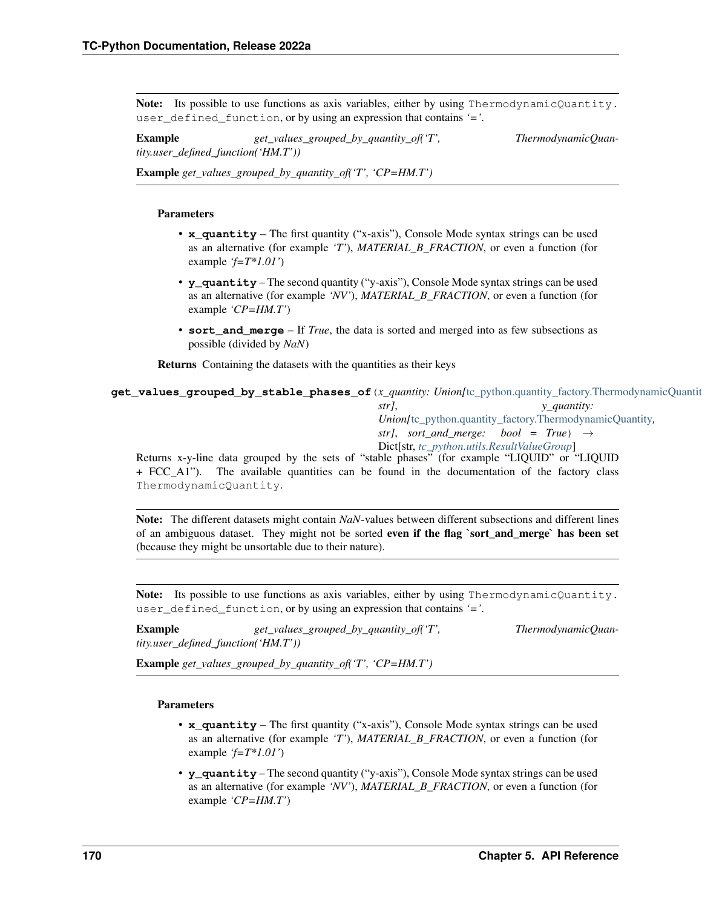**Note:** Its possible to use functions as axis variables, either by using `ThermodynamicQuantity.user_defined_function`, or by using an expression that contains '='.

**Example** *get_values_grouped_by_quantity_of('T', ThermodynamicQuantity.user_defined_function('HM.T'))*

**Example** *get_values_grouped_by_quantity_of('T', 'CP=HM.T')*

**Parameters**

- **x_quantity** – The first quantity ("x-axis"), Console Mode syntax strings can be used as an alternative (for example *'T'*), *MATERIAL_B_FRACTION*, or even a function (for example *'f=T*1.01'*)
- **y_quantity** – The second quantity ("y-axis"), Console Mode syntax strings can be used as an alternative (for example *'NV'*), *MATERIAL_B_FRACTION*, or even a function (for example *'CP=HM.T'*)
- **sort_and_merge** – If *True*, the data is sorted and merged into as few subsections as possible (divided by *NaN*)

**Returns** Containing the datasets with the quantities as their keys

**get_values_grouped_by_stable_phases_of**(*x_quantity: Union[tc_python.quantity_factory.ThermodynamicQuantity, str], y_quantity: Union[tc_python.quantity_factory.ThermodynamicQuantity, str], sort_and_merge: bool = True*) → Dict[str, *tc_python.utils.ResultValueGroup*]

Returns x-y-line data grouped by the sets of "stable phases" (for example "LIQUID" or "LIQUID + FCC_A1"). The available quantities can be found in the documentation of the factory class `ThermodynamicQuantity`.

**Note:** The different datasets might contain *NaN*-values between different subsections and different lines of an ambiguous dataset. They might not be sorted **even if the flag `sort_and_merge` has been set** (because they might be unsortable due to their nature).

**Note:** Its possible to use functions as axis variables, either by using `ThermodynamicQuantity.user_defined_function`, or by using an expression that contains '='.

**Example** *get_values_grouped_by_quantity_of('T', ThermodynamicQuantity.user_defined_function('HM.T'))*

**Example** *get_values_grouped_by_quantity_of('T', 'CP=HM.T')*

**Parameters**

- **x_quantity** – The first quantity ("x-axis"), Console Mode syntax strings can be used as an alternative (for example *'T'*), *MATERIAL_B_FRACTION*, or even a function (for example *'f=T*1.01'*)
- **y_quantity** – The second quantity ("y-axis"), Console Mode syntax strings can be used as an alternative (for example *'NV'*), *MATERIAL_B_FRACTION*, or even a function (for example *'CP=HM.T'*)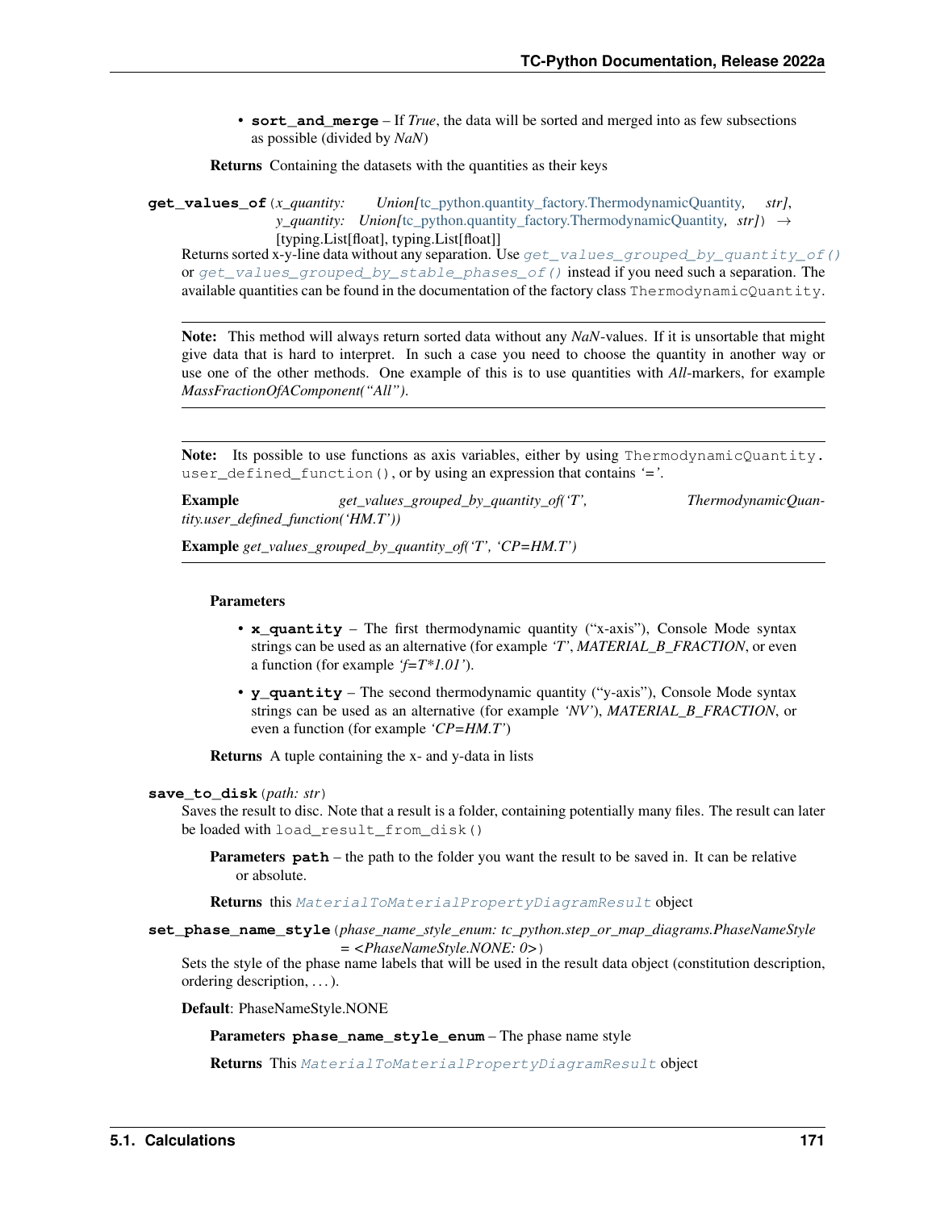- **sort_and_merge** – If *True*, the data will be sorted and merged into as few subsections as possible (divided by *NaN*)

**Returns** Containing the datasets with the quantities as their keys

**get_values_of**(*x_quantity: Union[tc_python.quantity_factory.ThermodynamicQuantity, str], y_quantity: Union[tc_python.quantity_factory.ThermodynamicQuantity, str]*) → [typing.List[float], typing.List[float]]

Returns sorted x-y-line data without any separation. Use `get_values_grouped_by_quantity_of()` or `get_values_grouped_by_stable_phases_of()` instead if you need such a separation. The available quantities can be found in the documentation of the factory class `ThermodynamicQuantity`.

---

**Note:** This method will always return sorted data without any *NaN*-values. If it is unsortable that might give data that is hard to interpret. In such a case you need to choose the quantity in another way or use one of the other methods. One example of this is to use quantities with *All*-markers, for example *MassFractionOfAComponent("All")*.

---

**Note:** Its possible to use functions as axis variables, either by using `ThermodynamicQuantity.user_defined_function()`, or by using an expression that contains *'='*.

**Example** *get_values_grouped_by_quantity_of('T', ThermodynamicQuantity.user_defined_function('HM.T'))*

**Example** *get_values_grouped_by_quantity_of('T', 'CP=HM.T')*

---

**Parameters**

- **x_quantity** – The first thermodynamic quantity ("x-axis"), Console Mode syntax strings can be used as an alternative (for example *'T'*, *MATERIAL_B_FRACTION*, or even a function (for example *'f=T*1.01'*).
- **y_quantity** – The second thermodynamic quantity ("y-axis"), Console Mode syntax strings can be used as an alternative (for example *'NV'*), *MATERIAL_B_FRACTION*, or even a function (for example *'CP=HM.T'*)

**Returns** A tuple containing the x- and y-data in lists

**save_to_disk**(*path: str*)

Saves the result to disc. Note that a result is a folder, containing potentially many files. The result can later be loaded with `load_result_from_disk()`

**Parameters** **path** – the path to the folder you want the result to be saved in. It can be relative or absolute.

**Returns** this `MaterialToMaterialPropertyDiagramResult` object

**set_phase_name_style**(*phase_name_style_enum: tc_python.step_or_map_diagrams.PhaseNameStyle = <PhaseNameStyle.NONE: 0>*)

Sets the style of the phase name labels that will be used in the result data object (constitution description, ordering description, . . . ).

**Default**: PhaseNameStyle.NONE

**Parameters** **phase_name_style_enum** – The phase name style

**Returns** This `MaterialToMaterialPropertyDiagramResult` object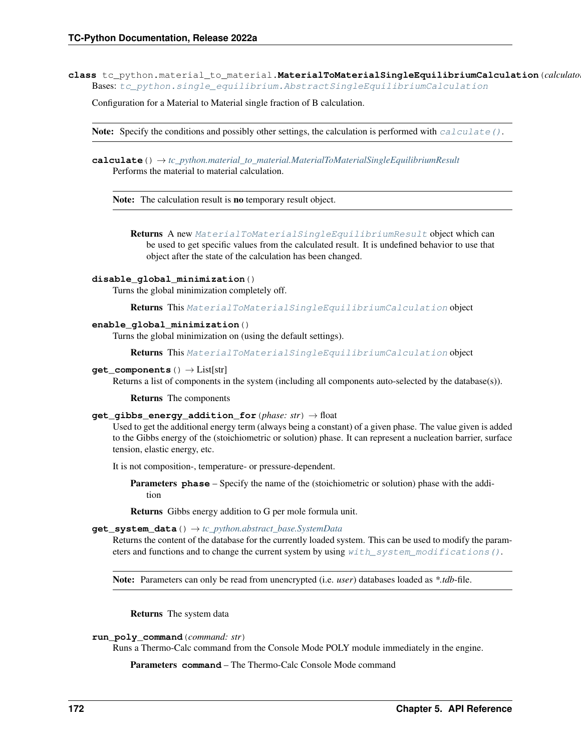**class** tc_python.material_to_material.**MaterialToMaterialSingleEquilibriumCalculation**(*calculator*

Bases: *tc_python.single_equilibrium.AbstractSingleEquilibriumCalculation*

Configuration for a Material to Material single fraction of B calculation.

> **Note:** Specify the conditions and possibly other settings, the calculation is performed with *calculate()*.

**calculate**() → *tc_python.material_to_material.MaterialToMaterialSingleEquilibriumResult*

Performs the material to material calculation.

> **Note:** The calculation result is **no** temporary result object.

**Returns** A new *MaterialToMaterialSingleEquilibriumResult* object which can be used to get specific values from the calculated result. It is undefined behavior to use that object after the state of the calculation has been changed.

**disable_global_minimization**()

Turns the global minimization completely off.

**Returns** This *MaterialToMaterialSingleEquilibriumCalculation* object

**enable_global_minimization**()

Turns the global minimization on (using the default settings).

**Returns** This *MaterialToMaterialSingleEquilibriumCalculation* object

**get_components**() → List[str]

Returns a list of components in the system (including all components auto-selected by the database(s)).

**Returns** The components

**get_gibbs_energy_addition_for**(*phase: str*) → float

Used to get the additional energy term (always being a constant) of a given phase. The value given is added to the Gibbs energy of the (stoichiometric or solution) phase. It can represent a nucleation barrier, surface tension, elastic energy, etc.

It is not composition-, temperature- or pressure-dependent.

**Parameters** **phase** – Specify the name of the (stoichiometric or solution) phase with the addition

**Returns** Gibbs energy addition to G per mole formula unit.

**get_system_data**() → *tc_python.abstract_base.SystemData*

Returns the content of the database for the currently loaded system. This can be used to modify the parameters and functions and to change the current system by using *with_system_modifications()*.

> **Note:** Parameters can only be read from unencrypted (i.e. *user*) databases loaded as **.tdb*-file.

**Returns** The system data

**run_poly_command**(*command: str*)

Runs a Thermo-Calc command from the Console Mode POLY module immediately in the engine.

**Parameters** **command** – The Thermo-Calc Console Mode command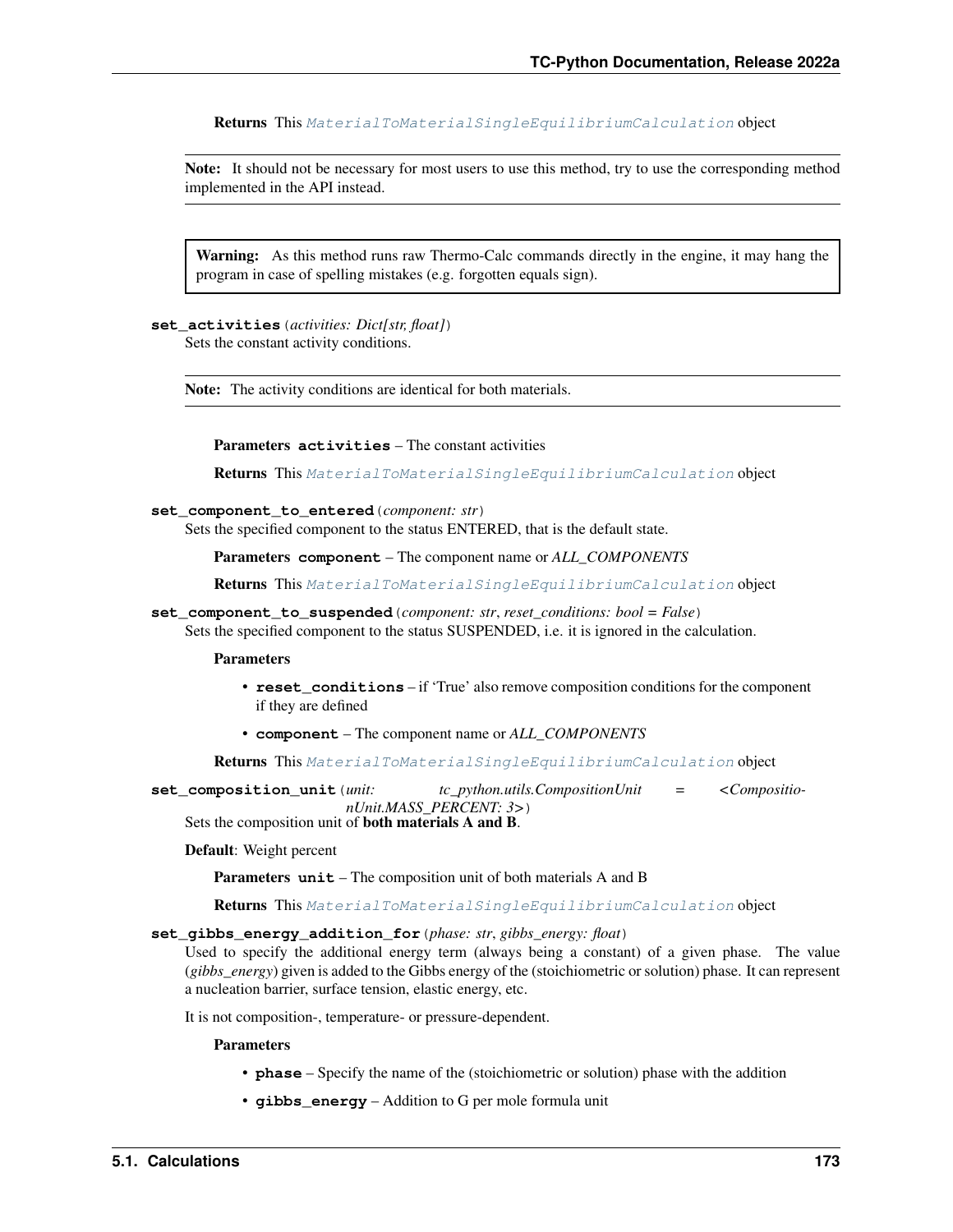**Returns** This `MaterialToMaterialSingleEquilibriumCalculation` object

**Note:** It should not be necessary for most users to use this method, try to use the corresponding method implemented in the API instead.

**Warning:** As this method runs raw Thermo-Calc commands directly in the engine, it may hang the program in case of spelling mistakes (e.g. forgotten equals sign).

**set_activities**(*activities: Dict[str, float]*)

Sets the constant activity conditions.

**Note:** The activity conditions are identical for both materials.

**Parameters** **activities** – The constant activities

**Returns** This `MaterialToMaterialSingleEquilibriumCalculation` object

**set_component_to_entered**(*component: str*)

Sets the specified component to the status ENTERED, that is the default state.

**Parameters** **component** – The component name or *ALL_COMPONENTS*

**Returns** This `MaterialToMaterialSingleEquilibriumCalculation` object

**set_component_to_suspended**(*component: str*, *reset_conditions: bool = False*)

Sets the specified component to the status SUSPENDED, i.e. it is ignored in the calculation.

**Parameters**

- **reset_conditions** – if 'True' also remove composition conditions for the component if they are defined
- **component** – The component name or *ALL_COMPONENTS*

**Returns** This `MaterialToMaterialSingleEquilibriumCalculation` object

**set_composition_unit**(*unit: tc_python.utils.CompositionUnit = <CompositionUnit.MASS_PERCENT: 3>*)

Sets the composition unit of **both materials A and B**.

**Default**: Weight percent

**Parameters** **unit** – The composition unit of both materials A and B

**Returns** This `MaterialToMaterialSingleEquilibriumCalculation` object

**set_gibbs_energy_addition_for**(*phase: str*, *gibbs_energy: float*)

Used to specify the additional energy term (always being a constant) of a given phase. The value (*gibbs_energy*) given is added to the Gibbs energy of the (stoichiometric or solution) phase. It can represent a nucleation barrier, surface tension, elastic energy, etc.

It is not composition-, temperature- or pressure-dependent.

**Parameters**

- **phase** – Specify the name of the (stoichiometric or solution) phase with the addition
- **gibbs_energy** – Addition to G per mole formula unit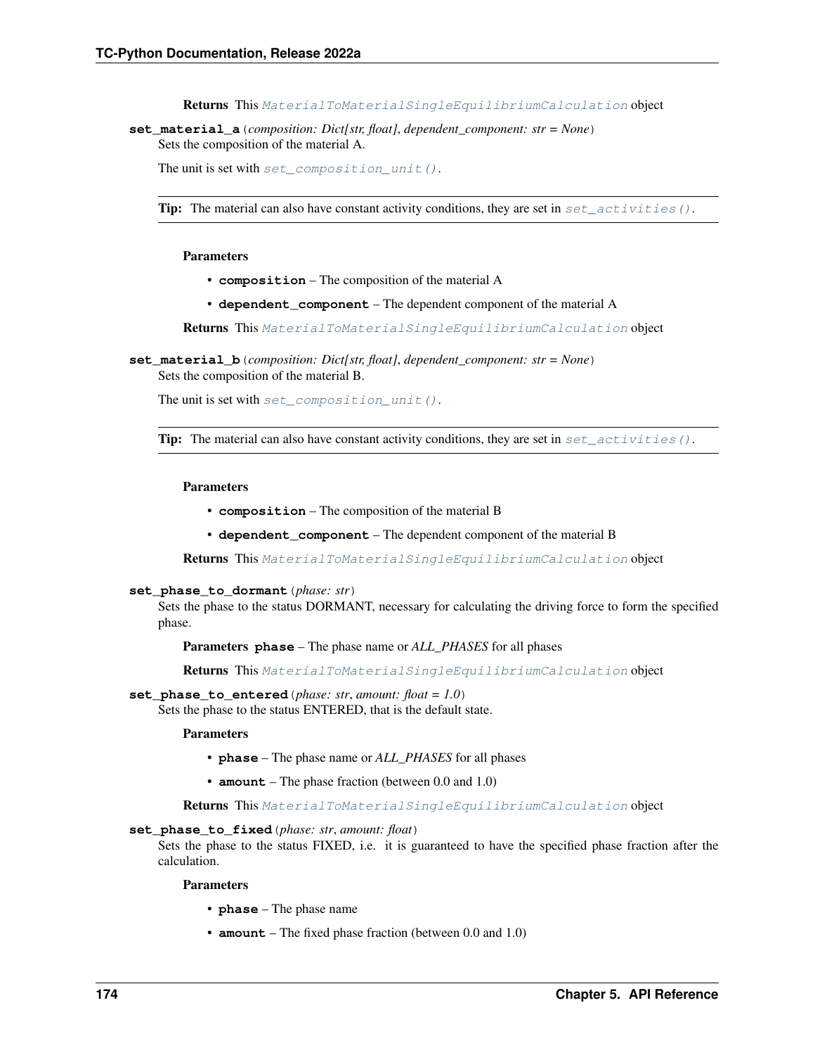**Returns** This `MaterialToMaterialSingleEquilibriumCalculation` object

**set_material_a**(*composition: Dict[str, float]*, *dependent_component: str = None*)

Sets the composition of the material A.

The unit is set with `set_composition_unit()`.

> **Tip:** The material can also have constant activity conditions, they are set in `set_activities()`.

**Parameters**

- **composition** – The composition of the material A
- **dependent_component** – The dependent component of the material A

**Returns** This `MaterialToMaterialSingleEquilibriumCalculation` object

**set_material_b**(*composition: Dict[str, float]*, *dependent_component: str = None*)

Sets the composition of the material B.

The unit is set with `set_composition_unit()`.

> **Tip:** The material can also have constant activity conditions, they are set in `set_activities()`.

**Parameters**

- **composition** – The composition of the material B
- **dependent_component** – The dependent component of the material B

**Returns** This `MaterialToMaterialSingleEquilibriumCalculation` object

**set_phase_to_dormant**(*phase: str*)

Sets the phase to the status DORMANT, necessary for calculating the driving force to form the specified phase.

**Parameters** **phase** – The phase name or *ALL_PHASES* for all phases

**Returns** This `MaterialToMaterialSingleEquilibriumCalculation` object

**set_phase_to_entered**(*phase: str*, *amount: float = 1.0*)

Sets the phase to the status ENTERED, that is the default state.

**Parameters**

- **phase** – The phase name or *ALL_PHASES* for all phases
- **amount** – The phase fraction (between 0.0 and 1.0)

**Returns** This `MaterialToMaterialSingleEquilibriumCalculation` object

**set_phase_to_fixed**(*phase: str*, *amount: float*)

Sets the phase to the status FIXED, i.e. it is guaranteed to have the specified phase fraction after the calculation.

**Parameters**

- **phase** – The phase name
- **amount** – The fixed phase fraction (between 0.0 and 1.0)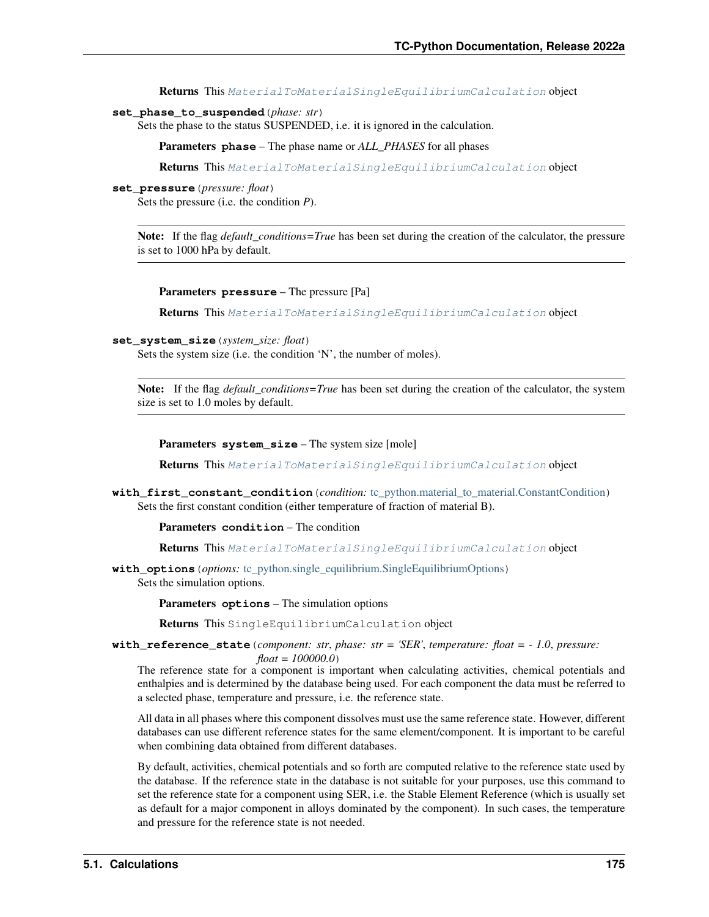**Returns** This `MaterialToMaterialSingleEquilibriumCalculation` object

**set_phase_to_suspended**(*phase: str*)

Sets the phase to the status SUSPENDED, i.e. it is ignored in the calculation.

**Parameters** **phase** – The phase name or *ALL_PHASES* for all phases

**Returns** This `MaterialToMaterialSingleEquilibriumCalculation` object

**set_pressure**(*pressure: float*)

Sets the pressure (i.e. the condition *P*).

> **Note:** If the flag *default_conditions=True* has been set during the creation of the calculator, the pressure is set to 1000 hPa by default.

**Parameters** **pressure** – The pressure [Pa]

**Returns** This `MaterialToMaterialSingleEquilibriumCalculation` object

**set_system_size**(*system_size: float*)

Sets the system size (i.e. the condition 'N', the number of moles).

> **Note:** If the flag *default_conditions=True* has been set during the creation of the calculator, the system size is set to 1.0 moles by default.

**Parameters** **system_size** – The system size [mole]

**Returns** This `MaterialToMaterialSingleEquilibriumCalculation` object

**with_first_constant_condition**(*condition:* tc_python.material_to_material.ConstantCondition)

Sets the first constant condition (either temperature of fraction of material B).

**Parameters** **condition** – The condition

**Returns** This `MaterialToMaterialSingleEquilibriumCalculation` object

**with_options**(*options:* tc_python.single_equilibrium.SingleEquilibriumOptions)

Sets the simulation options.

**Parameters** **options** – The simulation options

**Returns** This `SingleEquilibriumCalculation` object

**with_reference_state**(*component: str, phase: str = 'SER', temperature: float = - 1.0, pressure: float = 100000.0*)

The reference state for a component is important when calculating activities, chemical potentials and enthalpies and is determined by the database being used. For each component the data must be referred to a selected phase, temperature and pressure, i.e. the reference state.

All data in all phases where this component dissolves must use the same reference state. However, different databases can use different reference states for the same element/component. It is important to be careful when combining data obtained from different databases.

By default, activities, chemical potentials and so forth are computed relative to the reference state used by the database. If the reference state in the database is not suitable for your purposes, use this command to set the reference state for a component using SER, i.e. the Stable Element Reference (which is usually set as default for a major component in alloys dominated by the component). In such cases, the temperature and pressure for the reference state is not needed.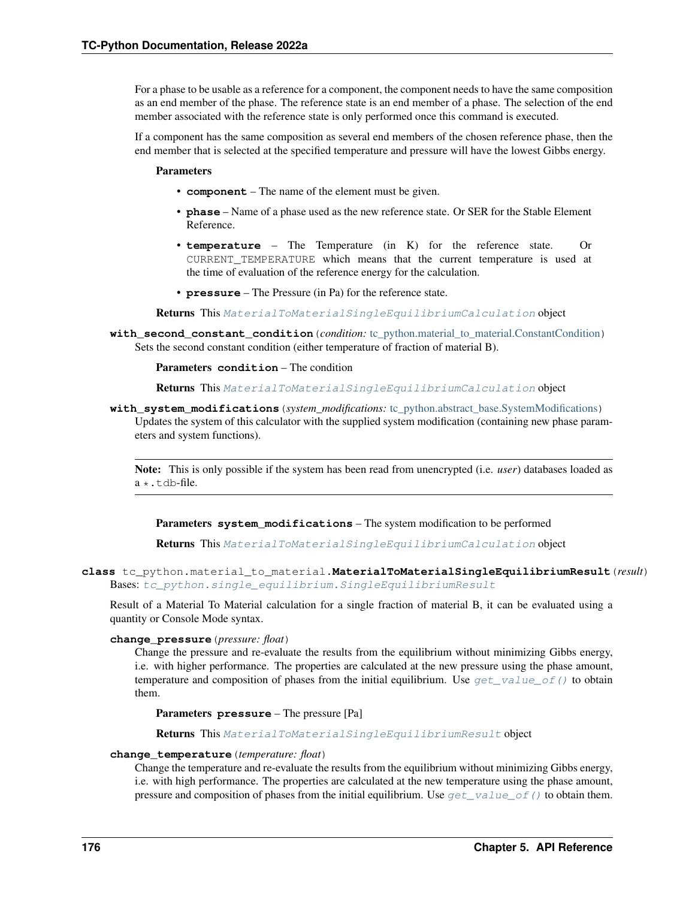For a phase to be usable as a reference for a component, the component needs to have the same composition as an end member of the phase. The reference state is an end member of a phase. The selection of the end member associated with the reference state is only performed once this command is executed.

If a component has the same composition as several end members of the chosen reference phase, then the end member that is selected at the specified temperature and pressure will have the lowest Gibbs energy.

**Parameters**

- **component** – The name of the element must be given.
- **phase** – Name of a phase used as the new reference state. Or SER for the Stable Element Reference.
- **temperature** – The Temperature (in K) for the reference state. Or `CURRENT_TEMPERATURE` which means that the current temperature is used at the time of evaluation of the reference energy for the calculation.
- **pressure** – The Pressure (in Pa) for the reference state.

**Returns** This *MaterialToMaterialSingleEquilibriumCalculation* object

**with_second_constant_condition**(*condition: tc_python.material_to_material.ConstantCondition*)

Sets the second constant condition (either temperature of fraction of material B).

**Parameters** **condition** – The condition

**Returns** This *MaterialToMaterialSingleEquilibriumCalculation* object

**with_system_modifications**(*system_modifications: tc_python.abstract_base.SystemModifications*)

Updates the system of this calculator with the supplied system modification (containing new phase parameters and system functions).

> **Note:** This is only possible if the system has been read from unencrypted (i.e. *user*) databases loaded as a `*.tdb`-file.

**Parameters** **system_modifications** – The system modification to be performed

**Returns** This *MaterialToMaterialSingleEquilibriumCalculation* object

**class** tc_python.material_to_material.**MaterialToMaterialSingleEquilibriumResult**(*result*)

Bases: *tc_python.single_equilibrium.SingleEquilibriumResult*

Result of a Material To Material calculation for a single fraction of material B, it can be evaluated using a quantity or Console Mode syntax.

**change_pressure**(*pressure: float*)

Change the pressure and re-evaluate the results from the equilibrium without minimizing Gibbs energy, i.e. with higher performance. The properties are calculated at the new pressure using the phase amount, temperature and composition of phases from the initial equilibrium. Use *get_value_of()* to obtain them.

**Parameters** **pressure** – The pressure [Pa]

**Returns** This *MaterialToMaterialSingleEquilibriumResult* object

**change_temperature**(*temperature: float*)

Change the temperature and re-evaluate the results from the equilibrium without minimizing Gibbs energy, i.e. with high performance. The properties are calculated at the new temperature using the phase amount, pressure and composition of phases from the initial equilibrium. Use *get_value_of()* to obtain them.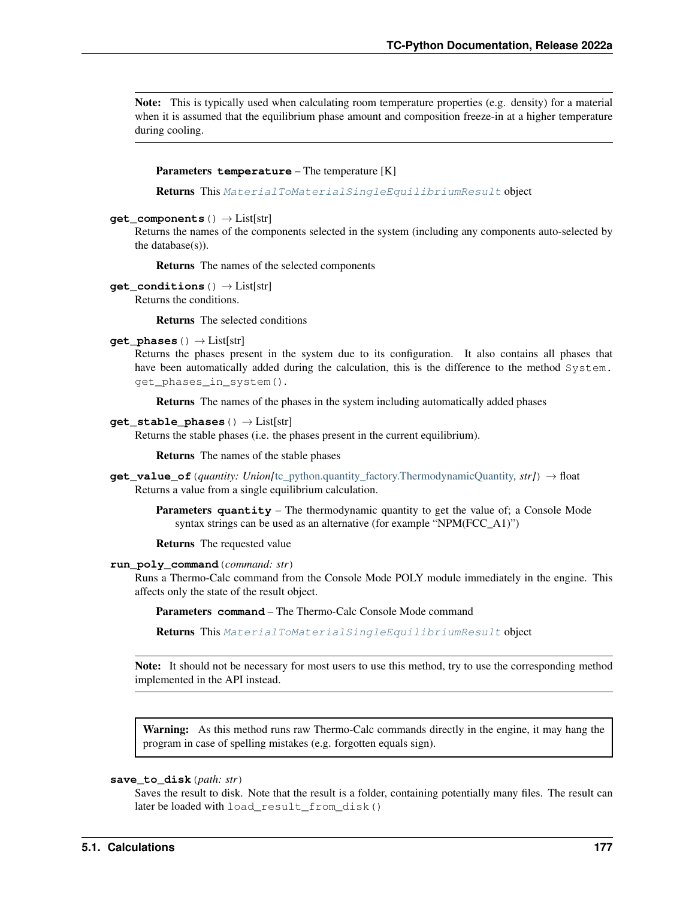**Note:** This is typically used when calculating room temperature properties (e.g. density) for a material when it is assumed that the equilibrium phase amount and composition freeze-in at a higher temperature during cooling.

**Parameters** **temperature** – The temperature [K]

**Returns** This *MaterialToMaterialSingleEquilibriumResult* object

**get_components**() → List[str]

Returns the names of the components selected in the system (including any components auto-selected by the database(s)).

**Returns** The names of the selected components

**get_conditions**() → List[str]

Returns the conditions.

**Returns** The selected conditions

**get_phases**() → List[str]

Returns the phases present in the system due to its configuration. It also contains all phases that have been automatically added during the calculation, this is the difference to the method `System.get_phases_in_system()`.

**Returns** The names of the phases in the system including automatically added phases

**get_stable_phases**() → List[str]

Returns the stable phases (i.e. the phases present in the current equilibrium).

**Returns** The names of the stable phases

**get_value_of**(*quantity: Union[*tc_python.quantity_factory.ThermodynamicQuantity*, str]*) → float

Returns a value from a single equilibrium calculation.

**Parameters** **quantity** – The thermodynamic quantity to get the value of; a Console Mode syntax strings can be used as an alternative (for example "NPM(FCC_A1)")

**Returns** The requested value

**run_poly_command**(*command: str*)

Runs a Thermo-Calc command from the Console Mode POLY module immediately in the engine. This affects only the state of the result object.

**Parameters** **command** – The Thermo-Calc Console Mode command

**Returns** This *MaterialToMaterialSingleEquilibriumResult* object

**Note:** It should not be necessary for most users to use this method, try to use the corresponding method implemented in the API instead.

**Warning:** As this method runs raw Thermo-Calc commands directly in the engine, it may hang the program in case of spelling mistakes (e.g. forgotten equals sign).

**save_to_disk**(*path: str*)

Saves the result to disk. Note that the result is a folder, containing potentially many files. The result can later be loaded with `load_result_from_disk()`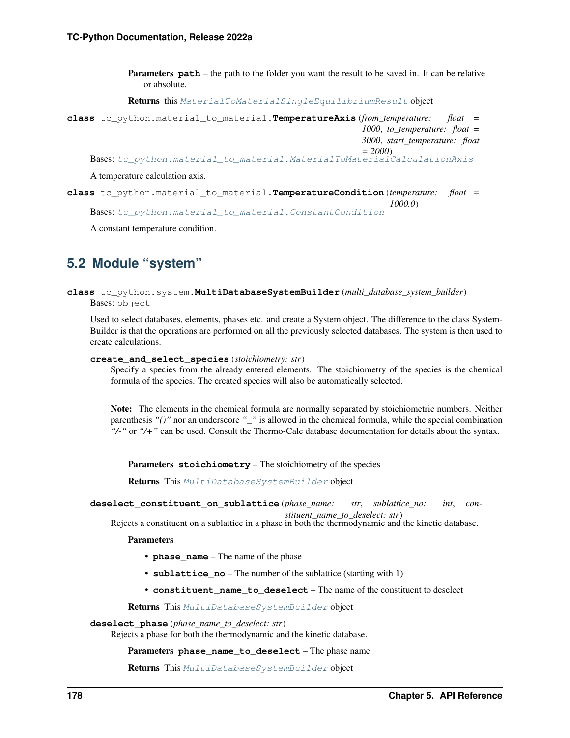**Parameters** **path** – the path to the folder you want the result to be saved in. It can be relative or absolute.

**Returns** this `MaterialToMaterialSingleEquilibriumResult` object

**class** tc_python.material_to_material.**TemperatureAxis**(*from_temperature: float = 1000*, *to_temperature: float = 3000*, *start_temperature: float = 2000*)

Bases: `tc_python.material_to_material.MaterialToMaterialCalculationAxis`

A temperature calculation axis.

**class** tc_python.material_to_material.**TemperatureCondition**(*temperature: float = 1000.0*)

Bases: `tc_python.material_to_material.ConstantCondition`

A constant temperature condition.

## 5.2 Module "system"

**class** tc_python.system.**MultiDatabaseSystemBuilder**(*multi_database_system_builder*)

Bases: `object`

Used to select databases, elements, phases etc. and create a System object. The difference to the class SystemBuilder is that the operations are performed on all the previously selected databases. The system is then used to create calculations.

**create_and_select_species**(*stoichiometry: str*)

Specify a species from the already entered elements. The stoichiometry of the species is the chemical formula of the species. The created species will also be automatically selected.

**Note:** The elements in the chemical formula are normally separated by stoichiometric numbers. Neither parenthesis *"()"* nor an underscore *"_"* is allowed in the chemical formula, while the special combination *"/-"* or *"/+"* can be used. Consult the Thermo-Calc database documentation for details about the syntax.

**Parameters** **stoichiometry** – The stoichiometry of the species

**Returns** This `MultiDatabaseSystemBuilder` object

**deselect_constituent_on_sublattice**(*phase_name: str*, *sublattice_no: int*, *constituent_name_to_deselect: str*)

Rejects a constituent on a sublattice in a phase in both the thermodynamic and the kinetic database.

**Parameters**

- **phase_name** – The name of the phase
- **sublattice_no** – The number of the sublattice (starting with 1)
- **constituent_name_to_deselect** – The name of the constituent to deselect

**Returns** This `MultiDatabaseSystemBuilder` object

**deselect_phase**(*phase_name_to_deselect: str*)

Rejects a phase for both the thermodynamic and the kinetic database.

**Parameters** **phase_name_to_deselect** – The phase name

**Returns** This `MultiDatabaseSystemBuilder` object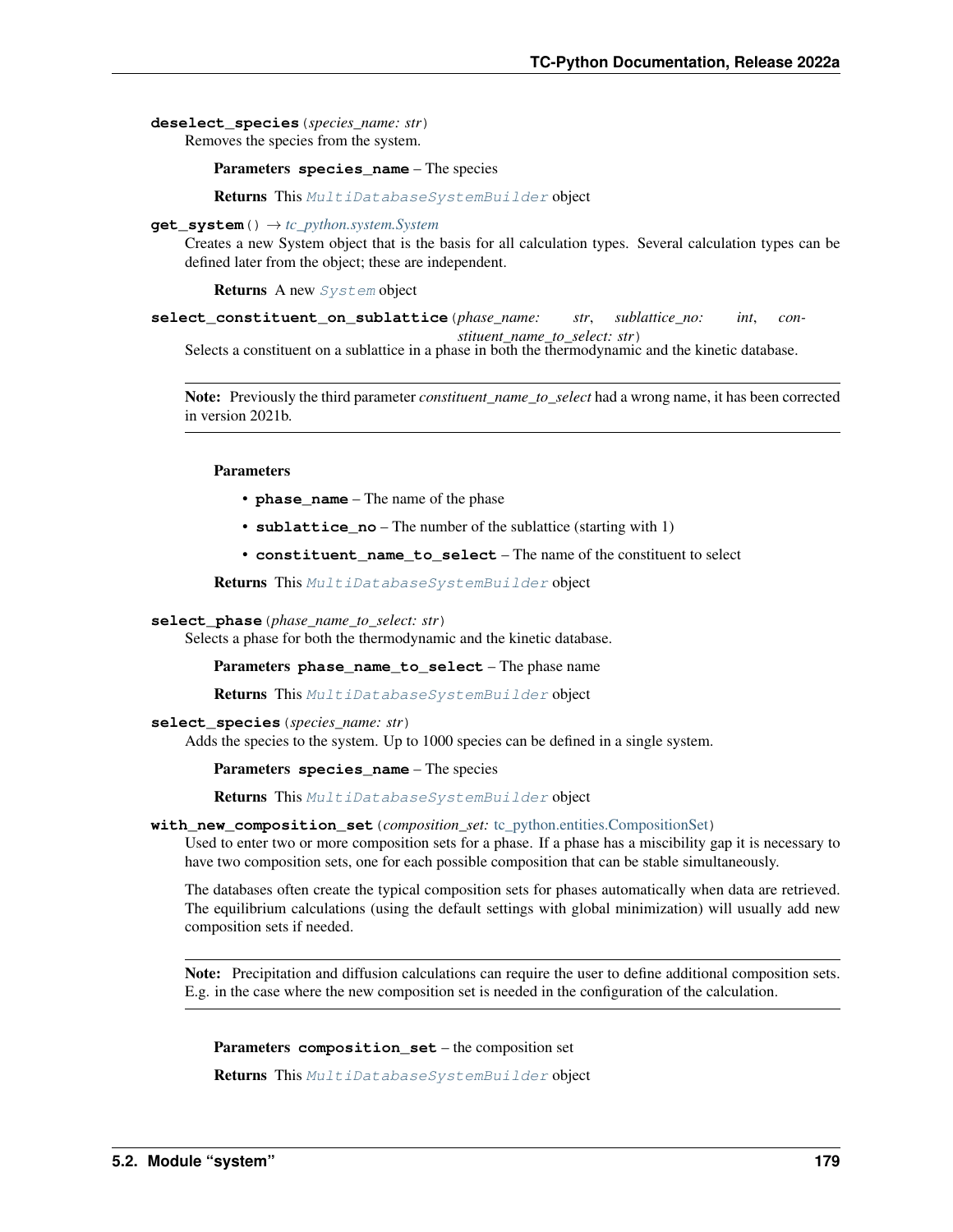**deselect_species**(*species_name: str*)

Removes the species from the system.

**Parameters** **species_name** – The species

**Returns** This *MultiDatabaseSystemBuilder* object

**get_system**() → *tc_python.system.System*

Creates a new System object that is the basis for all calculation types. Several calculation types can be defined later from the object; these are independent.

**Returns** A new *System* object

**select_constituent_on_sublattice**(*phase_name: str*, *sublattice_no: int*, *constituent_name_to_select: str*)

Selects a constituent on a sublattice in a phase in both the thermodynamic and the kinetic database.

> **Note:** Previously the third parameter *constituent_name_to_select* had a wrong name, it has been corrected in version 2021b.

**Parameters**

- **phase_name** – The name of the phase
- **sublattice_no** – The number of the sublattice (starting with 1)
- **constituent_name_to_select** – The name of the constituent to select

**Returns** This *MultiDatabaseSystemBuilder* object

**select_phase**(*phase_name_to_select: str*)

Selects a phase for both the thermodynamic and the kinetic database.

**Parameters** **phase_name_to_select** – The phase name

**Returns** This *MultiDatabaseSystemBuilder* object

**select_species**(*species_name: str*)

Adds the species to the system. Up to 1000 species can be defined in a single system.

**Parameters** **species_name** – The species

**Returns** This *MultiDatabaseSystemBuilder* object

**with_new_composition_set**(*composition_set:* tc_python.entities.CompositionSet)

Used to enter two or more composition sets for a phase. If a phase has a miscibility gap it is necessary to have two composition sets, one for each possible composition that can be stable simultaneously.

The databases often create the typical composition sets for phases automatically when data are retrieved. The equilibrium calculations (using the default settings with global minimization) will usually add new composition sets if needed.

> **Note:** Precipitation and diffusion calculations can require the user to define additional composition sets. E.g. in the case where the new composition set is needed in the configuration of the calculation.

**Parameters** **composition_set** – the composition set

**Returns** This *MultiDatabaseSystemBuilder* object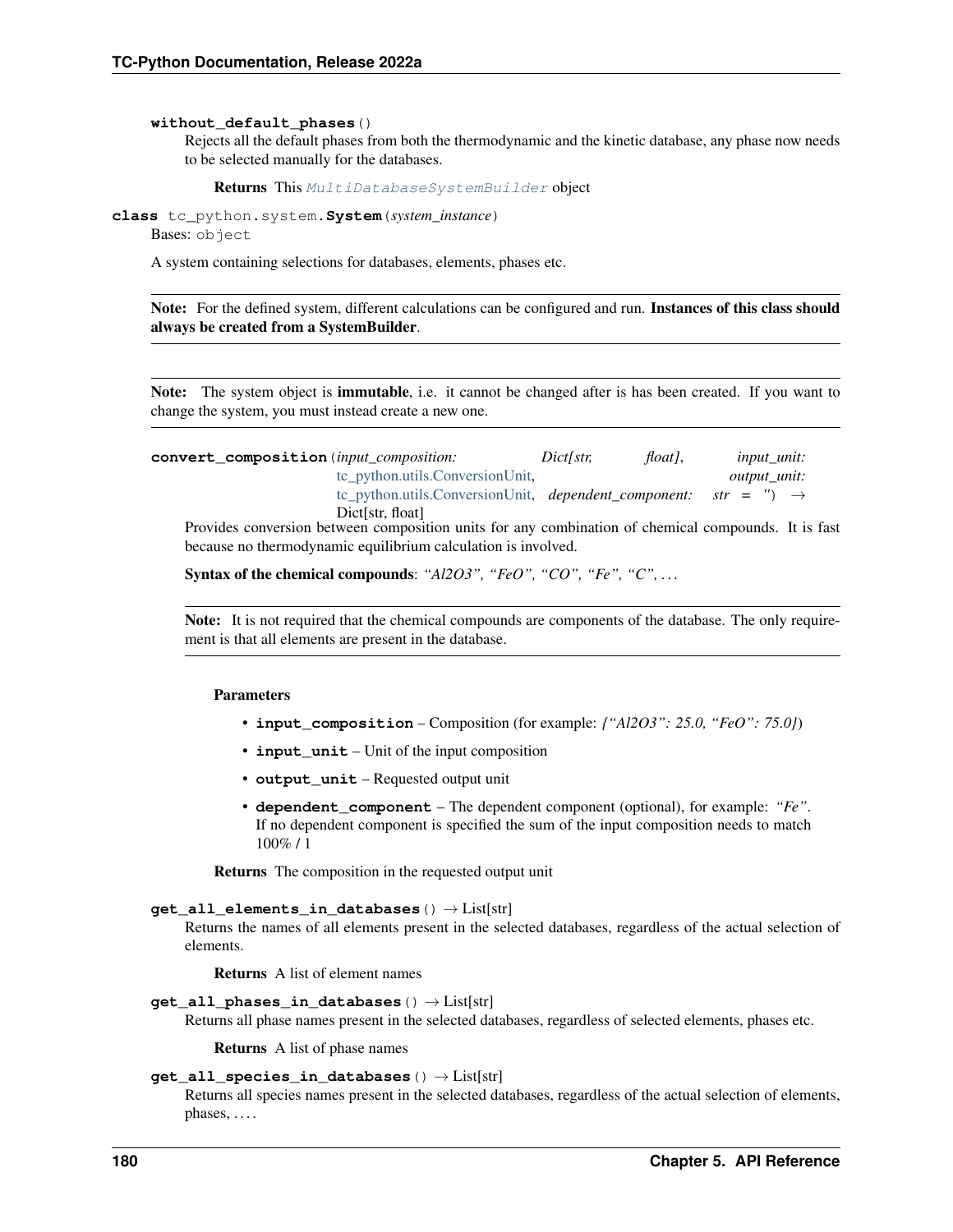**without_default_phases**()

Rejects all the default phases from both the thermodynamic and the kinetic database, any phase now needs to be selected manually for the databases.

**Returns** This *MultiDatabaseSystemBuilder* object

**class** tc_python.system.**System**(*system_instance*)

Bases: object

A system containing selections for databases, elements, phases etc.

> **Note:** For the defined system, different calculations can be configured and run. **Instances of this class should always be created from a SystemBuilder**.

> **Note:** The system object is **immutable**, i.e. it cannot be changed after is has been created. If you want to change the system, you must instead create a new one.

**convert_composition**(*input_composition: Dict[str, float], input_unit: tc_python.utils.ConversionUnit, output_unit: tc_python.utils.ConversionUnit, dependent_component: str = ''*) → Dict[str, float]

Provides conversion between composition units for any combination of chemical compounds. It is fast because no thermodynamic equilibrium calculation is involved.

**Syntax of the chemical compounds**: *"Al2O3", "FeO", "CO", "Fe", "C", . . .*

> **Note:** It is not required that the chemical compounds are components of the database. The only requirement is that all elements are present in the database.

**Parameters**

- **input_composition** – Composition (for example: *{"Al2O3": 25.0, "FeO": 75.0}*)
- **input_unit** – Unit of the input composition
- **output_unit** – Requested output unit
- **dependent_component** – The dependent component (optional), for example: *"Fe"*. If no dependent component is specified the sum of the input composition needs to match 100% / 1

**Returns** The composition in the requested output unit

**get_all_elements_in_databases**() → List[str]

Returns the names of all elements present in the selected databases, regardless of the actual selection of elements.

**Returns** A list of element names

**get_all_phases_in_databases**() → List[str]

Returns all phase names present in the selected databases, regardless of selected elements, phases etc.

**Returns** A list of phase names

**get_all_species_in_databases**() → List[str]

Returns all species names present in the selected databases, regardless of the actual selection of elements, phases, . . . .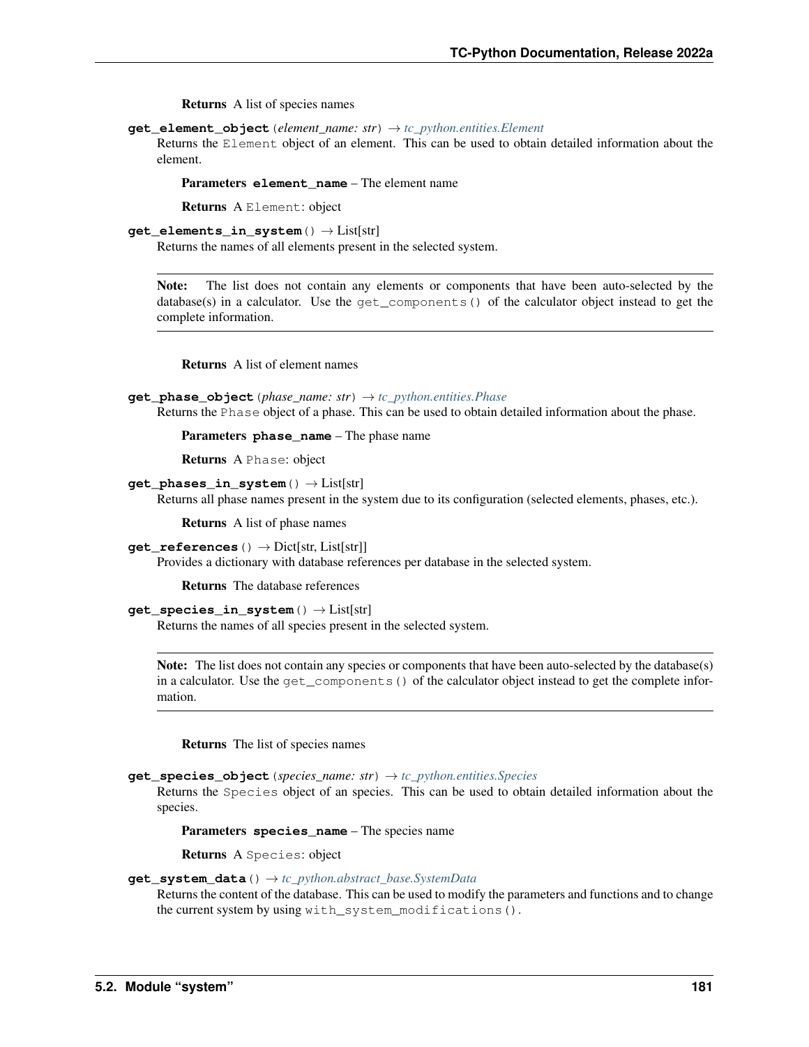**Returns** A list of species names

**get_element_object**(*element_name: str*) → *tc_python.entities.Element*

Returns the `Element` object of an element. This can be used to obtain detailed information about the element.

**Parameters** **element_name** – The element name

**Returns** A `Element`: object

**get_elements_in_system**() → List[str]

Returns the names of all elements present in the selected system.

> **Note:** The list does not contain any elements or components that have been auto-selected by the database(s) in a calculator. Use the `get_components()` of the calculator object instead to get the complete information.

**Returns** A list of element names

**get_phase_object**(*phase_name: str*) → *tc_python.entities.Phase*

Returns the `Phase` object of a phase. This can be used to obtain detailed information about the phase.

**Parameters** **phase_name** – The phase name

**Returns** A `Phase`: object

**get_phases_in_system**() → List[str]

Returns all phase names present in the system due to its configuration (selected elements, phases, etc.).

**Returns** A list of phase names

**get_references**() → Dict[str, List[str]]

Provides a dictionary with database references per database in the selected system.

**Returns** The database references

**get_species_in_system**() → List[str]

Returns the names of all species present in the selected system.

> **Note:** The list does not contain any species or components that have been auto-selected by the database(s) in a calculator. Use the `get_components()` of the calculator object instead to get the complete information.

**Returns** The list of species names

**get_species_object**(*species_name: str*) → *tc_python.entities.Species*

Returns the `Species` object of an species. This can be used to obtain detailed information about the species.

**Parameters** **species_name** – The species name

**Returns** A `Species`: object

**get_system_data**() → *tc_python.abstract_base.SystemData*

Returns the content of the database. This can be used to modify the parameters and functions and to change the current system by using `with_system_modifications()`.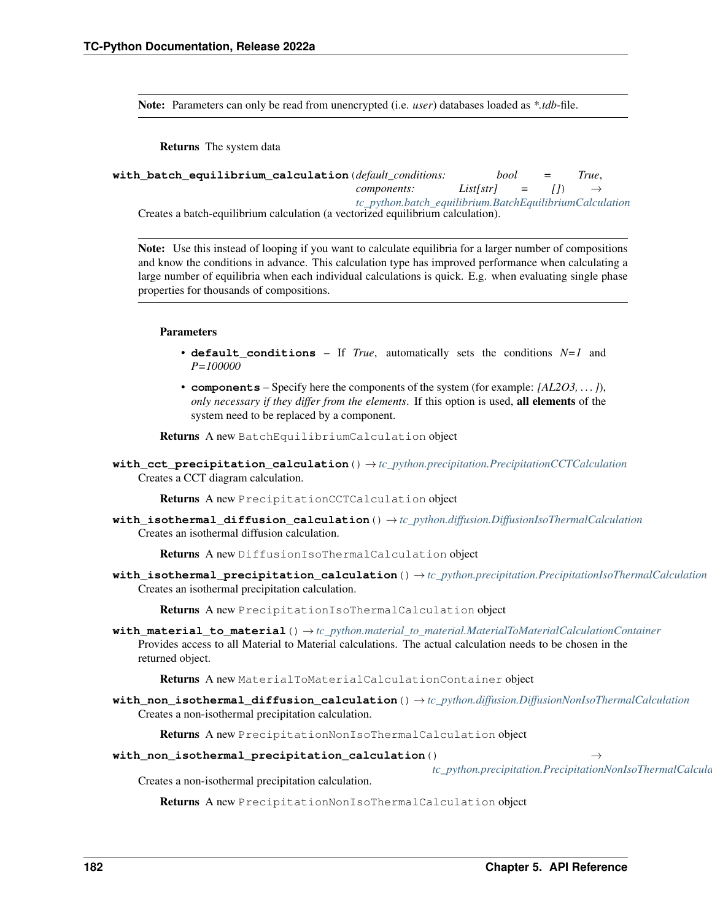**Note:** Parameters can only be read from unencrypted (i.e. *user*) databases loaded as *\*.tdb*-file.

**Returns** The system data

**with_batch_equilibrium_calculation**(*default_conditions: bool = True, components: List[str] = []*) → *tc_python.batch_equilibrium.BatchEquilibriumCalculation*

Creates a batch-equilibrium calculation (a vectorized equilibrium calculation).

**Note:** Use this instead of looping if you want to calculate equilibria for a larger number of compositions and know the conditions in advance. This calculation type has improved performance when calculating a large number of equilibria when each individual calculations is quick. E.g. when evaluating single phase properties for thousands of compositions.

**Parameters**

- **default_conditions** – If *True*, automatically sets the conditions *N=1* and *P=100000*
- **components** – Specify here the components of the system (for example: *[AL2O3, . . . ]*), *only necessary if they differ from the elements*. If this option is used, **all elements** of the system need to be replaced by a component.

**Returns** A new `BatchEquilibriumCalculation` object

**with_cct_precipitation_calculation**() → *tc_python.precipitation.PrecipitationCCTCalculation*

Creates a CCT diagram calculation.

**Returns** A new `PrecipitationCCTCalculation` object

**with_isothermal_diffusion_calculation**() → *tc_python.diffusion.DiffusionIsoThermalCalculation*

Creates an isothermal diffusion calculation.

**Returns** A new `DiffusionIsoThermalCalculation` object

**with_isothermal_precipitation_calculation**() → *tc_python.precipitation.PrecipitationIsoThermalCalculation*

Creates an isothermal precipitation calculation.

**Returns** A new `PrecipitationIsoThermalCalculation` object

**with_material_to_material**() → *tc_python.material_to_material.MaterialToMaterialCalculationContainer*

Provides access to all Material to Material calculations. The actual calculation needs to be chosen in the returned object.

**Returns** A new `MaterialToMaterialCalculationContainer` object

**with_non_isothermal_diffusion_calculation**() → *tc_python.diffusion.DiffusionNonIsoThermalCalculation*

Creates a non-isothermal precipitation calculation.

**Returns** A new `PrecipitationNonIsoThermalCalculation` object

**with_non_isothermal_precipitation_calculation**() → *tc_python.precipitation.PrecipitationNonIsoThermalCalcula*

Creates a non-isothermal precipitation calculation.

**Returns** A new `PrecipitationNonIsoThermalCalculation` object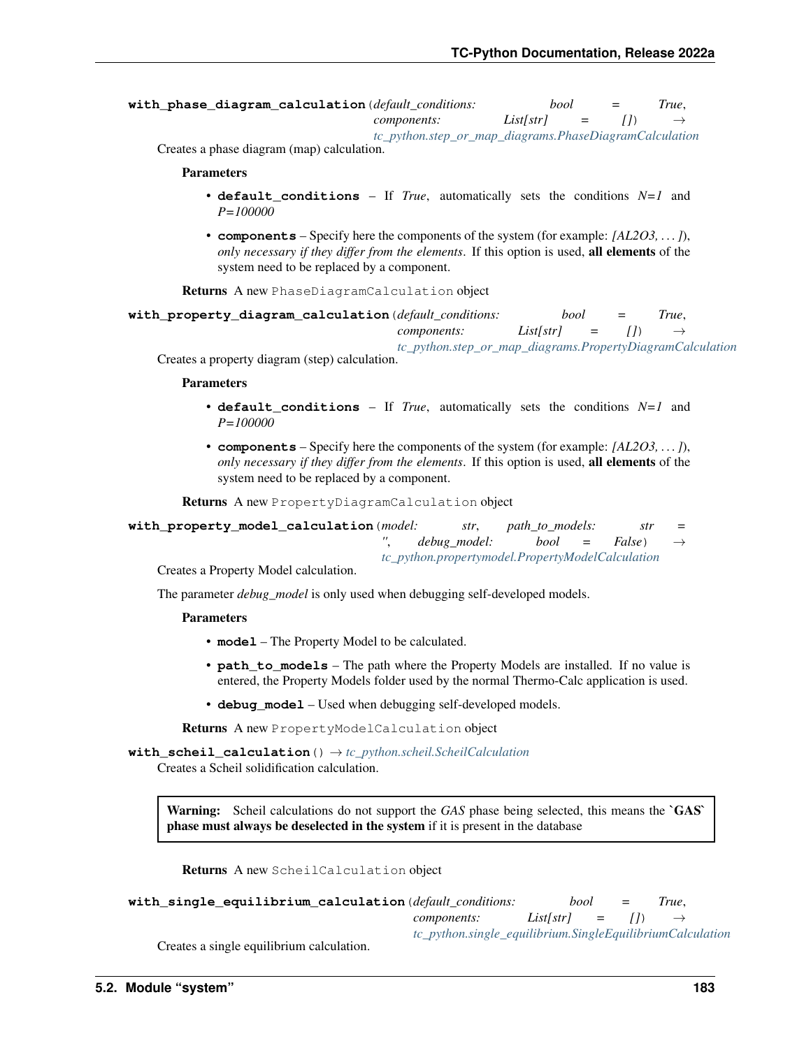**with_phase_diagram_calculation**(*default_conditions: bool = True, components: List[str] = []*) → *tc_python.step_or_map_diagrams.PhaseDiagramCalculation*

Creates a phase diagram (map) calculation.

**Parameters**

- **default_conditions** – If *True*, automatically sets the conditions *N=1* and *P=100000*
- **components** – Specify here the components of the system (for example: *[AL2O3, . . . ]*), *only necessary if they differ from the elements*. If this option is used, **all elements** of the system need to be replaced by a component.

**Returns** A new `PhaseDiagramCalculation` object

**with_property_diagram_calculation**(*default_conditions: bool = True, components: List[str] = []*) → *tc_python.step_or_map_diagrams.PropertyDiagramCalculation*

Creates a property diagram (step) calculation.

**Parameters**

- **default_conditions** – If *True*, automatically sets the conditions *N=1* and *P=100000*
- **components** – Specify here the components of the system (for example: *[AL2O3, . . . ]*), *only necessary if they differ from the elements*. If this option is used, **all elements** of the system need to be replaced by a component.

**Returns** A new `PropertyDiagramCalculation` object

**with_property_model_calculation**(*model: str, path_to_models: str = '', debug_model: bool = False*) → *tc_python.propertymodel.PropertyModelCalculation*

Creates a Property Model calculation.

The parameter *debug_model* is only used when debugging self-developed models.

**Parameters**

- **model** – The Property Model to be calculated.
- **path_to_models** – The path where the Property Models are installed. If no value is entered, the Property Models folder used by the normal Thermo-Calc application is used.
- **debug_model** – Used when debugging self-developed models.

**Returns** A new `PropertyModelCalculation` object

**with_scheil_calculation**() → *tc_python.scheil.ScheilCalculation*

Creates a Scheil solidification calculation.

> **Warning:** Scheil calculations do not support the *GAS* phase being selected, this means the **`GAS` phase must always be deselected in the system** if it is present in the database

**Returns** A new `ScheilCalculation` object

**with_single_equilibrium_calculation**(*default_conditions: bool = True, components: List[str] = []*) → *tc_python.single_equilibrium.SingleEquilibriumCalculation*

Creates a single equilibrium calculation.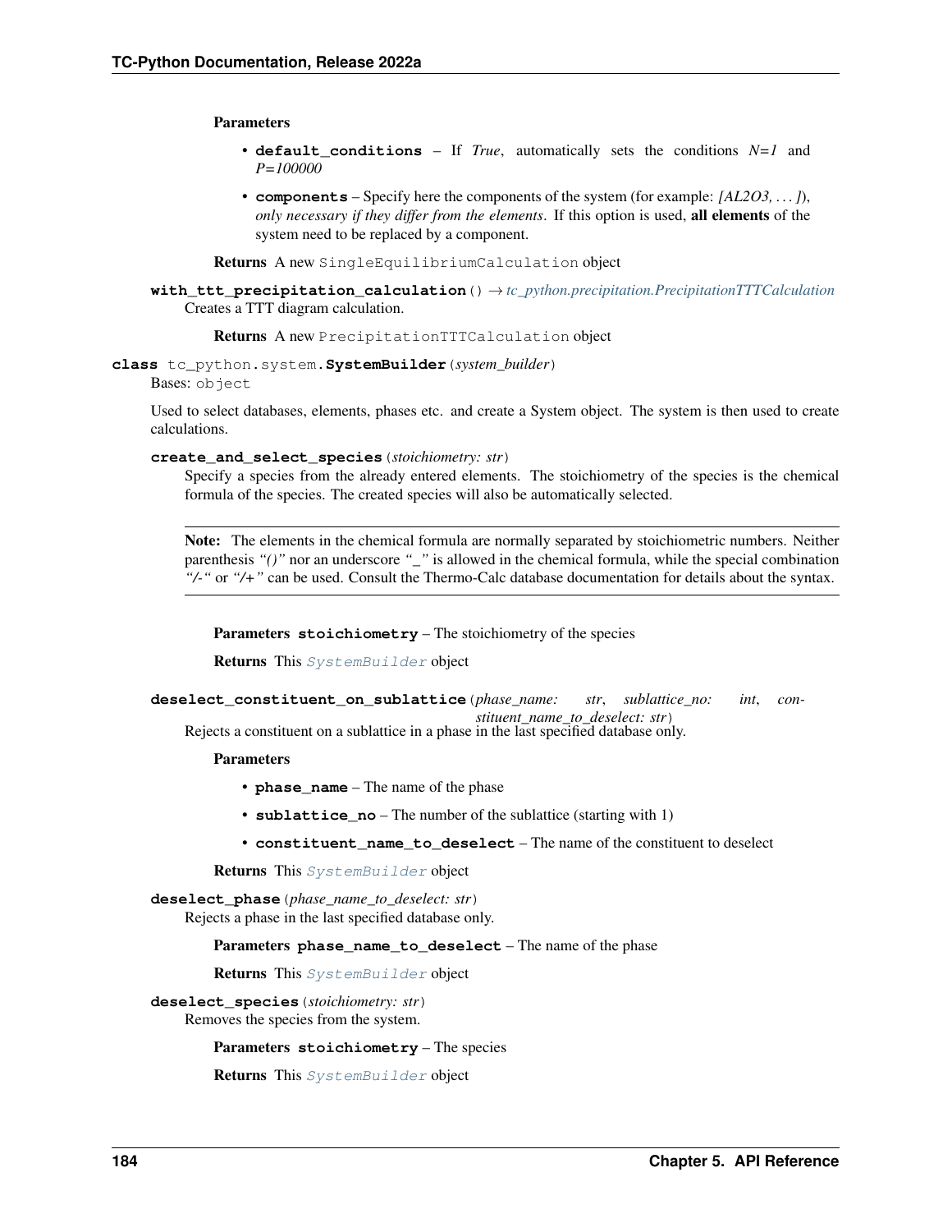**Parameters**

- **default_conditions** – If *True*, automatically sets the conditions *N=1* and *P=100000*
- **components** – Specify here the components of the system (for example: *[AL2O3, . . . ]*), *only necessary if they differ from the elements*. If this option is used, **all elements** of the system need to be replaced by a component.

**Returns** A new `SingleEquilibriumCalculation` object

**with_ttt_precipitation_calculation**() → *tc_python.precipitation.PrecipitationTTTCalculation*

Creates a TTT diagram calculation.

**Returns** A new `PrecipitationTTTCalculation` object

**class** tc_python.system.**SystemBuilder**(*system_builder*)

Bases: `object`

Used to select databases, elements, phases etc. and create a System object. The system is then used to create calculations.

**create_and_select_species**(*stoichiometry: str*)

Specify a species from the already entered elements. The stoichiometry of the species is the chemical formula of the species. The created species will also be automatically selected.

**Note:** The elements in the chemical formula are normally separated by stoichiometric numbers. Neither parenthesis *"()"* nor an underscore *"_"* is allowed in the chemical formula, while the special combination *"/-"* or *"/+"* can be used. Consult the Thermo-Calc database documentation for details about the syntax.

**Parameters** **stoichiometry** – The stoichiometry of the species

**Returns** This `SystemBuilder` object

**deselect_constituent_on_sublattice**(*phase_name: str*, *sublattice_no: int*, *constituent_name_to_deselect: str*)

Rejects a constituent on a sublattice in a phase in the last specified database only.

**Parameters**

- **phase_name** – The name of the phase
- **sublattice_no** – The number of the sublattice (starting with 1)
- **constituent_name_to_deselect** – The name of the constituent to deselect

**Returns** This `SystemBuilder` object

**deselect_phase**(*phase_name_to_deselect: str*)

Rejects a phase in the last specified database only.

**Parameters** **phase_name_to_deselect** – The name of the phase

**Returns** This `SystemBuilder` object

**deselect_species**(*stoichiometry: str*)

Removes the species from the system.

**Parameters** **stoichiometry** – The species

**Returns** This `SystemBuilder` object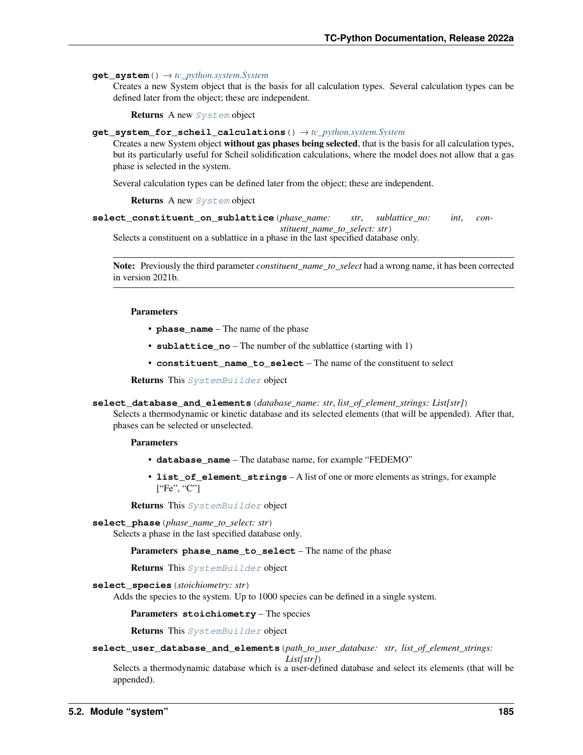**get_system**() → *tc_python.system.System*

Creates a new System object that is the basis for all calculation types. Several calculation types can be defined later from the object; these are independent.

**Returns** A new `System` object

**get_system_for_scheil_calculations**() → *tc_python.system.System*

Creates a new System object **without gas phases being selected**, that is the basis for all calculation types, but its particularly useful for Scheil solidification calculations, where the model does not allow that a gas phase is selected in the system.

Several calculation types can be defined later from the object; these are independent.

**Returns** A new `System` object

**select_constituent_on_sublattice**(*phase_name: str*, *sublattice_no: int*, *constituent_name_to_select: str*)

Selects a constituent on a sublattice in a phase in the last specified database only.

---

**Note:** Previously the third parameter *constituent_name_to_select* had a wrong name, it has been corrected in version 2021b.

---

**Parameters**

- **phase_name** – The name of the phase
- **sublattice_no** – The number of the sublattice (starting with 1)
- **constituent_name_to_select** – The name of the constituent to select

**Returns** This `SystemBuilder` object

**select_database_and_elements**(*database_name: str*, *list_of_element_strings: List[str]*)

Selects a thermodynamic or kinetic database and its selected elements (that will be appended). After that, phases can be selected or unselected.

**Parameters**

- **database_name** – The database name, for example "FEDEMO"
- **list_of_element_strings** – A list of one or more elements as strings, for example ["Fe", "C"]

**Returns** This `SystemBuilder` object

**select_phase**(*phase_name_to_select: str*)

Selects a phase in the last specified database only.

**Parameters** **phase_name_to_select** – The name of the phase

**Returns** This `SystemBuilder` object

**select_species**(*stoichiometry: str*)

Adds the species to the system. Up to 1000 species can be defined in a single system.

**Parameters** **stoichiometry** – The species

**Returns** This `SystemBuilder` object

**select_user_database_and_elements**(*path_to_user_database: str*, *list_of_element_strings: List[str]*)

Selects a thermodynamic database which is a user-defined database and select its elements (that will be appended).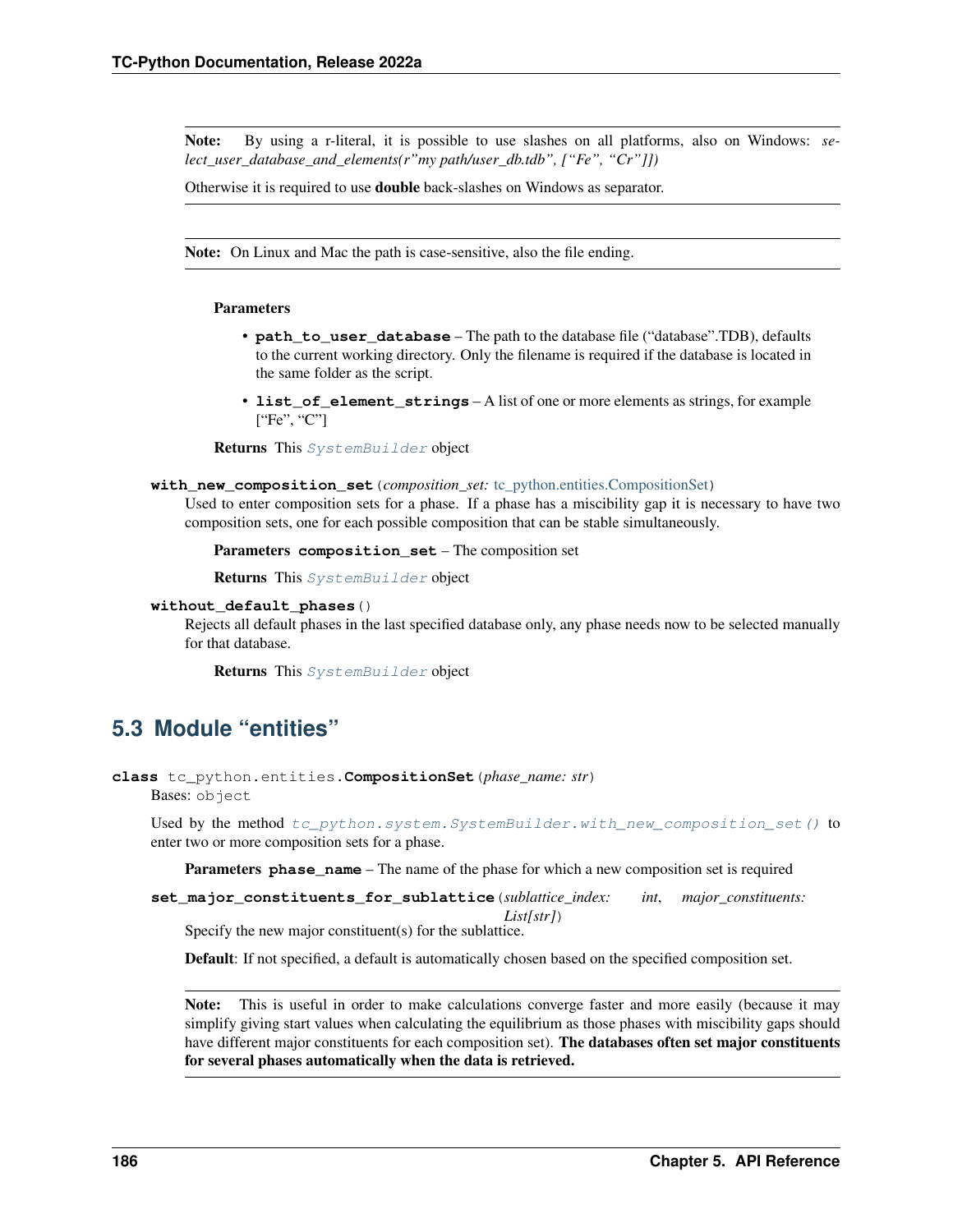**Note:** By using a r-literal, it is possible to use slashes on all platforms, also on Windows: *select_user_database_and_elements(r"my path/user_db.tdb", ["Fe", "Cr"]])*

Otherwise it is required to use **double** back-slashes on Windows as separator.

---

**Note:** On Linux and Mac the path is case-sensitive, also the file ending.

---

**Parameters**

- **path_to_user_database** – The path to the database file ("database".TDB), defaults to the current working directory. Only the filename is required if the database is located in the same folder as the script.
- **list_of_element_strings** – A list of one or more elements as strings, for example ["Fe", "C"]

**Returns** This *SystemBuilder* object

**with_new_composition_set**(*composition_set: tc_python.entities.CompositionSet*)

Used to enter composition sets for a phase. If a phase has a miscibility gap it is necessary to have two composition sets, one for each possible composition that can be stable simultaneously.

**Parameters** **composition_set** – The composition set

**Returns** This *SystemBuilder* object

**without_default_phases**()

Rejects all default phases in the last specified database only, any phase needs now to be selected manually for that database.

**Returns** This *SystemBuilder* object

## 5.3 Module "entities"

**class** tc_python.entities.**CompositionSet**(*phase_name: str*)

Bases: object

Used by the method *tc_python.system.SystemBuilder.with_new_composition_set()* to enter two or more composition sets for a phase.

**Parameters** **phase_name** – The name of the phase for which a new composition set is required

**set_major_constituents_for_sublattice**(*sublattice_index: int, major_constituents: List[str]*)

Specify the new major constituent(s) for the sublattice.

**Default**: If not specified, a default is automatically chosen based on the specified composition set.

**Note:** This is useful in order to make calculations converge faster and more easily (because it may simplify giving start values when calculating the equilibrium as those phases with miscibility gaps should have different major constituents for each composition set). **The databases often set major constituents for several phases automatically when the data is retrieved.**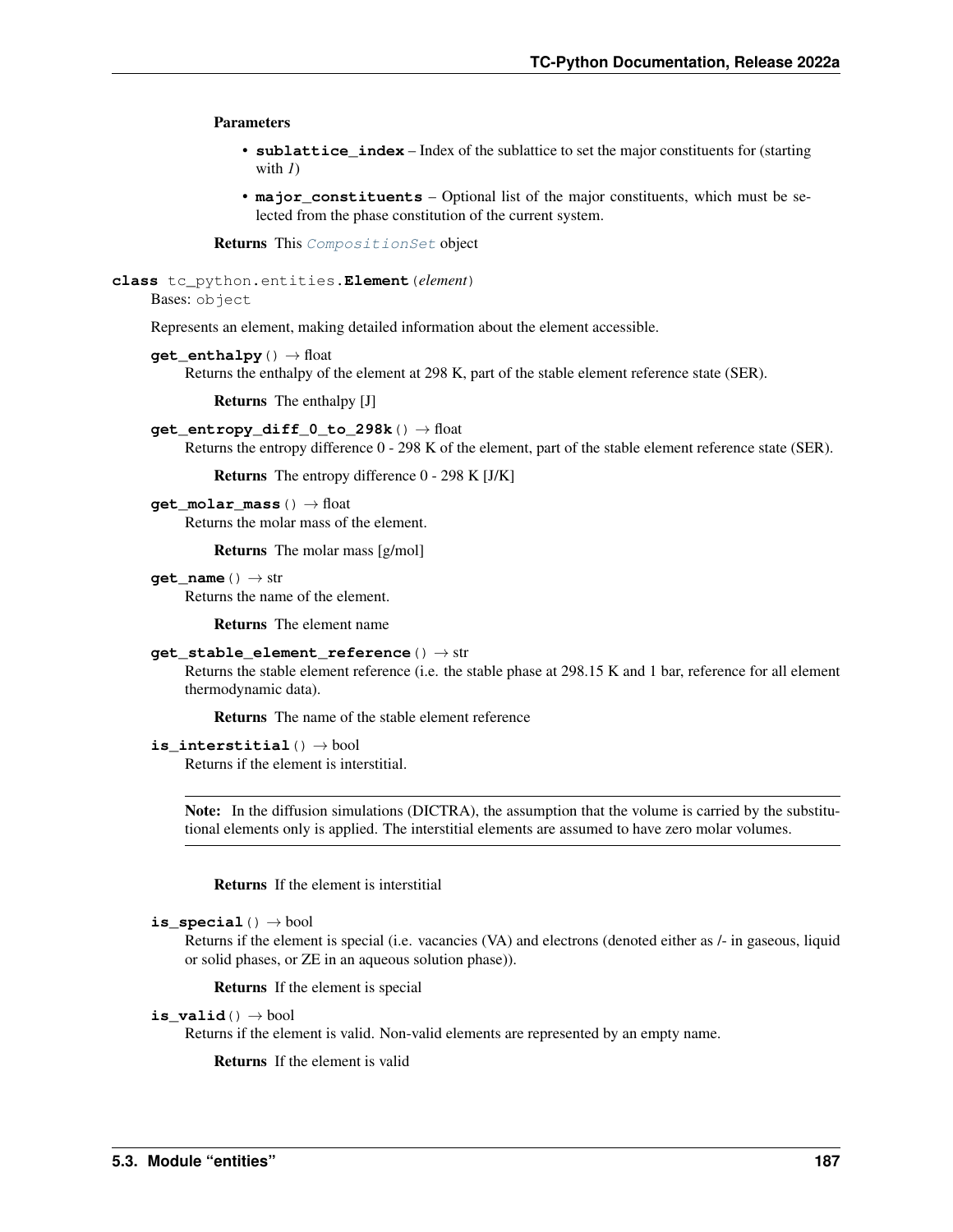**Parameters**

- **sublattice_index** – Index of the sublattice to set the major constituents for (starting with *1*)
- **major_constituents** – Optional list of the major constituents, which must be selected from the phase constitution of the current system.

**Returns** This `CompositionSet` object

**class** tc_python.entities.**Element**(*element*)

Bases: object

Represents an element, making detailed information about the element accessible.

**get_enthalpy**() → float

Returns the enthalpy of the element at 298 K, part of the stable element reference state (SER).

**Returns** The enthalpy [J]

**get_entropy_diff_0_to_298k**() → float

Returns the entropy difference 0 - 298 K of the element, part of the stable element reference state (SER).

**Returns** The entropy difference 0 - 298 K [J/K]

**get_molar_mass**() → float

Returns the molar mass of the element.

**Returns** The molar mass [g/mol]

**get_name**() → str

Returns the name of the element.

**Returns** The element name

**get_stable_element_reference**() → str

Returns the stable element reference (i.e. the stable phase at 298.15 K and 1 bar, reference for all element thermodynamic data).

**Returns** The name of the stable element reference

**is_interstitial**() → bool

Returns if the element is interstitial.

**Note:** In the diffusion simulations (DICTRA), the assumption that the volume is carried by the substitutional elements only is applied. The interstitial elements are assumed to have zero molar volumes.

**Returns** If the element is interstitial

**is_special**() → bool

Returns if the element is special (i.e. vacancies (VA) and electrons (denoted either as /- in gaseous, liquid or solid phases, or ZE in an aqueous solution phase)).

**Returns** If the element is special

**is_valid**() → bool

Returns if the element is valid. Non-valid elements are represented by an empty name.

**Returns** If the element is valid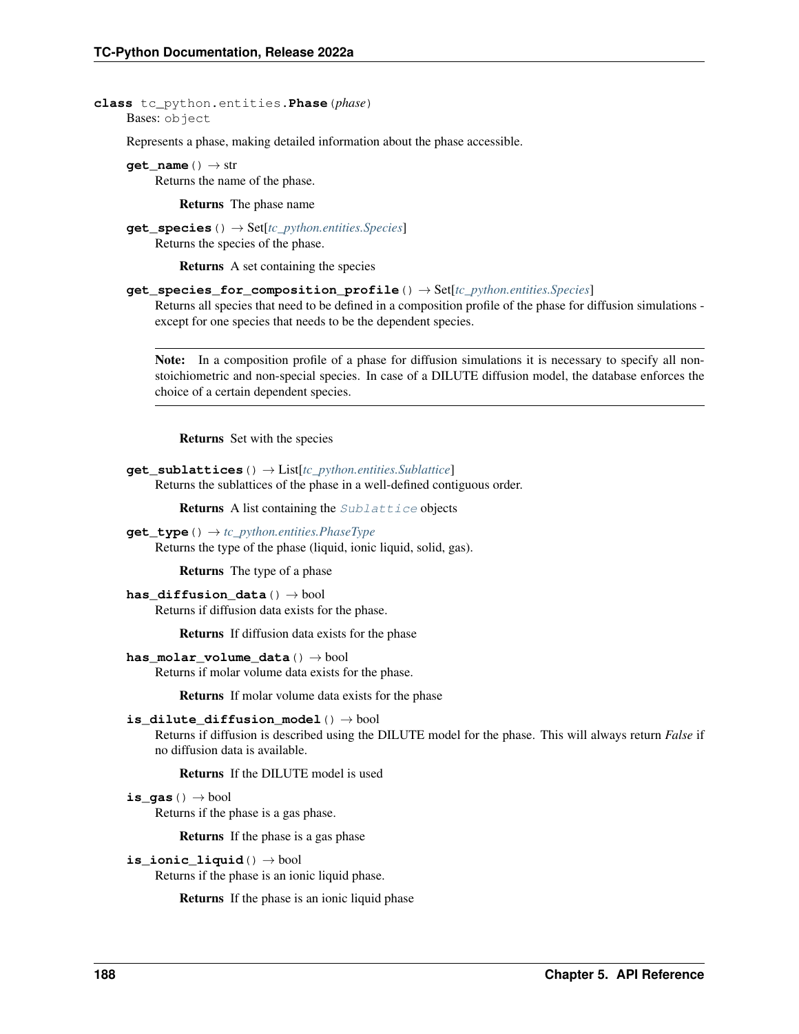**class** tc_python.entities.**Phase**(*phase*)

Bases: object

Represents a phase, making detailed information about the phase accessible.

**get_name**() → str

Returns the name of the phase.

**Returns** The phase name

**get_species**() → Set[*tc_python.entities.Species*]

Returns the species of the phase.

**Returns** A set containing the species

**get_species_for_composition_profile**() → Set[*tc_python.entities.Species*]

Returns all species that need to be defined in a composition profile of the phase for diffusion simulations - except for one species that needs to be the dependent species.

---

**Note:** In a composition profile of a phase for diffusion simulations it is necessary to specify all non-stoichiometric and non-special species. In case of a DILUTE diffusion model, the database enforces the choice of a certain dependent species.

---

**Returns** Set with the species

**get_sublattices**() → List[*tc_python.entities.Sublattice*]

Returns the sublattices of the phase in a well-defined contiguous order.

**Returns** A list containing the *Sublattice* objects

**get_type**() → *tc_python.entities.PhaseType*

Returns the type of the phase (liquid, ionic liquid, solid, gas).

**Returns** The type of a phase

**has_diffusion_data**() → bool

Returns if diffusion data exists for the phase.

**Returns** If diffusion data exists for the phase

**has_molar_volume_data**() → bool

Returns if molar volume data exists for the phase.

**Returns** If molar volume data exists for the phase

**is_dilute_diffusion_model**() → bool

Returns if diffusion is described using the DILUTE model for the phase. This will always return *False* if no diffusion data is available.

**Returns** If the DILUTE model is used

**is_gas**() → bool

Returns if the phase is a gas phase.

**Returns** If the phase is a gas phase

**is_ionic_liquid**() → bool

Returns if the phase is an ionic liquid phase.

**Returns** If the phase is an ionic liquid phase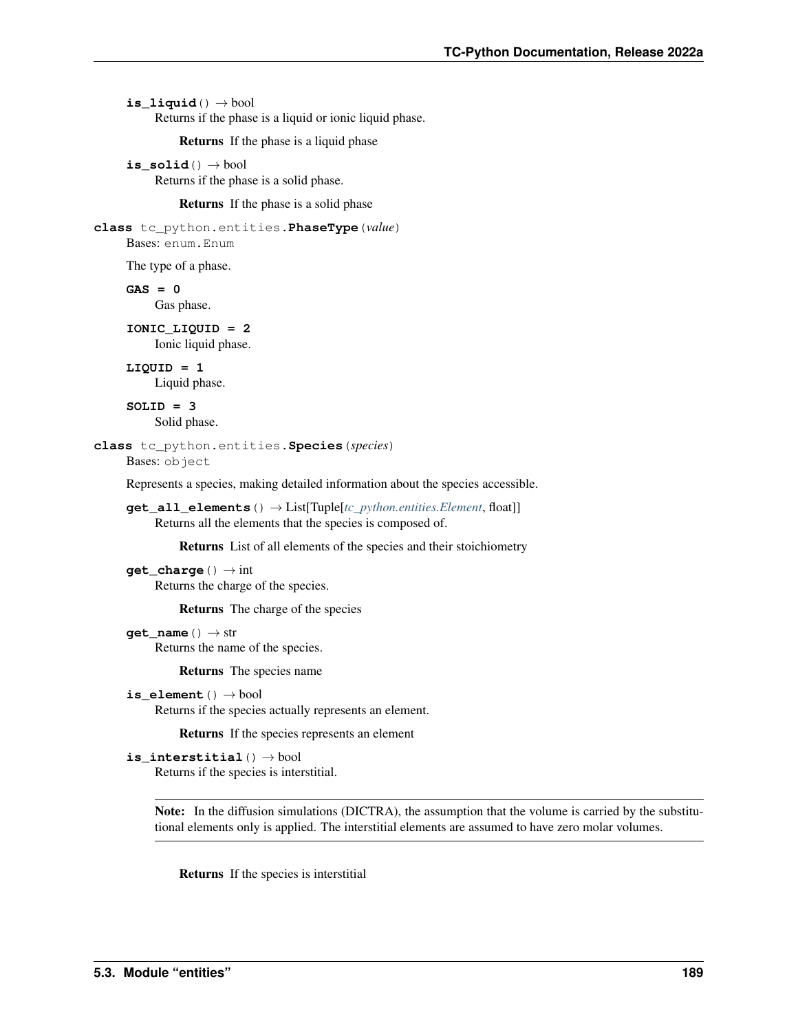**is_liquid**() → bool

Returns if the phase is a liquid or ionic liquid phase.

**Returns** If the phase is a liquid phase

**is_solid**() → bool

Returns if the phase is a solid phase.

**Returns** If the phase is a solid phase

**class** tc_python.entities.**PhaseType**(*value*)

Bases: enum.Enum

The type of a phase.

**GAS = 0**

Gas phase.

**IONIC_LIQUID = 2**

Ionic liquid phase.

**LIQUID = 1**

Liquid phase.

**SOLID = 3**

Solid phase.

**class** tc_python.entities.**Species**(*species*)

Bases: object

Represents a species, making detailed information about the species accessible.

**get_all_elements**() → List[Tuple[*tc_python.entities.Element*, float]]

Returns all the elements that the species is composed of.

**Returns** List of all elements of the species and their stoichiometry

**get_charge**() → int

Returns the charge of the species.

**Returns** The charge of the species

**get_name**() → str

Returns the name of the species.

**Returns** The species name

**is_element**() → bool

Returns if the species actually represents an element.

**Returns** If the species represents an element

**is_interstitial**() → bool

Returns if the species is interstitial.

**Note:** In the diffusion simulations (DICTRA), the assumption that the volume is carried by the substitutional elements only is applied. The interstitial elements are assumed to have zero molar volumes.

**Returns** If the species is interstitial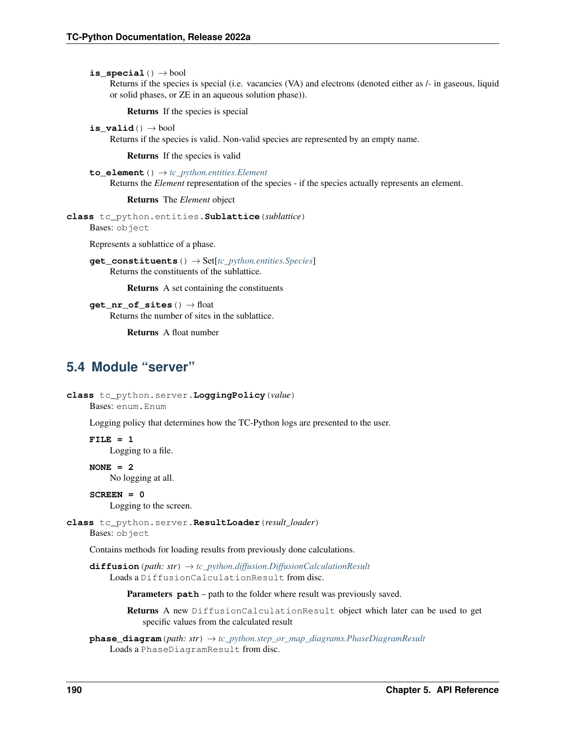**is_special**() → bool

Returns if the species is special (i.e. vacancies (VA) and electrons (denoted either as /- in gaseous, liquid or solid phases, or ZE in an aqueous solution phase)).

**Returns** If the species is special

**is_valid**() → bool

Returns if the species is valid. Non-valid species are represented by an empty name.

**Returns** If the species is valid

**to_element**() → *tc_python.entities.Element*

Returns the *Element* representation of the species - if the species actually represents an element.

**Returns** The *Element* object

**class** tc_python.entities.**Sublattice**(*sublattice*)

Bases: `object`

Represents a sublattice of a phase.

**get_constituents**() → Set[*tc_python.entities.Species*]

Returns the constituents of the sublattice.

**Returns** A set containing the constituents

**get_nr_of_sites**() → float

Returns the number of sites in the sublattice.

**Returns** A float number

## 5.4 Module "server"

**class** tc_python.server.**LoggingPolicy**(*value*)

Bases: `enum.Enum`

Logging policy that determines how the TC-Python logs are presented to the user.

**FILE = 1**

Logging to a file.

**NONE = 2**

No logging at all.

**SCREEN = 0**

Logging to the screen.

**class** tc_python.server.**ResultLoader**(*result_loader*)

Bases: `object`

Contains methods for loading results from previously done calculations.

**diffusion**(*path: str*) → *tc_python.diffusion.DiffusionCalculationResult*

Loads a `DiffusionCalculationResult` from disc.

**Parameters** **path** – path to the folder where result was previously saved.

**Returns** A new `DiffusionCalculationResult` object which later can be used to get specific values from the calculated result

**phase_diagram**(*path: str*) → *tc_python.step_or_map_diagrams.PhaseDiagramResult*

Loads a `PhaseDiagramResult` from disc.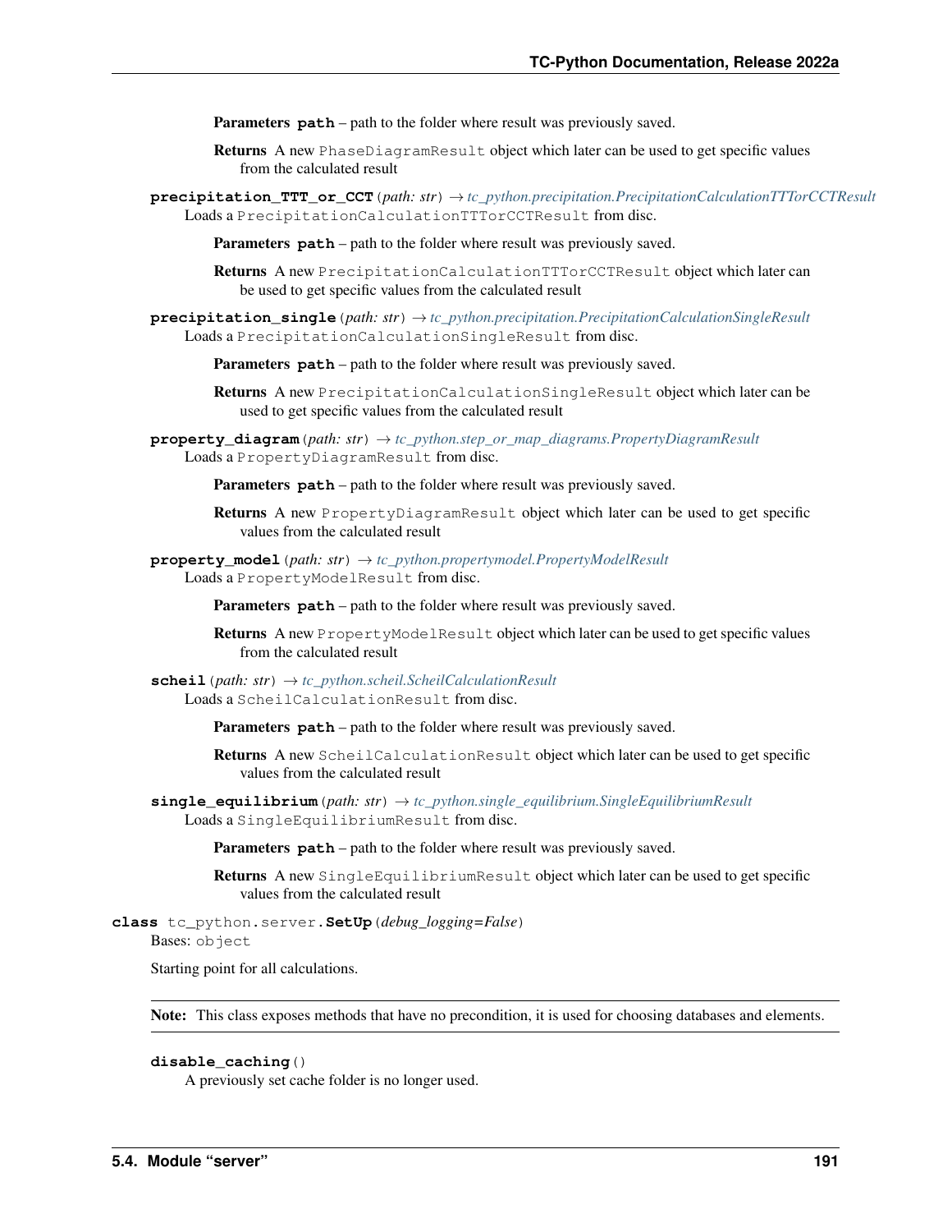**Parameters** **path** – path to the folder where result was previously saved.

**Returns** A new `PhaseDiagramResult` object which later can be used to get specific values from the calculated result

**precipitation_TTT_or_CCT**(*path: str*) → *tc_python.precipitation.PrecipitationCalculationTTTorCCTResult*

Loads a `PrecipitationCalculationTTTorCCTResult` from disc.

**Parameters** **path** – path to the folder where result was previously saved.

**Returns** A new `PrecipitationCalculationTTTorCCTResult` object which later can be used to get specific values from the calculated result

**precipitation_single**(*path: str*) → *tc_python.precipitation.PrecipitationCalculationSingleResult*

Loads a `PrecipitationCalculationSingleResult` from disc.

**Parameters** **path** – path to the folder where result was previously saved.

**Returns** A new `PrecipitationCalculationSingleResult` object which later can be used to get specific values from the calculated result

**property_diagram**(*path: str*) → *tc_python.step_or_map_diagrams.PropertyDiagramResult*

Loads a `PropertyDiagramResult` from disc.

**Parameters** **path** – path to the folder where result was previously saved.

**Returns** A new `PropertyDiagramResult` object which later can be used to get specific values from the calculated result

**property_model**(*path: str*) → *tc_python.propertymodel.PropertyModelResult*

Loads a `PropertyModelResult` from disc.

**Parameters** **path** – path to the folder where result was previously saved.

**Returns** A new `PropertyModelResult` object which later can be used to get specific values from the calculated result

**scheil**(*path: str*) → *tc_python.scheil.ScheilCalculationResult*

Loads a `ScheilCalculationResult` from disc.

**Parameters** **path** – path to the folder where result was previously saved.

**Returns** A new `ScheilCalculationResult` object which later can be used to get specific values from the calculated result

**single_equilibrium**(*path: str*) → *tc_python.single_equilibrium.SingleEquilibriumResult*

Loads a `SingleEquilibriumResult` from disc.

**Parameters** **path** – path to the folder where result was previously saved.

**Returns** A new `SingleEquilibriumResult` object which later can be used to get specific values from the calculated result

**class** tc_python.server.**SetUp**(*debug_logging=False*)

Bases: `object`

Starting point for all calculations.

**Note:** This class exposes methods that have no precondition, it is used for choosing databases and elements.

**disable_caching**()

A previously set cache folder is no longer used.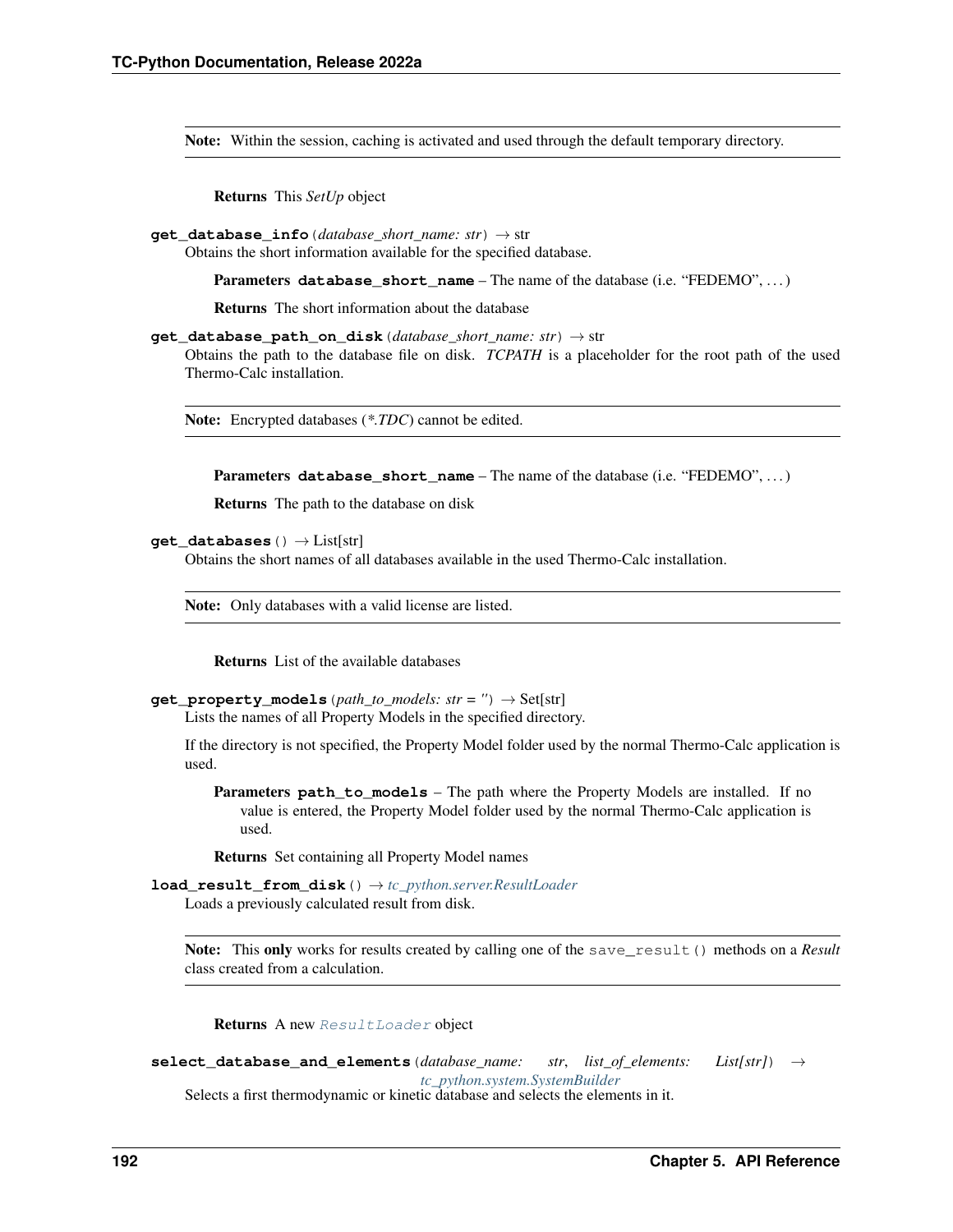**Note:** Within the session, caching is activated and used through the default temporary directory.

**Returns** This *SetUp* object

**get_database_info**(*database_short_name: str*) → str

Obtains the short information available for the specified database.

**Parameters** **database_short_name** – The name of the database (i.e. "FEDEMO", ...)

**Returns** The short information about the database

**get_database_path_on_disk**(*database_short_name: str*) → str

Obtains the path to the database file on disk. *TCPATH* is a placeholder for the root path of the used Thermo-Calc installation.

**Note:** Encrypted databases (*\*.TDC*) cannot be edited.

**Parameters** **database_short_name** – The name of the database (i.e. "FEDEMO", ...)

**Returns** The path to the database on disk

**get_databases**() → List[str]

Obtains the short names of all databases available in the used Thermo-Calc installation.

**Note:** Only databases with a valid license are listed.

**Returns** List of the available databases

**get_property_models**(*path_to_models: str = ''*) → Set[str]

Lists the names of all Property Models in the specified directory.

If the directory is not specified, the Property Model folder used by the normal Thermo-Calc application is used.

**Parameters** **path_to_models** – The path where the Property Models are installed. If no value is entered, the Property Model folder used by the normal Thermo-Calc application is used.

**Returns** Set containing all Property Model names

**load_result_from_disk**() → *tc_python.server.ResultLoader*

Loads a previously calculated result from disk.

**Note:** This **only** works for results created by calling one of the `save_result()` methods on a *Result* class created from a calculation.

**Returns** A new `ResultLoader` object

**select_database_and_elements**(*database_name: str*, *list_of_elements: List[str]*) → *tc_python.system.SystemBuilder*

Selects a first thermodynamic or kinetic database and selects the elements in it.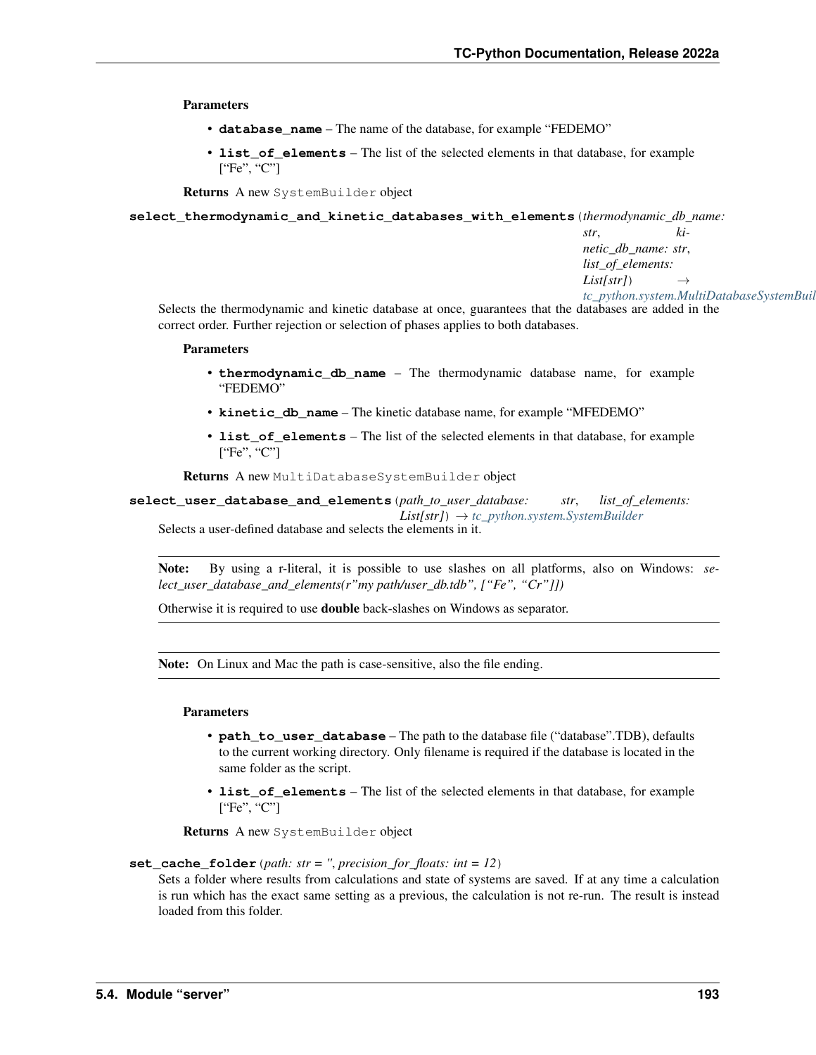**Parameters**

- **database_name** – The name of the database, for example "FEDEMO"
- **list_of_elements** – The list of the selected elements in that database, for example ["Fe", "C"]

**Returns** A new `SystemBuilder` object

**select_thermodynamic_and_kinetic_databases_with_elements**(*thermodynamic_db_name: str, kinetic_db_name: str, list_of_elements: List[str]*) → *tc_python.system.MultiDatabaseSystemBuil*

Selects the thermodynamic and kinetic database at once, guarantees that the databases are added in the correct order. Further rejection or selection of phases applies to both databases.

**Parameters**

- **thermodynamic_db_name** – The thermodynamic database name, for example "FEDEMO"
- **kinetic_db_name** – The kinetic database name, for example "MFEDEMO"
- **list_of_elements** – The list of the selected elements in that database, for example ["Fe", "C"]

**Returns** A new `MultiDatabaseSystemBuilder` object

**select_user_database_and_elements**(*path_to_user_database: str, list_of_elements: List[str]*) → *tc_python.system.SystemBuilder*

Selects a user-defined database and selects the elements in it.

**Note:** By using a r-literal, it is possible to use slashes on all platforms, also on Windows: *select_user_database_and_elements(r"my path/user_db.tdb", ["Fe", "Cr"]])*

Otherwise it is required to use **double** back-slashes on Windows as separator.

**Note:** On Linux and Mac the path is case-sensitive, also the file ending.

**Parameters**

- **path_to_user_database** – The path to the database file ("database".TDB), defaults to the current working directory. Only filename is required if the database is located in the same folder as the script.
- **list_of_elements** – The list of the selected elements in that database, for example ["Fe", "C"]

**Returns** A new `SystemBuilder` object

**set_cache_folder**(*path: str = '', precision_for_floats: int = 12*)

Sets a folder where results from calculations and state of systems are saved. If at any time a calculation is run which has the exact same setting as a previous, the calculation is not re-run. The result is instead loaded from this folder.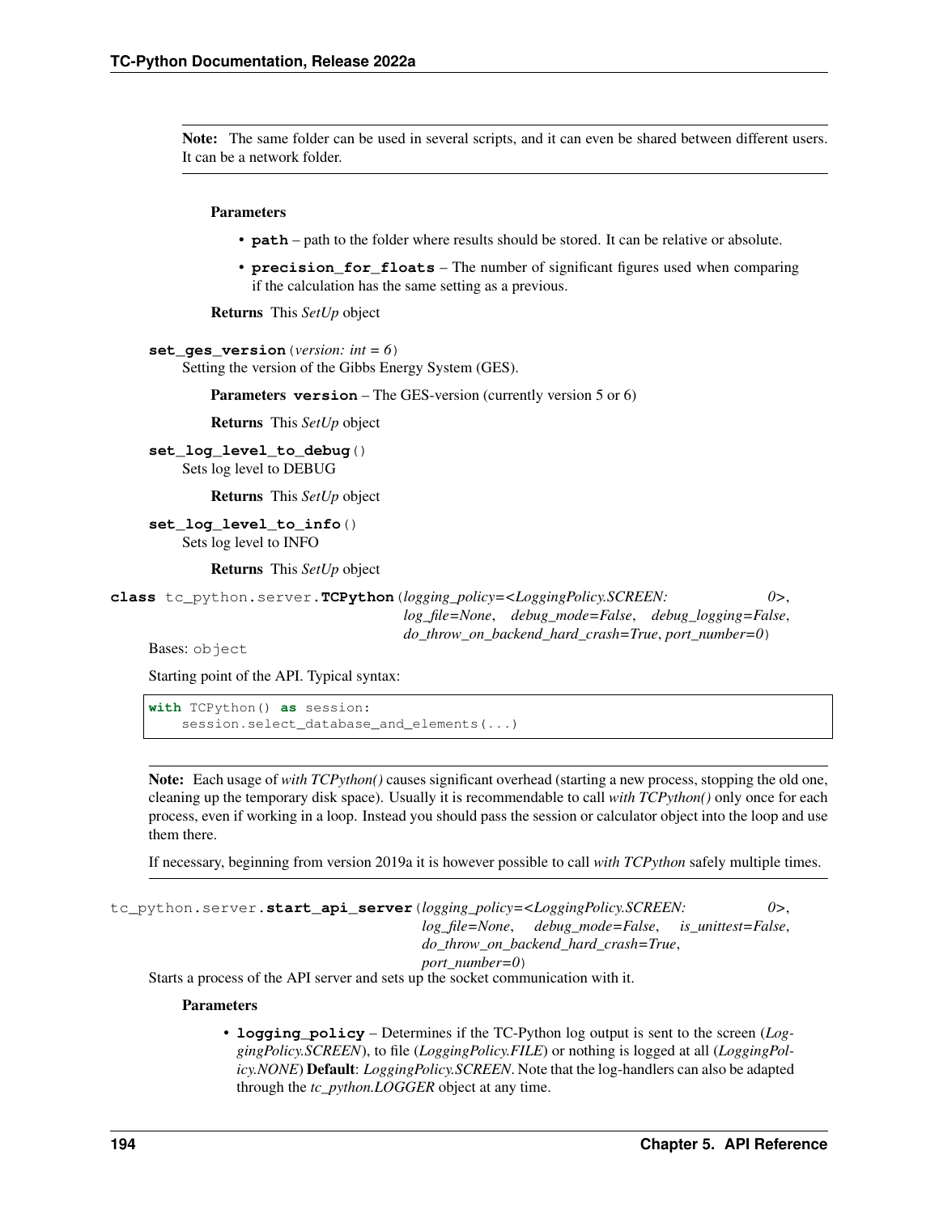**Note:** The same folder can be used in several scripts, and it can even be shared between different users. It can be a network folder.

**Parameters**

- **path** – path to the folder where results should be stored. It can be relative or absolute.
- **precision_for_floats** – The number of significant figures used when comparing if the calculation has the same setting as a previous.

**Returns** This *SetUp* object

**set_ges_version**(*version: int = 6*)

Setting the version of the Gibbs Energy System (GES).

**Parameters** **version** – The GES-version (currently version 5 or 6)

**Returns** This *SetUp* object

**set_log_level_to_debug**()

Sets log level to DEBUG

**Returns** This *SetUp* object

**set_log_level_to_info**()

Sets log level to INFO

**Returns** This *SetUp* object

**class** tc_python.server.**TCPython**(*logging_policy=<LoggingPolicy.SCREEN: 0>, log_file=None, debug_mode=False, debug_logging=False, do_throw_on_backend_hard_crash=True, port_number=0*)

Bases: object

Starting point of the API. Typical syntax:

```
with TCPython() as session:
    session.select_database_and_elements(...)
```

**Note:** Each usage of *with TCPython()* causes significant overhead (starting a new process, stopping the old one, cleaning up the temporary disk space). Usually it is recommendable to call *with TCPython()* only once for each process, even if working in a loop. Instead you should pass the session or calculator object into the loop and use them there.

If necessary, beginning from version 2019a it is however possible to call *with TCPython* safely multiple times.

tc_python.server.**start_api_server**(*logging_policy=<LoggingPolicy.SCREEN: 0>, log_file=None, debug_mode=False, is_unittest=False, do_throw_on_backend_hard_crash=True, port_number=0*)

Starts a process of the API server and sets up the socket communication with it.

**Parameters**

- **logging_policy** – Determines if the TC-Python log output is sent to the screen (*LoggingPolicy.SCREEN*), to file (*LoggingPolicy.FILE*) or nothing is logged at all (*LoggingPolicy.NONE*) **Default**: *LoggingPolicy.SCREEN*. Note that the log-handlers can also be adapted through the *tc_python.LOGGER* object at any time.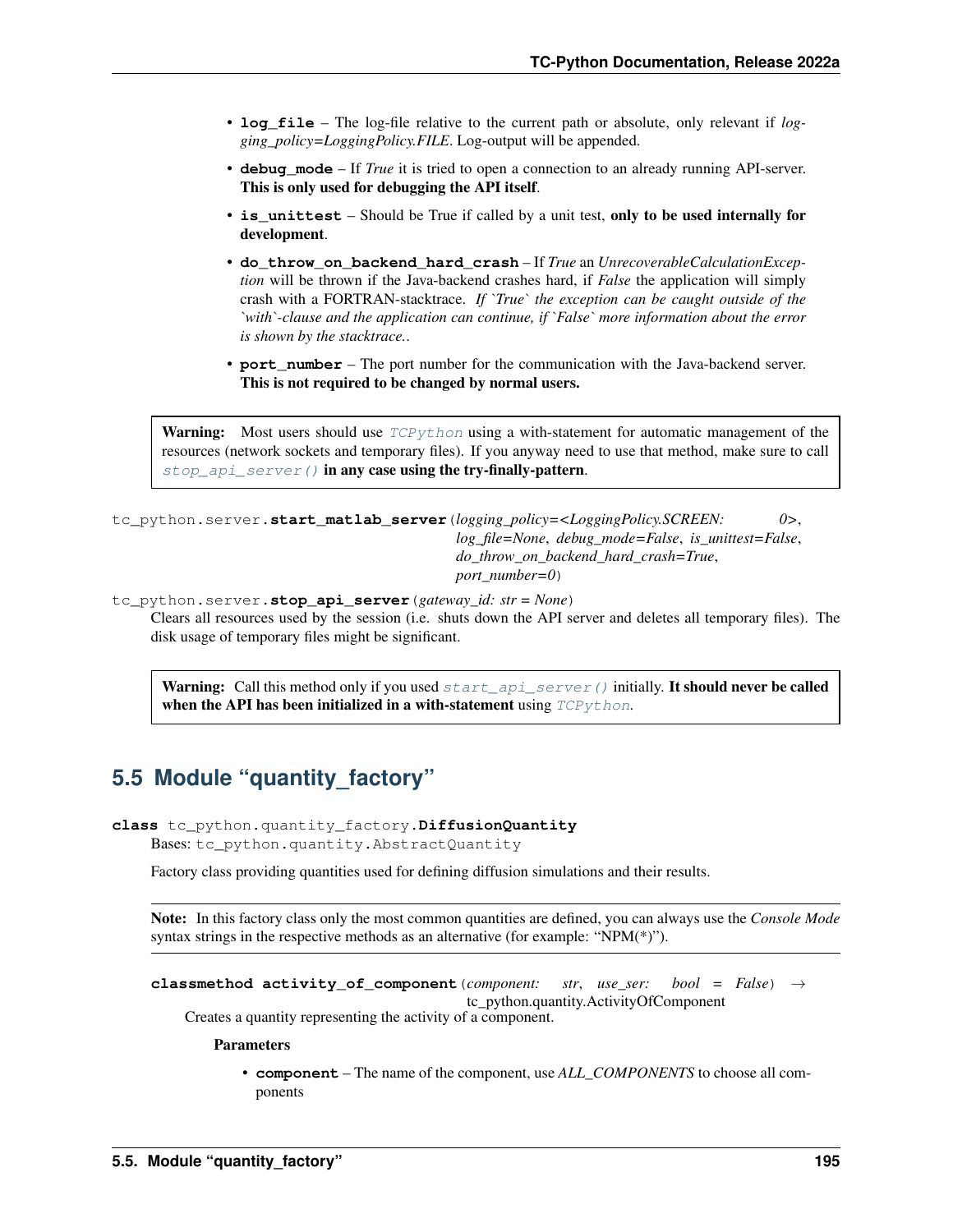- **log_file** – The log-file relative to the current path or absolute, only relevant if *logging_policy=LoggingPolicy.FILE*. Log-output will be appended.
- **debug_mode** – If *True* it is tried to open a connection to an already running API-server. **This is only used for debugging the API itself**.
- **is_unittest** – Should be True if called by a unit test, **only to be used internally for development**.
- **do_throw_on_backend_hard_crash** – If *True* an *UnrecoverableCalculationException* will be thrown if the Java-backend crashes hard, if *False* the application will simply crash with a FORTRAN-stacktrace. *If `True` the exception can be caught outside of the `with`-clause and the application can continue, if `False` more information about the error is shown by the stacktrace.*.
- **port_number** – The port number for the communication with the Java-backend server. **This is not required to be changed by normal users.**

> **Warning:** Most users should use *TCPython* using a with-statement for automatic management of the resources (network sockets and temporary files). If you anyway need to use that method, make sure to call *stop_api_server()* **in any case using the try-finally-pattern**.

`tc_python.server.`**`start_matlab_server`**(*logging_policy=<LoggingPolicy.SCREEN: 0>, log_file=None, debug_mode=False, is_unittest=False, do_throw_on_backend_hard_crash=True, port_number=0*)

`tc_python.server.`**`stop_api_server`**(*gateway_id: str = None*)

Clears all resources used by the session (i.e. shuts down the API server and deletes all temporary files). The disk usage of temporary files might be significant.

> **Warning:** Call this method only if you used *start_api_server()* initially. **It should never be called when the API has been initialized in a with-statement** using *TCPython*.

## 5.5 Module "quantity_factory"

**class** `tc_python.quantity_factory.`**`DiffusionQuantity`**

Bases: `tc_python.quantity.AbstractQuantity`

Factory class providing quantities used for defining diffusion simulations and their results.

> **Note:** In this factory class only the most common quantities are defined, you can always use the *Console Mode* syntax strings in the respective methods as an alternative (for example: "NPM(*)").

**classmethod activity_of_component**(*component: str, use_ser: bool = False*) → tc_python.quantity.ActivityOfComponent

Creates a quantity representing the activity of a component.

**Parameters**

- **component** – The name of the component, use *ALL_COMPONENTS* to choose all components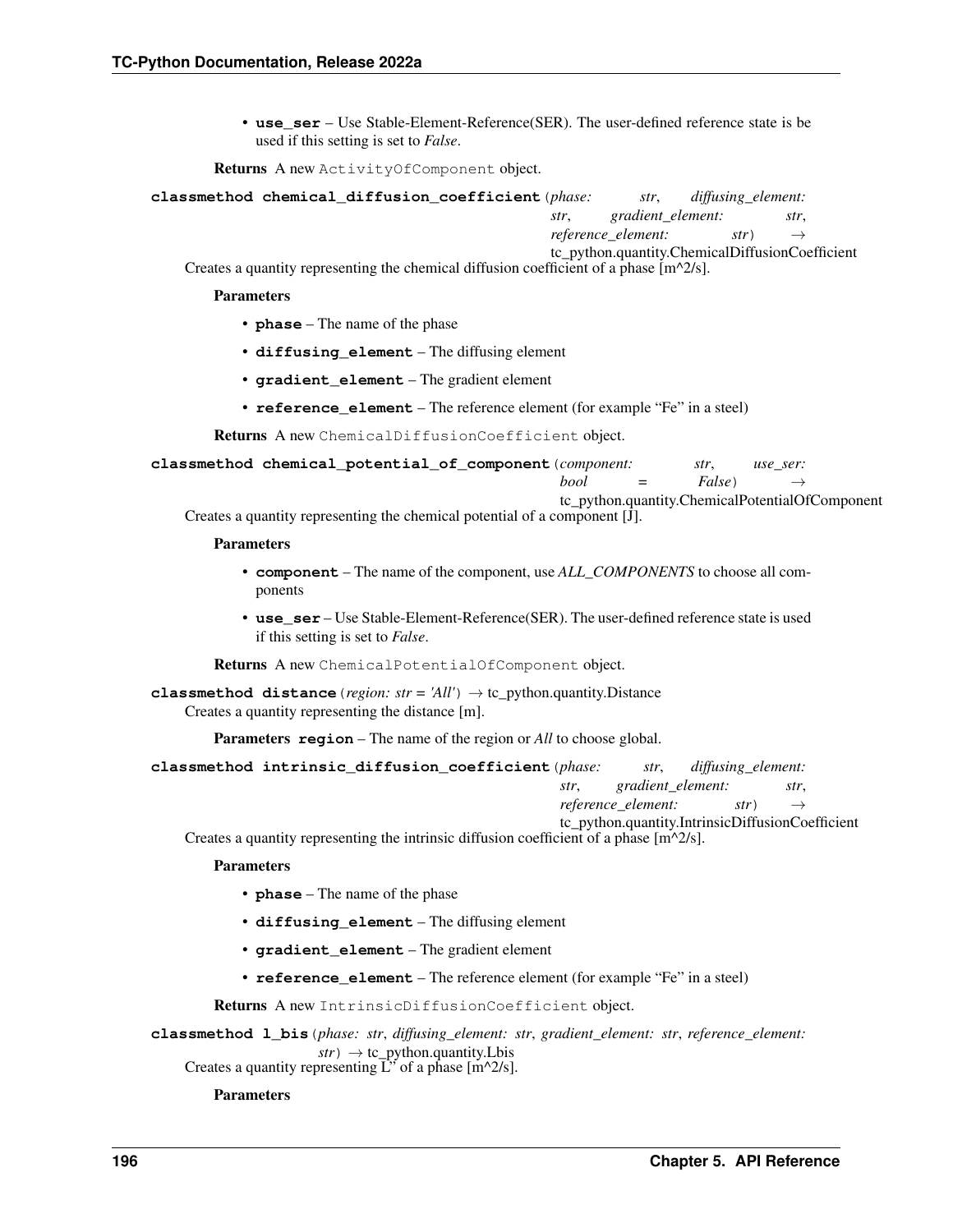- **use_ser** – Use Stable-Element-Reference(SER). The user-defined reference state is be used if this setting is set to *False*.

**Returns** A new `ActivityOfComponent` object.

**classmethod chemical_diffusion_coefficient**(*phase: str*, *diffusing_element: str*, *gradient_element: str*, *reference_element: str*) → tc_python.quantity.ChemicalDiffusionCoefficient

Creates a quantity representing the chemical diffusion coefficient of a phase [m^2/s].

**Parameters**

- **phase** – The name of the phase
- **diffusing_element** – The diffusing element
- **gradient_element** – The gradient element
- **reference_element** – The reference element (for example "Fe" in a steel)

**Returns** A new `ChemicalDiffusionCoefficient` object.

**classmethod chemical_potential_of_component**(*component: str*, *use_ser: bool = False*) → tc_python.quantity.ChemicalPotentialOfComponent

Creates a quantity representing the chemical potential of a component [J].

**Parameters**

- **component** – The name of the component, use *ALL_COMPONENTS* to choose all components
- **use_ser** – Use Stable-Element-Reference(SER). The user-defined reference state is used if this setting is set to *False*.

**Returns** A new `ChemicalPotentialOfComponent` object.

**classmethod distance**(*region: str = 'All'*) → tc_python.quantity.Distance

Creates a quantity representing the distance [m].

**Parameters** **region** – The name of the region or *All* to choose global.

**classmethod intrinsic_diffusion_coefficient**(*phase: str*, *diffusing_element: str*, *gradient_element: str*, *reference_element: str*) → tc_python.quantity.IntrinsicDiffusionCoefficient

Creates a quantity representing the intrinsic diffusion coefficient of a phase [m^2/s].

**Parameters**

- **phase** – The name of the phase
- **diffusing_element** – The diffusing element
- **gradient_element** – The gradient element
- **reference_element** – The reference element (for example "Fe" in a steel)

**Returns** A new `IntrinsicDiffusionCoefficient` object.

**classmethod l_bis**(*phase: str*, *diffusing_element: str*, *gradient_element: str*, *reference_element: str*) → tc_python.quantity.Lbis

Creates a quantity representing L'' of a phase [m^2/s].

**Parameters**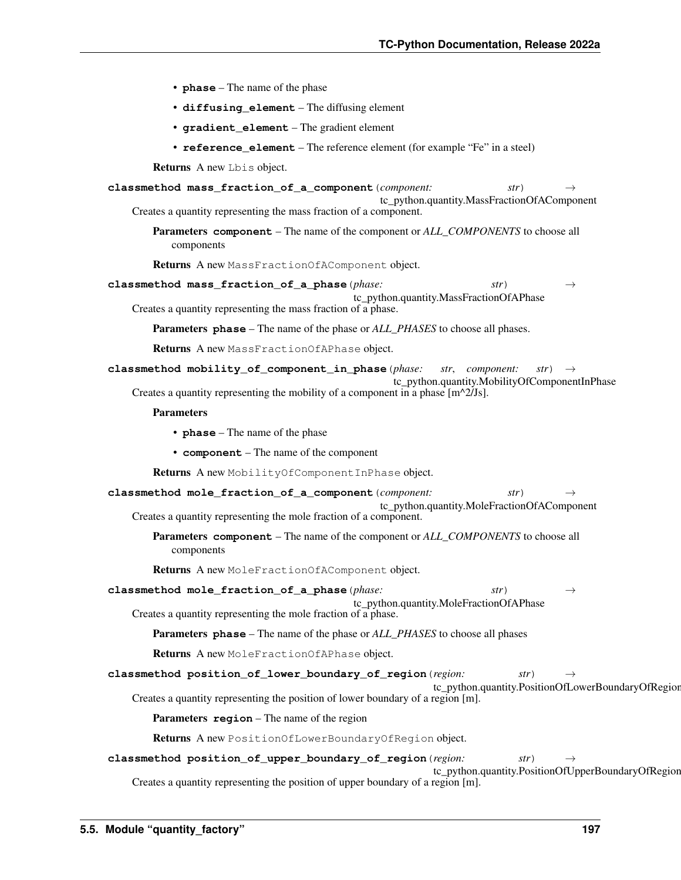- **phase** – The name of the phase
- **diffusing_element** – The diffusing element
- **gradient_element** – The gradient element
- **reference_element** – The reference element (for example “Fe” in a steel)

**Returns** A new `Lbis` object.

**classmethod mass_fraction_of_a_component**(*component: str*) → tc_python.quantity.MassFractionOfAComponent

Creates a quantity representing the mass fraction of a component.

**Parameters** **component** – The name of the component or *ALL_COMPONENTS* to choose all components

**Returns** A new `MassFractionOfAComponent` object.

**classmethod mass_fraction_of_a_phase**(*phase: str*) → tc_python.quantity.MassFractionOfAPhase

Creates a quantity representing the mass fraction of a phase.

**Parameters** **phase** – The name of the phase or *ALL_PHASES* to choose all phases.

**Returns** A new `MassFractionOfAPhase` object.

**classmethod mobility_of_component_in_phase**(*phase: str, component: str*) → tc_python.quantity.MobilityOfComponentInPhase

Creates a quantity representing the mobility of a component in a phase [m^2/Js].

**Parameters**

- **phase** – The name of the phase
- **component** – The name of the component

**Returns** A new `MobilityOfComponentInPhase` object.

**classmethod mole_fraction_of_a_component**(*component: str*) → tc_python.quantity.MoleFractionOfAComponent

Creates a quantity representing the mole fraction of a component.

**Parameters** **component** – The name of the component or *ALL_COMPONENTS* to choose all components

**Returns** A new `MoleFractionOfAComponent` object.

**classmethod mole_fraction_of_a_phase**(*phase: str*) → tc_python.quantity.MoleFractionOfAPhase

Creates a quantity representing the mole fraction of a phase.

**Parameters** **phase** – The name of the phase or *ALL_PHASES* to choose all phases

**Returns** A new `MoleFractionOfAPhase` object.

**classmethod position_of_lower_boundary_of_region**(*region: str*) → tc_python.quantity.PositionOfLowerBoundaryOfRegion

Creates a quantity representing the position of lower boundary of a region [m].

**Parameters** **region** – The name of the region

**Returns** A new `PositionOfLowerBoundaryOfRegion` object.

**classmethod position_of_upper_boundary_of_region**(*region: str*) → tc_python.quantity.PositionOfUpperBoundaryOfRegion

Creates a quantity representing the position of upper boundary of a region [m].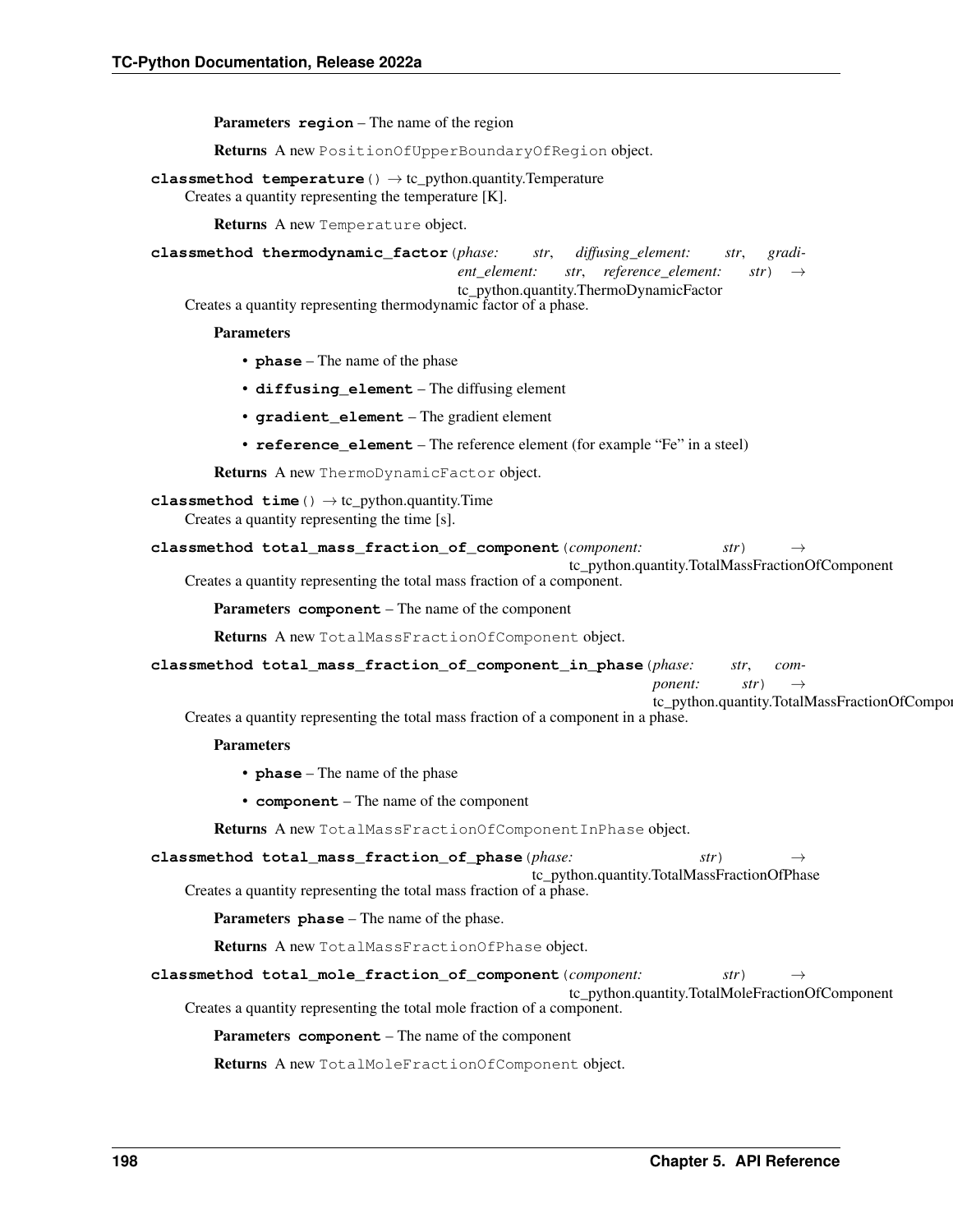**Parameters** **region** – The name of the region

**Returns** A new `PositionOfUpperBoundaryOfRegion` object.

**classmethod temperature**() → tc_python.quantity.Temperature

Creates a quantity representing the temperature [K].

**Returns** A new `Temperature` object.

**classmethod thermodynamic_factor**(*phase: str*, *diffusing_element: str*, *gradient_element: str*, *reference_element: str*) → tc_python.quantity.ThermoDynamicFactor

Creates a quantity representing thermodynamic factor of a phase.

**Parameters**

- **phase** – The name of the phase
- **diffusing_element** – The diffusing element
- **gradient_element** – The gradient element
- **reference_element** – The reference element (for example "Fe" in a steel)

**Returns** A new `ThermoDynamicFactor` object.

**classmethod time**() → tc_python.quantity.Time

Creates a quantity representing the time [s].

**classmethod total_mass_fraction_of_component**(*component: str*) → tc_python.quantity.TotalMassFractionOfComponent

Creates a quantity representing the total mass fraction of a component.

**Parameters** **component** – The name of the component

**Returns** A new `TotalMassFractionOfComponent` object.

**classmethod total_mass_fraction_of_component_in_phase**(*phase: str*, *component: str*) → tc_python.quantity.TotalMassFractionOfCompor

Creates a quantity representing the total mass fraction of a component in a phase.

**Parameters**

- **phase** – The name of the phase
- **component** – The name of the component

**Returns** A new `TotalMassFractionOfComponentInPhase` object.

**classmethod total_mass_fraction_of_phase**(*phase: str*) → tc_python.quantity.TotalMassFractionOfPhase

Creates a quantity representing the total mass fraction of a phase.

**Parameters** **phase** – The name of the phase.

**Returns** A new `TotalMassFractionOfPhase` object.

**classmethod total_mole_fraction_of_component**(*component: str*) → tc_python.quantity.TotalMoleFractionOfComponent

Creates a quantity representing the total mole fraction of a component.

**Parameters** **component** – The name of the component

**Returns** A new `TotalMoleFractionOfComponent` object.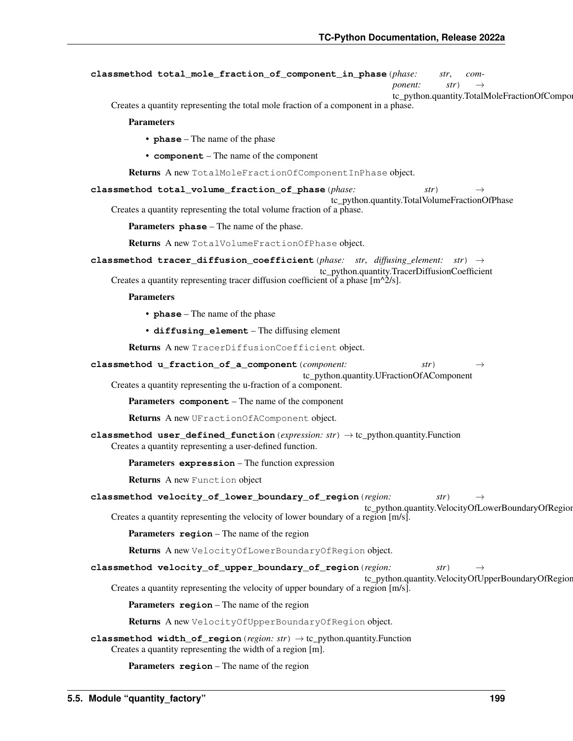**classmethod total_mole_fraction_of_component_in_phase**(*phase: str*, *component: str*) → tc_python.quantity.TotalMoleFractionOfComponentInPhase

Creates a quantity representing the total mole fraction of a component in a phase.

**Parameters**

- **phase** – The name of the phase
- **component** – The name of the component

**Returns** A new `TotalMoleFractionOfComponentInPhase` object.

**classmethod total_volume_fraction_of_phase**(*phase: str*) → tc_python.quantity.TotalVolumeFractionOfPhase

Creates a quantity representing the total volume fraction of a phase.

**Parameters** **phase** – The name of the phase.

**Returns** A new `TotalVolumeFractionOfPhase` object.

**classmethod tracer_diffusion_coefficient**(*phase: str*, *diffusing_element: str*) → tc_python.quantity.TracerDiffusionCoefficient

Creates a quantity representing tracer diffusion coefficient of a phase [m^2/s].

**Parameters**

- **phase** – The name of the phase
- **diffusing_element** – The diffusing element

**Returns** A new `TracerDiffusionCoefficient` object.

**classmethod u_fraction_of_a_component**(*component: str*) → tc_python.quantity.UFractionOfAComponent

Creates a quantity representing the u-fraction of a component.

**Parameters** **component** – The name of the component

**Returns** A new `UFractionOfAComponent` object.

**classmethod user_defined_function**(*expression: str*) → tc_python.quantity.Function

Creates a quantity representing a user-defined function.

**Parameters** **expression** – The function expression

**Returns** A new `Function` object

**classmethod velocity_of_lower_boundary_of_region**(*region: str*) → tc_python.quantity.VelocityOfLowerBoundaryOfRegion

Creates a quantity representing the velocity of lower boundary of a region [m/s].

**Parameters** **region** – The name of the region

**Returns** A new `VelocityOfLowerBoundaryOfRegion` object.

**classmethod velocity_of_upper_boundary_of_region**(*region: str*) → tc_python.quantity.VelocityOfUpperBoundaryOfRegion

Creates a quantity representing the velocity of upper boundary of a region [m/s].

**Parameters** **region** – The name of the region

**Returns** A new `VelocityOfUpperBoundaryOfRegion` object.

**classmethod width_of_region**(*region: str*) → tc_python.quantity.Function

Creates a quantity representing the width of a region [m].

**Parameters** **region** – The name of the region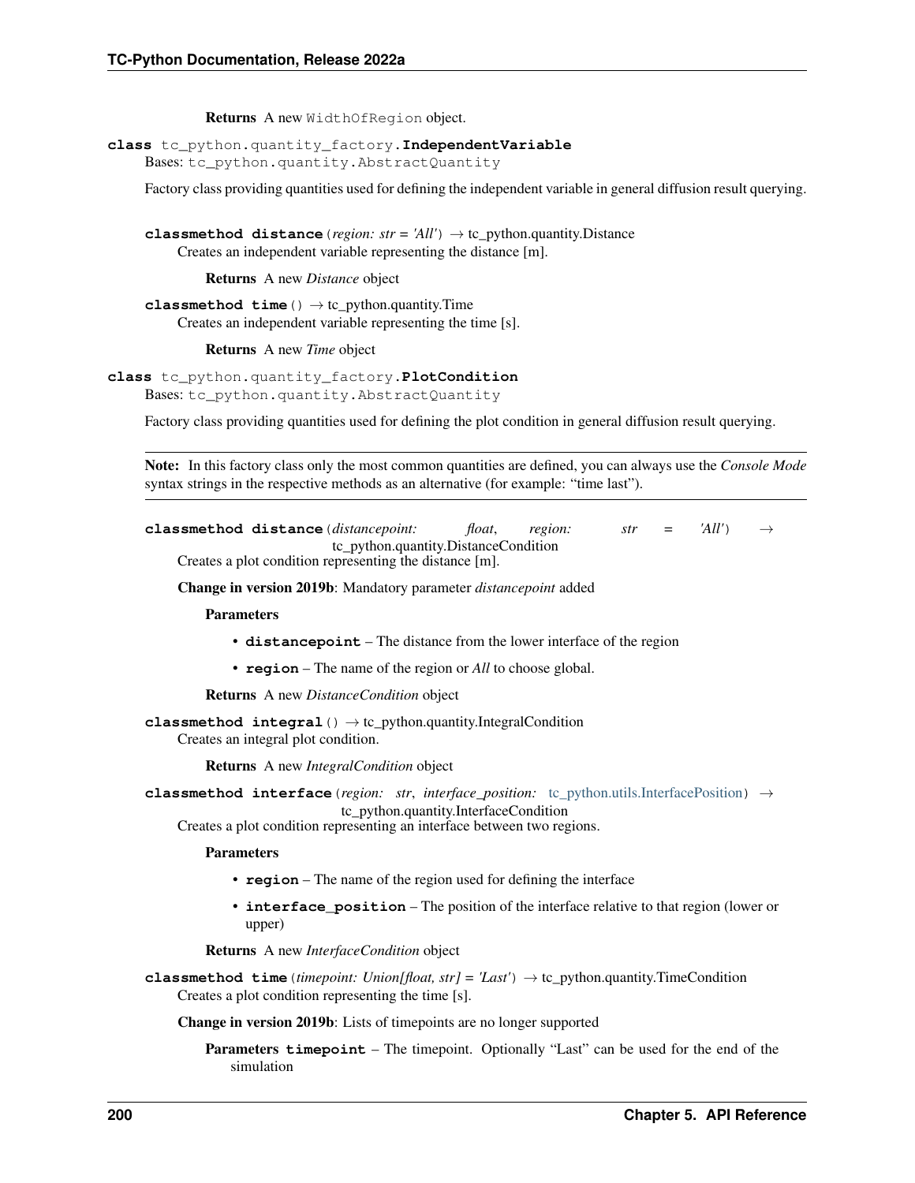**Returns** A new `WidthOfRegion` object.

**class** `tc_python.quantity_factory.`**`IndependentVariable`**

Bases: `tc_python.quantity.AbstractQuantity`

Factory class providing quantities used for defining the independent variable in general diffusion result querying.

**classmethod distance**(*region: str = 'All'*) → tc_python.quantity.Distance

Creates an independent variable representing the distance [m].

**Returns** A new *Distance* object

**classmethod time**() → tc_python.quantity.Time

Creates an independent variable representing the time [s].

**Returns** A new *Time* object

**class** `tc_python.quantity_factory.`**`PlotCondition`**

Bases: `tc_python.quantity.AbstractQuantity`

Factory class providing quantities used for defining the plot condition in general diffusion result querying.

**Note:** In this factory class only the most common quantities are defined, you can always use the *Console Mode* syntax strings in the respective methods as an alternative (for example: "time last").

**classmethod distance**(*distancepoint: float*, *region: str = 'All'*) → tc_python.quantity.DistanceCondition

Creates a plot condition representing the distance [m].

**Change in version 2019b**: Mandatory parameter *distancepoint* added

**Parameters**

- **distancepoint** – The distance from the lower interface of the region
- **region** – The name of the region or *All* to choose global.

**Returns** A new *DistanceCondition* object

**classmethod integral**() → tc_python.quantity.IntegralCondition

Creates an integral plot condition.

**Returns** A new *IntegralCondition* object

**classmethod interface**(*region: str*, *interface_position: tc_python.utils.InterfacePosition*) → tc_python.quantity.InterfaceCondition

Creates a plot condition representing an interface between two regions.

**Parameters**

- **region** – The name of the region used for defining the interface
- **interface_position** – The position of the interface relative to that region (lower or upper)

**Returns** A new *InterfaceCondition* object

**classmethod time**(*timepoint: Union[float, str] = 'Last'*) → tc_python.quantity.TimeCondition

Creates a plot condition representing the time [s].

**Change in version 2019b**: Lists of timepoints are no longer supported

**Parameters** **timepoint** – The timepoint. Optionally "Last" can be used for the end of the simulation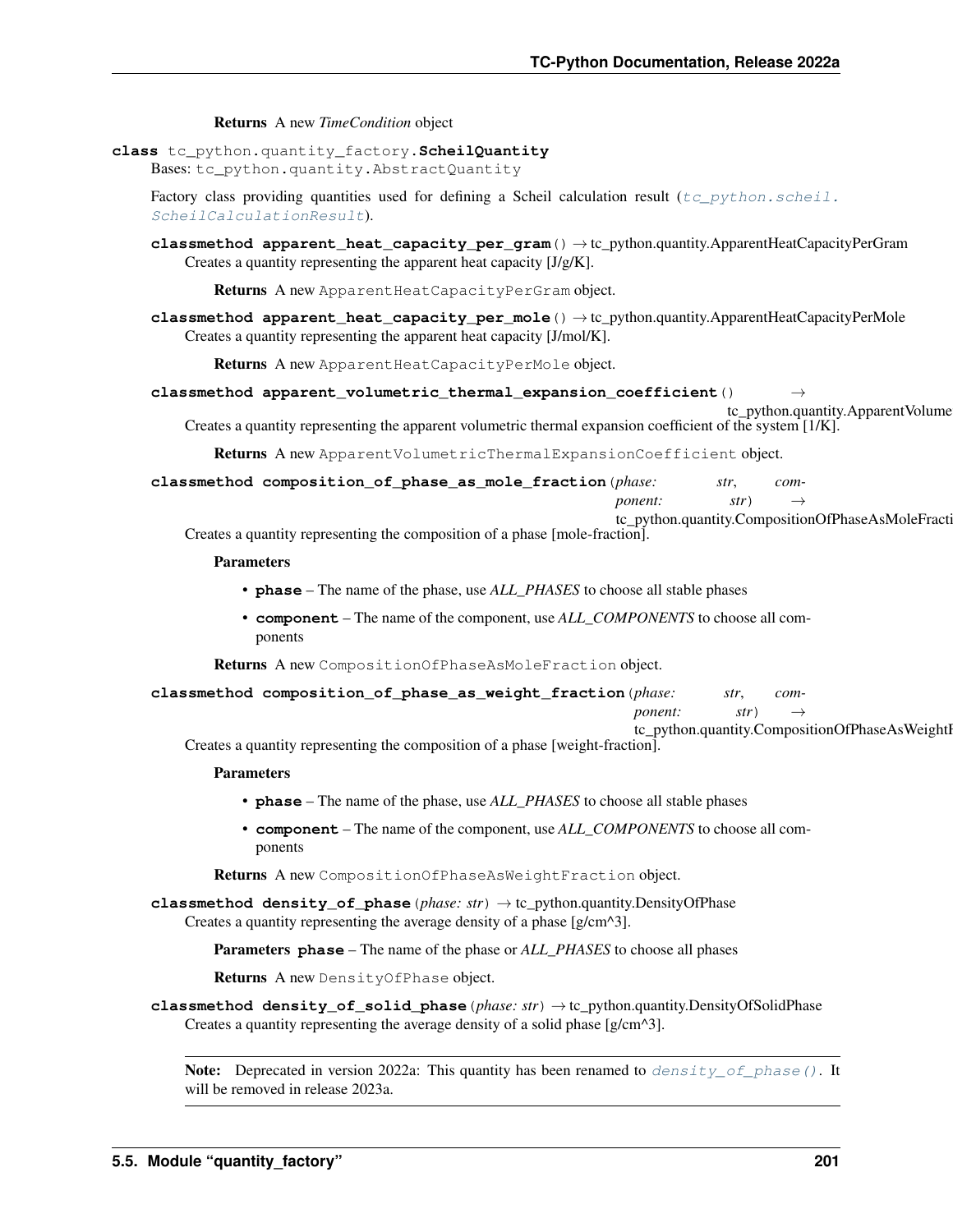**Returns** A new *TimeCondition* object

**class** tc_python.quantity_factory.**ScheilQuantity**

Bases: tc_python.quantity.AbstractQuantity

Factory class providing quantities used for defining a Scheil calculation result (*tc_python.scheil.ScheilCalculationResult*).

**classmethod apparent_heat_capacity_per_gram**() → tc_python.quantity.ApparentHeatCapacityPerGram

Creates a quantity representing the apparent heat capacity [J/g/K].

**Returns** A new ApparentHeatCapacityPerGram object.

**classmethod apparent_heat_capacity_per_mole**() → tc_python.quantity.ApparentHeatCapacityPerMole

Creates a quantity representing the apparent heat capacity [J/mol/K].

**Returns** A new ApparentHeatCapacityPerMole object.

**classmethod apparent_volumetric_thermal_expansion_coefficient**() → tc_python.quantity.ApparentVolume

Creates a quantity representing the apparent volumetric thermal expansion coefficient of the system [1/K].

**Returns** A new ApparentVolumetricThermalExpansionCoefficient object.

**classmethod composition_of_phase_as_mole_fraction**(*phase: str*, *component: str*) → tc_python.quantity.CompositionOfPhaseAsMoleFracti

Creates a quantity representing the composition of a phase [mole-fraction].

**Parameters**

- **phase** – The name of the phase, use *ALL_PHASES* to choose all stable phases
- **component** – The name of the component, use *ALL_COMPONENTS* to choose all components

**Returns** A new CompositionOfPhaseAsMoleFraction object.

**classmethod composition_of_phase_as_weight_fraction**(*phase: str*, *component: str*) → tc_python.quantity.CompositionOfPhaseAsWeightF

Creates a quantity representing the composition of a phase [weight-fraction].

**Parameters**

- **phase** – The name of the phase, use *ALL_PHASES* to choose all stable phases
- **component** – The name of the component, use *ALL_COMPONENTS* to choose all components

**Returns** A new CompositionOfPhaseAsWeightFraction object.

**classmethod density_of_phase**(*phase: str*) → tc_python.quantity.DensityOfPhase

Creates a quantity representing the average density of a phase [g/cm^3].

**Parameters phase** – The name of the phase or *ALL_PHASES* to choose all phases

**Returns** A new DensityOfPhase object.

**classmethod density_of_solid_phase**(*phase: str*) → tc_python.quantity.DensityOfSolidPhase

Creates a quantity representing the average density of a solid phase [g/cm^3].

**Note:** Deprecated in version 2022a: This quantity has been renamed to *density_of_phase()*. It will be removed in release 2023a.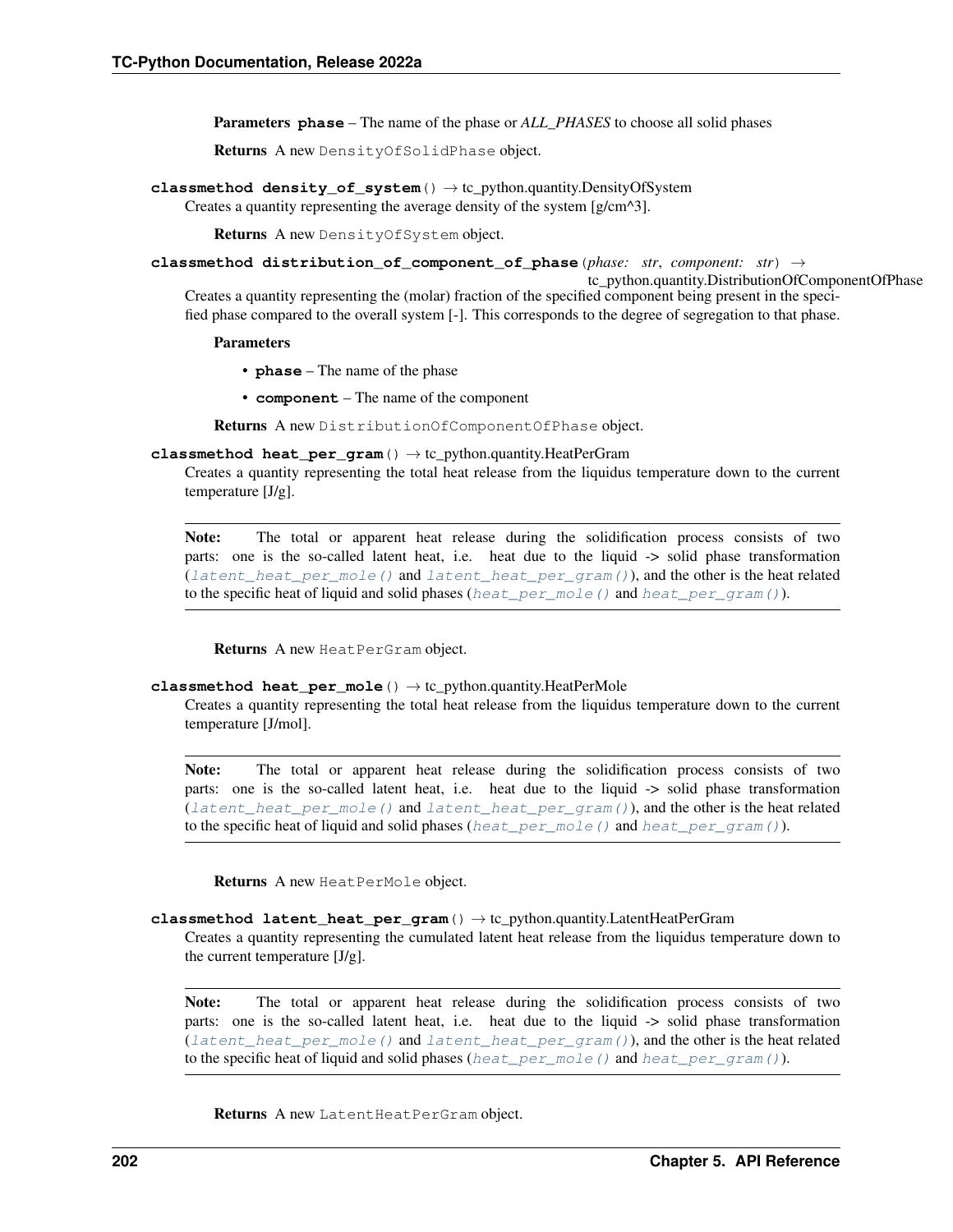**Parameters** **phase** – The name of the phase or *ALL_PHASES* to choose all solid phases

**Returns** A new `DensityOfSolidPhase` object.

**classmethod density_of_system()** → tc_python.quantity.DensityOfSystem

Creates a quantity representing the average density of the system [g/cm^3].

**Returns** A new `DensityOfSystem` object.

**classmethod distribution_of_component_of_phase**(*phase: str*, *component: str*) → tc_python.quantity.DistributionOfComponentOfPhase

Creates a quantity representing the (molar) fraction of the specified component being present in the specified phase compared to the overall system [-]. This corresponds to the degree of segregation to that phase.

**Parameters**

- **phase** – The name of the phase
- **component** – The name of the component

**Returns** A new `DistributionOfComponentOfPhase` object.

**classmethod heat_per_gram()** → tc_python.quantity.HeatPerGram

Creates a quantity representing the total heat release from the liquidus temperature down to the current temperature [J/g].

> **Note:** The total or apparent heat release during the solidification process consists of two parts: one is the so-called latent heat, i.e. heat due to the liquid -> solid phase transformation (`latent_heat_per_mole()` and `latent_heat_per_gram()`), and the other is the heat related to the specific heat of liquid and solid phases (`heat_per_mole()` and `heat_per_gram()`).

**Returns** A new `HeatPerGram` object.

**classmethod heat_per_mole()** → tc_python.quantity.HeatPerMole

Creates a quantity representing the total heat release from the liquidus temperature down to the current temperature [J/mol].

> **Note:** The total or apparent heat release during the solidification process consists of two parts: one is the so-called latent heat, i.e. heat due to the liquid -> solid phase transformation (`latent_heat_per_mole()` and `latent_heat_per_gram()`), and the other is the heat related to the specific heat of liquid and solid phases (`heat_per_mole()` and `heat_per_gram()`).

**Returns** A new `HeatPerMole` object.

**classmethod latent_heat_per_gram()** → tc_python.quantity.LatentHeatPerGram

Creates a quantity representing the cumulated latent heat release from the liquidus temperature down to the current temperature [J/g].

> **Note:** The total or apparent heat release during the solidification process consists of two parts: one is the so-called latent heat, i.e. heat due to the liquid -> solid phase transformation (`latent_heat_per_mole()` and `latent_heat_per_gram()`), and the other is the heat related to the specific heat of liquid and solid phases (`heat_per_mole()` and `heat_per_gram()`).

**Returns** A new `LatentHeatPerGram` object.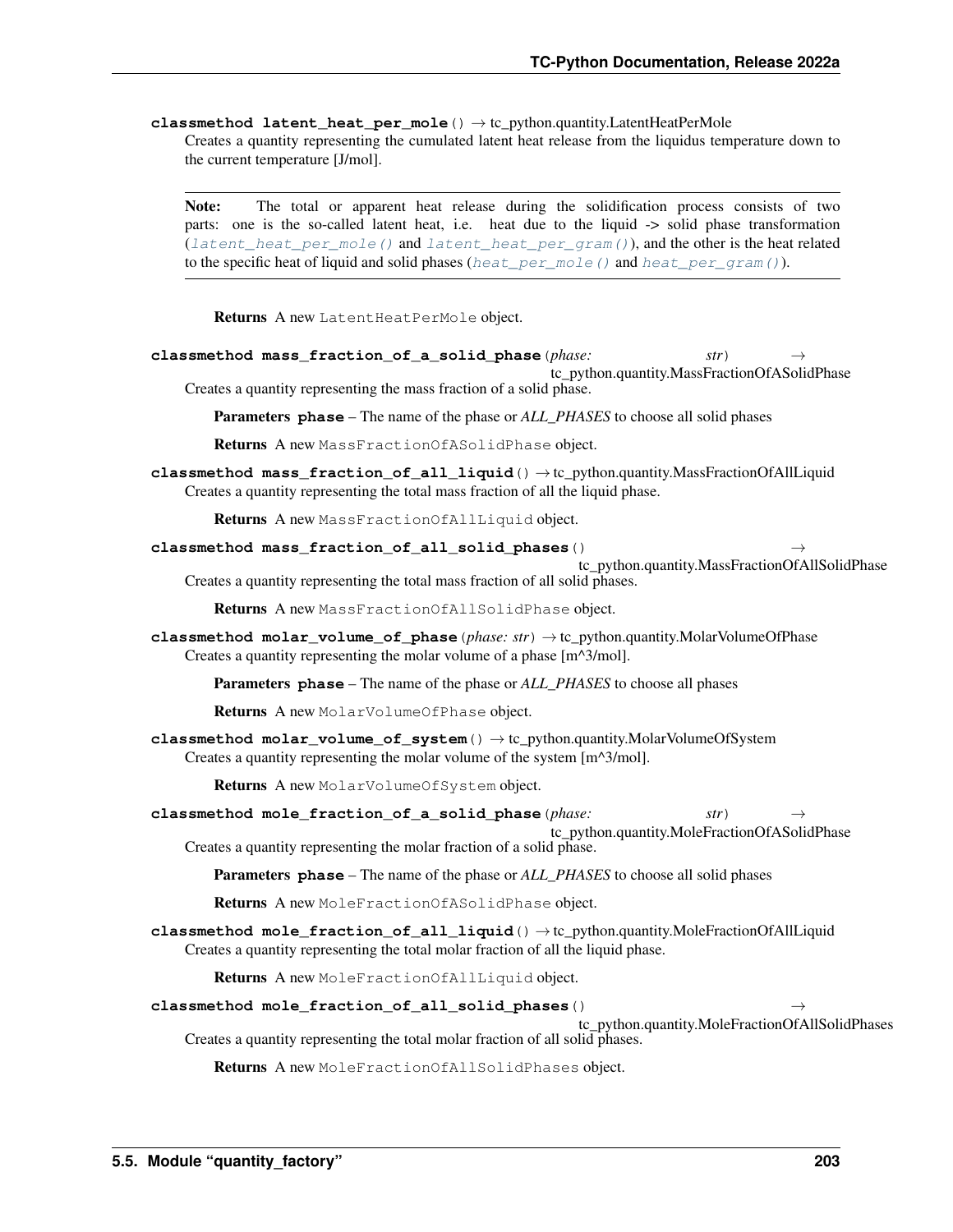**classmethod latent_heat_per_mole**() → tc_python.quantity.LatentHeatPerMole

Creates a quantity representing the cumulated latent heat release from the liquidus temperature down to the current temperature [J/mol].

> **Note:** The total or apparent heat release during the solidification process consists of two parts: one is the so-called latent heat, i.e. heat due to the liquid -> solid phase transformation (`latent_heat_per_mole()` and `latent_heat_per_gram()`), and the other is the heat related to the specific heat of liquid and solid phases (`heat_per_mole()` and `heat_per_gram()`).

**Returns** A new `LatentHeatPerMole` object.

**classmethod mass_fraction_of_a_solid_phase**(*phase: str*) → tc_python.quantity.MassFractionOfASolidPhase

Creates a quantity representing the mass fraction of a solid phase.

**Parameters phase** – The name of the phase or *ALL_PHASES* to choose all solid phases

**Returns** A new `MassFractionOfASolidPhase` object.

**classmethod mass_fraction_of_all_liquid**() → tc_python.quantity.MassFractionOfAllLiquid

Creates a quantity representing the total mass fraction of all the liquid phase.

**Returns** A new `MassFractionOfAllLiquid` object.

**classmethod mass_fraction_of_all_solid_phases**() → tc_python.quantity.MassFractionOfAllSolidPhase

Creates a quantity representing the total mass fraction of all solid phases.

**Returns** A new `MassFractionOfAllSolidPhase` object.

**classmethod molar_volume_of_phase**(*phase: str*) → tc_python.quantity.MolarVolumeOfPhase

Creates a quantity representing the molar volume of a phase [m^3/mol].

**Parameters phase** – The name of the phase or *ALL_PHASES* to choose all phases

**Returns** A new `MolarVolumeOfPhase` object.

**classmethod molar_volume_of_system**() → tc_python.quantity.MolarVolumeOfSystem

Creates a quantity representing the molar volume of the system [m^3/mol].

**Returns** A new `MolarVolumeOfSystem` object.

**classmethod mole_fraction_of_a_solid_phase**(*phase: str*) → tc_python.quantity.MoleFractionOfASolidPhase

Creates a quantity representing the molar fraction of a solid phase.

**Parameters phase** – The name of the phase or *ALL_PHASES* to choose all solid phases

**Returns** A new `MoleFractionOfASolidPhase` object.

**classmethod mole_fraction_of_all_liquid**() → tc_python.quantity.MoleFractionOfAllLiquid

Creates a quantity representing the total molar fraction of all the liquid phase.

**Returns** A new `MoleFractionOfAllLiquid` object.

**classmethod mole_fraction_of_all_solid_phases**() → tc_python.quantity.MoleFractionOfAllSolidPhases

Creates a quantity representing the total molar fraction of all solid phases.

**Returns** A new `MoleFractionOfAllSolidPhases` object.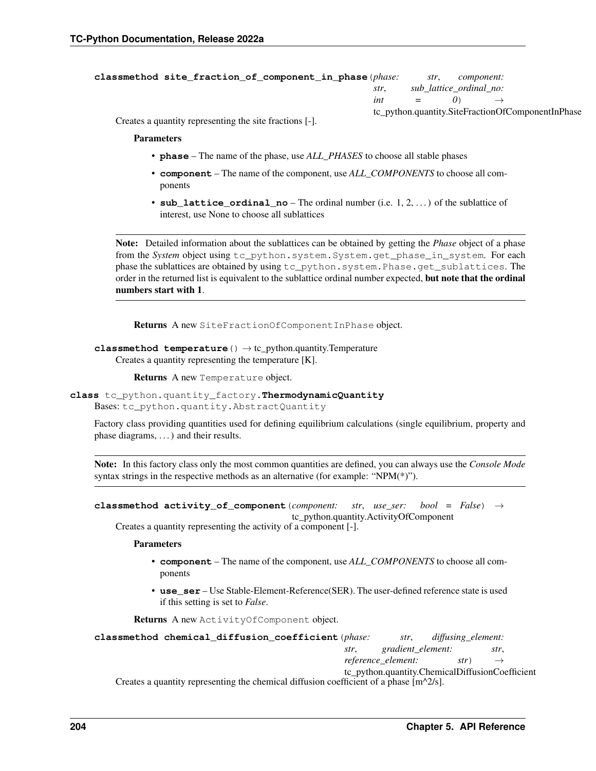**classmethod site_fraction_of_component_in_phase**(*phase: str, component: str, sub_lattice_ordinal_no: int = 0*) → tc_python.quantity.SiteFractionOfComponentInPhase

Creates a quantity representing the site fractions [-].

**Parameters**

- **phase** – The name of the phase, use *ALL_PHASES* to choose all stable phases
- **component** – The name of the component, use *ALL_COMPONENTS* to choose all components
- **sub_lattice_ordinal_no** – The ordinal number (i.e. 1, 2, …) of the sublattice of interest, use None to choose all sublattices

---

**Note:** Detailed information about the sublattices can be obtained by getting the *Phase* object of a phase from the *System* object using `tc_python.system.System.get_phase_in_system`. For each phase the sublattices are obtained by using `tc_python.system.Phase.get_sublattices`. The order in the returned list is equivalent to the sublattice ordinal number expected, **but note that the ordinal numbers start with 1**.

---

**Returns** A new `SiteFractionOfComponentInPhase` object.

**classmethod temperature**() → tc_python.quantity.Temperature

Creates a quantity representing the temperature [K].

**Returns** A new `Temperature` object.

**class** tc_python.quantity_factory.**ThermodynamicQuantity**

Bases: `tc_python.quantity.AbstractQuantity`

Factory class providing quantities used for defining equilibrium calculations (single equilibrium, property and phase diagrams, …) and their results.

---

**Note:** In this factory class only the most common quantities are defined, you can always use the *Console Mode* syntax strings in the respective methods as an alternative (for example: "NPM(*)").

---

**classmethod activity_of_component**(*component: str, use_ser: bool = False*) → tc_python.quantity.ActivityOfComponent

Creates a quantity representing the activity of a component [-].

**Parameters**

- **component** – The name of the component, use *ALL_COMPONENTS* to choose all components
- **use_ser** – Use Stable-Element-Reference(SER). The user-defined reference state is used if this setting is set to *False*.

**Returns** A new `ActivityOfComponent` object.

**classmethod chemical_diffusion_coefficient**(*phase: str, diffusing_element: str, gradient_element: str, reference_element: str*) → tc_python.quantity.ChemicalDiffusionCoefficient

Creates a quantity representing the chemical diffusion coefficient of a phase [m^2/s].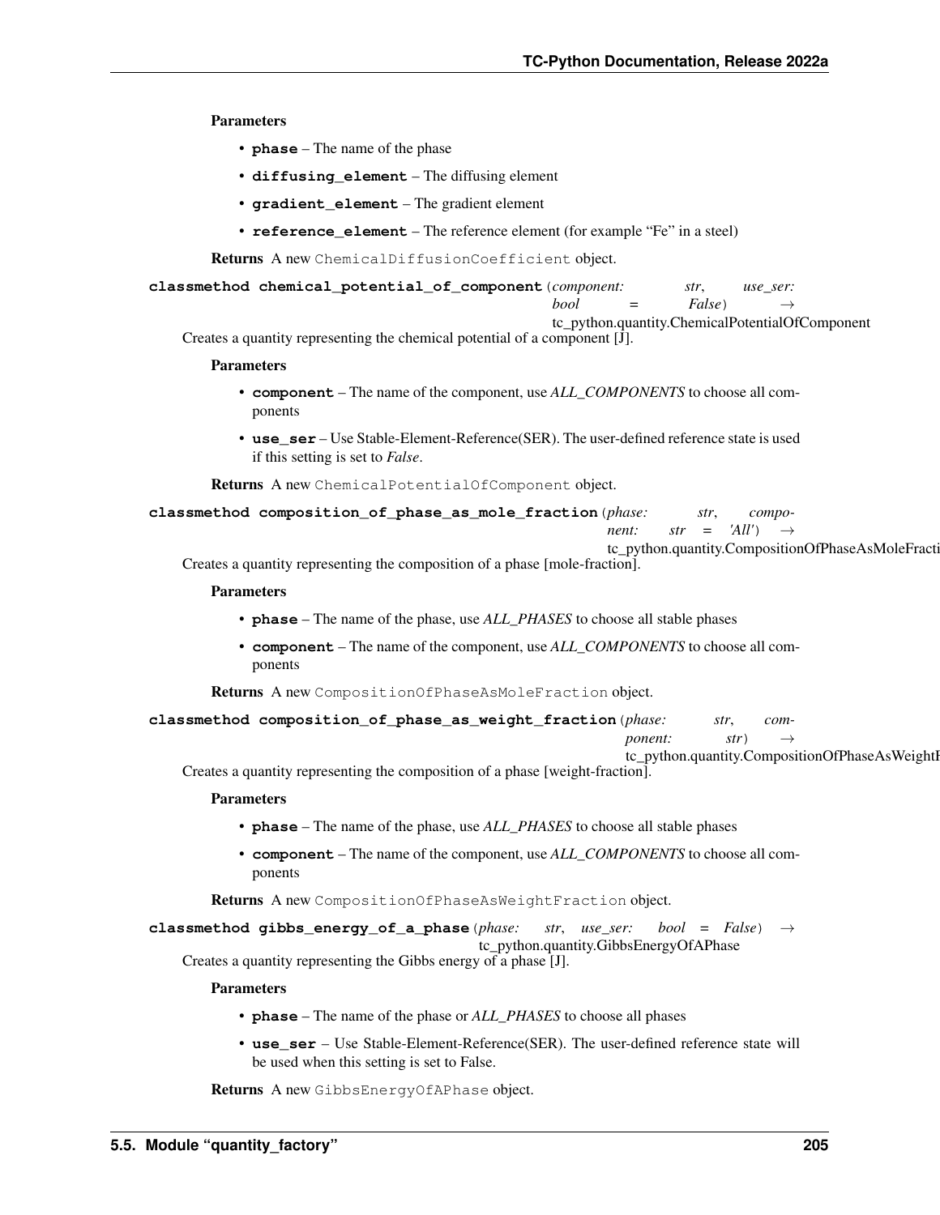**Parameters**

- **phase** – The name of the phase
- **diffusing_element** – The diffusing element
- **gradient_element** – The gradient element
- **reference_element** – The reference element (for example "Fe" in a steel)

**Returns** A new `ChemicalDiffusionCoefficient` object.

**classmethod chemical_potential_of_component**(*component: str*, *use_ser: bool = False*) → tc_python.quantity.ChemicalPotentialOfComponent

Creates a quantity representing the chemical potential of a component [J].

**Parameters**

- **component** – The name of the component, use *ALL_COMPONENTS* to choose all components
- **use_ser** – Use Stable-Element-Reference(SER). The user-defined reference state is used if this setting is set to *False*.

**Returns** A new `ChemicalPotentialOfComponent` object.

**classmethod composition_of_phase_as_mole_fraction**(*phase: str*, *component: str = 'All'*) → tc_python.quantity.CompositionOfPhaseAsMoleFracti

Creates a quantity representing the composition of a phase [mole-fraction].

**Parameters**

- **phase** – The name of the phase, use *ALL_PHASES* to choose all stable phases
- **component** – The name of the component, use *ALL_COMPONENTS* to choose all components

**Returns** A new `CompositionOfPhaseAsMoleFraction` object.

**classmethod composition_of_phase_as_weight_fraction**(*phase: str*, *component: str*) → tc_python.quantity.CompositionOfPhaseAsWeightF

Creates a quantity representing the composition of a phase [weight-fraction].

**Parameters**

- **phase** – The name of the phase, use *ALL_PHASES* to choose all stable phases
- **component** – The name of the component, use *ALL_COMPONENTS* to choose all components

**Returns** A new `CompositionOfPhaseAsWeightFraction` object.

**classmethod gibbs_energy_of_a_phase**(*phase: str*, *use_ser: bool = False*) → tc_python.quantity.GibbsEnergyOfAPhase

Creates a quantity representing the Gibbs energy of a phase [J].

**Parameters**

- **phase** – The name of the phase or *ALL_PHASES* to choose all phases
- **use_ser** – Use Stable-Element-Reference(SER). The user-defined reference state will be used when this setting is set to False.

**Returns** A new `GibbsEnergyOfAPhase` object.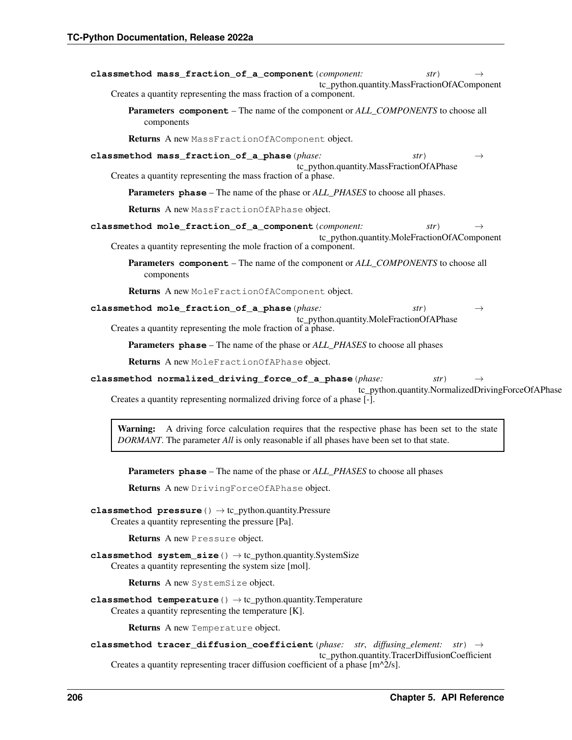**classmethod mass_fraction_of_a_component**(*component: str*) → tc_python.quantity.MassFractionOfAComponent

Creates a quantity representing the mass fraction of a component.

**Parameters** **component** – The name of the component or *ALL_COMPONENTS* to choose all components

**Returns** A new `MassFractionOfAComponent` object.

**classmethod mass_fraction_of_a_phase**(*phase: str*) → tc_python.quantity.MassFractionOfAPhase

Creates a quantity representing the mass fraction of a phase.

**Parameters** **phase** – The name of the phase or *ALL_PHASES* to choose all phases.

**Returns** A new `MassFractionOfAPhase` object.

**classmethod mole_fraction_of_a_component**(*component: str*) → tc_python.quantity.MoleFractionOfAComponent

Creates a quantity representing the mole fraction of a component.

**Parameters** **component** – The name of the component or *ALL_COMPONENTS* to choose all components

**Returns** A new `MoleFractionOfAComponent` object.

**classmethod mole_fraction_of_a_phase**(*phase: str*) → tc_python.quantity.MoleFractionOfAPhase

Creates a quantity representing the mole fraction of a phase.

**Parameters** **phase** – The name of the phase or *ALL_PHASES* to choose all phases

**Returns** A new `MoleFractionOfAPhase` object.

**classmethod normalized_driving_force_of_a_phase**(*phase: str*) → tc_python.quantity.NormalizedDrivingForceOfAPhase

Creates a quantity representing normalized driving force of a phase [-].

> **Warning:** A driving force calculation requires that the respective phase has been set to the state *DORMANT*. The parameter *All* is only reasonable if all phases have been set to that state.

**Parameters** **phase** – The name of the phase or *ALL_PHASES* to choose all phases

**Returns** A new `DrivingForceOfAPhase` object.

**classmethod pressure**() → tc_python.quantity.Pressure

Creates a quantity representing the pressure [Pa].

**Returns** A new `Pressure` object.

**classmethod system_size**() → tc_python.quantity.SystemSize

Creates a quantity representing the system size [mol].

**Returns** A new `SystemSize` object.

**classmethod temperature**() → tc_python.quantity.Temperature

Creates a quantity representing the temperature [K].

**Returns** A new `Temperature` object.

**classmethod tracer_diffusion_coefficient**(*phase: str, diffusing_element: str*) → tc_python.quantity.TracerDiffusionCoefficient

Creates a quantity representing tracer diffusion coefficient of a phase [m^2/s].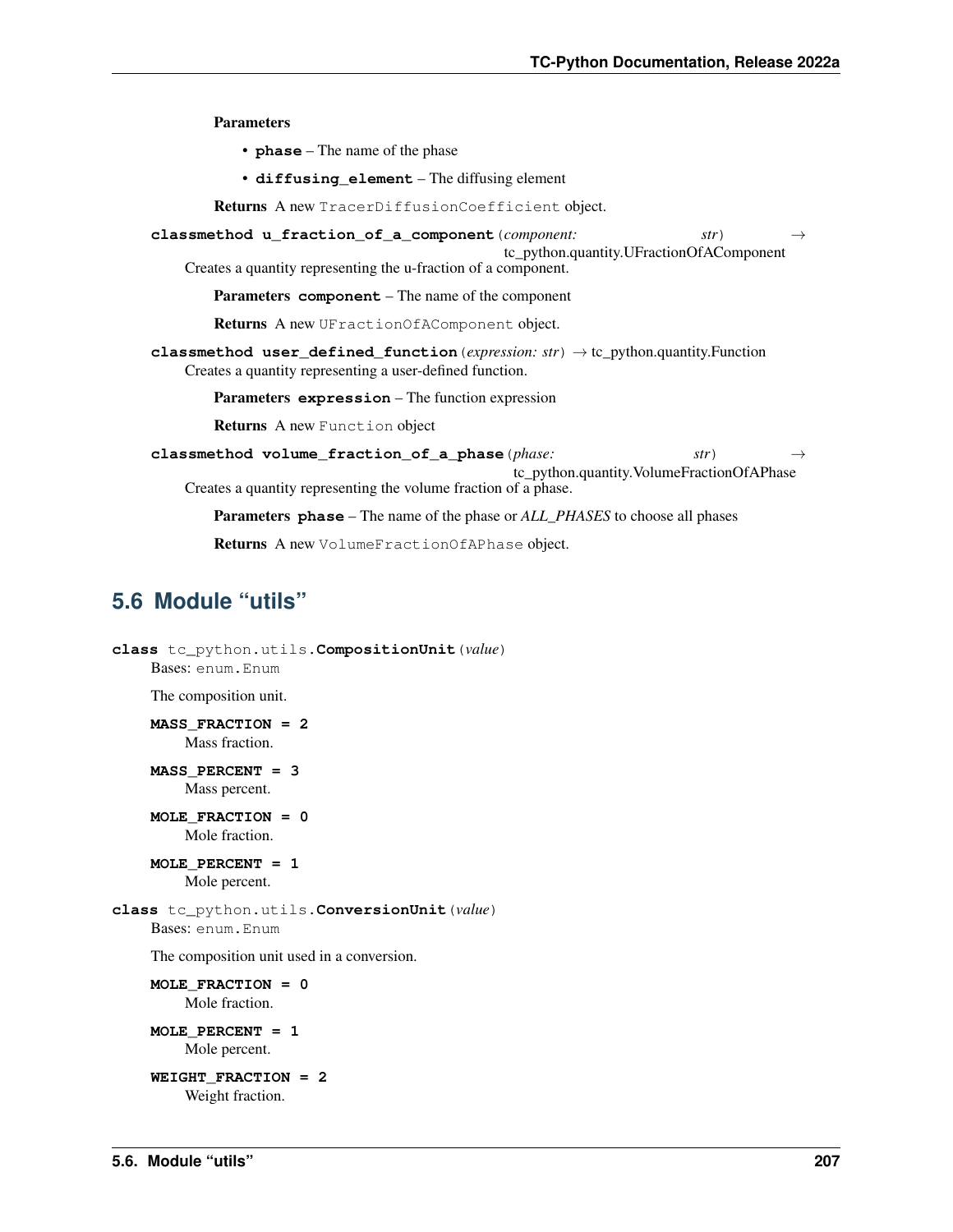**Parameters**

- **phase** – The name of the phase
- **diffusing_element** – The diffusing element

**Returns** A new `TracerDiffusionCoefficient` object.

**classmethod u_fraction_of_a_component**(*component: str*) → tc_python.quantity.UFractionOfAComponent

Creates a quantity representing the u-fraction of a component.

**Parameters** **component** – The name of the component

**Returns** A new `UFractionOfAComponent` object.

**classmethod user_defined_function**(*expression: str*) → tc_python.quantity.Function

Creates a quantity representing a user-defined function.

**Parameters** **expression** – The function expression

**Returns** A new `Function` object

**classmethod volume_fraction_of_a_phase**(*phase: str*) → tc_python.quantity.VolumeFractionOfAPhase

Creates a quantity representing the volume fraction of a phase.

**Parameters** **phase** – The name of the phase or *ALL_PHASES* to choose all phases

**Returns** A new `VolumeFractionOfAPhase` object.

## 5.6 Module "utils"

**class** tc_python.utils.**CompositionUnit**(*value*)

Bases: `enum.Enum`

The composition unit.

**MASS_FRACTION = 2**
Mass fraction.

**MASS_PERCENT = 3**
Mass percent.

**MOLE_FRACTION = 0**
Mole fraction.

**MOLE_PERCENT = 1**
Mole percent.

**class** tc_python.utils.**ConversionUnit**(*value*)

Bases: `enum.Enum`

The composition unit used in a conversion.

**MOLE_FRACTION = 0**
Mole fraction.

**MOLE_PERCENT = 1**
Mole percent.

**WEIGHT_FRACTION = 2**
Weight fraction.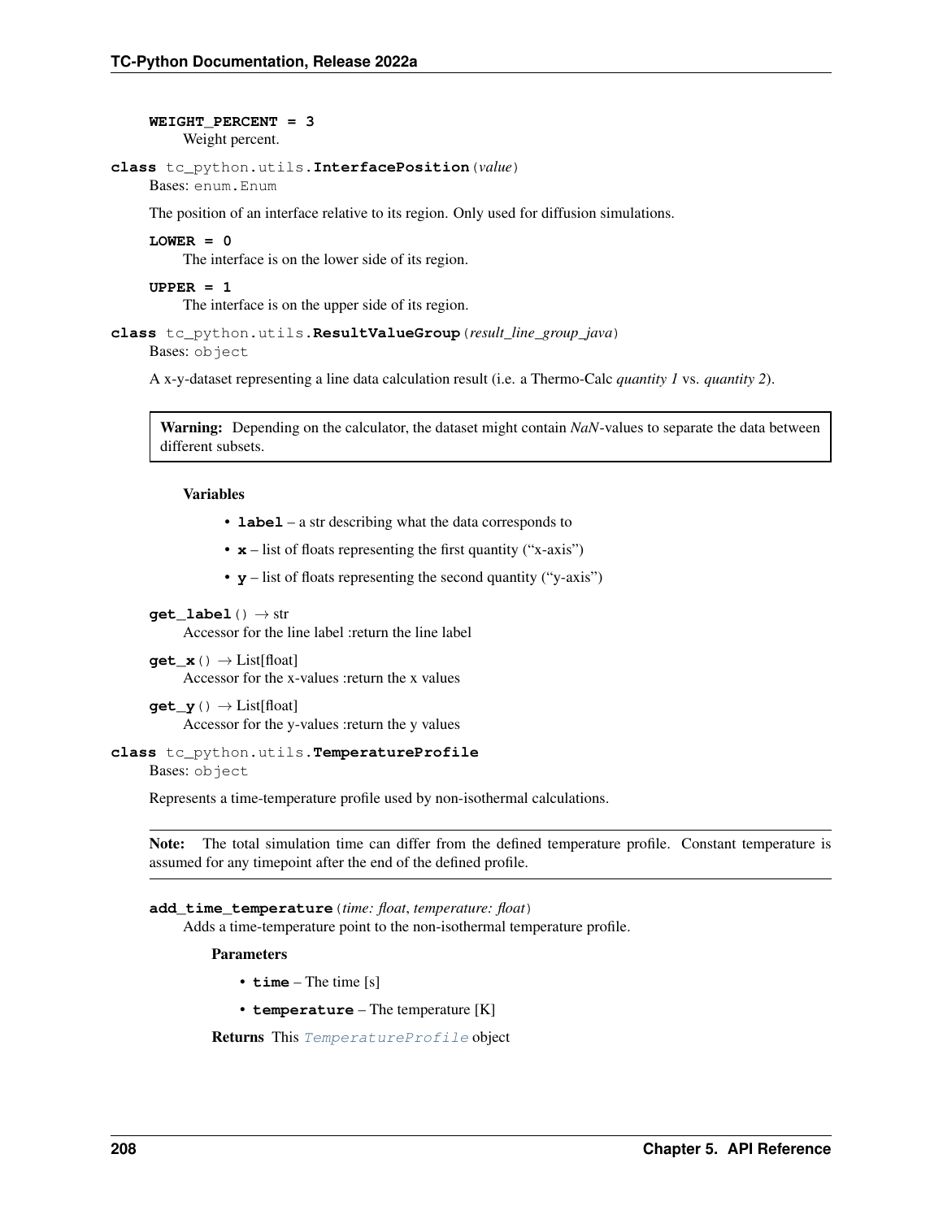**WEIGHT_PERCENT = 3**
Weight percent.

**class** tc_python.utils.**InterfacePosition**(*value*)
Bases: enum.Enum

The position of an interface relative to its region. Only used for diffusion simulations.

**LOWER = 0**
The interface is on the lower side of its region.

**UPPER = 1**
The interface is on the upper side of its region.

**class** tc_python.utils.**ResultValueGroup**(*result_line_group_java*)
Bases: object

A x-y-dataset representing a line data calculation result (i.e. a Thermo-Calc *quantity 1* vs. *quantity 2*).

> **Warning:** Depending on the calculator, the dataset might contain *NaN*-values to separate the data between different subsets.

**Variables**

- **label** – a str describing what the data corresponds to
- **x** – list of floats representing the first quantity ("x-axis")
- **y** – list of floats representing the second quantity ("y-axis")

**get_label**() → str
Accessor for the line label :return the line label

**get_x**() → List[float]
Accessor for the x-values :return the x values

**get_y**() → List[float]
Accessor for the y-values :return the y values

**class** tc_python.utils.**TemperatureProfile**
Bases: object

Represents a time-temperature profile used by non-isothermal calculations.

> **Note:** The total simulation time can differ from the defined temperature profile. Constant temperature is assumed for any timepoint after the end of the defined profile.

**add_time_temperature**(*time: float*, *temperature: float*)
Adds a time-temperature point to the non-isothermal temperature profile.

**Parameters**

- **time** – The time [s]
- **temperature** – The temperature [K]

**Returns** This *TemperatureProfile* object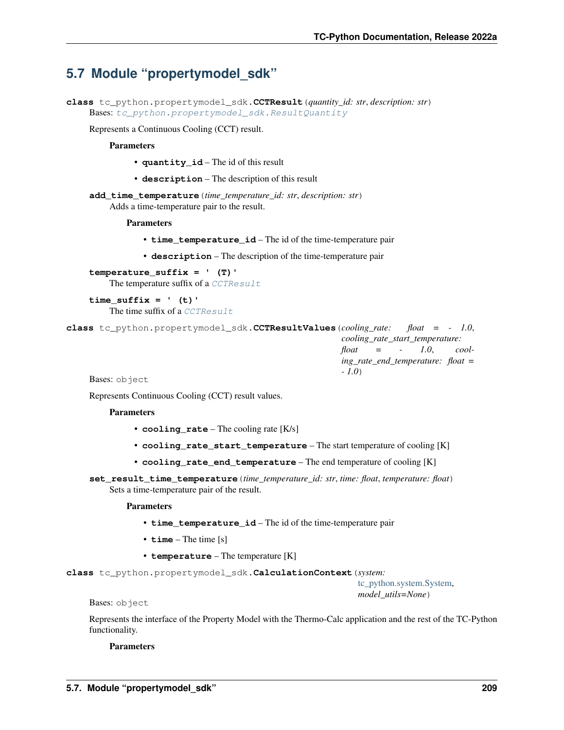## 5.7 Module "propertymodel_sdk"

**class** tc_python.propertymodel_sdk.**CCTResult**(*quantity_id: str*, *description: str*)

Bases: `tc_python.propertymodel_sdk.ResultQuantity`

Represents a Continuous Cooling (CCT) result.

**Parameters**

- **quantity_id** – The id of this result
- **description** – The description of this result

**add_time_temperature**(*time_temperature_id: str*, *description: str*)

Adds a time-temperature pair to the result.

**Parameters**

- **time_temperature_id** – The id of the time-temperature pair
- **description** – The description of the time-temperature pair

**temperature_suffix = ' (T)'**

The temperature suffix of a `CCTResult`

**time_suffix = ' (t)'**

The time suffix of a `CCTResult`

**class** tc_python.propertymodel_sdk.**CCTResultValues**(*cooling_rate: float = - 1.0*, *cooling_rate_start_temperature: float = - 1.0*, *cooling_rate_end_temperature: float = - 1.0*)

Bases: `object`

Represents Continuous Cooling (CCT) result values.

**Parameters**

- **cooling_rate** – The cooling rate [K/s]
- **cooling_rate_start_temperature** – The start temperature of cooling [K]
- **cooling_rate_end_temperature** – The end temperature of cooling [K]

**set_result_time_temperature**(*time_temperature_id: str*, *time: float*, *temperature: float*)

Sets a time-temperature pair of the result.

**Parameters**

- **time_temperature_id** – The id of the time-temperature pair
- **time** – The time [s]
- **temperature** – The temperature [K]

**class** tc_python.propertymodel_sdk.**CalculationContext**(*system: tc_python.system.System*, *model_utils=None*)

Bases: `object`

Represents the interface of the Property Model with the Thermo-Calc application and the rest of the TC-Python functionality.

**Parameters**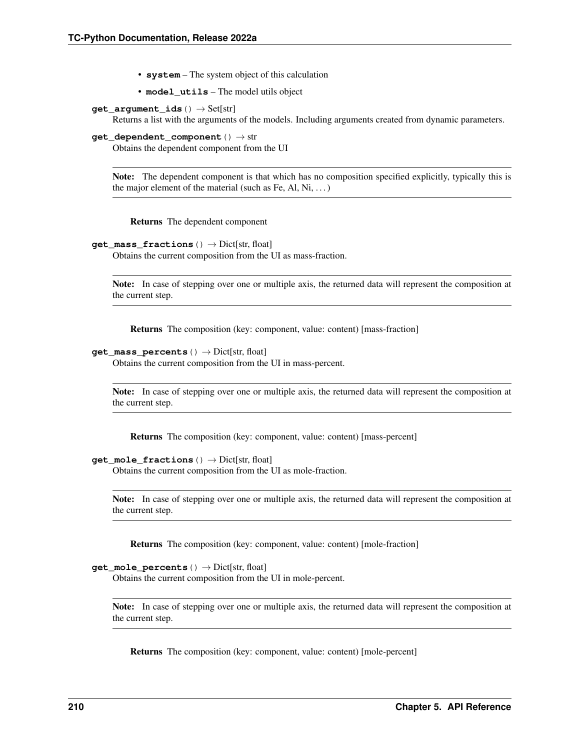- **system** – The system object of this calculation
- **model_utils** – The model utils object

**get_argument_ids**() → Set[str]

Returns a list with the arguments of the models. Including arguments created from dynamic parameters.

**get_dependent_component**() → str

Obtains the dependent component from the UI

> **Note:** The dependent component is that which has no composition specified explicitly, typically this is the major element of the material (such as Fe, Al, Ni, . . . )

**Returns** The dependent component

**get_mass_fractions**() → Dict[str, float]

Obtains the current composition from the UI as mass-fraction.

> **Note:** In case of stepping over one or multiple axis, the returned data will represent the composition at the current step.

**Returns** The composition (key: component, value: content) [mass-fraction]

**get_mass_percents**() → Dict[str, float]

Obtains the current composition from the UI in mass-percent.

> **Note:** In case of stepping over one or multiple axis, the returned data will represent the composition at the current step.

**Returns** The composition (key: component, value: content) [mass-percent]

**get_mole_fractions**() → Dict[str, float]

Obtains the current composition from the UI as mole-fraction.

> **Note:** In case of stepping over one or multiple axis, the returned data will represent the composition at the current step.

**Returns** The composition (key: component, value: content) [mole-fraction]

**get_mole_percents**() → Dict[str, float]

Obtains the current composition from the UI in mole-percent.

> **Note:** In case of stepping over one or multiple axis, the returned data will represent the composition at the current step.

**Returns** The composition (key: component, value: content) [mole-percent]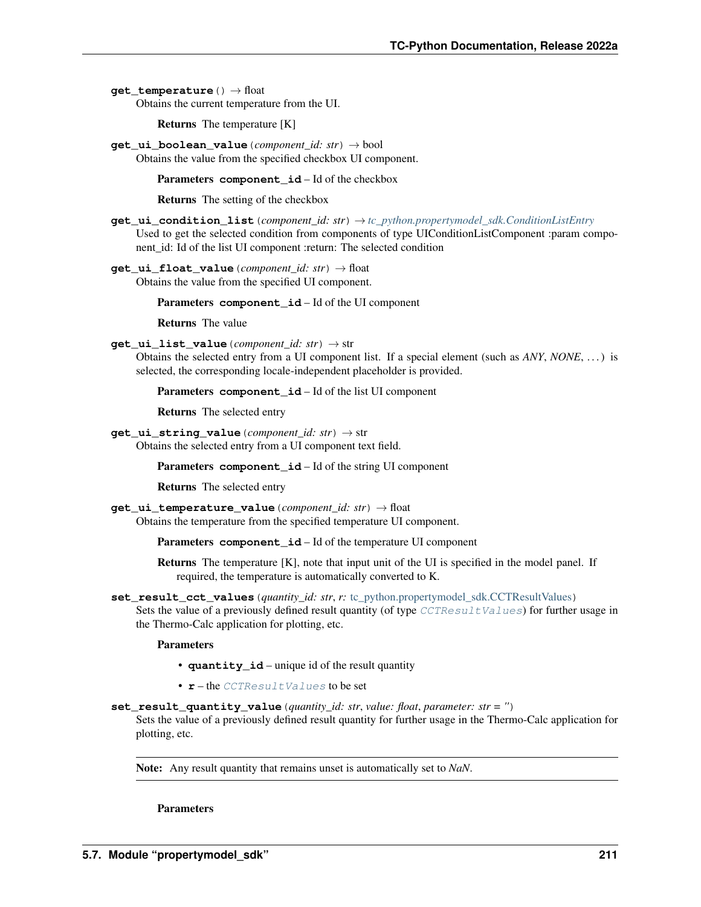**get_temperature**() → float

Obtains the current temperature from the UI.

**Returns** The temperature [K]

**get_ui_boolean_value**(*component_id: str*) → bool

Obtains the value from the specified checkbox UI component.

**Parameters** **component_id** – Id of the checkbox

**Returns** The setting of the checkbox

**get_ui_condition_list**(*component_id: str*) → *tc_python.propertymodel_sdk.ConditionListEntry*

Used to get the selected condition from components of type UIConditionListComponent :param component_id: Id of the list UI component :return: The selected condition

**get_ui_float_value**(*component_id: str*) → float

Obtains the value from the specified UI component.

**Parameters** **component_id** – Id of the UI component

**Returns** The value

**get_ui_list_value**(*component_id: str*) → str

Obtains the selected entry from a UI component list. If a special element (such as *ANY*, *NONE*, …) is selected, the corresponding locale-independent placeholder is provided.

**Parameters** **component_id** – Id of the list UI component

**Returns** The selected entry

**get_ui_string_value**(*component_id: str*) → str

Obtains the selected entry from a UI component text field.

**Parameters** **component_id** – Id of the string UI component

**Returns** The selected entry

**get_ui_temperature_value**(*component_id: str*) → float

Obtains the temperature from the specified temperature UI component.

**Parameters** **component_id** – Id of the temperature UI component

**Returns** The temperature [K], note that input unit of the UI is specified in the model panel. If required, the temperature is automatically converted to K.

**set_result_cct_values**(*quantity_id: str*, *r:* tc_python.propertymodel_sdk.CCTResultValues)

Sets the value of a previously defined result quantity (of type `CCTResultValues`) for further usage in the Thermo-Calc application for plotting, etc.

**Parameters**

- **quantity_id** – unique id of the result quantity
- **r** – the `CCTResultValues` to be set

**set_result_quantity_value**(*quantity_id: str*, *value: float*, *parameter: str = ''*)

Sets the value of a previously defined result quantity for further usage in the Thermo-Calc application for plotting, etc.

**Note:** Any result quantity that remains unset is automatically set to *NaN*.

**Parameters**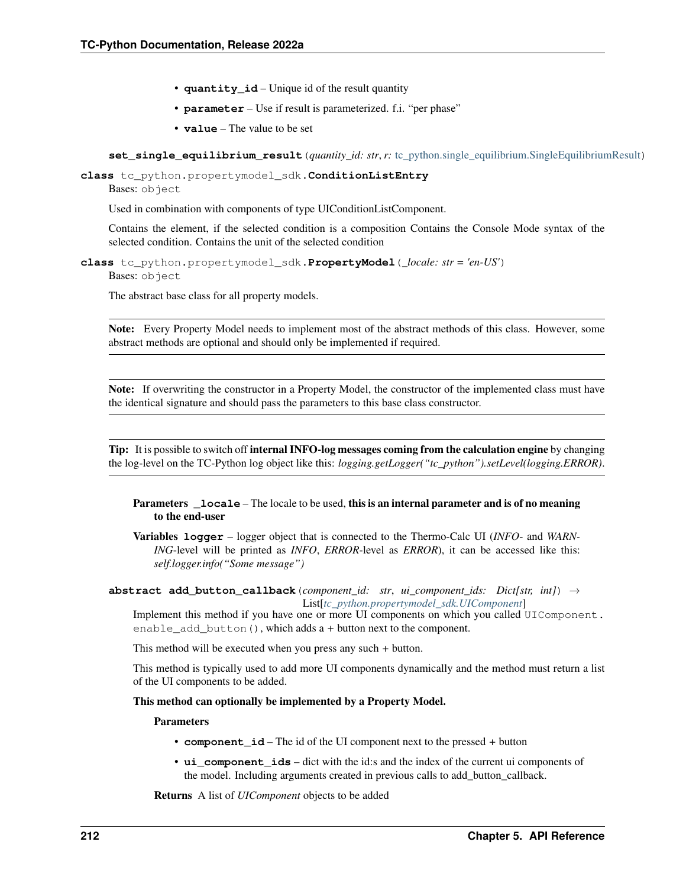- **quantity_id** – Unique id of the result quantity
- **parameter** – Use if result is parameterized. f.i. "per phase"
- **value** – The value to be set

**set_single_equilibrium_result**(*quantity_id: str*, *r:* tc_python.single_equilibrium.SingleEquilibriumResult)

**class** tc_python.propertymodel_sdk.**ConditionListEntry**

Bases: `object`

Used in combination with components of type UIConditionListComponent.

Contains the element, if the selected condition is a composition Contains the Console Mode syntax of the selected condition. Contains the unit of the selected condition

**class** tc_python.propertymodel_sdk.**PropertyModel**(*_locale: str = 'en-US'*)

Bases: `object`

The abstract base class for all property models.

---

**Note:** Every Property Model needs to implement most of the abstract methods of this class. However, some abstract methods are optional and should only be implemented if required.

---

**Note:** If overwriting the constructor in a Property Model, the constructor of the implemented class must have the identical signature and should pass the parameters to this base class constructor.

---

**Tip:** It is possible to switch off **internal INFO-log messages coming from the calculation engine** by changing the log-level on the TC-Python log object like this: *logging.getLogger("tc_python").setLevel(logging.ERROR)*.

---

**Parameters** **_locale** – The locale to be used, **this is an internal parameter and is of no meaning to the end-user**

**Variables** **logger** – logger object that is connected to the Thermo-Calc UI (*INFO*- and *WARNING*-level will be printed as *INFO*, *ERROR*-level as *ERROR*), it can be accessed like this: *self.logger.info("Some message")*

**abstract add_button_callback**(*component_id: str*, *ui_component_ids: Dict[str, int]*) → List[*tc_python.propertymodel_sdk.UIComponent*]

Implement this method if you have one or more UI components on which you called `UIComponent.enable_add_button()`, which adds a + button next to the component.

This method will be executed when you press any such + button.

This method is typically used to add more UI components dynamically and the method must return a list of the UI components to be added.

**This method can optionally be implemented by a Property Model.**

**Parameters**

- **component_id** – The id of the UI component next to the pressed + button
- **ui_component_ids** – dict with the id:s and the index of the current ui components of the model. Including arguments created in previous calls to add_button_callback.

**Returns** A list of *UIComponent* objects to be added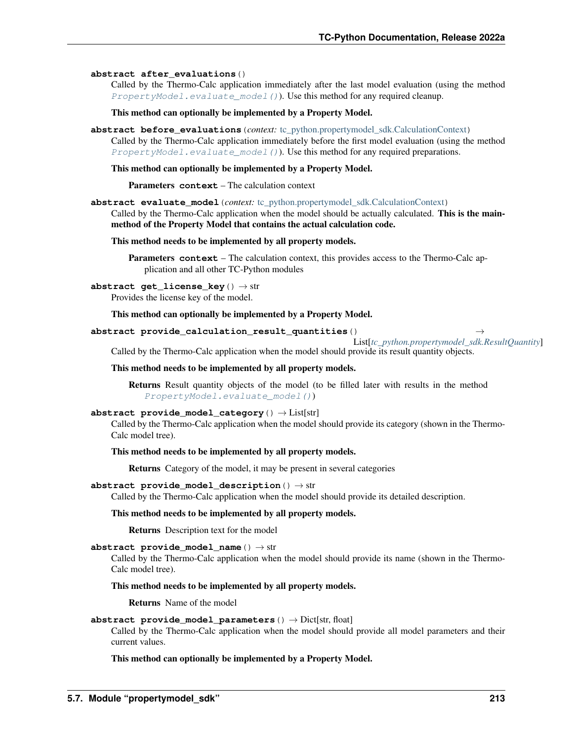**abstract after_evaluations**()

Called by the Thermo-Calc application immediately after the last model evaluation (using the method *PropertyModel.evaluate_model()*). Use this method for any required cleanup.

**This method can optionally be implemented by a Property Model.**

**abstract before_evaluations**(*context:* tc_python.propertymodel_sdk.CalculationContext)

Called by the Thermo-Calc application immediately before the first model evaluation (using the method *PropertyModel.evaluate_model()*). Use this method for any required preparations.

**This method can optionally be implemented by a Property Model.**

**Parameters** **context** – The calculation context

**abstract evaluate_model**(*context:* tc_python.propertymodel_sdk.CalculationContext)

Called by the Thermo-Calc application when the model should be actually calculated. **This is the main-method of the Property Model that contains the actual calculation code.**

**This method needs to be implemented by all property models.**

**Parameters** **context** – The calculation context, this provides access to the Thermo-Calc application and all other TC-Python modules

**abstract get_license_key**() → str

Provides the license key of the model.

**This method can optionally be implemented by a Property Model.**

**abstract provide_calculation_result_quantities**() → List[*tc_python.propertymodel_sdk.ResultQuantity*]

Called by the Thermo-Calc application when the model should provide its result quantity objects.

**This method needs to be implemented by all property models.**

**Returns** Result quantity objects of the model (to be filled later with results in the method *PropertyModel.evaluate_model()*)

**abstract provide_model_category**() → List[str]

Called by the Thermo-Calc application when the model should provide its category (shown in the Thermo-Calc model tree).

**This method needs to be implemented by all property models.**

**Returns** Category of the model, it may be present in several categories

**abstract provide_model_description**() → str

Called by the Thermo-Calc application when the model should provide its detailed description.

**This method needs to be implemented by all property models.**

**Returns** Description text for the model

**abstract provide_model_name**() → str

Called by the Thermo-Calc application when the model should provide its name (shown in the Thermo-Calc model tree).

**This method needs to be implemented by all property models.**

**Returns** Name of the model

**abstract provide_model_parameters**() → Dict[str, float]

Called by the Thermo-Calc application when the model should provide all model parameters and their current values.

**This method can optionally be implemented by a Property Model.**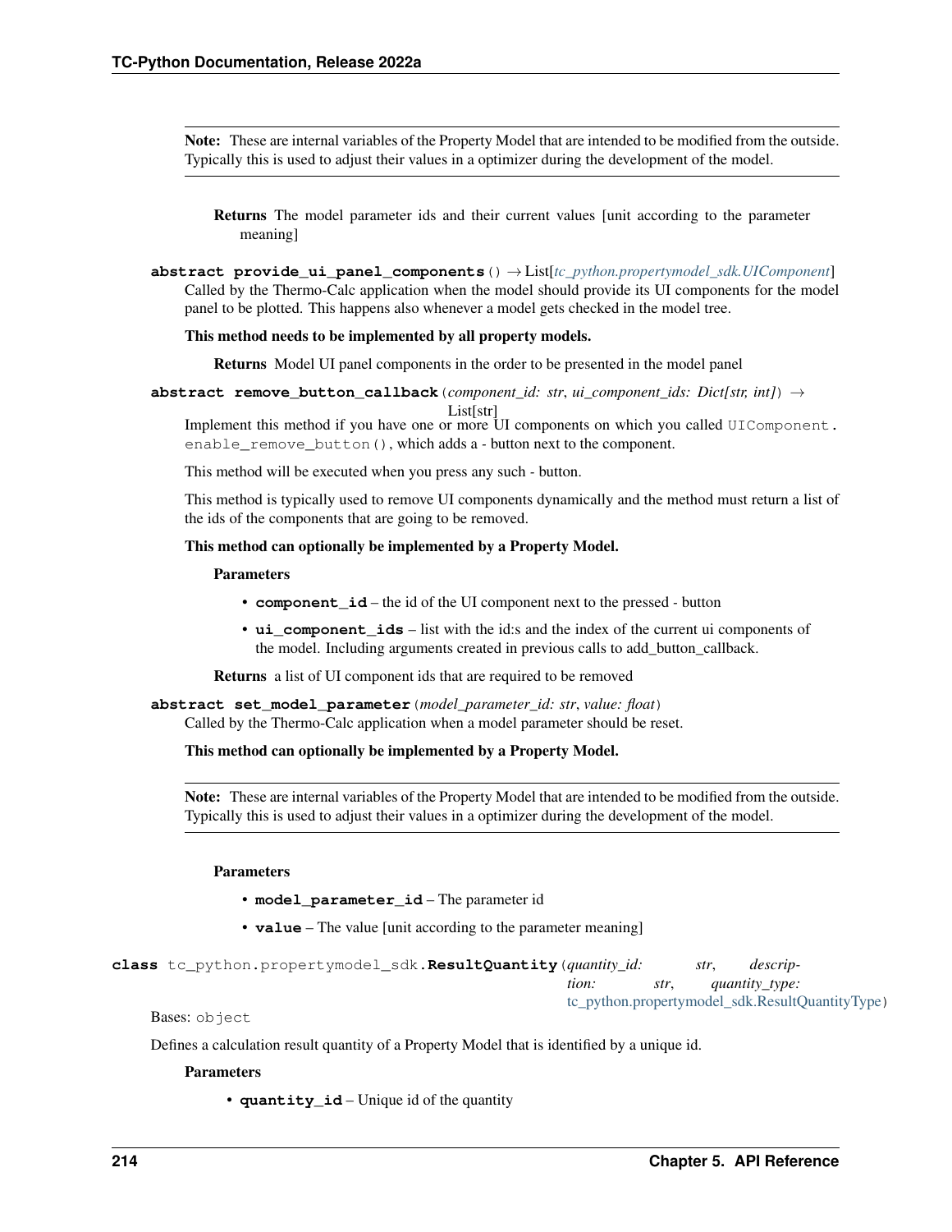**Note:** These are internal variables of the Property Model that are intended to be modified from the outside. Typically this is used to adjust their values in a optimizer during the development of the model.

**Returns** The model parameter ids and their current values [unit according to the parameter meaning]

**abstract provide_ui_panel_components**() → List[*tc_python.propertymodel_sdk.UIComponent*]

Called by the Thermo-Calc application when the model should provide its UI components for the model panel to be plotted. This happens also whenever a model gets checked in the model tree.

**This method needs to be implemented by all property models.**

**Returns** Model UI panel components in the order to be presented in the model panel

**abstract remove_button_callback**(*component_id: str*, *ui_component_ids: Dict[str, int]*) → List[str]

Implement this method if you have one or more UI components on which you called `UIComponent.enable_remove_button()`, which adds a - button next to the component.

This method will be executed when you press any such - button.

This method is typically used to remove UI components dynamically and the method must return a list of the ids of the components that are going to be removed.

**This method can optionally be implemented by a Property Model.**

**Parameters**

- **component_id** – the id of the UI component next to the pressed - button
- **ui_component_ids** – list with the id:s and the index of the current ui components of the model. Including arguments created in previous calls to add_button_callback.

**Returns** a list of UI component ids that are required to be removed

**abstract set_model_parameter**(*model_parameter_id: str*, *value: float*)

Called by the Thermo-Calc application when a model parameter should be reset.

**This method can optionally be implemented by a Property Model.**

**Note:** These are internal variables of the Property Model that are intended to be modified from the outside. Typically this is used to adjust their values in a optimizer during the development of the model.

**Parameters**

- **model_parameter_id** – The parameter id
- **value** – The value [unit according to the parameter meaning]

**class** tc_python.propertymodel_sdk.**ResultQuantity**(*quantity_id: str*, *description: str*, *quantity_type: tc_python.propertymodel_sdk.ResultQuantityType*)

Bases: `object`

Defines a calculation result quantity of a Property Model that is identified by a unique id.

**Parameters**

- **quantity_id** – Unique id of the quantity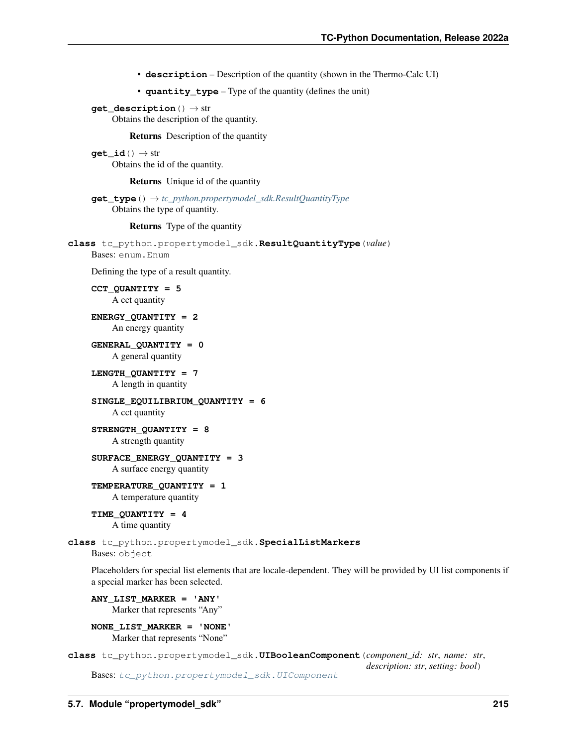- **description** – Description of the quantity (shown in the Thermo-Calc UI)
- **quantity_type** – Type of the quantity (defines the unit)

**get_description**() → str

Obtains the description of the quantity.

**Returns** Description of the quantity

**get_id**() → str

Obtains the id of the quantity.

**Returns** Unique id of the quantity

**get_type**() → *tc_python.propertymodel_sdk.ResultQuantityType*

Obtains the type of quantity.

**Returns** Type of the quantity

**class** tc_python.propertymodel_sdk.**ResultQuantityType**(*value*)

Bases: `enum.Enum`

Defining the type of a result quantity.

**CCT_QUANTITY = 5**

A cct quantity

**ENERGY_QUANTITY = 2**

An energy quantity

**GENERAL_QUANTITY = 0**

A general quantity

**LENGTH_QUANTITY = 7**

A length in quantity

**SINGLE_EQUILIBRIUM_QUANTITY = 6**

A cct quantity

**STRENGTH_QUANTITY = 8**

A strength quantity

**SURFACE_ENERGY_QUANTITY = 3**

A surface energy quantity

**TEMPERATURE_QUANTITY = 1**

A temperature quantity

**TIME_QUANTITY = 4**

A time quantity

**class** tc_python.propertymodel_sdk.**SpecialListMarkers**

Bases: `object`

Placeholders for special list elements that are locale-dependent. They will be provided by UI list components if a special marker has been selected.

**ANY_LIST_MARKER = 'ANY'**

Marker that represents "Any"

**NONE_LIST_MARKER = 'NONE'**

Marker that represents "None"

**class** tc_python.propertymodel_sdk.**UIBooleanComponent**(*component_id: str*, *name: str*, *description: str*, *setting: bool*)

Bases: `tc_python.propertymodel_sdk.UIComponent`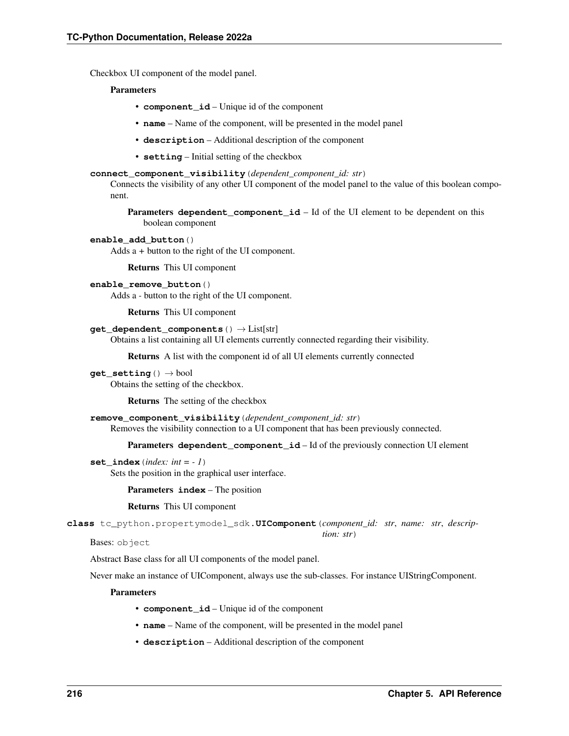Checkbox UI component of the model panel.

**Parameters**

- **`component_id`** – Unique id of the component
- **`name`** – Name of the component, will be presented in the model panel
- **`description`** – Additional description of the component
- **`setting`** – Initial setting of the checkbox

**`connect_component_visibility`**(*dependent_component_id: str*)

Connects the visibility of any other UI component of the model panel to the value of this boolean component.

**Parameters** **`dependent_component_id`** – Id of the UI element to be dependent on this boolean component

**`enable_add_button`**()

Adds a + button to the right of the UI component.

**Returns** This UI component

**`enable_remove_button`**()

Adds a - button to the right of the UI component.

**Returns** This UI component

**`get_dependent_components`**() → List[str]

Obtains a list containing all UI elements currently connected regarding their visibility.

**Returns** A list with the component id of all UI elements currently connected

**`get_setting`**() → bool

Obtains the setting of the checkbox.

**Returns** The setting of the checkbox

**`remove_component_visibility`**(*dependent_component_id: str*)

Removes the visibility connection to a UI component that has been previously connected.

**Parameters** **`dependent_component_id`** – Id of the previously connection UI element

**`set_index`**(*index: int = - 1*)

Sets the position in the graphical user interface.

**Parameters** **`index`** – The position

**Returns** This UI component

**class** `tc_python.propertymodel_sdk.`**`UIComponent`**(*component_id: str*, *name: str*, *description: str*)

Bases: `object`

Abstract Base class for all UI components of the model panel.

Never make an instance of UIComponent, always use the sub-classes. For instance UIStringComponent.

**Parameters**

- **`component_id`** – Unique id of the component
- **`name`** – Name of the component, will be presented in the model panel
- **`description`** – Additional description of the component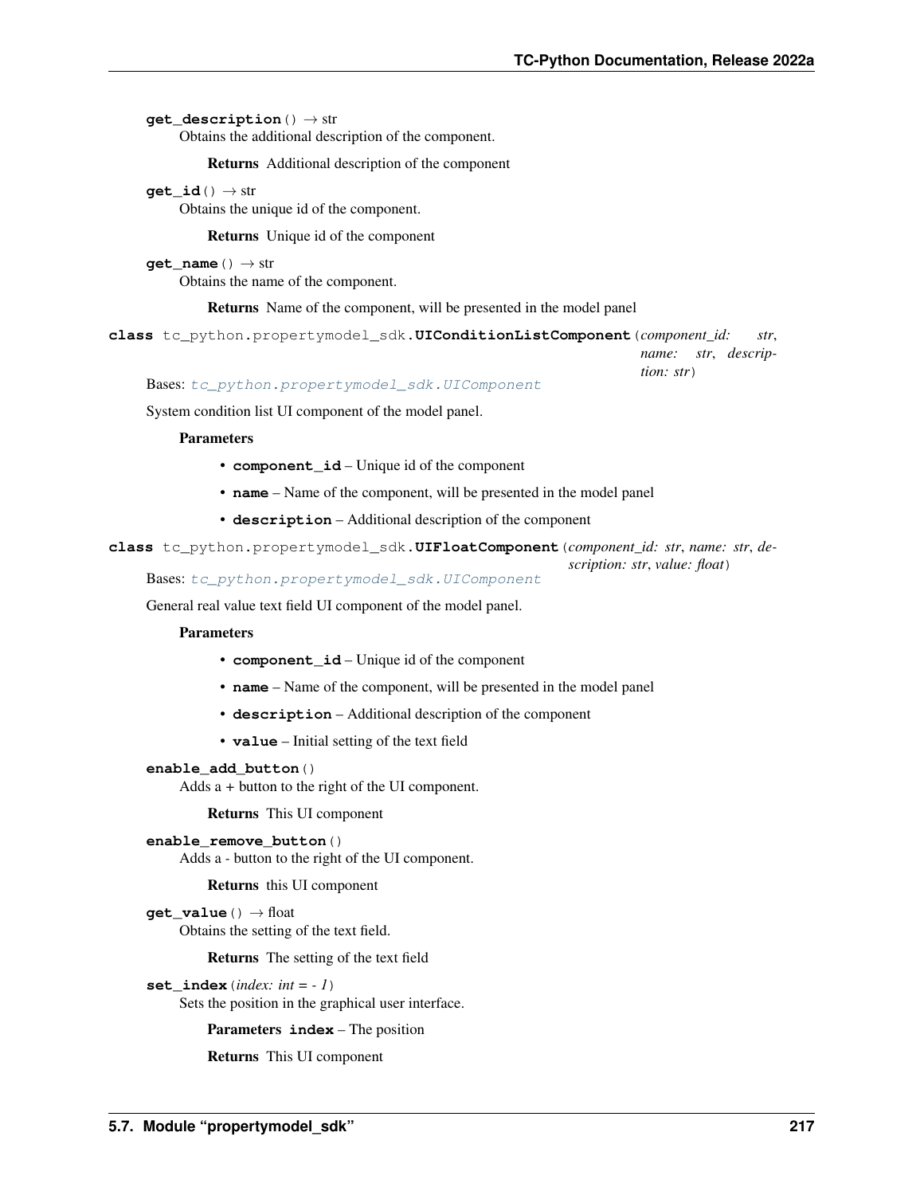**get_description**() → str

Obtains the additional description of the component.

**Returns** Additional description of the component

**get_id**() → str

Obtains the unique id of the component.

**Returns** Unique id of the component

**get_name**() → str

Obtains the name of the component.

**Returns** Name of the component, will be presented in the model panel

**class** tc_python.propertymodel_sdk.**UIConditionListComponent**(*component_id: str*, *name: str*, *description: str*)

Bases: *tc_python.propertymodel_sdk.UIComponent*

System condition list UI component of the model panel.

**Parameters**

- **component_id** – Unique id of the component
- **name** – Name of the component, will be presented in the model panel
- **description** – Additional description of the component

**class** tc_python.propertymodel_sdk.**UIFloatComponent**(*component_id: str*, *name: str*, *description: str*, *value: float*)

Bases: *tc_python.propertymodel_sdk.UIComponent*

General real value text field UI component of the model panel.

**Parameters**

- **component_id** – Unique id of the component
- **name** – Name of the component, will be presented in the model panel
- **description** – Additional description of the component
- **value** – Initial setting of the text field

**enable_add_button**()

Adds a + button to the right of the UI component.

**Returns** This UI component

**enable_remove_button**()

Adds a - button to the right of the UI component.

**Returns** this UI component

**get_value**() → float

Obtains the setting of the text field.

**Returns** The setting of the text field

**set_index**(*index: int = - 1*)

Sets the position in the graphical user interface.

**Parameters** **index** – The position

**Returns** This UI component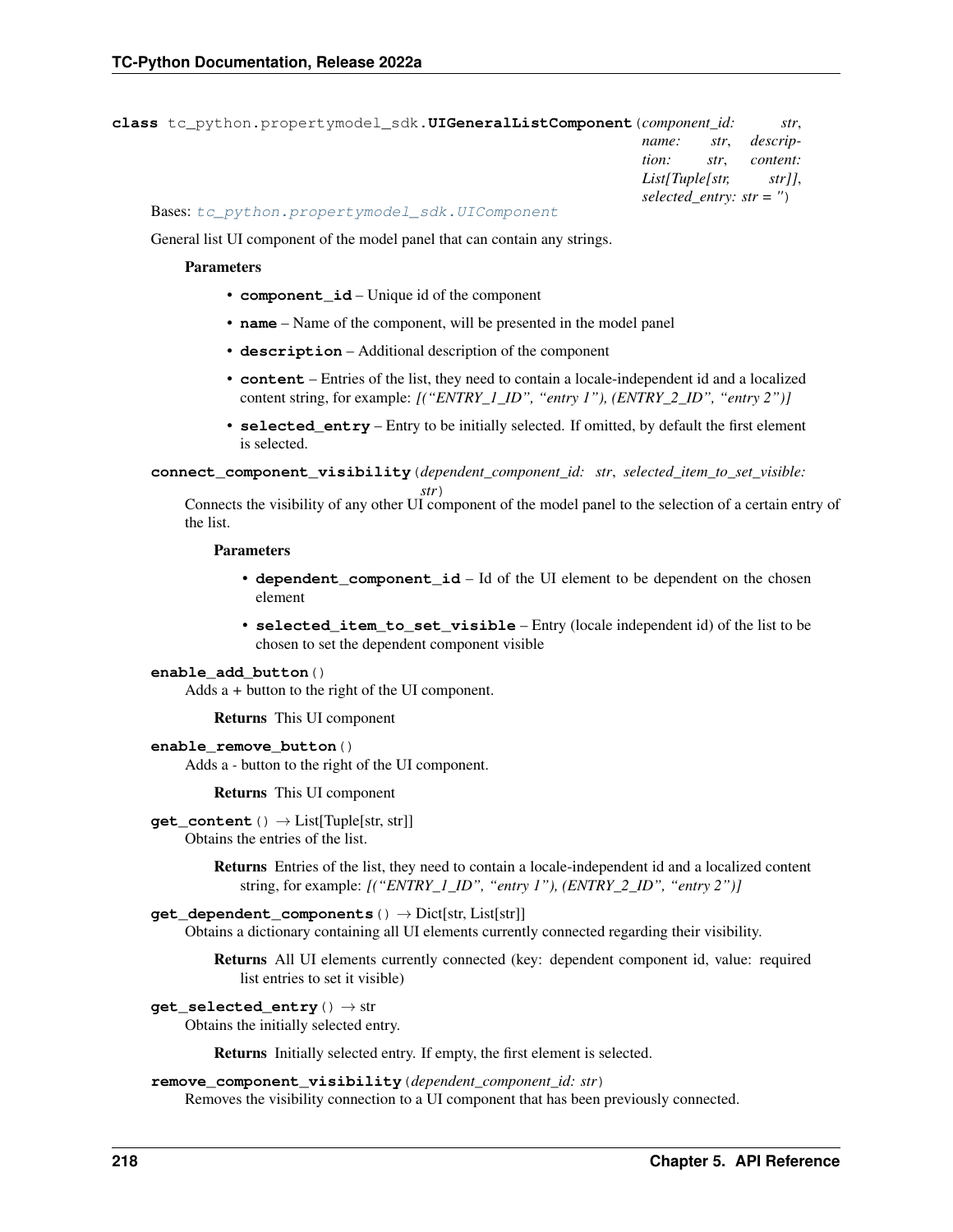**class** tc_python.propertymodel_sdk.**UIGeneralListComponent**(*component_id: str*, *name: str*, *description: str*, *content: List[Tuple[str, str]]*, *selected_entry: str = ''*)

Bases: *tc_python.propertymodel_sdk.UIComponent*

General list UI component of the model panel that can contain any strings.

**Parameters**

- **component_id** – Unique id of the component
- **name** – Name of the component, will be presented in the model panel
- **description** – Additional description of the component
- **content** – Entries of the list, they need to contain a locale-independent id and a localized content string, for example: *[("ENTRY_1_ID", "entry 1"), (ENTRY_2_ID", "entry 2")]*
- **selected_entry** – Entry to be initially selected. If omitted, by default the first element is selected.

**connect_component_visibility**(*dependent_component_id: str*, *selected_item_to_set_visible: str*)

Connects the visibility of any other UI component of the model panel to the selection of a certain entry of the list.

**Parameters**

- **dependent_component_id** – Id of the UI element to be dependent on the chosen element
- **selected_item_to_set_visible** – Entry (locale independent id) of the list to be chosen to set the dependent component visible

**enable_add_button**()

Adds a + button to the right of the UI component.

**Returns** This UI component

**enable_remove_button**()

Adds a - button to the right of the UI component.

**Returns** This UI component

**get_content**() → List[Tuple[str, str]]

Obtains the entries of the list.

**Returns** Entries of the list, they need to contain a locale-independent id and a localized content string, for example: *[("ENTRY_1_ID", "entry 1"), (ENTRY_2_ID", "entry 2")]*

**get_dependent_components**() → Dict[str, List[str]]

Obtains a dictionary containing all UI elements currently connected regarding their visibility.

**Returns** All UI elements currently connected (key: dependent component id, value: required list entries to set it visible)

**get_selected_entry**() → str

Obtains the initially selected entry.

**Returns** Initially selected entry. If empty, the first element is selected.

**remove_component_visibility**(*dependent_component_id: str*)

Removes the visibility connection to a UI component that has been previously connected.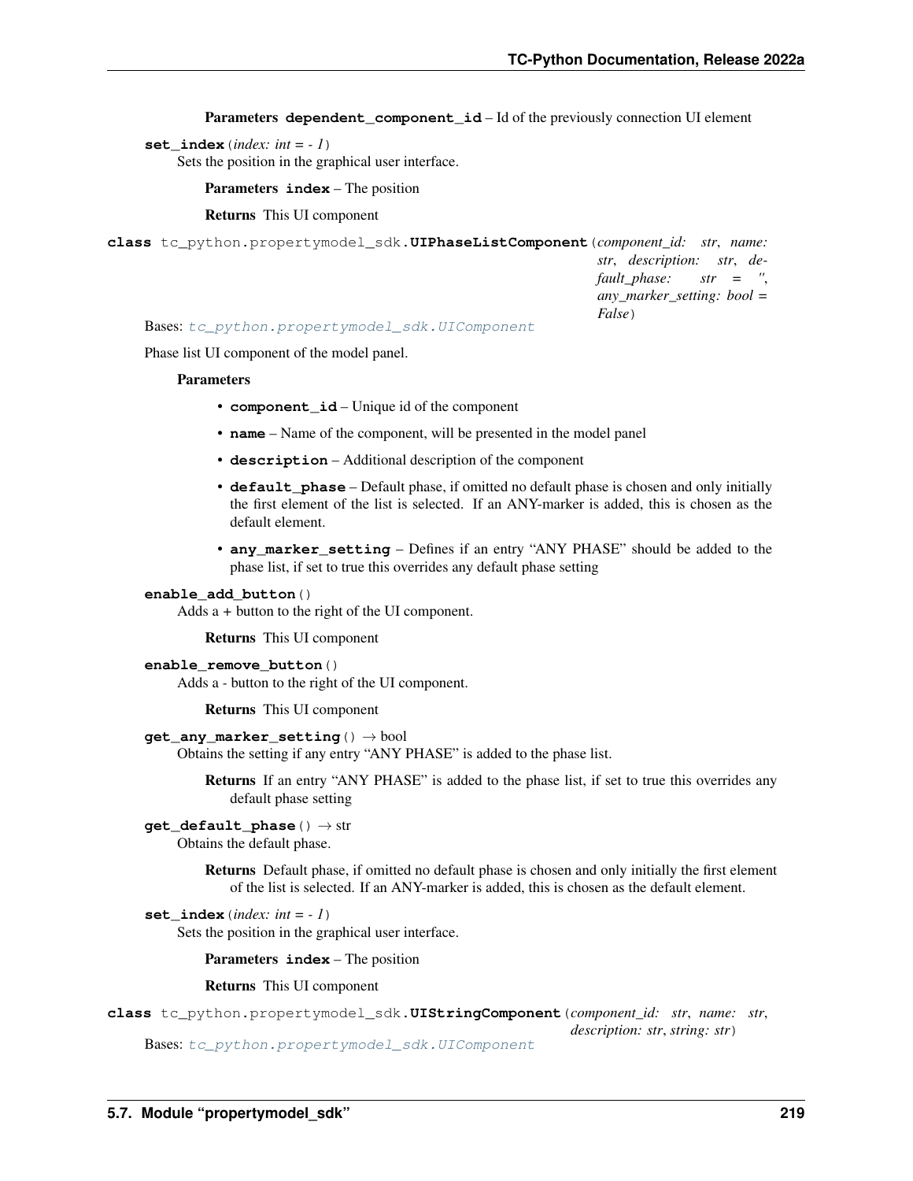**Parameters** **dependent_component_id** – Id of the previously connection UI element

**set_index**(*index: int = - 1*)
Sets the position in the graphical user interface.

**Parameters** **index** – The position

**Returns** This UI component

**class** tc_python.propertymodel_sdk.**UIPhaseListComponent**(*component_id: str*, *name: str*, *description: str*, *default_phase: str = ''*, *any_marker_setting: bool = False*)

Bases: *tc_python.propertymodel_sdk.UIComponent*

Phase list UI component of the model panel.

**Parameters**

- **component_id** – Unique id of the component
- **name** – Name of the component, will be presented in the model panel
- **description** – Additional description of the component
- **default_phase** – Default phase, if omitted no default phase is chosen and only initially the first element of the list is selected. If an ANY-marker is added, this is chosen as the default element.
- **any_marker_setting** – Defines if an entry "ANY PHASE" should be added to the phase list, if set to true this overrides any default phase setting

**enable_add_button**()
Adds a + button to the right of the UI component.

**Returns** This UI component

**enable_remove_button**()
Adds a - button to the right of the UI component.

**Returns** This UI component

**get_any_marker_setting**() → bool
Obtains the setting if any entry "ANY PHASE" is added to the phase list.

**Returns** If an entry "ANY PHASE" is added to the phase list, if set to true this overrides any default phase setting

**get_default_phase**() → str
Obtains the default phase.

**Returns** Default phase, if omitted no default phase is chosen and only initially the first element of the list is selected. If an ANY-marker is added, this is chosen as the default element.

**set_index**(*index: int = - 1*)
Sets the position in the graphical user interface.

**Parameters** **index** – The position

**Returns** This UI component

**class** tc_python.propertymodel_sdk.**UIStringComponent**(*component_id: str*, *name: str*, *description: str*, *string: str*)

Bases: *tc_python.propertymodel_sdk.UIComponent*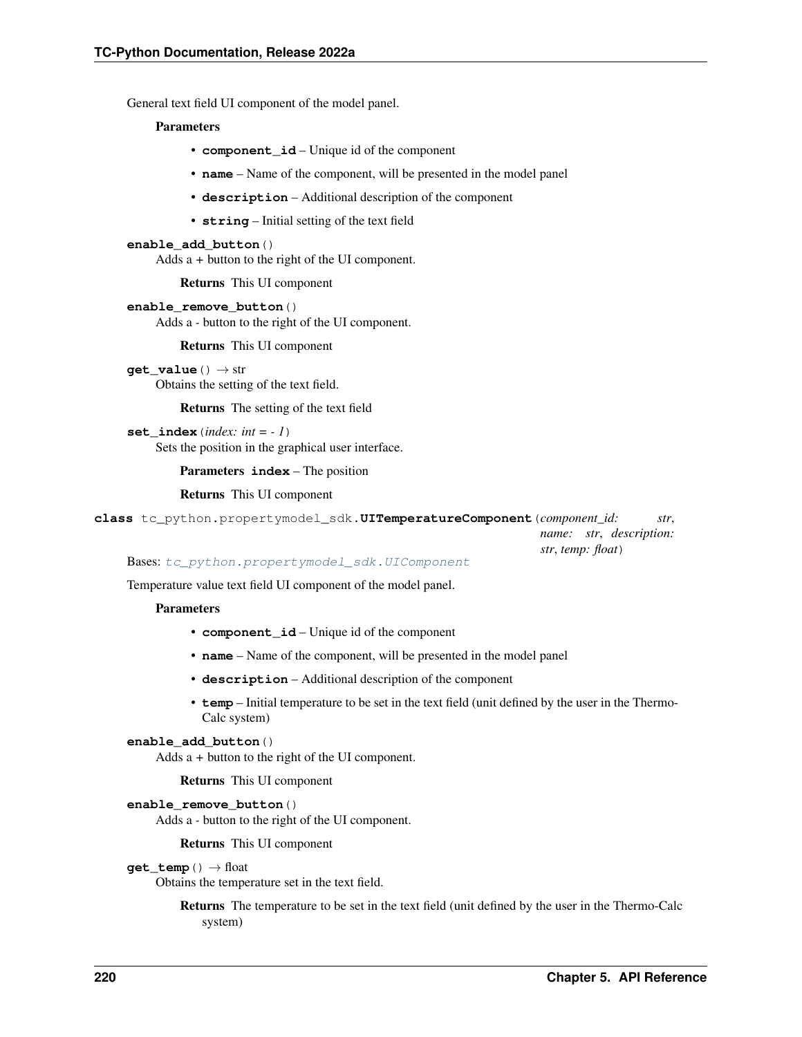General text field UI component of the model panel.

**Parameters**

- **component_id** – Unique id of the component
- **name** – Name of the component, will be presented in the model panel
- **description** – Additional description of the component
- **string** – Initial setting of the text field

**enable_add_button**()

Adds a + button to the right of the UI component.

**Returns** This UI component

**enable_remove_button**()

Adds a - button to the right of the UI component.

**Returns** This UI component

**get_value**() → str

Obtains the setting of the text field.

**Returns** The setting of the text field

**set_index**(*index: int = - 1*)

Sets the position in the graphical user interface.

**Parameters** **index** – The position

**Returns** This UI component

**class** tc_python.propertymodel_sdk.**UITemperatureComponent**(*component_id: str*, *name: str*, *description: str*, *temp: float*)

Bases: *tc_python.propertymodel_sdk.UIComponent*

Temperature value text field UI component of the model panel.

**Parameters**

- **component_id** – Unique id of the component
- **name** – Name of the component, will be presented in the model panel
- **description** – Additional description of the component
- **temp** – Initial temperature to be set in the text field (unit defined by the user in the Thermo-Calc system)

**enable_add_button**()

Adds a + button to the right of the UI component.

**Returns** This UI component

**enable_remove_button**()

Adds a - button to the right of the UI component.

**Returns** This UI component

**get_temp**() → float

Obtains the temperature set in the text field.

**Returns** The temperature to be set in the text field (unit defined by the user in the Thermo-Calc system)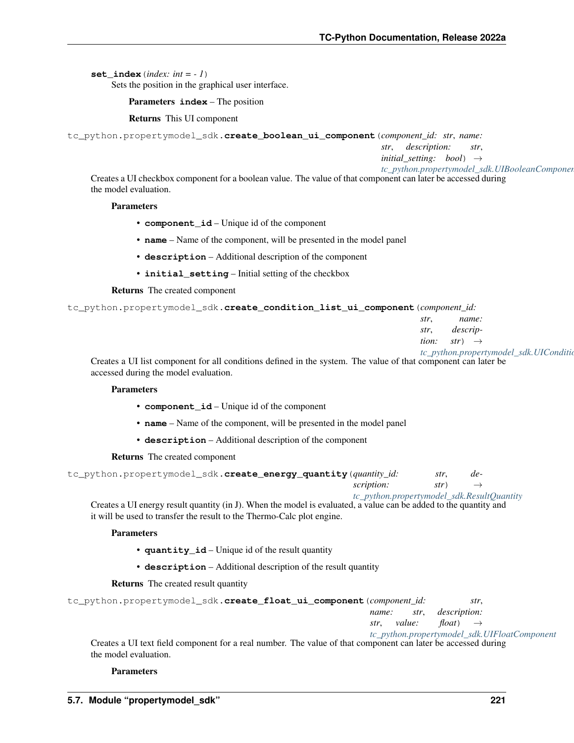**set_index**(*index: int = - 1*)

Sets the position in the graphical user interface.

**Parameters** **index** – The position

**Returns** This UI component

tc_python.propertymodel_sdk.**create_boolean_ui_component**(*component_id: str, name: str, description: str, initial_setting: bool*) → *tc_python.propertymodel_sdk.UIBooleanComponent*

Creates a UI checkbox component for a boolean value. The value of that component can later be accessed during the model evaluation.

**Parameters**

- **component_id** – Unique id of the component
- **name** – Name of the component, will be presented in the model panel
- **description** – Additional description of the component
- **initial_setting** – Initial setting of the checkbox

**Returns** The created component

tc_python.propertymodel_sdk.**create_condition_list_ui_component**(*component_id: str, name: str, description: str*) → *tc_python.propertymodel_sdk.UIConditionListComponent*

Creates a UI list component for all conditions defined in the system. The value of that component can later be accessed during the model evaluation.

**Parameters**

- **component_id** – Unique id of the component
- **name** – Name of the component, will be presented in the model panel
- **description** – Additional description of the component

**Returns** The created component

tc_python.propertymodel_sdk.**create_energy_quantity**(*quantity_id: str, description: str*) → *tc_python.propertymodel_sdk.ResultQuantity*

Creates a UI energy result quantity (in J). When the model is evaluated, a value can be added to the quantity and it will be used to transfer the result to the Thermo-Calc plot engine.

**Parameters**

- **quantity_id** – Unique id of the result quantity
- **description** – Additional description of the result quantity

**Returns** The created result quantity

tc_python.propertymodel_sdk.**create_float_ui_component**(*component_id: str, name: str, description: str, value: float*) → *tc_python.propertymodel_sdk.UIFloatComponent*

Creates a UI text field component for a real number. The value of that component can later be accessed during the model evaluation.

**Parameters**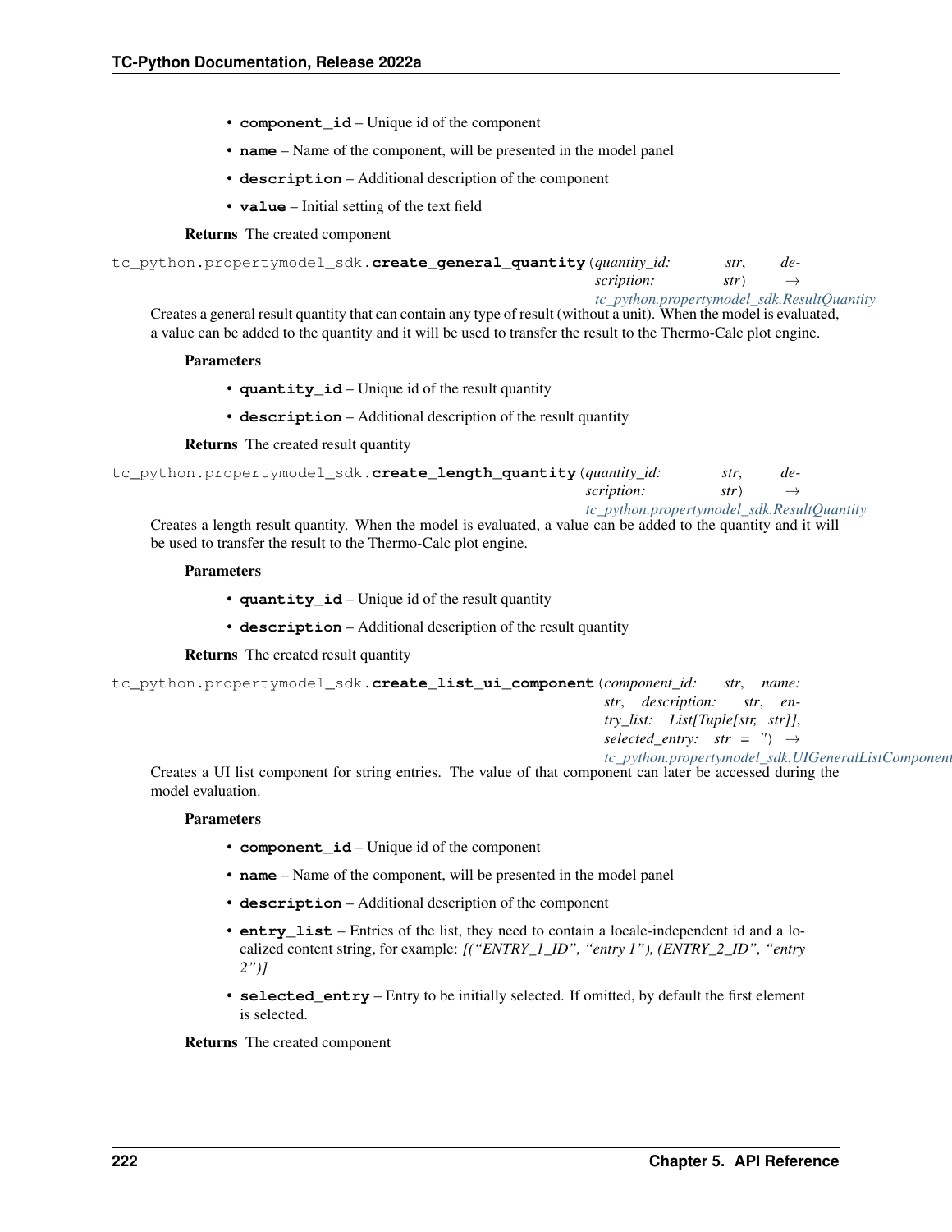- **component_id** – Unique id of the component
- **name** – Name of the component, will be presented in the model panel
- **description** – Additional description of the component
- **value** – Initial setting of the text field

**Returns** The created component

`tc_python.propertymodel_sdk.create_general_quantity`(*quantity_id: str*, *description: str*) → *tc_python.propertymodel_sdk.ResultQuantity*

Creates a general result quantity that can contain any type of result (without a unit). When the model is evaluated, a value can be added to the quantity and it will be used to transfer the result to the Thermo-Calc plot engine.

**Parameters**

- **quantity_id** – Unique id of the result quantity
- **description** – Additional description of the result quantity

**Returns** The created result quantity

`tc_python.propertymodel_sdk.create_length_quantity`(*quantity_id: str*, *description: str*) → *tc_python.propertymodel_sdk.ResultQuantity*

Creates a length result quantity. When the model is evaluated, a value can be added to the quantity and it will be used to transfer the result to the Thermo-Calc plot engine.

**Parameters**

- **quantity_id** – Unique id of the result quantity
- **description** – Additional description of the result quantity

**Returns** The created result quantity

`tc_python.propertymodel_sdk.create_list_ui_component`(*component_id: str*, *name: str*, *description: str*, *entry_list: List[Tuple[str, str]]*, *selected_entry: str = ''*) → *tc_python.propertymodel_sdk.UIGeneralListComponent*

Creates a UI list component for string entries. The value of that component can later be accessed during the model evaluation.

**Parameters**

- **component_id** – Unique id of the component
- **name** – Name of the component, will be presented in the model panel
- **description** – Additional description of the component
- **entry_list** – Entries of the list, they need to contain a locale-independent id and a localized content string, for example: *[("ENTRY_1_ID", "entry 1"), (ENTRY_2_ID", "entry 2")]*
- **selected_entry** – Entry to be initially selected. If omitted, by default the first element is selected.

**Returns** The created component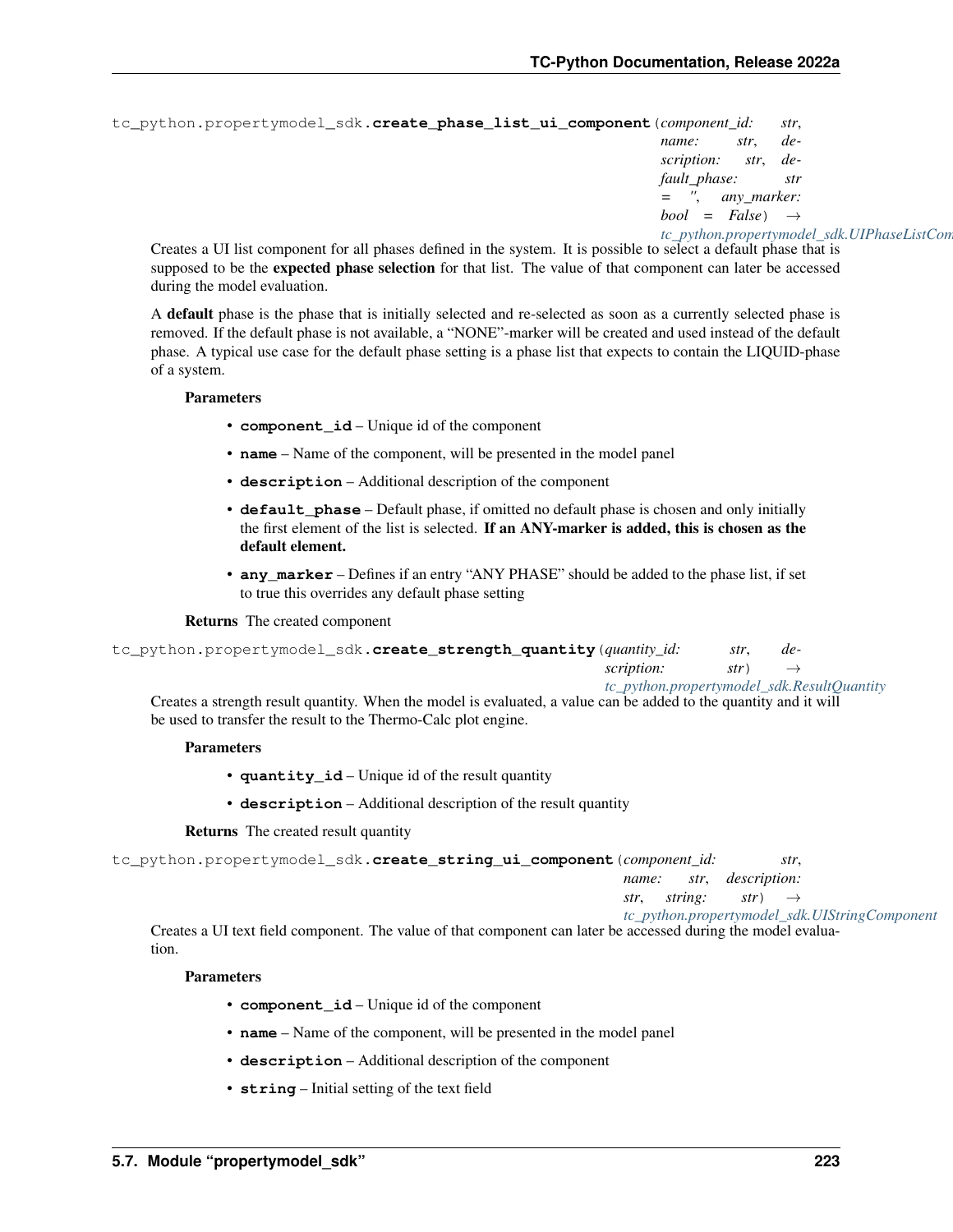`tc_python.propertymodel_sdk.create_phase_list_ui_component(component_id: str, name: str, description: str, default_phase: str = '', any_marker: bool = False) → tc_python.propertymodel_sdk.UIPhaseListComponent`

Creates a UI list component for all phases defined in the system. It is possible to select a default phase that is supposed to be the **expected phase selection** for that list. The value of that component can later be accessed during the model evaluation.

A **default** phase is the phase that is initially selected and re-selected as soon as a currently selected phase is removed. If the default phase is not available, a "NONE"-marker will be created and used instead of the default phase. A typical use case for the default phase setting is a phase list that expects to contain the LIQUID-phase of a system.

**Parameters**

- **component_id** – Unique id of the component
- **name** – Name of the component, will be presented in the model panel
- **description** – Additional description of the component
- **default_phase** – Default phase, if omitted no default phase is chosen and only initially the first element of the list is selected. **If an ANY-marker is added, this is chosen as the default element.**
- **any_marker** – Defines if an entry "ANY PHASE" should be added to the phase list, if set to true this overrides any default phase setting

**Returns** The created component

`tc_python.propertymodel_sdk.create_strength_quantity(quantity_id: str, description: str) → tc_python.propertymodel_sdk.ResultQuantity`

Creates a strength result quantity. When the model is evaluated, a value can be added to the quantity and it will be used to transfer the result to the Thermo-Calc plot engine.

**Parameters**

- **quantity_id** – Unique id of the result quantity
- **description** – Additional description of the result quantity

**Returns** The created result quantity

`tc_python.propertymodel_sdk.create_string_ui_component(component_id: str, name: str, description: str, string: str) → tc_python.propertymodel_sdk.UIStringComponent`

Creates a UI text field component. The value of that component can later be accessed during the model evaluation.

**Parameters**

- **component_id** – Unique id of the component
- **name** – Name of the component, will be presented in the model panel
- **description** – Additional description of the component
- **string** – Initial setting of the text field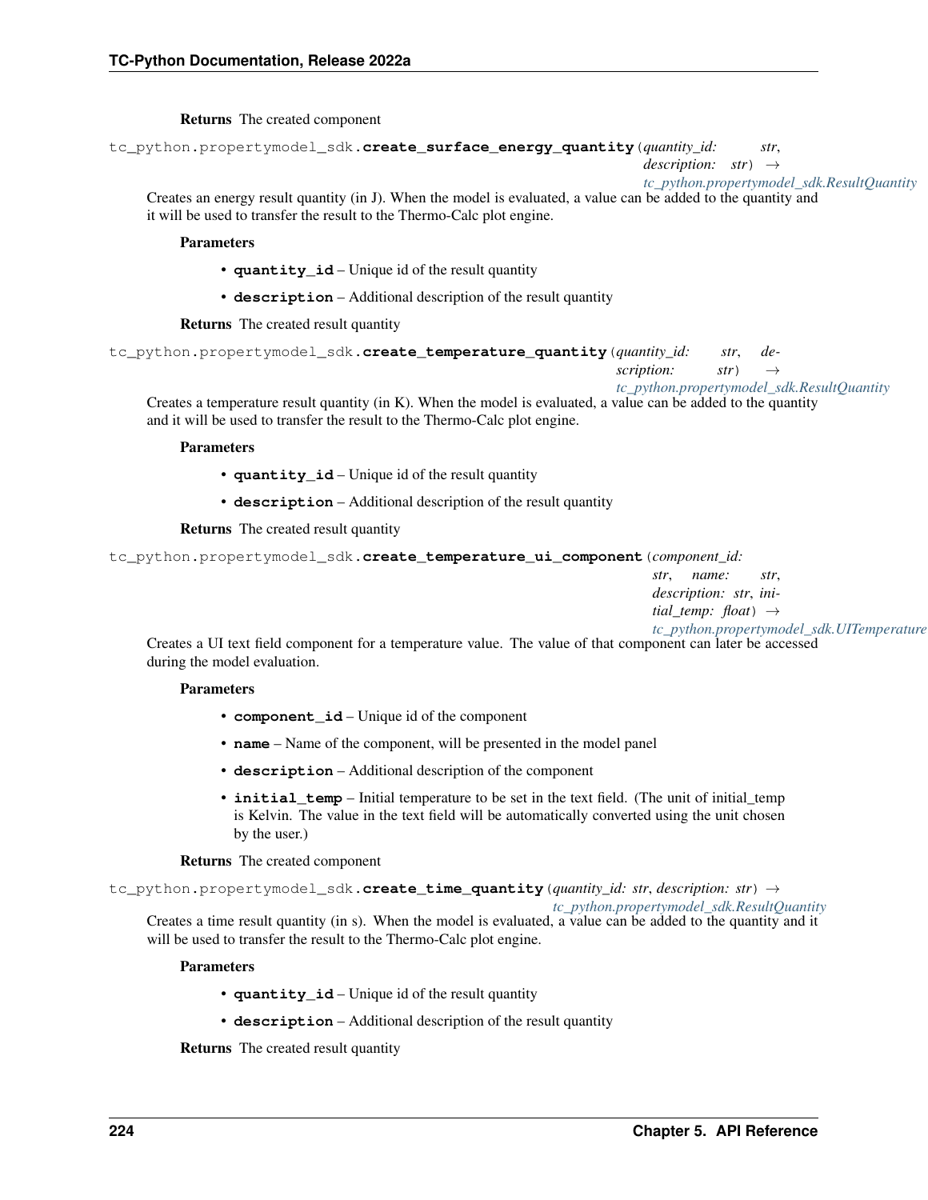**Returns** The created component

`tc_python.propertymodel_sdk.create_surface_energy_quantity(quantity_id: str, description: str) → tc_python.propertymodel_sdk.ResultQuantity`

Creates an energy result quantity (in J). When the model is evaluated, a value can be added to the quantity and it will be used to transfer the result to the Thermo-Calc plot engine.

**Parameters**

- **quantity_id** – Unique id of the result quantity
- **description** – Additional description of the result quantity

**Returns** The created result quantity

`tc_python.propertymodel_sdk.create_temperature_quantity(quantity_id: str, description: str) → tc_python.propertymodel_sdk.ResultQuantity`

Creates a temperature result quantity (in K). When the model is evaluated, a value can be added to the quantity and it will be used to transfer the result to the Thermo-Calc plot engine.

**Parameters**

- **quantity_id** – Unique id of the result quantity
- **description** – Additional description of the result quantity

**Returns** The created result quantity

`tc_python.propertymodel_sdk.create_temperature_ui_component(component_id: str, name: str, description: str, initial_temp: float) → tc_python.propertymodel_sdk.UITemperature`

Creates a UI text field component for a temperature value. The value of that component can later be accessed during the model evaluation.

**Parameters**

- **component_id** – Unique id of the component
- **name** – Name of the component, will be presented in the model panel
- **description** – Additional description of the component
- **initial_temp** – Initial temperature to be set in the text field. (The unit of initial_temp is Kelvin. The value in the text field will be automatically converted using the unit chosen by the user.)

**Returns** The created component

`tc_python.propertymodel_sdk.create_time_quantity(quantity_id: str, description: str) → tc_python.propertymodel_sdk.ResultQuantity`

Creates a time result quantity (in s). When the model is evaluated, a value can be added to the quantity and it will be used to transfer the result to the Thermo-Calc plot engine.

**Parameters**

- **quantity_id** – Unique id of the result quantity
- **description** – Additional description of the result quantity

**Returns** The created result quantity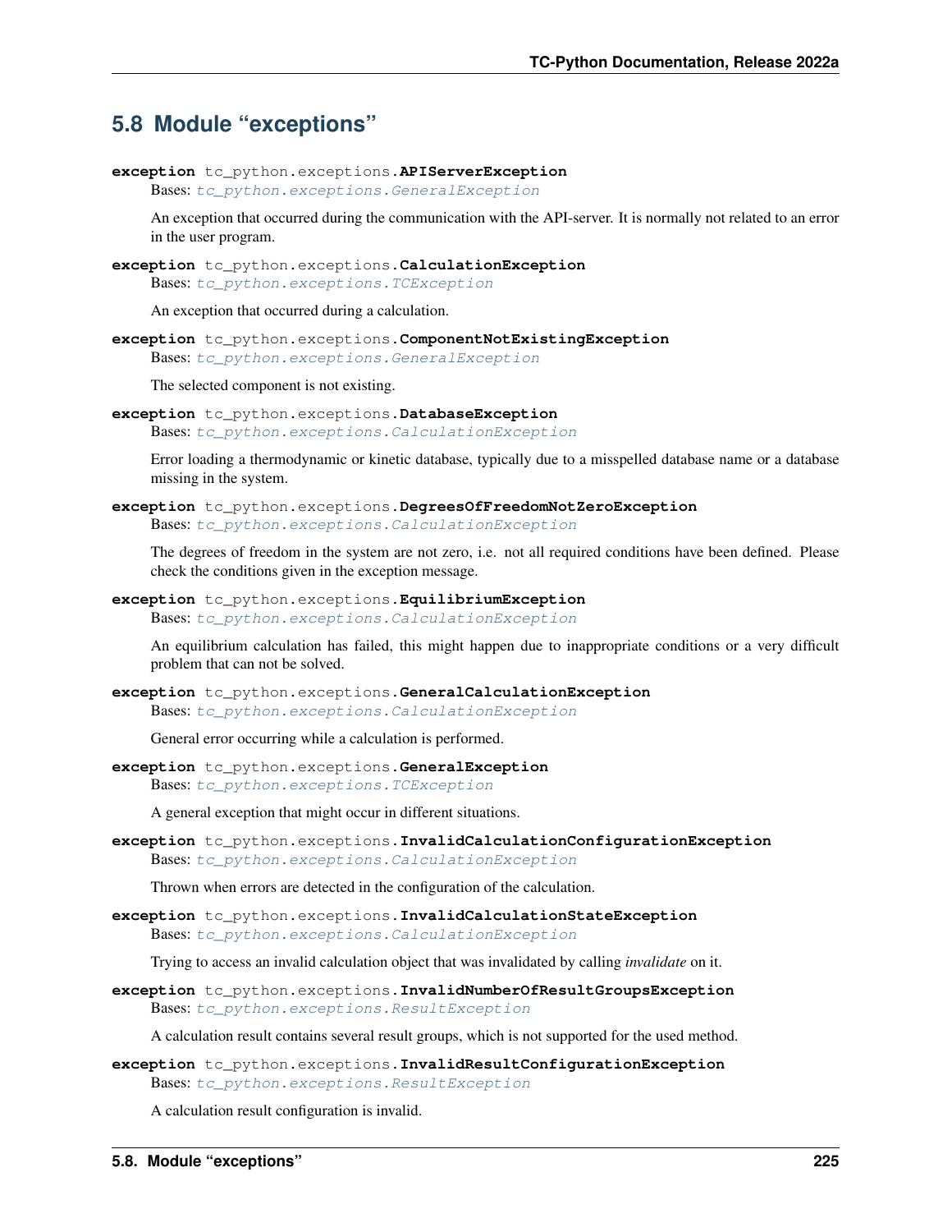## 5.8 Module "exceptions"

**exception** tc_python.exceptions.**APIServerException**

Bases: *tc_python.exceptions.GeneralException*

An exception that occurred during the communication with the API-server. It is normally not related to an error in the user program.

**exception** tc_python.exceptions.**CalculationException**

Bases: *tc_python.exceptions.TCException*

An exception that occurred during a calculation.

**exception** tc_python.exceptions.**ComponentNotExistingException**

Bases: *tc_python.exceptions.GeneralException*

The selected component is not existing.

**exception** tc_python.exceptions.**DatabaseException**

Bases: *tc_python.exceptions.CalculationException*

Error loading a thermodynamic or kinetic database, typically due to a misspelled database name or a database missing in the system.

**exception** tc_python.exceptions.**DegreesOfFreedomNotZeroException**

Bases: *tc_python.exceptions.CalculationException*

The degrees of freedom in the system are not zero, i.e. not all required conditions have been defined. Please check the conditions given in the exception message.

**exception** tc_python.exceptions.**EquilibriumException**

Bases: *tc_python.exceptions.CalculationException*

An equilibrium calculation has failed, this might happen due to inappropriate conditions or a very difficult problem that can not be solved.

**exception** tc_python.exceptions.**GeneralCalculationException**

Bases: *tc_python.exceptions.CalculationException*

General error occurring while a calculation is performed.

**exception** tc_python.exceptions.**GeneralException**

Bases: *tc_python.exceptions.TCException*

A general exception that might occur in different situations.

**exception** tc_python.exceptions.**InvalidCalculationConfigurationException**

Bases: *tc_python.exceptions.CalculationException*

Thrown when errors are detected in the configuration of the calculation.

**exception** tc_python.exceptions.**InvalidCalculationStateException**

Bases: *tc_python.exceptions.CalculationException*

Trying to access an invalid calculation object that was invalidated by calling *invalidate* on it.

**exception** tc_python.exceptions.**InvalidNumberOfResultGroupsException**

Bases: *tc_python.exceptions.ResultException*

A calculation result contains several result groups, which is not supported for the used method.

**exception** tc_python.exceptions.**InvalidResultConfigurationException**

Bases: *tc_python.exceptions.ResultException*

A calculation result configuration is invalid.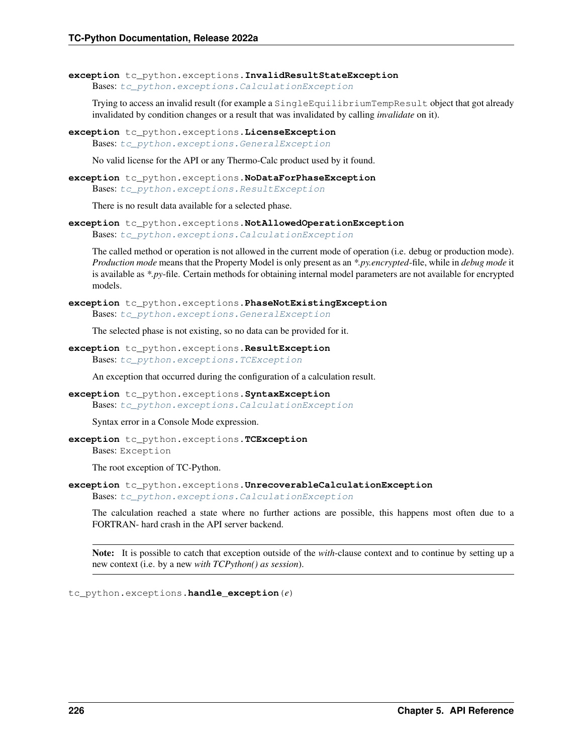**exception** tc_python.exceptions.**InvalidResultStateException**

Bases: *tc_python.exceptions.CalculationException*

Trying to access an invalid result (for example a `SingleEquilibriumTempResult` object that got already invalidated by condition changes or a result that was invalidated by calling *invalidate* on it).

**exception** tc_python.exceptions.**LicenseException**

Bases: *tc_python.exceptions.GeneralException*

No valid license for the API or any Thermo-Calc product used by it found.

**exception** tc_python.exceptions.**NoDataForPhaseException**

Bases: *tc_python.exceptions.ResultException*

There is no result data available for a selected phase.

**exception** tc_python.exceptions.**NotAllowedOperationException**

Bases: *tc_python.exceptions.CalculationException*

The called method or operation is not allowed in the current mode of operation (i.e. debug or production mode). *Production mode* means that the Property Model is only present as an *\*.py.encrypted*-file, while in *debug mode* it is available as *\*.py*-file. Certain methods for obtaining internal model parameters are not available for encrypted models.

**exception** tc_python.exceptions.**PhaseNotExistingException**

Bases: *tc_python.exceptions.GeneralException*

The selected phase is not existing, so no data can be provided for it.

**exception** tc_python.exceptions.**ResultException**

Bases: *tc_python.exceptions.TCException*

An exception that occurred during the configuration of a calculation result.

**exception** tc_python.exceptions.**SyntaxException**

Bases: *tc_python.exceptions.CalculationException*

Syntax error in a Console Mode expression.

**exception** tc_python.exceptions.**TCException**

Bases: `Exception`

The root exception of TC-Python.

**exception** tc_python.exceptions.**UnrecoverableCalculationException**

Bases: *tc_python.exceptions.CalculationException*

The calculation reached a state where no further actions are possible, this happens most often due to a FORTRAN- hard crash in the API server backend.

**Note:** It is possible to catch that exception outside of the *with*-clause context and to continue by setting up a new context (i.e. by a new *with TCPython() as session*).

tc_python.exceptions.**handle_exception**(*e*)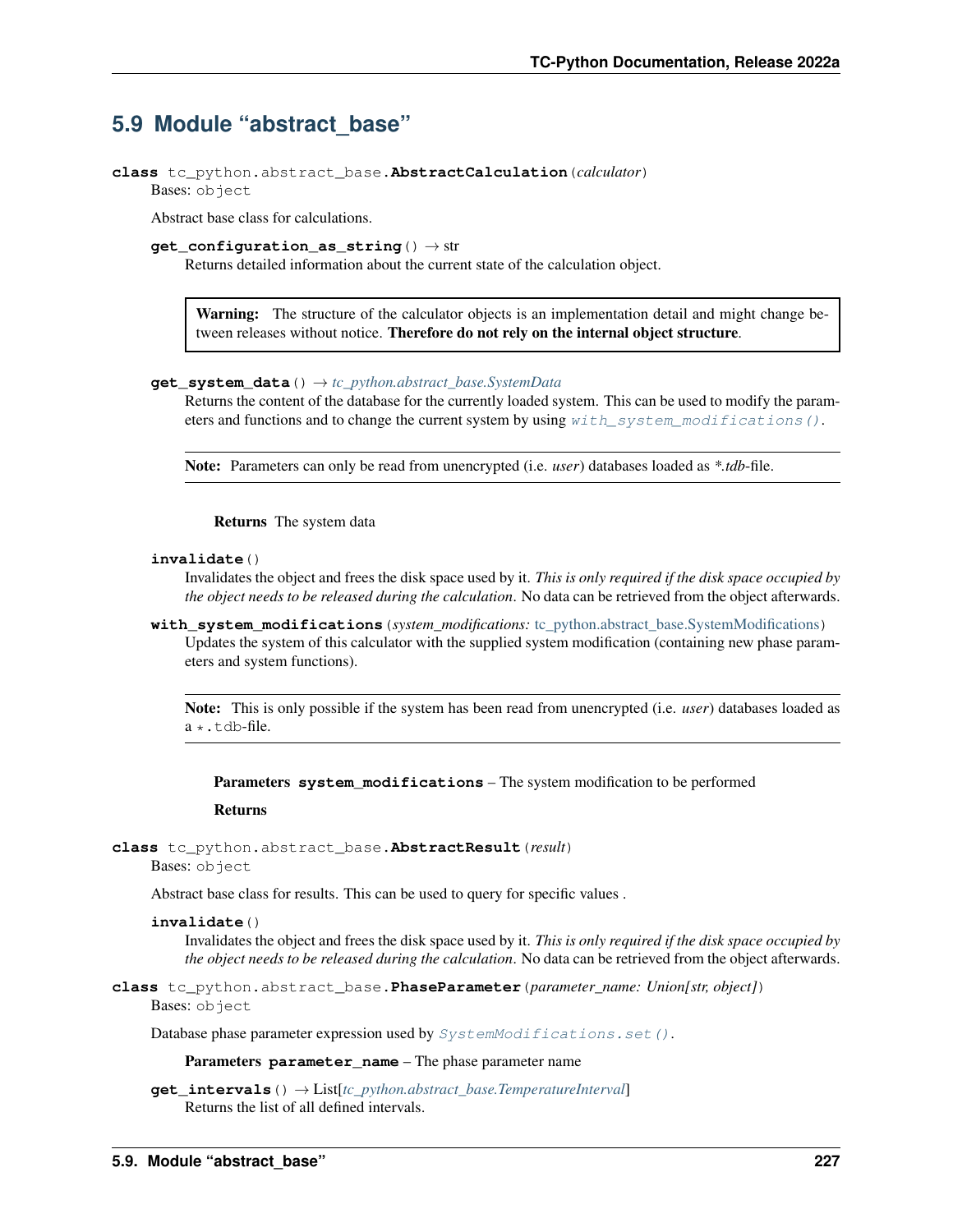## 5.9 Module "abstract_base"

**class** tc_python.abstract_base.**AbstractCalculation**(*calculator*)

Bases: object

Abstract base class for calculations.

**get_configuration_as_string**() → str

Returns detailed information about the current state of the calculation object.

> **Warning:** The structure of the calculator objects is an implementation detail and might change between releases without notice. **Therefore do not rely on the internal object structure**.

**get_system_data**() → *tc_python.abstract_base.SystemData*

Returns the content of the database for the currently loaded system. This can be used to modify the parameters and functions and to change the current system by using *with_system_modifications()*.

> **Note:** Parameters can only be read from unencrypted (i.e. *user*) databases loaded as *\*.tdb*-file.

**Returns** The system data

**invalidate**()

Invalidates the object and frees the disk space used by it. *This is only required if the disk space occupied by the object needs to be released during the calculation*. No data can be retrieved from the object afterwards.

**with_system_modifications**(*system_modifications:* tc_python.abstract_base.SystemModifications)

Updates the system of this calculator with the supplied system modification (containing new phase parameters and system functions).

> **Note:** This is only possible if the system has been read from unencrypted (i.e. *user*) databases loaded as a *.tdb-file.

**Parameters** **system_modifications** – The system modification to be performed

**Returns**

**class** tc_python.abstract_base.**AbstractResult**(*result*)

Bases: object

Abstract base class for results. This can be used to query for specific values .

**invalidate**()

Invalidates the object and frees the disk space used by it. *This is only required if the disk space occupied by the object needs to be released during the calculation*. No data can be retrieved from the object afterwards.

**class** tc_python.abstract_base.**PhaseParameter**(*parameter_name: Union[str, object]*)

Bases: object

Database phase parameter expression used by *SystemModifications.set()*.

**Parameters** **parameter_name** – The phase parameter name

**get_intervals**() → List[*tc_python.abstract_base.TemperatureInterval*]

Returns the list of all defined intervals.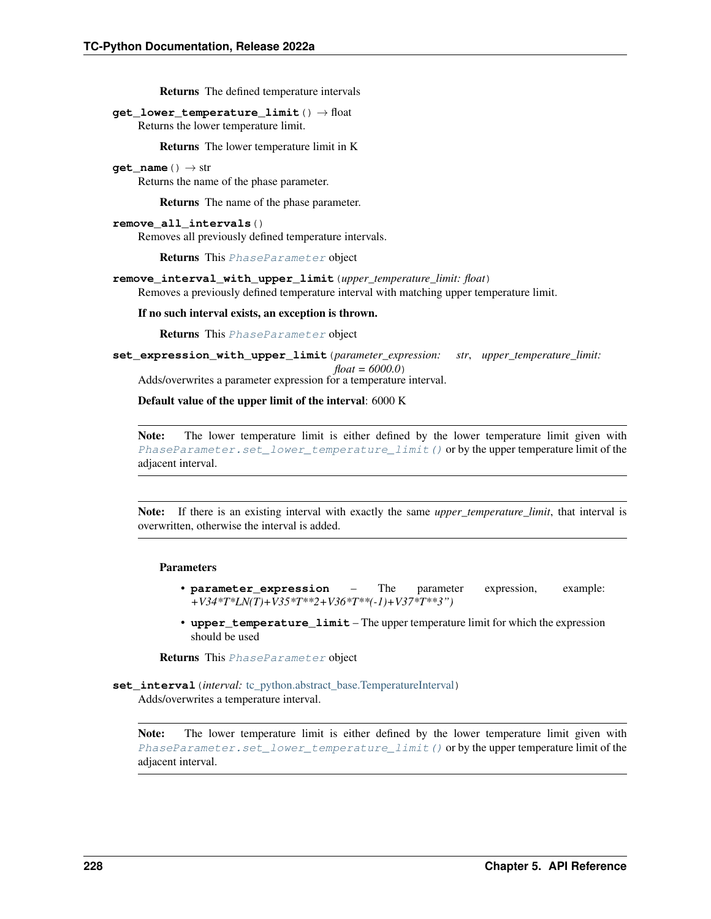**Returns** The defined temperature intervals

**get_lower_temperature_limit**() → float

Returns the lower temperature limit.

**Returns** The lower temperature limit in K

**get_name**() → str

Returns the name of the phase parameter.

**Returns** The name of the phase parameter.

**remove_all_intervals**()

Removes all previously defined temperature intervals.

**Returns** This *PhaseParameter* object

**remove_interval_with_upper_limit**(*upper_temperature_limit: float*)

Removes a previously defined temperature interval with matching upper temperature limit.

**If no such interval exists, an exception is thrown.**

**Returns** This *PhaseParameter* object

**set_expression_with_upper_limit**(*parameter_expression: str*, *upper_temperature_limit: float = 6000.0*)

Adds/overwrites a parameter expression for a temperature interval.

**Default value of the upper limit of the interval**: 6000 K

**Note:** The lower temperature limit is either defined by the lower temperature limit given with *PhaseParameter.set_lower_temperature_limit()* or by the upper temperature limit of the adjacent interval.

**Note:** If there is an existing interval with exactly the same *upper_temperature_limit*, that interval is overwritten, otherwise the interval is added.

**Parameters**

- **parameter_expression** – The parameter expression, example: *+V34*T*LN(T)+V35*T**2+V36*T**(-1)+V37*T**3")*
- **upper_temperature_limit** – The upper temperature limit for which the expression should be used

**Returns** This *PhaseParameter* object

**set_interval**(*interval:* tc_python.abstract_base.TemperatureInterval)

Adds/overwrites a temperature interval.

**Note:** The lower temperature limit is either defined by the lower temperature limit given with *PhaseParameter.set_lower_temperature_limit()* or by the upper temperature limit of the adjacent interval.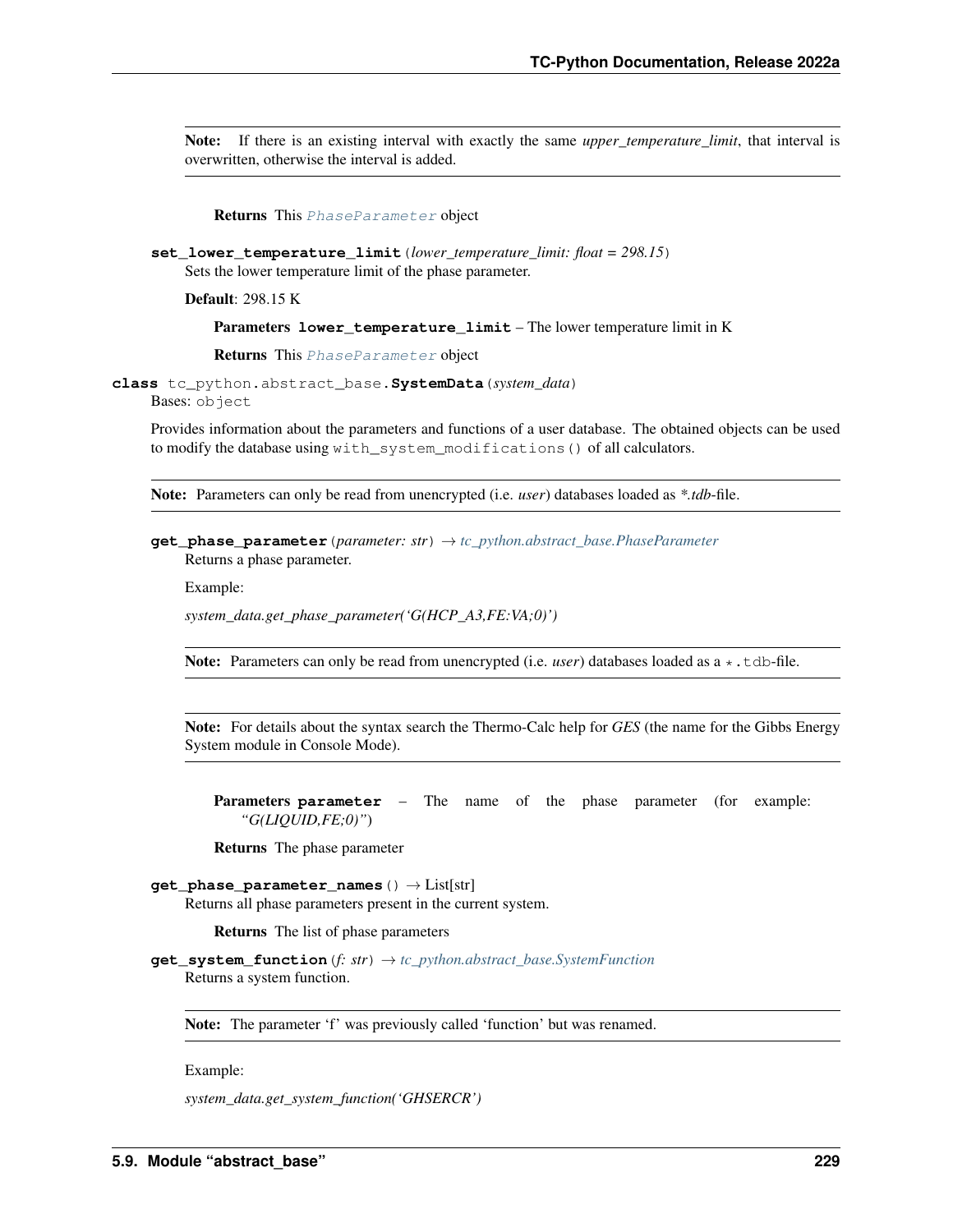**Note:** If there is an existing interval with exactly the same *upper_temperature_limit*, that interval is overwritten, otherwise the interval is added.

**Returns** This *PhaseParameter* object

**set_lower_temperature_limit**(*lower_temperature_limit: float = 298.15*)

Sets the lower temperature limit of the phase parameter.

**Default**: 298.15 K

**Parameters** **lower_temperature_limit** – The lower temperature limit in K

**Returns** This *PhaseParameter* object

**class** tc_python.abstract_base.**SystemData**(*system_data*)

Bases: `object`

Provides information about the parameters and functions of a user database. The obtained objects can be used to modify the database using `with_system_modifications()` of all calculators.

**Note:** Parameters can only be read from unencrypted (i.e. *user*) databases loaded as *\*.tdb*-file.

**get_phase_parameter**(*parameter: str*) → *tc_python.abstract_base.PhaseParameter*

Returns a phase parameter.

Example:

*system_data.get_phase_parameter('G(HCP_A3,FE:VA;0)')*

**Note:** Parameters can only be read from unencrypted (i.e. *user*) databases loaded as a `*.tdb`-file.

**Note:** For details about the syntax search the Thermo-Calc help for *GES* (the name for the Gibbs Energy System module in Console Mode).

**Parameters** **parameter** – The name of the phase parameter (for example: *"G(LIQUID,FE;0)"*)

**Returns** The phase parameter

**get_phase_parameter_names**() → List[str]

Returns all phase parameters present in the current system.

**Returns** The list of phase parameters

**get_system_function**(*f: str*) → *tc_python.abstract_base.SystemFunction*

Returns a system function.

**Note:** The parameter 'f' was previously called 'function' but was renamed.

Example:

*system_data.get_system_function('GHSERCR')*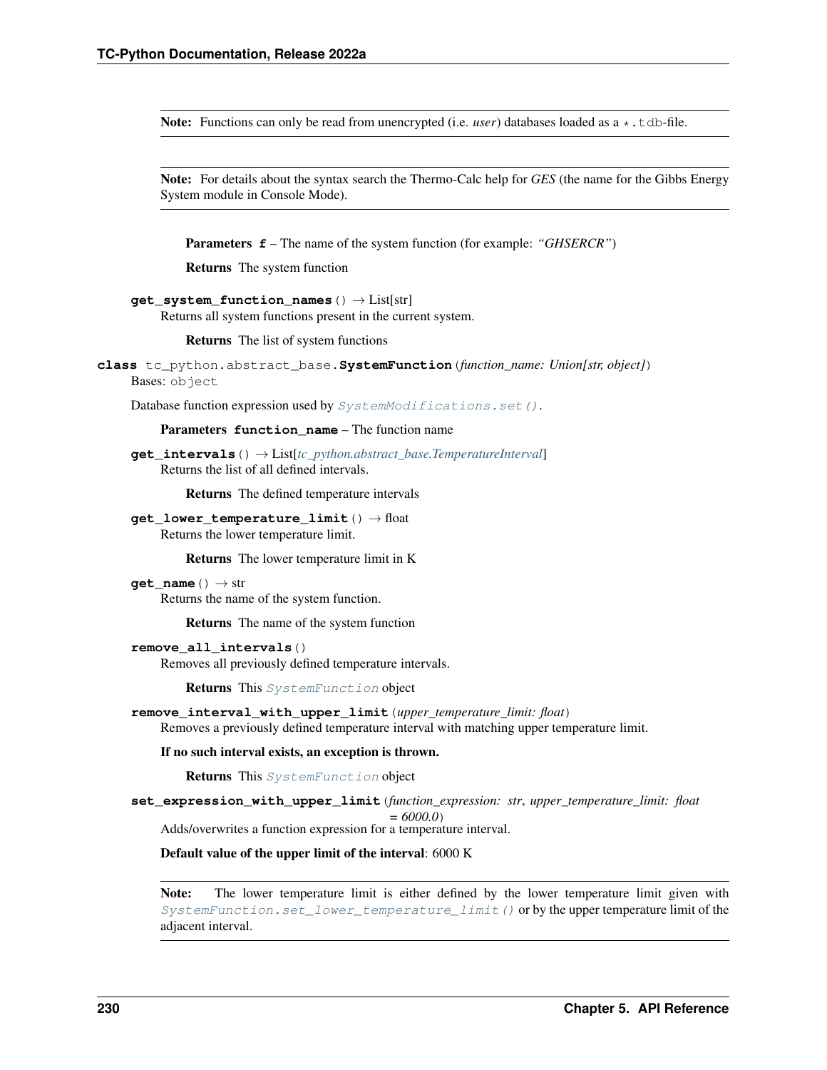**Note:** Functions can only be read from unencrypted (i.e. *user*) databases loaded as a `*.tdb`-file.

**Note:** For details about the syntax search the Thermo-Calc help for *GES* (the name for the Gibbs Energy System module in Console Mode).

**Parameters** **f** – The name of the system function (for example: *"GHSERCR"*)

**Returns** The system function

**get_system_function_names**() → List[str]

Returns all system functions present in the current system.

**Returns** The list of system functions

**class** tc_python.abstract_base.**SystemFunction**(*function_name: Union[str, object]*)

Bases: `object`

Database function expression used by *SystemModifications.set()*.

**Parameters** **function_name** – The function name

**get_intervals**() → List[*tc_python.abstract_base.TemperatureInterval*]

Returns the list of all defined intervals.

**Returns** The defined temperature intervals

**get_lower_temperature_limit**() → float

Returns the lower temperature limit.

**Returns** The lower temperature limit in K

**get_name**() → str

Returns the name of the system function.

**Returns** The name of the system function

**remove_all_intervals**()

Removes all previously defined temperature intervals.

**Returns** This *SystemFunction* object

**remove_interval_with_upper_limit**(*upper_temperature_limit: float*)

Removes a previously defined temperature interval with matching upper temperature limit.

**If no such interval exists, an exception is thrown.**

**Returns** This *SystemFunction* object

**set_expression_with_upper_limit**(*function_expression: str*, *upper_temperature_limit: float = 6000.0*)

Adds/overwrites a function expression for a temperature interval.

**Default value of the upper limit of the interval**: 6000 K

**Note:** The lower temperature limit is either defined by the lower temperature limit given with *SystemFunction.set_lower_temperature_limit()* or by the upper temperature limit of the adjacent interval.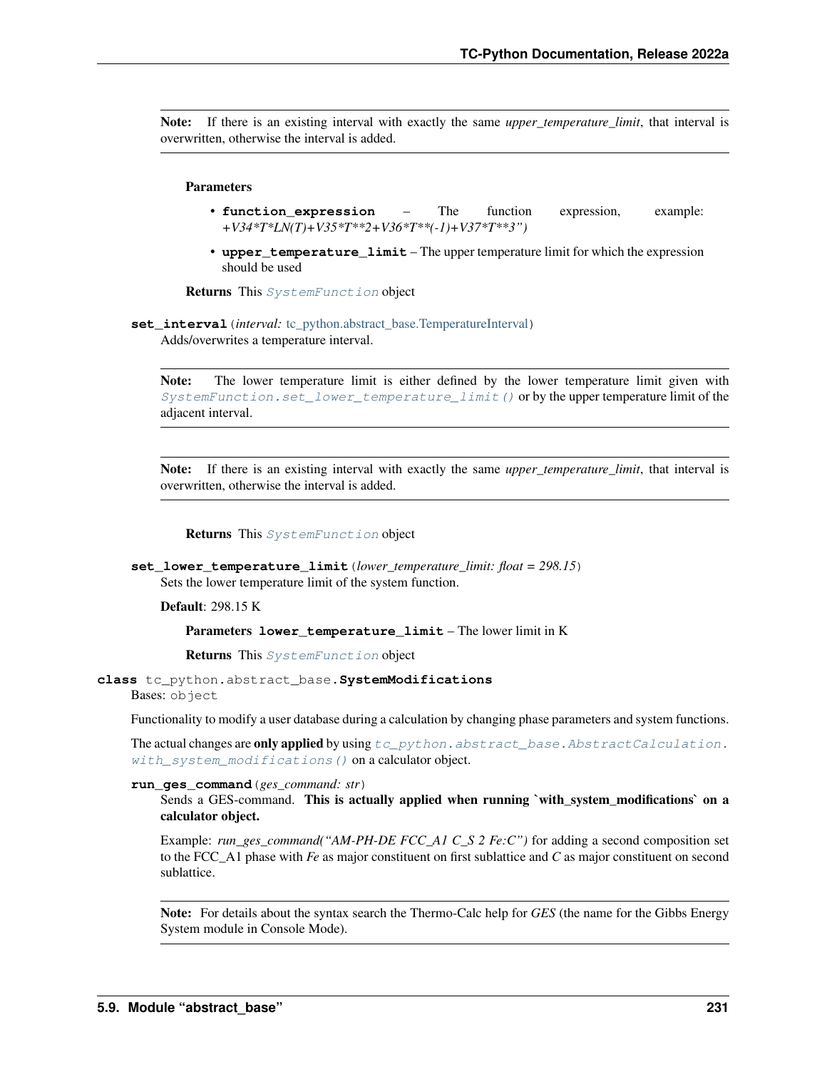**Note:** If there is an existing interval with exactly the same *upper_temperature_limit*, that interval is overwritten, otherwise the interval is added.

**Parameters**

- **function_expression** – The function expression, example: *+V34*T*LN(T)+V35*T**2+V36*T**(-1)+V37*T**3")*
- **upper_temperature_limit** – The upper temperature limit for which the expression should be used

**Returns** This `SystemFunction` object

**set_interval**(*interval:* tc_python.abstract_base.TemperatureInterval)

Adds/overwrites a temperature interval.

**Note:** The lower temperature limit is either defined by the lower temperature limit given with `SystemFunction.set_lower_temperature_limit()` or by the upper temperature limit of the adjacent interval.

**Note:** If there is an existing interval with exactly the same *upper_temperature_limit*, that interval is overwritten, otherwise the interval is added.

**Returns** This `SystemFunction` object

**set_lower_temperature_limit**(*lower_temperature_limit: float = 298.15*)

Sets the lower temperature limit of the system function.

**Default**: 298.15 K

**Parameters** **lower_temperature_limit** – The lower limit in K

**Returns** This `SystemFunction` object

**class** tc_python.abstract_base.**SystemModifications**

Bases: `object`

Functionality to modify a user database during a calculation by changing phase parameters and system functions.

The actual changes are **only applied** by using `tc_python.abstract_base.AbstractCalculation.with_system_modifications()` on a calculator object.

**run_ges_command**(*ges_command: str*)

Sends a GES-command. **This is actually applied when running `with_system_modifications` on a calculator object.**

Example: *run_ges_command("AM-PH-DE FCC_A1 C_S 2 Fe:C")* for adding a second composition set to the FCC_A1 phase with *Fe* as major constituent on first sublattice and *C* as major constituent on second sublattice.

**Note:** For details about the syntax search the Thermo-Calc help for *GES* (the name for the Gibbs Energy System module in Console Mode).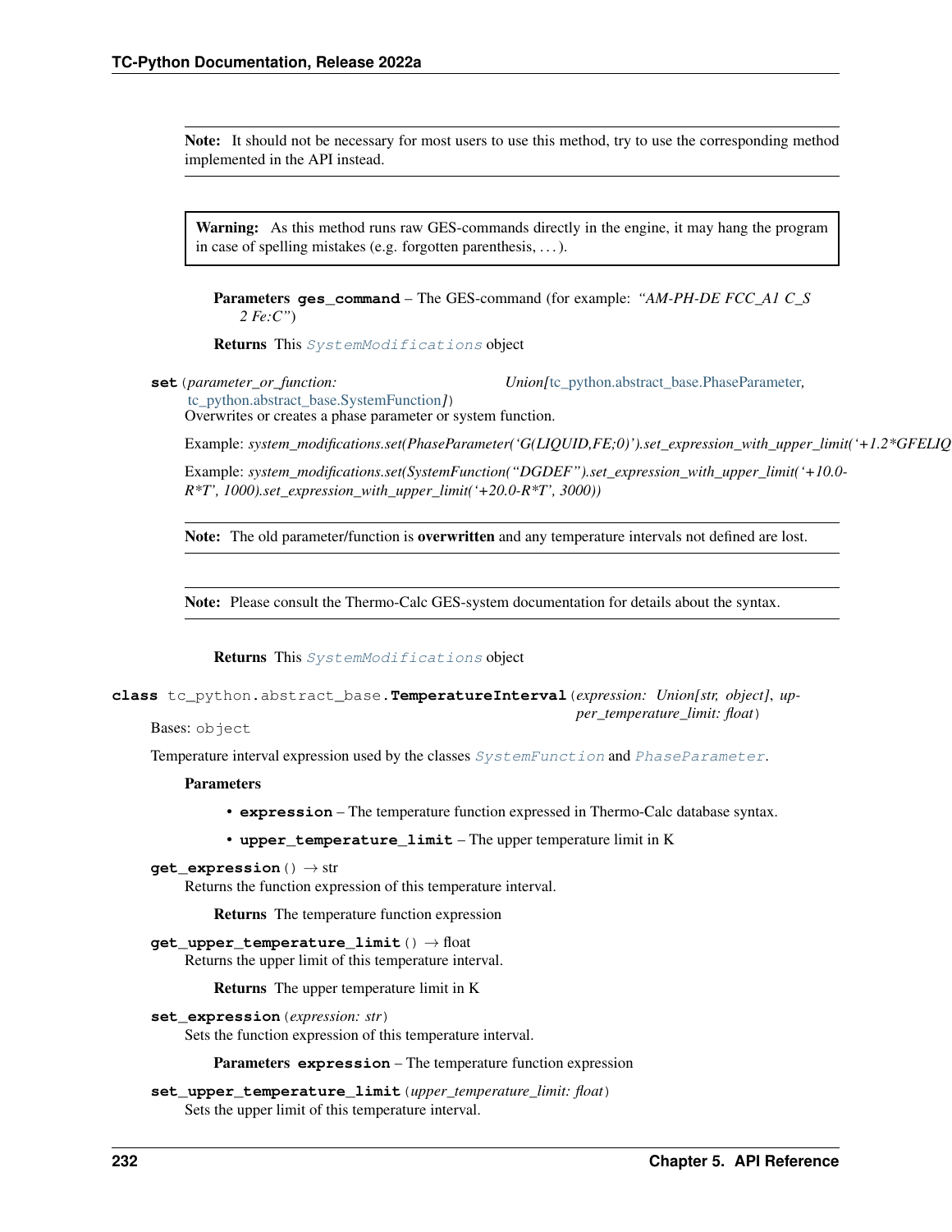**Note:** It should not be necessary for most users to use this method, try to use the corresponding method implemented in the API instead.

**Warning:** As this method runs raw GES-commands directly in the engine, it may hang the program in case of spelling mistakes (e.g. forgotten parenthesis, …).

**Parameters** **ges_command** – The GES-command (for example: *"AM-PH-DE FCC_A1 C_S 2 Fe:C"*)

**Returns** This `SystemModifications` object

**set**(*parameter_or_function: Union[tc_python.abstract_base.PhaseParameter, tc_python.abstract_base.SystemFunction]*)

Overwrites or creates a phase parameter or system function.

Example: *system_modifications.set(PhaseParameter('G(LIQUID,FE;0)').set_expression_with_upper_limit('+1.2*GFELIQ*

Example: *system_modifications.set(SystemFunction("DGDEF").set_expression_with_upper_limit('+10.0-R*T', 1000).set_expression_with_upper_limit('+20.0-R*T', 3000))*

**Note:** The old parameter/function is **overwritten** and any temperature intervals not defined are lost.

**Note:** Please consult the Thermo-Calc GES-system documentation for details about the syntax.

**Returns** This `SystemModifications` object

**class** tc_python.abstract_base.**TemperatureInterval**(*expression: Union[str, object], upper_temperature_limit: float*)

Bases: `object`

Temperature interval expression used by the classes `SystemFunction` and `PhaseParameter`.

**Parameters**

- **expression** – The temperature function expressed in Thermo-Calc database syntax.
- **upper_temperature_limit** – The upper temperature limit in K

**get_expression**() → str

Returns the function expression of this temperature interval.

**Returns** The temperature function expression

**get_upper_temperature_limit**() → float

Returns the upper limit of this temperature interval.

**Returns** The upper temperature limit in K

**set_expression**(*expression: str*)

Sets the function expression of this temperature interval.

**Parameters** **expression** – The temperature function expression

**set_upper_temperature_limit**(*upper_temperature_limit: float*)

Sets the upper limit of this temperature interval.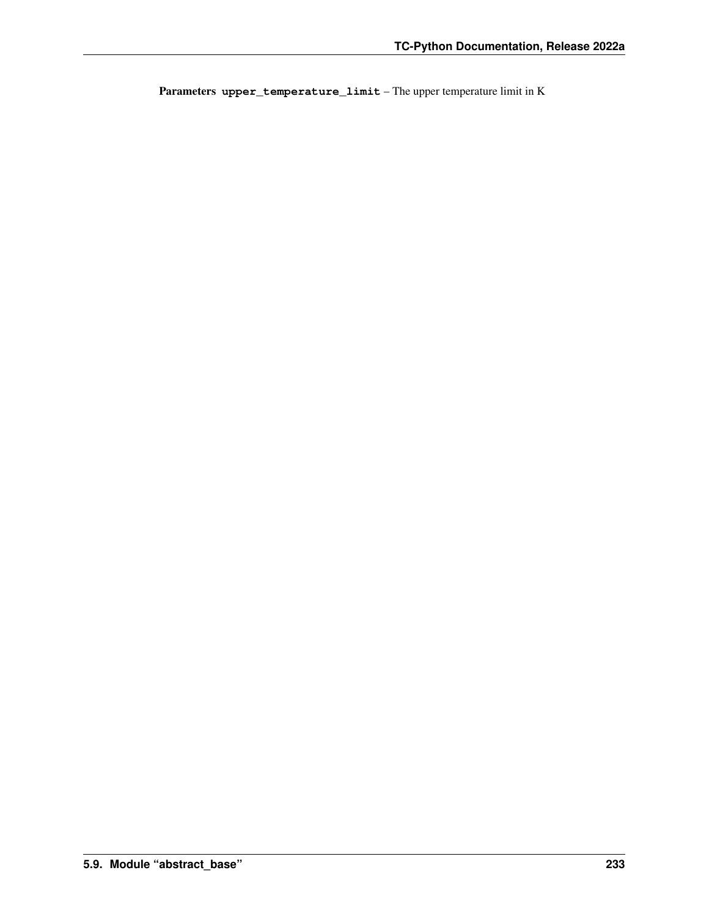**Parameters** `upper_temperature_limit` – The upper temperature limit in K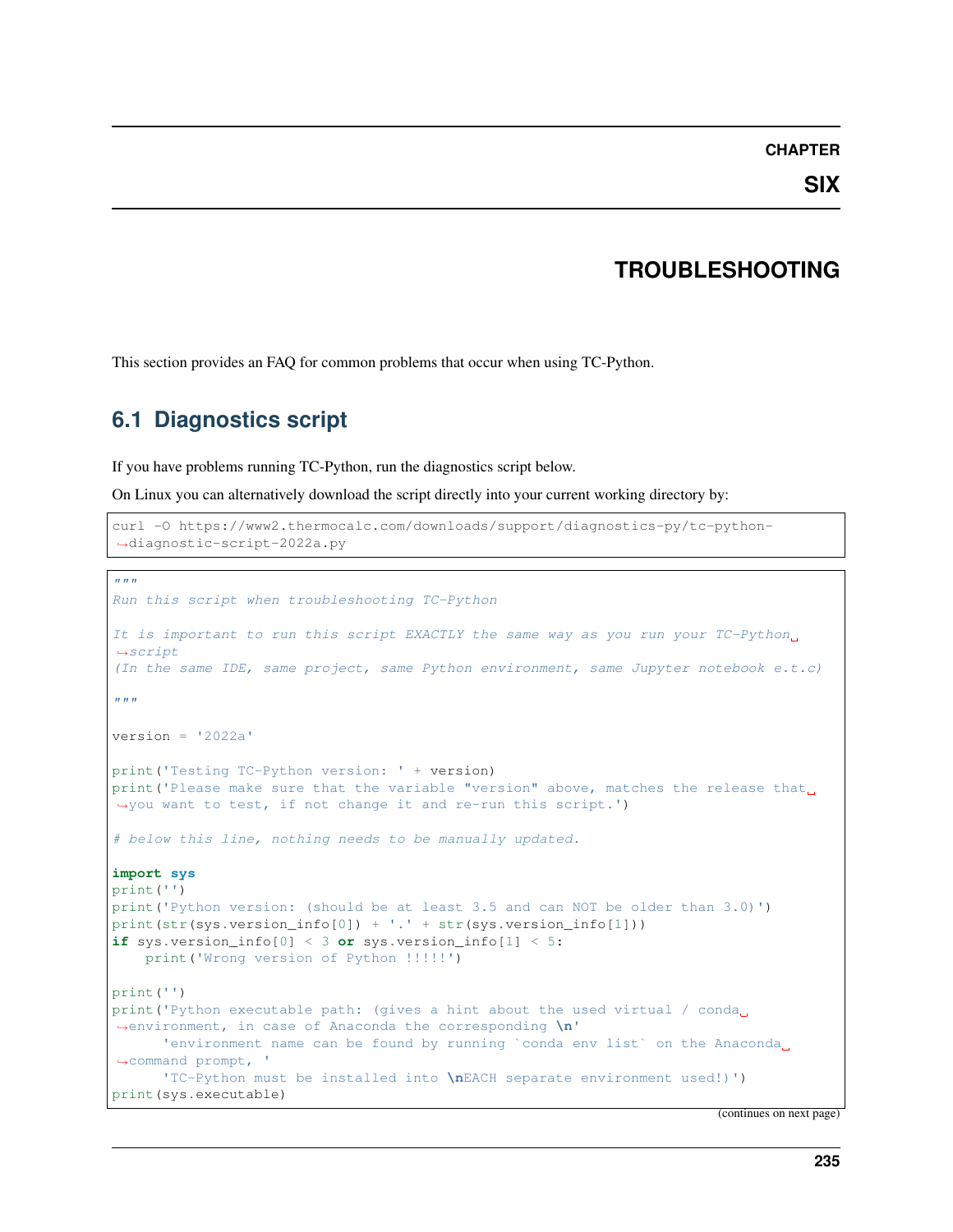# CHAPTER SIX

# TROUBLESHOOTING

This section provides an FAQ for common problems that occur when using TC-Python.

## 6.1 Diagnostics script

If you have problems running TC-Python, run the diagnostics script below.

On Linux you can alternatively download the script directly into your current working directory by:

```
curl -O https://www2.thermocalc.com/downloads/support/diagnostics-py/tc-python-diagnostic-script-2022a.py
```

```python
"""
Run this script when troubleshooting TC-Python

It is important to run this script EXACTLY the same way as you run your TC-Python script
(In the same IDE, same project, same Python environment, same Jupyter notebook e.t.c)

"""

version = '2022a'

print('Testing TC-Python version: ' + version)
print('Please make sure that the variable "version" above, matches the release that you want to test, if not change it and re-run this script.')

# below this line, nothing needs to be manually updated.

import sys
print('')
print('Python version: (should be at least 3.5 and can NOT be older than 3.0)')
print(str(sys.version_info[0]) + '.' + str(sys.version_info[1]))
if sys.version_info[0] < 3 or sys.version_info[1] < 5:
    print('Wrong version of Python !!!!!')

print('')
print('Python executable path: (gives a hint about the used virtual / conda environment, in case of Anaconda the corresponding \n'
      'environment name can be found by running `conda env list` on the Anaconda command prompt, '
      'TC-Python must be installed into \nEACH separate environment used!)')
print(sys.executable)
```

(continues on next page)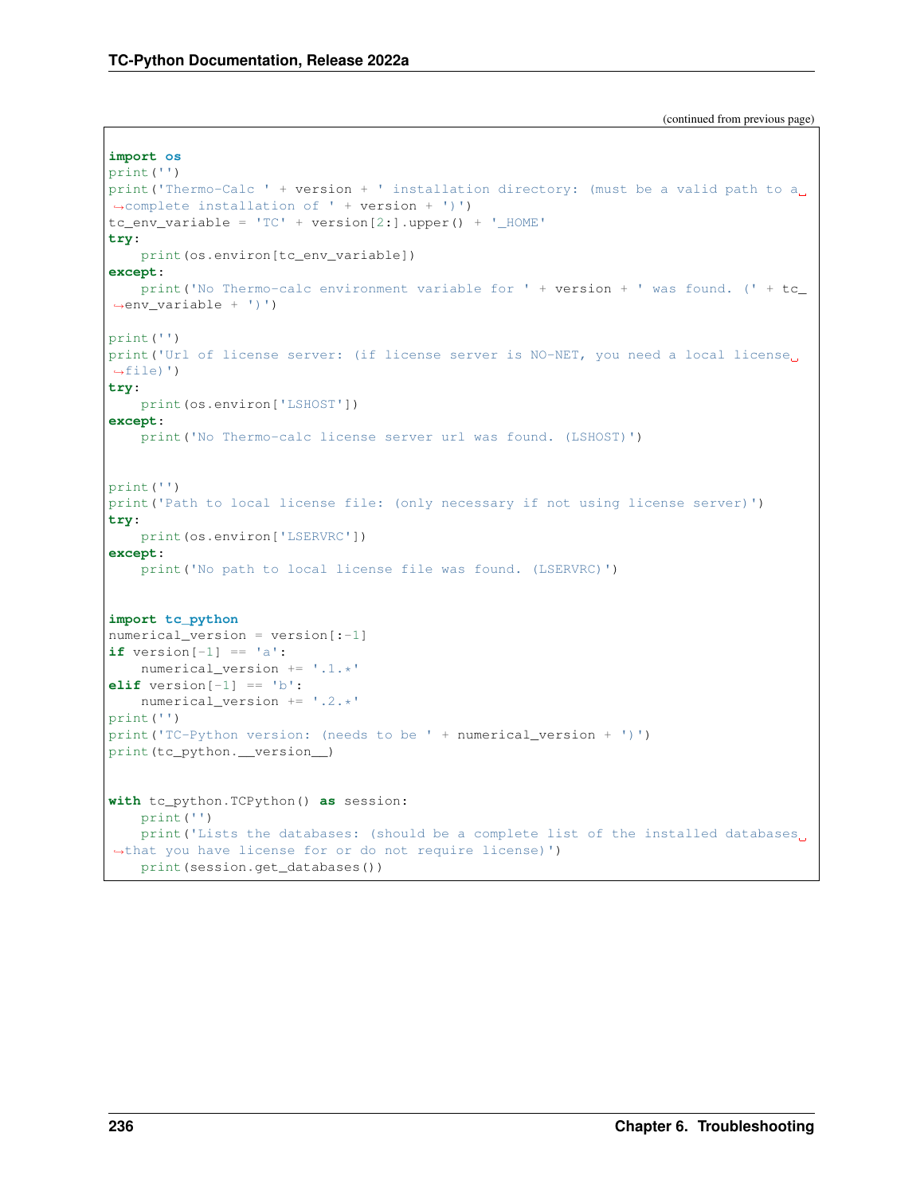(continued from previous page)

```
import os
print('')
print('Thermo-Calc ' + version + ' installation directory: (must be a valid path to a complete installation of ' + version + ')')
tc_env_variable = 'TC' + version[2:].upper() + '_HOME'
try:
    print(os.environ[tc_env_variable])
except:
    print('No Thermo-calc environment variable for ' + version + ' was found. (' + tc_env_variable + ')')

print('')
print('Url of license server: (if license server is NO-NET, you need a local license file)')
try:
    print(os.environ['LSHOST'])
except:
    print('No Thermo-calc license server url was found. (LSHOST)')


print('')
print('Path to local license file: (only necessary if not using license server)')
try:
    print(os.environ['LSERVRC'])
except:
    print('No path to local license file was found. (LSERVRC)')


import tc_python
numerical_version = version[:-1]
if version[-1] == 'a':
    numerical_version += '.1.*'
elif version[-1] == 'b':
    numerical_version += '.2.*'
print('')
print('TC-Python version: (needs to be ' + numerical_version + ')')
print(tc_python.__version__)


with tc_python.TCPython() as session:
    print('')
    print('Lists the databases: (should be a complete list of the installed databases that you have license for or do not require license)')
    print(session.get_databases())
```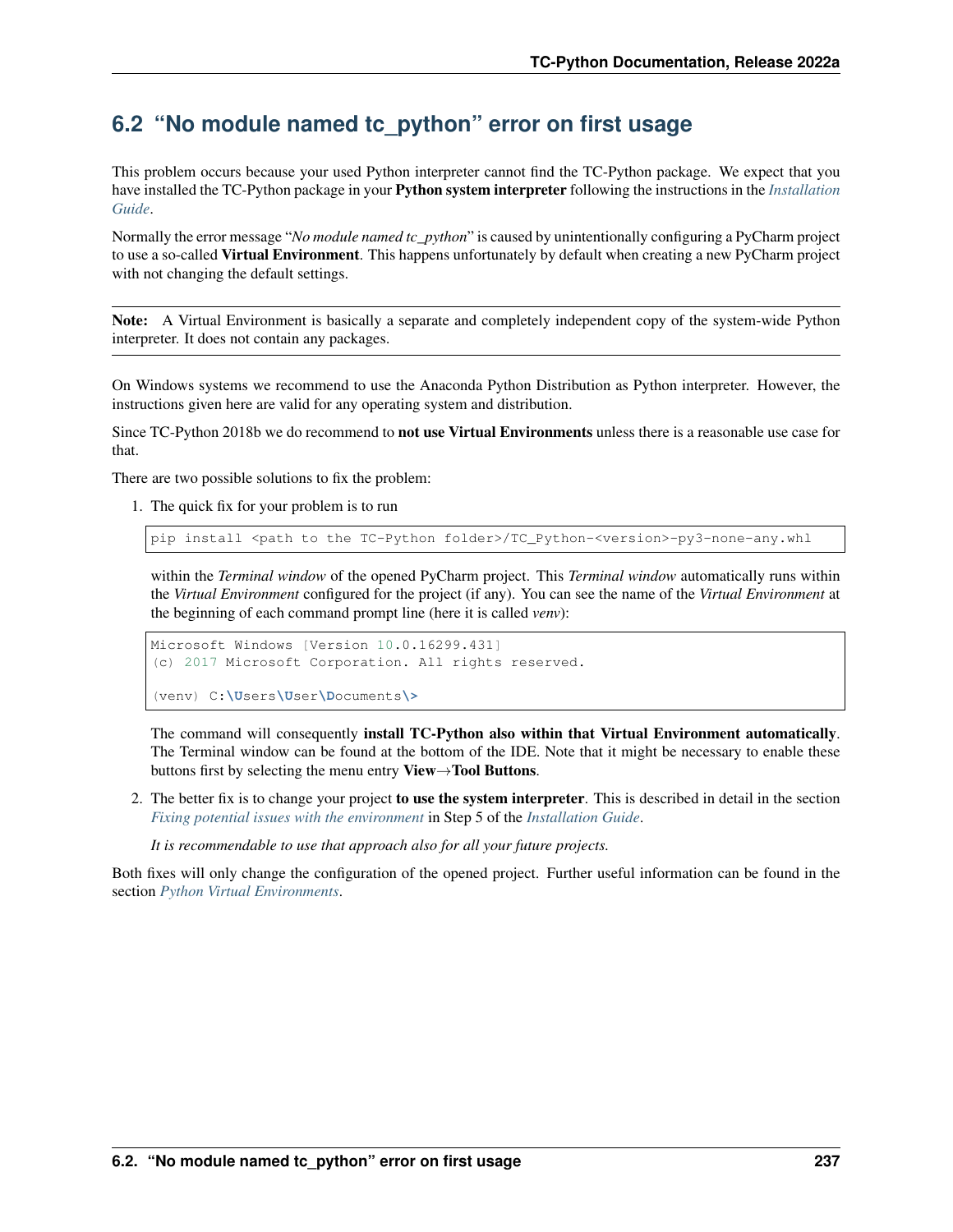## 6.2 "No module named tc_python" error on first usage

This problem occurs because your used Python interpreter cannot find the TC-Python package. We expect that you have installed the TC-Python package in your **Python system interpreter** following the instructions in the *Installation Guide*.

Normally the error message "*No module named tc_python*" is caused by unintentionally configuring a PyCharm project to use a so-called **Virtual Environment**. This happens unfortunately by default when creating a new PyCharm project with not changing the default settings.

---

**Note:** A Virtual Environment is basically a separate and completely independent copy of the system-wide Python interpreter. It does not contain any packages.

---

On Windows systems we recommend to use the Anaconda Python Distribution as Python interpreter. However, the instructions given here are valid for any operating system and distribution.

Since TC-Python 2018b we do recommend to **not use Virtual Environments** unless there is a reasonable use case for that.

There are two possible solutions to fix the problem:

1. The quick fix for your problem is to run

   ```
   pip install <path to the TC-Python folder>/TC_Python-<version>-py3-none-any.whl
   ```

   within the *Terminal window* of the opened PyCharm project. This *Terminal window* automatically runs within the *Virtual Environment* configured for the project (if any). You can see the name of the *Virtual Environment* at the beginning of each command prompt line (here it is called *venv*):

   ```
   Microsoft Windows [Version 10.0.16299.431]
   (c) 2017 Microsoft Corporation. All rights reserved.

   (venv) C:\Users\User\Documents\>
   ```

   The command will consequently **install TC-Python also within that Virtual Environment automatically**. The Terminal window can be found at the bottom of the IDE. Note that it might be necessary to enable these buttons first by selecting the menu entry **View→Tool Buttons**.

2. The better fix is to change your project **to use the system interpreter**. This is described in detail in the section *Fixing potential issues with the environment* in Step 5 of the *Installation Guide*.

   *It is recommendable to use that approach also for all your future projects.*

Both fixes will only change the configuration of the opened project. Further useful information can be found in the section *Python Virtual Environments*.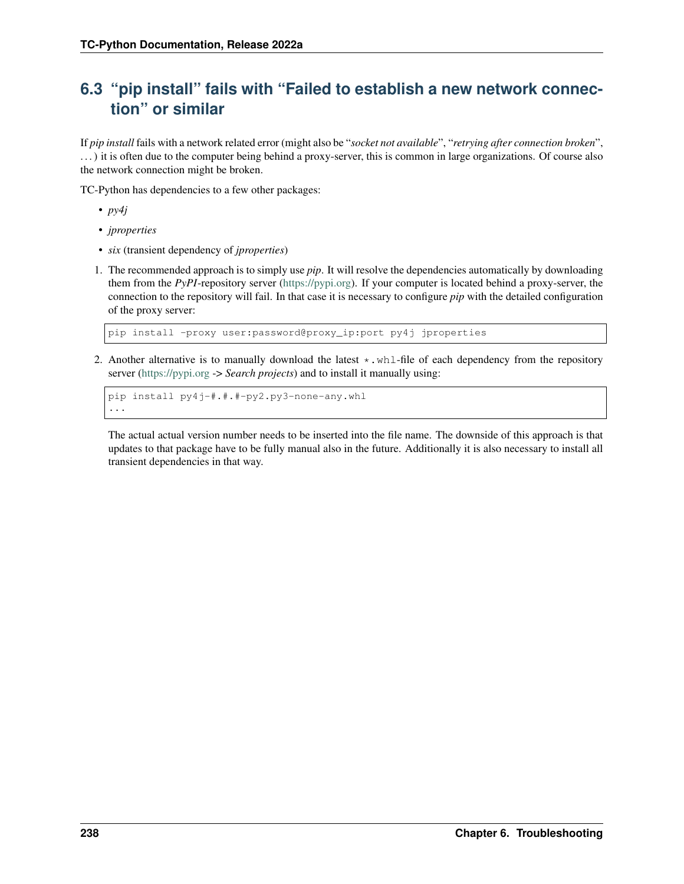## 6.3 "pip install" fails with "Failed to establish a new network connection" or similar

If *pip install* fails with a network related error (might also be "*socket not available*", "*retrying after connection broken*", . . . ) it is often due to the computer being behind a proxy-server, this is common in large organizations. Of course also the network connection might be broken.

TC-Python has dependencies to a few other packages:

- *py4j*
- *jproperties*
- *six* (transient dependency of *jproperties*)

1. The recommended approach is to simply use *pip*. It will resolve the dependencies automatically by downloading them from the *PyPI*-repository server (https://pypi.org). If your computer is located behind a proxy-server, the connection to the repository will fail. In that case it is necessary to configure *pip* with the detailed configuration of the proxy server:

```
pip install -proxy user:password@proxy_ip:port py4j jproperties
```

2. Another alternative is to manually download the latest `*.whl`-file of each dependency from the repository server (https://pypi.org -> *Search projects*) and to install it manually using:

```
pip install py4j-#.#.#-py2.py3-none-any.whl
...
```

The actual actual version number needs to be inserted into the file name. The downside of this approach is that updates to that package have to be fully manual also in the future. Additionally it is also necessary to install all transient dependencies in that way.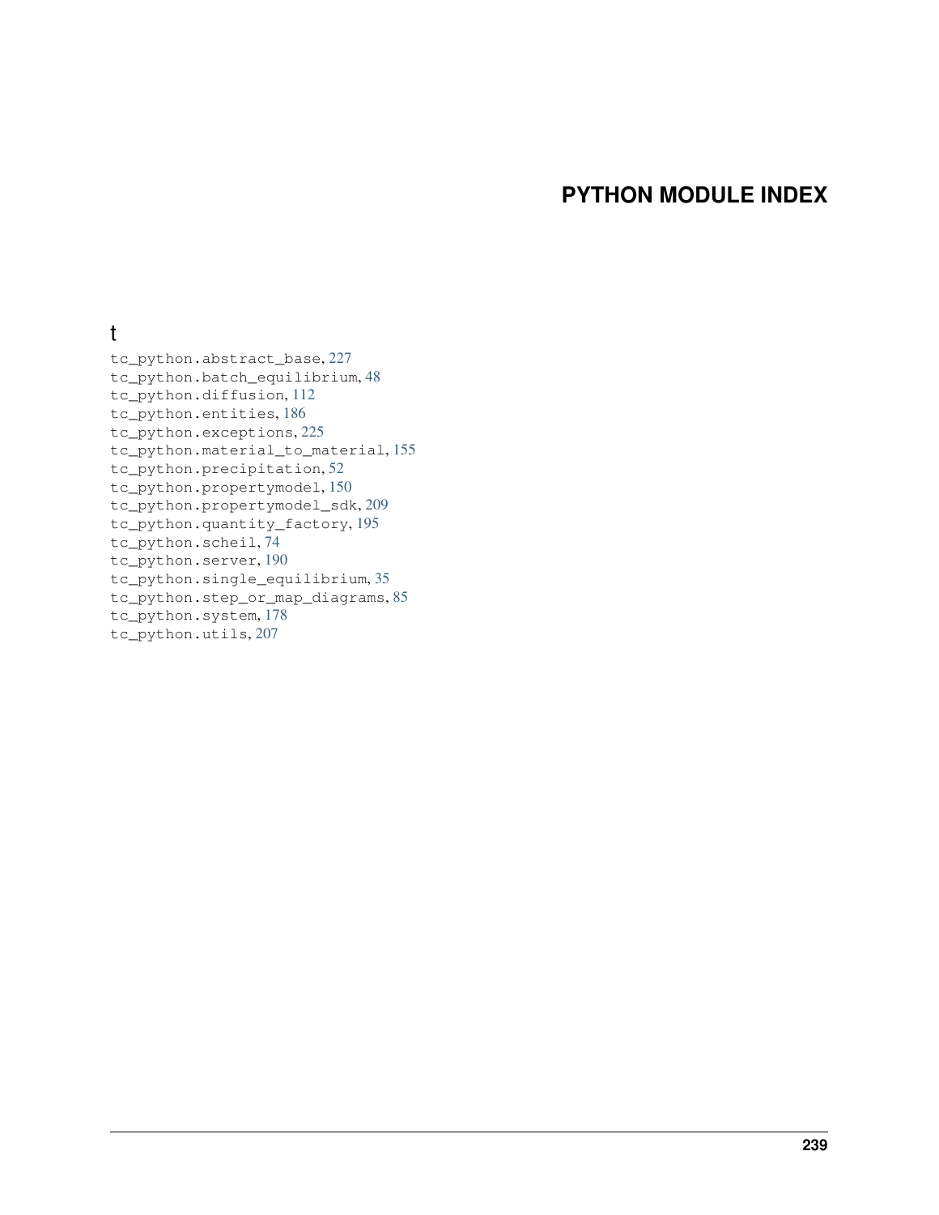# PYTHON MODULE INDEX

## t

tc_python.abstract_base, 227
tc_python.batch_equilibrium, 48
tc_python.diffusion, 112
tc_python.entities, 186
tc_python.exceptions, 225
tc_python.material_to_material, 155
tc_python.precipitation, 52
tc_python.propertymodel, 150
tc_python.propertymodel_sdk, 209
tc_python.quantity_factory, 195
tc_python.scheil, 74
tc_python.server, 190
tc_python.single_equilibrium, 35
tc_python.step_or_map_diagrams, 85
tc_python.system, 178
tc_python.utils, 207